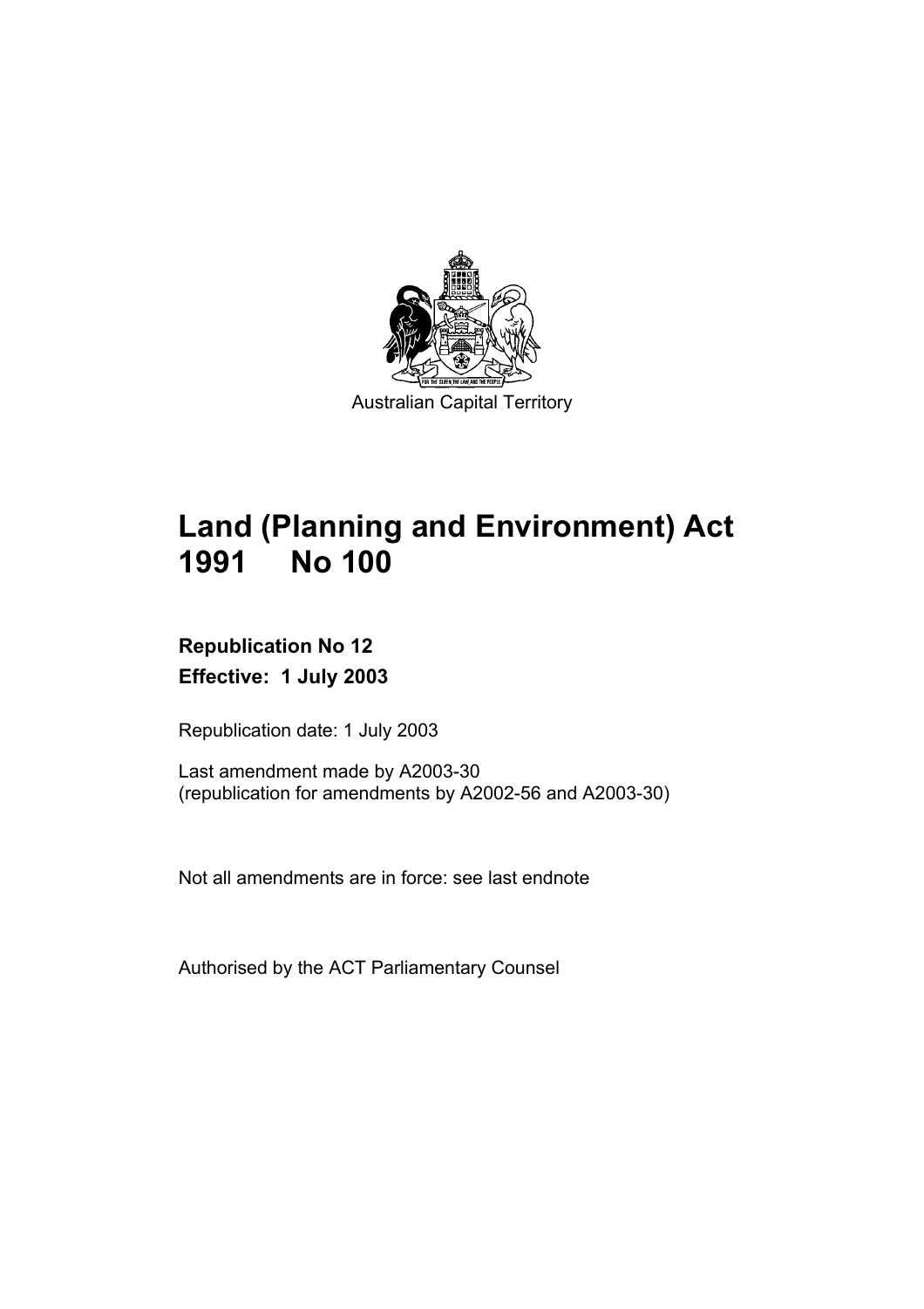Australian Capital Territory

# Land (Planning and Environment) Act 1991 No 100

**Republication No 12**

**Effective: 1 July 2003**

Republication date: 1 July 2003

Last amendment made by A2003-30
(republication for amendments by A2002-56 and A2003-30)

Not all amendments are in force: see last endnote

Authorised by the ACT Parliamentary Counsel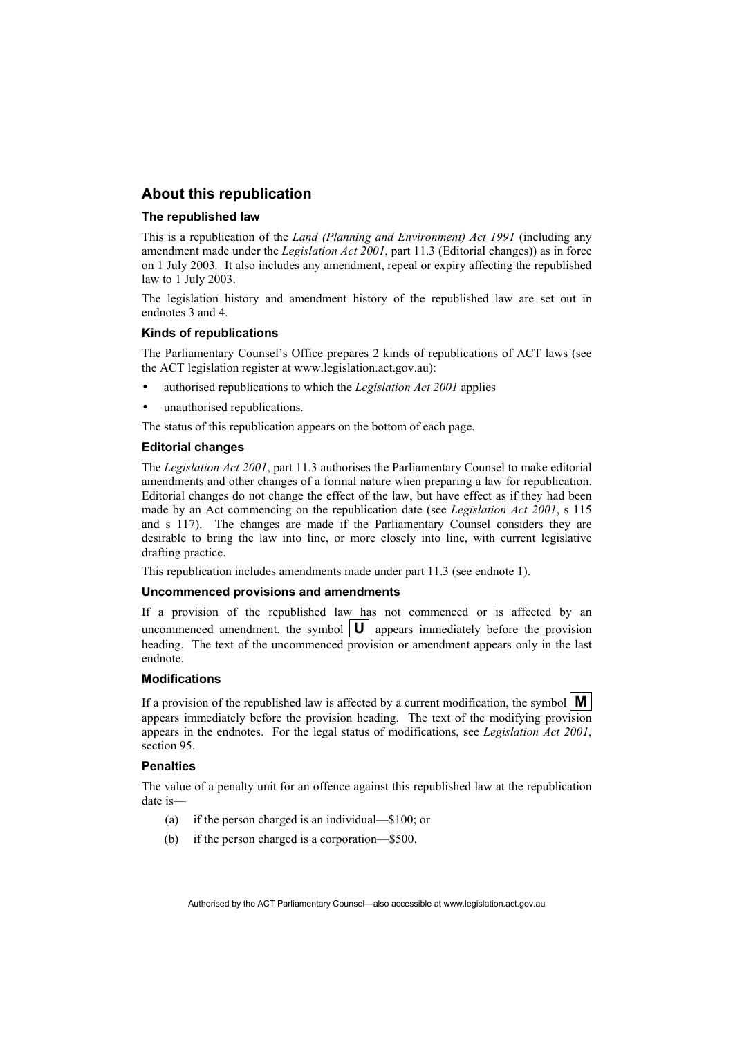## About this republication

### The republished law

This is a republication of the *Land (Planning and Environment) Act 1991* (including any amendment made under the *Legislation Act 2001*, part 11.3 (Editorial changes)) as in force on 1 July 2003*.* It also includes any amendment, repeal or expiry affecting the republished law to 1 July 2003.

The legislation history and amendment history of the republished law are set out in endnotes 3 and 4.

### Kinds of republications

The Parliamentary Counsel's Office prepares 2 kinds of republications of ACT laws (see the ACT legislation register at www.legislation.act.gov.au):

- authorised republications to which the *Legislation Act 2001* applies
- unauthorised republications.

The status of this republication appears on the bottom of each page.

### Editorial changes

The *Legislation Act 2001*, part 11.3 authorises the Parliamentary Counsel to make editorial amendments and other changes of a formal nature when preparing a law for republication. Editorial changes do not change the effect of the law, but have effect as if they had been made by an Act commencing on the republication date (see *Legislation Act 2001*, s 115 and s 117). The changes are made if the Parliamentary Counsel considers they are desirable to bring the law into line, or more closely into line, with current legislative drafting practice.

This republication includes amendments made under part 11.3 (see endnote 1).

### Uncommenced provisions and amendments

If a provision of the republished law has not commenced or is affected by an uncommenced amendment, the symbol **U** appears immediately before the provision heading. The text of the uncommenced provision or amendment appears only in the last endnote.

### Modifications

If a provision of the republished law is affected by a current modification, the symbol **M** appears immediately before the provision heading. The text of the modifying provision appears in the endnotes. For the legal status of modifications, see *Legislation Act 2001*, section 95.

### Penalties

The value of a penalty unit for an offence against this republished law at the republication date is—

(a) if the person charged is an individual—$100; or

(b) if the person charged is a corporation—$500.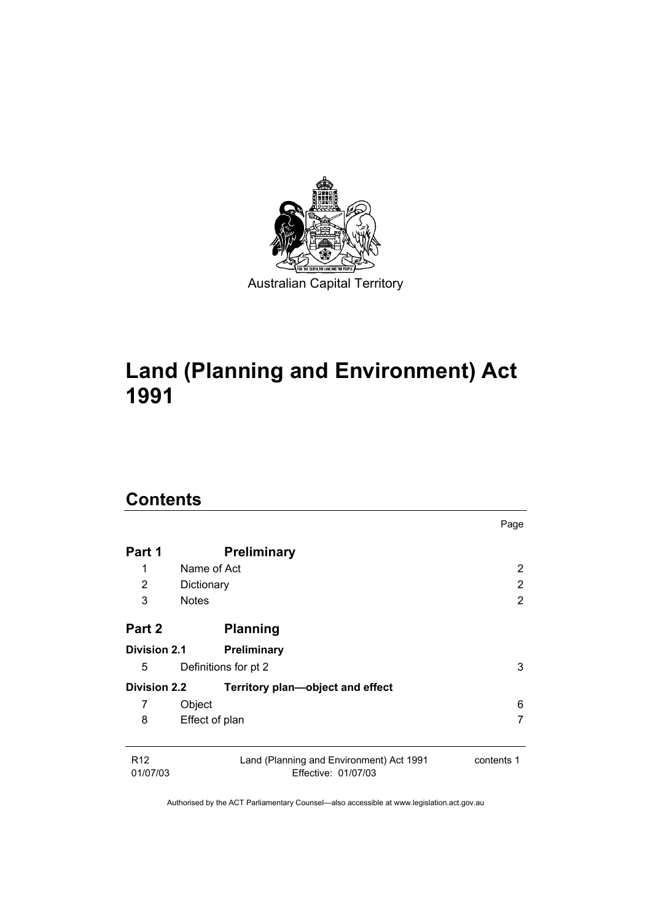Australian Capital Territory

# Land (Planning and Environment) Act 1991

## Contents

| | | Page |
|---|---|---|
| **Part 1** | **Preliminary** | |
| 1 | Name of Act | 2 |
| 2 | Dictionary | 2 |
| 3 | Notes | 2 |
| **Part 2** | **Planning** | |
| **Division 2.1** | **Preliminary** | |
| 5 | Definitions for pt 2 | 3 |
| **Division 2.2** | **Territory plan—object and effect** | |
| 7 | Object | 6 |
| 8 | Effect of plan | 7 |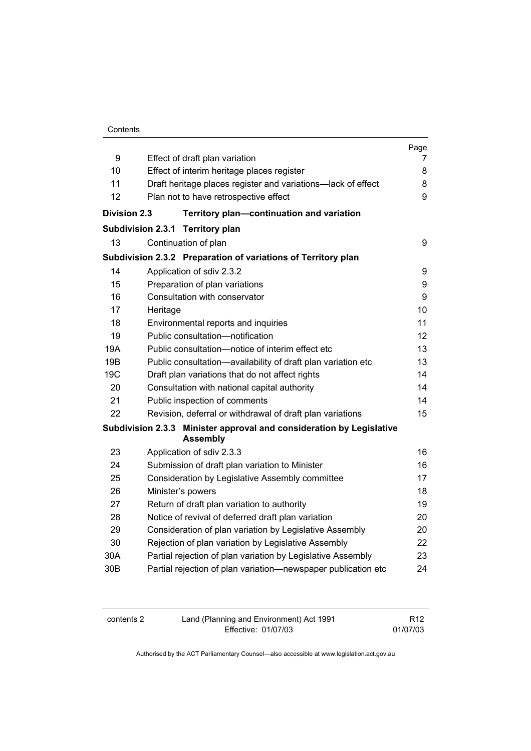| | | Page |
|---|---|---|
| 9 | Effect of draft plan variation | 7 |
| 10 | Effect of interim heritage places register | 8 |
| 11 | Draft heritage places register and variations—lack of effect | 8 |
| 12 | Plan not to have retrospective effect | 9 |
| **Division 2.3** | **Territory plan—continuation and variation** | |
| **Subdivision 2.3.1** | **Territory plan** | |
| 13 | Continuation of plan | 9 |
| **Subdivision 2.3.2** | **Preparation of variations of Territory plan** | |
| 14 | Application of sdiv 2.3.2 | 9 |
| 15 | Preparation of plan variations | 9 |
| 16 | Consultation with conservator | 9 |
| 17 | Heritage | 10 |
| 18 | Environmental reports and inquiries | 11 |
| 19 | Public consultation—notification | 12 |
| 19A | Public consultation—notice of interim effect etc | 13 |
| 19B | Public consultation—availability of draft plan variation etc | 13 |
| 19C | Draft plan variations that do not affect rights | 14 |
| 20 | Consultation with national capital authority | 14 |
| 21 | Public inspection of comments | 14 |
| 22 | Revision, deferral or withdrawal of draft plan variations | 15 |
| **Subdivision 2.3.3** | **Minister approval and consideration by Legislative Assembly** | |
| 23 | Application of sdiv 2.3.3 | 16 |
| 24 | Submission of draft plan variation to Minister | 16 |
| 25 | Consideration by Legislative Assembly committee | 17 |
| 26 | Minister's powers | 18 |
| 27 | Return of draft plan variation to authority | 19 |
| 28 | Notice of revival of deferred draft plan variation | 20 |
| 29 | Consideration of plan variation by Legislative Assembly | 20 |
| 30 | Rejection of plan variation by Legislative Assembly | 22 |
| 30A | Partial rejection of plan variation by Legislative Assembly | 23 |
| 30B | Partial rejection of plan variation—newspaper publication etc | 24 |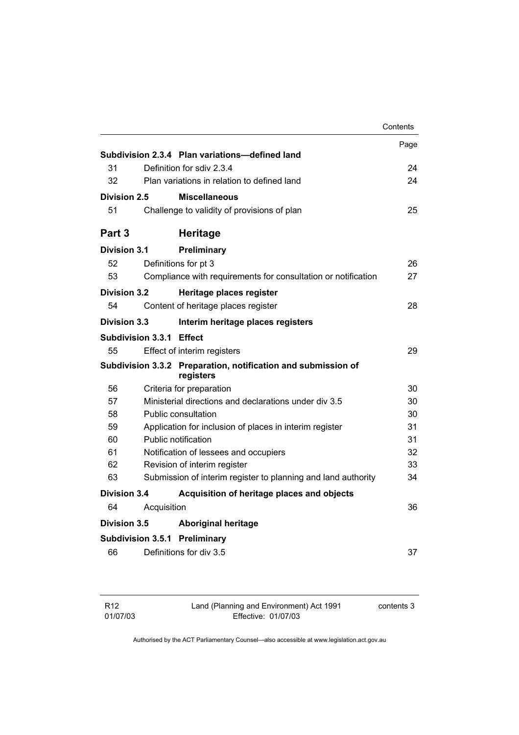| | | Page |
|---|---|---|
| **Subdivision 2.3.4** | **Plan variations—defined land** | |
| 31 | Definition for sdiv 2.3.4 | 24 |
| 32 | Plan variations in relation to defined land | 24 |
| **Division 2.5** | **Miscellaneous** | |
| 51 | Challenge to validity of provisions of plan | 25 |
| **Part 3** | **Heritage** | |
| **Division 3.1** | **Preliminary** | |
| 52 | Definitions for pt 3 | 26 |
| 53 | Compliance with requirements for consultation or notification | 27 |
| **Division 3.2** | **Heritage places register** | |
| 54 | Content of heritage places register | 28 |
| **Division 3.3** | **Interim heritage places registers** | |
| **Subdivision 3.3.1** | **Effect** | |
| 55 | Effect of interim registers | 29 |
| **Subdivision 3.3.2** | **Preparation, notification and submission of registers** | |
| 56 | Criteria for preparation | 30 |
| 57 | Ministerial directions and declarations under div 3.5 | 30 |
| 58 | Public consultation | 30 |
| 59 | Application for inclusion of places in interim register | 31 |
| 60 | Public notification | 31 |
| 61 | Notification of lessees and occupiers | 32 |
| 62 | Revision of interim register | 33 |
| 63 | Submission of interim register to planning and land authority | 34 |
| **Division 3.4** | **Acquisition of heritage places and objects** | |
| 64 | Acquisition | 36 |
| **Division 3.5** | **Aboriginal heritage** | |
| **Subdivision 3.5.1** | **Preliminary** | |
| 66 | Definitions for div 3.5 | 37 |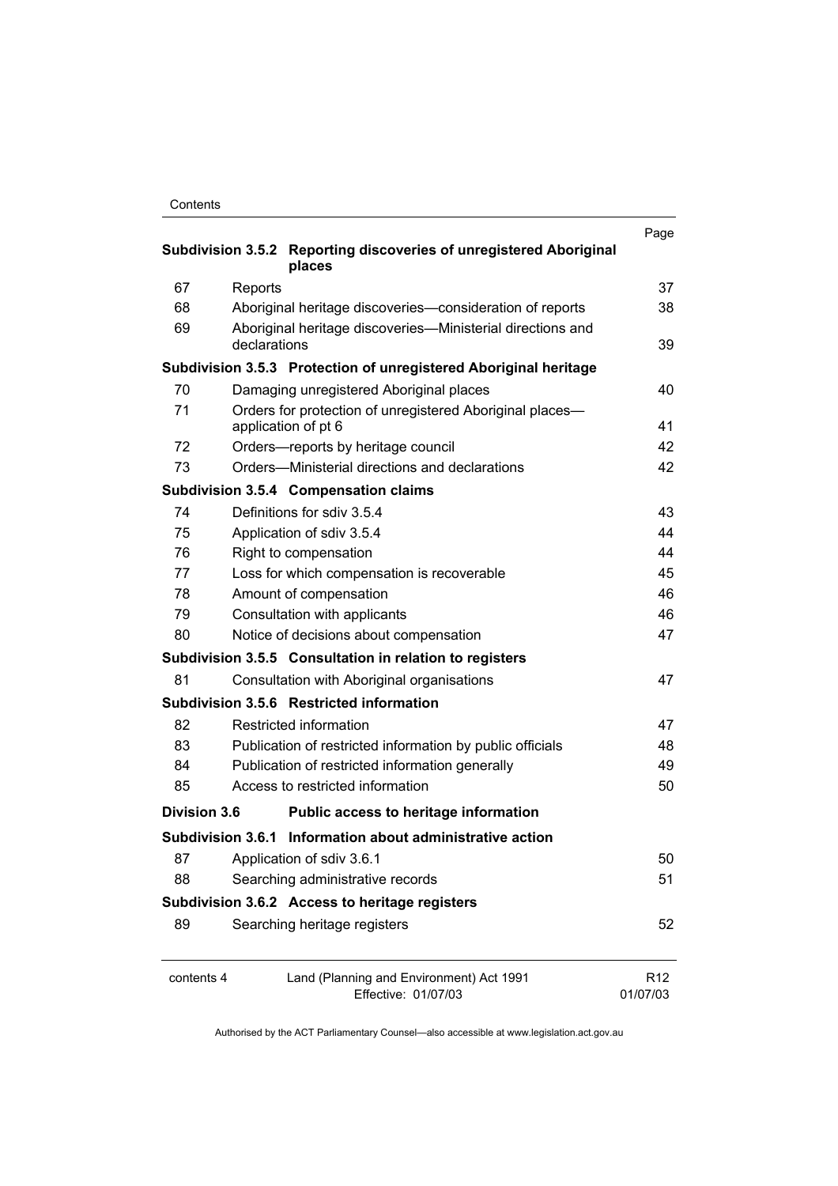| | | Page |
|---|---|---|
| **Subdivision 3.5.2** | **Reporting discoveries of unregistered Aboriginal places** | |
| 67 | Reports | 37 |
| 68 | Aboriginal heritage discoveries—consideration of reports | 38 |
| 69 | Aboriginal heritage discoveries—Ministerial directions and declarations | 39 |
| **Subdivision 3.5.3** | **Protection of unregistered Aboriginal heritage** | |
| 70 | Damaging unregistered Aboriginal places | 40 |
| 71 | Orders for protection of unregistered Aboriginal places—application of pt 6 | 41 |
| 72 | Orders—reports by heritage council | 42 |
| 73 | Orders—Ministerial directions and declarations | 42 |
| **Subdivision 3.5.4** | **Compensation claims** | |
| 74 | Definitions for sdiv 3.5.4 | 43 |
| 75 | Application of sdiv 3.5.4 | 44 |
| 76 | Right to compensation | 44 |
| 77 | Loss for which compensation is recoverable | 45 |
| 78 | Amount of compensation | 46 |
| 79 | Consultation with applicants | 46 |
| 80 | Notice of decisions about compensation | 47 |
| **Subdivision 3.5.5** | **Consultation in relation to registers** | |
| 81 | Consultation with Aboriginal organisations | 47 |
| **Subdivision 3.5.6** | **Restricted information** | |
| 82 | Restricted information | 47 |
| 83 | Publication of restricted information by public officials | 48 |
| 84 | Publication of restricted information generally | 49 |
| 85 | Access to restricted information | 50 |
| **Division 3.6** | **Public access to heritage information** | |
| **Subdivision 3.6.1** | **Information about administrative action** | |
| 87 | Application of sdiv 3.6.1 | 50 |
| 88 | Searching administrative records | 51 |
| **Subdivision 3.6.2** | **Access to heritage registers** | |
| 89 | Searching heritage registers | 52 |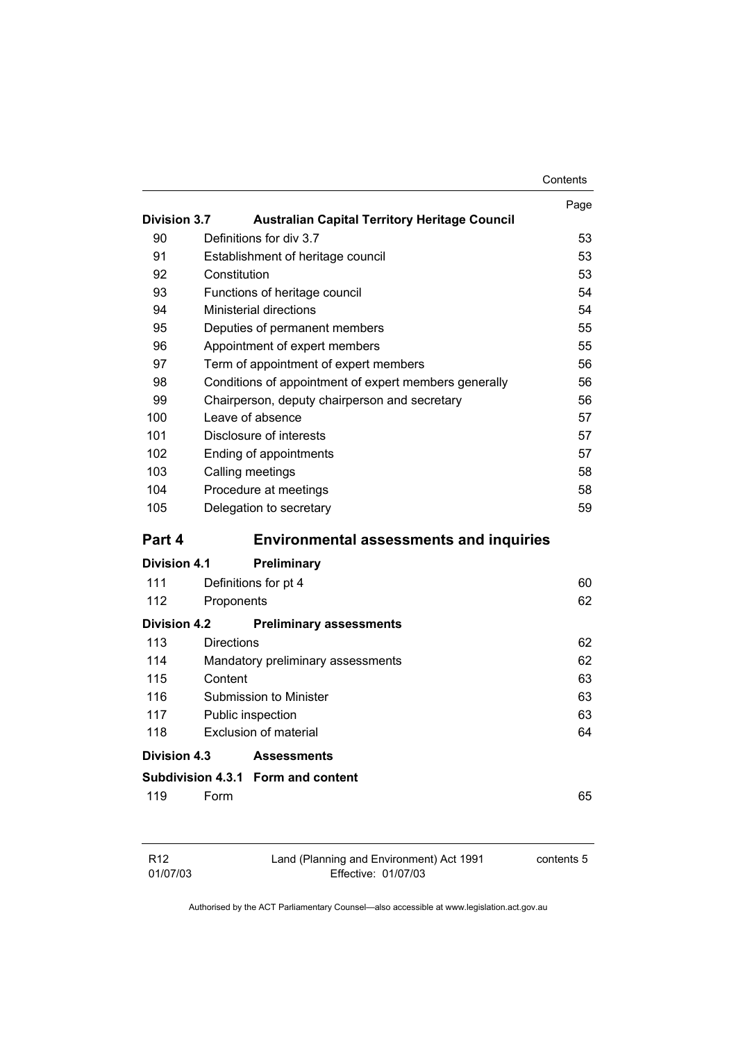| | | Page |
|---|---|---|
| **Division 3.7** | **Australian Capital Territory Heritage Council** | |
| 90 | Definitions for div 3.7 | 53 |
| 91 | Establishment of heritage council | 53 |
| 92 | Constitution | 53 |
| 93 | Functions of heritage council | 54 |
| 94 | Ministerial directions | 54 |
| 95 | Deputies of permanent members | 55 |
| 96 | Appointment of expert members | 55 |
| 97 | Term of appointment of expert members | 56 |
| 98 | Conditions of appointment of expert members generally | 56 |
| 99 | Chairperson, deputy chairperson and secretary | 56 |
| 100 | Leave of absence | 57 |
| 101 | Disclosure of interests | 57 |
| 102 | Ending of appointments | 57 |
| 103 | Calling meetings | 58 |
| 104 | Procedure at meetings | 58 |
| 105 | Delegation to secretary | 59 |

## Part 4 Environmental assessments and inquiries

| | | |
|---|---|---|
| **Division 4.1** | **Preliminary** | |
| 111 | Definitions for pt 4 | 60 |
| 112 | Proponents | 62 |
| **Division 4.2** | **Preliminary assessments** | |
| 113 | Directions | 62 |
| 114 | Mandatory preliminary assessments | 62 |
| 115 | Content | 63 |
| 116 | Submission to Minister | 63 |
| 117 | Public inspection | 63 |
| 118 | Exclusion of material | 64 |
| **Division 4.3** | **Assessments** | |
| **Subdivision 4.3.1** | **Form and content** | |
| 119 | Form | 65 |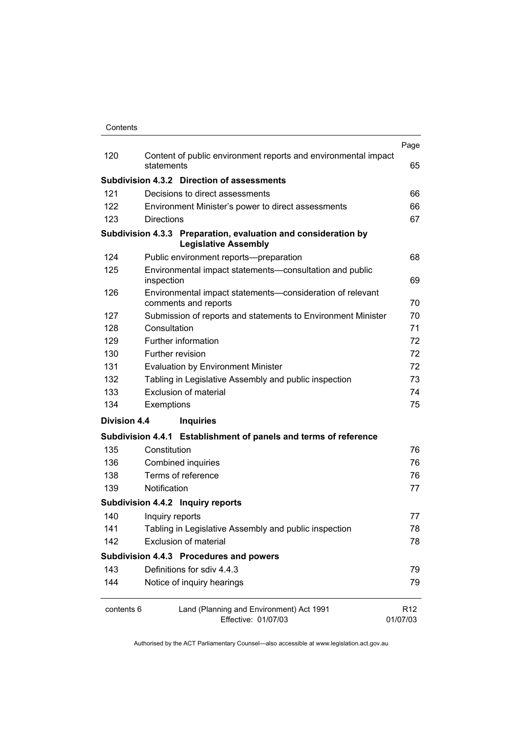| | | Page |
|---|---|---|
| 120 | Content of public environment reports and environmental impact statements | 65 |
| **Subdivision 4.3.2** | **Direction of assessments** | |
| 121 | Decisions to direct assessments | 66 |
| 122 | Environment Minister's power to direct assessments | 66 |
| 123 | Directions | 67 |
| **Subdivision 4.3.3** | **Preparation, evaluation and consideration by Legislative Assembly** | |
| 124 | Public environment reports—preparation | 68 |
| 125 | Environmental impact statements—consultation and public inspection | 69 |
| 126 | Environmental impact statements—consideration of relevant comments and reports | 70 |
| 127 | Submission of reports and statements to Environment Minister | 70 |
| 128 | Consultation | 71 |
| 129 | Further information | 72 |
| 130 | Further revision | 72 |
| 131 | Evaluation by Environment Minister | 72 |
| 132 | Tabling in Legislative Assembly and public inspection | 73 |
| 133 | Exclusion of material | 74 |
| 134 | Exemptions | 75 |
| **Division 4.4** | **Inquiries** | |
| **Subdivision 4.4.1** | **Establishment of panels and terms of reference** | |
| 135 | Constitution | 76 |
| 136 | Combined inquiries | 76 |
| 138 | Terms of reference | 76 |
| 139 | Notification | 77 |
| **Subdivision 4.4.2** | **Inquiry reports** | |
| 140 | Inquiry reports | 77 |
| 141 | Tabling in Legislative Assembly and public inspection | 78 |
| 142 | Exclusion of material | 78 |
| **Subdivision 4.4.3** | **Procedures and powers** | |
| 143 | Definitions for sdiv 4.4.3 | 79 |
| 144 | Notice of inquiry hearings | 79 |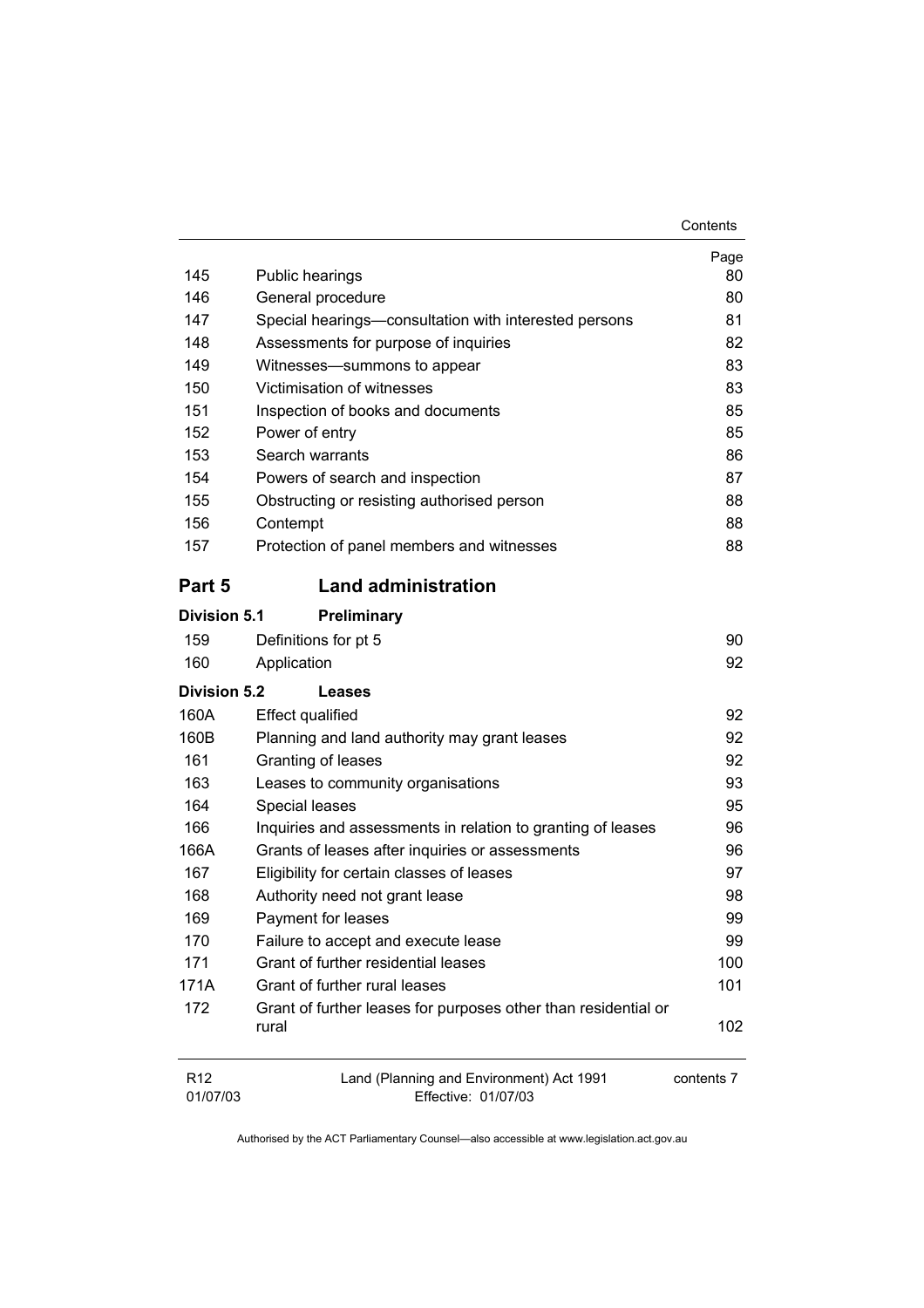| | | Page |
|---|---|---|
| 145 | Public hearings | 80 |
| 146 | General procedure | 80 |
| 147 | Special hearings—consultation with interested persons | 81 |
| 148 | Assessments for purpose of inquiries | 82 |
| 149 | Witnesses—summons to appear | 83 |
| 150 | Victimisation of witnesses | 83 |
| 151 | Inspection of books and documents | 85 |
| 152 | Power of entry | 85 |
| 153 | Search warrants | 86 |
| 154 | Powers of search and inspection | 87 |
| 155 | Obstructing or resisting authorised person | 88 |
| 156 | Contempt | 88 |
| 157 | Protection of panel members and witnesses | 88 |

## Part 5 Land administration

### Division 5.1 Preliminary

| | | |
|---|---|---|
| 159 | Definitions for pt 5 | 90 |
| 160 | Application | 92 |

### Division 5.2 Leases

| | | |
|---|---|---|
| 160A | Effect qualified | 92 |
| 160B | Planning and land authority may grant leases | 92 |
| 161 | Granting of leases | 92 |
| 163 | Leases to community organisations | 93 |
| 164 | Special leases | 95 |
| 166 | Inquiries and assessments in relation to granting of leases | 96 |
| 166A | Grants of leases after inquiries or assessments | 96 |
| 167 | Eligibility for certain classes of leases | 97 |
| 168 | Authority need not grant lease | 98 |
| 169 | Payment for leases | 99 |
| 170 | Failure to accept and execute lease | 99 |
| 171 | Grant of further residential leases | 100 |
| 171A | Grant of further rural leases | 101 |
| 172 | Grant of further leases for purposes other than residential or rural | 102 |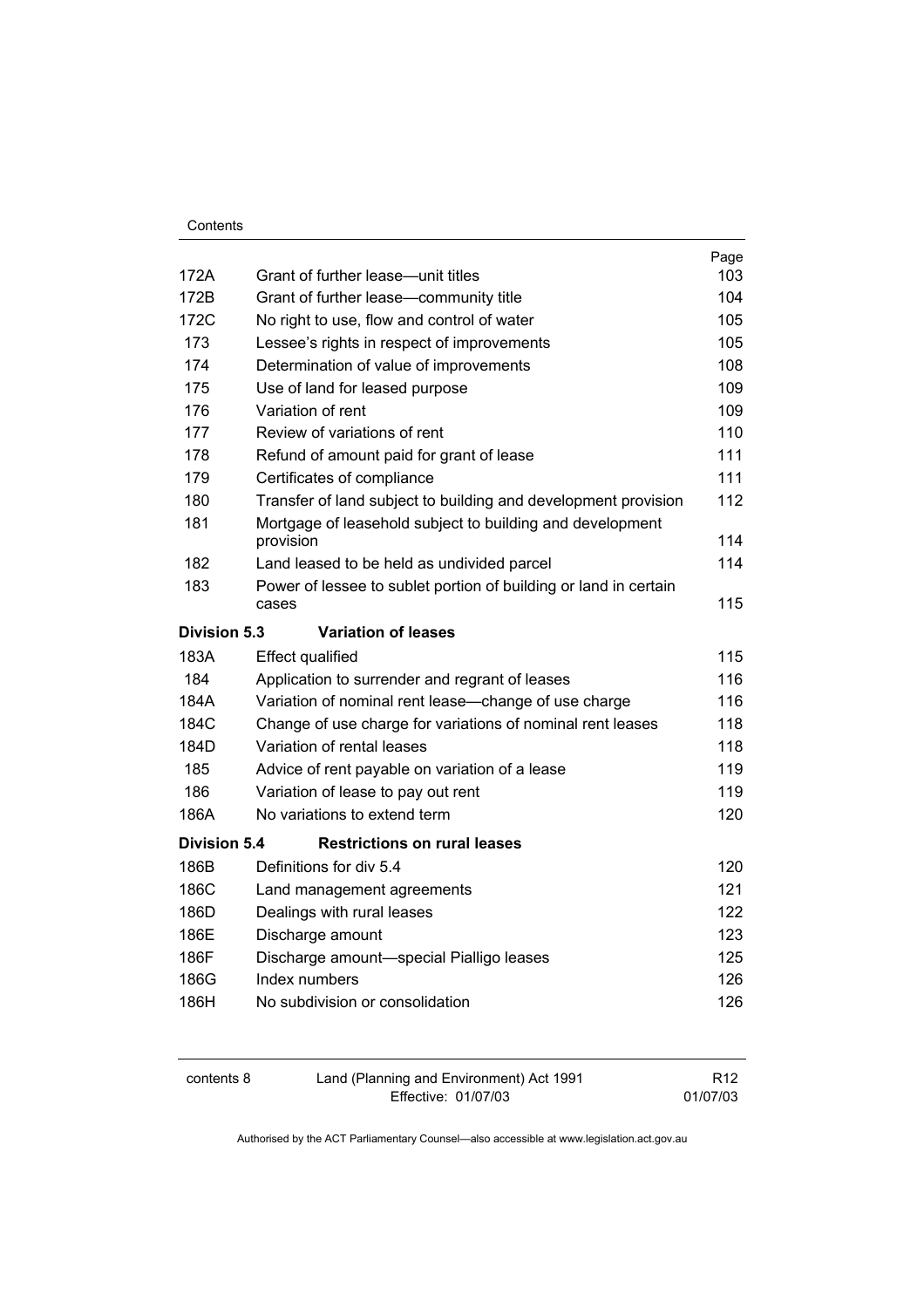| | | Page |
|---|---|---|
| 172A | Grant of further lease—unit titles | 103 |
| 172B | Grant of further lease—community title | 104 |
| 172C | No right to use, flow and control of water | 105 |
| 173 | Lessee's rights in respect of improvements | 105 |
| 174 | Determination of value of improvements | 108 |
| 175 | Use of land for leased purpose | 109 |
| 176 | Variation of rent | 109 |
| 177 | Review of variations of rent | 110 |
| 178 | Refund of amount paid for grant of lease | 111 |
| 179 | Certificates of compliance | 111 |
| 180 | Transfer of land subject to building and development provision | 112 |
| 181 | Mortgage of leasehold subject to building and development provision | 114 |
| 182 | Land leased to be held as undivided parcel | 114 |
| 183 | Power of lessee to sublet portion of building or land in certain cases | 115 |
| **Division 5.3** | **Variation of leases** | |
| 183A | Effect qualified | 115 |
| 184 | Application to surrender and regrant of leases | 116 |
| 184A | Variation of nominal rent lease—change of use charge | 116 |
| 184C | Change of use charge for variations of nominal rent leases | 118 |
| 184D | Variation of rental leases | 118 |
| 185 | Advice of rent payable on variation of a lease | 119 |
| 186 | Variation of lease to pay out rent | 119 |
| 186A | No variations to extend term | 120 |
| **Division 5.4** | **Restrictions on rural leases** | |
| 186B | Definitions for div 5.4 | 120 |
| 186C | Land management agreements | 121 |
| 186D | Dealings with rural leases | 122 |
| 186E | Discharge amount | 123 |
| 186F | Discharge amount—special Pialligo leases | 125 |
| 186G | Index numbers | 126 |
| 186H | No subdivision or consolidation | 126 |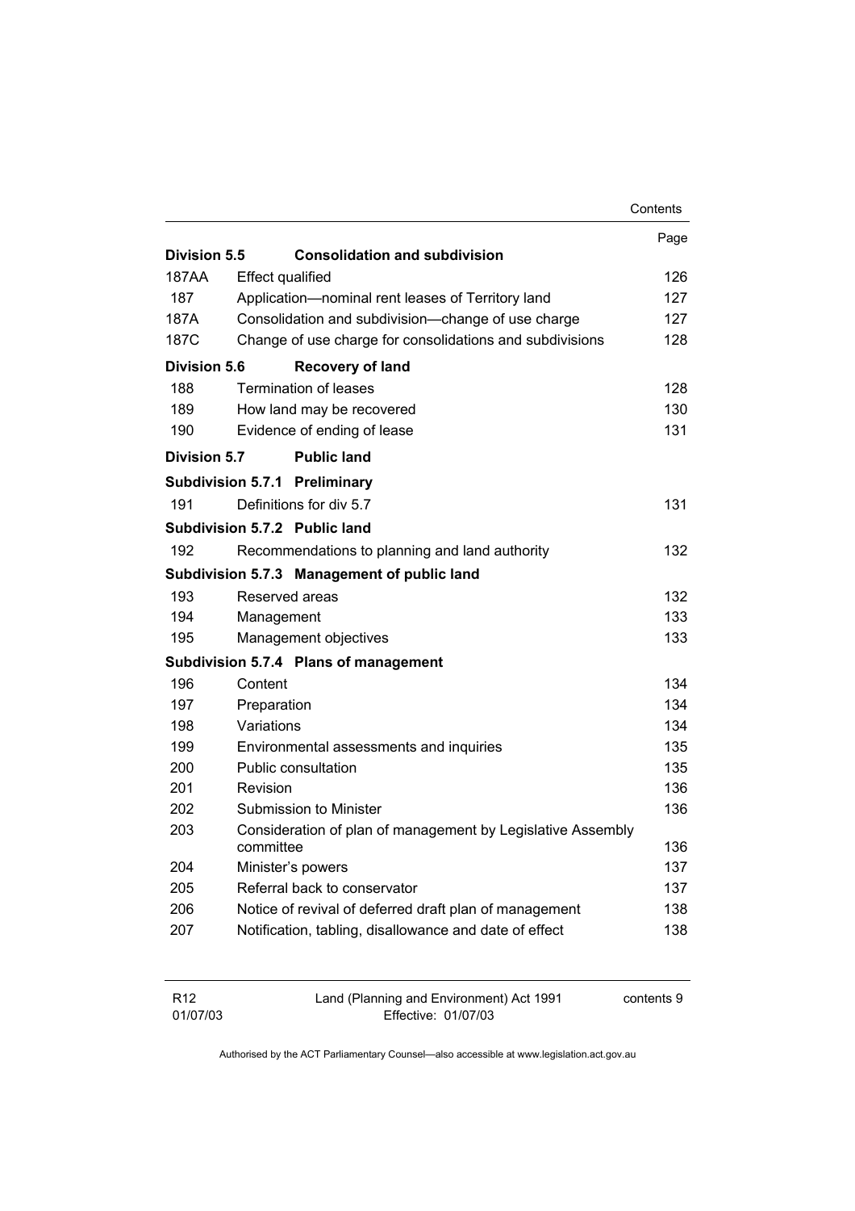| | | Page |
|---|---|---|
| **Division 5.5** | **Consolidation and subdivision** | |
| 187AA | Effect qualified | 126 |
| 187 | Application—nominal rent leases of Territory land | 127 |
| 187A | Consolidation and subdivision—change of use charge | 127 |
| 187C | Change of use charge for consolidations and subdivisions | 128 |
| **Division 5.6** | **Recovery of land** | |
| 188 | Termination of leases | 128 |
| 189 | How land may be recovered | 130 |
| 190 | Evidence of ending of lease | 131 |
| **Division 5.7** | **Public land** | |
| **Subdivision 5.7.1** | **Preliminary** | |
| 191 | Definitions for div 5.7 | 131 |
| **Subdivision 5.7.2** | **Public land** | |
| 192 | Recommendations to planning and land authority | 132 |
| **Subdivision 5.7.3** | **Management of public land** | |
| 193 | Reserved areas | 132 |
| 194 | Management | 133 |
| 195 | Management objectives | 133 |
| **Subdivision 5.7.4** | **Plans of management** | |
| 196 | Content | 134 |
| 197 | Preparation | 134 |
| 198 | Variations | 134 |
| 199 | Environmental assessments and inquiries | 135 |
| 200 | Public consultation | 135 |
| 201 | Revision | 136 |
| 202 | Submission to Minister | 136 |
| 203 | Consideration of plan of management by Legislative Assembly committee | 136 |
| 204 | Minister's powers | 137 |
| 205 | Referral back to conservator | 137 |
| 206 | Notice of revival of deferred draft plan of management | 138 |
| 207 | Notification, tabling, disallowance and date of effect | 138 |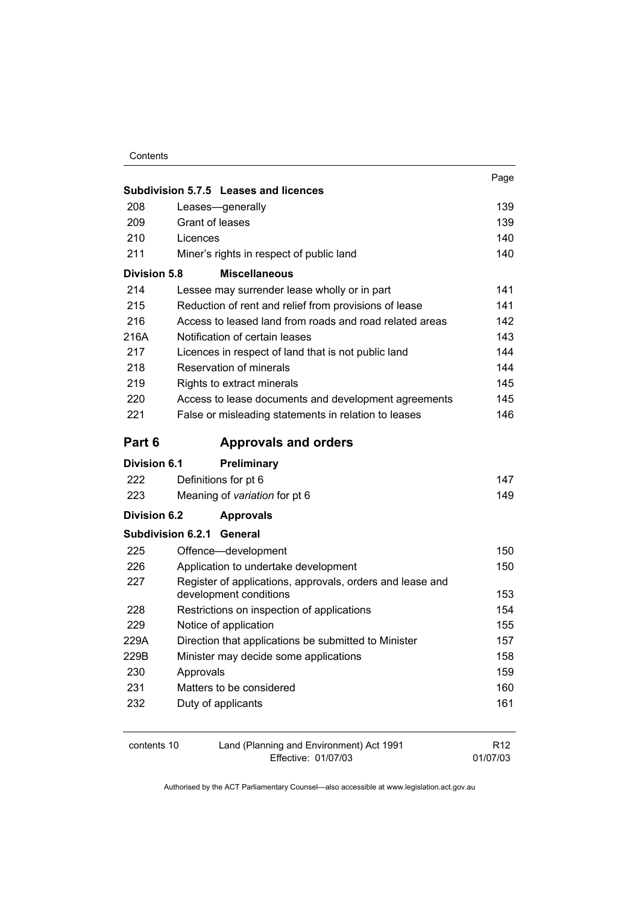| | | Page |
|---|---|---|
| **Subdivision 5.7.5** | **Leases and licences** | |
| 208 | Leases—generally | 139 |
| 209 | Grant of leases | 139 |
| 210 | Licences | 140 |
| 211 | Miner's rights in respect of public land | 140 |
| **Division 5.8** | **Miscellaneous** | |
| 214 | Lessee may surrender lease wholly or in part | 141 |
| 215 | Reduction of rent and relief from provisions of lease | 141 |
| 216 | Access to leased land from roads and road related areas | 142 |
| 216A | Notification of certain leases | 143 |
| 217 | Licences in respect of land that is not public land | 144 |
| 218 | Reservation of minerals | 144 |
| 219 | Rights to extract minerals | 145 |
| 220 | Access to lease documents and development agreements | 145 |
| 221 | False or misleading statements in relation to leases | 146 |

## Part 6 Approvals and orders

| | | |
|---|---|---|
| **Division 6.1** | **Preliminary** | |
| 222 | Definitions for pt 6 | 147 |
| 223 | Meaning of *variation* for pt 6 | 149 |
| **Division 6.2** | **Approvals** | |
| **Subdivision 6.2.1** | **General** | |
| 225 | Offence—development | 150 |
| 226 | Application to undertake development | 150 |
| 227 | Register of applications, approvals, orders and lease and development conditions | 153 |
| 228 | Restrictions on inspection of applications | 154 |
| 229 | Notice of application | 155 |
| 229A | Direction that applications be submitted to Minister | 157 |
| 229B | Minister may decide some applications | 158 |
| 230 | Approvals | 159 |
| 231 | Matters to be considered | 160 |
| 232 | Duty of applicants | 161 |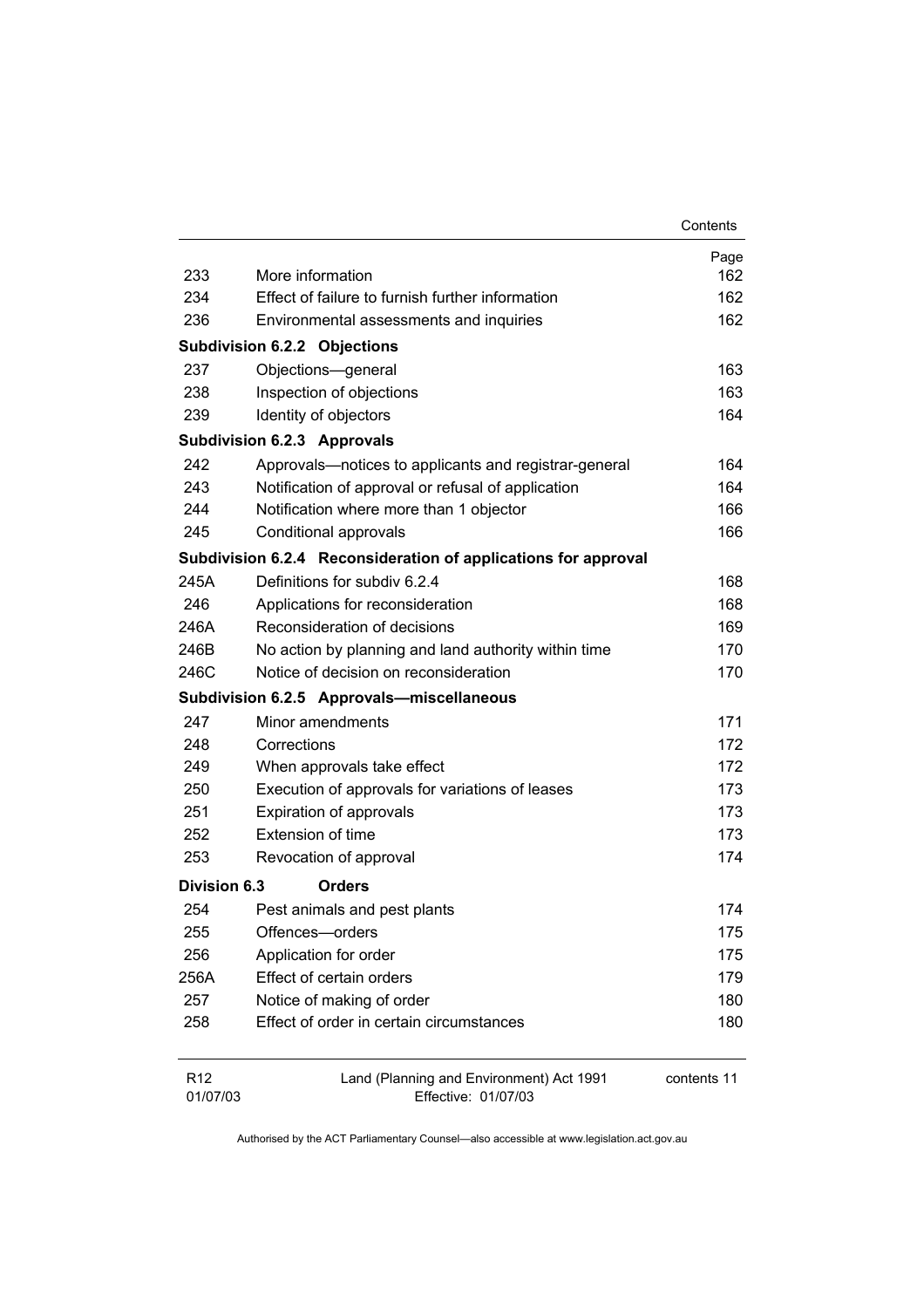| | | Page |
|---|---|---|
| 233 | More information | 162 |
| 234 | Effect of failure to furnish further information | 162 |
| 236 | Environmental assessments and inquiries | 162 |
| **Subdivision 6.2.2** | **Objections** | |
| 237 | Objections—general | 163 |
| 238 | Inspection of objections | 163 |
| 239 | Identity of objectors | 164 |
| **Subdivision 6.2.3** | **Approvals** | |
| 242 | Approvals—notices to applicants and registrar-general | 164 |
| 243 | Notification of approval or refusal of application | 164 |
| 244 | Notification where more than 1 objector | 166 |
| 245 | Conditional approvals | 166 |
| **Subdivision 6.2.4** | **Reconsideration of applications for approval** | |
| 245A | Definitions for subdiv 6.2.4 | 168 |
| 246 | Applications for reconsideration | 168 |
| 246A | Reconsideration of decisions | 169 |
| 246B | No action by planning and land authority within time | 170 |
| 246C | Notice of decision on reconsideration | 170 |
| **Subdivision 6.2.5** | **Approvals—miscellaneous** | |
| 247 | Minor amendments | 171 |
| 248 | Corrections | 172 |
| 249 | When approvals take effect | 172 |
| 250 | Execution of approvals for variations of leases | 173 |
| 251 | Expiration of approvals | 173 |
| 252 | Extension of time | 173 |
| 253 | Revocation of approval | 174 |
| **Division 6.3** | **Orders** | |
| 254 | Pest animals and pest plants | 174 |
| 255 | Offences—orders | 175 |
| 256 | Application for order | 175 |
| 256A | Effect of certain orders | 179 |
| 257 | Notice of making of order | 180 |
| 258 | Effect of order in certain circumstances | 180 |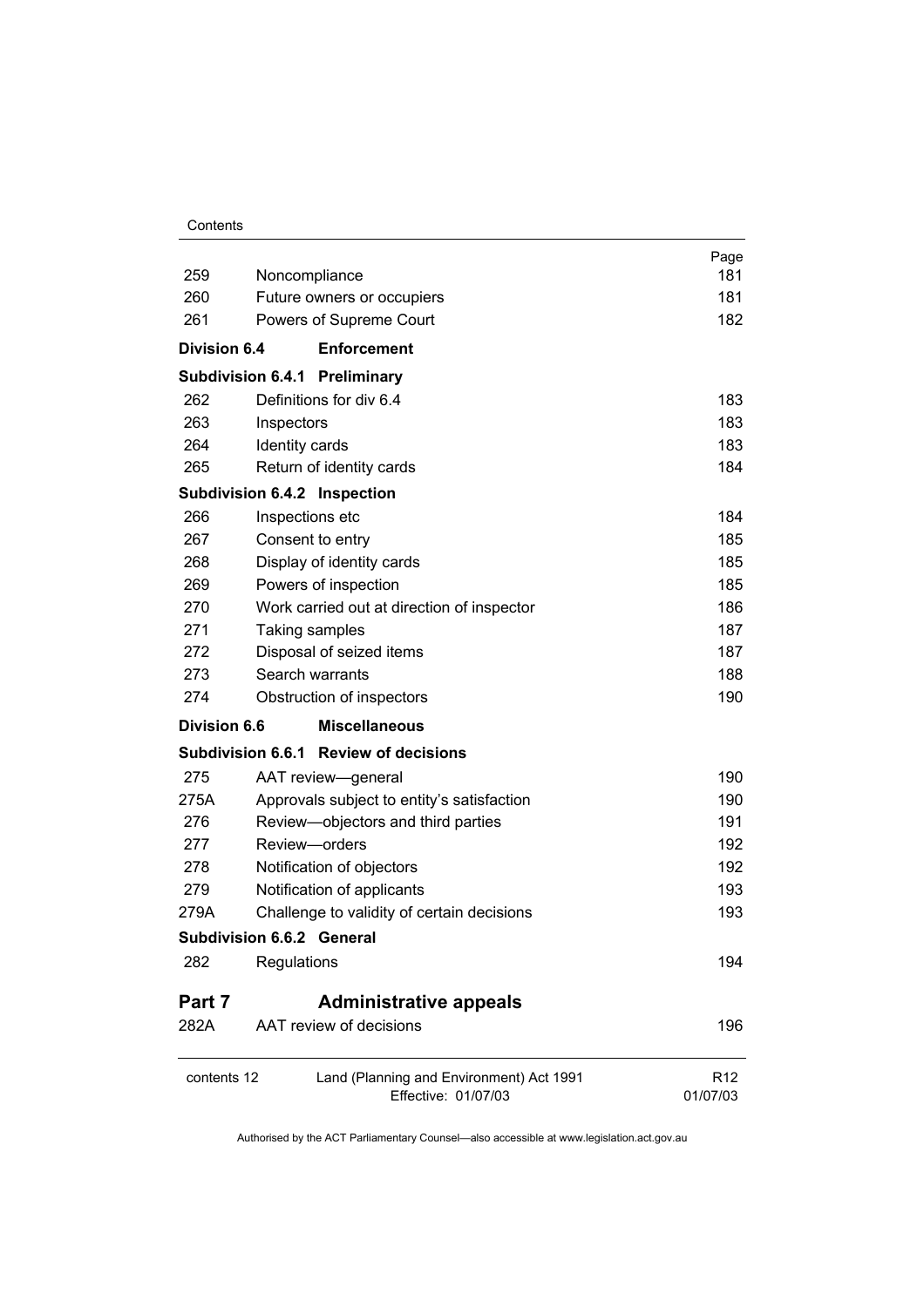| | | Page |
|---|---|---|
| 259 | Noncompliance | 181 |
| 260 | Future owners or occupiers | 181 |
| 261 | Powers of Supreme Court | 182 |
| **Division 6.4** | **Enforcement** | |
| **Subdivision 6.4.1** | **Preliminary** | |
| 262 | Definitions for div 6.4 | 183 |
| 263 | Inspectors | 183 |
| 264 | Identity cards | 183 |
| 265 | Return of identity cards | 184 |
| **Subdivision 6.4.2** | **Inspection** | |
| 266 | Inspections etc | 184 |
| 267 | Consent to entry | 185 |
| 268 | Display of identity cards | 185 |
| 269 | Powers of inspection | 185 |
| 270 | Work carried out at direction of inspector | 186 |
| 271 | Taking samples | 187 |
| 272 | Disposal of seized items | 187 |
| 273 | Search warrants | 188 |
| 274 | Obstruction of inspectors | 190 |
| **Division 6.6** | **Miscellaneous** | |
| **Subdivision 6.6.1** | **Review of decisions** | |
| 275 | AAT review—general | 190 |
| 275A | Approvals subject to entity's satisfaction | 190 |
| 276 | Review—objectors and third parties | 191 |
| 277 | Review—orders | 192 |
| 278 | Notification of objectors | 192 |
| 279 | Notification of applicants | 193 |
| 279A | Challenge to validity of certain decisions | 193 |
| **Subdivision 6.6.2** | **General** | |
| 282 | Regulations | 194 |
| **Part 7** | **Administrative appeals** | |
| 282A | AAT review of decisions | 196 |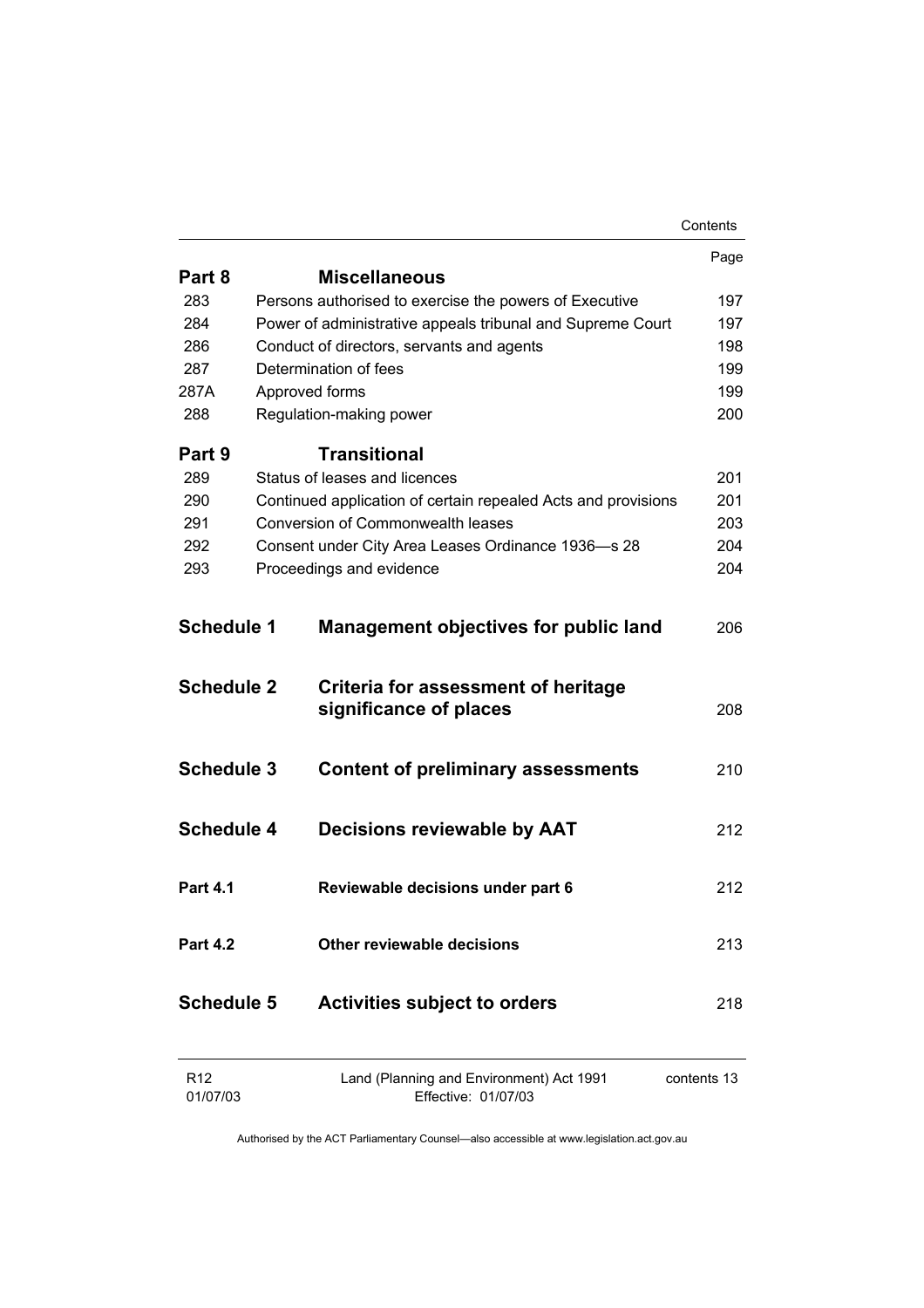| | | Page |
|---|---|---|
| **Part 8** | **Miscellaneous** | |
| 283 | Persons authorised to exercise the powers of Executive | 197 |
| 284 | Power of administrative appeals tribunal and Supreme Court | 197 |
| 286 | Conduct of directors, servants and agents | 198 |
| 287 | Determination of fees | 199 |
| 287A | Approved forms | 199 |
| 288 | Regulation-making power | 200 |
| **Part 9** | **Transitional** | |
| 289 | Status of leases and licences | 201 |
| 290 | Continued application of certain repealed Acts and provisions | 201 |
| 291 | Conversion of Commonwealth leases | 203 |
| 292 | Consent under City Area Leases Ordinance 1936—s 28 | 204 |
| 293 | Proceedings and evidence | 204 |
| **Schedule 1** | **Management objectives for public land** | 206 |
| **Schedule 2** | **Criteria for assessment of heritage significance of places** | 208 |
| **Schedule 3** | **Content of preliminary assessments** | 210 |
| **Schedule 4** | **Decisions reviewable by AAT** | 212 |
| **Part 4.1** | **Reviewable decisions under part 6** | 212 |
| **Part 4.2** | **Other reviewable decisions** | 213 |
| **Schedule 5** | **Activities subject to orders** | 218 |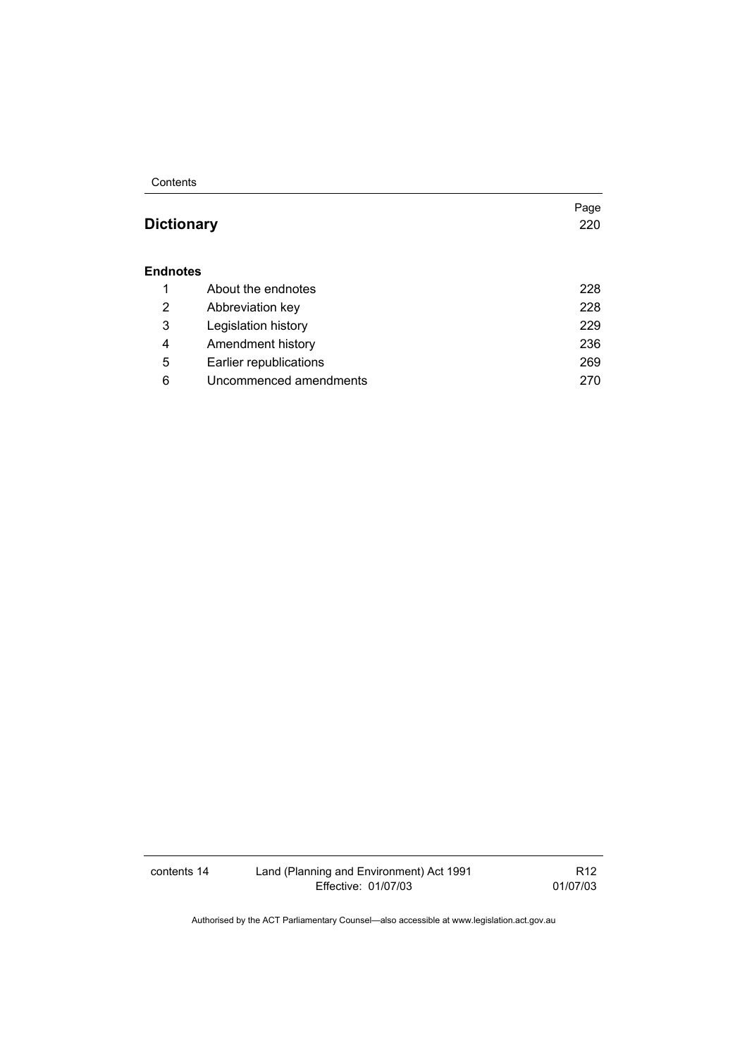| | | Page |
|---|---|---|
| **Dictionary** | | 220 |
| **Endnotes** | | |
| 1 | About the endnotes | 228 |
| 2 | Abbreviation key | 228 |
| 3 | Legislation history | 229 |
| 4 | Amendment history | 236 |
| 5 | Earlier republications | 269 |
| 6 | Uncommenced amendments | 270 |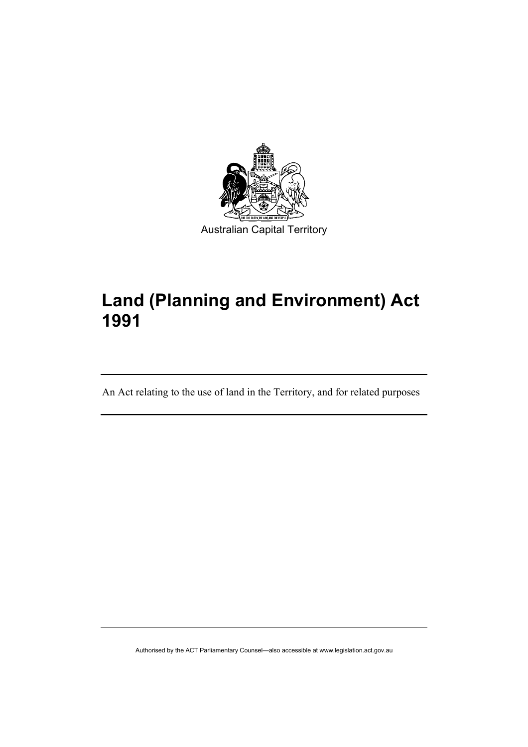Australian Capital Territory

# Land (Planning and Environment) Act 1991

An Act relating to the use of land in the Territory, and for related purposes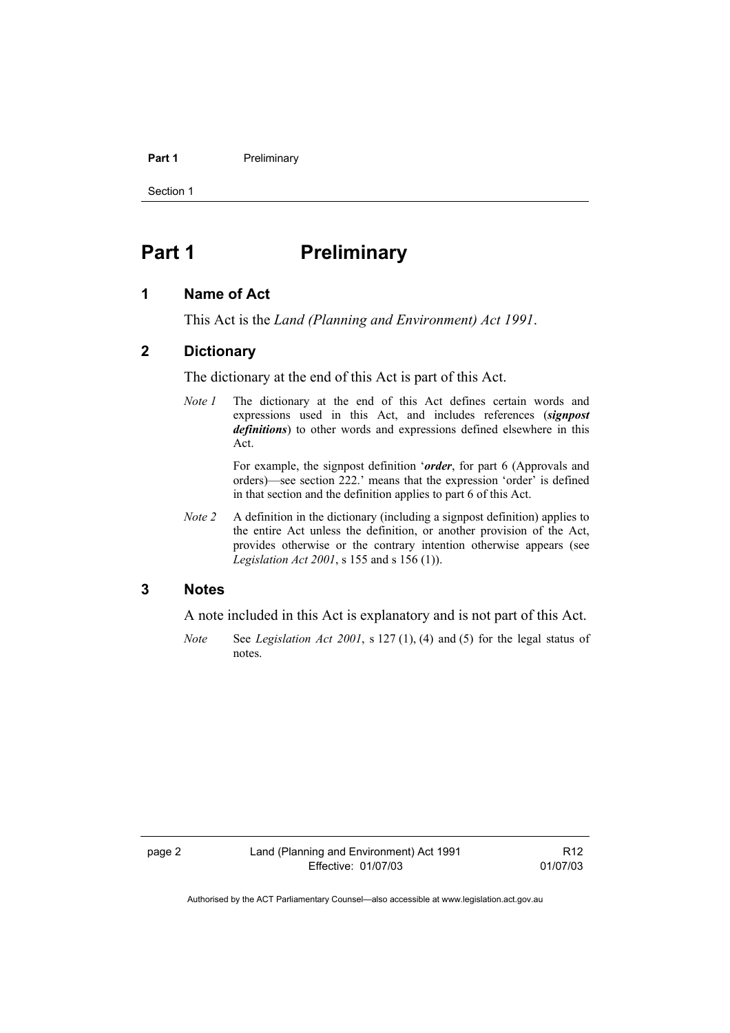# Part 1 Preliminary

## 1 Name of Act

This Act is the *Land (Planning and Environment) Act 1991*.

## 2 Dictionary

The dictionary at the end of this Act is part of this Act.

*Note 1* The dictionary at the end of this Act defines certain words and expressions used in this Act, and includes references (***signpost definitions***) to other words and expressions defined elsewhere in this Act.

For example, the signpost definition '***order***, for part 6 (Approvals and orders)—see section 222.' means that the expression 'order' is defined in that section and the definition applies to part 6 of this Act.

*Note 2* A definition in the dictionary (including a signpost definition) applies to the entire Act unless the definition, or another provision of the Act, provides otherwise or the contrary intention otherwise appears (see *Legislation Act 2001*, s 155 and s 156 (1)).

## 3 Notes

A note included in this Act is explanatory and is not part of this Act.

*Note* See *Legislation Act 2001*, s 127 (1), (4) and (5) for the legal status of notes.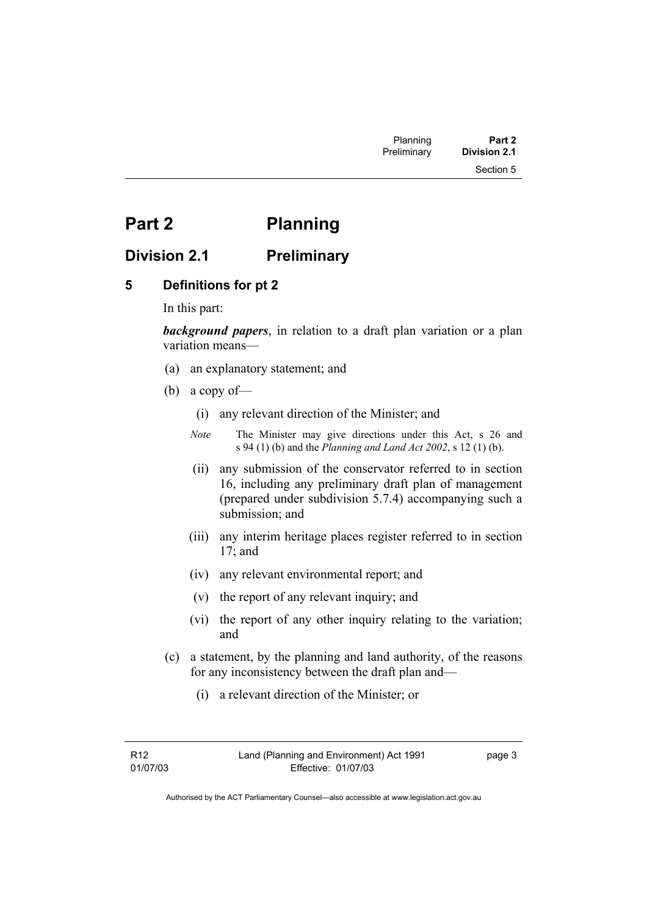# Part 2 Planning

## Division 2.1 Preliminary

### 5 Definitions for pt 2

In this part:

***background papers***, in relation to a draft plan variation or a plan variation means—

(a) an explanatory statement; and

(b) a copy of—

(i) any relevant direction of the Minister; and

*Note* The Minister may give directions under this Act, s 26 and s 94 (1) (b) and the *Planning and Land Act 2002*, s 12 (1) (b).

(ii) any submission of the conservator referred to in section 16, including any preliminary draft plan of management (prepared under subdivision 5.7.4) accompanying such a submission; and

(iii) any interim heritage places register referred to in section 17; and

(iv) any relevant environmental report; and

(v) the report of any relevant inquiry; and

(vi) the report of any other inquiry relating to the variation; and

(c) a statement, by the planning and land authority, of the reasons for any inconsistency between the draft plan and—

(i) a relevant direction of the Minister; or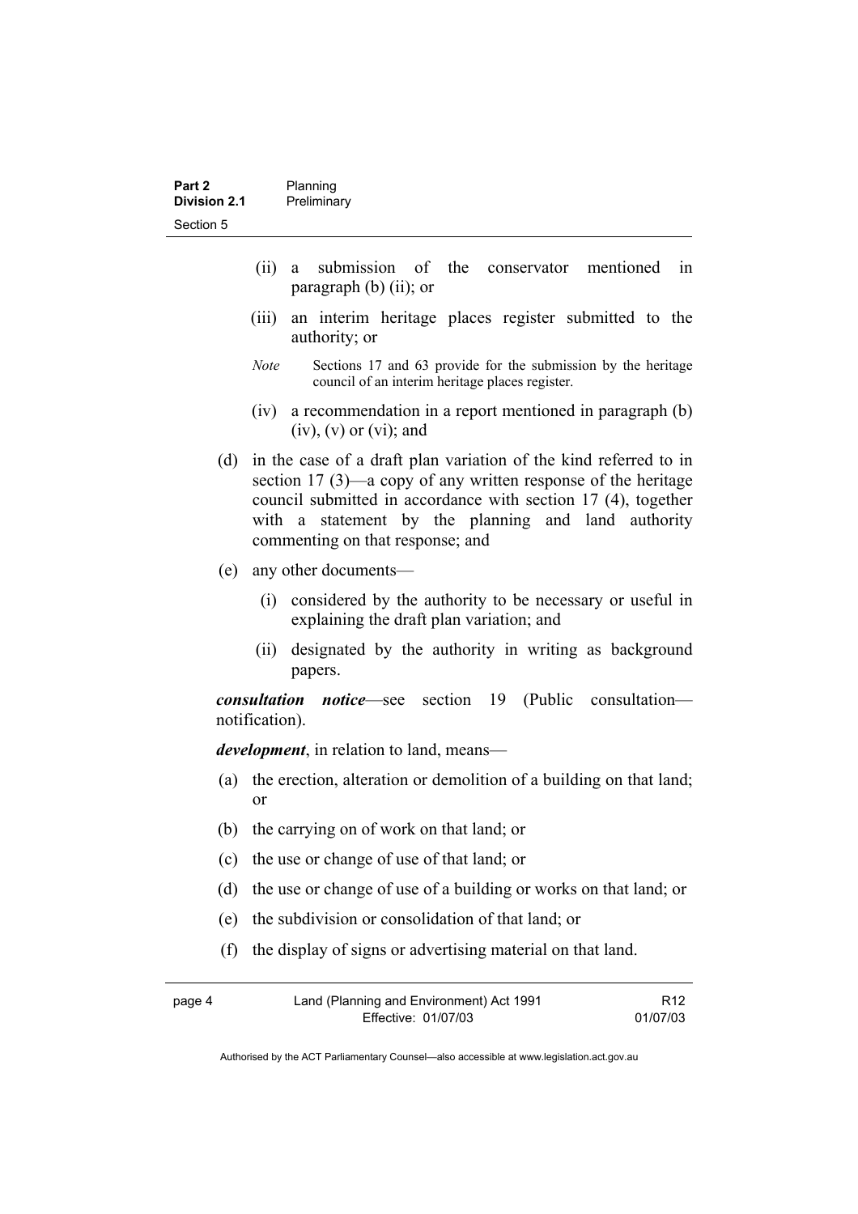(ii) a submission of the conservator mentioned in paragraph (b) (ii); or

(iii) an interim heritage places register submitted to the authority; or

*Note* Sections 17 and 63 provide for the submission by the heritage council of an interim heritage places register.

(iv) a recommendation in a report mentioned in paragraph (b) (iv), (v) or (vi); and

(d) in the case of a draft plan variation of the kind referred to in section 17 (3)—a copy of any written response of the heritage council submitted in accordance with section 17 (4), together with a statement by the planning and land authority commenting on that response; and

(e) any other documents—

(i) considered by the authority to be necessary or useful in explaining the draft plan variation; and

(ii) designated by the authority in writing as background papers.

***consultation notice***—see section 19 (Public consultation—notification).

***development***, in relation to land, means—

(a) the erection, alteration or demolition of a building on that land; or

(b) the carrying on of work on that land; or

(c) the use or change of use of that land; or

(d) the use or change of use of a building or works on that land; or

(e) the subdivision or consolidation of that land; or

(f) the display of signs or advertising material on that land.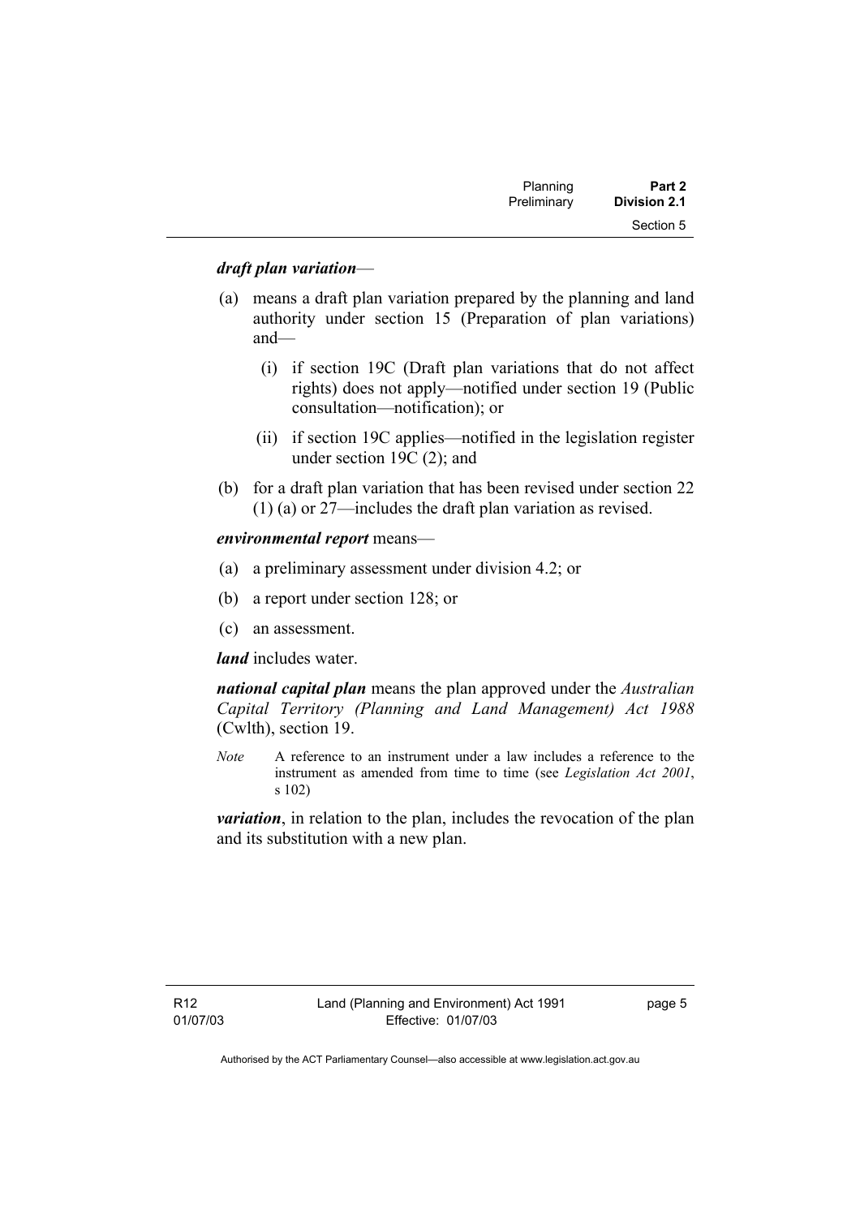***draft plan variation***—

(a) means a draft plan variation prepared by the planning and land authority under section 15 (Preparation of plan variations) and—

  (i) if section 19C (Draft plan variations that do not affect rights) does not apply—notified under section 19 (Public consultation—notification); or

  (ii) if section 19C applies—notified in the legislation register under section 19C (2); and

(b) for a draft plan variation that has been revised under section 22 (1) (a) or 27—includes the draft plan variation as revised.

***environmental report*** means—

(a) a preliminary assessment under division 4.2; or

(b) a report under section 128; or

(c) an assessment.

***land*** includes water.

***national capital plan*** means the plan approved under the *Australian Capital Territory (Planning and Land Management) Act 1988* (Cwlth), section 19.

*Note* A reference to an instrument under a law includes a reference to the instrument as amended from time to time (see *Legislation Act 2001*, s 102)

***variation***, in relation to the plan, includes the revocation of the plan and its substitution with a new plan.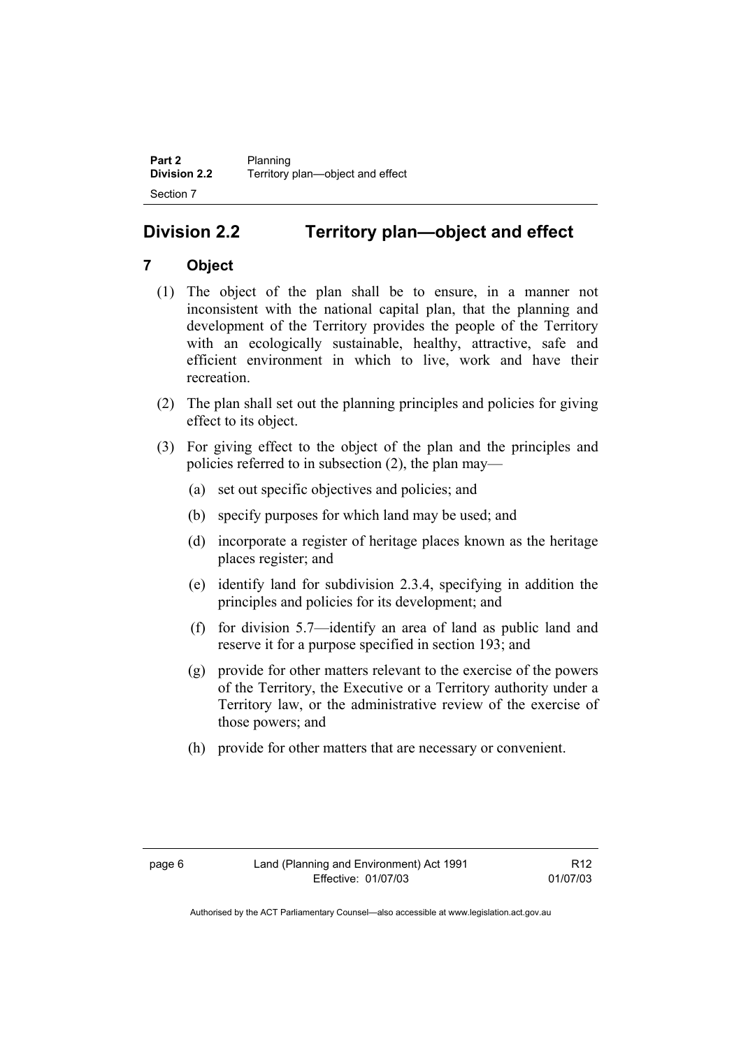## Division 2.2 Territory plan—object and effect

### 7 Object

(1) The object of the plan shall be to ensure, in a manner not inconsistent with the national capital plan, that the planning and development of the Territory provides the people of the Territory with an ecologically sustainable, healthy, attractive, safe and efficient environment in which to live, work and have their recreation.

(2) The plan shall set out the planning principles and policies for giving effect to its object.

(3) For giving effect to the object of the plan and the principles and policies referred to in subsection (2), the plan may—

(a) set out specific objectives and policies; and

(b) specify purposes for which land may be used; and

(d) incorporate a register of heritage places known as the heritage places register; and

(e) identify land for subdivision 2.3.4, specifying in addition the principles and policies for its development; and

(f) for division 5.7—identify an area of land as public land and reserve it for a purpose specified in section 193; and

(g) provide for other matters relevant to the exercise of the powers of the Territory, the Executive or a Territory authority under a Territory law, or the administrative review of the exercise of those powers; and

(h) provide for other matters that are necessary or convenient.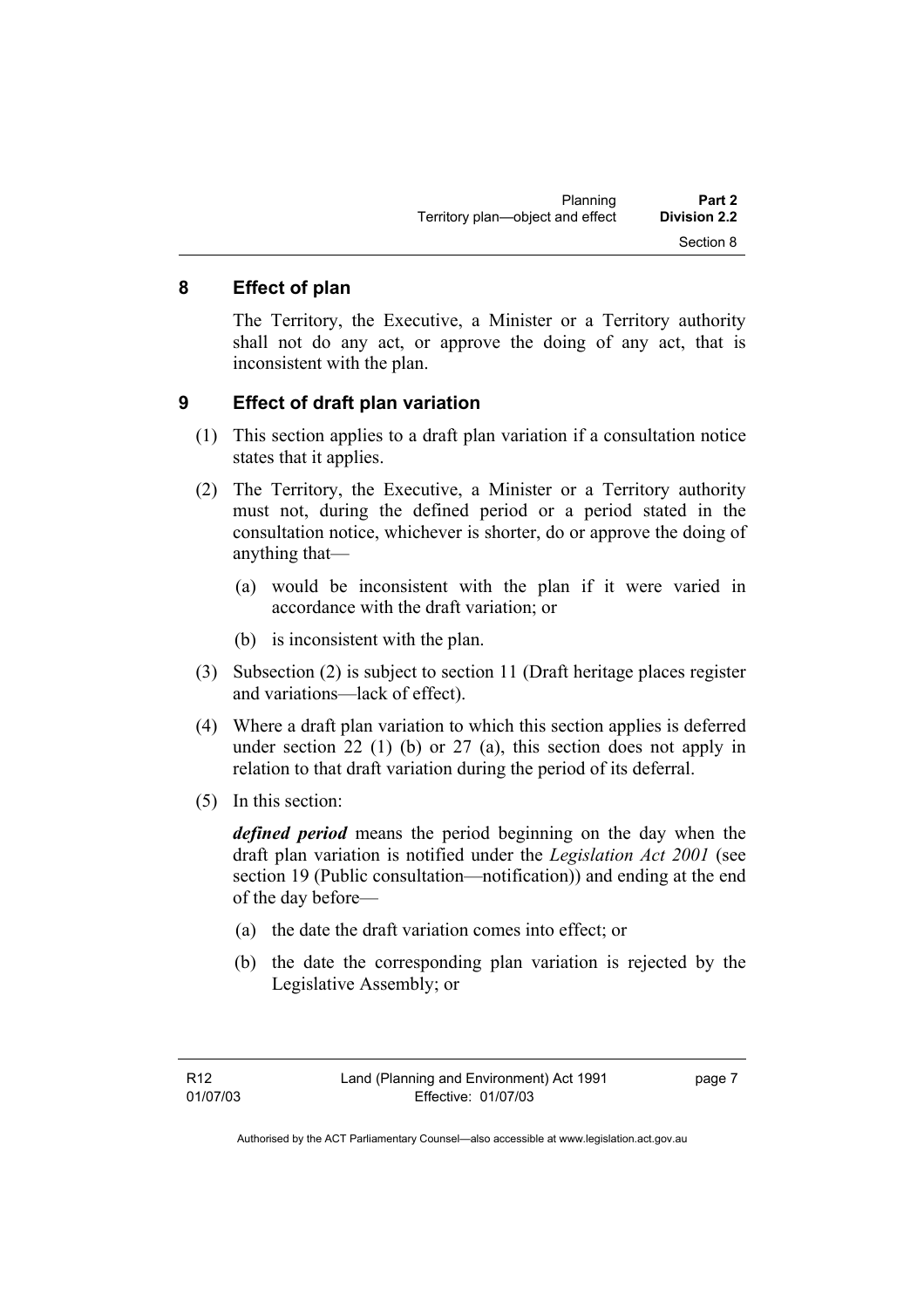## 8 Effect of plan

The Territory, the Executive, a Minister or a Territory authority shall not do any act, or approve the doing of any act, that is inconsistent with the plan.

## 9 Effect of draft plan variation

(1) This section applies to a draft plan variation if a consultation notice states that it applies.

(2) The Territory, the Executive, a Minister or a Territory authority must not, during the defined period or a period stated in the consultation notice, whichever is shorter, do or approve the doing of anything that—

(a) would be inconsistent with the plan if it were varied in accordance with the draft variation; or

(b) is inconsistent with the plan.

(3) Subsection (2) is subject to section 11 (Draft heritage places register and variations—lack of effect).

(4) Where a draft plan variation to which this section applies is deferred under section 22 (1) (b) or 27 (a), this section does not apply in relation to that draft variation during the period of its deferral.

(5) In this section:

***defined period*** means the period beginning on the day when the draft plan variation is notified under the *Legislation Act 2001* (see section 19 (Public consultation—notification)) and ending at the end of the day before—

(a) the date the draft variation comes into effect; or

(b) the date the corresponding plan variation is rejected by the Legislative Assembly; or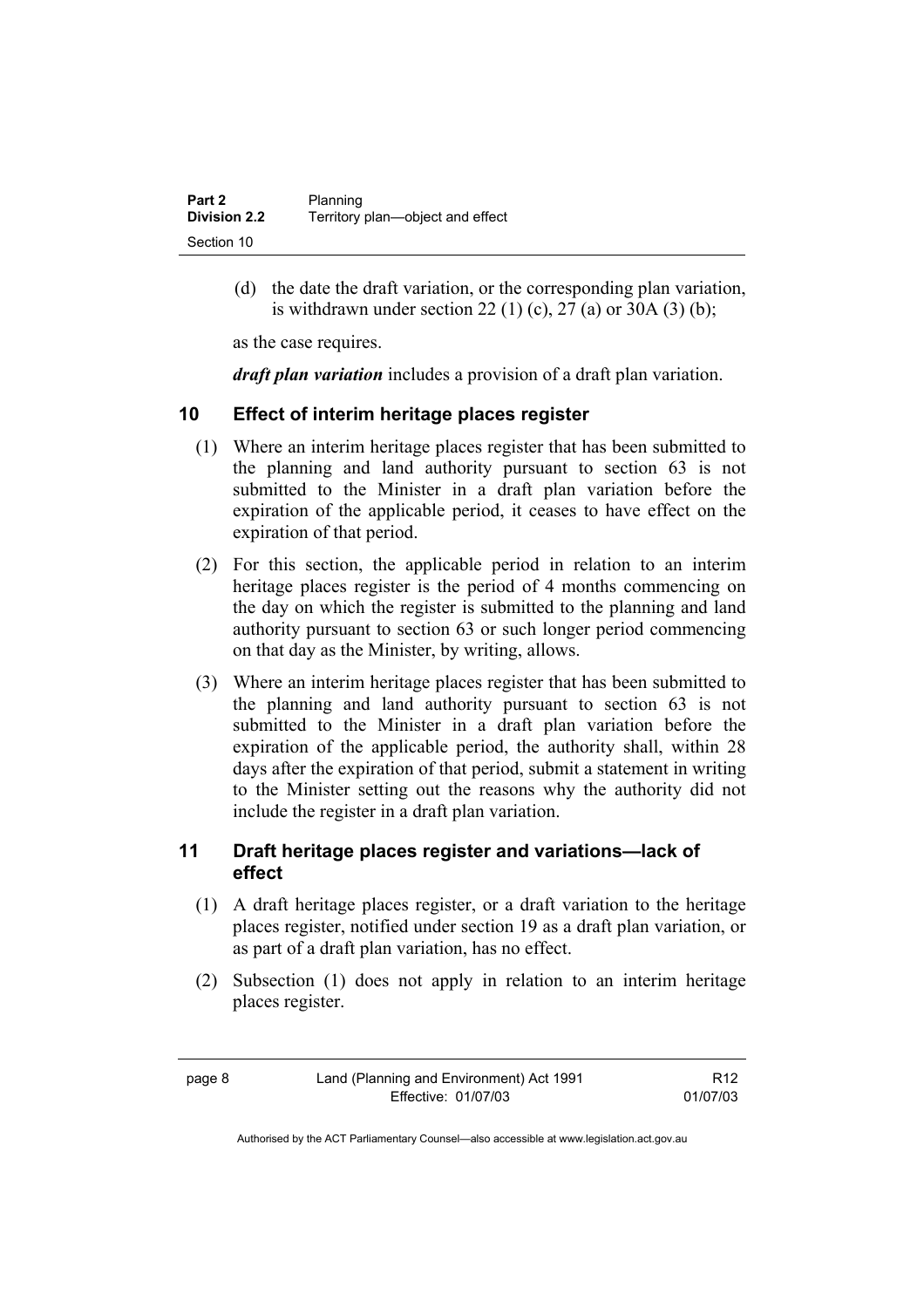(d) the date the draft variation, or the corresponding plan variation, is withdrawn under section 22 (1) (c), 27 (a) or 30A (3) (b);

as the case requires.

***draft plan variation*** includes a provision of a draft plan variation.

## 10 Effect of interim heritage places register

(1) Where an interim heritage places register that has been submitted to the planning and land authority pursuant to section 63 is not submitted to the Minister in a draft plan variation before the expiration of the applicable period, it ceases to have effect on the expiration of that period.

(2) For this section, the applicable period in relation to an interim heritage places register is the period of 4 months commencing on the day on which the register is submitted to the planning and land authority pursuant to section 63 or such longer period commencing on that day as the Minister, by writing, allows.

(3) Where an interim heritage places register that has been submitted to the planning and land authority pursuant to section 63 is not submitted to the Minister in a draft plan variation before the expiration of the applicable period, the authority shall, within 28 days after the expiration of that period, submit a statement in writing to the Minister setting out the reasons why the authority did not include the register in a draft plan variation.

## 11 Draft heritage places register and variations—lack of effect

(1) A draft heritage places register, or a draft variation to the heritage places register, notified under section 19 as a draft plan variation, or as part of a draft plan variation, has no effect.

(2) Subsection (1) does not apply in relation to an interim heritage places register.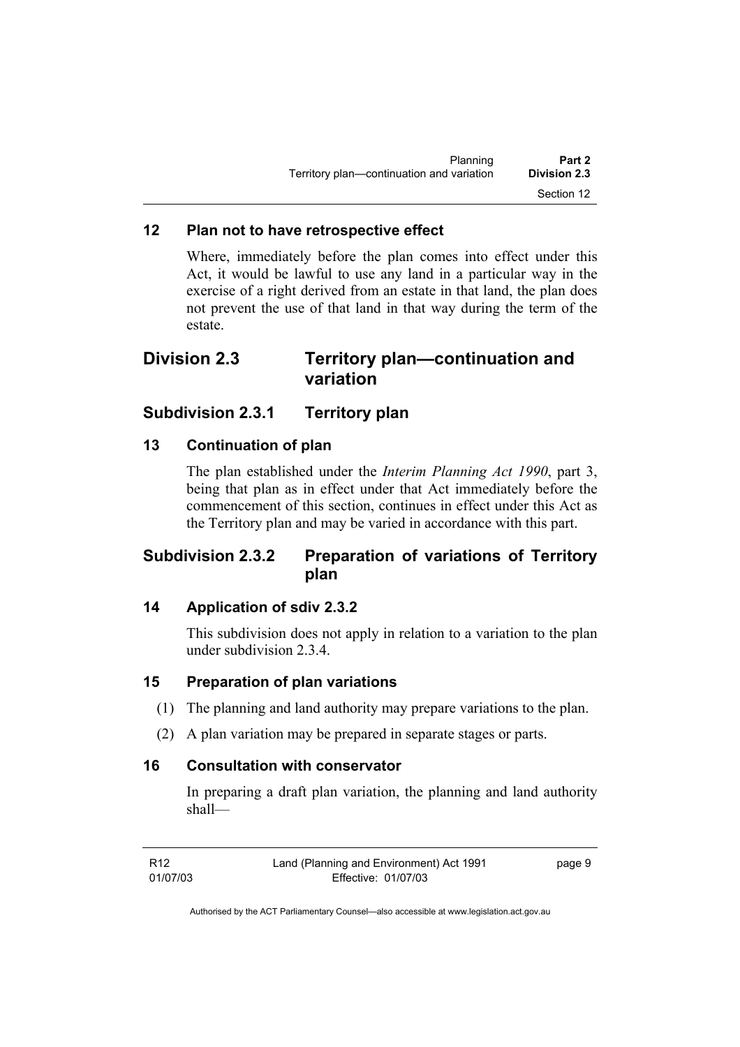## 12 Plan not to have retrospective effect

Where, immediately before the plan comes into effect under this Act, it would be lawful to use any land in a particular way in the exercise of a right derived from an estate in that land, the plan does not prevent the use of that land in that way during the term of the estate.

# Division 2.3 Territory plan—continuation and variation

## Subdivision 2.3.1 Territory plan

### 13 Continuation of plan

The plan established under the *Interim Planning Act 1990*, part 3, being that plan as in effect under that Act immediately before the commencement of this section, continues in effect under this Act as the Territory plan and may be varied in accordance with this part.

## Subdivision 2.3.2 Preparation of variations of Territory plan

### 14 Application of sdiv 2.3.2

This subdivision does not apply in relation to a variation to the plan under subdivision 2.3.4.

### 15 Preparation of plan variations

(1) The planning and land authority may prepare variations to the plan.

(2) A plan variation may be prepared in separate stages or parts.

### 16 Consultation with conservator

In preparing a draft plan variation, the planning and land authority shall—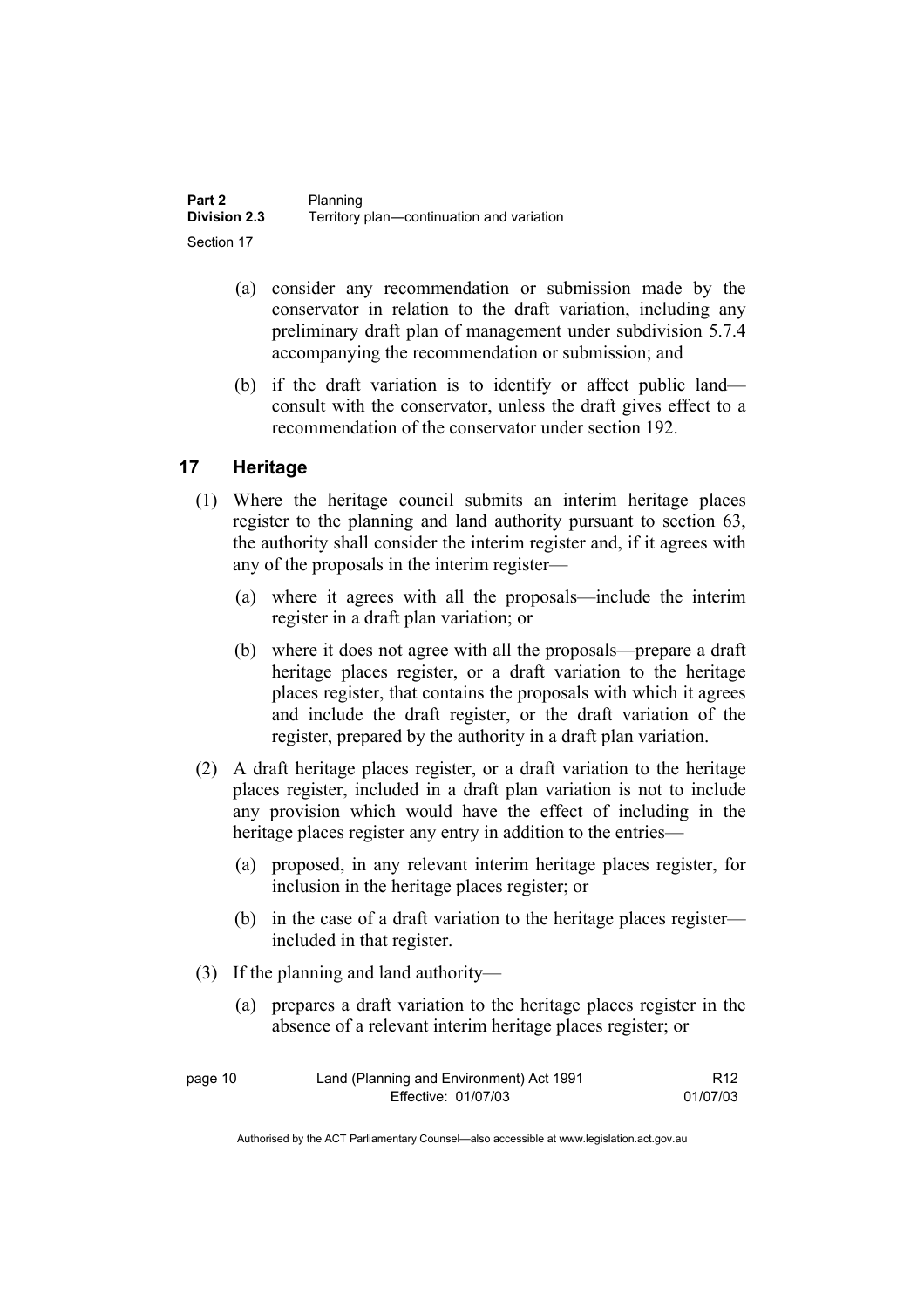(a) consider any recommendation or submission made by the conservator in relation to the draft variation, including any preliminary draft plan of management under subdivision 5.7.4 accompanying the recommendation or submission; and

(b) if the draft variation is to identify or affect public land—consult with the conservator, unless the draft gives effect to a recommendation of the conservator under section 192.

## 17 Heritage

(1) Where the heritage council submits an interim heritage places register to the planning and land authority pursuant to section 63, the authority shall consider the interim register and, if it agrees with any of the proposals in the interim register—

(a) where it agrees with all the proposals—include the interim register in a draft plan variation; or

(b) where it does not agree with all the proposals—prepare a draft heritage places register, or a draft variation to the heritage places register, that contains the proposals with which it agrees and include the draft register, or the draft variation of the register, prepared by the authority in a draft plan variation.

(2) A draft heritage places register, or a draft variation to the heritage places register, included in a draft plan variation is not to include any provision which would have the effect of including in the heritage places register any entry in addition to the entries—

(a) proposed, in any relevant interim heritage places register, for inclusion in the heritage places register; or

(b) in the case of a draft variation to the heritage places register—included in that register.

(3) If the planning and land authority—

(a) prepares a draft variation to the heritage places register in the absence of a relevant interim heritage places register; or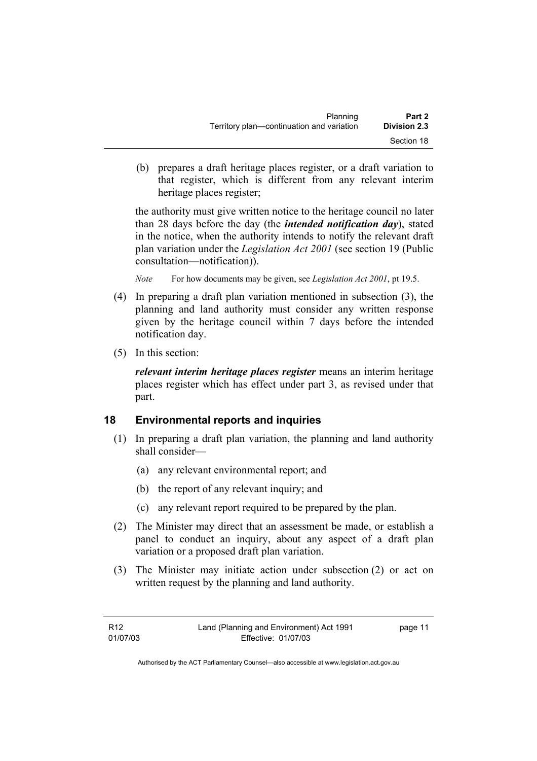(b) prepares a draft heritage places register, or a draft variation to that register, which is different from any relevant interim heritage places register;

the authority must give written notice to the heritage council no later than 28 days before the day (the ***intended notification day***), stated in the notice, when the authority intends to notify the relevant draft plan variation under the *Legislation Act 2001* (see section 19 (Public consultation—notification)).

*Note* For how documents may be given, see *Legislation Act 2001*, pt 19.5.

(4) In preparing a draft plan variation mentioned in subsection (3), the planning and land authority must consider any written response given by the heritage council within 7 days before the intended notification day.

(5) In this section:

***relevant interim heritage places register*** means an interim heritage places register which has effect under part 3, as revised under that part.

## 18 Environmental reports and inquiries

(1) In preparing a draft plan variation, the planning and land authority shall consider—

(a) any relevant environmental report; and

(b) the report of any relevant inquiry; and

(c) any relevant report required to be prepared by the plan.

(2) The Minister may direct that an assessment be made, or establish a panel to conduct an inquiry, about any aspect of a draft plan variation or a proposed draft plan variation.

(3) The Minister may initiate action under subsection (2) or act on written request by the planning and land authority.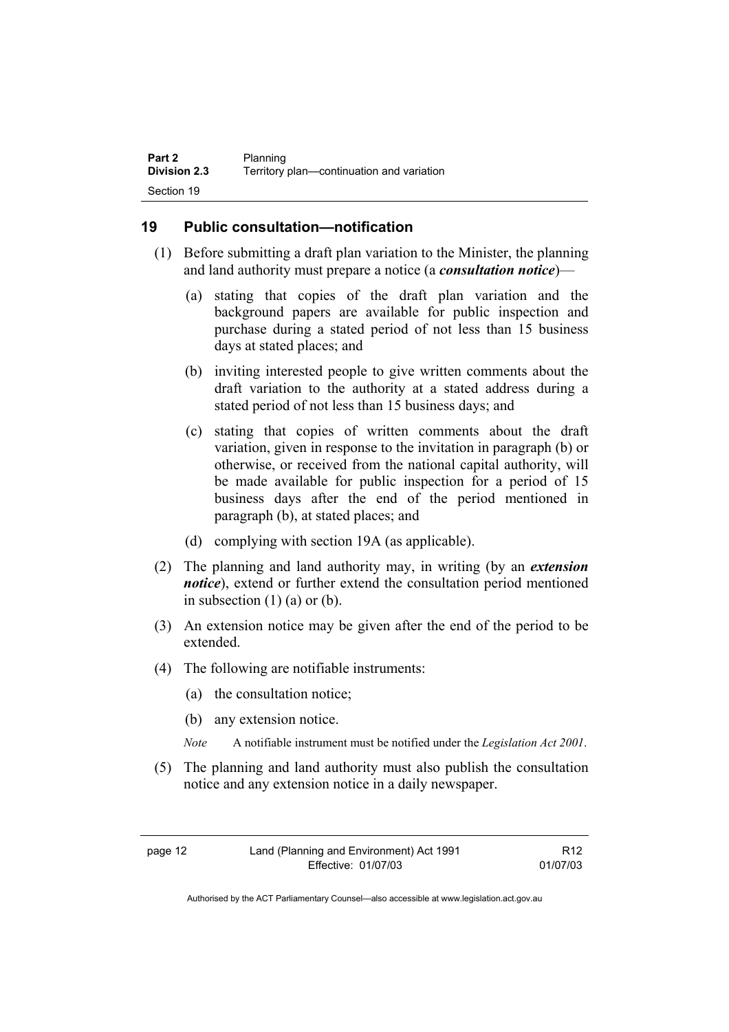## 19 Public consultation—notification

(1) Before submitting a draft plan variation to the Minister, the planning and land authority must prepare a notice (a ***consultation notice***)—

(a) stating that copies of the draft plan variation and the background papers are available for public inspection and purchase during a stated period of not less than 15 business days at stated places; and

(b) inviting interested people to give written comments about the draft variation to the authority at a stated address during a stated period of not less than 15 business days; and

(c) stating that copies of written comments about the draft variation, given in response to the invitation in paragraph (b) or otherwise, or received from the national capital authority, will be made available for public inspection for a period of 15 business days after the end of the period mentioned in paragraph (b), at stated places; and

(d) complying with section 19A (as applicable).

(2) The planning and land authority may, in writing (by an ***extension notice***), extend or further extend the consultation period mentioned in subsection (1) (a) or (b).

(3) An extension notice may be given after the end of the period to be extended.

(4) The following are notifiable instruments:

(a) the consultation notice;

(b) any extension notice.

*Note* A notifiable instrument must be notified under the *Legislation Act 2001*.

(5) The planning and land authority must also publish the consultation notice and any extension notice in a daily newspaper.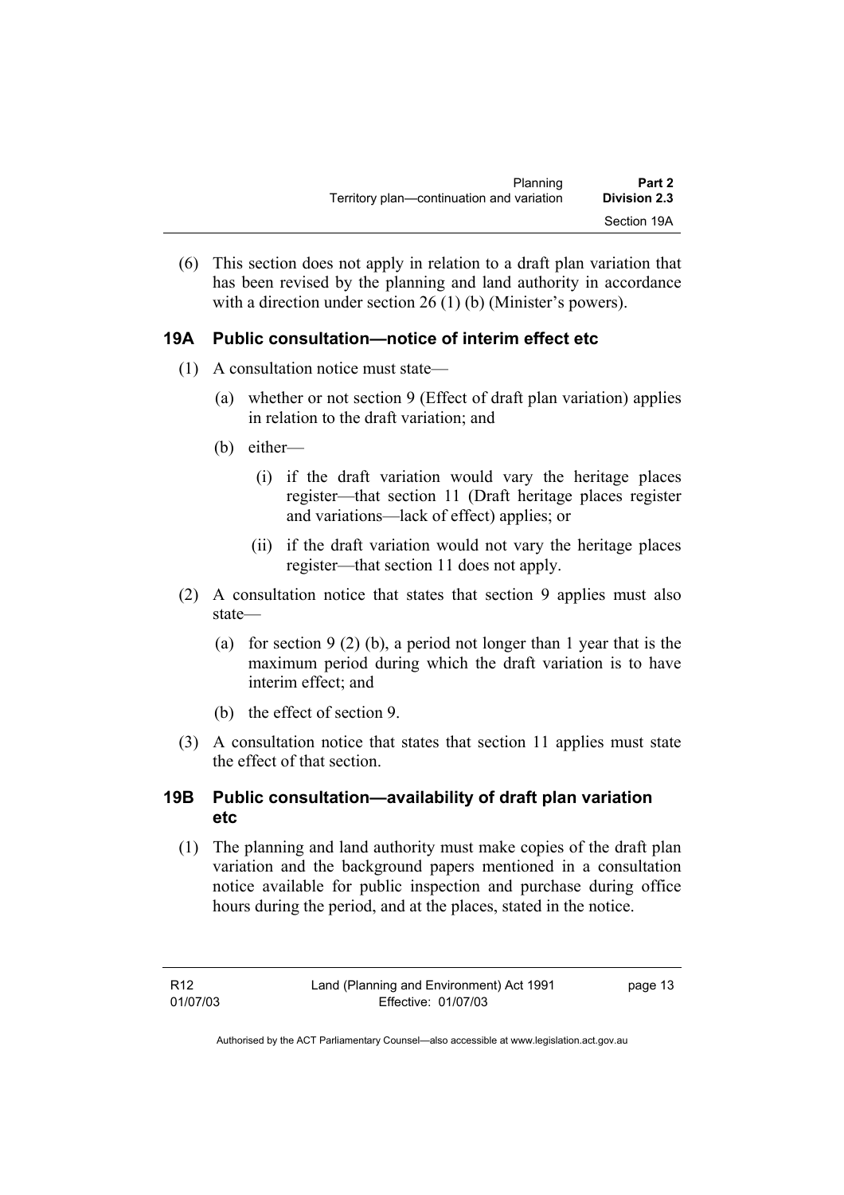(6) This section does not apply in relation to a draft plan variation that has been revised by the planning and land authority in accordance with a direction under section 26 (1) (b) (Minister's powers).

### 19A Public consultation—notice of interim effect etc

(1) A consultation notice must state—

(a) whether or not section 9 (Effect of draft plan variation) applies in relation to the draft variation; and

(b) either—

(i) if the draft variation would vary the heritage places register—that section 11 (Draft heritage places register and variations—lack of effect) applies; or

(ii) if the draft variation would not vary the heritage places register—that section 11 does not apply.

(2) A consultation notice that states that section 9 applies must also state—

(a) for section 9 (2) (b), a period not longer than 1 year that is the maximum period during which the draft variation is to have interim effect; and

(b) the effect of section 9.

(3) A consultation notice that states that section 11 applies must state the effect of that section.

### 19B Public consultation—availability of draft plan variation etc

(1) The planning and land authority must make copies of the draft plan variation and the background papers mentioned in a consultation notice available for public inspection and purchase during office hours during the period, and at the places, stated in the notice.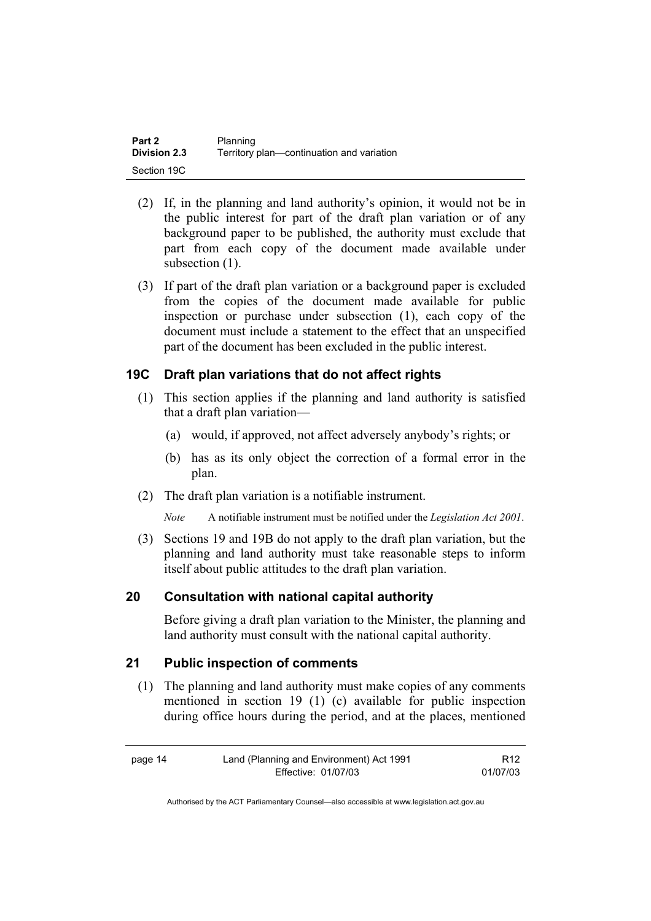(2) If, in the planning and land authority's opinion, it would not be in the public interest for part of the draft plan variation or of any background paper to be published, the authority must exclude that part from each copy of the document made available under subsection (1).

(3) If part of the draft plan variation or a background paper is excluded from the copies of the document made available for public inspection or purchase under subsection (1), each copy of the document must include a statement to the effect that an unspecified part of the document has been excluded in the public interest.

### 19C Draft plan variations that do not affect rights

(1) This section applies if the planning and land authority is satisfied that a draft plan variation—

(a) would, if approved, not affect adversely anybody's rights; or

(b) has as its only object the correction of a formal error in the plan.

(2) The draft plan variation is a notifiable instrument.

*Note* A notifiable instrument must be notified under the *Legislation Act 2001*.

(3) Sections 19 and 19B do not apply to the draft plan variation, but the planning and land authority must take reasonable steps to inform itself about public attitudes to the draft plan variation.

### 20 Consultation with national capital authority

Before giving a draft plan variation to the Minister, the planning and land authority must consult with the national capital authority.

### 21 Public inspection of comments

(1) The planning and land authority must make copies of any comments mentioned in section 19 (1) (c) available for public inspection during office hours during the period, and at the places, mentioned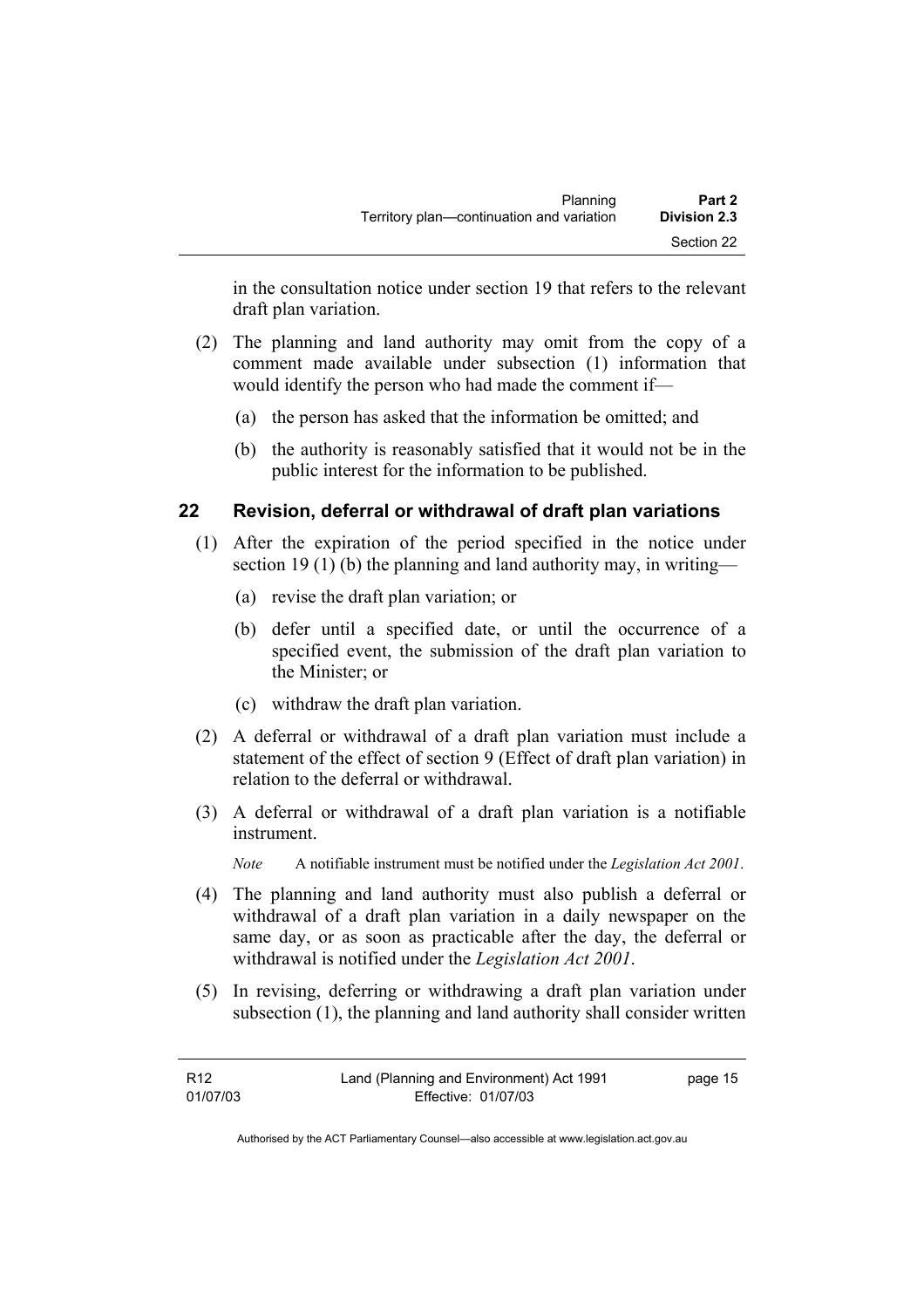in the consultation notice under section 19 that refers to the relevant draft plan variation.

(2) The planning and land authority may omit from the copy of a comment made available under subsection (1) information that would identify the person who had made the comment if—

(a) the person has asked that the information be omitted; and

(b) the authority is reasonably satisfied that it would not be in the public interest for the information to be published.

## 22 Revision, deferral or withdrawal of draft plan variations

(1) After the expiration of the period specified in the notice under section 19 (1) (b) the planning and land authority may, in writing—

(a) revise the draft plan variation; or

(b) defer until a specified date, or until the occurrence of a specified event, the submission of the draft plan variation to the Minister; or

(c) withdraw the draft plan variation.

(2) A deferral or withdrawal of a draft plan variation must include a statement of the effect of section 9 (Effect of draft plan variation) in relation to the deferral or withdrawal.

(3) A deferral or withdrawal of a draft plan variation is a notifiable instrument.

*Note* A notifiable instrument must be notified under the *Legislation Act 2001*.

(4) The planning and land authority must also publish a deferral or withdrawal of a draft plan variation in a daily newspaper on the same day, or as soon as practicable after the day, the deferral or withdrawal is notified under the *Legislation Act 2001*.

(5) In revising, deferring or withdrawing a draft plan variation under subsection (1), the planning and land authority shall consider written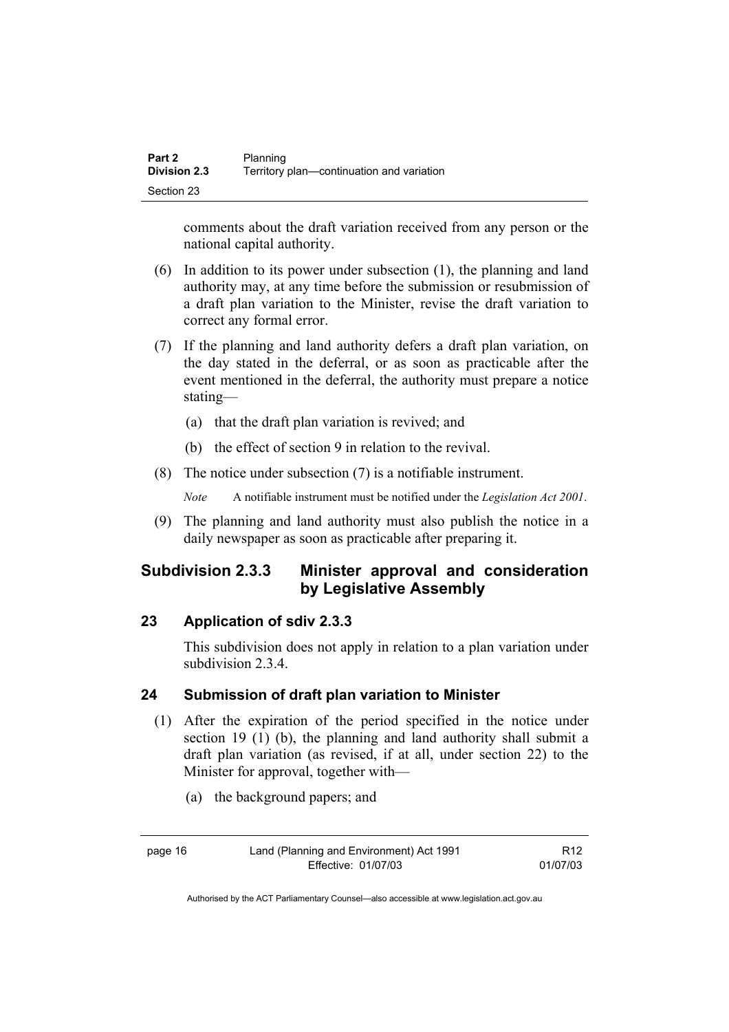comments about the draft variation received from any person or the national capital authority.

(6) In addition to its power under subsection (1), the planning and land authority may, at any time before the submission or resubmission of a draft plan variation to the Minister, revise the draft variation to correct any formal error.

(7) If the planning and land authority defers a draft plan variation, on the day stated in the deferral, or as soon as practicable after the event mentioned in the deferral, the authority must prepare a notice stating—

(a) that the draft plan variation is revived; and

(b) the effect of section 9 in relation to the revival.

(8) The notice under subsection (7) is a notifiable instrument.

*Note* A notifiable instrument must be notified under the *Legislation Act 2001*.

(9) The planning and land authority must also publish the notice in a daily newspaper as soon as practicable after preparing it.

## Subdivision 2.3.3 Minister approval and consideration by Legislative Assembly

### 23 Application of sdiv 2.3.3

This subdivision does not apply in relation to a plan variation under subdivision 2.3.4.

### 24 Submission of draft plan variation to Minister

(1) After the expiration of the period specified in the notice under section 19 (1) (b), the planning and land authority shall submit a draft plan variation (as revised, if at all, under section 22) to the Minister for approval, together with—

(a) the background papers; and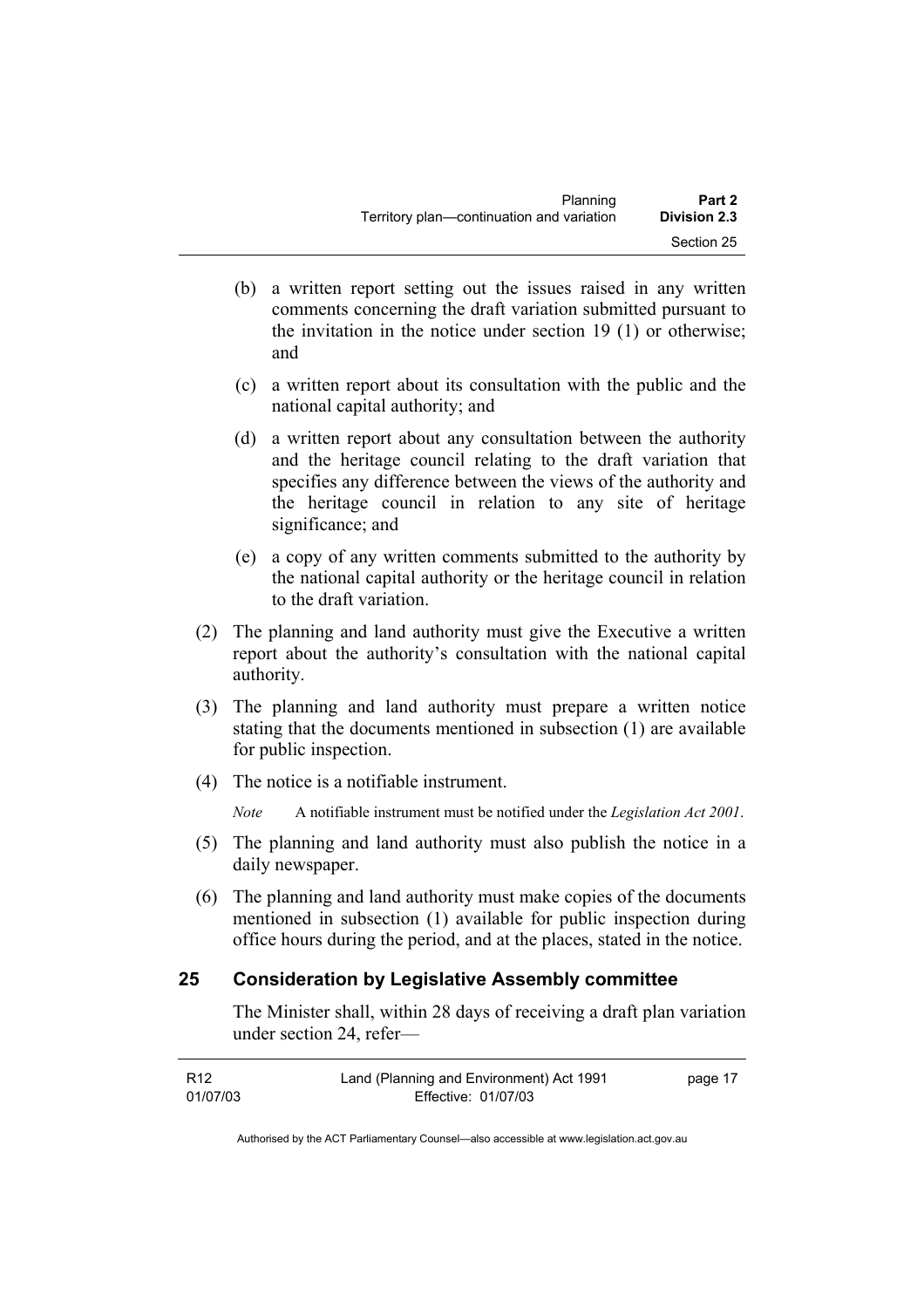(b) a written report setting out the issues raised in any written comments concerning the draft variation submitted pursuant to the invitation in the notice under section 19 (1) or otherwise; and

(c) a written report about its consultation with the public and the national capital authority; and

(d) a written report about any consultation between the authority and the heritage council relating to the draft variation that specifies any difference between the views of the authority and the heritage council in relation to any site of heritage significance; and

(e) a copy of any written comments submitted to the authority by the national capital authority or the heritage council in relation to the draft variation.

(2) The planning and land authority must give the Executive a written report about the authority's consultation with the national capital authority.

(3) The planning and land authority must prepare a written notice stating that the documents mentioned in subsection (1) are available for public inspection.

(4) The notice is a notifiable instrument.

*Note* A notifiable instrument must be notified under the *Legislation Act 2001*.

(5) The planning and land authority must also publish the notice in a daily newspaper.

(6) The planning and land authority must make copies of the documents mentioned in subsection (1) available for public inspection during office hours during the period, and at the places, stated in the notice.

## 25 Consideration by Legislative Assembly committee

The Minister shall, within 28 days of receiving a draft plan variation under section 24, refer—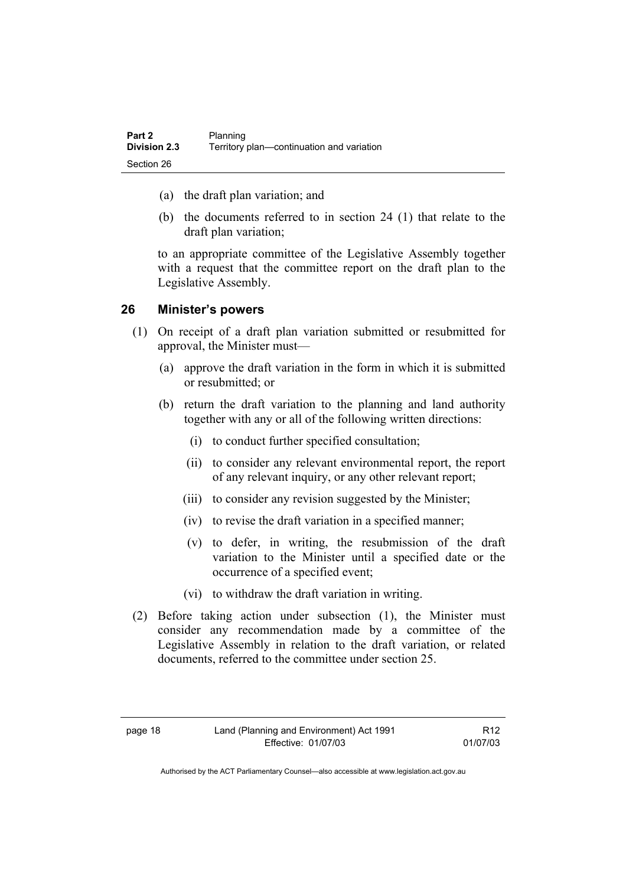(a) the draft plan variation; and

(b) the documents referred to in section 24 (1) that relate to the draft plan variation;

to an appropriate committee of the Legislative Assembly together with a request that the committee report on the draft plan to the Legislative Assembly.

## 26 Minister's powers

(1) On receipt of a draft plan variation submitted or resubmitted for approval, the Minister must—

(a) approve the draft variation in the form in which it is submitted or resubmitted; or

(b) return the draft variation to the planning and land authority together with any or all of the following written directions:

(i) to conduct further specified consultation;

(ii) to consider any relevant environmental report, the report of any relevant inquiry, or any other relevant report;

(iii) to consider any revision suggested by the Minister;

(iv) to revise the draft variation in a specified manner;

(v) to defer, in writing, the resubmission of the draft variation to the Minister until a specified date or the occurrence of a specified event;

(vi) to withdraw the draft variation in writing.

(2) Before taking action under subsection (1), the Minister must consider any recommendation made by a committee of the Legislative Assembly in relation to the draft variation, or related documents, referred to the committee under section 25.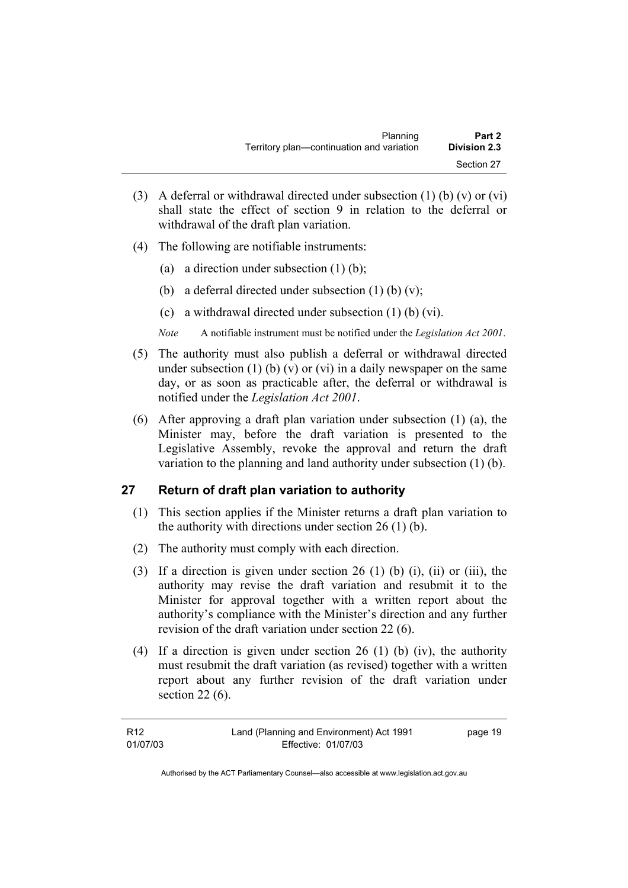(3) A deferral or withdrawal directed under subsection (1) (b) (v) or (vi) shall state the effect of section 9 in relation to the deferral or withdrawal of the draft plan variation.

(4) The following are notifiable instruments:

   (a) a direction under subsection (1) (b);

   (b) a deferral directed under subsection (1) (b) (v);

   (c) a withdrawal directed under subsection (1) (b) (vi).

*Note* A notifiable instrument must be notified under the *Legislation Act 2001*.

(5) The authority must also publish a deferral or withdrawal directed under subsection (1) (b) (v) or (vi) in a daily newspaper on the same day, or as soon as practicable after, the deferral or withdrawal is notified under the *Legislation Act 2001*.

(6) After approving a draft plan variation under subsection (1) (a), the Minister may, before the draft variation is presented to the Legislative Assembly, revoke the approval and return the draft variation to the planning and land authority under subsection (1) (b).

## 27 Return of draft plan variation to authority

(1) This section applies if the Minister returns a draft plan variation to the authority with directions under section 26 (1) (b).

(2) The authority must comply with each direction.

(3) If a direction is given under section 26 (1) (b) (i), (ii) or (iii), the authority may revise the draft variation and resubmit it to the Minister for approval together with a written report about the authority's compliance with the Minister's direction and any further revision of the draft variation under section 22 (6).

(4) If a direction is given under section 26 (1) (b) (iv), the authority must resubmit the draft variation (as revised) together with a written report about any further revision of the draft variation under section 22 (6).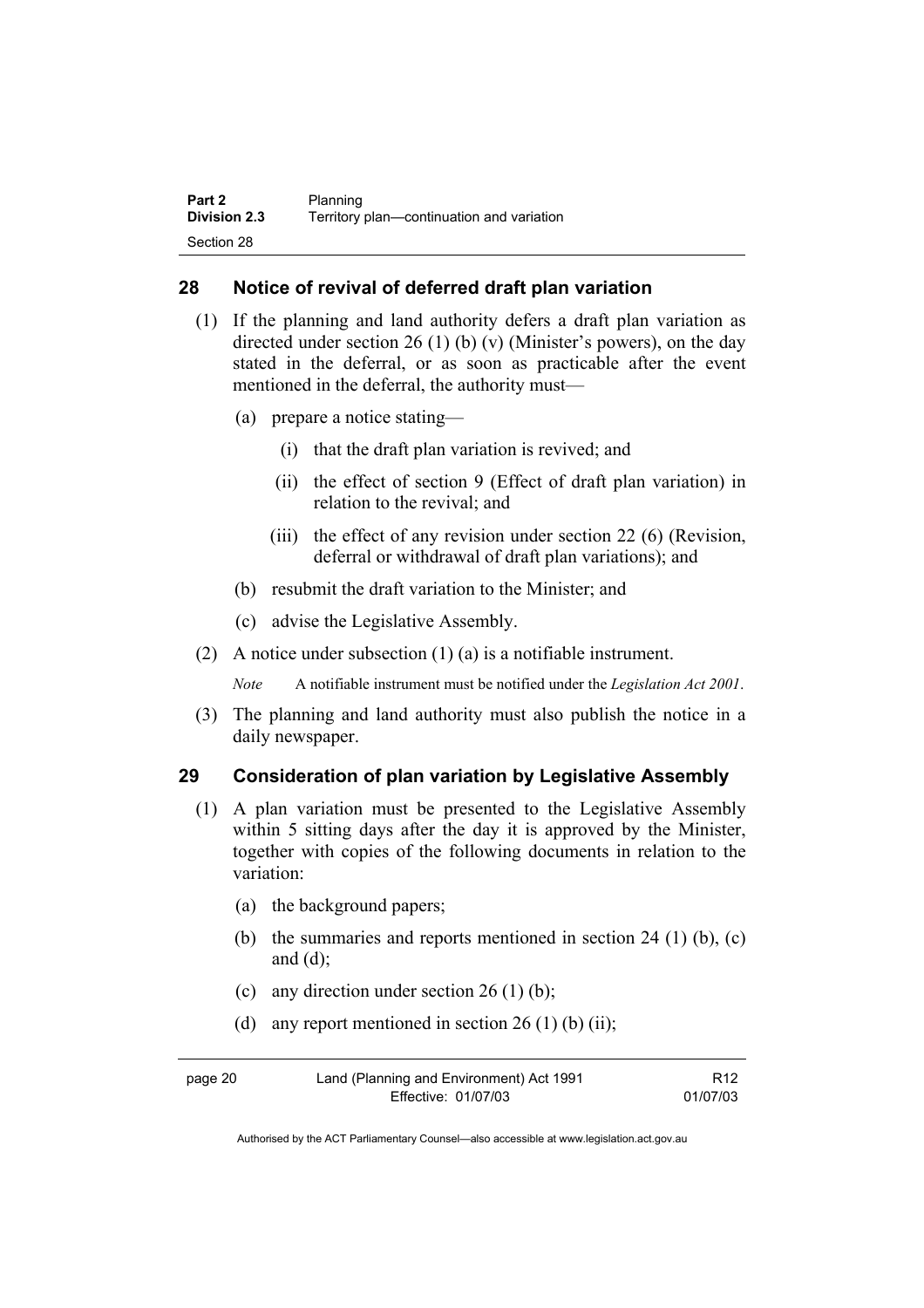## 28 Notice of revival of deferred draft plan variation

(1) If the planning and land authority defers a draft plan variation as directed under section 26 (1) (b) (v) (Minister's powers), on the day stated in the deferral, or as soon as practicable after the event mentioned in the deferral, the authority must—

(a) prepare a notice stating—

(i) that the draft plan variation is revived; and

(ii) the effect of section 9 (Effect of draft plan variation) in relation to the revival; and

(iii) the effect of any revision under section 22 (6) (Revision, deferral or withdrawal of draft plan variations); and

(b) resubmit the draft variation to the Minister; and

(c) advise the Legislative Assembly.

(2) A notice under subsection (1) (a) is a notifiable instrument.

*Note* A notifiable instrument must be notified under the *Legislation Act 2001*.

(3) The planning and land authority must also publish the notice in a daily newspaper.

## 29 Consideration of plan variation by Legislative Assembly

(1) A plan variation must be presented to the Legislative Assembly within 5 sitting days after the day it is approved by the Minister, together with copies of the following documents in relation to the variation:

(a) the background papers;

(b) the summaries and reports mentioned in section 24 (1) (b), (c) and (d);

(c) any direction under section 26 (1) (b);

(d) any report mentioned in section 26 (1) (b) (ii);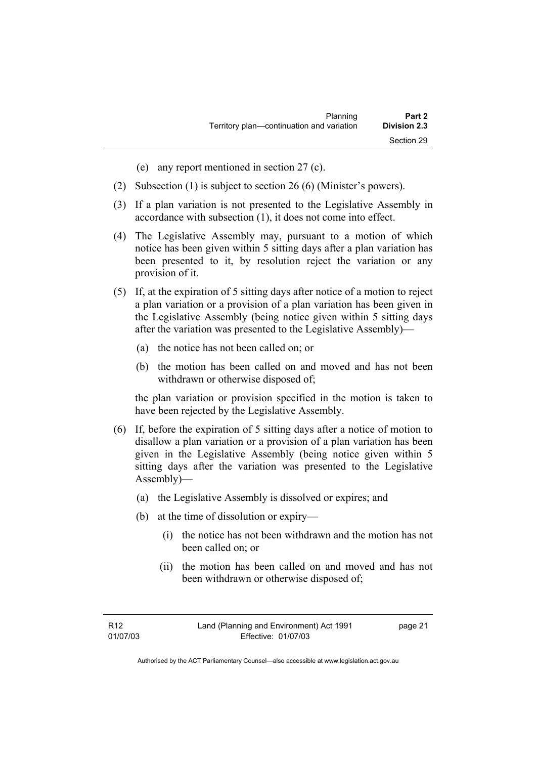(e) any report mentioned in section 27 (c).

(2) Subsection (1) is subject to section 26 (6) (Minister's powers).

(3) If a plan variation is not presented to the Legislative Assembly in accordance with subsection (1), it does not come into effect.

(4) The Legislative Assembly may, pursuant to a motion of which notice has been given within 5 sitting days after a plan variation has been presented to it, by resolution reject the variation or any provision of it.

(5) If, at the expiration of 5 sitting days after notice of a motion to reject a plan variation or a provision of a plan variation has been given in the Legislative Assembly (being notice given within 5 sitting days after the variation was presented to the Legislative Assembly)—

   (a) the notice has not been called on; or

   (b) the motion has been called on and moved and has not been withdrawn or otherwise disposed of;

   the plan variation or provision specified in the motion is taken to have been rejected by the Legislative Assembly.

(6) If, before the expiration of 5 sitting days after a notice of motion to disallow a plan variation or a provision of a plan variation has been given in the Legislative Assembly (being notice given within 5 sitting days after the variation was presented to the Legislative Assembly)—

   (a) the Legislative Assembly is dissolved or expires; and

   (b) at the time of dissolution or expiry—

      (i) the notice has not been withdrawn and the motion has not been called on; or

      (ii) the motion has been called on and moved and has not been withdrawn or otherwise disposed of;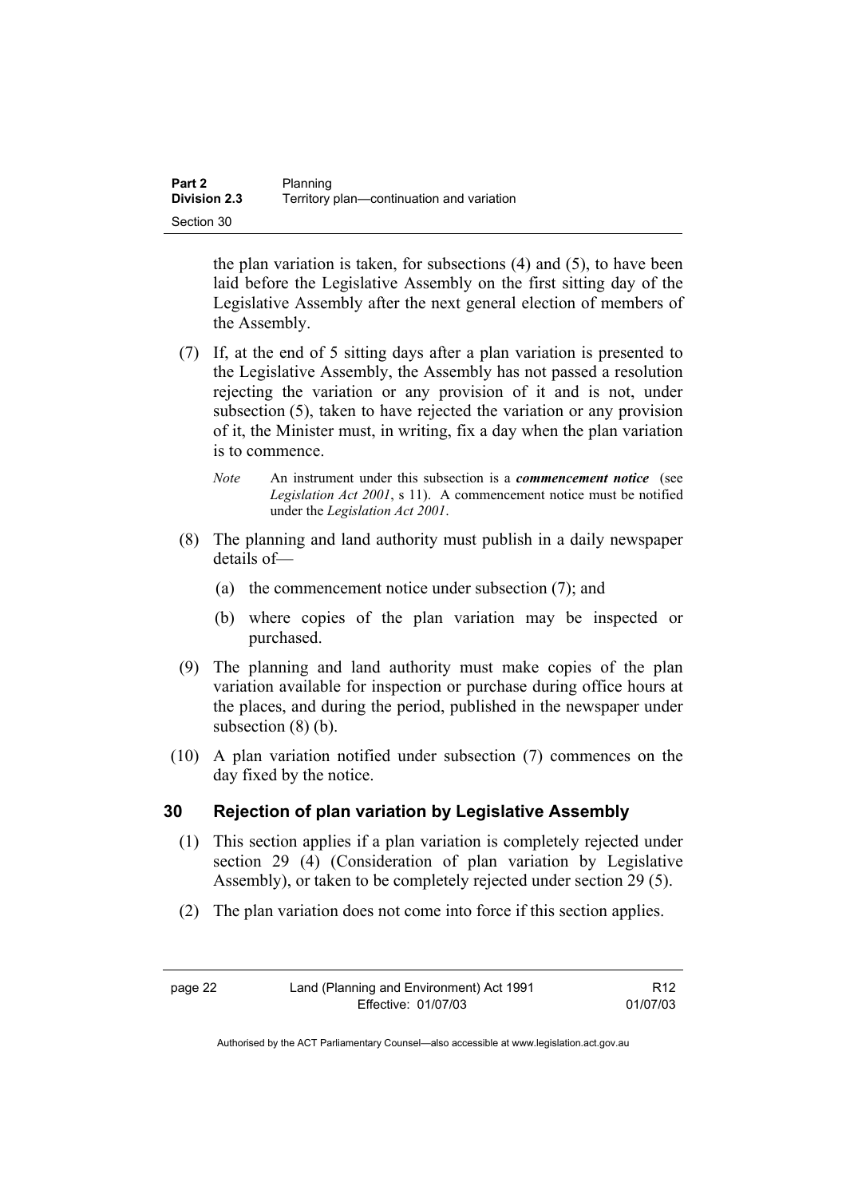the plan variation is taken, for subsections (4) and (5), to have been laid before the Legislative Assembly on the first sitting day of the Legislative Assembly after the next general election of members of the Assembly.

(7) If, at the end of 5 sitting days after a plan variation is presented to the Legislative Assembly, the Assembly has not passed a resolution rejecting the variation or any provision of it and is not, under subsection (5), taken to have rejected the variation or any provision of it, the Minister must, in writing, fix a day when the plan variation is to commence.

*Note* An instrument under this subsection is a ***commencement notice*** (see *Legislation Act 2001*, s 11). A commencement notice must be notified under the *Legislation Act 2001*.

(8) The planning and land authority must publish in a daily newspaper details of—

(a) the commencement notice under subsection (7); and

(b) where copies of the plan variation may be inspected or purchased.

(9) The planning and land authority must make copies of the plan variation available for inspection or purchase during office hours at the places, and during the period, published in the newspaper under subsection (8) (b).

(10) A plan variation notified under subsection (7) commences on the day fixed by the notice.

## 30 Rejection of plan variation by Legislative Assembly

(1) This section applies if a plan variation is completely rejected under section 29 (4) (Consideration of plan variation by Legislative Assembly), or taken to be completely rejected under section 29 (5).

(2) The plan variation does not come into force if this section applies.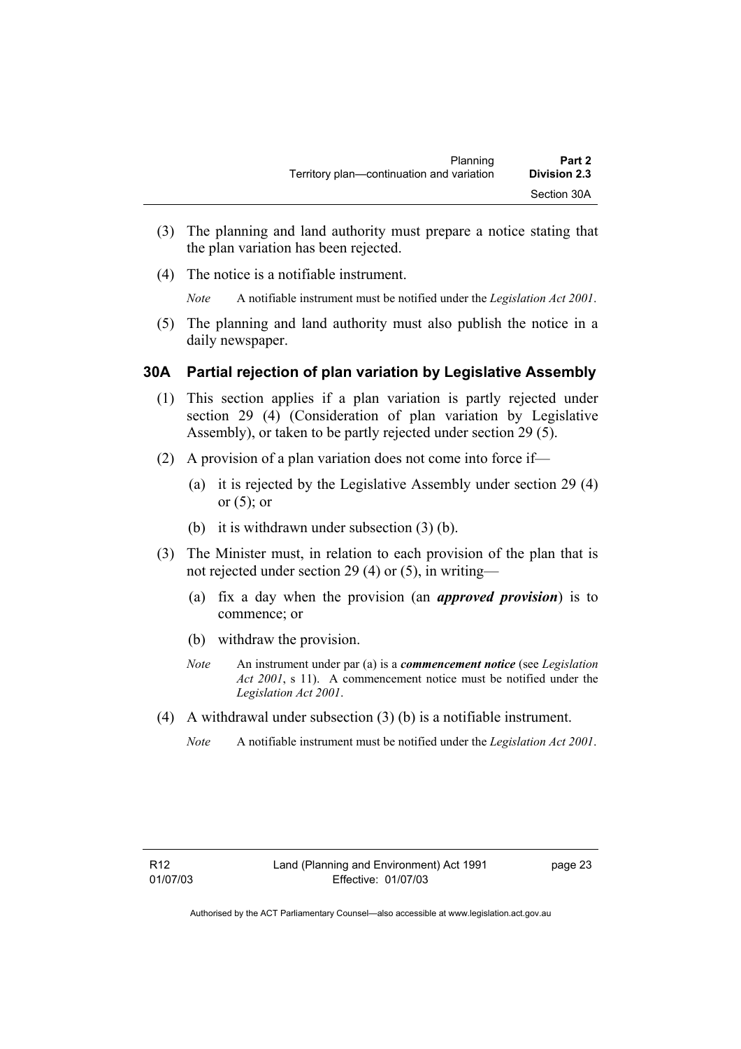(3) The planning and land authority must prepare a notice stating that the plan variation has been rejected.

(4) The notice is a notifiable instrument.

*Note* A notifiable instrument must be notified under the *Legislation Act 2001*.

(5) The planning and land authority must also publish the notice in a daily newspaper.

## 30A Partial rejection of plan variation by Legislative Assembly

(1) This section applies if a plan variation is partly rejected under section 29 (4) (Consideration of plan variation by Legislative Assembly), or taken to be partly rejected under section 29 (5).

(2) A provision of a plan variation does not come into force if—

(a) it is rejected by the Legislative Assembly under section 29 (4) or (5); or

(b) it is withdrawn under subsection (3) (b).

(3) The Minister must, in relation to each provision of the plan that is not rejected under section 29 (4) or (5), in writing—

(a) fix a day when the provision (an ***approved provision***) is to commence; or

(b) withdraw the provision.

*Note* An instrument under par (a) is a ***commencement notice*** (see *Legislation Act 2001*, s 11). A commencement notice must be notified under the *Legislation Act 2001*.

(4) A withdrawal under subsection (3) (b) is a notifiable instrument.

*Note* A notifiable instrument must be notified under the *Legislation Act 2001*.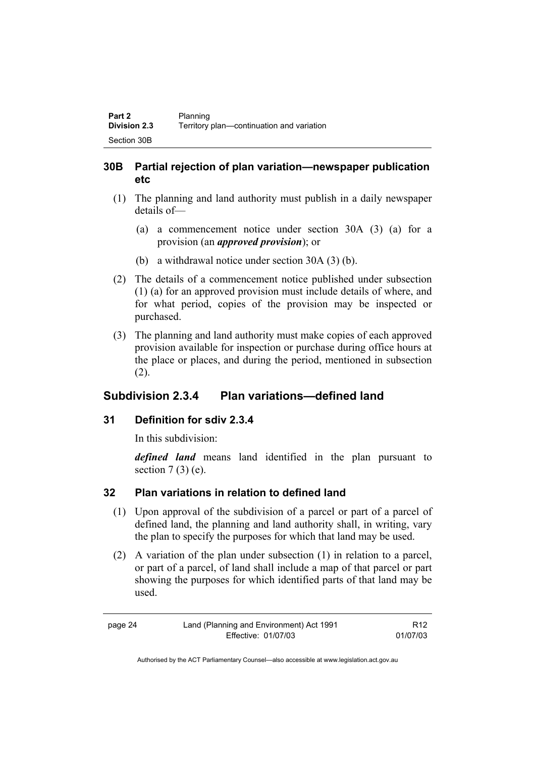## 30B Partial rejection of plan variation—newspaper publication etc

(1) The planning and land authority must publish in a daily newspaper details of—

(a) a commencement notice under section 30A (3) (a) for a provision (an ***approved provision***); or

(b) a withdrawal notice under section 30A (3) (b).

(2) The details of a commencement notice published under subsection (1) (a) for an approved provision must include details of where, and for what period, copies of the provision may be inspected or purchased.

(3) The planning and land authority must make copies of each approved provision available for inspection or purchase during office hours at the place or places, and during the period, mentioned in subsection (2).

# Subdivision 2.3.4 Plan variations—defined land

## 31 Definition for sdiv 2.3.4

In this subdivision:

***defined land*** means land identified in the plan pursuant to section 7 (3) (e).

## 32 Plan variations in relation to defined land

(1) Upon approval of the subdivision of a parcel or part of a parcel of defined land, the planning and land authority shall, in writing, vary the plan to specify the purposes for which that land may be used.

(2) A variation of the plan under subsection (1) in relation to a parcel, or part of a parcel, of land shall include a map of that parcel or part showing the purposes for which identified parts of that land may be used.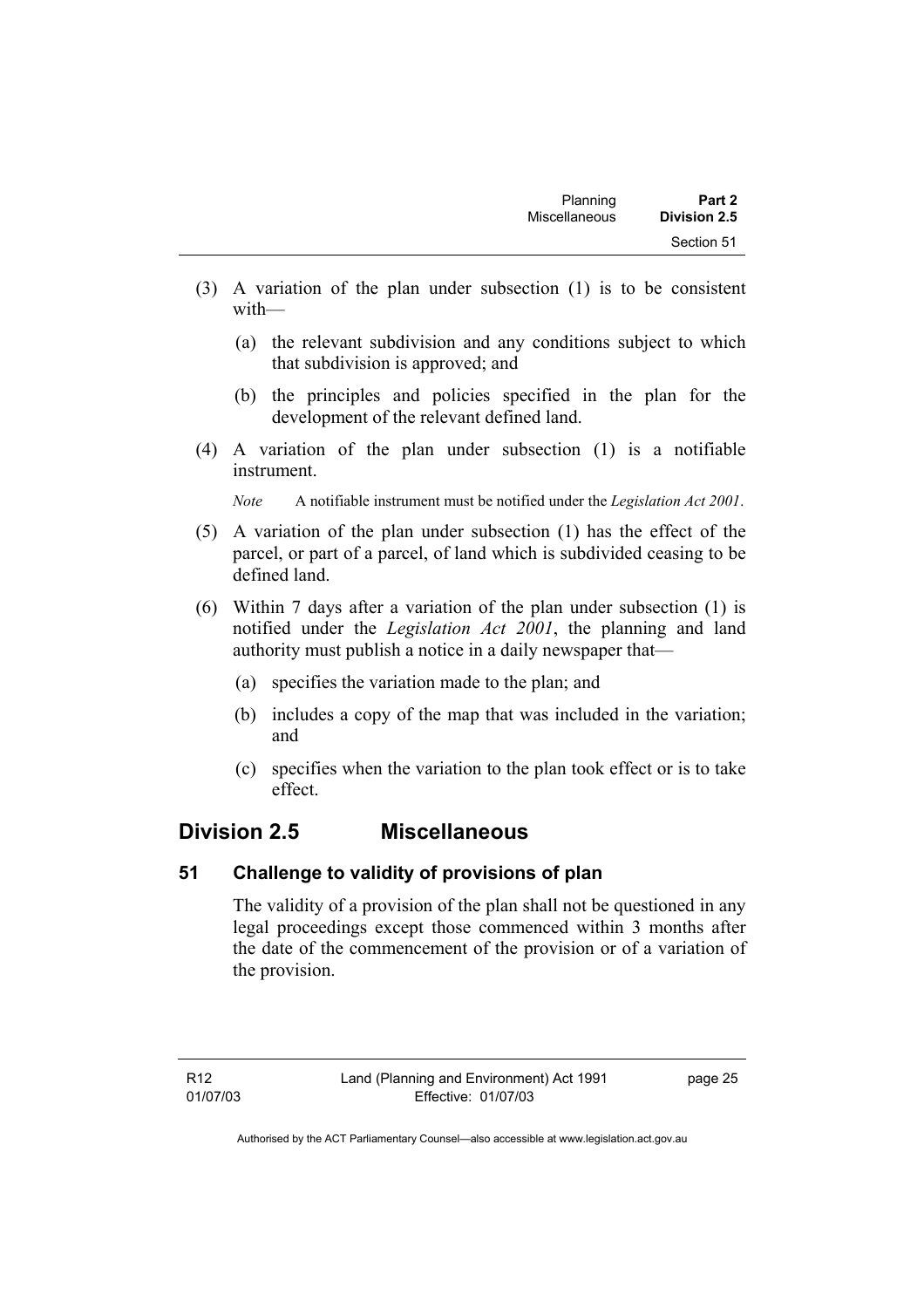(3) A variation of the plan under subsection (1) is to be consistent with—

  (a) the relevant subdivision and any conditions subject to which that subdivision is approved; and

  (b) the principles and policies specified in the plan for the development of the relevant defined land.

(4) A variation of the plan under subsection (1) is a notifiable instrument.

*Note* A notifiable instrument must be notified under the *Legislation Act 2001*.

(5) A variation of the plan under subsection (1) has the effect of the parcel, or part of a parcel, of land which is subdivided ceasing to be defined land.

(6) Within 7 days after a variation of the plan under subsection (1) is notified under the *Legislation Act 2001*, the planning and land authority must publish a notice in a daily newspaper that—

  (a) specifies the variation made to the plan; and

  (b) includes a copy of the map that was included in the variation; and

  (c) specifies when the variation to the plan took effect or is to take effect.

## Division 2.5 Miscellaneous

### 51 Challenge to validity of provisions of plan

The validity of a provision of the plan shall not be questioned in any legal proceedings except those commenced within 3 months after the date of the commencement of the provision or of a variation of the provision.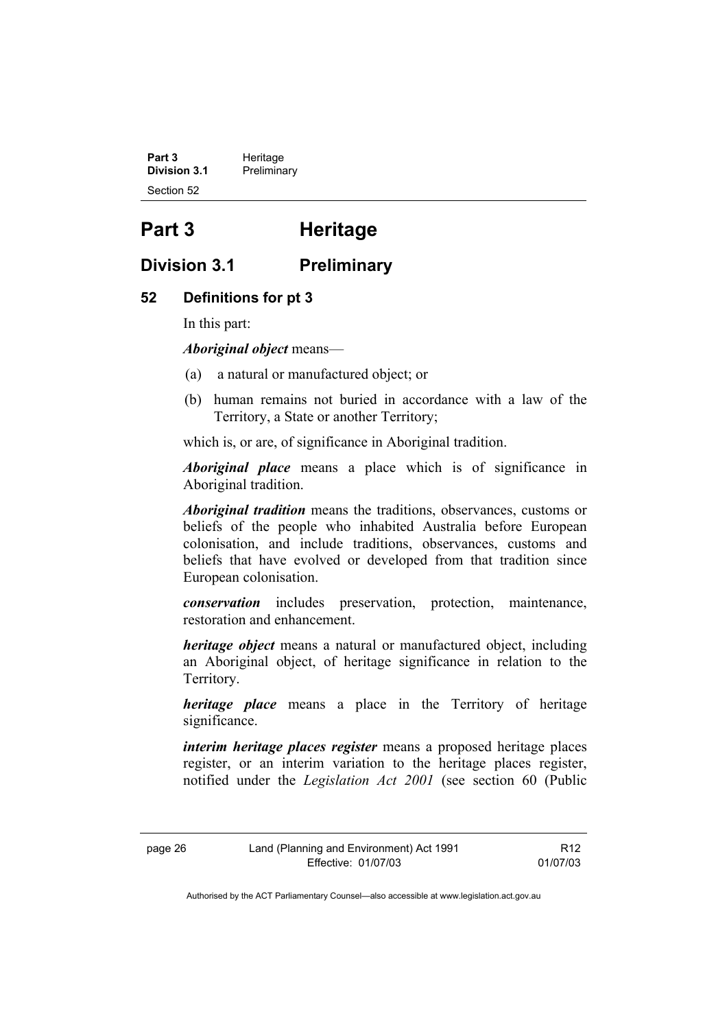# Part 3 Heritage

## Division 3.1 Preliminary

### 52 Definitions for pt 3

In this part:

***Aboriginal object*** means—

(a) a natural or manufactured object; or

(b) human remains not buried in accordance with a law of the Territory, a State or another Territory;

which is, or are, of significance in Aboriginal tradition.

***Aboriginal place*** means a place which is of significance in Aboriginal tradition.

***Aboriginal tradition*** means the traditions, observances, customs or beliefs of the people who inhabited Australia before European colonisation, and include traditions, observances, customs and beliefs that have evolved or developed from that tradition since European colonisation.

***conservation*** includes preservation, protection, maintenance, restoration and enhancement.

***heritage object*** means a natural or manufactured object, including an Aboriginal object, of heritage significance in relation to the Territory.

***heritage place*** means a place in the Territory of heritage significance.

***interim heritage places register*** means a proposed heritage places register, or an interim variation to the heritage places register, notified under the *Legislation Act 2001* (see section 60 (Public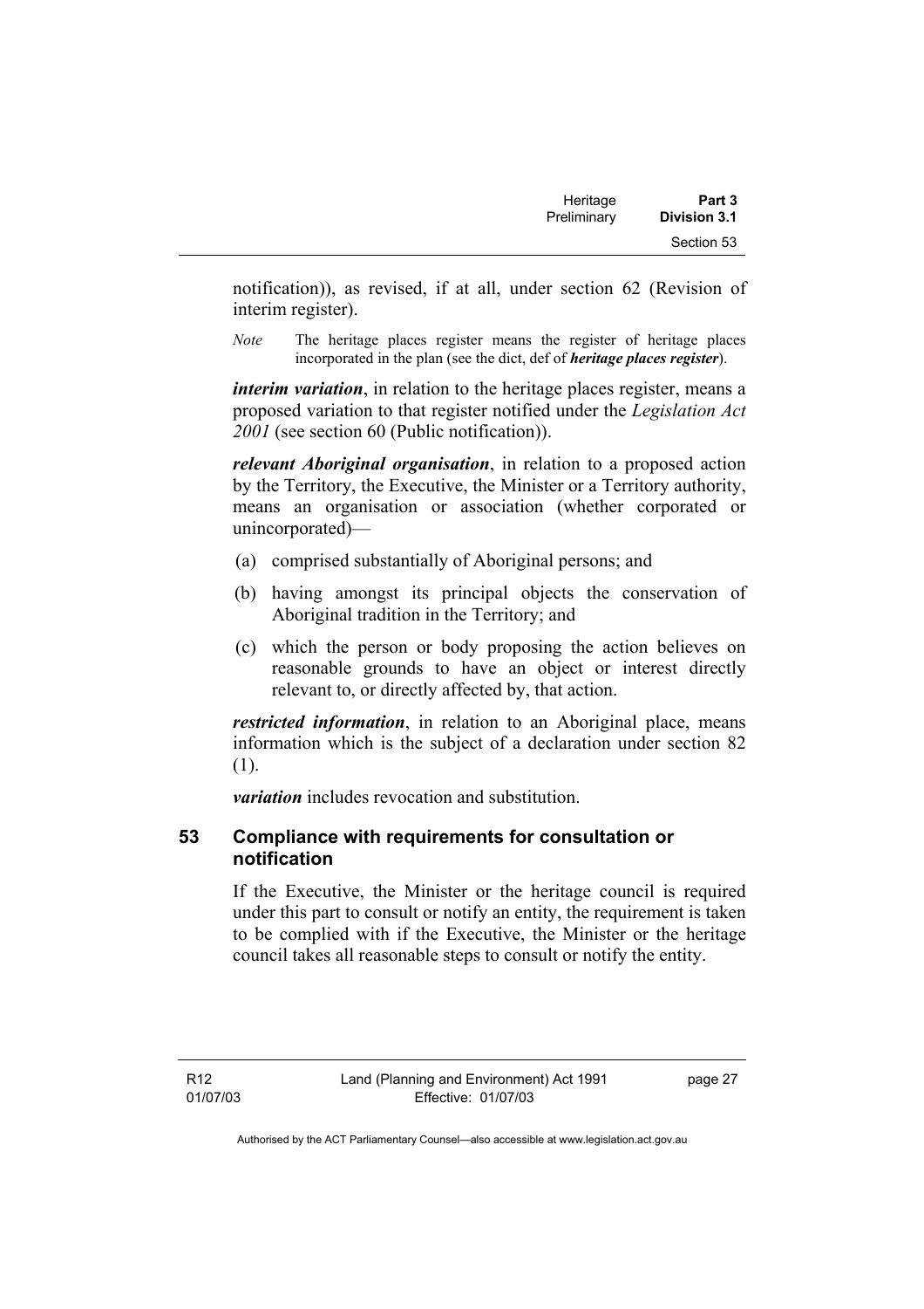notification)), as revised, if at all, under section 62 (Revision of interim register).

*Note* The heritage places register means the register of heritage places incorporated in the plan (see the dict, def of ***heritage places register***).

***interim variation***, in relation to the heritage places register, means a proposed variation to that register notified under the *Legislation Act 2001* (see section 60 (Public notification)).

***relevant Aboriginal organisation***, in relation to a proposed action by the Territory, the Executive, the Minister or a Territory authority, means an organisation or association (whether corporated or unincorporated)—

(a) comprised substantially of Aboriginal persons; and

(b) having amongst its principal objects the conservation of Aboriginal tradition in the Territory; and

(c) which the person or body proposing the action believes on reasonable grounds to have an object or interest directly relevant to, or directly affected by, that action.

***restricted information***, in relation to an Aboriginal place, means information which is the subject of a declaration under section 82 (1).

***variation*** includes revocation and substitution.

## 53 Compliance with requirements for consultation or notification

If the Executive, the Minister or the heritage council is required under this part to consult or notify an entity, the requirement is taken to be complied with if the Executive, the Minister or the heritage council takes all reasonable steps to consult or notify the entity.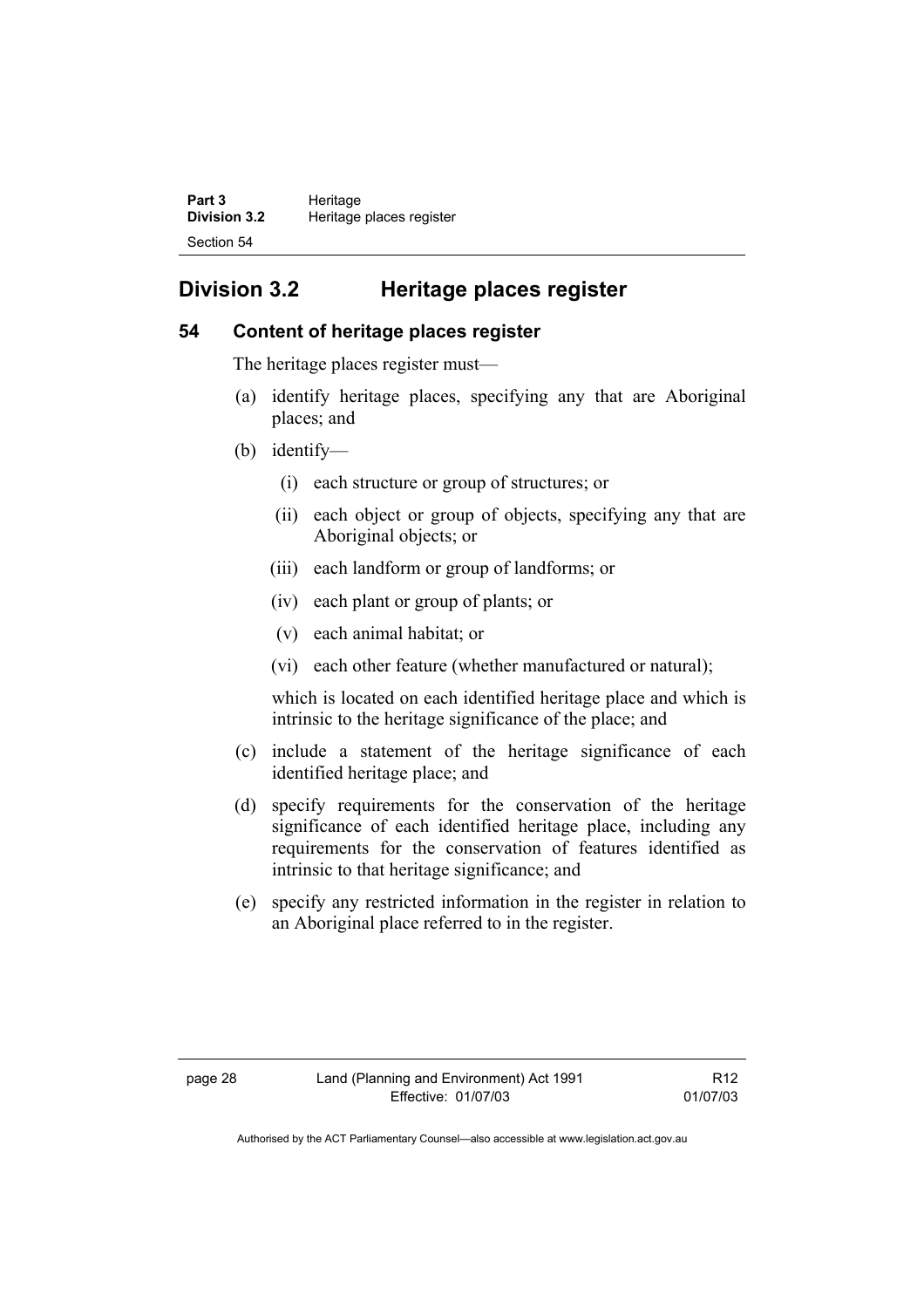## Division 3.2 Heritage places register

### 54 Content of heritage places register

The heritage places register must—

(a) identify heritage places, specifying any that are Aboriginal places; and

(b) identify—

   (i) each structure or group of structures; or

   (ii) each object or group of objects, specifying any that are Aboriginal objects; or

   (iii) each landform or group of landforms; or

   (iv) each plant or group of plants; or

   (v) each animal habitat; or

   (vi) each other feature (whether manufactured or natural);

   which is located on each identified heritage place and which is intrinsic to the heritage significance of the place; and

(c) include a statement of the heritage significance of each identified heritage place; and

(d) specify requirements for the conservation of the heritage significance of each identified heritage place, including any requirements for the conservation of features identified as intrinsic to that heritage significance; and

(e) specify any restricted information in the register in relation to an Aboriginal place referred to in the register.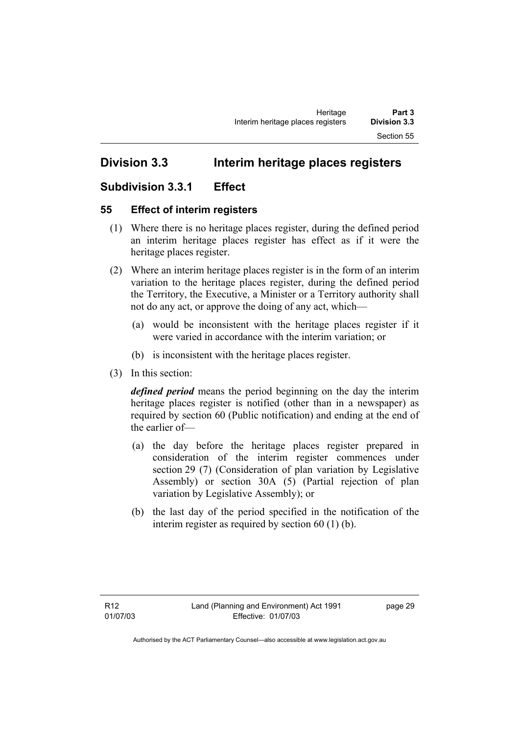## Division 3.3 Interim heritage places registers

### Subdivision 3.3.1 Effect

#### 55 Effect of interim registers

(1) Where there is no heritage places register, during the defined period an interim heritage places register has effect as if it were the heritage places register.

(2) Where an interim heritage places register is in the form of an interim variation to the heritage places register, during the defined period the Territory, the Executive, a Minister or a Territory authority shall not do any act, or approve the doing of any act, which—

(a) would be inconsistent with the heritage places register if it were varied in accordance with the interim variation; or

(b) is inconsistent with the heritage places register.

(3) In this section:

***defined period*** means the period beginning on the day the interim heritage places register is notified (other than in a newspaper) as required by section 60 (Public notification) and ending at the end of the earlier of—

(a) the day before the heritage places register prepared in consideration of the interim register commences under section 29 (7) (Consideration of plan variation by Legislative Assembly) or section 30A (5) (Partial rejection of plan variation by Legislative Assembly); or

(b) the last day of the period specified in the notification of the interim register as required by section 60 (1) (b).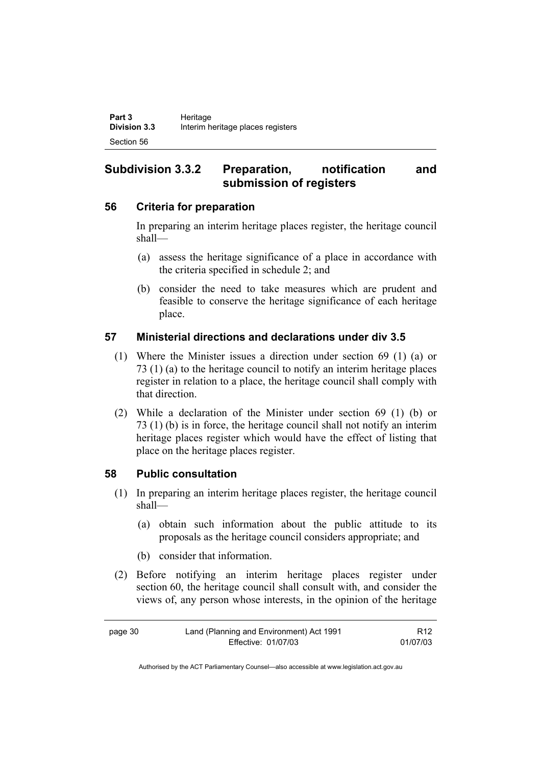## Subdivision 3.3.2 Preparation, notification and submission of registers

### 56 Criteria for preparation

In preparing an interim heritage places register, the heritage council shall—

(a) assess the heritage significance of a place in accordance with the criteria specified in schedule 2; and

(b) consider the need to take measures which are prudent and feasible to conserve the heritage significance of each heritage place.

### 57 Ministerial directions and declarations under div 3.5

(1) Where the Minister issues a direction under section 69 (1) (a) or 73 (1) (a) to the heritage council to notify an interim heritage places register in relation to a place, the heritage council shall comply with that direction.

(2) While a declaration of the Minister under section 69 (1) (b) or 73 (1) (b) is in force, the heritage council shall not notify an interim heritage places register which would have the effect of listing that place on the heritage places register.

### 58 Public consultation

(1) In preparing an interim heritage places register, the heritage council shall—

(a) obtain such information about the public attitude to its proposals as the heritage council considers appropriate; and

(b) consider that information.

(2) Before notifying an interim heritage places register under section 60, the heritage council shall consult with, and consider the views of, any person whose interests, in the opinion of the heritage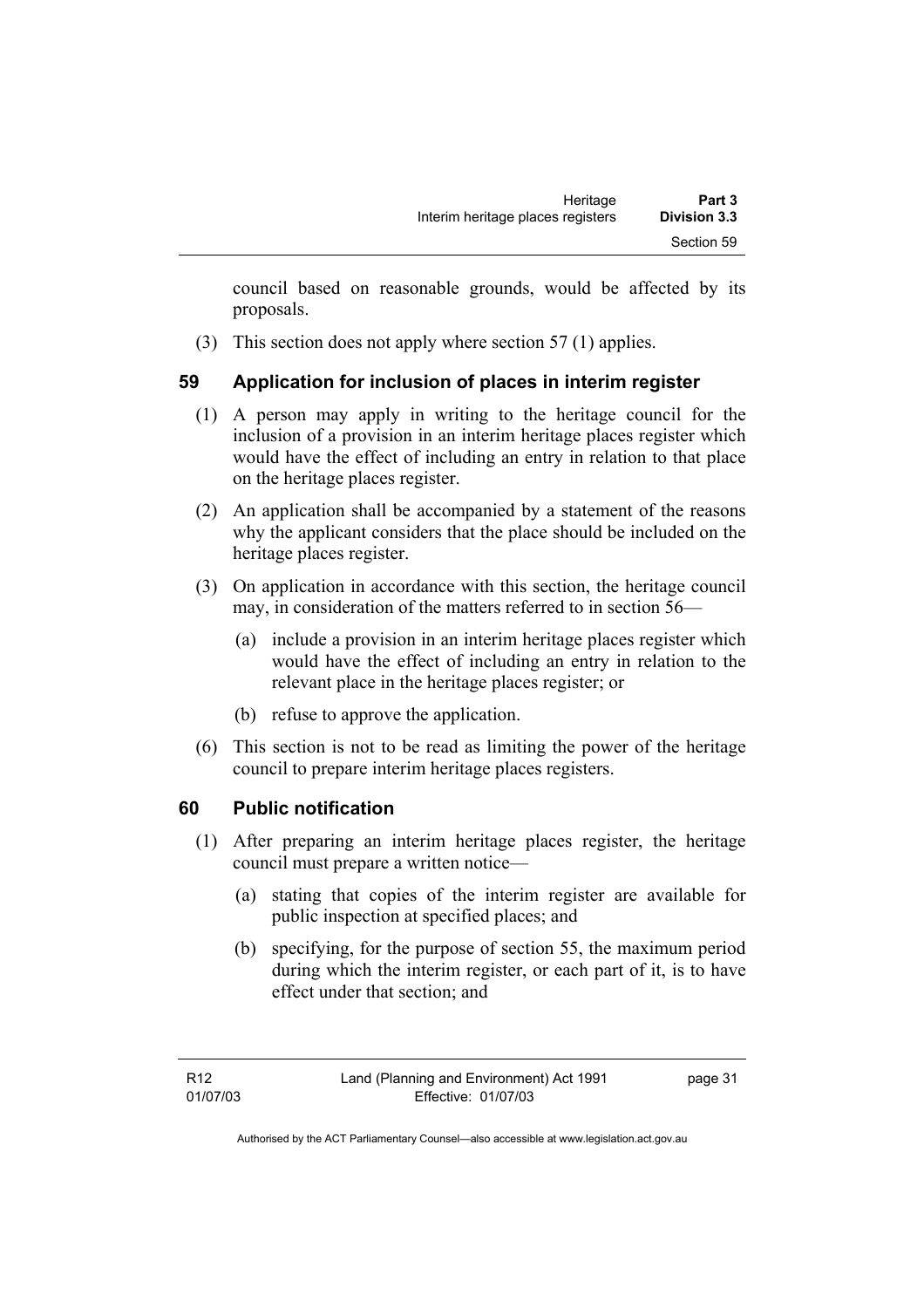council based on reasonable grounds, would be affected by its proposals.

(3) This section does not apply where section 57 (1) applies.

## 59 Application for inclusion of places in interim register

(1) A person may apply in writing to the heritage council for the inclusion of a provision in an interim heritage places register which would have the effect of including an entry in relation to that place on the heritage places register.

(2) An application shall be accompanied by a statement of the reasons why the applicant considers that the place should be included on the heritage places register.

(3) On application in accordance with this section, the heritage council may, in consideration of the matters referred to in section 56—

(a) include a provision in an interim heritage places register which would have the effect of including an entry in relation to the relevant place in the heritage places register; or

(b) refuse to approve the application.

(6) This section is not to be read as limiting the power of the heritage council to prepare interim heritage places registers.

## 60 Public notification

(1) After preparing an interim heritage places register, the heritage council must prepare a written notice—

(a) stating that copies of the interim register are available for public inspection at specified places; and

(b) specifying, for the purpose of section 55, the maximum period during which the interim register, or each part of it, is to have effect under that section; and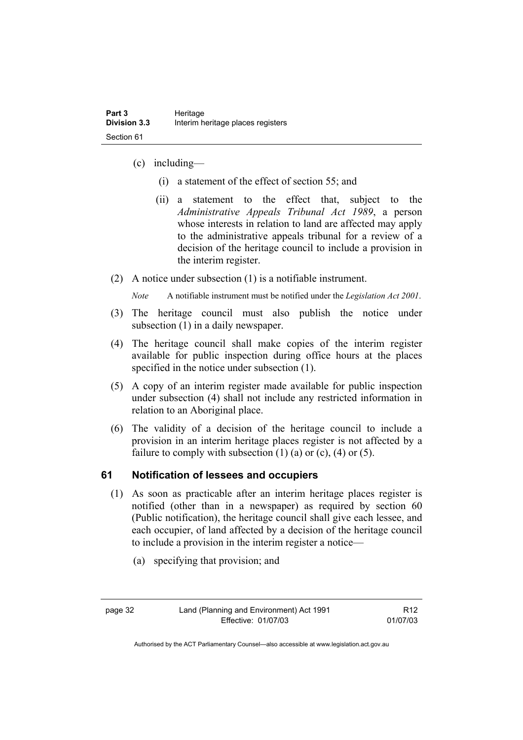(c) including—

(i) a statement of the effect of section 55; and

(ii) a statement to the effect that, subject to the *Administrative Appeals Tribunal Act 1989*, a person whose interests in relation to land are affected may apply to the administrative appeals tribunal for a review of a decision of the heritage council to include a provision in the interim register.

(2) A notice under subsection (1) is a notifiable instrument.

*Note* A notifiable instrument must be notified under the *Legislation Act 2001*.

(3) The heritage council must also publish the notice under subsection (1) in a daily newspaper.

(4) The heritage council shall make copies of the interim register available for public inspection during office hours at the places specified in the notice under subsection (1).

(5) A copy of an interim register made available for public inspection under subsection (4) shall not include any restricted information in relation to an Aboriginal place.

(6) The validity of a decision of the heritage council to include a provision in an interim heritage places register is not affected by a failure to comply with subsection (1) (a) or (c), (4) or (5).

## 61 Notification of lessees and occupiers

(1) As soon as practicable after an interim heritage places register is notified (other than in a newspaper) as required by section 60 (Public notification), the heritage council shall give each lessee, and each occupier, of land affected by a decision of the heritage council to include a provision in the interim register a notice—

(a) specifying that provision; and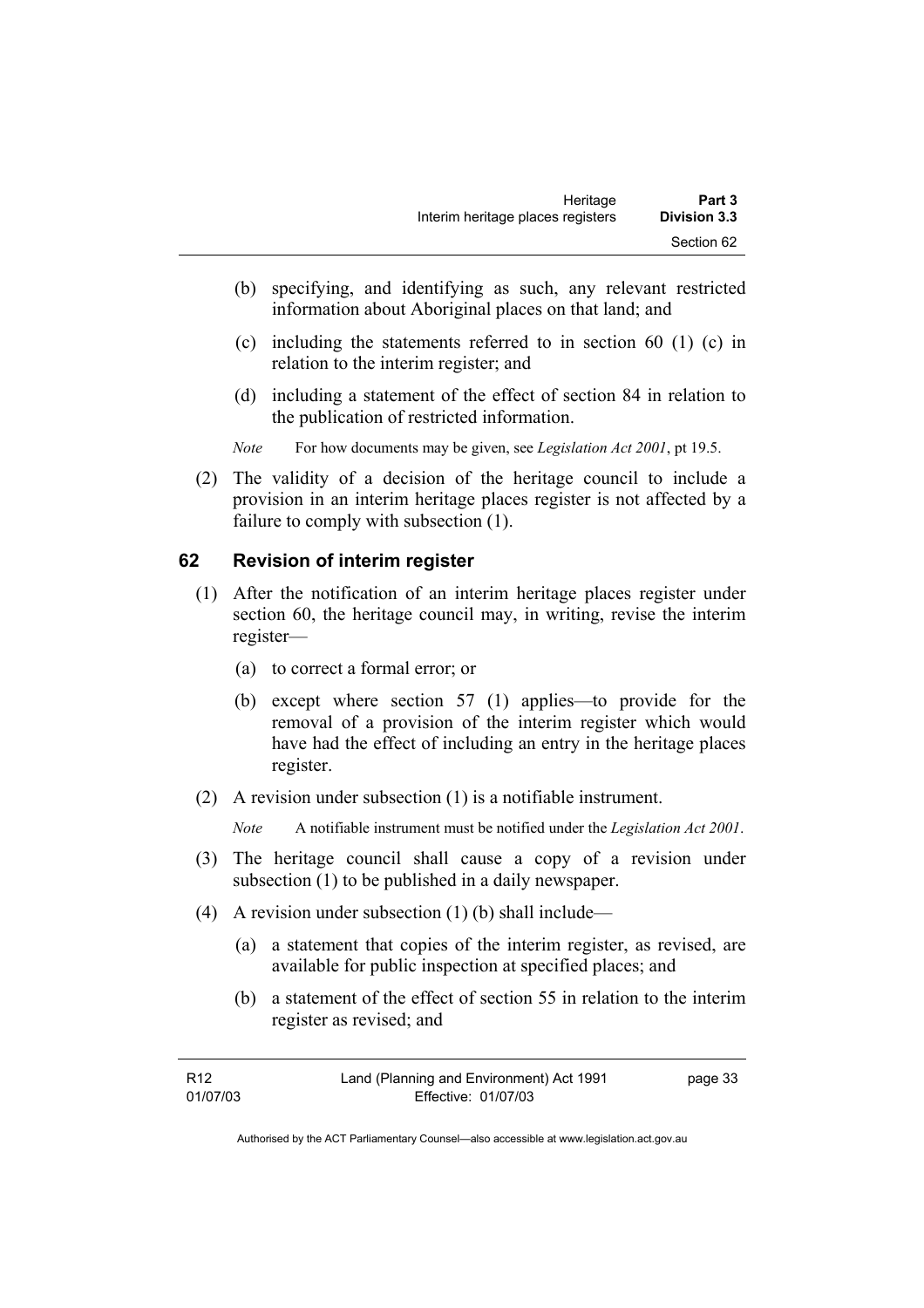(b) specifying, and identifying as such, any relevant restricted information about Aboriginal places on that land; and

(c) including the statements referred to in section 60 (1) (c) in relation to the interim register; and

(d) including a statement of the effect of section 84 in relation to the publication of restricted information.

*Note* For how documents may be given, see *Legislation Act 2001*, pt 19.5.

(2) The validity of a decision of the heritage council to include a provision in an interim heritage places register is not affected by a failure to comply with subsection (1).

## 62 Revision of interim register

(1) After the notification of an interim heritage places register under section 60, the heritage council may, in writing, revise the interim register—

(a) to correct a formal error; or

(b) except where section 57 (1) applies—to provide for the removal of a provision of the interim register which would have had the effect of including an entry in the heritage places register.

(2) A revision under subsection (1) is a notifiable instrument.

*Note* A notifiable instrument must be notified under the *Legislation Act 2001*.

(3) The heritage council shall cause a copy of a revision under subsection (1) to be published in a daily newspaper.

(4) A revision under subsection (1) (b) shall include—

(a) a statement that copies of the interim register, as revised, are available for public inspection at specified places; and

(b) a statement of the effect of section 55 in relation to the interim register as revised; and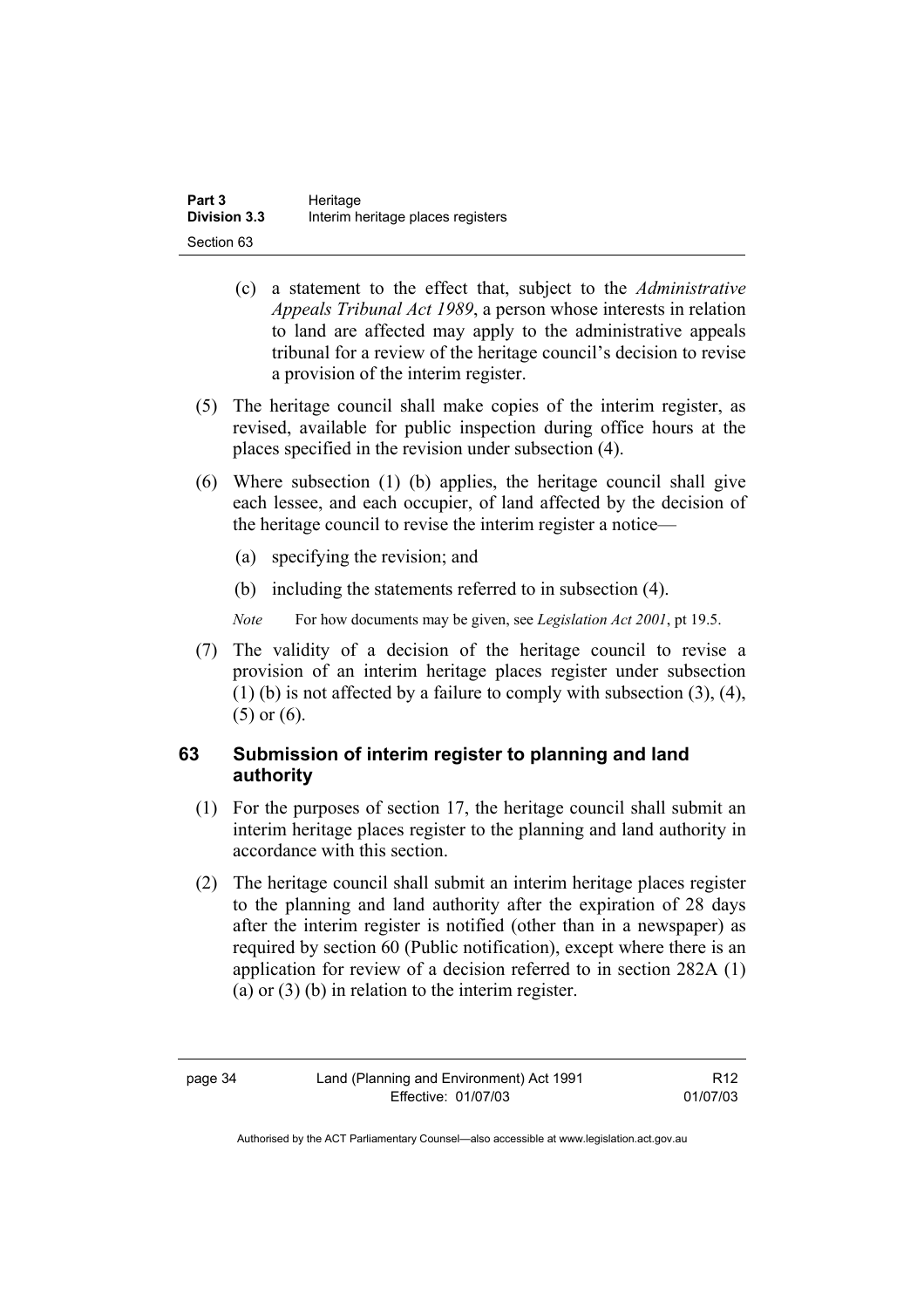(c) a statement to the effect that, subject to the *Administrative Appeals Tribunal Act 1989*, a person whose interests in relation to land are affected may apply to the administrative appeals tribunal for a review of the heritage council's decision to revise a provision of the interim register.

(5) The heritage council shall make copies of the interim register, as revised, available for public inspection during office hours at the places specified in the revision under subsection (4).

(6) Where subsection (1) (b) applies, the heritage council shall give each lessee, and each occupier, of land affected by the decision of the heritage council to revise the interim register a notice—

(a) specifying the revision; and

(b) including the statements referred to in subsection (4).

*Note* For how documents may be given, see *Legislation Act 2001*, pt 19.5.

(7) The validity of a decision of the heritage council to revise a provision of an interim heritage places register under subsection (1) (b) is not affected by a failure to comply with subsection (3), (4), (5) or (6).

### 63 Submission of interim register to planning and land authority

(1) For the purposes of section 17, the heritage council shall submit an interim heritage places register to the planning and land authority in accordance with this section.

(2) The heritage council shall submit an interim heritage places register to the planning and land authority after the expiration of 28 days after the interim register is notified (other than in a newspaper) as required by section 60 (Public notification), except where there is an application for review of a decision referred to in section 282A (1) (a) or (3) (b) in relation to the interim register.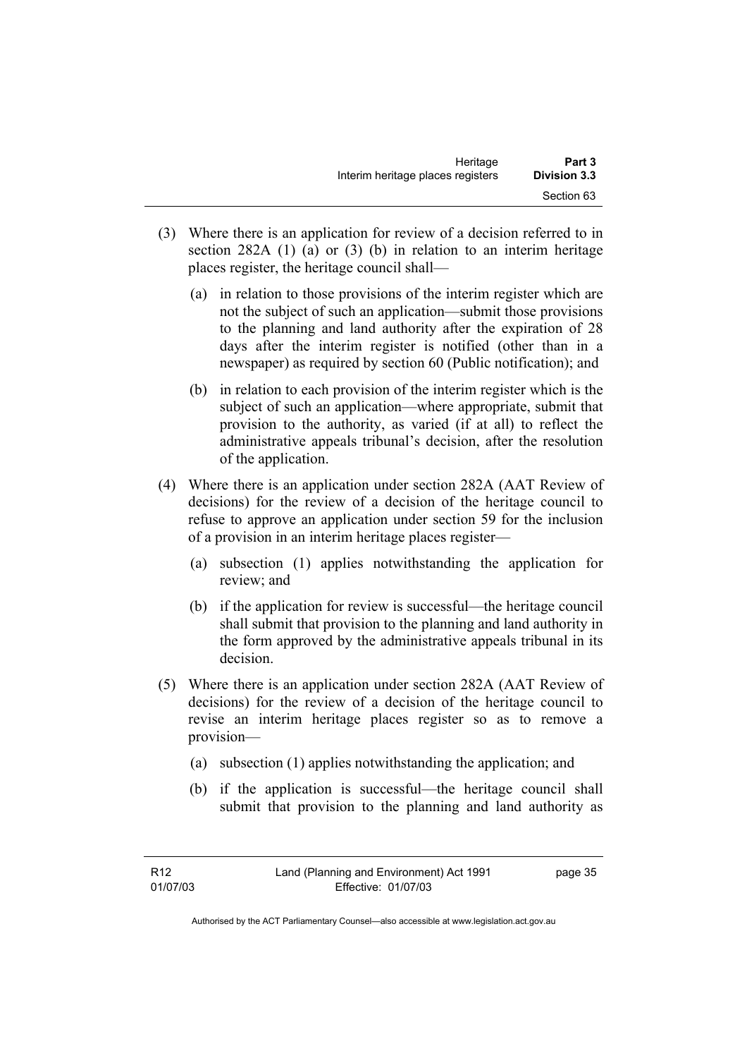(3) Where there is an application for review of a decision referred to in section 282A (1) (a) or (3) (b) in relation to an interim heritage places register, the heritage council shall—

   (a) in relation to those provisions of the interim register which are not the subject of such an application—submit those provisions to the planning and land authority after the expiration of 28 days after the interim register is notified (other than in a newspaper) as required by section 60 (Public notification); and

   (b) in relation to each provision of the interim register which is the subject of such an application—where appropriate, submit that provision to the authority, as varied (if at all) to reflect the administrative appeals tribunal's decision, after the resolution of the application.

(4) Where there is an application under section 282A (AAT Review of decisions) for the review of a decision of the heritage council to refuse to approve an application under section 59 for the inclusion of a provision in an interim heritage places register—

   (a) subsection (1) applies notwithstanding the application for review; and

   (b) if the application for review is successful—the heritage council shall submit that provision to the planning and land authority in the form approved by the administrative appeals tribunal in its decision.

(5) Where there is an application under section 282A (AAT Review of decisions) for the review of a decision of the heritage council to revise an interim heritage places register so as to remove a provision—

   (a) subsection (1) applies notwithstanding the application; and

   (b) if the application is successful—the heritage council shall submit that provision to the planning and land authority as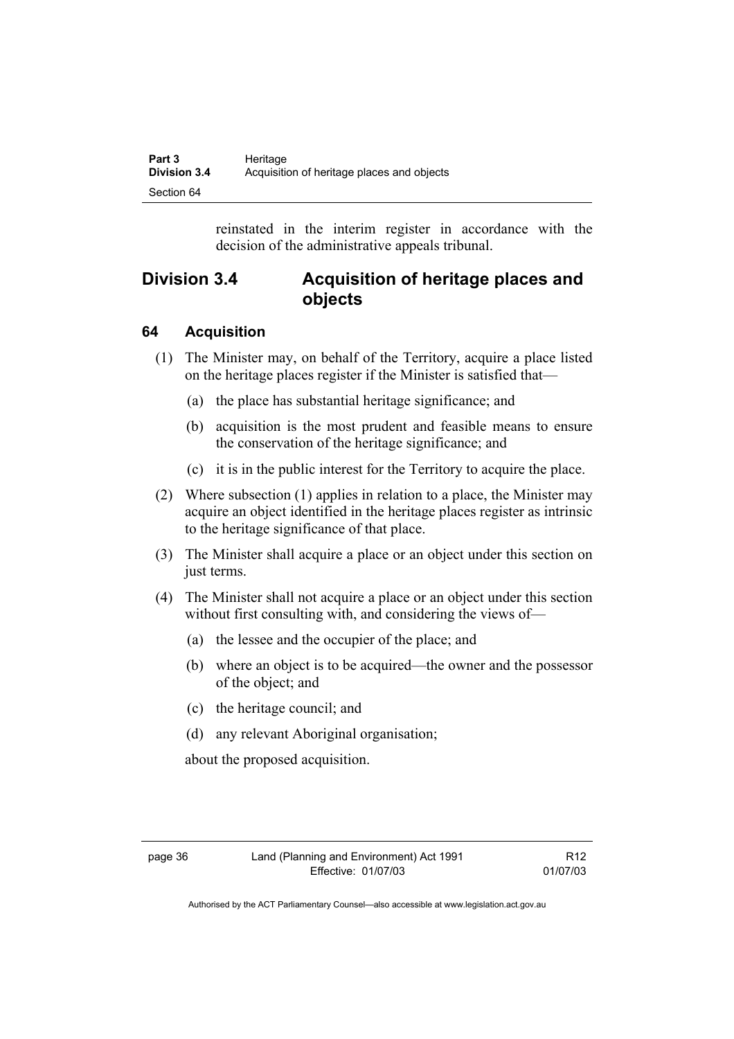reinstated in the interim register in accordance with the decision of the administrative appeals tribunal.

## Division 3.4 Acquisition of heritage places and objects

### 64 Acquisition

(1) The Minister may, on behalf of the Territory, acquire a place listed on the heritage places register if the Minister is satisfied that—

(a) the place has substantial heritage significance; and

(b) acquisition is the most prudent and feasible means to ensure the conservation of the heritage significance; and

(c) it is in the public interest for the Territory to acquire the place.

(2) Where subsection (1) applies in relation to a place, the Minister may acquire an object identified in the heritage places register as intrinsic to the heritage significance of that place.

(3) The Minister shall acquire a place or an object under this section on just terms.

(4) The Minister shall not acquire a place or an object under this section without first consulting with, and considering the views of—

(a) the lessee and the occupier of the place; and

(b) where an object is to be acquired—the owner and the possessor of the object; and

(c) the heritage council; and

(d) any relevant Aboriginal organisation;

about the proposed acquisition.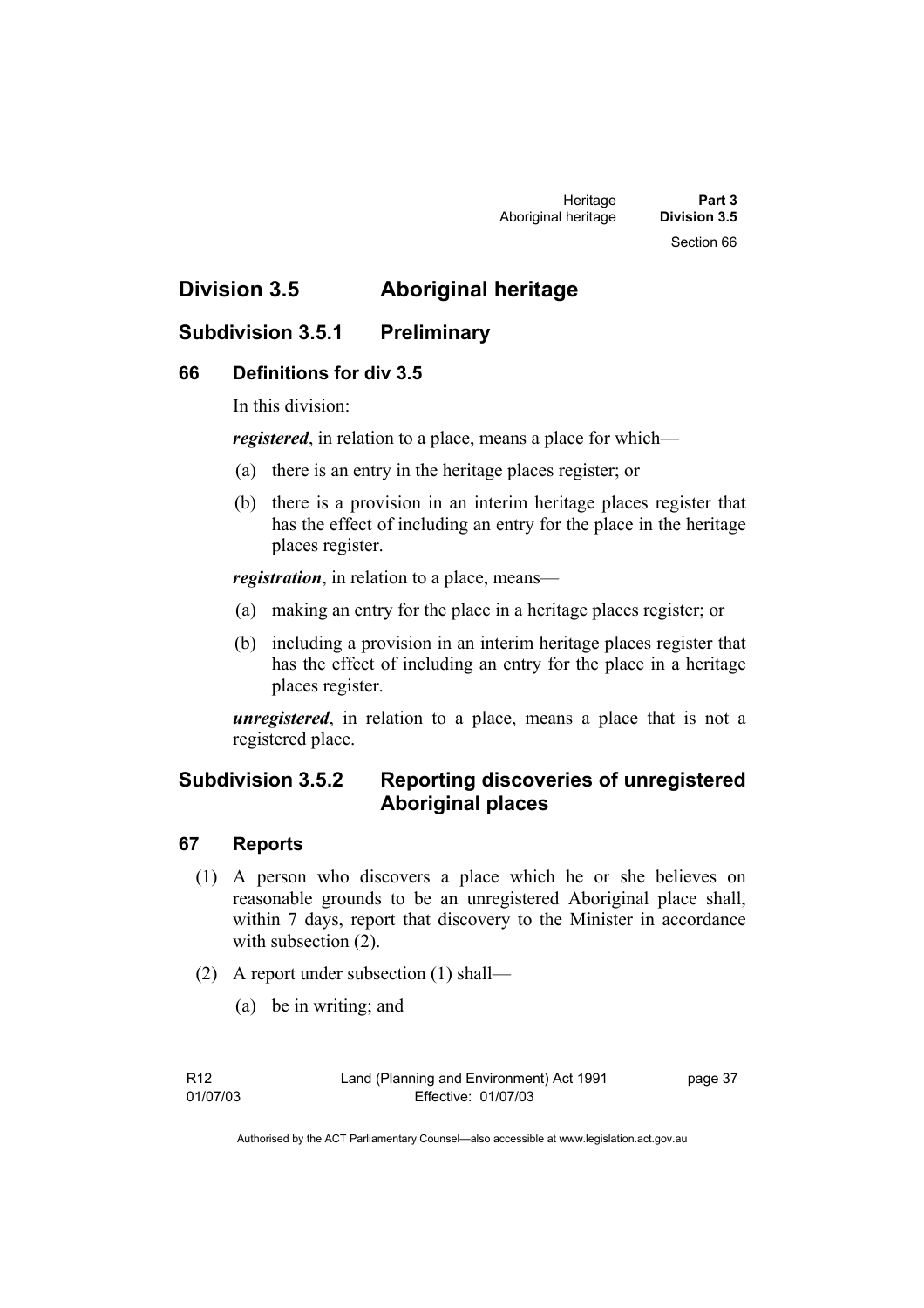# Division 3.5 Aboriginal heritage

## Subdivision 3.5.1 Preliminary

### 66 Definitions for div 3.5

In this division:

***registered***, in relation to a place, means a place for which—

(a) there is an entry in the heritage places register; or

(b) there is a provision in an interim heritage places register that has the effect of including an entry for the place in the heritage places register.

***registration***, in relation to a place, means—

(a) making an entry for the place in a heritage places register; or

(b) including a provision in an interim heritage places register that has the effect of including an entry for the place in a heritage places register.

***unregistered***, in relation to a place, means a place that is not a registered place.

## Subdivision 3.5.2 Reporting discoveries of unregistered Aboriginal places

### 67 Reports

(1) A person who discovers a place which he or she believes on reasonable grounds to be an unregistered Aboriginal place shall, within 7 days, report that discovery to the Minister in accordance with subsection (2).

(2) A report under subsection (1) shall—

(a) be in writing; and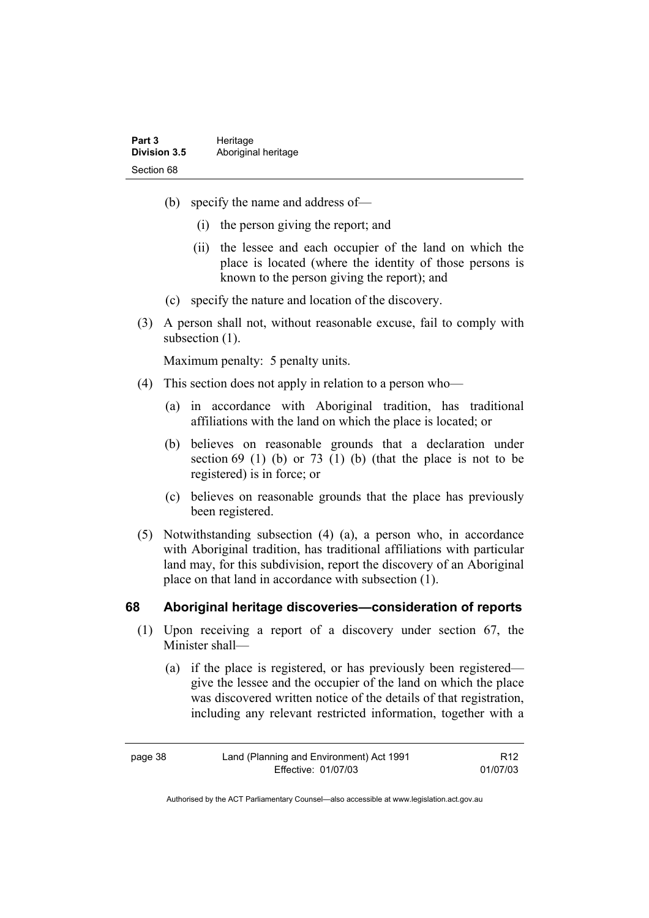(b) specify the name and address of—

   (i) the person giving the report; and

   (ii) the lessee and each occupier of the land on which the place is located (where the identity of those persons is known to the person giving the report); and

(c) specify the nature and location of the discovery.

(3) A person shall not, without reasonable excuse, fail to comply with subsection (1).

Maximum penalty: 5 penalty units.

(4) This section does not apply in relation to a person who—

(a) in accordance with Aboriginal tradition, has traditional affiliations with the land on which the place is located; or

(b) believes on reasonable grounds that a declaration under section 69 (1) (b) or 73 (1) (b) (that the place is not to be registered) is in force; or

(c) believes on reasonable grounds that the place has previously been registered.

(5) Notwithstanding subsection (4) (a), a person who, in accordance with Aboriginal tradition, has traditional affiliations with particular land may, for this subdivision, report the discovery of an Aboriginal place on that land in accordance with subsection (1).

## 68 Aboriginal heritage discoveries—consideration of reports

(1) Upon receiving a report of a discovery under section 67, the Minister shall—

(a) if the place is registered, or has previously been registered—give the lessee and the occupier of the land on which the place was discovered written notice of the details of that registration, including any relevant restricted information, together with a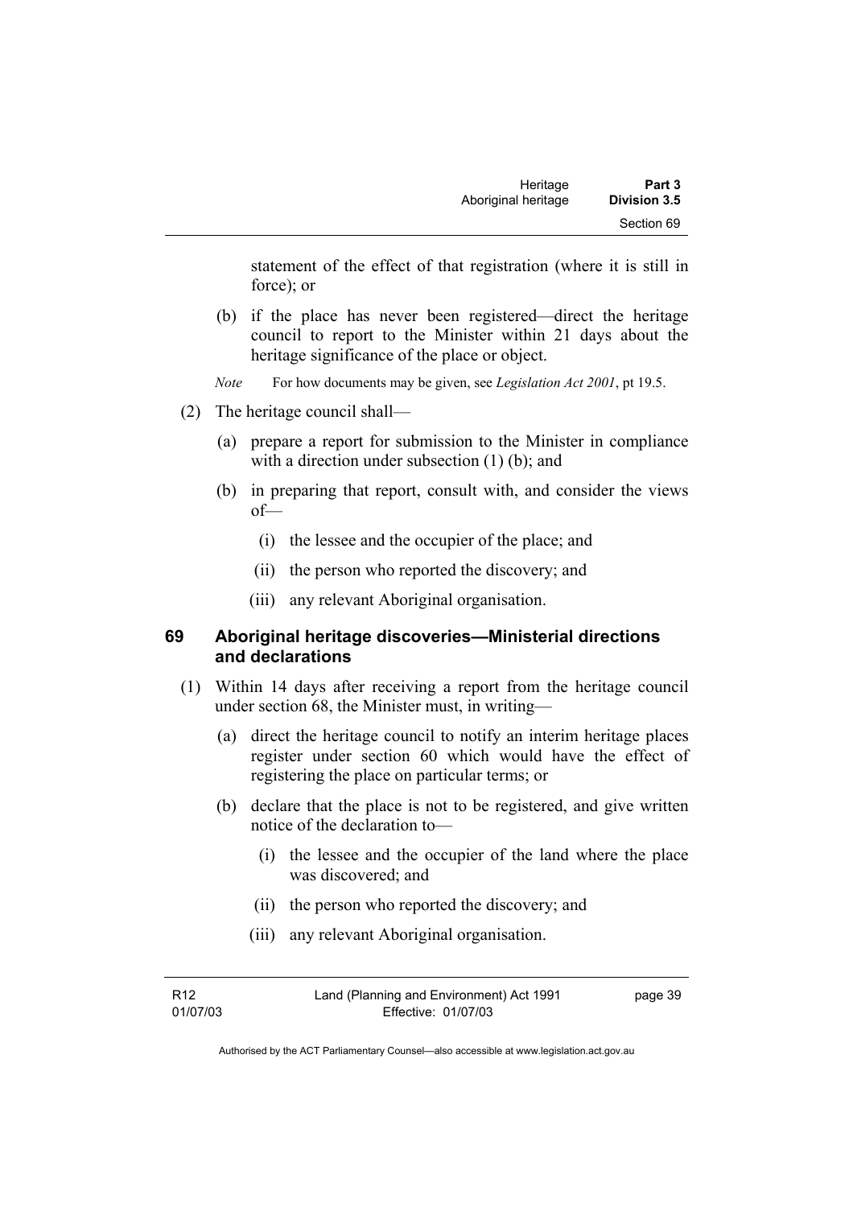statement of the effect of that registration (where it is still in force); or

(b) if the place has never been registered—direct the heritage council to report to the Minister within 21 days about the heritage significance of the place or object.

*Note* For how documents may be given, see *Legislation Act 2001*, pt 19.5.

(2) The heritage council shall—

(a) prepare a report for submission to the Minister in compliance with a direction under subsection (1) (b); and

(b) in preparing that report, consult with, and consider the views of—

(i) the lessee and the occupier of the place; and

(ii) the person who reported the discovery; and

(iii) any relevant Aboriginal organisation.

## 69 Aboriginal heritage discoveries—Ministerial directions and declarations

(1) Within 14 days after receiving a report from the heritage council under section 68, the Minister must, in writing—

(a) direct the heritage council to notify an interim heritage places register under section 60 which would have the effect of registering the place on particular terms; or

(b) declare that the place is not to be registered, and give written notice of the declaration to—

(i) the lessee and the occupier of the land where the place was discovered; and

(ii) the person who reported the discovery; and

(iii) any relevant Aboriginal organisation.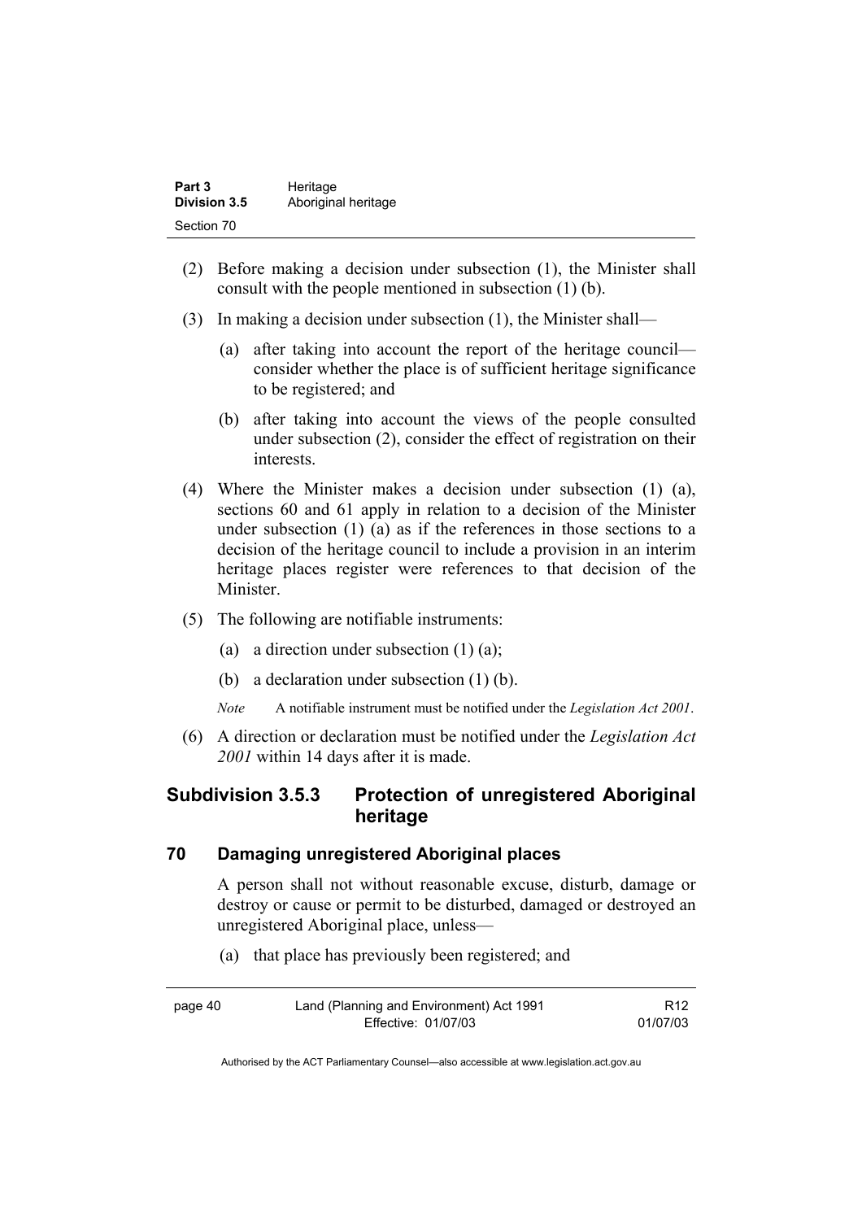(2) Before making a decision under subsection (1), the Minister shall consult with the people mentioned in subsection (1) (b).

(3) In making a decision under subsection (1), the Minister shall—

   (a) after taking into account the report of the heritage council—consider whether the place is of sufficient heritage significance to be registered; and

   (b) after taking into account the views of the people consulted under subsection (2), consider the effect of registration on their interests.

(4) Where the Minister makes a decision under subsection (1) (a), sections 60 and 61 apply in relation to a decision of the Minister under subsection (1) (a) as if the references in those sections to a decision of the heritage council to include a provision in an interim heritage places register were references to that decision of the Minister.

(5) The following are notifiable instruments:

   (a) a direction under subsection (1) (a);

   (b) a declaration under subsection (1) (b).

   *Note* A notifiable instrument must be notified under the *Legislation Act 2001*.

(6) A direction or declaration must be notified under the *Legislation Act 2001* within 14 days after it is made.

## Subdivision 3.5.3 Protection of unregistered Aboriginal heritage

### 70 Damaging unregistered Aboriginal places

A person shall not without reasonable excuse, disturb, damage or destroy or cause or permit to be disturbed, damaged or destroyed an unregistered Aboriginal place, unless—

   (a) that place has previously been registered; and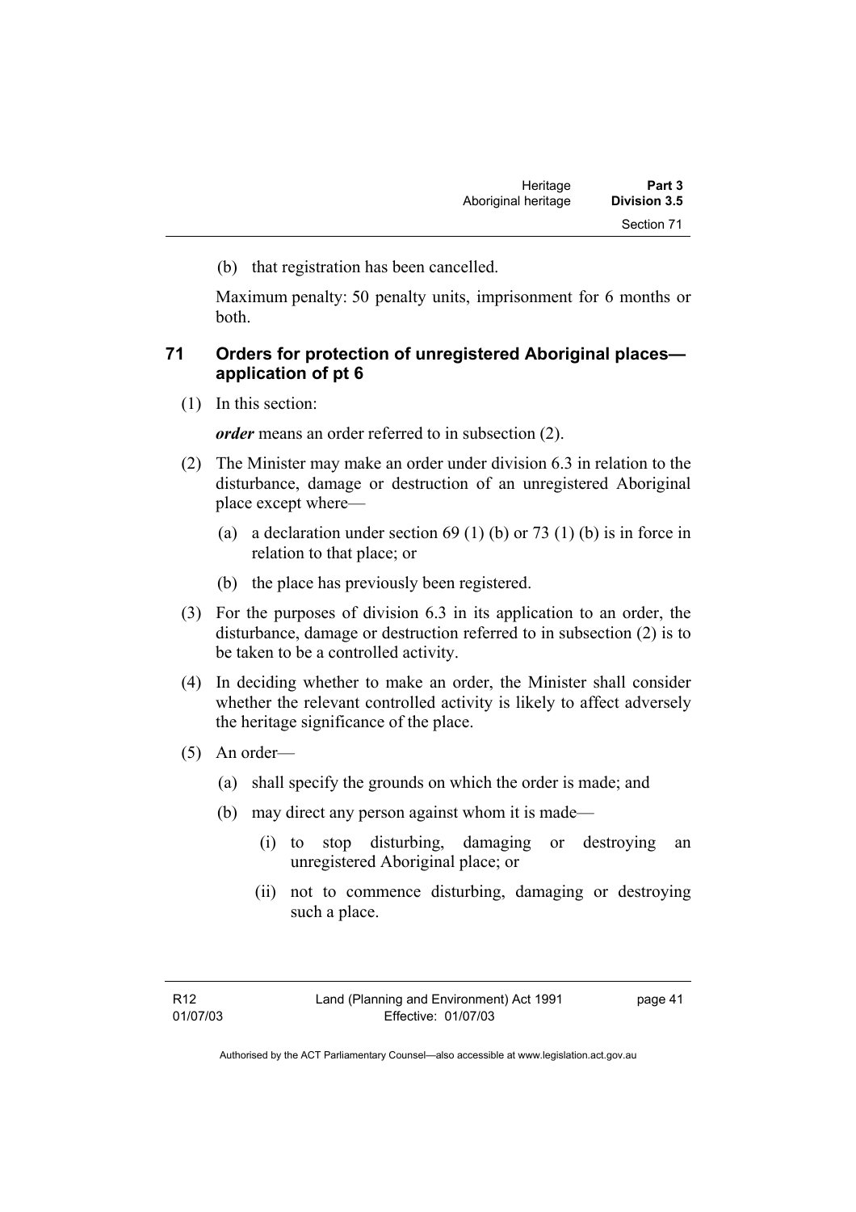(b) that registration has been cancelled.

Maximum penalty: 50 penalty units, imprisonment for 6 months or both.

### 71 Orders for protection of unregistered Aboriginal places—application of pt 6

(1) In this section:

***order*** means an order referred to in subsection (2).

(2) The Minister may make an order under division 6.3 in relation to the disturbance, damage or destruction of an unregistered Aboriginal place except where—

(a) a declaration under section 69 (1) (b) or 73 (1) (b) is in force in relation to that place; or

(b) the place has previously been registered.

(3) For the purposes of division 6.3 in its application to an order, the disturbance, damage or destruction referred to in subsection (2) is to be taken to be a controlled activity.

(4) In deciding whether to make an order, the Minister shall consider whether the relevant controlled activity is likely to affect adversely the heritage significance of the place.

(5) An order—

(a) shall specify the grounds on which the order is made; and

(b) may direct any person against whom it is made—

(i) to stop disturbing, damaging or destroying an unregistered Aboriginal place; or

(ii) not to commence disturbing, damaging or destroying such a place.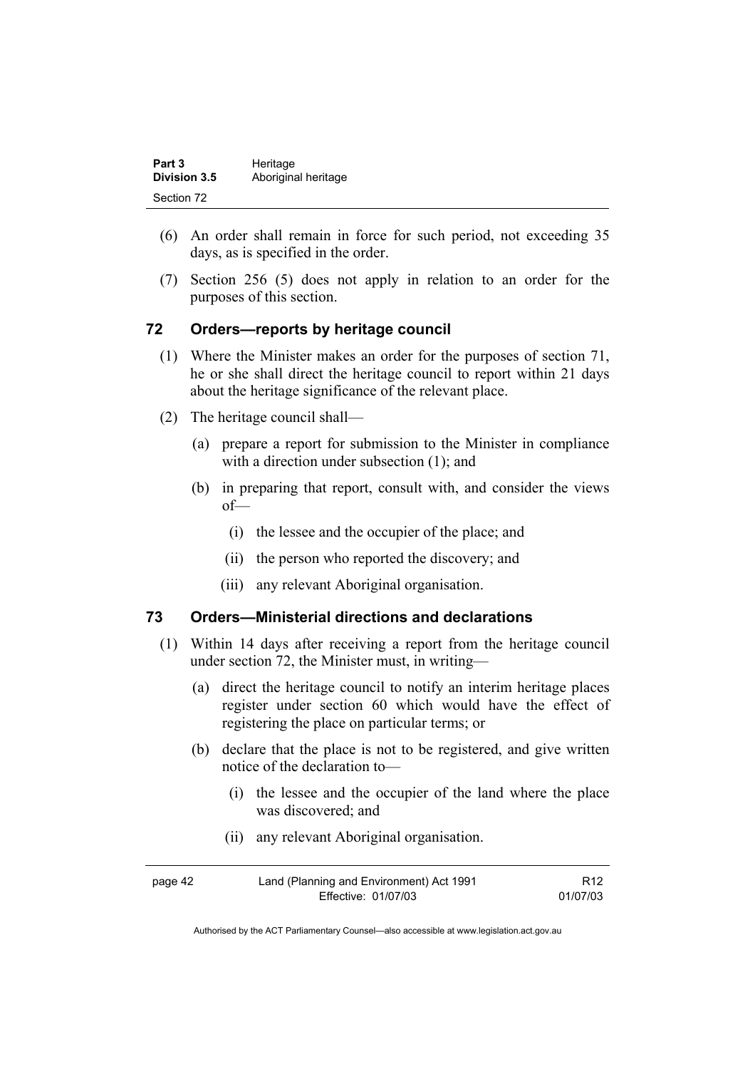(6) An order shall remain in force for such period, not exceeding 35 days, as is specified in the order.

(7) Section 256 (5) does not apply in relation to an order for the purposes of this section.

## 72 Orders—reports by heritage council

(1) Where the Minister makes an order for the purposes of section 71, he or she shall direct the heritage council to report within 21 days about the heritage significance of the relevant place.

(2) The heritage council shall—

 (a) prepare a report for submission to the Minister in compliance with a direction under subsection (1); and

 (b) in preparing that report, consult with, and consider the views of—

  (i) the lessee and the occupier of the place; and

  (ii) the person who reported the discovery; and

  (iii) any relevant Aboriginal organisation.

## 73 Orders—Ministerial directions and declarations

(1) Within 14 days after receiving a report from the heritage council under section 72, the Minister must, in writing—

 (a) direct the heritage council to notify an interim heritage places register under section 60 which would have the effect of registering the place on particular terms; or

 (b) declare that the place is not to be registered, and give written notice of the declaration to—

  (i) the lessee and the occupier of the land where the place was discovered; and

  (ii) any relevant Aboriginal organisation.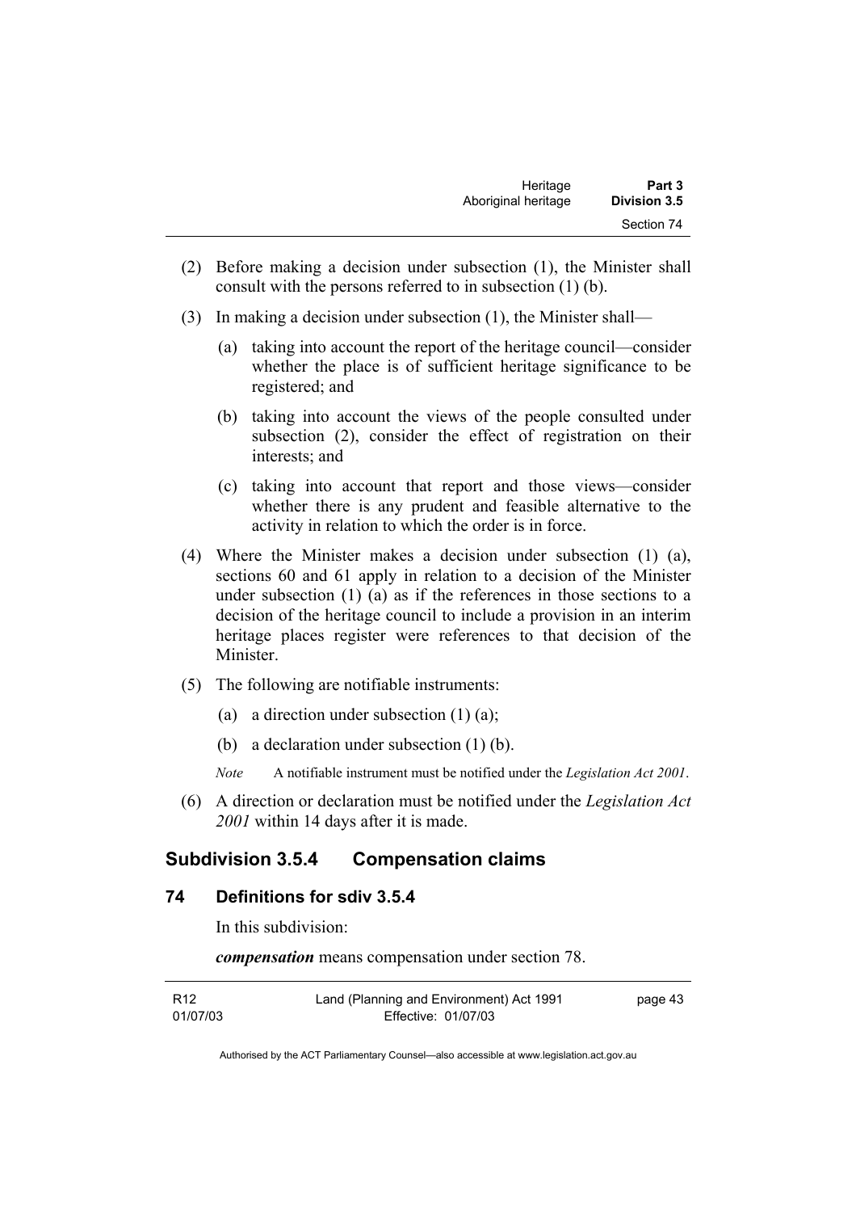(2) Before making a decision under subsection (1), the Minister shall consult with the persons referred to in subsection (1) (b).

(3) In making a decision under subsection (1), the Minister shall—

   (a) taking into account the report of the heritage council—consider whether the place is of sufficient heritage significance to be registered; and

   (b) taking into account the views of the people consulted under subsection (2), consider the effect of registration on their interests; and

   (c) taking into account that report and those views—consider whether there is any prudent and feasible alternative to the activity in relation to which the order is in force.

(4) Where the Minister makes a decision under subsection (1) (a), sections 60 and 61 apply in relation to a decision of the Minister under subsection (1) (a) as if the references in those sections to a decision of the heritage council to include a provision in an interim heritage places register were references to that decision of the Minister.

(5) The following are notifiable instruments:

   (a) a direction under subsection (1) (a);

   (b) a declaration under subsection (1) (b).

   *Note* A notifiable instrument must be notified under the *Legislation Act 2001*.

(6) A direction or declaration must be notified under the *Legislation Act 2001* within 14 days after it is made.

## Subdivision 3.5.4 Compensation claims

### 74 Definitions for sdiv 3.5.4

In this subdivision:

***compensation*** means compensation under section 78.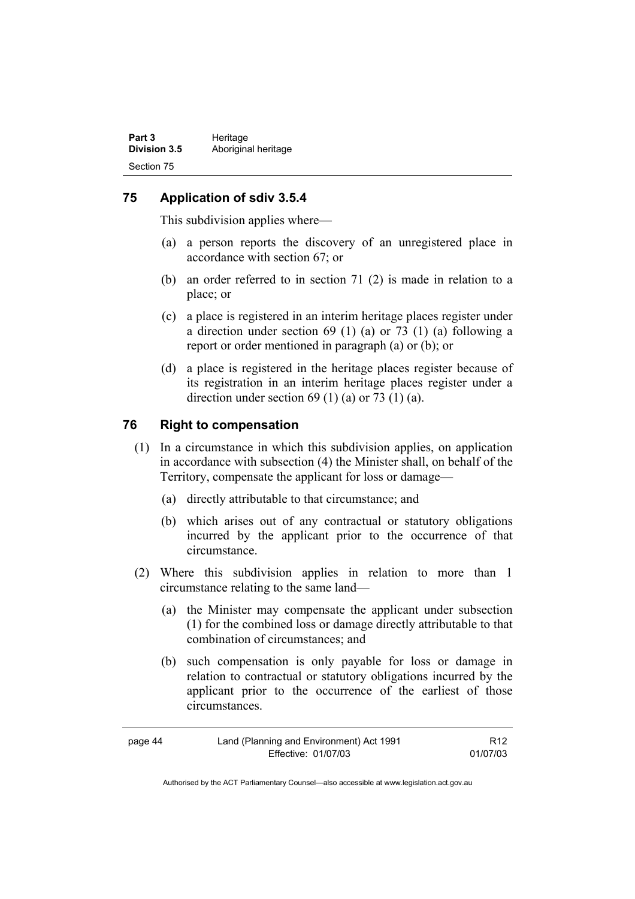## 75 Application of sdiv 3.5.4

This subdivision applies where—

(a) a person reports the discovery of an unregistered place in accordance with section 67; or

(b) an order referred to in section 71 (2) is made in relation to a place; or

(c) a place is registered in an interim heritage places register under a direction under section 69 (1) (a) or 73 (1) (a) following a report or order mentioned in paragraph (a) or (b); or

(d) a place is registered in the heritage places register because of its registration in an interim heritage places register under a direction under section 69 (1) (a) or 73 (1) (a).

## 76 Right to compensation

(1) In a circumstance in which this subdivision applies, on application in accordance with subsection (4) the Minister shall, on behalf of the Territory, compensate the applicant for loss or damage—

(a) directly attributable to that circumstance; and

(b) which arises out of any contractual or statutory obligations incurred by the applicant prior to the occurrence of that circumstance.

(2) Where this subdivision applies in relation to more than 1 circumstance relating to the same land—

(a) the Minister may compensate the applicant under subsection (1) for the combined loss or damage directly attributable to that combination of circumstances; and

(b) such compensation is only payable for loss or damage in relation to contractual or statutory obligations incurred by the applicant prior to the occurrence of the earliest of those circumstances.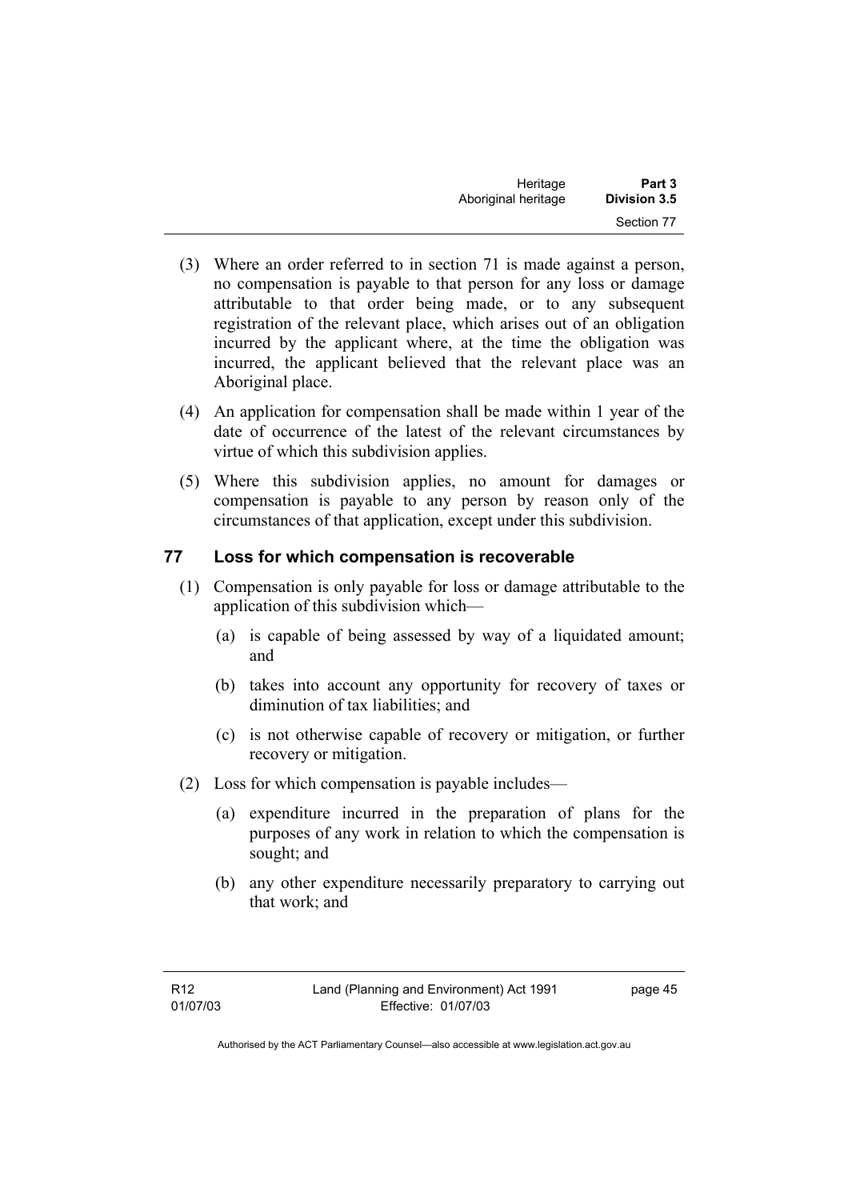(3) Where an order referred to in section 71 is made against a person, no compensation is payable to that person for any loss or damage attributable to that order being made, or to any subsequent registration of the relevant place, which arises out of an obligation incurred by the applicant where, at the time the obligation was incurred, the applicant believed that the relevant place was an Aboriginal place.

(4) An application for compensation shall be made within 1 year of the date of occurrence of the latest of the relevant circumstances by virtue of which this subdivision applies.

(5) Where this subdivision applies, no amount for damages or compensation is payable to any person by reason only of the circumstances of that application, except under this subdivision.

## 77 Loss for which compensation is recoverable

(1) Compensation is only payable for loss or damage attributable to the application of this subdivision which—

   (a) is capable of being assessed by way of a liquidated amount; and

   (b) takes into account any opportunity for recovery of taxes or diminution of tax liabilities; and

   (c) is not otherwise capable of recovery or mitigation, or further recovery or mitigation.

(2) Loss for which compensation is payable includes—

   (a) expenditure incurred in the preparation of plans for the purposes of any work in relation to which the compensation is sought; and

   (b) any other expenditure necessarily preparatory to carrying out that work; and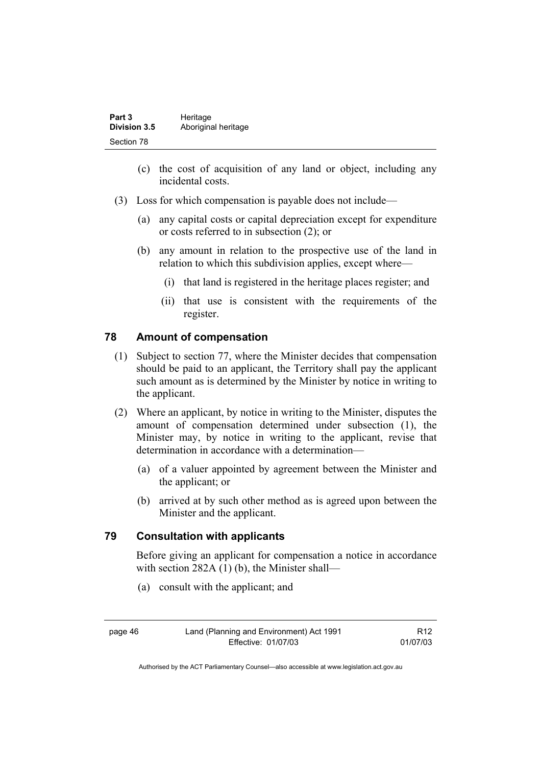(c) the cost of acquisition of any land or object, including any incidental costs.

(3) Loss for which compensation is payable does not include—

(a) any capital costs or capital depreciation except for expenditure or costs referred to in subsection (2); or

(b) any amount in relation to the prospective use of the land in relation to which this subdivision applies, except where—

(i) that land is registered in the heritage places register; and

(ii) that use is consistent with the requirements of the register.

## 78 Amount of compensation

(1) Subject to section 77, where the Minister decides that compensation should be paid to an applicant, the Territory shall pay the applicant such amount as is determined by the Minister by notice in writing to the applicant.

(2) Where an applicant, by notice in writing to the Minister, disputes the amount of compensation determined under subsection (1), the Minister may, by notice in writing to the applicant, revise that determination in accordance with a determination—

(a) of a valuer appointed by agreement between the Minister and the applicant; or

(b) arrived at by such other method as is agreed upon between the Minister and the applicant.

## 79 Consultation with applicants

Before giving an applicant for compensation a notice in accordance with section 282A (1) (b), the Minister shall—

(a) consult with the applicant; and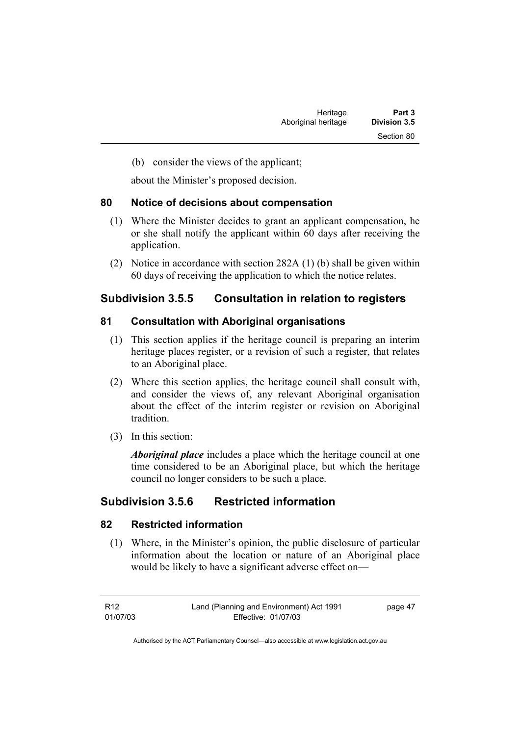(b) consider the views of the applicant;

about the Minister's proposed decision.

### 80 Notice of decisions about compensation

(1) Where the Minister decides to grant an applicant compensation, he or she shall notify the applicant within 60 days after receiving the application.

(2) Notice in accordance with section 282A (1) (b) shall be given within 60 days of receiving the application to which the notice relates.

## Subdivision 3.5.5 Consultation in relation to registers

### 81 Consultation with Aboriginal organisations

(1) This section applies if the heritage council is preparing an interim heritage places register, or a revision of such a register, that relates to an Aboriginal place.

(2) Where this section applies, the heritage council shall consult with, and consider the views of, any relevant Aboriginal organisation about the effect of the interim register or revision on Aboriginal tradition.

(3) In this section:

***Aboriginal place*** includes a place which the heritage council at one time considered to be an Aboriginal place, but which the heritage council no longer considers to be such a place.

## Subdivision 3.5.6 Restricted information

### 82 Restricted information

(1) Where, in the Minister's opinion, the public disclosure of particular information about the location or nature of an Aboriginal place would be likely to have a significant adverse effect on—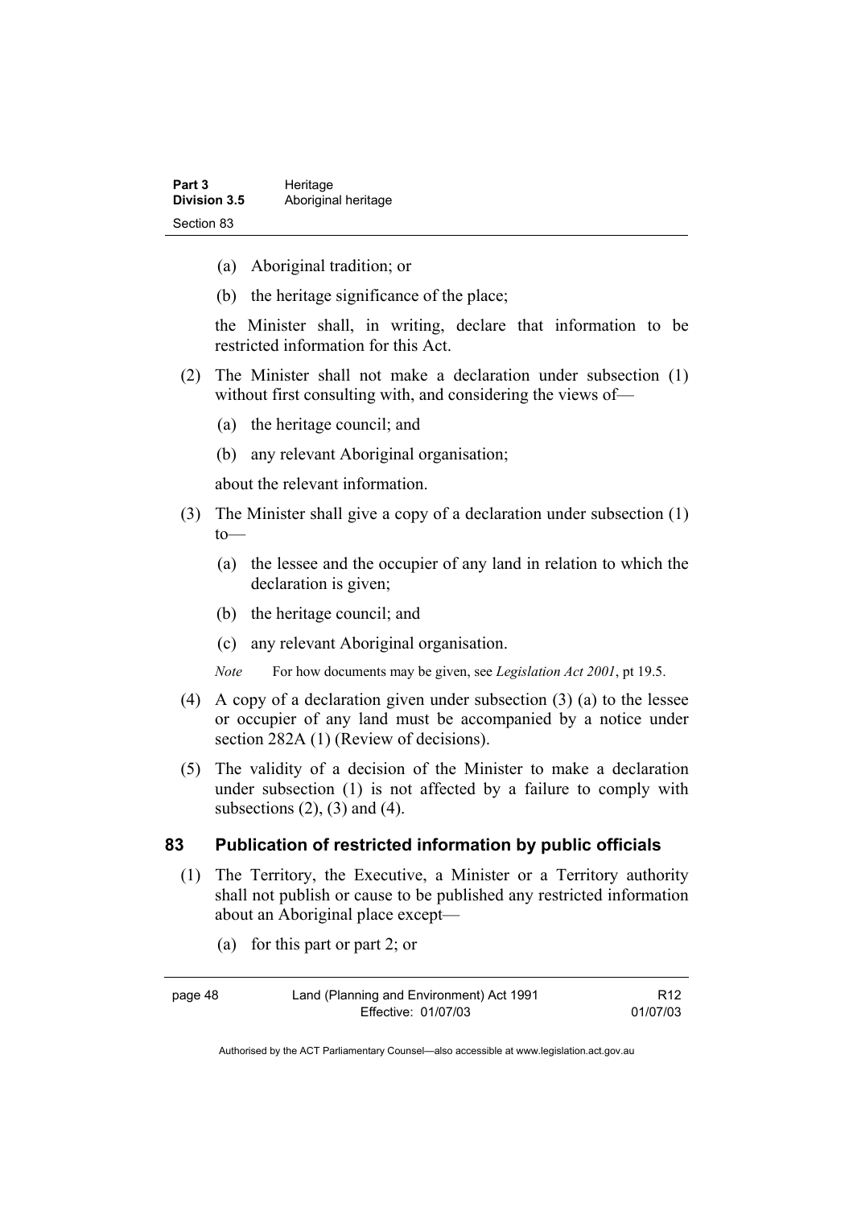(a) Aboriginal tradition; or

(b) the heritage significance of the place;

the Minister shall, in writing, declare that information to be restricted information for this Act.

(2) The Minister shall not make a declaration under subsection (1) without first consulting with, and considering the views of—

(a) the heritage council; and

(b) any relevant Aboriginal organisation;

about the relevant information.

(3) The Minister shall give a copy of a declaration under subsection (1) to—

(a) the lessee and the occupier of any land in relation to which the declaration is given;

(b) the heritage council; and

(c) any relevant Aboriginal organisation.

*Note* For how documents may be given, see *Legislation Act 2001*, pt 19.5.

(4) A copy of a declaration given under subsection (3) (a) to the lessee or occupier of any land must be accompanied by a notice under section 282A (1) (Review of decisions).

(5) The validity of a decision of the Minister to make a declaration under subsection (1) is not affected by a failure to comply with subsections (2), (3) and (4).

## 83 Publication of restricted information by public officials

(1) The Territory, the Executive, a Minister or a Territory authority shall not publish or cause to be published any restricted information about an Aboriginal place except—

(a) for this part or part 2; or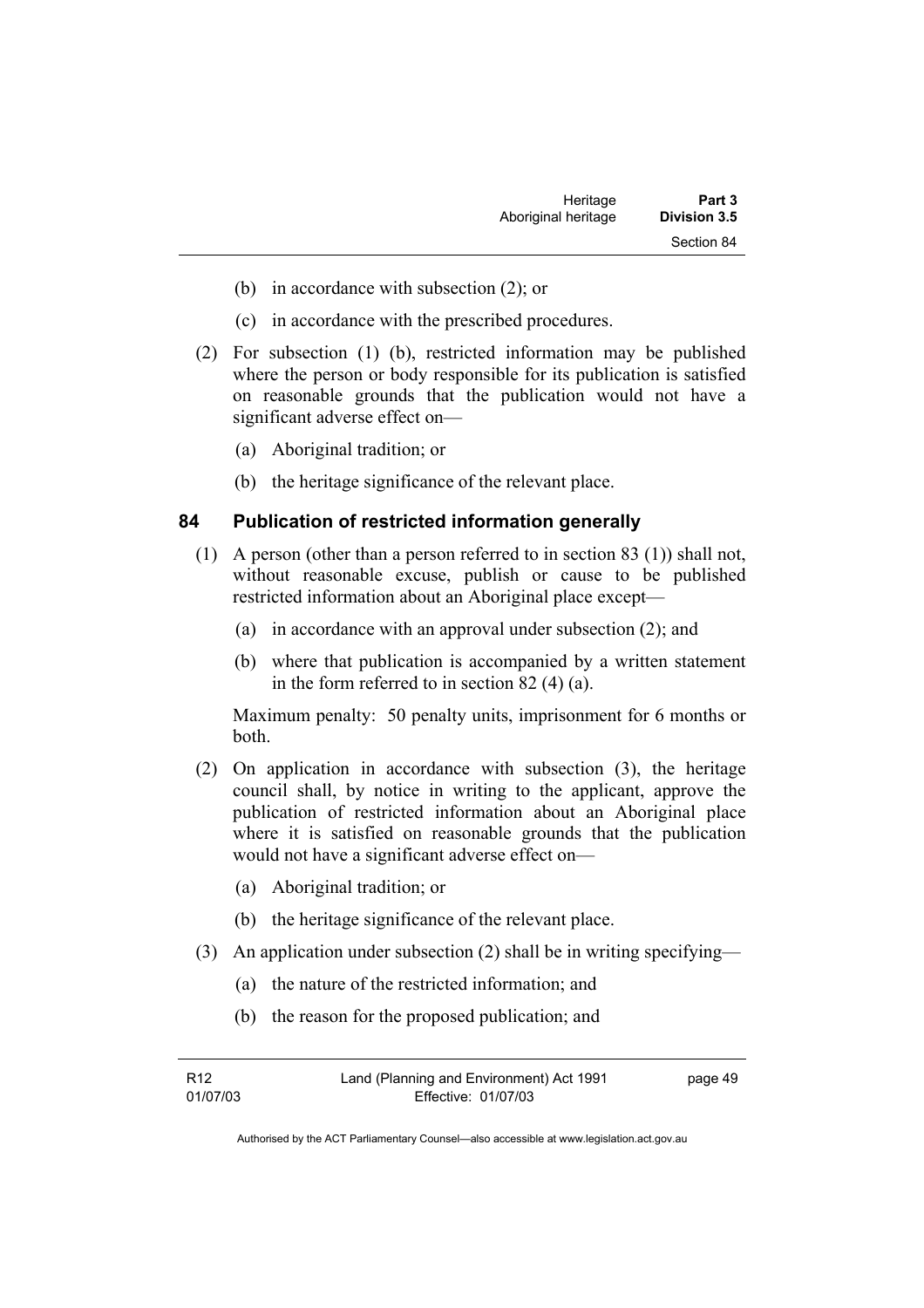(b) in accordance with subsection (2); or

(c) in accordance with the prescribed procedures.

(2) For subsection (1) (b), restricted information may be published where the person or body responsible for its publication is satisfied on reasonable grounds that the publication would not have a significant adverse effect on—

(a) Aboriginal tradition; or

(b) the heritage significance of the relevant place.

## 84 Publication of restricted information generally

(1) A person (other than a person referred to in section 83 (1)) shall not, without reasonable excuse, publish or cause to be published restricted information about an Aboriginal place except—

(a) in accordance with an approval under subsection (2); and

(b) where that publication is accompanied by a written statement in the form referred to in section 82 (4) (a).

Maximum penalty: 50 penalty units, imprisonment for 6 months or both.

(2) On application in accordance with subsection (3), the heritage council shall, by notice in writing to the applicant, approve the publication of restricted information about an Aboriginal place where it is satisfied on reasonable grounds that the publication would not have a significant adverse effect on—

(a) Aboriginal tradition; or

(b) the heritage significance of the relevant place.

(3) An application under subsection (2) shall be in writing specifying—

(a) the nature of the restricted information; and

(b) the reason for the proposed publication; and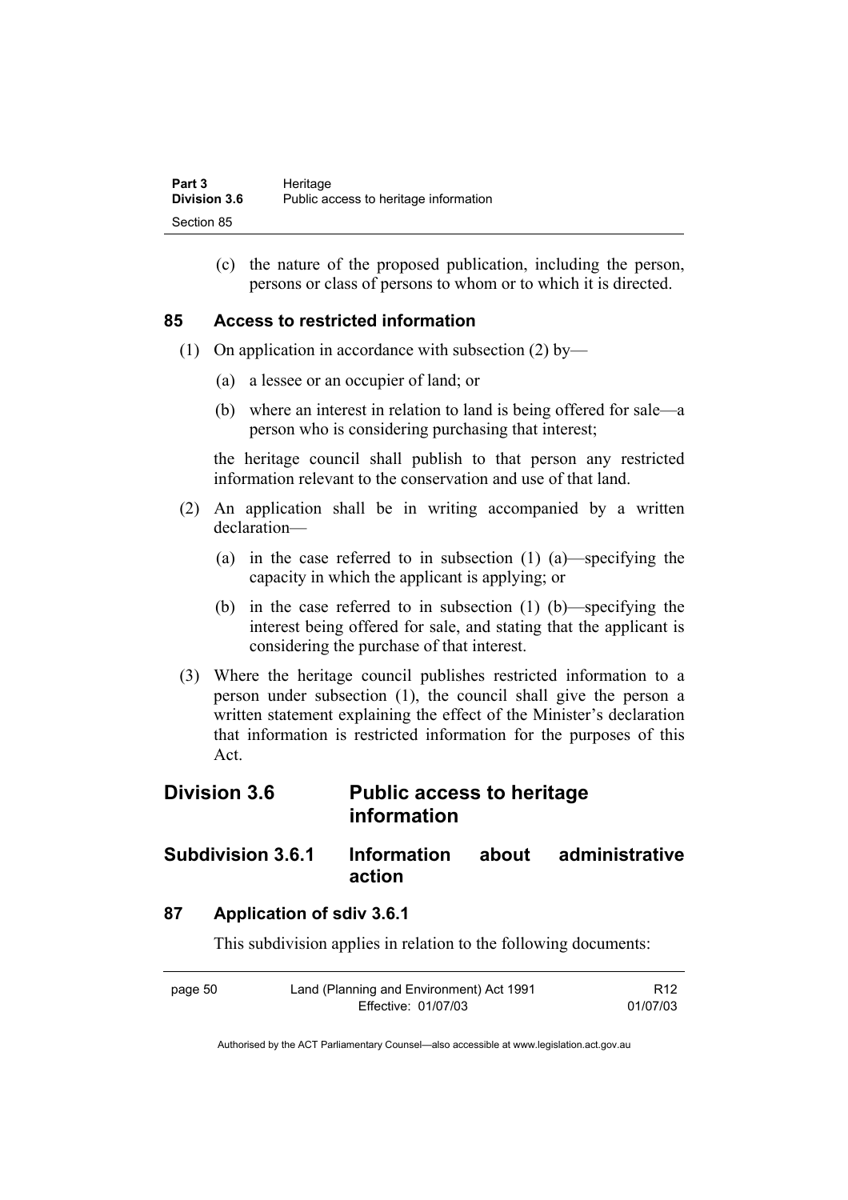(c) the nature of the proposed publication, including the person, persons or class of persons to whom or to which it is directed.

### 85 Access to restricted information

(1) On application in accordance with subsection (2) by—

(a) a lessee or an occupier of land; or

(b) where an interest in relation to land is being offered for sale—a person who is considering purchasing that interest;

the heritage council shall publish to that person any restricted information relevant to the conservation and use of that land.

(2) An application shall be in writing accompanied by a written declaration—

(a) in the case referred to in subsection (1) (a)—specifying the capacity in which the applicant is applying; or

(b) in the case referred to in subsection (1) (b)—specifying the interest being offered for sale, and stating that the applicant is considering the purchase of that interest.

(3) Where the heritage council publishes restricted information to a person under subsection (1), the council shall give the person a written statement explaining the effect of the Minister's declaration that information is restricted information for the purposes of this Act.

## Division 3.6 Public access to heritage information

## Subdivision 3.6.1 Information about administrative action

### 87 Application of sdiv 3.6.1

This subdivision applies in relation to the following documents: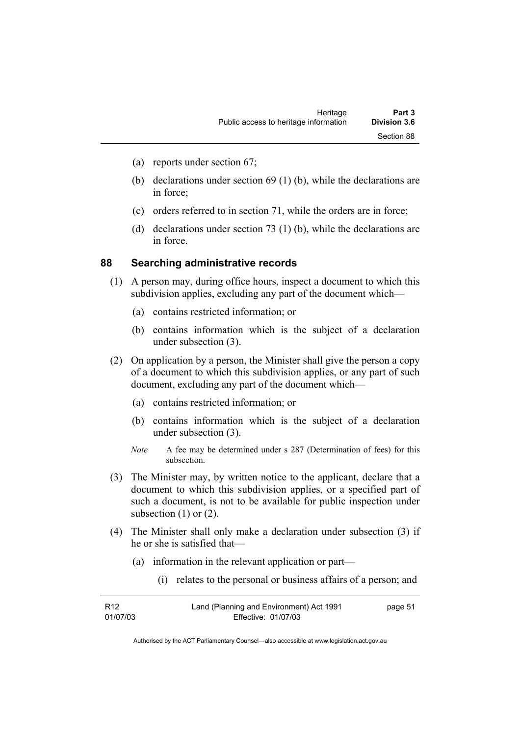(a) reports under section 67;

(b) declarations under section 69 (1) (b), while the declarations are in force;

(c) orders referred to in section 71, while the orders are in force;

(d) declarations under section 73 (1) (b), while the declarations are in force.

## 88 Searching administrative records

(1) A person may, during office hours, inspect a document to which this subdivision applies, excluding any part of the document which—

(a) contains restricted information; or

(b) contains information which is the subject of a declaration under subsection (3).

(2) On application by a person, the Minister shall give the person a copy of a document to which this subdivision applies, or any part of such document, excluding any part of the document which—

(a) contains restricted information; or

(b) contains information which is the subject of a declaration under subsection (3).

*Note* A fee may be determined under s 287 (Determination of fees) for this subsection.

(3) The Minister may, by written notice to the applicant, declare that a document to which this subdivision applies, or a specified part of such a document, is not to be available for public inspection under subsection (1) or (2).

(4) The Minister shall only make a declaration under subsection (3) if he or she is satisfied that—

(a) information in the relevant application or part—

(i) relates to the personal or business affairs of a person; and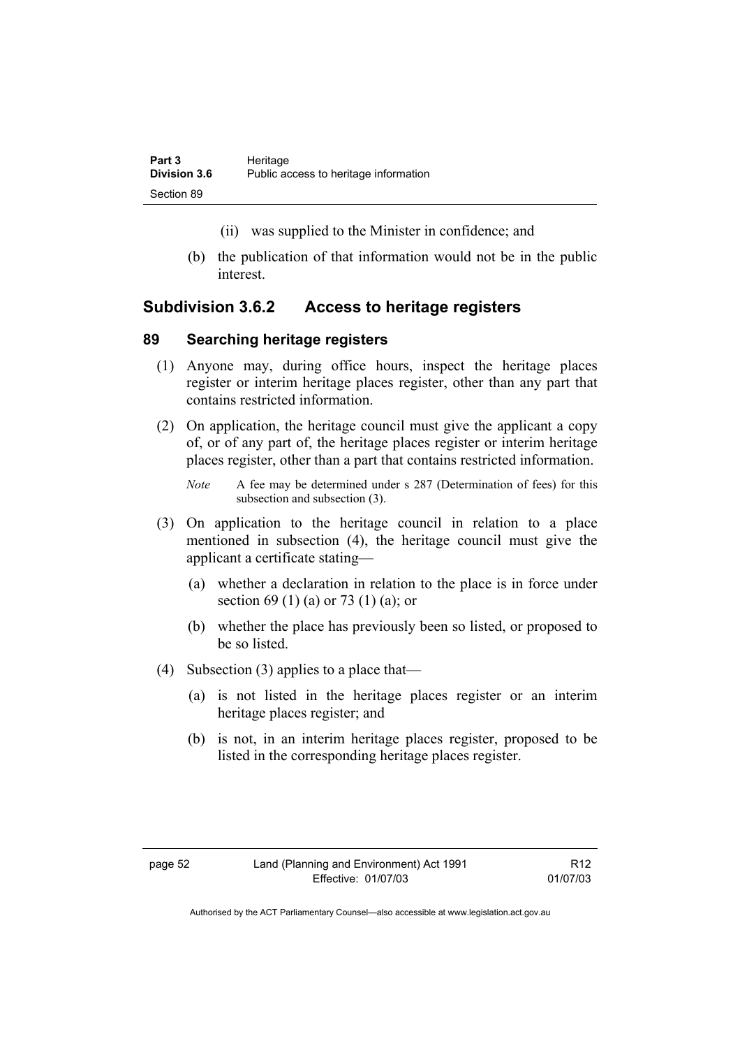(ii) was supplied to the Minister in confidence; and

(b) the publication of that information would not be in the public interest.

## Subdivision 3.6.2 Access to heritage registers

### 89 Searching heritage registers

(1) Anyone may, during office hours, inspect the heritage places register or interim heritage places register, other than any part that contains restricted information.

(2) On application, the heritage council must give the applicant a copy of, or of any part of, the heritage places register or interim heritage places register, other than a part that contains restricted information.

*Note* A fee may be determined under s 287 (Determination of fees) for this subsection and subsection (3).

(3) On application to the heritage council in relation to a place mentioned in subsection (4), the heritage council must give the applicant a certificate stating—

(a) whether a declaration in relation to the place is in force under section 69 (1) (a) or 73 (1) (a); or

(b) whether the place has previously been so listed, or proposed to be so listed.

(4) Subsection (3) applies to a place that—

(a) is not listed in the heritage places register or an interim heritage places register; and

(b) is not, in an interim heritage places register, proposed to be listed in the corresponding heritage places register.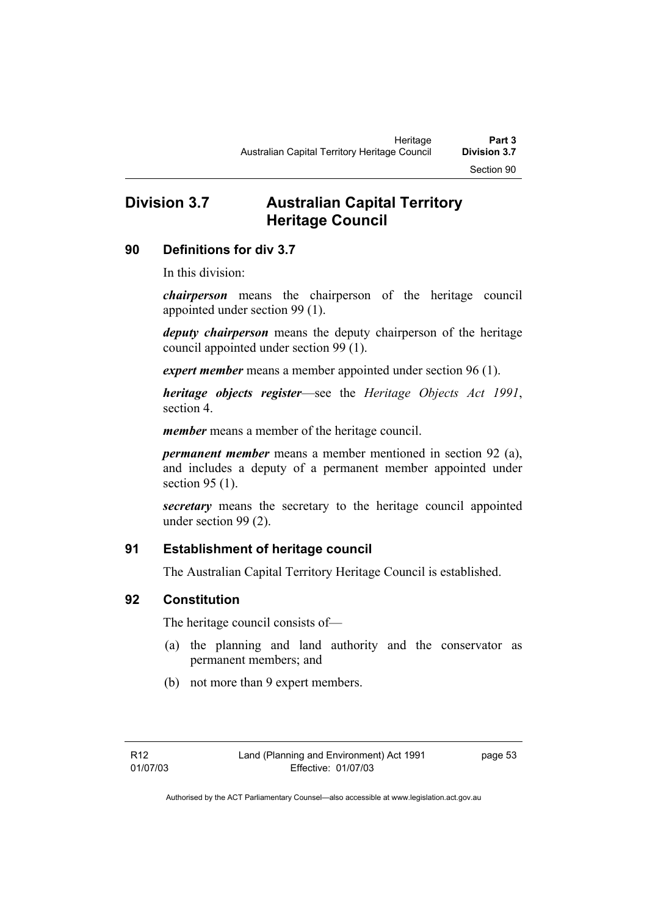## Division 3.7 Australian Capital Territory Heritage Council

### 90 Definitions for div 3.7

In this division:

***chairperson*** means the chairperson of the heritage council appointed under section 99 (1).

***deputy chairperson*** means the deputy chairperson of the heritage council appointed under section 99 (1).

***expert member*** means a member appointed under section 96 (1).

***heritage objects register***—see the *Heritage Objects Act 1991*, section 4.

***member*** means a member of the heritage council.

***permanent member*** means a member mentioned in section 92 (a), and includes a deputy of a permanent member appointed under section 95 (1).

***secretary*** means the secretary to the heritage council appointed under section 99 (2).

### 91 Establishment of heritage council

The Australian Capital Territory Heritage Council is established.

### 92 Constitution

The heritage council consists of—

(a) the planning and land authority and the conservator as permanent members; and

(b) not more than 9 expert members.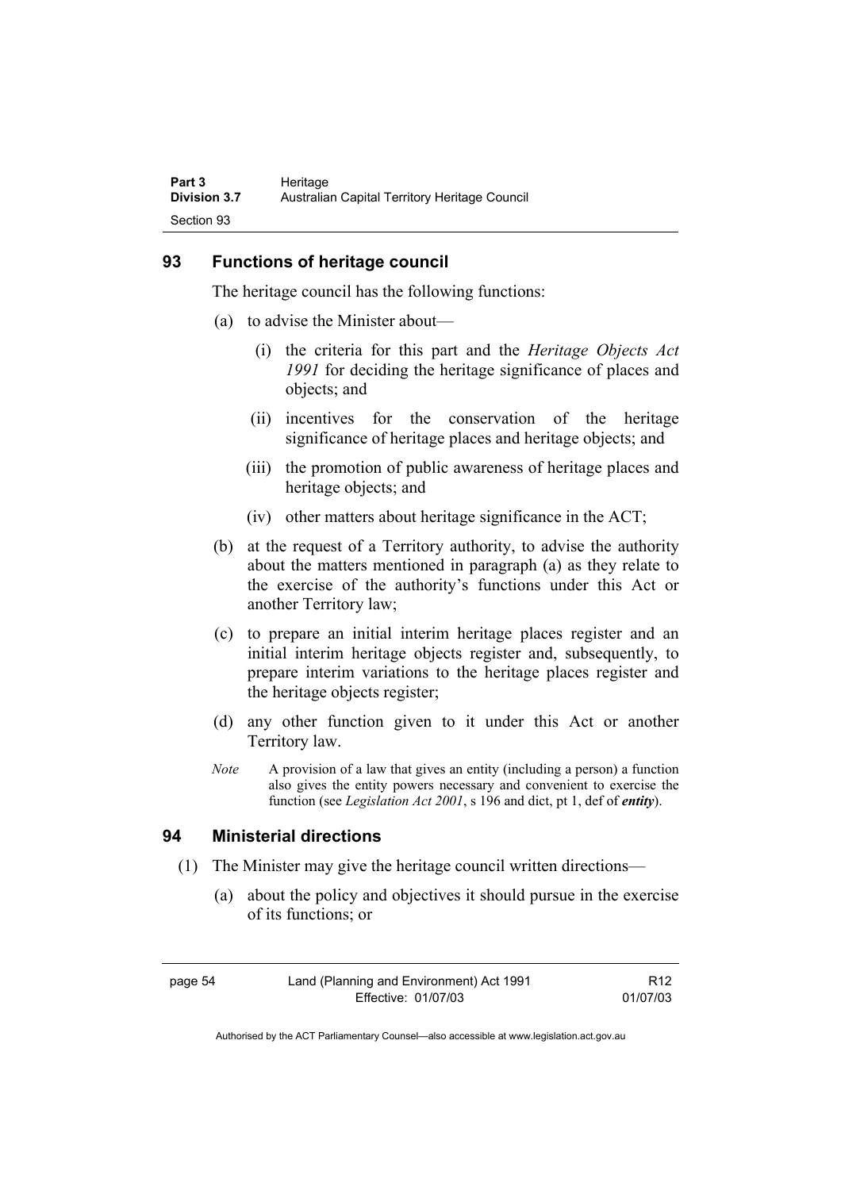## 93 Functions of heritage council

The heritage council has the following functions:

(a) to advise the Minister about—

   (i) the criteria for this part and the *Heritage Objects Act 1991* for deciding the heritage significance of places and objects; and

   (ii) incentives for the conservation of the heritage significance of heritage places and heritage objects; and

   (iii) the promotion of public awareness of heritage places and heritage objects; and

   (iv) other matters about heritage significance in the ACT;

(b) at the request of a Territory authority, to advise the authority about the matters mentioned in paragraph (a) as they relate to the exercise of the authority's functions under this Act or another Territory law;

(c) to prepare an initial interim heritage places register and an initial interim heritage objects register and, subsequently, to prepare interim variations to the heritage places register and the heritage objects register;

(d) any other function given to it under this Act or another Territory law.

*Note* A provision of a law that gives an entity (including a person) a function also gives the entity powers necessary and convenient to exercise the function (see *Legislation Act 2001*, s 196 and dict, pt 1, def of ***entity***).

## 94 Ministerial directions

(1) The Minister may give the heritage council written directions—

   (a) about the policy and objectives it should pursue in the exercise of its functions; or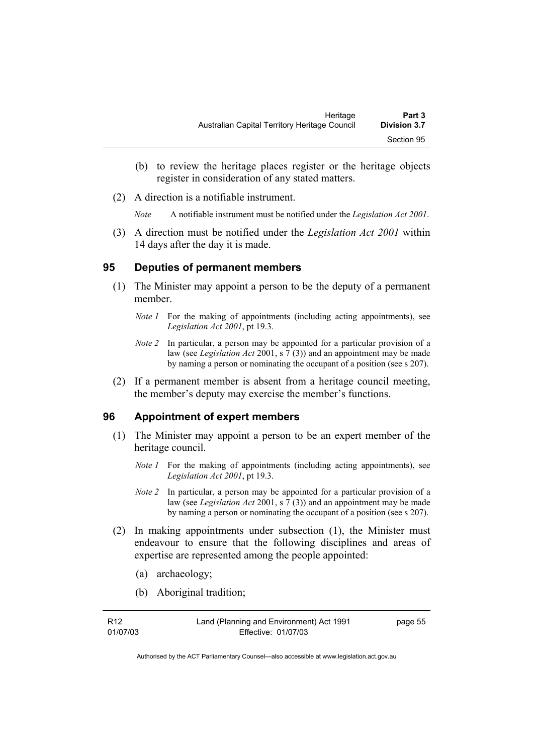(b) to review the heritage places register or the heritage objects register in consideration of any stated matters.

(2) A direction is a notifiable instrument.

*Note* A notifiable instrument must be notified under the *Legislation Act 2001*.

(3) A direction must be notified under the *Legislation Act 2001* within 14 days after the day it is made.

## 95 Deputies of permanent members

(1) The Minister may appoint a person to be the deputy of a permanent member.

*Note 1* For the making of appointments (including acting appointments), see *Legislation Act 2001*, pt 19.3.

*Note 2* In particular, a person may be appointed for a particular provision of a law (see *Legislation Act* 2001, s 7 (3)) and an appointment may be made by naming a person or nominating the occupant of a position (see s 207).

(2) If a permanent member is absent from a heritage council meeting, the member's deputy may exercise the member's functions.

## 96 Appointment of expert members

(1) The Minister may appoint a person to be an expert member of the heritage council.

*Note 1* For the making of appointments (including acting appointments), see *Legislation Act 2001*, pt 19.3.

*Note 2* In particular, a person may be appointed for a particular provision of a law (see *Legislation Act* 2001, s 7 (3)) and an appointment may be made by naming a person or nominating the occupant of a position (see s 207).

(2) In making appointments under subsection (1), the Minister must endeavour to ensure that the following disciplines and areas of expertise are represented among the people appointed:

(a) archaeology;

(b) Aboriginal tradition;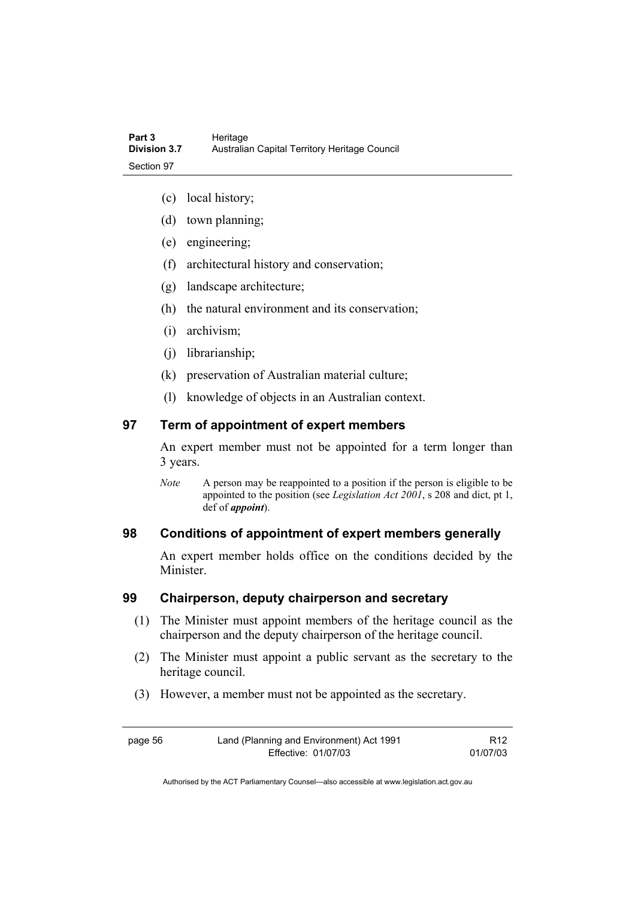(c) local history;

(d) town planning;

(e) engineering;

(f) architectural history and conservation;

(g) landscape architecture;

(h) the natural environment and its conservation;

(i) archivism;

(j) librarianship;

(k) preservation of Australian material culture;

(l) knowledge of objects in an Australian context.

## 97 Term of appointment of expert members

An expert member must not be appointed for a term longer than 3 years.

*Note* A person may be reappointed to a position if the person is eligible to be appointed to the position (see *Legislation Act 2001*, s 208 and dict, pt 1, def of ***appoint***).

## 98 Conditions of appointment of expert members generally

An expert member holds office on the conditions decided by the Minister.

## 99 Chairperson, deputy chairperson and secretary

(1) The Minister must appoint members of the heritage council as the chairperson and the deputy chairperson of the heritage council.

(2) The Minister must appoint a public servant as the secretary to the heritage council.

(3) However, a member must not be appointed as the secretary.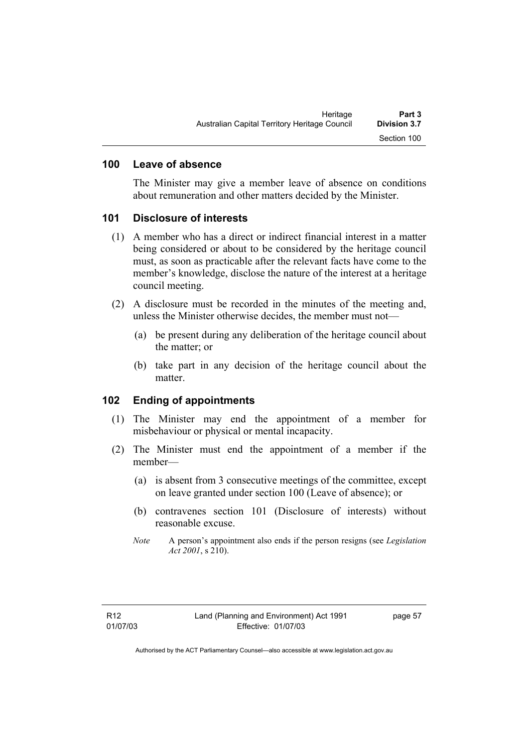### 100 Leave of absence

The Minister may give a member leave of absence on conditions about remuneration and other matters decided by the Minister.

### 101 Disclosure of interests

(1) A member who has a direct or indirect financial interest in a matter being considered or about to be considered by the heritage council must, as soon as practicable after the relevant facts have come to the member's knowledge, disclose the nature of the interest at a heritage council meeting.

(2) A disclosure must be recorded in the minutes of the meeting and, unless the Minister otherwise decides, the member must not—

(a) be present during any deliberation of the heritage council about the matter; or

(b) take part in any decision of the heritage council about the matter.

### 102 Ending of appointments

(1) The Minister may end the appointment of a member for misbehaviour or physical or mental incapacity.

(2) The Minister must end the appointment of a member if the member—

(a) is absent from 3 consecutive meetings of the committee, except on leave granted under section 100 (Leave of absence); or

(b) contravenes section 101 (Disclosure of interests) without reasonable excuse.

*Note* A person's appointment also ends if the person resigns (see *Legislation Act 2001*, s 210).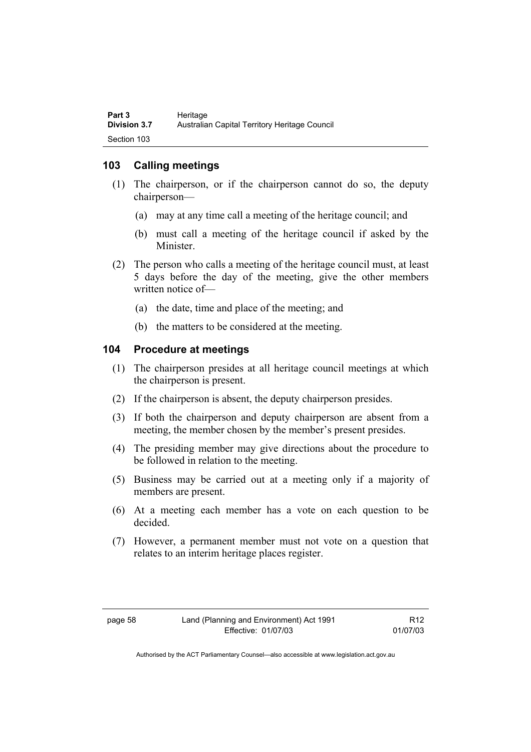## 103 Calling meetings

(1) The chairperson, or if the chairperson cannot do so, the deputy chairperson—

(a) may at any time call a meeting of the heritage council; and

(b) must call a meeting of the heritage council if asked by the Minister.

(2) The person who calls a meeting of the heritage council must, at least 5 days before the day of the meeting, give the other members written notice of—

(a) the date, time and place of the meeting; and

(b) the matters to be considered at the meeting.

## 104 Procedure at meetings

(1) The chairperson presides at all heritage council meetings at which the chairperson is present.

(2) If the chairperson is absent, the deputy chairperson presides.

(3) If both the chairperson and deputy chairperson are absent from a meeting, the member chosen by the member's present presides.

(4) The presiding member may give directions about the procedure to be followed in relation to the meeting.

(5) Business may be carried out at a meeting only if a majority of members are present.

(6) At a meeting each member has a vote on each question to be decided.

(7) However, a permanent member must not vote on a question that relates to an interim heritage places register.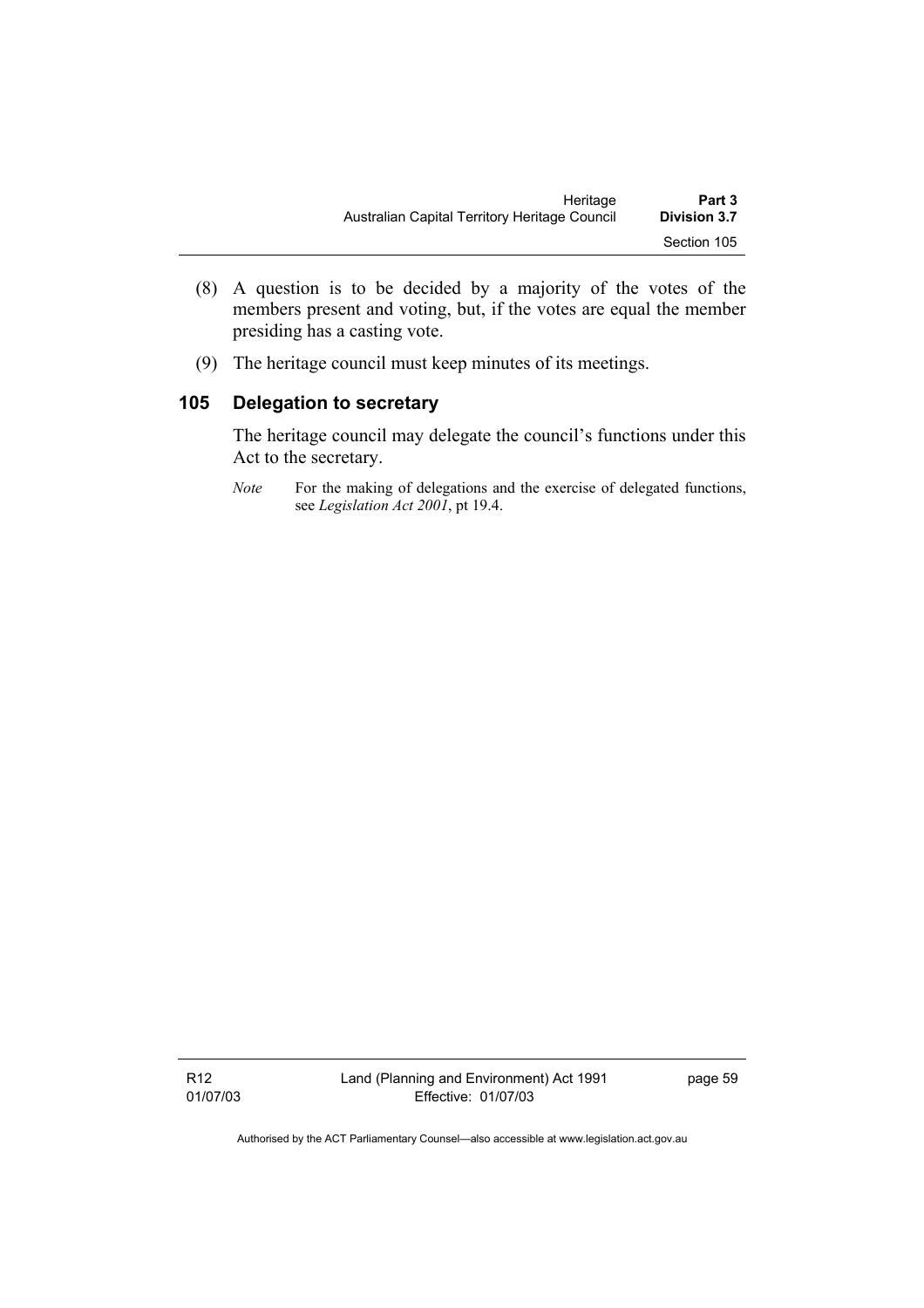(8) A question is to be decided by a majority of the votes of the members present and voting, but, if the votes are equal the member presiding has a casting vote.

(9) The heritage council must keep minutes of its meetings.

## 105 Delegation to secretary

The heritage council may delegate the council's functions under this Act to the secretary.

*Note* For the making of delegations and the exercise of delegated functions, see *Legislation Act 2001*, pt 19.4.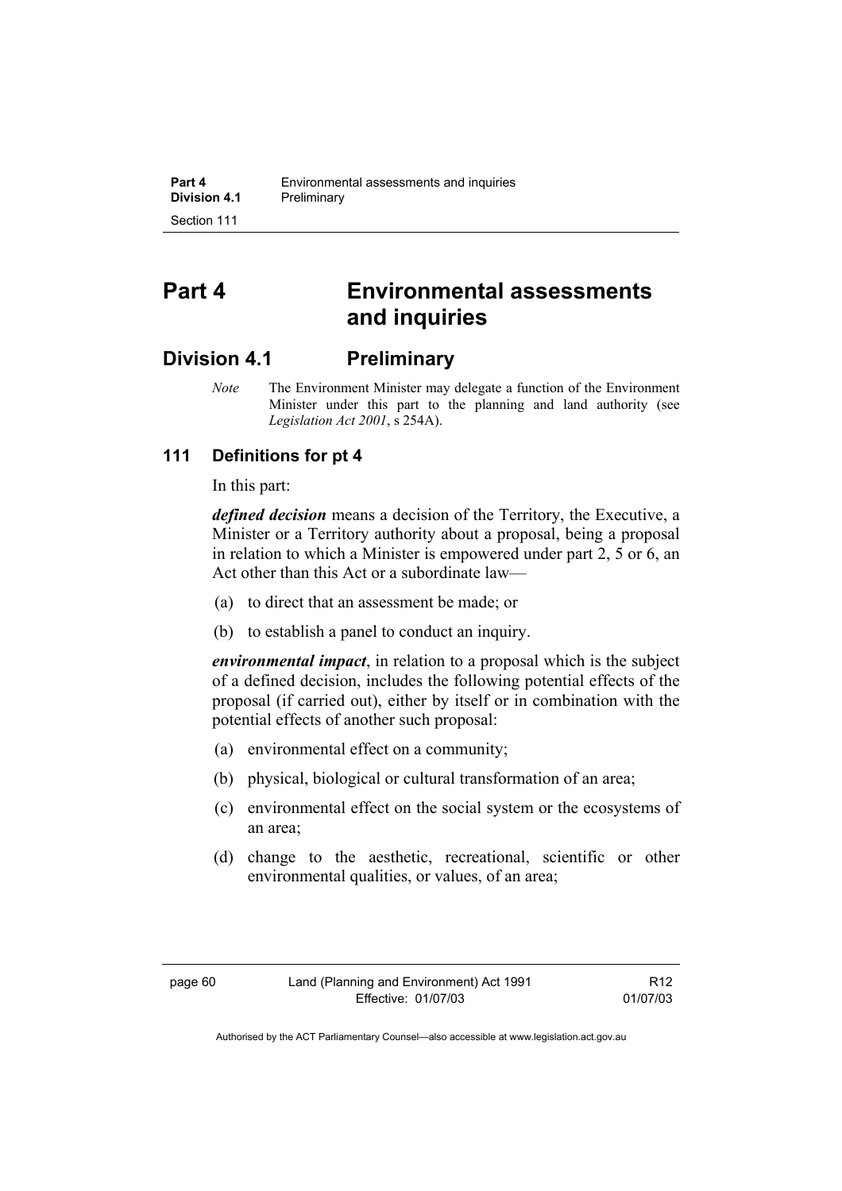# Part 4 Environmental assessments and inquiries

## Division 4.1 Preliminary

*Note* The Environment Minister may delegate a function of the Environment Minister under this part to the planning and land authority (see *Legislation Act 2001*, s 254A).

### 111 Definitions for pt 4

In this part:

***defined decision*** means a decision of the Territory, the Executive, a Minister or a Territory authority about a proposal, being a proposal in relation to which a Minister is empowered under part 2, 5 or 6, an Act other than this Act or a subordinate law—

(a) to direct that an assessment be made; or

(b) to establish a panel to conduct an inquiry.

***environmental impact***, in relation to a proposal which is the subject of a defined decision, includes the following potential effects of the proposal (if carried out), either by itself or in combination with the potential effects of another such proposal:

(a) environmental effect on a community;

(b) physical, biological or cultural transformation of an area;

(c) environmental effect on the social system or the ecosystems of an area;

(d) change to the aesthetic, recreational, scientific or other environmental qualities, or values, of an area;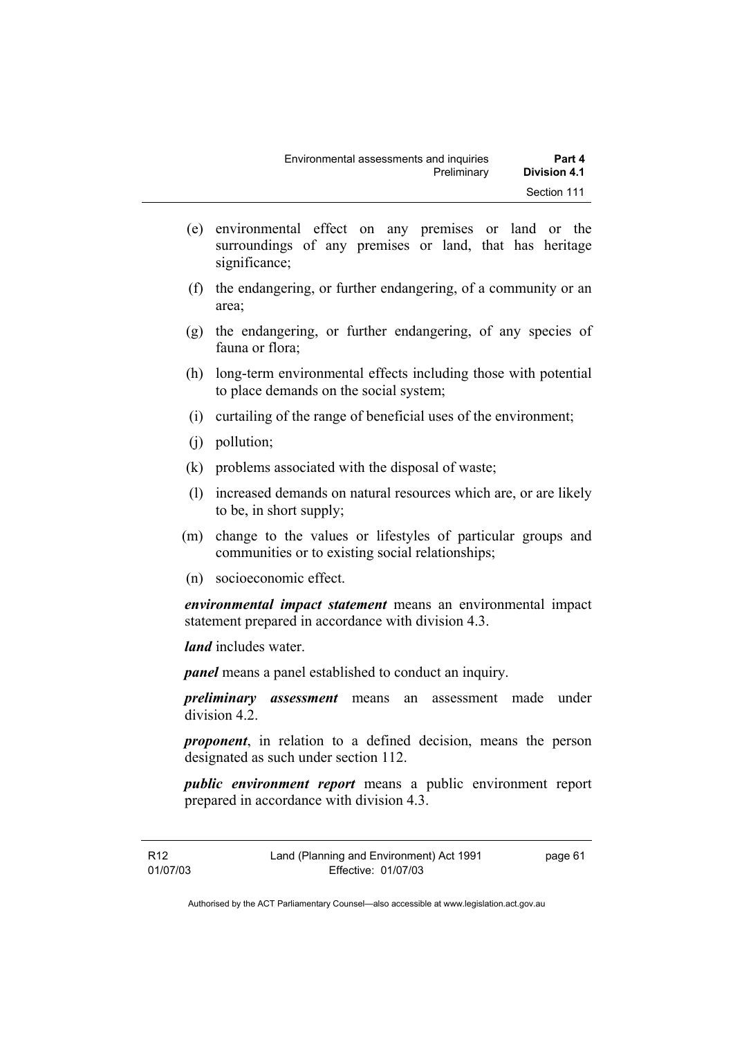(e) environmental effect on any premises or land or the surroundings of any premises or land, that has heritage significance;

(f) the endangering, or further endangering, of a community or an area;

(g) the endangering, or further endangering, of any species of fauna or flora;

(h) long-term environmental effects including those with potential to place demands on the social system;

(i) curtailing of the range of beneficial uses of the environment;

(j) pollution;

(k) problems associated with the disposal of waste;

(l) increased demands on natural resources which are, or are likely to be, in short supply;

(m) change to the values or lifestyles of particular groups and communities or to existing social relationships;

(n) socioeconomic effect.

***environmental impact statement*** means an environmental impact statement prepared in accordance with division 4.3.

***land*** includes water.

***panel*** means a panel established to conduct an inquiry.

***preliminary assessment*** means an assessment made under division 4.2.

***proponent***, in relation to a defined decision, means the person designated as such under section 112.

***public environment report*** means a public environment report prepared in accordance with division 4.3.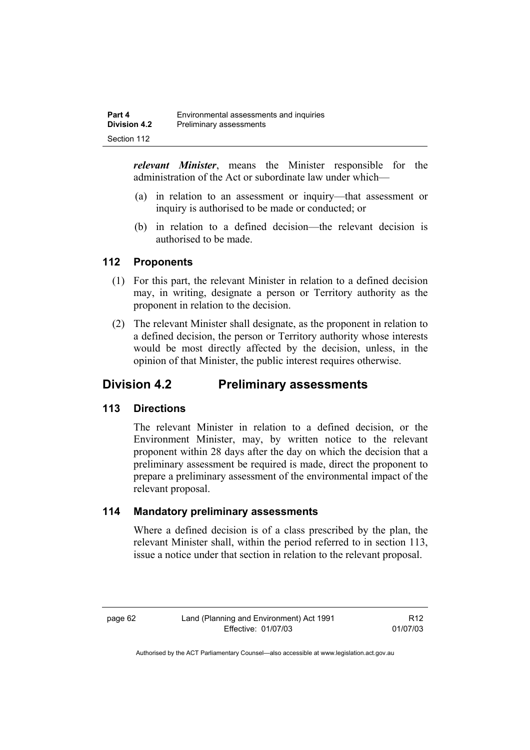***relevant Minister***, means the Minister responsible for the administration of the Act or subordinate law under which—

(a) in relation to an assessment or inquiry—that assessment or inquiry is authorised to be made or conducted; or

(b) in relation to a defined decision—the relevant decision is authorised to be made.

### 112 Proponents

(1) For this part, the relevant Minister in relation to a defined decision may, in writing, designate a person or Territory authority as the proponent in relation to the decision.

(2) The relevant Minister shall designate, as the proponent in relation to a defined decision, the person or Territory authority whose interests would be most directly affected by the decision, unless, in the opinion of that Minister, the public interest requires otherwise.

## Division 4.2 Preliminary assessments

### 113 Directions

The relevant Minister in relation to a defined decision, or the Environment Minister, may, by written notice to the relevant proponent within 28 days after the day on which the decision that a preliminary assessment be required is made, direct the proponent to prepare a preliminary assessment of the environmental impact of the relevant proposal.

### 114 Mandatory preliminary assessments

Where a defined decision is of a class prescribed by the plan, the relevant Minister shall, within the period referred to in section 113, issue a notice under that section in relation to the relevant proposal.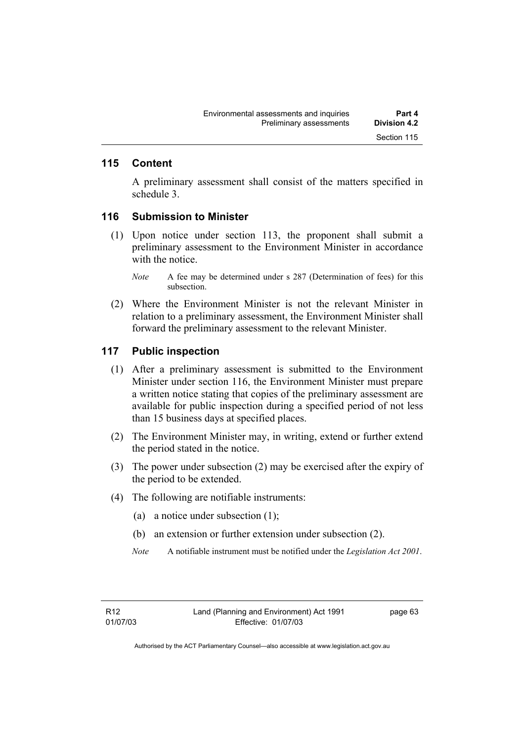## 115 Content

A preliminary assessment shall consist of the matters specified in schedule 3.

## 116 Submission to Minister

(1) Upon notice under section 113, the proponent shall submit a preliminary assessment to the Environment Minister in accordance with the notice.

*Note* A fee may be determined under s 287 (Determination of fees) for this subsection.

(2) Where the Environment Minister is not the relevant Minister in relation to a preliminary assessment, the Environment Minister shall forward the preliminary assessment to the relevant Minister.

## 117 Public inspection

(1) After a preliminary assessment is submitted to the Environment Minister under section 116, the Environment Minister must prepare a written notice stating that copies of the preliminary assessment are available for public inspection during a specified period of not less than 15 business days at specified places.

(2) The Environment Minister may, in writing, extend or further extend the period stated in the notice.

(3) The power under subsection (2) may be exercised after the expiry of the period to be extended.

(4) The following are notifiable instruments:

(a) a notice under subsection (1);

(b) an extension or further extension under subsection (2).

*Note* A notifiable instrument must be notified under the *Legislation Act 2001*.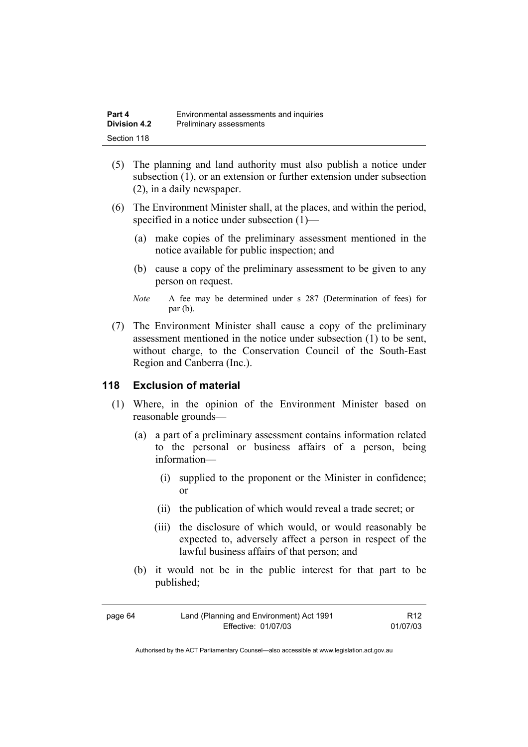(5) The planning and land authority must also publish a notice under subsection (1), or an extension or further extension under subsection (2), in a daily newspaper.

(6) The Environment Minister shall, at the places, and within the period, specified in a notice under subsection (1)—

   (a) make copies of the preliminary assessment mentioned in the notice available for public inspection; and

   (b) cause a copy of the preliminary assessment to be given to any person on request.

   *Note* A fee may be determined under s 287 (Determination of fees) for par (b).

(7) The Environment Minister shall cause a copy of the preliminary assessment mentioned in the notice under subsection (1) to be sent, without charge, to the Conservation Council of the South-East Region and Canberra (Inc.).

## 118 Exclusion of material

(1) Where, in the opinion of the Environment Minister based on reasonable grounds—

   (a) a part of a preliminary assessment contains information related to the personal or business affairs of a person, being information—

      (i) supplied to the proponent or the Minister in confidence; or

      (ii) the publication of which would reveal a trade secret; or

      (iii) the disclosure of which would, or would reasonably be expected to, adversely affect a person in respect of the lawful business affairs of that person; and

   (b) it would not be in the public interest for that part to be published;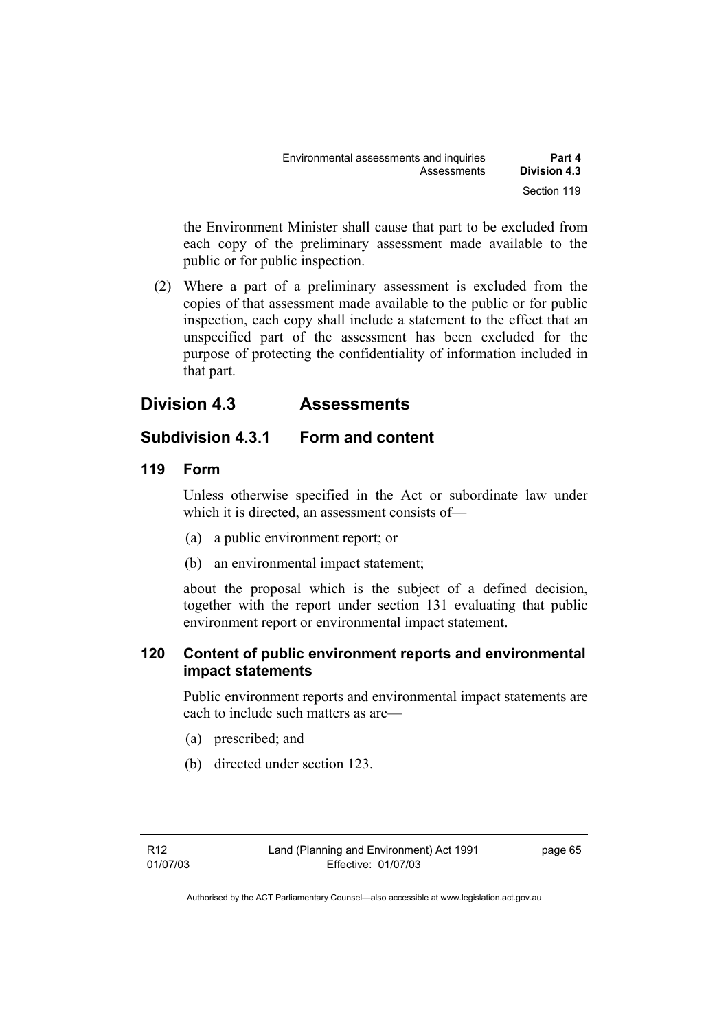the Environment Minister shall cause that part to be excluded from each copy of the preliminary assessment made available to the public or for public inspection.

(2) Where a part of a preliminary assessment is excluded from the copies of that assessment made available to the public or for public inspection, each copy shall include a statement to the effect that an unspecified part of the assessment has been excluded for the purpose of protecting the confidentiality of information included in that part.

## Division 4.3 Assessments

### Subdivision 4.3.1 Form and content

#### 119 Form

Unless otherwise specified in the Act or subordinate law under which it is directed, an assessment consists of—

(a) a public environment report; or

(b) an environmental impact statement;

about the proposal which is the subject of a defined decision, together with the report under section 131 evaluating that public environment report or environmental impact statement.

#### 120 Content of public environment reports and environmental impact statements

Public environment reports and environmental impact statements are each to include such matters as are—

(a) prescribed; and

(b) directed under section 123.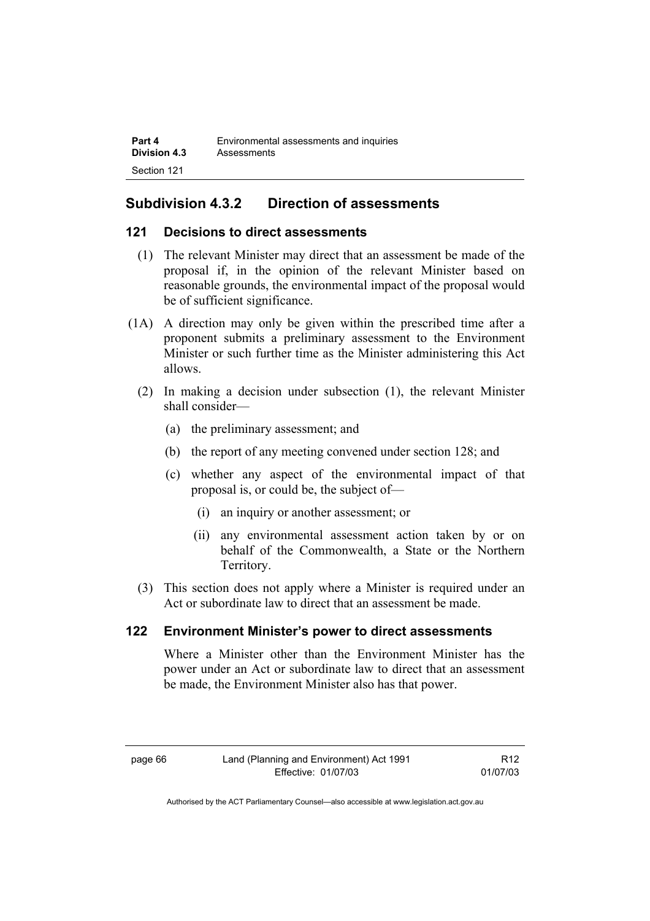## Subdivision 4.3.2 Direction of assessments

### 121 Decisions to direct assessments

(1) The relevant Minister may direct that an assessment be made of the proposal if, in the opinion of the relevant Minister based on reasonable grounds, the environmental impact of the proposal would be of sufficient significance.

(1A) A direction may only be given within the prescribed time after a proponent submits a preliminary assessment to the Environment Minister or such further time as the Minister administering this Act allows.

(2) In making a decision under subsection (1), the relevant Minister shall consider—

- (a) the preliminary assessment; and
- (b) the report of any meeting convened under section 128; and
- (c) whether any aspect of the environmental impact of that proposal is, or could be, the subject of—
  - (i) an inquiry or another assessment; or
  - (ii) any environmental assessment action taken by or on behalf of the Commonwealth, a State or the Northern Territory.

(3) This section does not apply where a Minister is required under an Act or subordinate law to direct that an assessment be made.

### 122 Environment Minister's power to direct assessments

Where a Minister other than the Environment Minister has the power under an Act or subordinate law to direct that an assessment be made, the Environment Minister also has that power.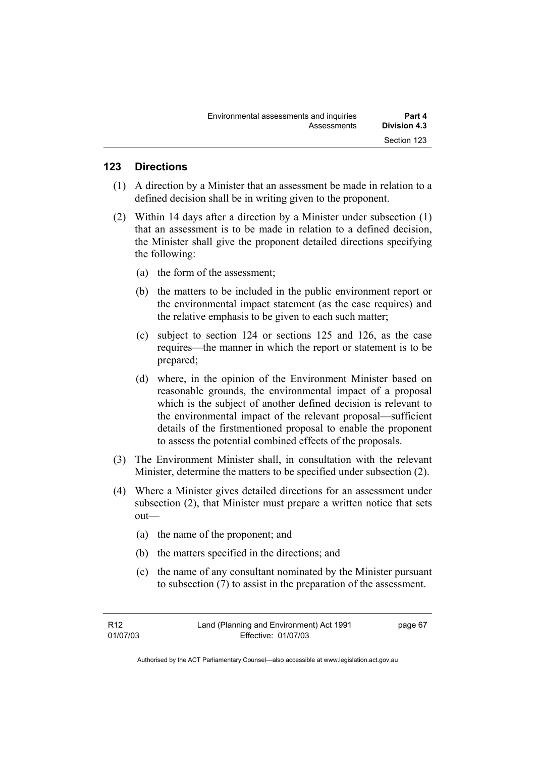## 123 Directions

(1) A direction by a Minister that an assessment be made in relation to a defined decision shall be in writing given to the proponent.

(2) Within 14 days after a direction by a Minister under subsection (1) that an assessment is to be made in relation to a defined decision, the Minister shall give the proponent detailed directions specifying the following:

- (a) the form of the assessment;
- (b) the matters to be included in the public environment report or the environmental impact statement (as the case requires) and the relative emphasis to be given to each such matter;
- (c) subject to section 124 or sections 125 and 126, as the case requires—the manner in which the report or statement is to be prepared;
- (d) where, in the opinion of the Environment Minister based on reasonable grounds, the environmental impact of a proposal which is the subject of another defined decision is relevant to the environmental impact of the relevant proposal—sufficient details of the firstmentioned proposal to enable the proponent to assess the potential combined effects of the proposals.

(3) The Environment Minister shall, in consultation with the relevant Minister, determine the matters to be specified under subsection (2).

(4) Where a Minister gives detailed directions for an assessment under subsection (2), that Minister must prepare a written notice that sets out—

- (a) the name of the proponent; and
- (b) the matters specified in the directions; and
- (c) the name of any consultant nominated by the Minister pursuant to subsection (7) to assist in the preparation of the assessment.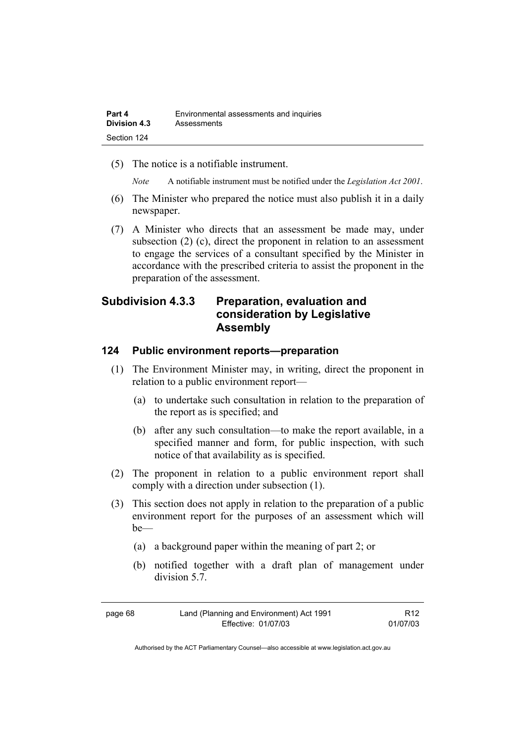(5) The notice is a notifiable instrument.

*Note* A notifiable instrument must be notified under the *Legislation Act 2001*.

(6) The Minister who prepared the notice must also publish it in a daily newspaper.

(7) A Minister who directs that an assessment be made may, under subsection (2) (c), direct the proponent in relation to an assessment to engage the services of a consultant specified by the Minister in accordance with the prescribed criteria to assist the proponent in the preparation of the assessment.

## Subdivision 4.3.3 Preparation, evaluation and consideration by Legislative Assembly

### 124 Public environment reports—preparation

(1) The Environment Minister may, in writing, direct the proponent in relation to a public environment report—

(a) to undertake such consultation in relation to the preparation of the report as is specified; and

(b) after any such consultation—to make the report available, in a specified manner and form, for public inspection, with such notice of that availability as is specified.

(2) The proponent in relation to a public environment report shall comply with a direction under subsection (1).

(3) This section does not apply in relation to the preparation of a public environment report for the purposes of an assessment which will be—

(a) a background paper within the meaning of part 2; or

(b) notified together with a draft plan of management under division 5.7.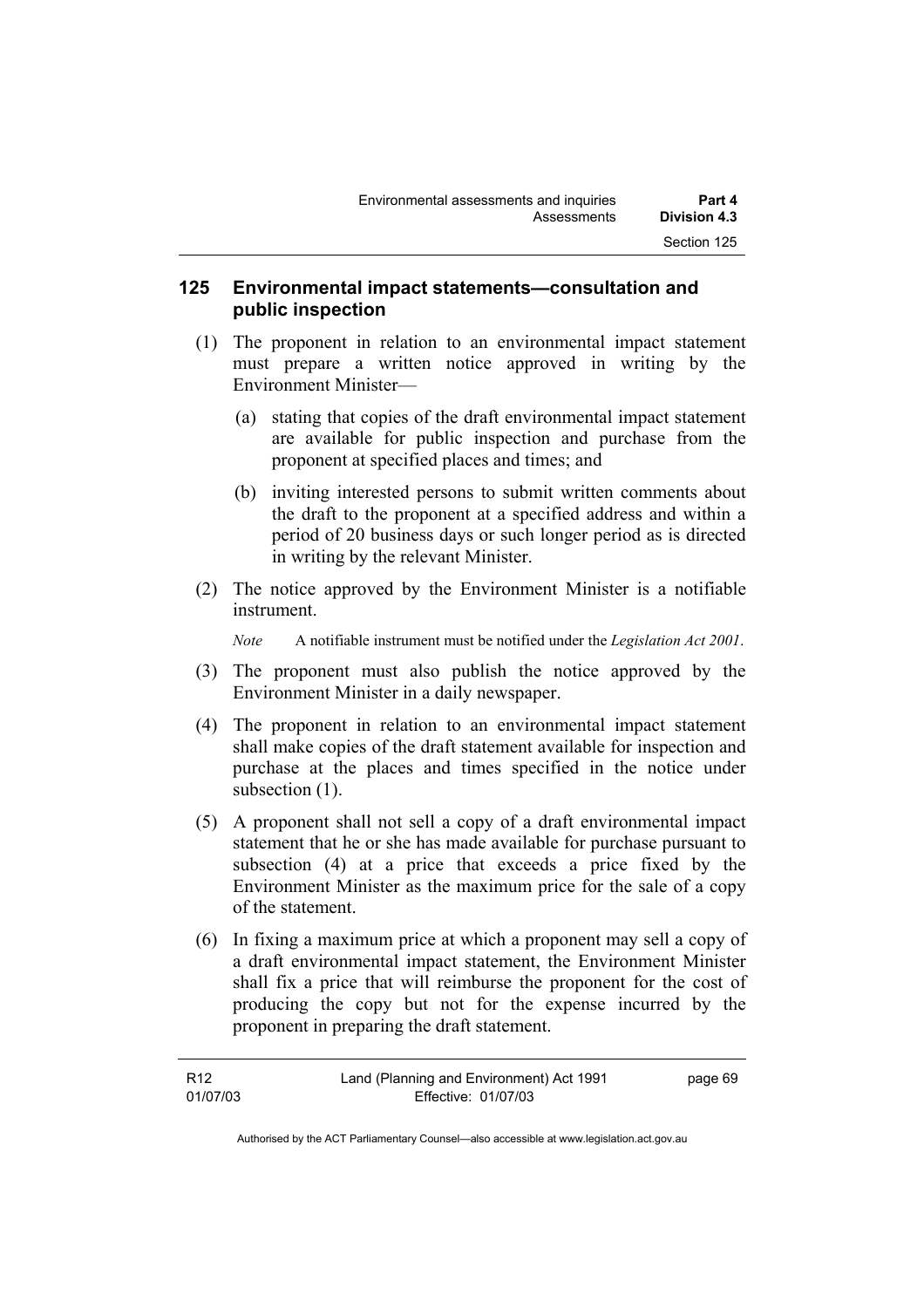## 125 Environmental impact statements—consultation and public inspection

(1) The proponent in relation to an environmental impact statement must prepare a written notice approved in writing by the Environment Minister—

(a) stating that copies of the draft environmental impact statement are available for public inspection and purchase from the proponent at specified places and times; and

(b) inviting interested persons to submit written comments about the draft to the proponent at a specified address and within a period of 20 business days or such longer period as is directed in writing by the relevant Minister.

(2) The notice approved by the Environment Minister is a notifiable instrument.

*Note* A notifiable instrument must be notified under the *Legislation Act 2001*.

(3) The proponent must also publish the notice approved by the Environment Minister in a daily newspaper.

(4) The proponent in relation to an environmental impact statement shall make copies of the draft statement available for inspection and purchase at the places and times specified in the notice under subsection (1).

(5) A proponent shall not sell a copy of a draft environmental impact statement that he or she has made available for purchase pursuant to subsection (4) at a price that exceeds a price fixed by the Environment Minister as the maximum price for the sale of a copy of the statement.

(6) In fixing a maximum price at which a proponent may sell a copy of a draft environmental impact statement, the Environment Minister shall fix a price that will reimburse the proponent for the cost of producing the copy but not for the expense incurred by the proponent in preparing the draft statement.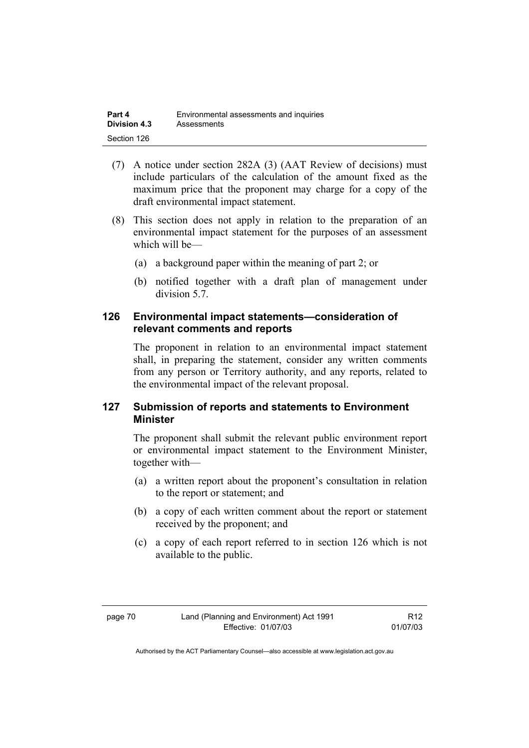(7) A notice under section 282A (3) (AAT Review of decisions) must include particulars of the calculation of the amount fixed as the maximum price that the proponent may charge for a copy of the draft environmental impact statement.

(8) This section does not apply in relation to the preparation of an environmental impact statement for the purposes of an assessment which will be—

   (a) a background paper within the meaning of part 2; or

   (b) notified together with a draft plan of management under division 5.7.

### 126 Environmental impact statements—consideration of relevant comments and reports

The proponent in relation to an environmental impact statement shall, in preparing the statement, consider any written comments from any person or Territory authority, and any reports, related to the environmental impact of the relevant proposal.

### 127 Submission of reports and statements to Environment Minister

The proponent shall submit the relevant public environment report or environmental impact statement to the Environment Minister, together with—

   (a) a written report about the proponent's consultation in relation to the report or statement; and

   (b) a copy of each written comment about the report or statement received by the proponent; and

   (c) a copy of each report referred to in section 126 which is not available to the public.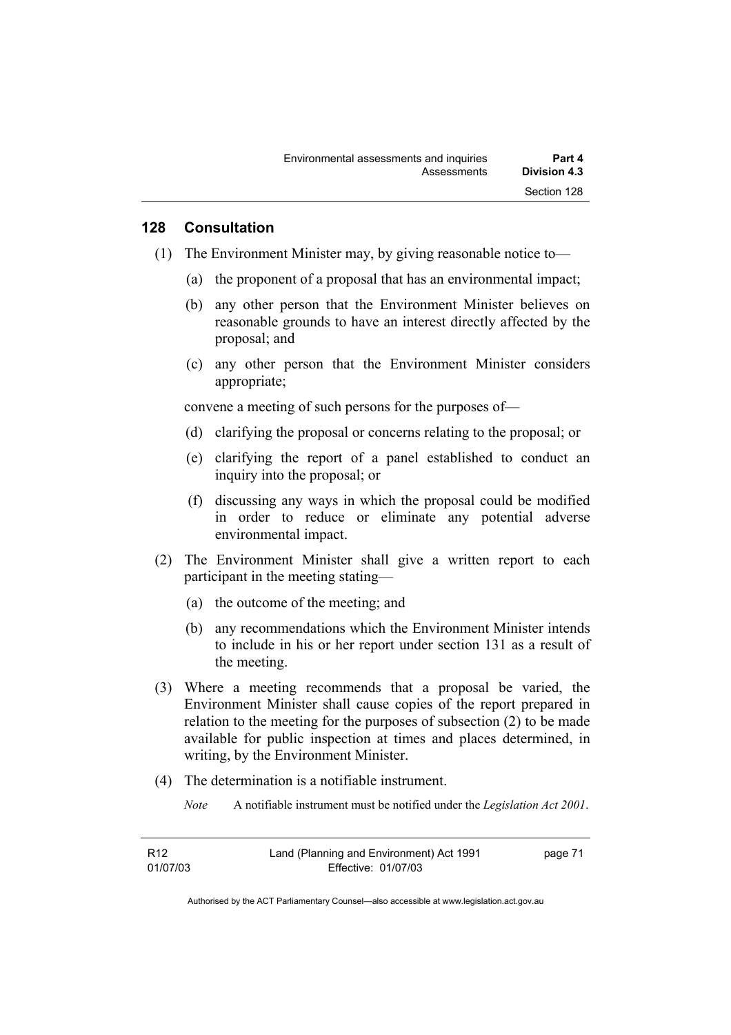## 128 Consultation

(1) The Environment Minister may, by giving reasonable notice to—

(a) the proponent of a proposal that has an environmental impact;

(b) any other person that the Environment Minister believes on reasonable grounds to have an interest directly affected by the proposal; and

(c) any other person that the Environment Minister considers appropriate;

convene a meeting of such persons for the purposes of—

(d) clarifying the proposal or concerns relating to the proposal; or

(e) clarifying the report of a panel established to conduct an inquiry into the proposal; or

(f) discussing any ways in which the proposal could be modified in order to reduce or eliminate any potential adverse environmental impact.

(2) The Environment Minister shall give a written report to each participant in the meeting stating—

(a) the outcome of the meeting; and

(b) any recommendations which the Environment Minister intends to include in his or her report under section 131 as a result of the meeting.

(3) Where a meeting recommends that a proposal be varied, the Environment Minister shall cause copies of the report prepared in relation to the meeting for the purposes of subsection (2) to be made available for public inspection at times and places determined, in writing, by the Environment Minister.

(4) The determination is a notifiable instrument.

*Note* A notifiable instrument must be notified under the *Legislation Act 2001*.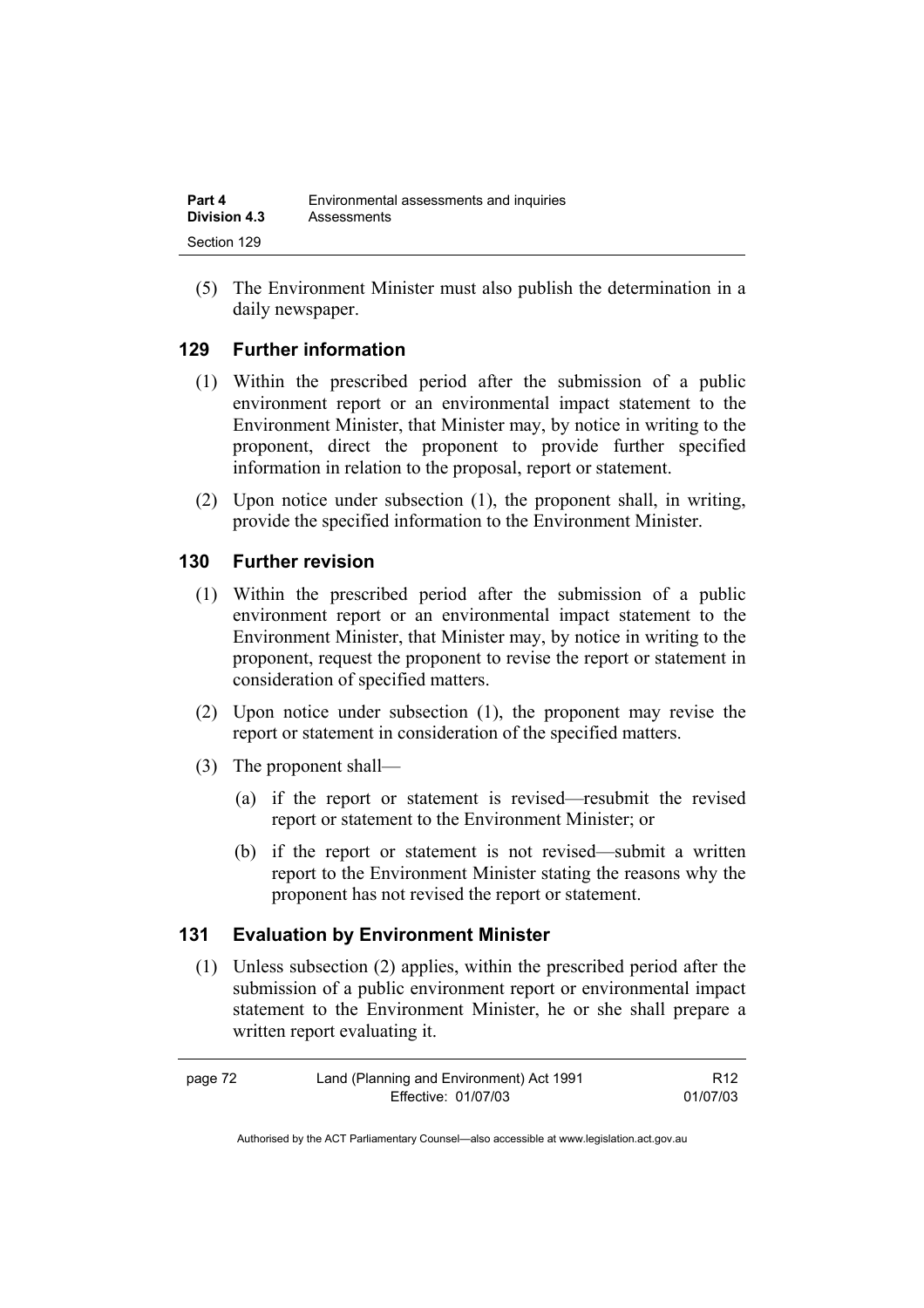(5) The Environment Minister must also publish the determination in a daily newspaper.

## 129 Further information

(1) Within the prescribed period after the submission of a public environment report or an environmental impact statement to the Environment Minister, that Minister may, by notice in writing to the proponent, direct the proponent to provide further specified information in relation to the proposal, report or statement.

(2) Upon notice under subsection (1), the proponent shall, in writing, provide the specified information to the Environment Minister.

## 130 Further revision

(1) Within the prescribed period after the submission of a public environment report or an environmental impact statement to the Environment Minister, that Minister may, by notice in writing to the proponent, request the proponent to revise the report or statement in consideration of specified matters.

(2) Upon notice under subsection (1), the proponent may revise the report or statement in consideration of the specified matters.

(3) The proponent shall—

(a) if the report or statement is revised—resubmit the revised report or statement to the Environment Minister; or

(b) if the report or statement is not revised—submit a written report to the Environment Minister stating the reasons why the proponent has not revised the report or statement.

## 131 Evaluation by Environment Minister

(1) Unless subsection (2) applies, within the prescribed period after the submission of a public environment report or environmental impact statement to the Environment Minister, he or she shall prepare a written report evaluating it.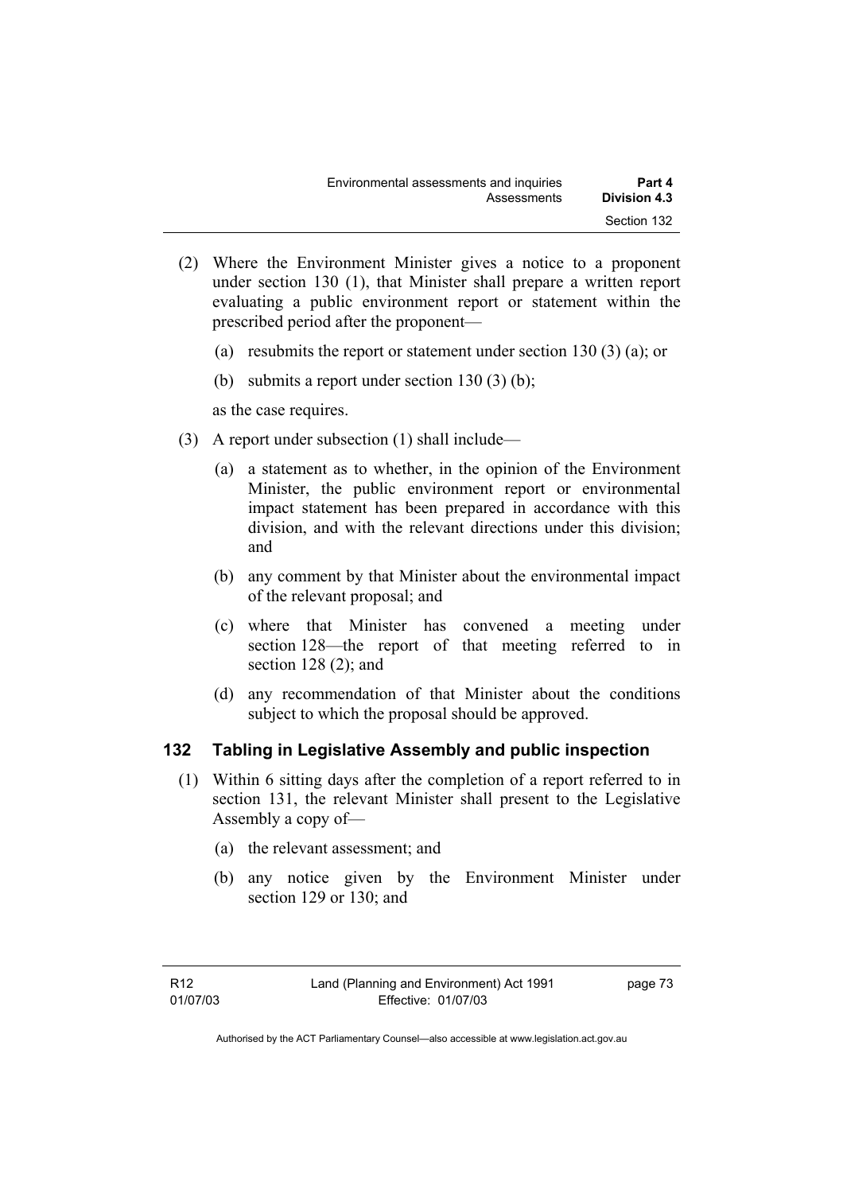(2) Where the Environment Minister gives a notice to a proponent under section 130 (1), that Minister shall prepare a written report evaluating a public environment report or statement within the prescribed period after the proponent—

(a) resubmits the report or statement under section 130 (3) (a); or

(b) submits a report under section 130 (3) (b);

as the case requires.

(3) A report under subsection (1) shall include—

(a) a statement as to whether, in the opinion of the Environment Minister, the public environment report or environmental impact statement has been prepared in accordance with this division, and with the relevant directions under this division; and

(b) any comment by that Minister about the environmental impact of the relevant proposal; and

(c) where that Minister has convened a meeting under section 128—the report of that meeting referred to in section 128 (2); and

(d) any recommendation of that Minister about the conditions subject to which the proposal should be approved.

## 132 Tabling in Legislative Assembly and public inspection

(1) Within 6 sitting days after the completion of a report referred to in section 131, the relevant Minister shall present to the Legislative Assembly a copy of—

(a) the relevant assessment; and

(b) any notice given by the Environment Minister under section 129 or 130; and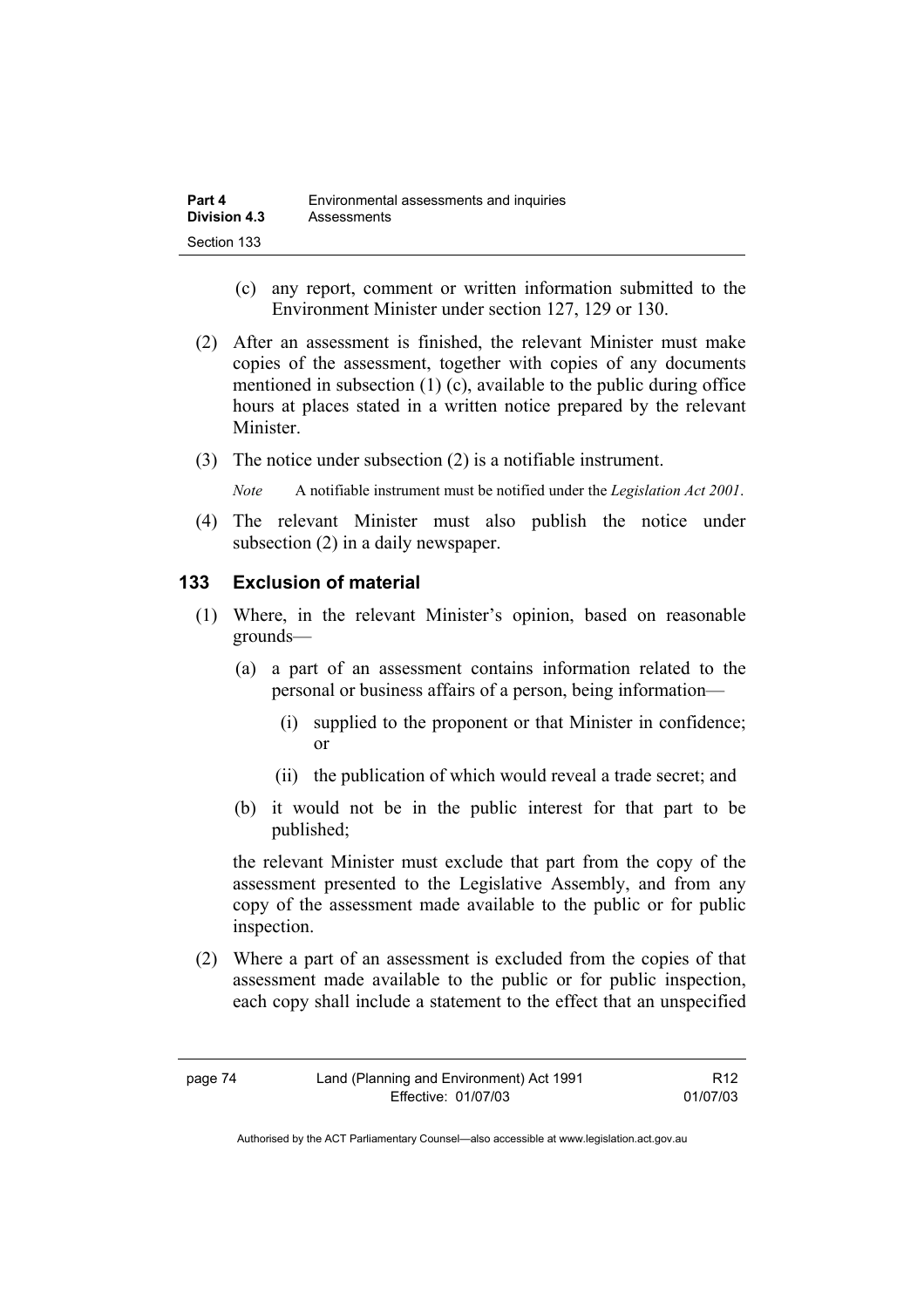(c) any report, comment or written information submitted to the Environment Minister under section 127, 129 or 130.

(2) After an assessment is finished, the relevant Minister must make copies of the assessment, together with copies of any documents mentioned in subsection (1) (c), available to the public during office hours at places stated in a written notice prepared by the relevant Minister.

(3) The notice under subsection (2) is a notifiable instrument.

*Note* A notifiable instrument must be notified under the *Legislation Act 2001*.

(4) The relevant Minister must also publish the notice under subsection (2) in a daily newspaper.

### 133 Exclusion of material

(1) Where, in the relevant Minister's opinion, based on reasonable grounds—

(a) a part of an assessment contains information related to the personal or business affairs of a person, being information—

(i) supplied to the proponent or that Minister in confidence; or

(ii) the publication of which would reveal a trade secret; and

(b) it would not be in the public interest for that part to be published;

the relevant Minister must exclude that part from the copy of the assessment presented to the Legislative Assembly, and from any copy of the assessment made available to the public or for public inspection.

(2) Where a part of an assessment is excluded from the copies of that assessment made available to the public or for public inspection, each copy shall include a statement to the effect that an unspecified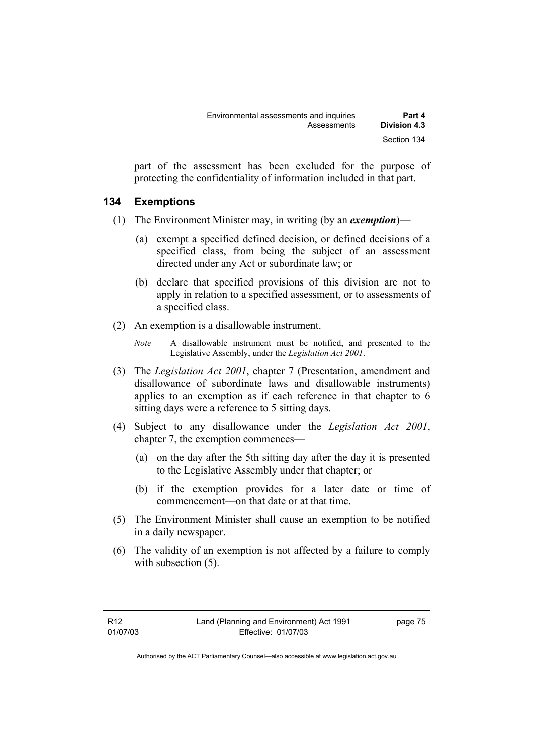part of the assessment has been excluded for the purpose of protecting the confidentiality of information included in that part.

## 134 Exemptions

(1) The Environment Minister may, in writing (by an ***exemption***)—

(a) exempt a specified defined decision, or defined decisions of a specified class, from being the subject of an assessment directed under any Act or subordinate law; or

(b) declare that specified provisions of this division are not to apply in relation to a specified assessment, or to assessments of a specified class.

(2) An exemption is a disallowable instrument.

*Note* A disallowable instrument must be notified, and presented to the Legislative Assembly, under the *Legislation Act 2001*.

(3) The *Legislation Act 2001*, chapter 7 (Presentation, amendment and disallowance of subordinate laws and disallowable instruments) applies to an exemption as if each reference in that chapter to 6 sitting days were a reference to 5 sitting days.

(4) Subject to any disallowance under the *Legislation Act 2001*, chapter 7, the exemption commences—

(a) on the day after the 5th sitting day after the day it is presented to the Legislative Assembly under that chapter; or

(b) if the exemption provides for a later date or time of commencement—on that date or at that time.

(5) The Environment Minister shall cause an exemption to be notified in a daily newspaper.

(6) The validity of an exemption is not affected by a failure to comply with subsection (5).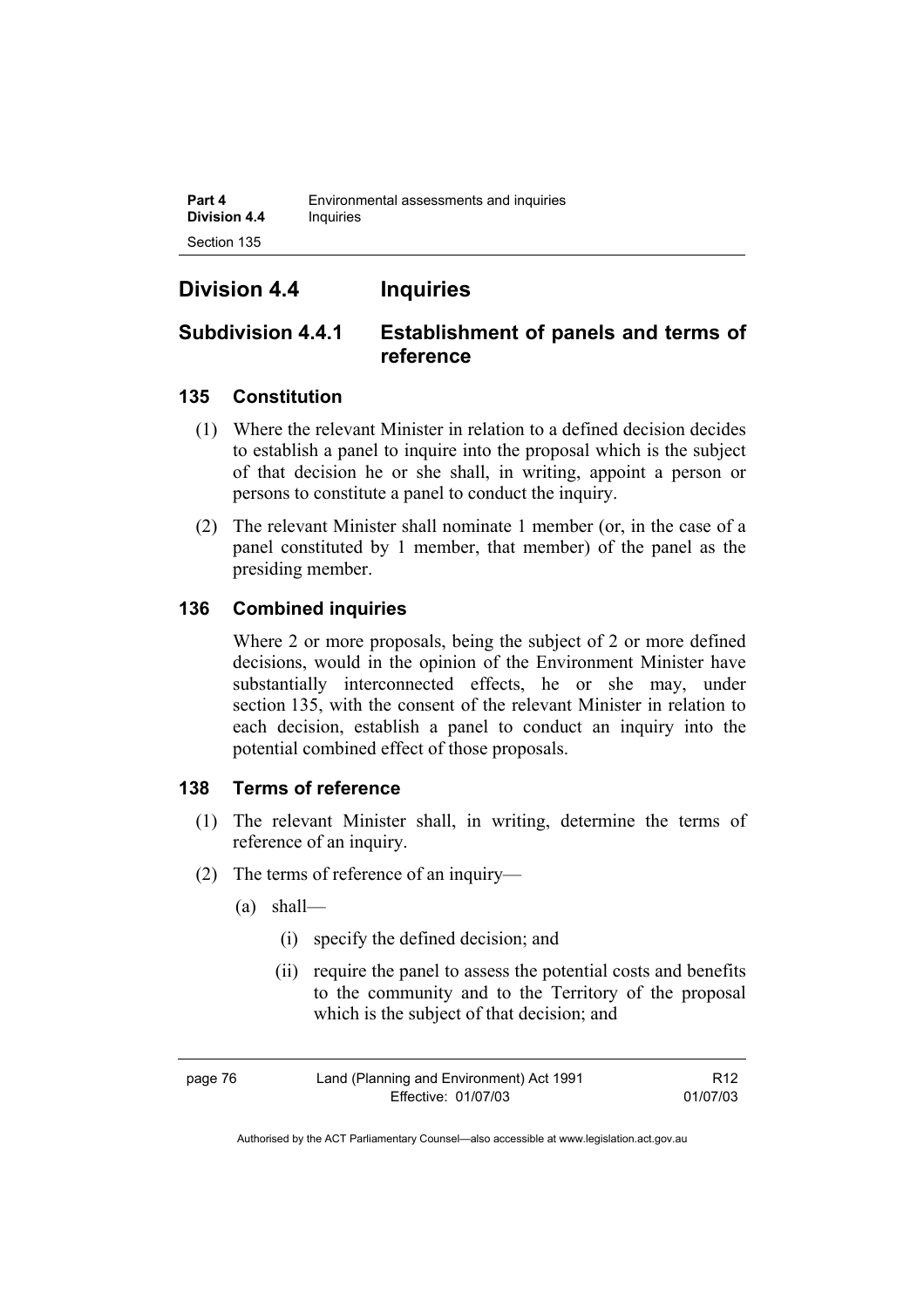## Division 4.4 Inquiries

### Subdivision 4.4.1 Establishment of panels and terms of reference

#### 135 Constitution

(1) Where the relevant Minister in relation to a defined decision decides to establish a panel to inquire into the proposal which is the subject of that decision he or she shall, in writing, appoint a person or persons to constitute a panel to conduct the inquiry.

(2) The relevant Minister shall nominate 1 member (or, in the case of a panel constituted by 1 member, that member) of the panel as the presiding member.

#### 136 Combined inquiries

Where 2 or more proposals, being the subject of 2 or more defined decisions, would in the opinion of the Environment Minister have substantially interconnected effects, he or she may, under section 135, with the consent of the relevant Minister in relation to each decision, establish a panel to conduct an inquiry into the potential combined effect of those proposals.

#### 138 Terms of reference

(1) The relevant Minister shall, in writing, determine the terms of reference of an inquiry.

(2) The terms of reference of an inquiry—

(a) shall—

(i) specify the defined decision; and

(ii) require the panel to assess the potential costs and benefits to the community and to the Territory of the proposal which is the subject of that decision; and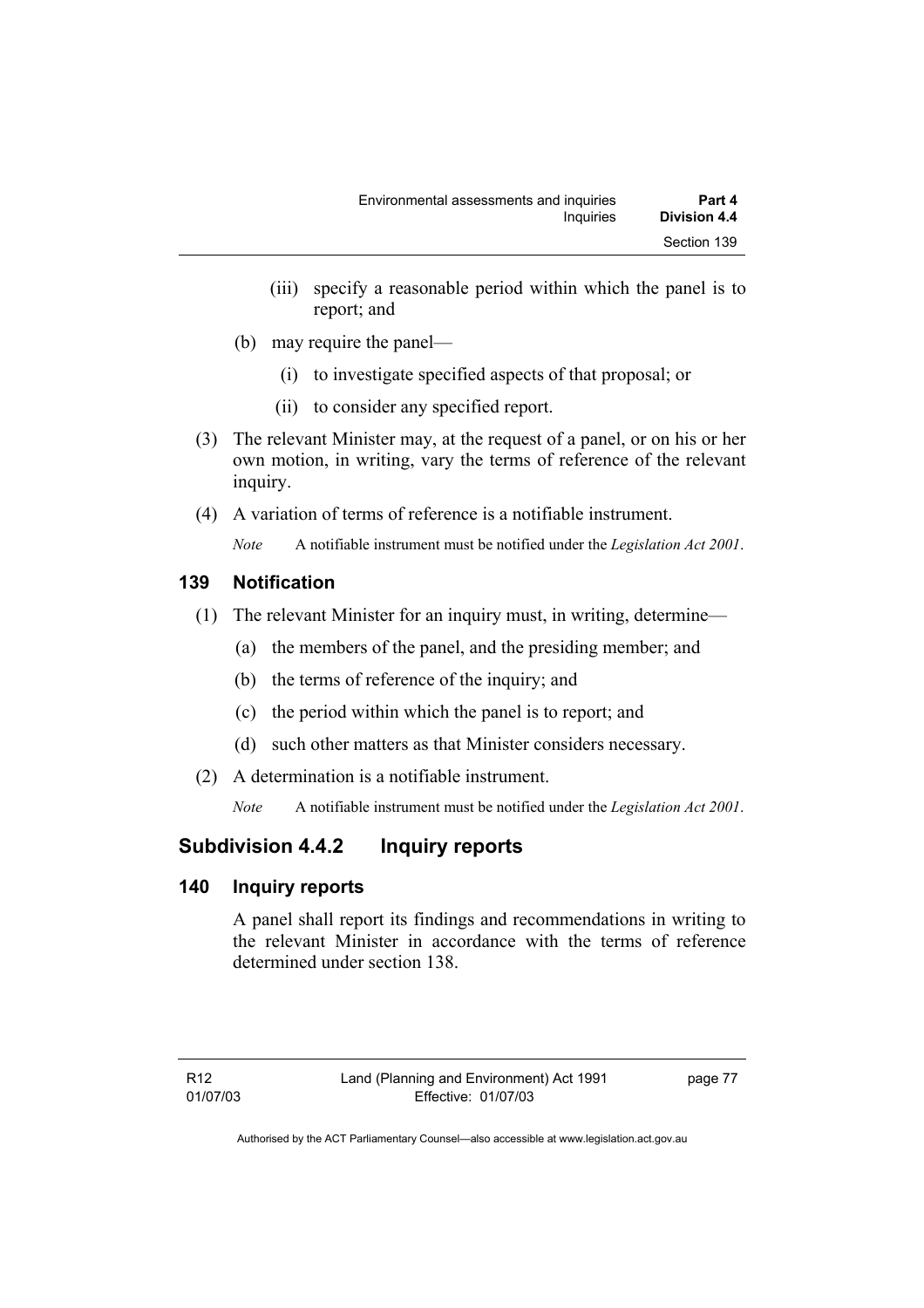(iii) specify a reasonable period within which the panel is to report; and

(b) may require the panel—

(i) to investigate specified aspects of that proposal; or

(ii) to consider any specified report.

(3) The relevant Minister may, at the request of a panel, or on his or her own motion, in writing, vary the terms of reference of the relevant inquiry.

(4) A variation of terms of reference is a notifiable instrument.

*Note* A notifiable instrument must be notified under the *Legislation Act 2001*.

### 139 Notification

(1) The relevant Minister for an inquiry must, in writing, determine—

(a) the members of the panel, and the presiding member; and

(b) the terms of reference of the inquiry; and

(c) the period within which the panel is to report; and

(d) such other matters as that Minister considers necessary.

(2) A determination is a notifiable instrument.

*Note* A notifiable instrument must be notified under the *Legislation Act 2001*.

## Subdivision 4.4.2 Inquiry reports

### 140 Inquiry reports

A panel shall report its findings and recommendations in writing to the relevant Minister in accordance with the terms of reference determined under section 138.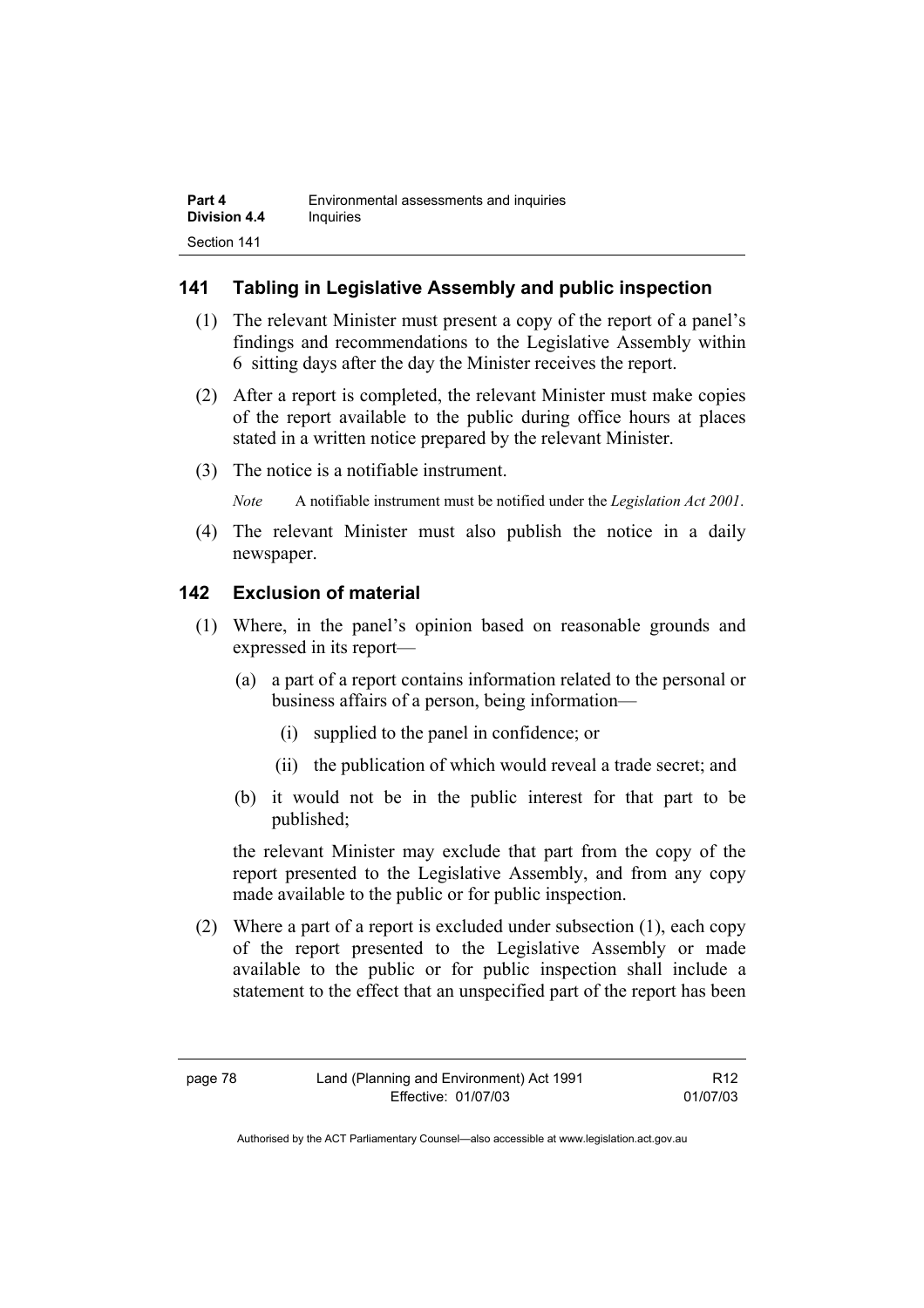## 141 Tabling in Legislative Assembly and public inspection

(1) The relevant Minister must present a copy of the report of a panel's findings and recommendations to the Legislative Assembly within 6 sitting days after the day the Minister receives the report.

(2) After a report is completed, the relevant Minister must make copies of the report available to the public during office hours at places stated in a written notice prepared by the relevant Minister.

(3) The notice is a notifiable instrument.

*Note* A notifiable instrument must be notified under the *Legislation Act 2001*.

(4) The relevant Minister must also publish the notice in a daily newspaper.

## 142 Exclusion of material

(1) Where, in the panel's opinion based on reasonable grounds and expressed in its report—

(a) a part of a report contains information related to the personal or business affairs of a person, being information—

(i) supplied to the panel in confidence; or

(ii) the publication of which would reveal a trade secret; and

(b) it would not be in the public interest for that part to be published;

the relevant Minister may exclude that part from the copy of the report presented to the Legislative Assembly, and from any copy made available to the public or for public inspection.

(2) Where a part of a report is excluded under subsection (1), each copy of the report presented to the Legislative Assembly or made available to the public or for public inspection shall include a statement to the effect that an unspecified part of the report has been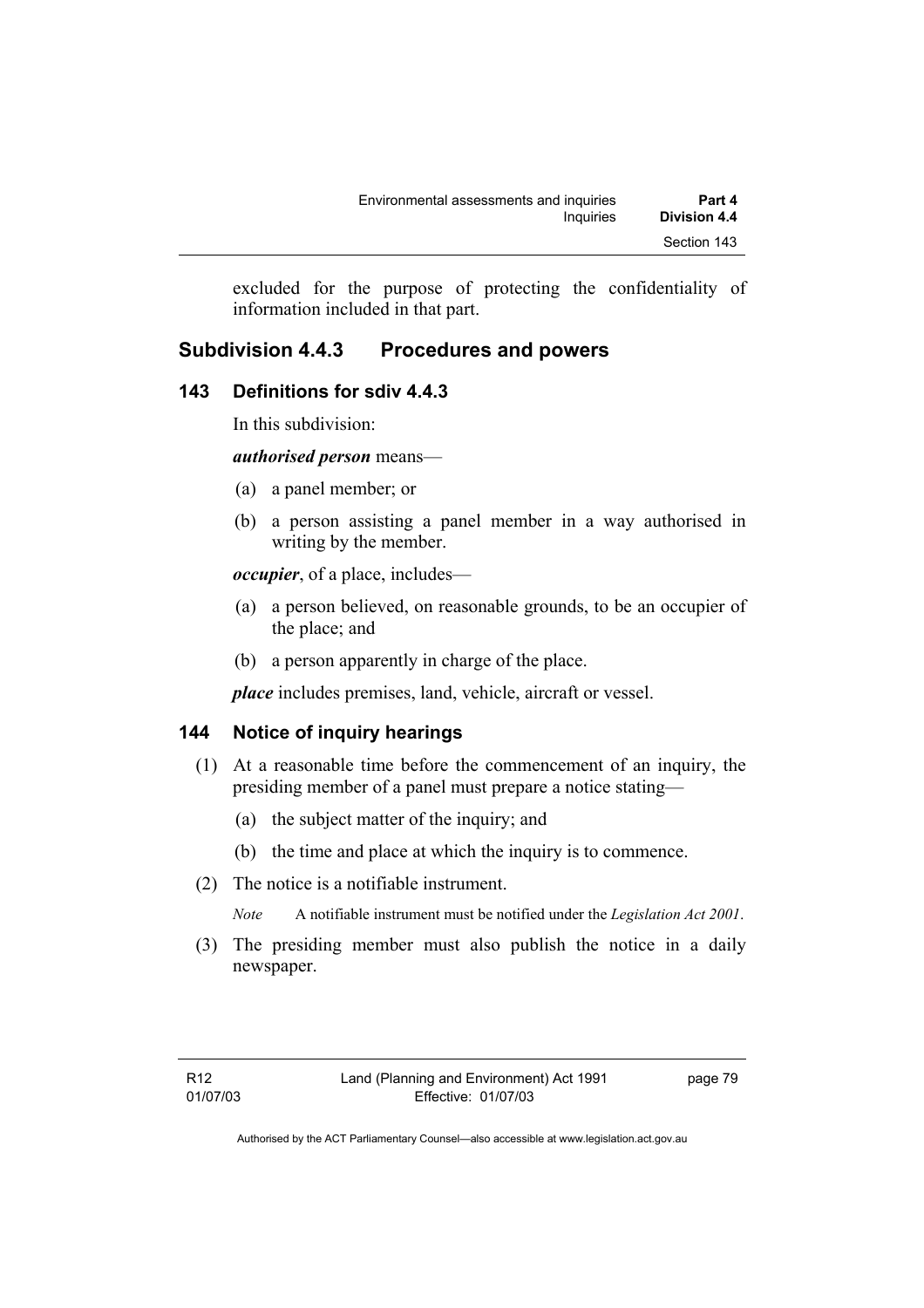excluded for the purpose of protecting the confidentiality of information included in that part.

## Subdivision 4.4.3 Procedures and powers

### 143 Definitions for sdiv 4.4.3

In this subdivision:

***authorised person*** means—

(a) a panel member; or

(b) a person assisting a panel member in a way authorised in writing by the member.

***occupier***, of a place, includes—

(a) a person believed, on reasonable grounds, to be an occupier of the place; and

(b) a person apparently in charge of the place.

***place*** includes premises, land, vehicle, aircraft or vessel.

### 144 Notice of inquiry hearings

(1) At a reasonable time before the commencement of an inquiry, the presiding member of a panel must prepare a notice stating—

(a) the subject matter of the inquiry; and

(b) the time and place at which the inquiry is to commence.

(2) The notice is a notifiable instrument.

*Note* A notifiable instrument must be notified under the *Legislation Act 2001*.

(3) The presiding member must also publish the notice in a daily newspaper.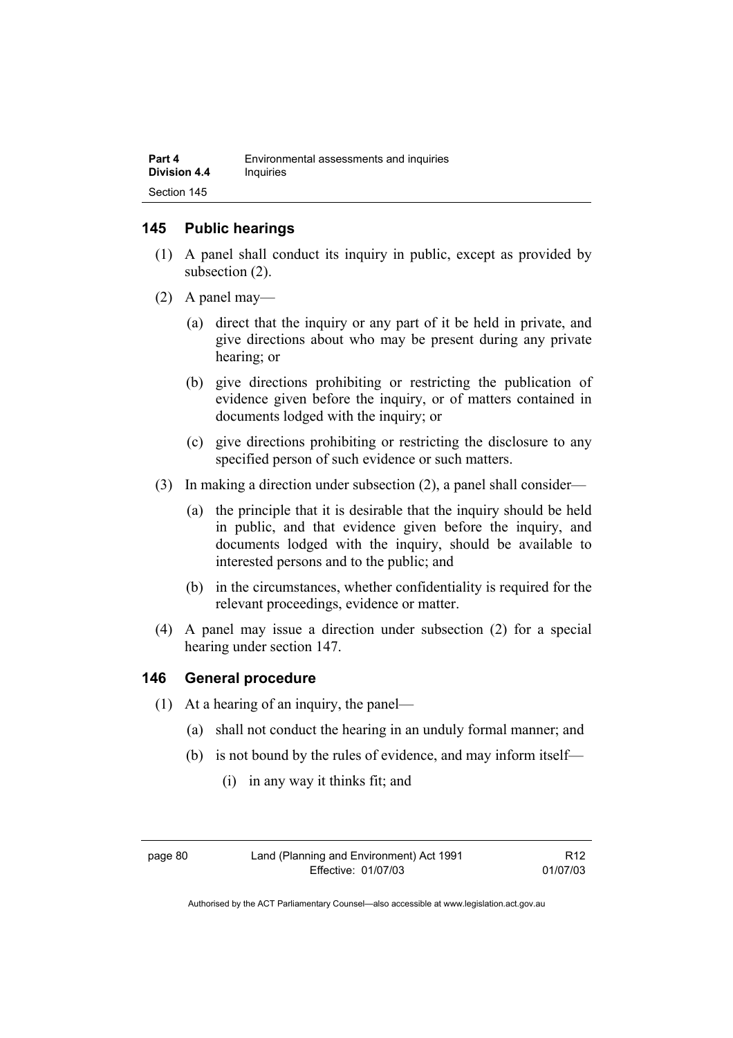## 145 Public hearings

(1) A panel shall conduct its inquiry in public, except as provided by subsection (2).

(2) A panel may—

(a) direct that the inquiry or any part of it be held in private, and give directions about who may be present during any private hearing; or

(b) give directions prohibiting or restricting the publication of evidence given before the inquiry, or of matters contained in documents lodged with the inquiry; or

(c) give directions prohibiting or restricting the disclosure to any specified person of such evidence or such matters.

(3) In making a direction under subsection (2), a panel shall consider—

(a) the principle that it is desirable that the inquiry should be held in public, and that evidence given before the inquiry, and documents lodged with the inquiry, should be available to interested persons and to the public; and

(b) in the circumstances, whether confidentiality is required for the relevant proceedings, evidence or matter.

(4) A panel may issue a direction under subsection (2) for a special hearing under section 147.

## 146 General procedure

(1) At a hearing of an inquiry, the panel—

(a) shall not conduct the hearing in an unduly formal manner; and

(b) is not bound by the rules of evidence, and may inform itself—

(i) in any way it thinks fit; and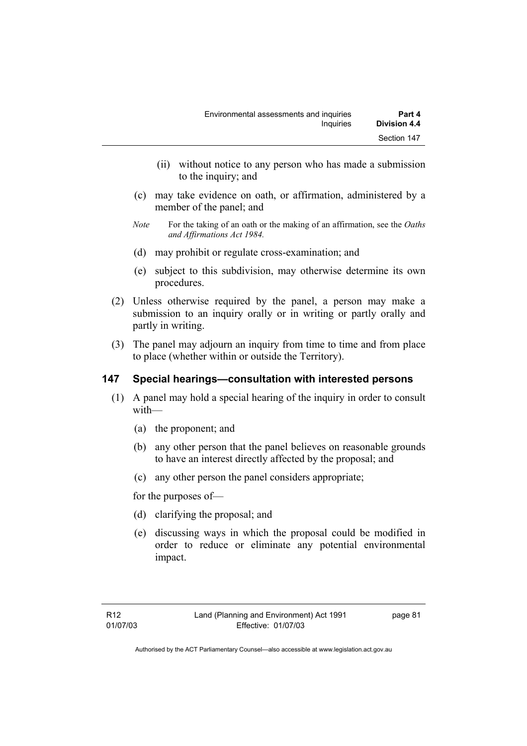(ii) without notice to any person who has made a submission to the inquiry; and

(c) may take evidence on oath, or affirmation, administered by a member of the panel; and

*Note* For the taking of an oath or the making of an affirmation, see the *Oaths and Affirmations Act 1984.*

(d) may prohibit or regulate cross-examination; and

(e) subject to this subdivision, may otherwise determine its own procedures.

(2) Unless otherwise required by the panel, a person may make a submission to an inquiry orally or in writing or partly orally and partly in writing.

(3) The panel may adjourn an inquiry from time to time and from place to place (whether within or outside the Territory).

## 147 Special hearings—consultation with interested persons

(1) A panel may hold a special hearing of the inquiry in order to consult with—

(a) the proponent; and

(b) any other person that the panel believes on reasonable grounds to have an interest directly affected by the proposal; and

(c) any other person the panel considers appropriate;

for the purposes of—

(d) clarifying the proposal; and

(e) discussing ways in which the proposal could be modified in order to reduce or eliminate any potential environmental impact.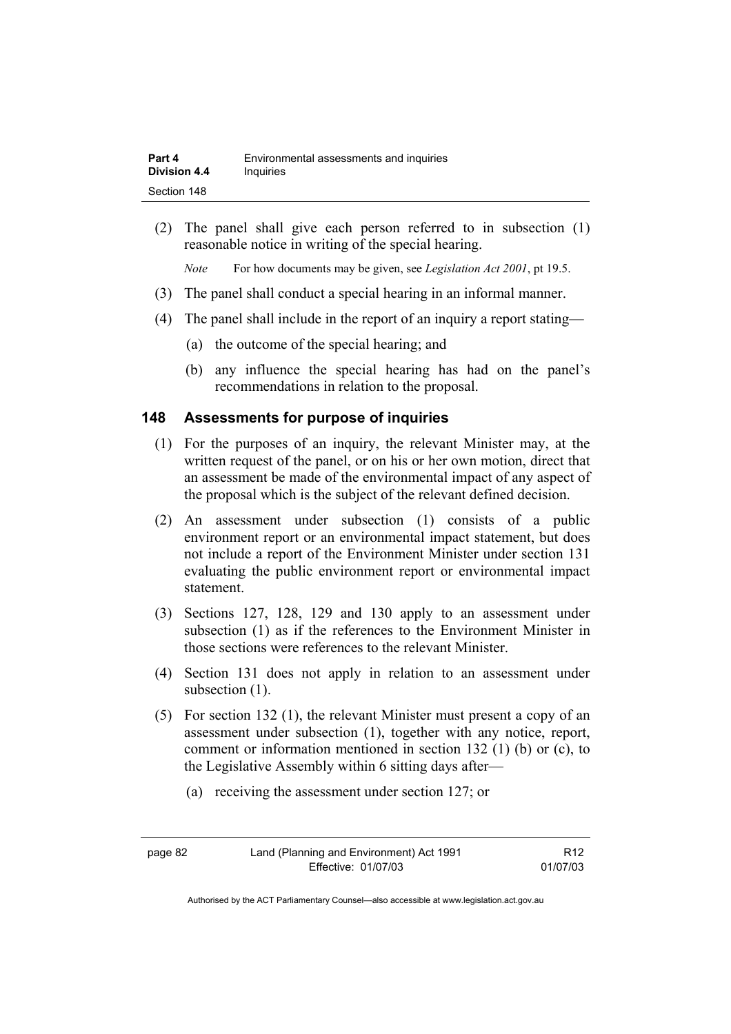(2) The panel shall give each person referred to in subsection (1) reasonable notice in writing of the special hearing.

*Note* For how documents may be given, see *Legislation Act 2001*, pt 19.5.

(3) The panel shall conduct a special hearing in an informal manner.

(4) The panel shall include in the report of an inquiry a report stating—

(a) the outcome of the special hearing; and

(b) any influence the special hearing has had on the panel's recommendations in relation to the proposal.

### 148 Assessments for purpose of inquiries

(1) For the purposes of an inquiry, the relevant Minister may, at the written request of the panel, or on his or her own motion, direct that an assessment be made of the environmental impact of any aspect of the proposal which is the subject of the relevant defined decision.

(2) An assessment under subsection (1) consists of a public environment report or an environmental impact statement, but does not include a report of the Environment Minister under section 131 evaluating the public environment report or environmental impact statement.

(3) Sections 127, 128, 129 and 130 apply to an assessment under subsection (1) as if the references to the Environment Minister in those sections were references to the relevant Minister.

(4) Section 131 does not apply in relation to an assessment under subsection (1).

(5) For section 132 (1), the relevant Minister must present a copy of an assessment under subsection (1), together with any notice, report, comment or information mentioned in section 132 (1) (b) or (c), to the Legislative Assembly within 6 sitting days after—

(a) receiving the assessment under section 127; or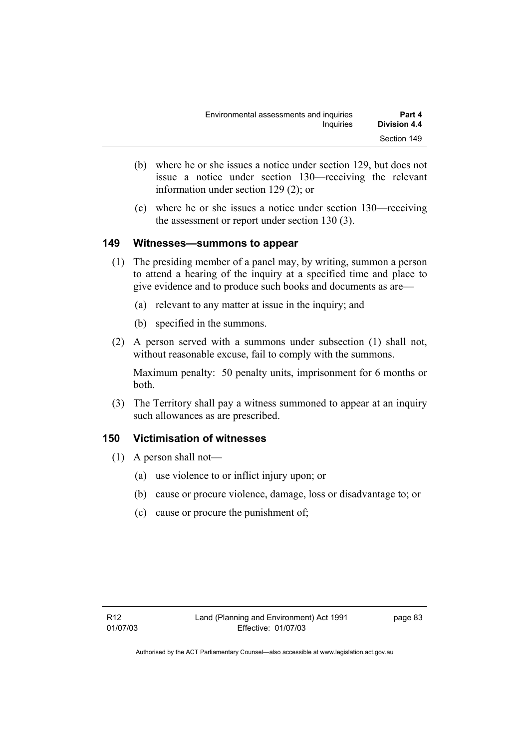(b) where he or she issues a notice under section 129, but does not issue a notice under section 130—receiving the relevant information under section 129 (2); or

(c) where he or she issues a notice under section 130—receiving the assessment or report under section 130 (3).

### 149 Witnesses—summons to appear

(1) The presiding member of a panel may, by writing, summon a person to attend a hearing of the inquiry at a specified time and place to give evidence and to produce such books and documents as are—

(a) relevant to any matter at issue in the inquiry; and

(b) specified in the summons.

(2) A person served with a summons under subsection (1) shall not, without reasonable excuse, fail to comply with the summons.

Maximum penalty: 50 penalty units, imprisonment for 6 months or both.

(3) The Territory shall pay a witness summoned to appear at an inquiry such allowances as are prescribed.

### 150 Victimisation of witnesses

(1) A person shall not—

(a) use violence to or inflict injury upon; or

(b) cause or procure violence, damage, loss or disadvantage to; or

(c) cause or procure the punishment of;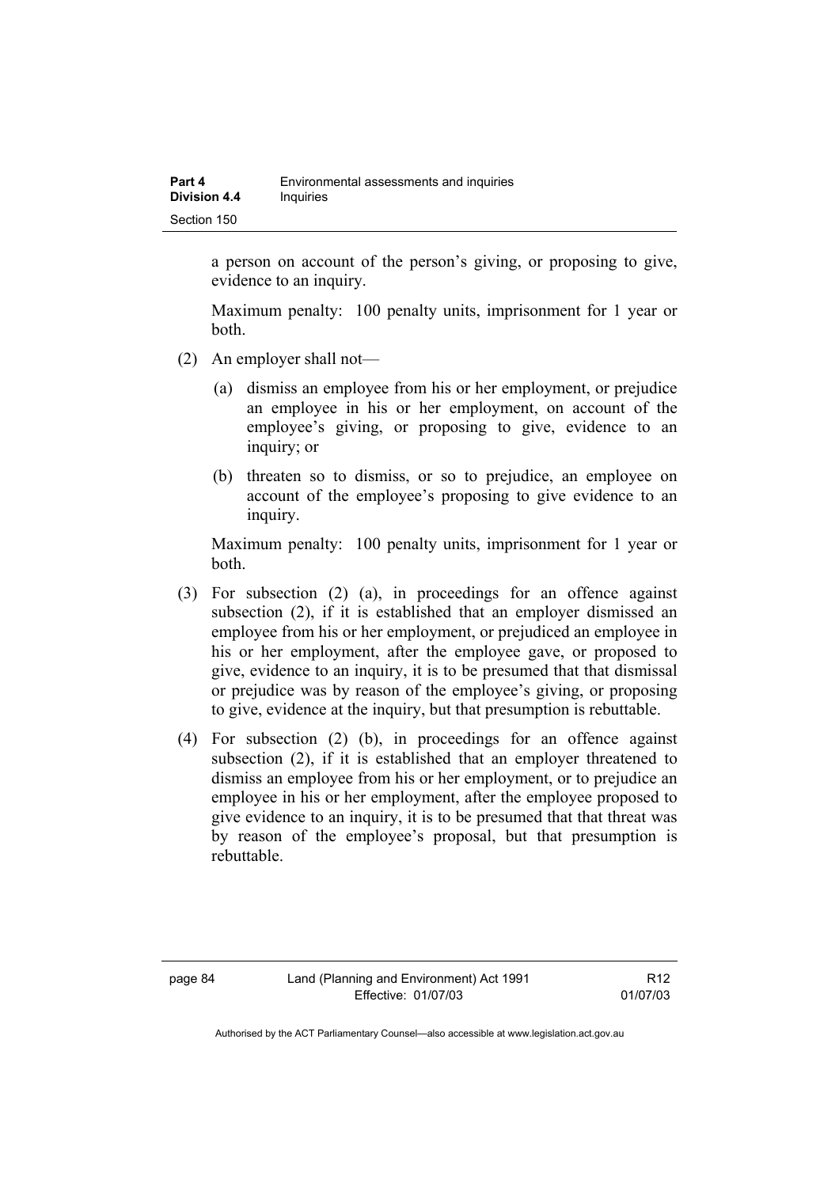a person on account of the person's giving, or proposing to give, evidence to an inquiry.

Maximum penalty: 100 penalty units, imprisonment for 1 year or both.

(2) An employer shall not—

(a) dismiss an employee from his or her employment, or prejudice an employee in his or her employment, on account of the employee's giving, or proposing to give, evidence to an inquiry; or

(b) threaten so to dismiss, or so to prejudice, an employee on account of the employee's proposing to give evidence to an inquiry.

Maximum penalty: 100 penalty units, imprisonment for 1 year or both.

(3) For subsection (2) (a), in proceedings for an offence against subsection (2), if it is established that an employer dismissed an employee from his or her employment, or prejudiced an employee in his or her employment, after the employee gave, or proposed to give, evidence to an inquiry, it is to be presumed that that dismissal or prejudice was by reason of the employee's giving, or proposing to give, evidence at the inquiry, but that presumption is rebuttable.

(4) For subsection (2) (b), in proceedings for an offence against subsection (2), if it is established that an employer threatened to dismiss an employee from his or her employment, or to prejudice an employee in his or her employment, after the employee proposed to give evidence to an inquiry, it is to be presumed that that threat was by reason of the employee's proposal, but that presumption is rebuttable.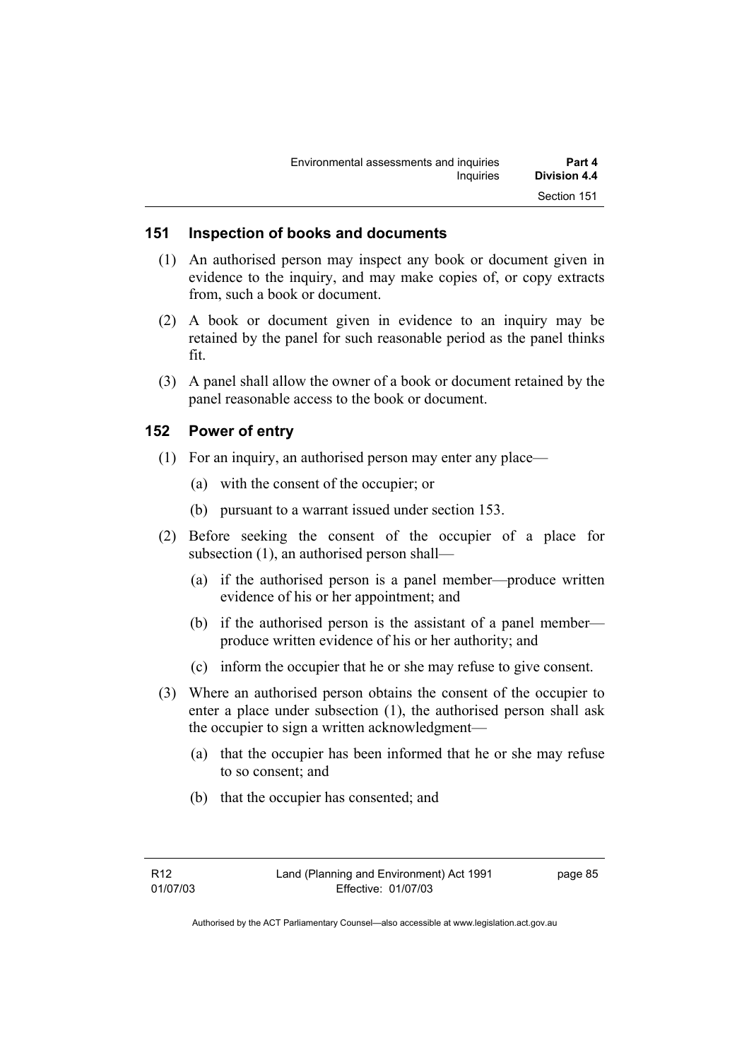## 151 Inspection of books and documents

(1) An authorised person may inspect any book or document given in evidence to the inquiry, and may make copies of, or copy extracts from, such a book or document.

(2) A book or document given in evidence to an inquiry may be retained by the panel for such reasonable period as the panel thinks fit.

(3) A panel shall allow the owner of a book or document retained by the panel reasonable access to the book or document.

## 152 Power of entry

(1) For an inquiry, an authorised person may enter any place—

(a) with the consent of the occupier; or

(b) pursuant to a warrant issued under section 153.

(2) Before seeking the consent of the occupier of a place for subsection (1), an authorised person shall—

(a) if the authorised person is a panel member—produce written evidence of his or her appointment; and

(b) if the authorised person is the assistant of a panel member—produce written evidence of his or her authority; and

(c) inform the occupier that he or she may refuse to give consent.

(3) Where an authorised person obtains the consent of the occupier to enter a place under subsection (1), the authorised person shall ask the occupier to sign a written acknowledgment—

(a) that the occupier has been informed that he or she may refuse to so consent; and

(b) that the occupier has consented; and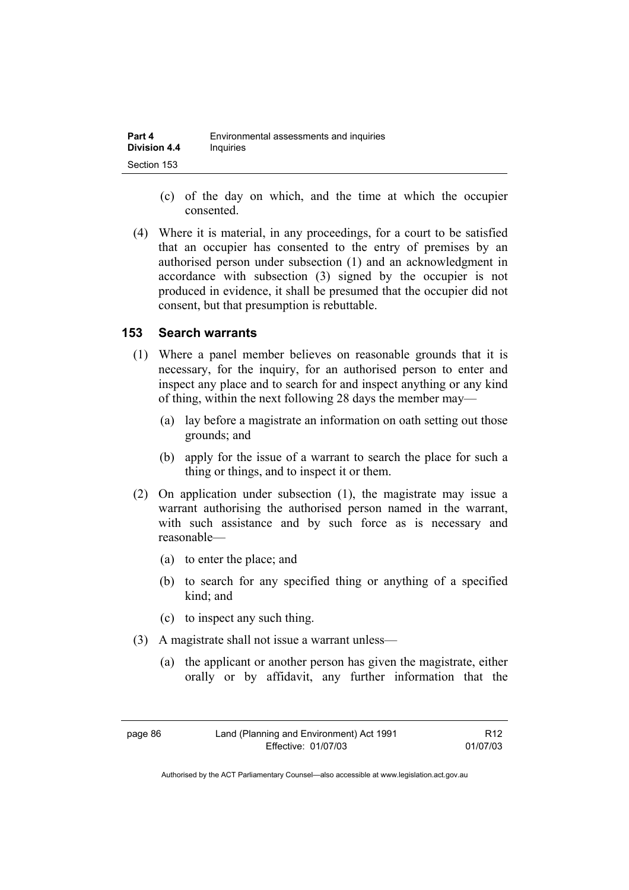(c) of the day on which, and the time at which the occupier consented.

(4) Where it is material, in any proceedings, for a court to be satisfied that an occupier has consented to the entry of premises by an authorised person under subsection (1) and an acknowledgment in accordance with subsection (3) signed by the occupier is not produced in evidence, it shall be presumed that the occupier did not consent, but that presumption is rebuttable.

### 153 Search warrants

(1) Where a panel member believes on reasonable grounds that it is necessary, for the inquiry, for an authorised person to enter and inspect any place and to search for and inspect anything or any kind of thing, within the next following 28 days the member may—

(a) lay before a magistrate an information on oath setting out those grounds; and

(b) apply for the issue of a warrant to search the place for such a thing or things, and to inspect it or them.

(2) On application under subsection (1), the magistrate may issue a warrant authorising the authorised person named in the warrant, with such assistance and by such force as is necessary and reasonable—

(a) to enter the place; and

(b) to search for any specified thing or anything of a specified kind; and

(c) to inspect any such thing.

(3) A magistrate shall not issue a warrant unless—

(a) the applicant or another person has given the magistrate, either orally or by affidavit, any further information that the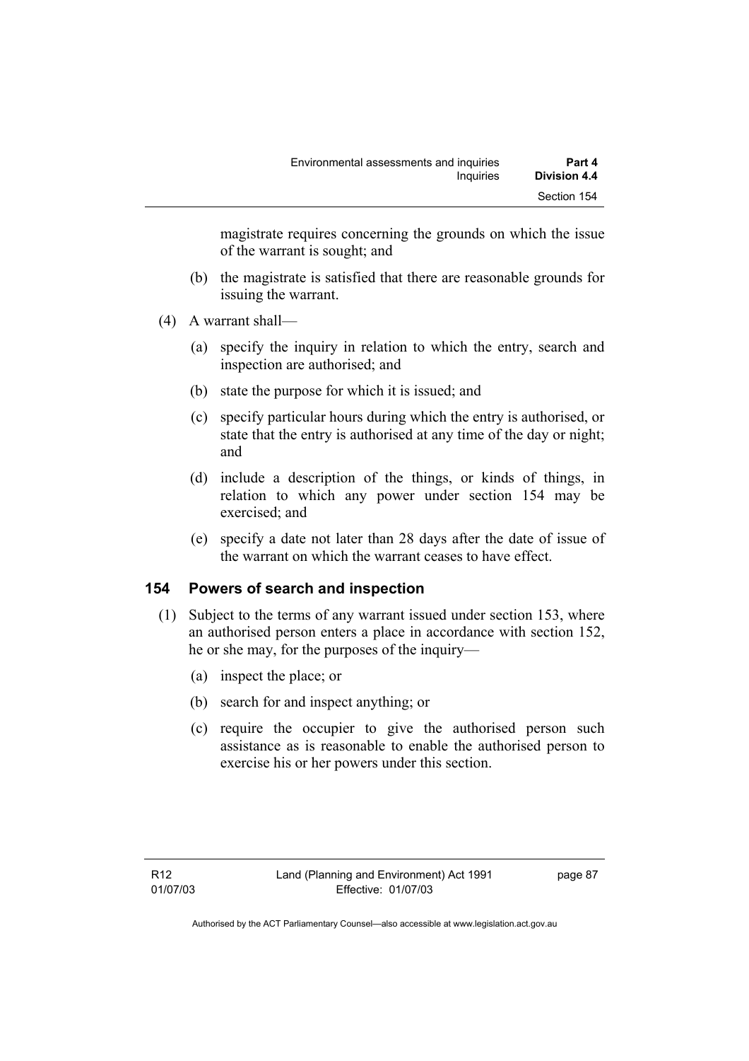magistrate requires concerning the grounds on which the issue of the warrant is sought; and

(b) the magistrate is satisfied that there are reasonable grounds for issuing the warrant.

(4) A warrant shall—

(a) specify the inquiry in relation to which the entry, search and inspection are authorised; and

(b) state the purpose for which it is issued; and

(c) specify particular hours during which the entry is authorised, or state that the entry is authorised at any time of the day or night; and

(d) include a description of the things, or kinds of things, in relation to which any power under section 154 may be exercised; and

(e) specify a date not later than 28 days after the date of issue of the warrant on which the warrant ceases to have effect.

## 154 Powers of search and inspection

(1) Subject to the terms of any warrant issued under section 153, where an authorised person enters a place in accordance with section 152, he or she may, for the purposes of the inquiry—

(a) inspect the place; or

(b) search for and inspect anything; or

(c) require the occupier to give the authorised person such assistance as is reasonable to enable the authorised person to exercise his or her powers under this section.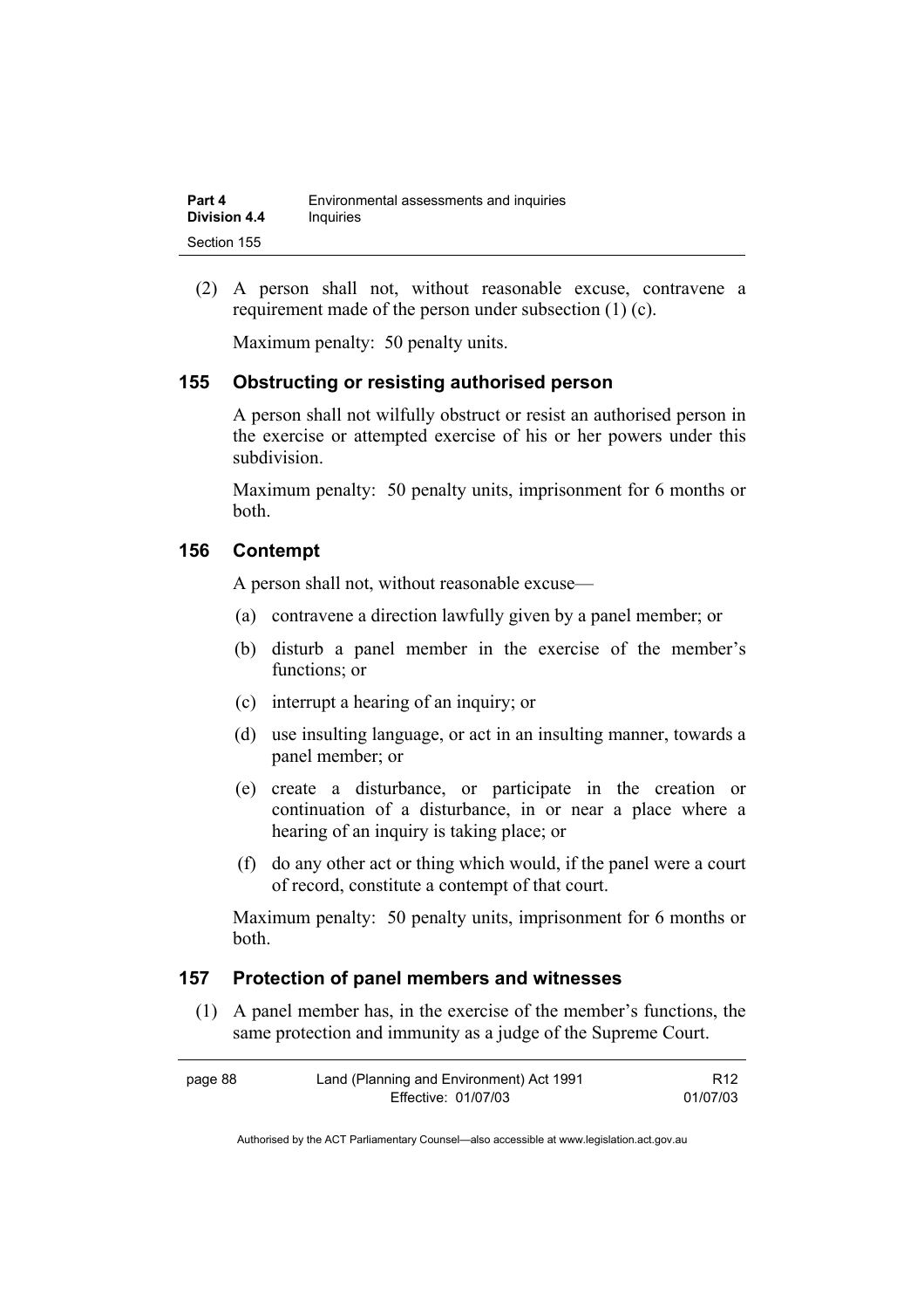(2) A person shall not, without reasonable excuse, contravene a requirement made of the person under subsection (1) (c).

Maximum penalty: 50 penalty units.

### 155 Obstructing or resisting authorised person

A person shall not wilfully obstruct or resist an authorised person in the exercise or attempted exercise of his or her powers under this subdivision.

Maximum penalty: 50 penalty units, imprisonment for 6 months or both.

### 156 Contempt

A person shall not, without reasonable excuse—

(a) contravene a direction lawfully given by a panel member; or

(b) disturb a panel member in the exercise of the member's functions; or

(c) interrupt a hearing of an inquiry; or

(d) use insulting language, or act in an insulting manner, towards a panel member; or

(e) create a disturbance, or participate in the creation or continuation of a disturbance, in or near a place where a hearing of an inquiry is taking place; or

(f) do any other act or thing which would, if the panel were a court of record, constitute a contempt of that court.

Maximum penalty: 50 penalty units, imprisonment for 6 months or both.

### 157 Protection of panel members and witnesses

(1) A panel member has, in the exercise of the member's functions, the same protection and immunity as a judge of the Supreme Court.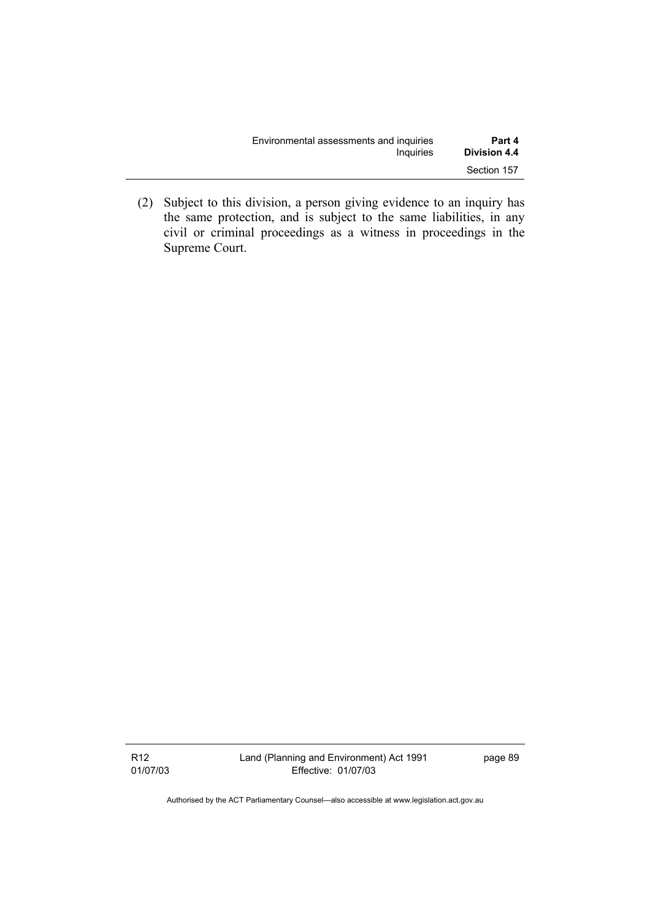(2) Subject to this division, a person giving evidence to an inquiry has the same protection, and is subject to the same liabilities, in any civil or criminal proceedings as a witness in proceedings in the Supreme Court.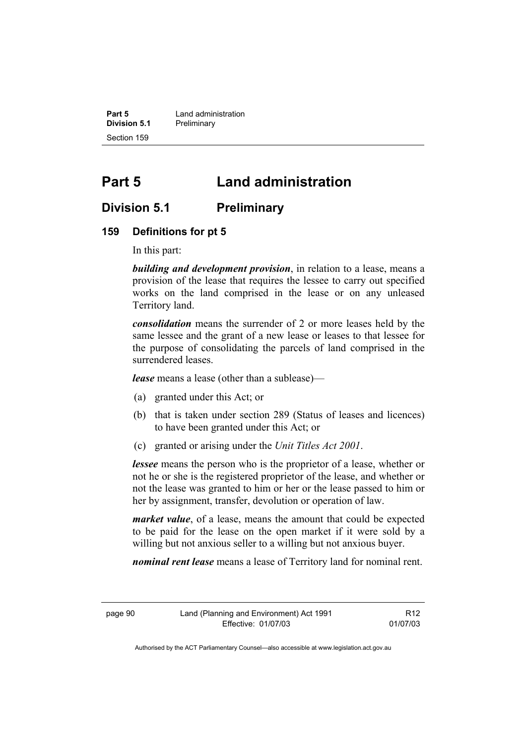# Part 5 Land administration

## Division 5.1 Preliminary

### 159 Definitions for pt 5

In this part:

***building and development provision***, in relation to a lease, means a provision of the lease that requires the lessee to carry out specified works on the land comprised in the lease or on any unleased Territory land.

***consolidation*** means the surrender of 2 or more leases held by the same lessee and the grant of a new lease or leases to that lessee for the purpose of consolidating the parcels of land comprised in the surrendered leases.

***lease*** means a lease (other than a sublease)—

(a) granted under this Act; or

(b) that is taken under section 289 (Status of leases and licences) to have been granted under this Act; or

(c) granted or arising under the *Unit Titles Act 2001*.

***lessee*** means the person who is the proprietor of a lease, whether or not he or she is the registered proprietor of the lease, and whether or not the lease was granted to him or her or the lease passed to him or her by assignment, transfer, devolution or operation of law.

***market value***, of a lease, means the amount that could be expected to be paid for the lease on the open market if it were sold by a willing but not anxious seller to a willing but not anxious buyer.

***nominal rent lease*** means a lease of Territory land for nominal rent.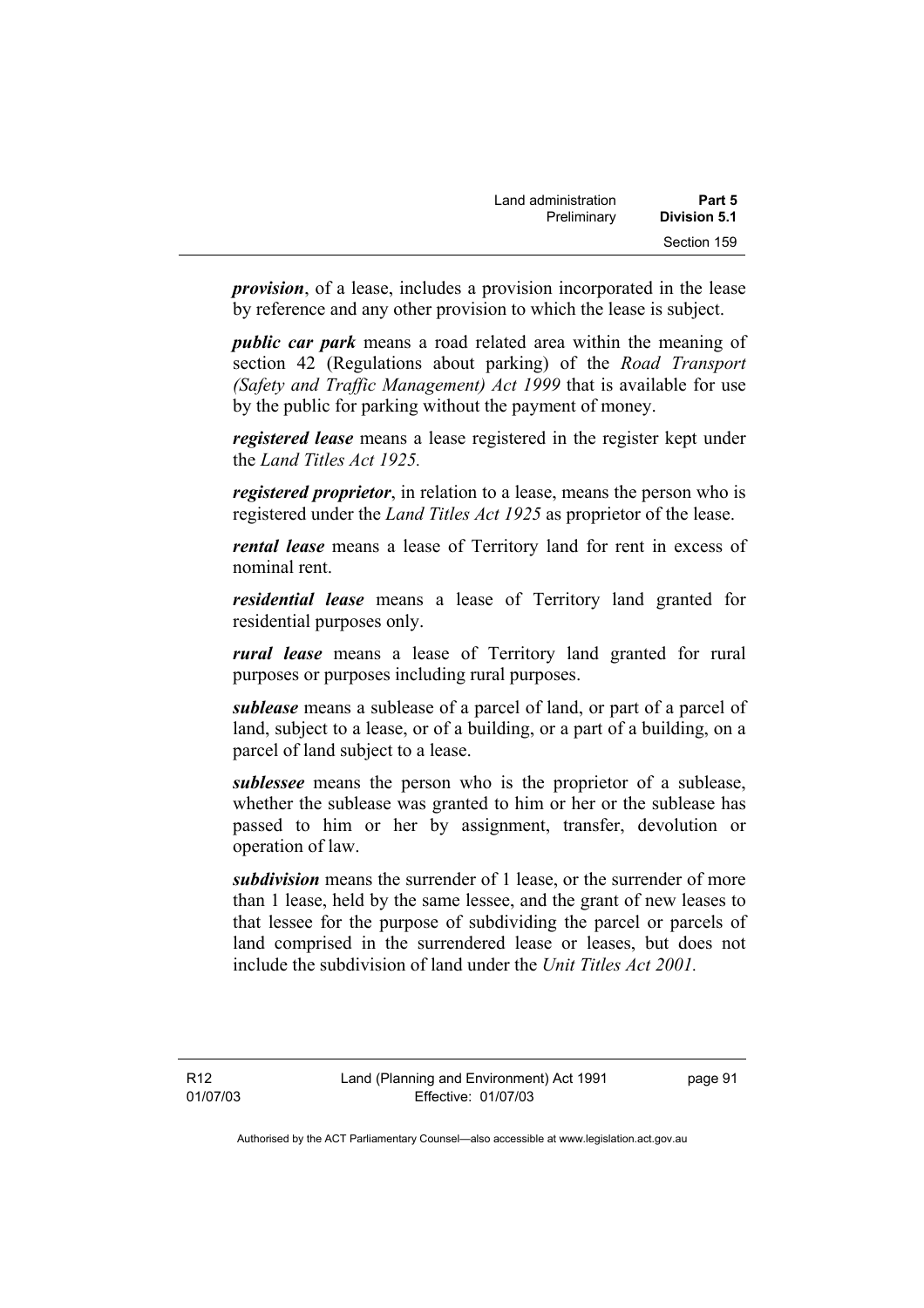***provision***, of a lease, includes a provision incorporated in the lease by reference and any other provision to which the lease is subject.

***public car park*** means a road related area within the meaning of section 42 (Regulations about parking) of the *Road Transport (Safety and Traffic Management) Act 1999* that is available for use by the public for parking without the payment of money.

***registered lease*** means a lease registered in the register kept under the *Land Titles Act 1925.*

***registered proprietor***, in relation to a lease, means the person who is registered under the *Land Titles Act 1925* as proprietor of the lease.

***rental lease*** means a lease of Territory land for rent in excess of nominal rent.

***residential lease*** means a lease of Territory land granted for residential purposes only.

***rural lease*** means a lease of Territory land granted for rural purposes or purposes including rural purposes.

***sublease*** means a sublease of a parcel of land, or part of a parcel of land, subject to a lease, or of a building, or a part of a building, on a parcel of land subject to a lease.

***sublessee*** means the person who is the proprietor of a sublease, whether the sublease was granted to him or her or the sublease has passed to him or her by assignment, transfer, devolution or operation of law.

***subdivision*** means the surrender of 1 lease, or the surrender of more than 1 lease, held by the same lessee, and the grant of new leases to that lessee for the purpose of subdividing the parcel or parcels of land comprised in the surrendered lease or leases, but does not include the subdivision of land under the *Unit Titles Act 2001.*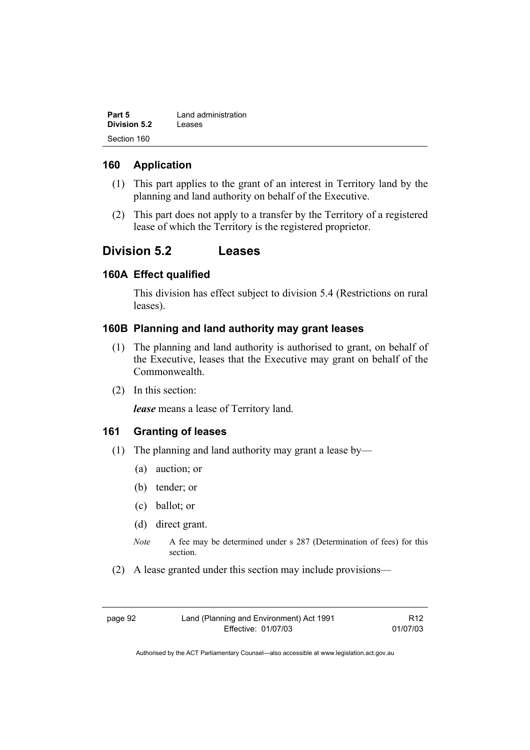## 160 Application

(1) This part applies to the grant of an interest in Territory land by the planning and land authority on behalf of the Executive.

(2) This part does not apply to a transfer by the Territory of a registered lease of which the Territory is the registered proprietor.

# Division 5.2 Leases

## 160A Effect qualified

This division has effect subject to division 5.4 (Restrictions on rural leases).

## 160B Planning and land authority may grant leases

(1) The planning and land authority is authorised to grant, on behalf of the Executive, leases that the Executive may grant on behalf of the Commonwealth.

(2) In this section:

***lease*** means a lease of Territory land.

## 161 Granting of leases

(1) The planning and land authority may grant a lease by—

(a) auction; or

(b) tender; or

(c) ballot; or

(d) direct grant.

*Note* A fee may be determined under s 287 (Determination of fees) for this section.

(2) A lease granted under this section may include provisions—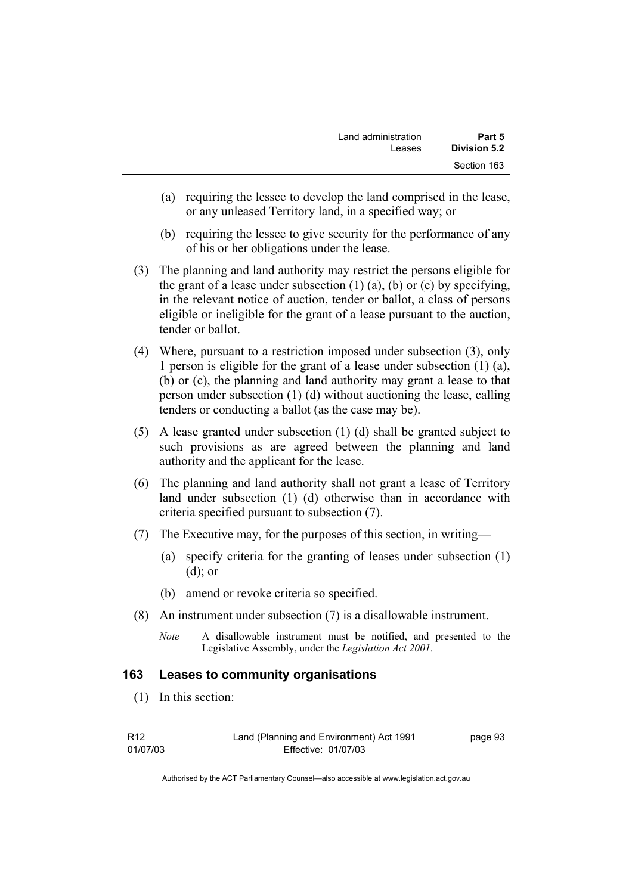(a) requiring the lessee to develop the land comprised in the lease, or any unleased Territory land, in a specified way; or

(b) requiring the lessee to give security for the performance of any of his or her obligations under the lease.

(3) The planning and land authority may restrict the persons eligible for the grant of a lease under subsection (1) (a), (b) or (c) by specifying, in the relevant notice of auction, tender or ballot, a class of persons eligible or ineligible for the grant of a lease pursuant to the auction, tender or ballot.

(4) Where, pursuant to a restriction imposed under subsection (3), only 1 person is eligible for the grant of a lease under subsection (1) (a), (b) or (c), the planning and land authority may grant a lease to that person under subsection (1) (d) without auctioning the lease, calling tenders or conducting a ballot (as the case may be).

(5) A lease granted under subsection (1) (d) shall be granted subject to such provisions as are agreed between the planning and land authority and the applicant for the lease.

(6) The planning and land authority shall not grant a lease of Territory land under subsection (1) (d) otherwise than in accordance with criteria specified pursuant to subsection (7).

(7) The Executive may, for the purposes of this section, in writing—

(a) specify criteria for the granting of leases under subsection (1) (d); or

(b) amend or revoke criteria so specified.

(8) An instrument under subsection (7) is a disallowable instrument.

*Note* A disallowable instrument must be notified, and presented to the Legislative Assembly, under the *Legislation Act 2001*.

### 163 Leases to community organisations

(1) In this section: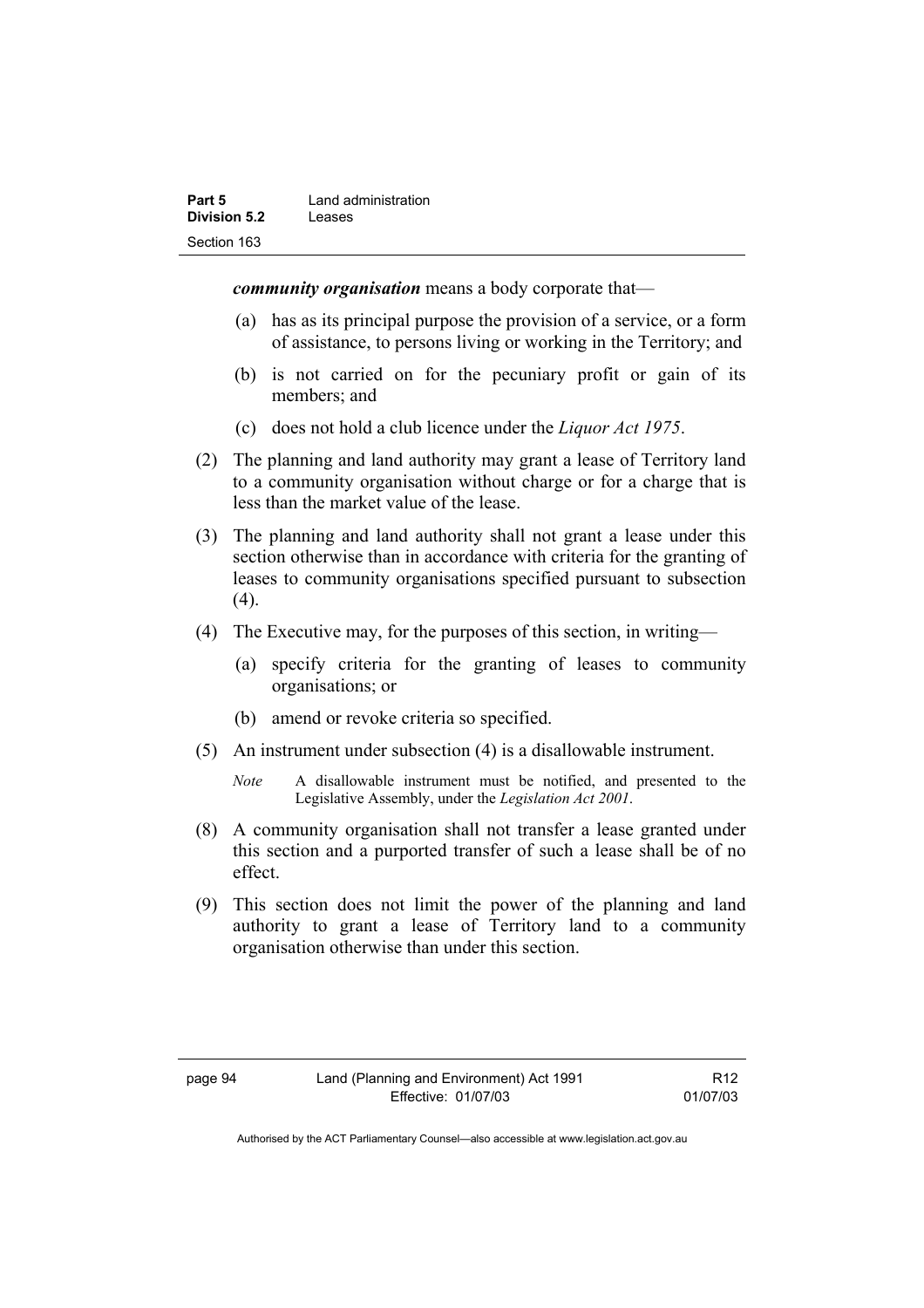***community organisation*** means a body corporate that—

(a) has as its principal purpose the provision of a service, or a form of assistance, to persons living or working in the Territory; and

(b) is not carried on for the pecuniary profit or gain of its members; and

(c) does not hold a club licence under the *Liquor Act 1975*.

(2) The planning and land authority may grant a lease of Territory land to a community organisation without charge or for a charge that is less than the market value of the lease.

(3) The planning and land authority shall not grant a lease under this section otherwise than in accordance with criteria for the granting of leases to community organisations specified pursuant to subsection (4).

(4) The Executive may, for the purposes of this section, in writing—

(a) specify criteria for the granting of leases to community organisations; or

(b) amend or revoke criteria so specified.

(5) An instrument under subsection (4) is a disallowable instrument.

*Note* A disallowable instrument must be notified, and presented to the Legislative Assembly, under the *Legislation Act 2001*.

(8) A community organisation shall not transfer a lease granted under this section and a purported transfer of such a lease shall be of no effect.

(9) This section does not limit the power of the planning and land authority to grant a lease of Territory land to a community organisation otherwise than under this section.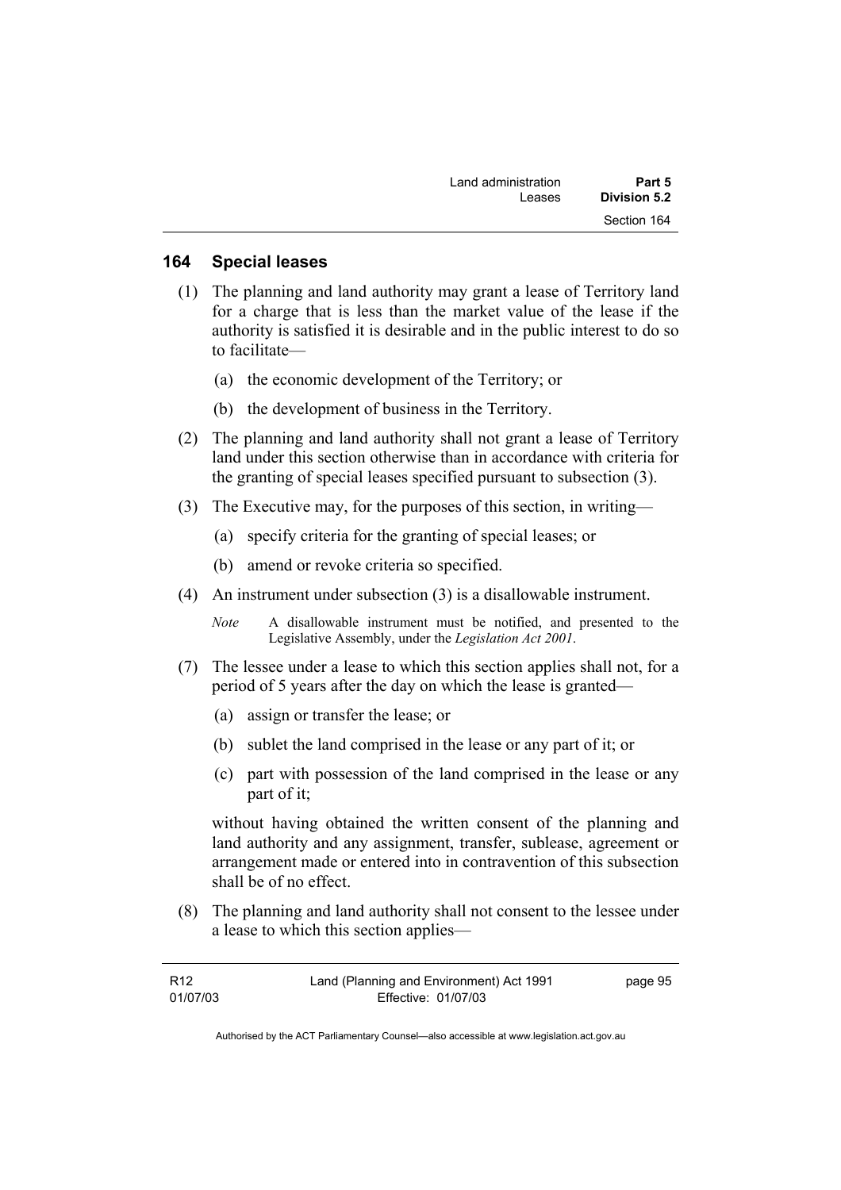## 164 Special leases

(1) The planning and land authority may grant a lease of Territory land for a charge that is less than the market value of the lease if the authority is satisfied it is desirable and in the public interest to do so to facilitate—

(a) the economic development of the Territory; or

(b) the development of business in the Territory.

(2) The planning and land authority shall not grant a lease of Territory land under this section otherwise than in accordance with criteria for the granting of special leases specified pursuant to subsection (3).

(3) The Executive may, for the purposes of this section, in writing—

(a) specify criteria for the granting of special leases; or

(b) amend or revoke criteria so specified.

(4) An instrument under subsection (3) is a disallowable instrument.

*Note* A disallowable instrument must be notified, and presented to the Legislative Assembly, under the *Legislation Act 2001*.

(7) The lessee under a lease to which this section applies shall not, for a period of 5 years after the day on which the lease is granted—

(a) assign or transfer the lease; or

(b) sublet the land comprised in the lease or any part of it; or

(c) part with possession of the land comprised in the lease or any part of it;

without having obtained the written consent of the planning and land authority and any assignment, transfer, sublease, agreement or arrangement made or entered into in contravention of this subsection shall be of no effect.

(8) The planning and land authority shall not consent to the lessee under a lease to which this section applies—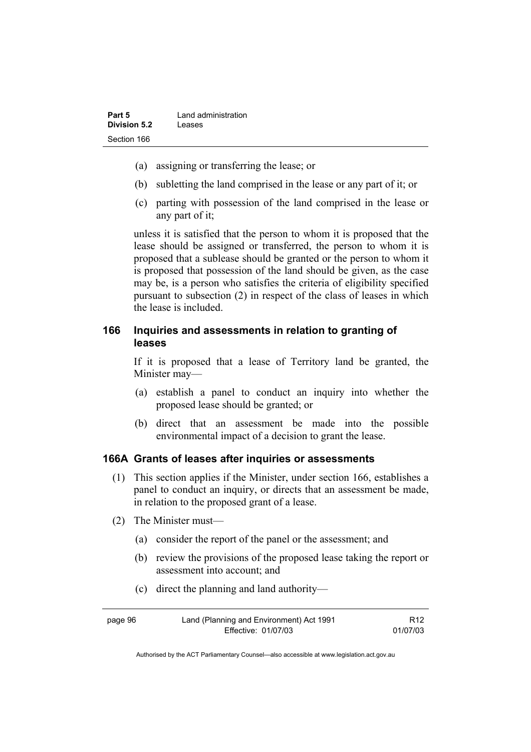- (a) assigning or transferring the lease; or
- (b) subletting the land comprised in the lease or any part of it; or
- (c) parting with possession of the land comprised in the lease or any part of it;

unless it is satisfied that the person to whom it is proposed that the lease should be assigned or transferred, the person to whom it is proposed that a sublease should be granted or the person to whom it is proposed that possession of the land should be given, as the case may be, is a person who satisfies the criteria of eligibility specified pursuant to subsection (2) in respect of the class of leases in which the lease is included.

## 166 Inquiries and assessments in relation to granting of leases

If it is proposed that a lease of Territory land be granted, the Minister may—

- (a) establish a panel to conduct an inquiry into whether the proposed lease should be granted; or
- (b) direct that an assessment be made into the possible environmental impact of a decision to grant the lease.

## 166A Grants of leases after inquiries or assessments

(1) This section applies if the Minister, under section 166, establishes a panel to conduct an inquiry, or directs that an assessment be made, in relation to the proposed grant of a lease.

(2) The Minister must—

- (a) consider the report of the panel or the assessment; and
- (b) review the provisions of the proposed lease taking the report or assessment into account; and
- (c) direct the planning and land authority—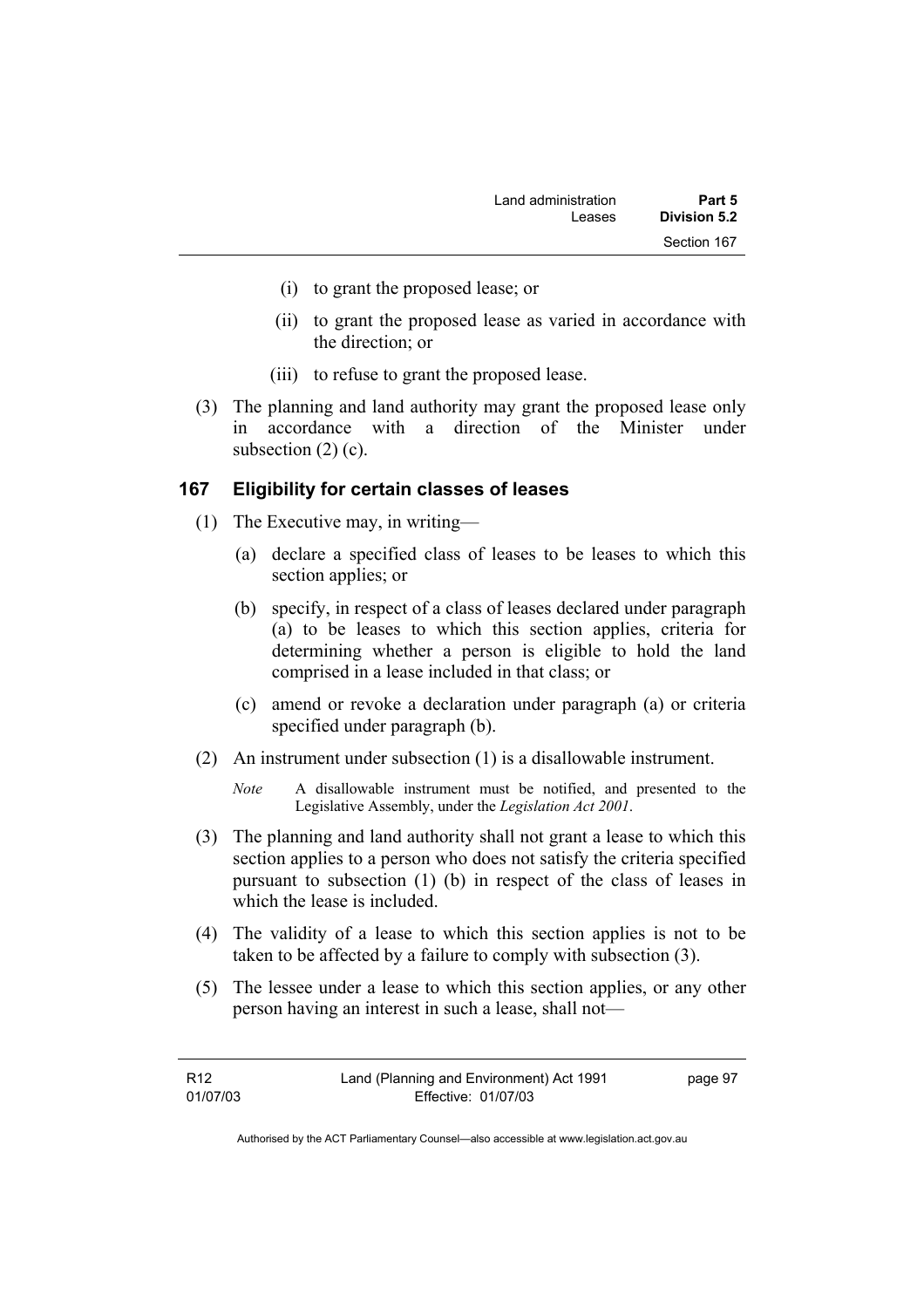(i) to grant the proposed lease; or

(ii) to grant the proposed lease as varied in accordance with the direction; or

(iii) to refuse to grant the proposed lease.

(3) The planning and land authority may grant the proposed lease only in accordance with a direction of the Minister under subsection (2) (c).

## 167 Eligibility for certain classes of leases

(1) The Executive may, in writing—

(a) declare a specified class of leases to be leases to which this section applies; or

(b) specify, in respect of a class of leases declared under paragraph (a) to be leases to which this section applies, criteria for determining whether a person is eligible to hold the land comprised in a lease included in that class; or

(c) amend or revoke a declaration under paragraph (a) or criteria specified under paragraph (b).

(2) An instrument under subsection (1) is a disallowable instrument.

*Note* A disallowable instrument must be notified, and presented to the Legislative Assembly, under the *Legislation Act 2001*.

(3) The planning and land authority shall not grant a lease to which this section applies to a person who does not satisfy the criteria specified pursuant to subsection (1) (b) in respect of the class of leases in which the lease is included.

(4) The validity of a lease to which this section applies is not to be taken to be affected by a failure to comply with subsection (3).

(5) The lessee under a lease to which this section applies, or any other person having an interest in such a lease, shall not—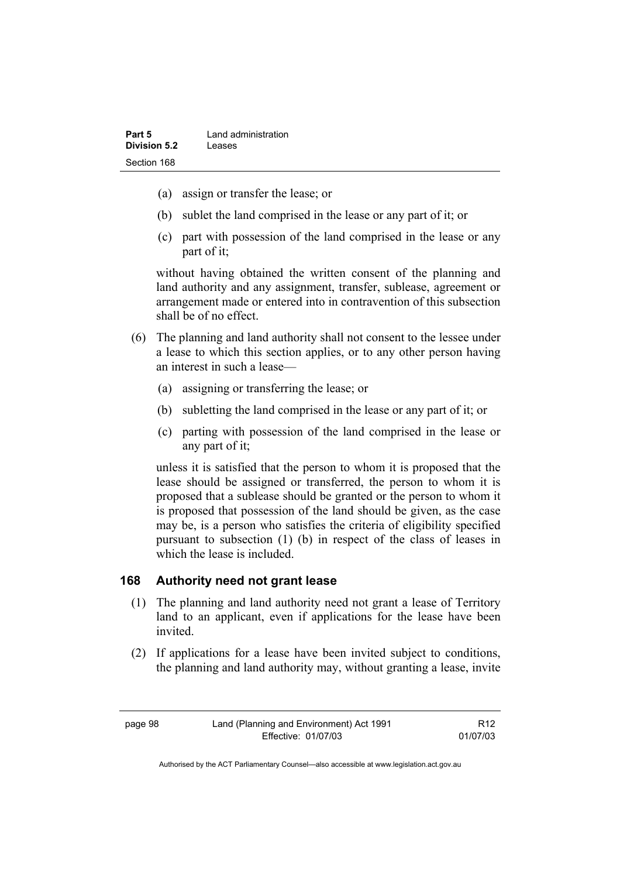(a) assign or transfer the lease; or

(b) sublet the land comprised in the lease or any part of it; or

(c) part with possession of the land comprised in the lease or any part of it;

without having obtained the written consent of the planning and land authority and any assignment, transfer, sublease, agreement or arrangement made or entered into in contravention of this subsection shall be of no effect.

(6) The planning and land authority shall not consent to the lessee under a lease to which this section applies, or to any other person having an interest in such a lease—

(a) assigning or transferring the lease; or

(b) subletting the land comprised in the lease or any part of it; or

(c) parting with possession of the land comprised in the lease or any part of it;

unless it is satisfied that the person to whom it is proposed that the lease should be assigned or transferred, the person to whom it is proposed that a sublease should be granted or the person to whom it is proposed that possession of the land should be given, as the case may be, is a person who satisfies the criteria of eligibility specified pursuant to subsection (1) (b) in respect of the class of leases in which the lease is included.

## 168 Authority need not grant lease

(1) The planning and land authority need not grant a lease of Territory land to an applicant, even if applications for the lease have been invited.

(2) If applications for a lease have been invited subject to conditions, the planning and land authority may, without granting a lease, invite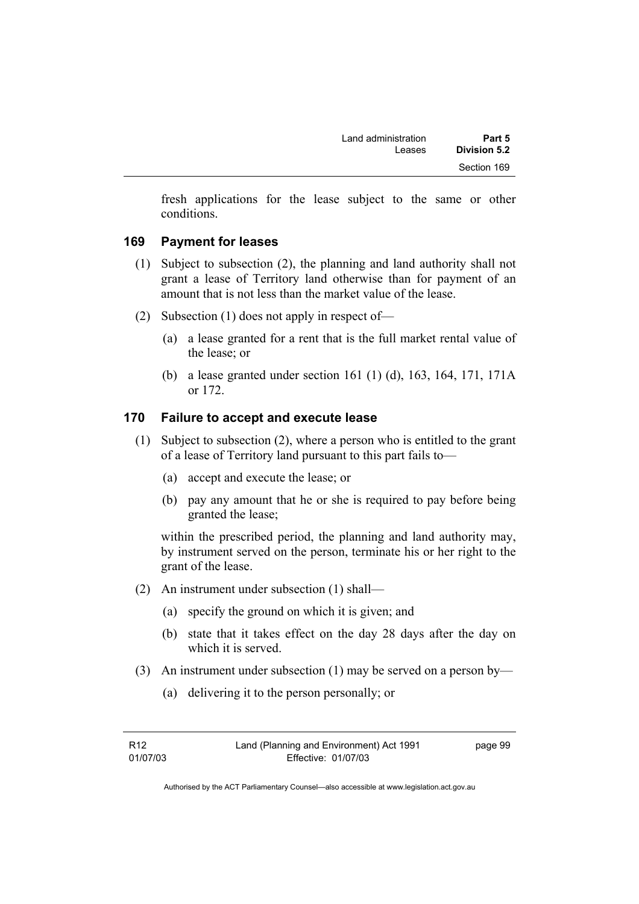fresh applications for the lease subject to the same or other conditions.

### 169 Payment for leases

(1) Subject to subsection (2), the planning and land authority shall not grant a lease of Territory land otherwise than for payment of an amount that is not less than the market value of the lease.

(2) Subsection (1) does not apply in respect of—

(a) a lease granted for a rent that is the full market rental value of the lease; or

(b) a lease granted under section 161 (1) (d), 163, 164, 171, 171A or 172.

### 170 Failure to accept and execute lease

(1) Subject to subsection (2), where a person who is entitled to the grant of a lease of Territory land pursuant to this part fails to—

(a) accept and execute the lease; or

(b) pay any amount that he or she is required to pay before being granted the lease;

within the prescribed period, the planning and land authority may, by instrument served on the person, terminate his or her right to the grant of the lease.

(2) An instrument under subsection (1) shall—

(a) specify the ground on which it is given; and

(b) state that it takes effect on the day 28 days after the day on which it is served.

(3) An instrument under subsection (1) may be served on a person by—

(a) delivering it to the person personally; or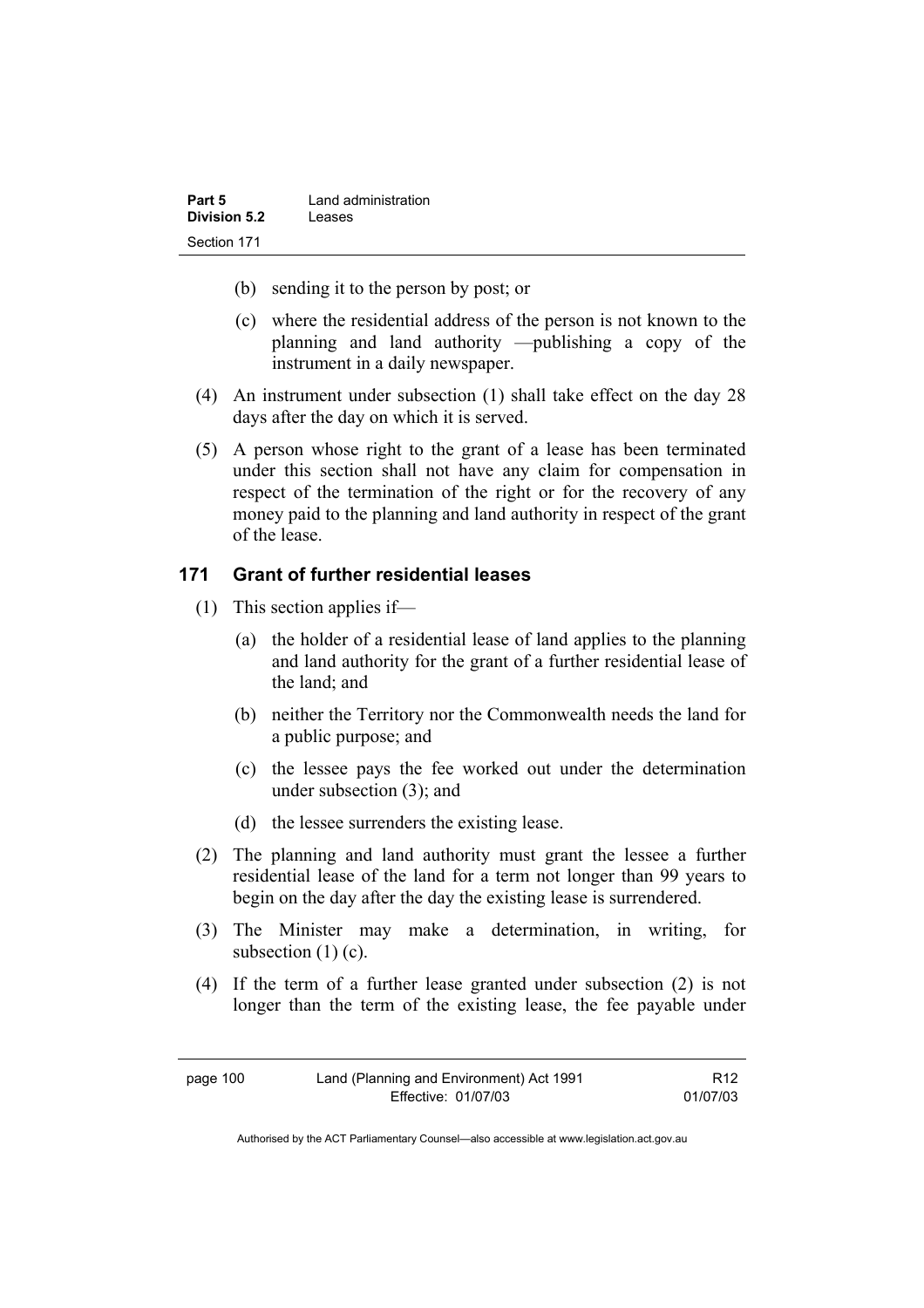(b) sending it to the person by post; or

(c) where the residential address of the person is not known to the planning and land authority —publishing a copy of the instrument in a daily newspaper.

(4) An instrument under subsection (1) shall take effect on the day 28 days after the day on which it is served.

(5) A person whose right to the grant of a lease has been terminated under this section shall not have any claim for compensation in respect of the termination of the right or for the recovery of any money paid to the planning and land authority in respect of the grant of the lease.

### 171 Grant of further residential leases

(1) This section applies if—

(a) the holder of a residential lease of land applies to the planning and land authority for the grant of a further residential lease of the land; and

(b) neither the Territory nor the Commonwealth needs the land for a public purpose; and

(c) the lessee pays the fee worked out under the determination under subsection (3); and

(d) the lessee surrenders the existing lease.

(2) The planning and land authority must grant the lessee a further residential lease of the land for a term not longer than 99 years to begin on the day after the day the existing lease is surrendered.

(3) The Minister may make a determination, in writing, for subsection (1) (c).

(4) If the term of a further lease granted under subsection (2) is not longer than the term of the existing lease, the fee payable under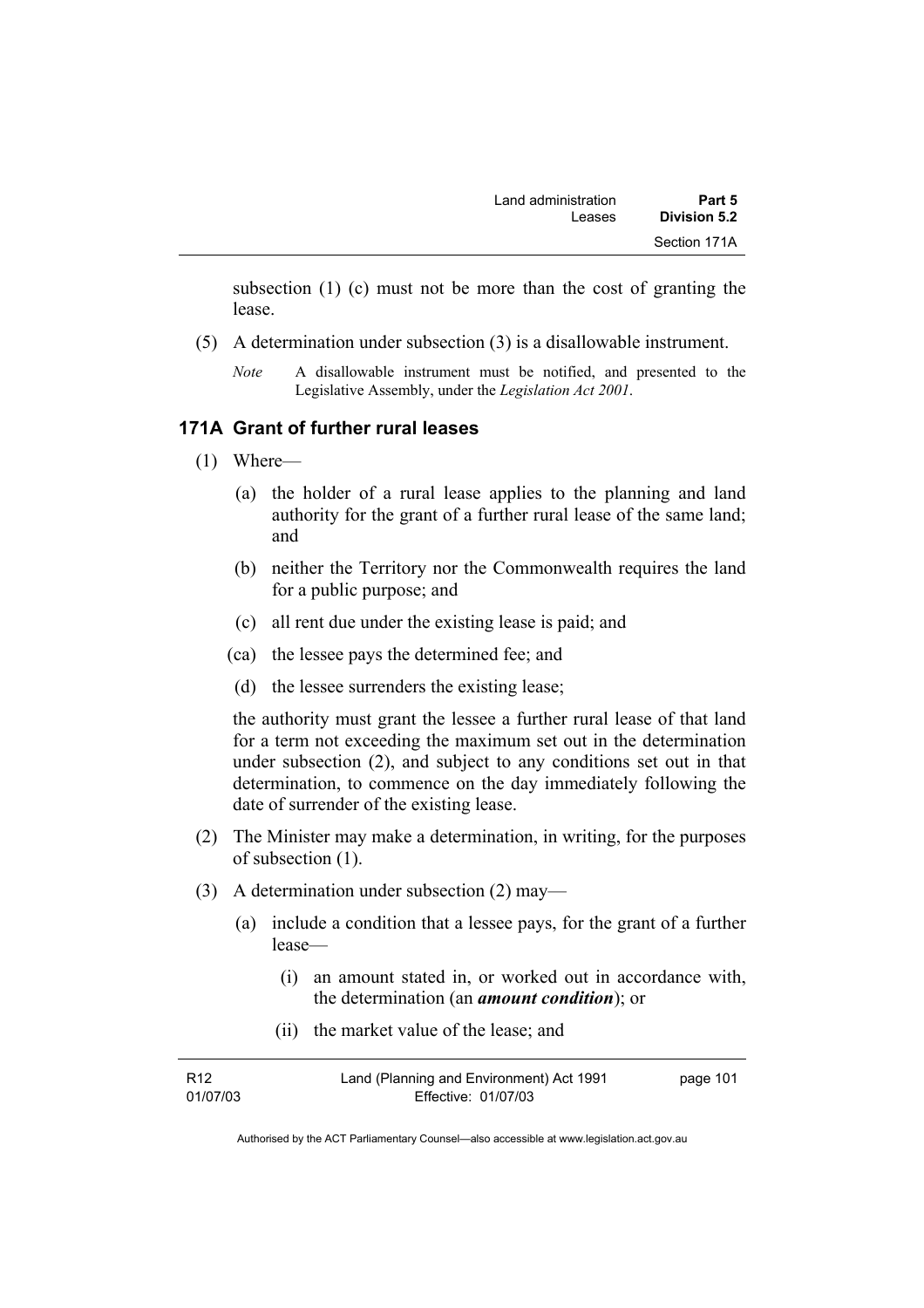subsection (1) (c) must not be more than the cost of granting the lease.

(5) A determination under subsection (3) is a disallowable instrument.

*Note* A disallowable instrument must be notified, and presented to the Legislative Assembly, under the *Legislation Act 2001*.

### 171A Grant of further rural leases

(1) Where—

(a) the holder of a rural lease applies to the planning and land authority for the grant of a further rural lease of the same land; and

(b) neither the Territory nor the Commonwealth requires the land for a public purpose; and

(c) all rent due under the existing lease is paid; and

(ca) the lessee pays the determined fee; and

(d) the lessee surrenders the existing lease;

the authority must grant the lessee a further rural lease of that land for a term not exceeding the maximum set out in the determination under subsection (2), and subject to any conditions set out in that determination, to commence on the day immediately following the date of surrender of the existing lease.

(2) The Minister may make a determination, in writing, for the purposes of subsection (1).

(3) A determination under subsection (2) may—

(a) include a condition that a lessee pays, for the grant of a further lease—

(i) an amount stated in, or worked out in accordance with, the determination (an ***amount condition***); or

(ii) the market value of the lease; and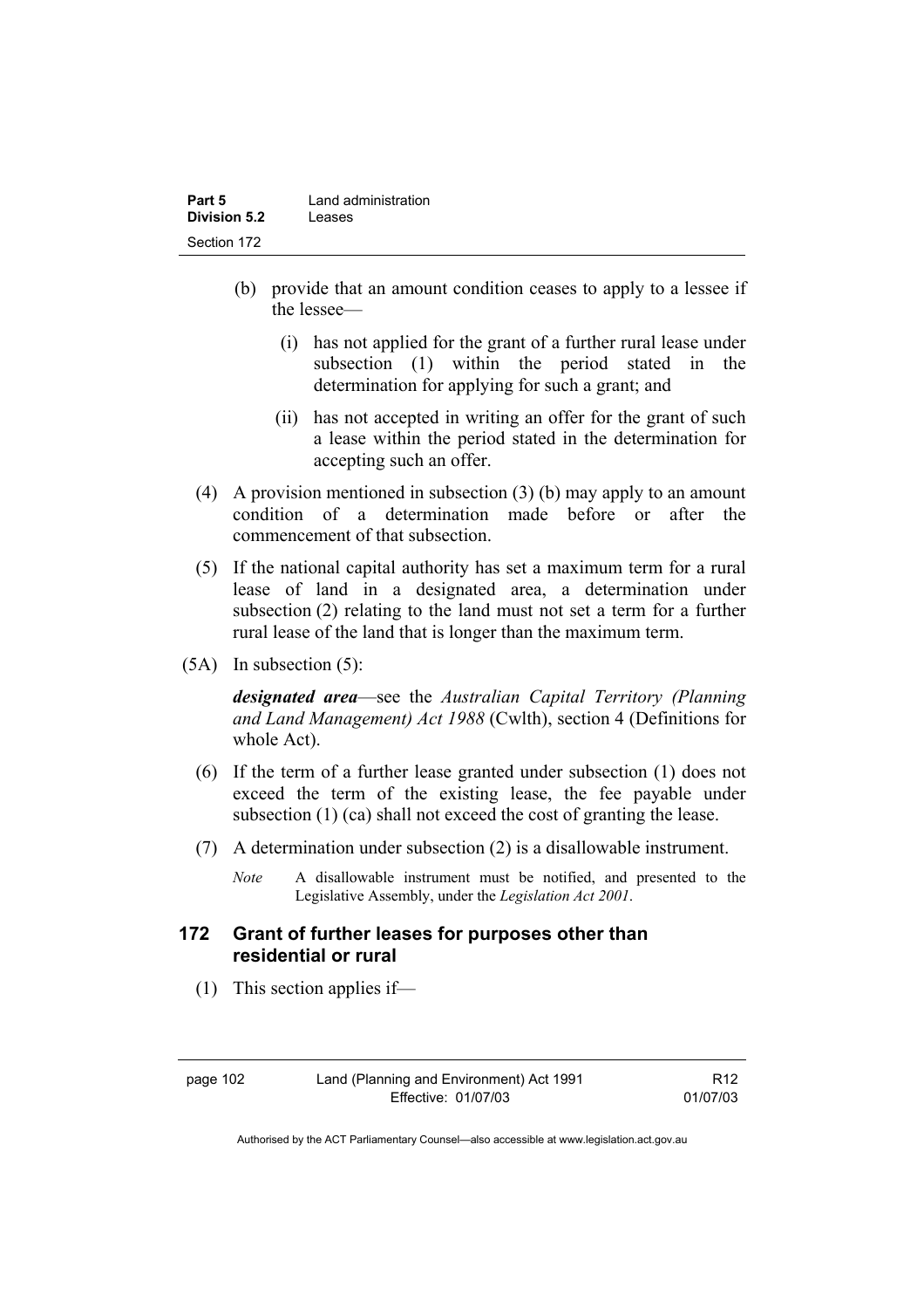(b) provide that an amount condition ceases to apply to a lessee if the lessee—

(i) has not applied for the grant of a further rural lease under subsection (1) within the period stated in the determination for applying for such a grant; and

(ii) has not accepted in writing an offer for the grant of such a lease within the period stated in the determination for accepting such an offer.

(4) A provision mentioned in subsection (3) (b) may apply to an amount condition of a determination made before or after the commencement of that subsection.

(5) If the national capital authority has set a maximum term for a rural lease of land in a designated area, a determination under subsection (2) relating to the land must not set a term for a further rural lease of the land that is longer than the maximum term.

(5A) In subsection (5):

***designated area***—see the *Australian Capital Territory (Planning and Land Management) Act 1988* (Cwlth), section 4 (Definitions for whole Act).

(6) If the term of a further lease granted under subsection (1) does not exceed the term of the existing lease, the fee payable under subsection (1) (ca) shall not exceed the cost of granting the lease.

(7) A determination under subsection (2) is a disallowable instrument.

*Note* A disallowable instrument must be notified, and presented to the Legislative Assembly, under the *Legislation Act 2001*.

## 172 Grant of further leases for purposes other than residential or rural

(1) This section applies if—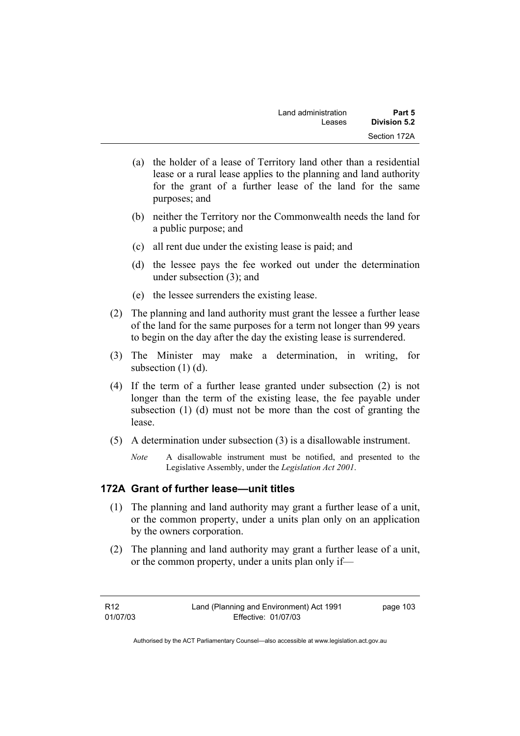(a) the holder of a lease of Territory land other than a residential lease or a rural lease applies to the planning and land authority for the grant of a further lease of the land for the same purposes; and

(b) neither the Territory nor the Commonwealth needs the land for a public purpose; and

(c) all rent due under the existing lease is paid; and

(d) the lessee pays the fee worked out under the determination under subsection (3); and

(e) the lessee surrenders the existing lease.

(2) The planning and land authority must grant the lessee a further lease of the land for the same purposes for a term not longer than 99 years to begin on the day after the day the existing lease is surrendered.

(3) The Minister may make a determination, in writing, for subsection (1) (d).

(4) If the term of a further lease granted under subsection (2) is not longer than the term of the existing lease, the fee payable under subsection (1) (d) must not be more than the cost of granting the lease.

(5) A determination under subsection (3) is a disallowable instrument.

*Note* A disallowable instrument must be notified, and presented to the Legislative Assembly, under the *Legislation Act 2001*.

### 172A Grant of further lease—unit titles

(1) The planning and land authority may grant a further lease of a unit, or the common property, under a units plan only on an application by the owners corporation.

(2) The planning and land authority may grant a further lease of a unit, or the common property, under a units plan only if—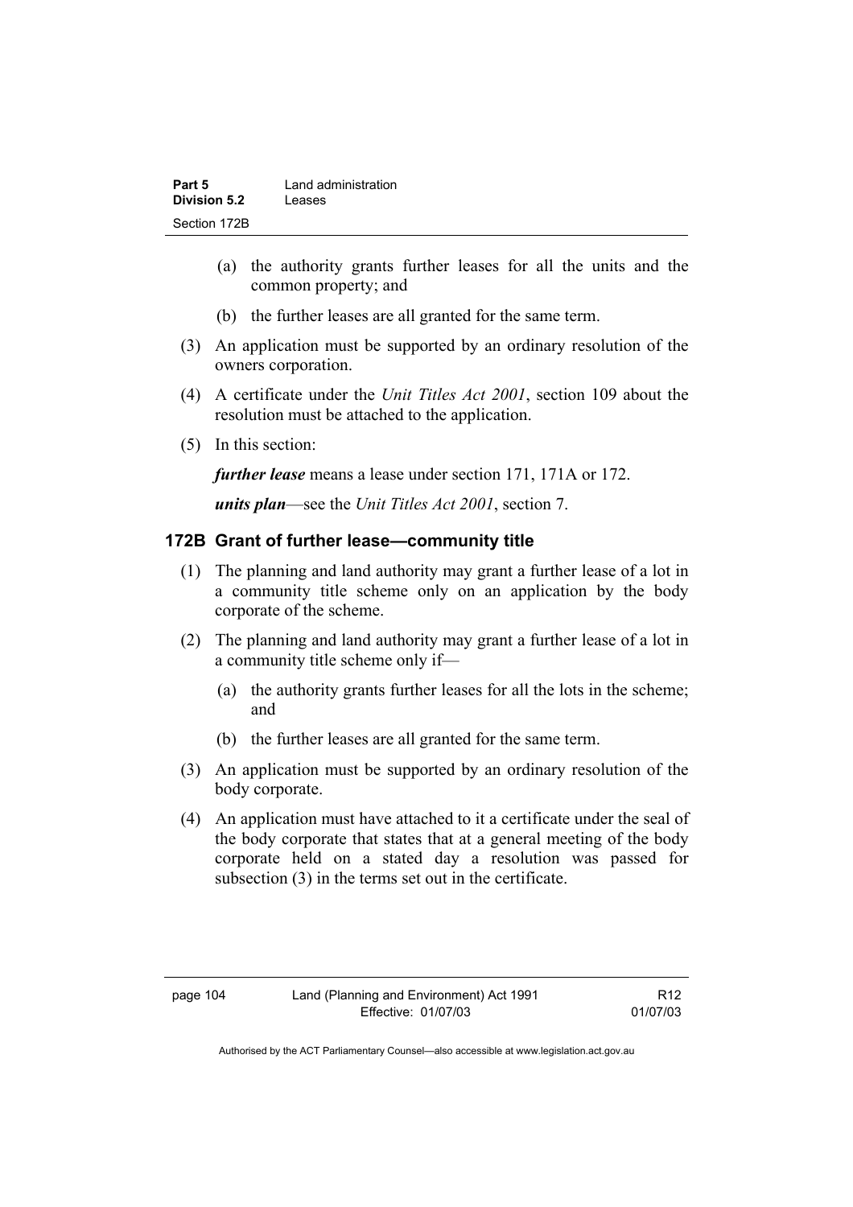(a) the authority grants further leases for all the units and the common property; and

(b) the further leases are all granted for the same term.

(3) An application must be supported by an ordinary resolution of the owners corporation.

(4) A certificate under the *Unit Titles Act 2001*, section 109 about the resolution must be attached to the application.

(5) In this section:

***further lease*** means a lease under section 171, 171A or 172.

***units plan***—see the *Unit Titles Act 2001*, section 7.

### 172B Grant of further lease—community title

(1) The planning and land authority may grant a further lease of a lot in a community title scheme only on an application by the body corporate of the scheme.

(2) The planning and land authority may grant a further lease of a lot in a community title scheme only if—

(a) the authority grants further leases for all the lots in the scheme; and

(b) the further leases are all granted for the same term.

(3) An application must be supported by an ordinary resolution of the body corporate.

(4) An application must have attached to it a certificate under the seal of the body corporate that states that at a general meeting of the body corporate held on a stated day a resolution was passed for subsection (3) in the terms set out in the certificate.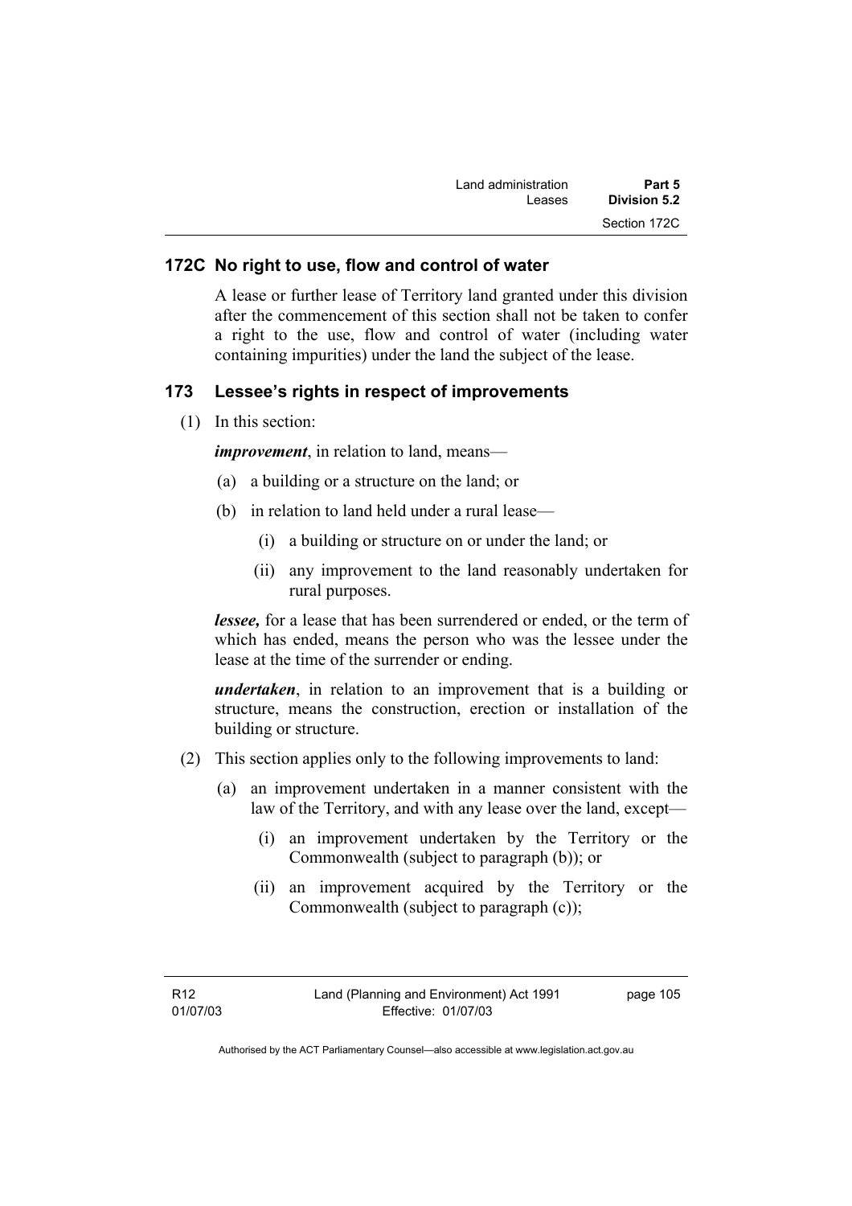### 172C No right to use, flow and control of water

A lease or further lease of Territory land granted under this division after the commencement of this section shall not be taken to confer a right to the use, flow and control of water (including water containing impurities) under the land the subject of the lease.

### 173 Lessee's rights in respect of improvements

(1) In this section:

***improvement***, in relation to land, means—

(a) a building or a structure on the land; or

(b) in relation to land held under a rural lease—

(i) a building or structure on or under the land; or

(ii) any improvement to the land reasonably undertaken for rural purposes.

***lessee,*** for a lease that has been surrendered or ended, or the term of which has ended, means the person who was the lessee under the lease at the time of the surrender or ending.

***undertaken***, in relation to an improvement that is a building or structure, means the construction, erection or installation of the building or structure.

(2) This section applies only to the following improvements to land:

(a) an improvement undertaken in a manner consistent with the law of the Territory, and with any lease over the land, except—

(i) an improvement undertaken by the Territory or the Commonwealth (subject to paragraph (b)); or

(ii) an improvement acquired by the Territory or the Commonwealth (subject to paragraph (c));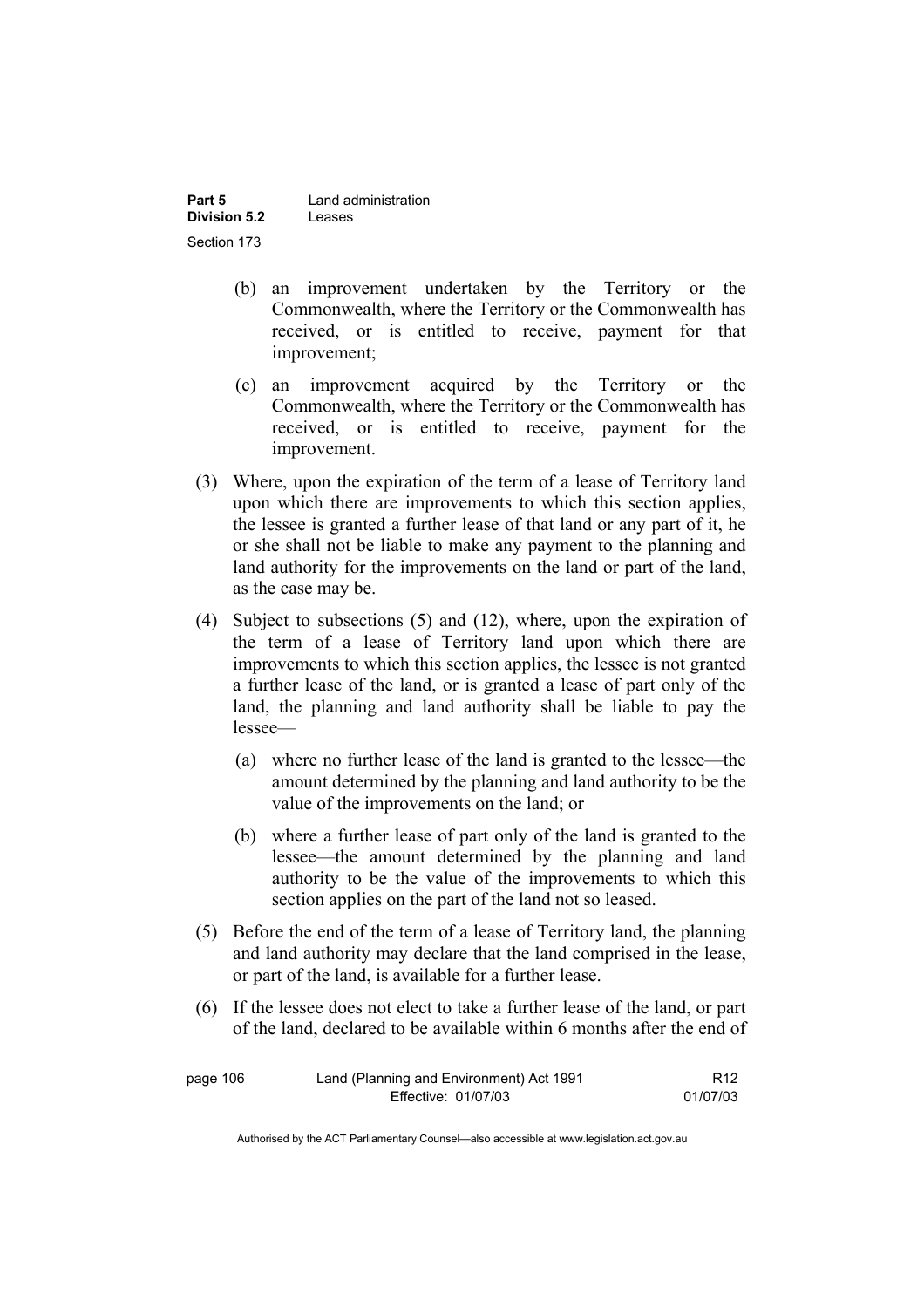(b) an improvement undertaken by the Territory or the Commonwealth, where the Territory or the Commonwealth has received, or is entitled to receive, payment for that improvement;

(c) an improvement acquired by the Territory or the Commonwealth, where the Territory or the Commonwealth has received, or is entitled to receive, payment for the improvement.

(3) Where, upon the expiration of the term of a lease of Territory land upon which there are improvements to which this section applies, the lessee is granted a further lease of that land or any part of it, he or she shall not be liable to make any payment to the planning and land authority for the improvements on the land or part of the land, as the case may be.

(4) Subject to subsections (5) and (12), where, upon the expiration of the term of a lease of Territory land upon which there are improvements to which this section applies, the lessee is not granted a further lease of the land, or is granted a lease of part only of the land, the planning and land authority shall be liable to pay the lessee—

(a) where no further lease of the land is granted to the lessee—the amount determined by the planning and land authority to be the value of the improvements on the land; or

(b) where a further lease of part only of the land is granted to the lessee—the amount determined by the planning and land authority to be the value of the improvements to which this section applies on the part of the land not so leased.

(5) Before the end of the term of a lease of Territory land, the planning and land authority may declare that the land comprised in the lease, or part of the land, is available for a further lease.

(6) If the lessee does not elect to take a further lease of the land, or part of the land, declared to be available within 6 months after the end of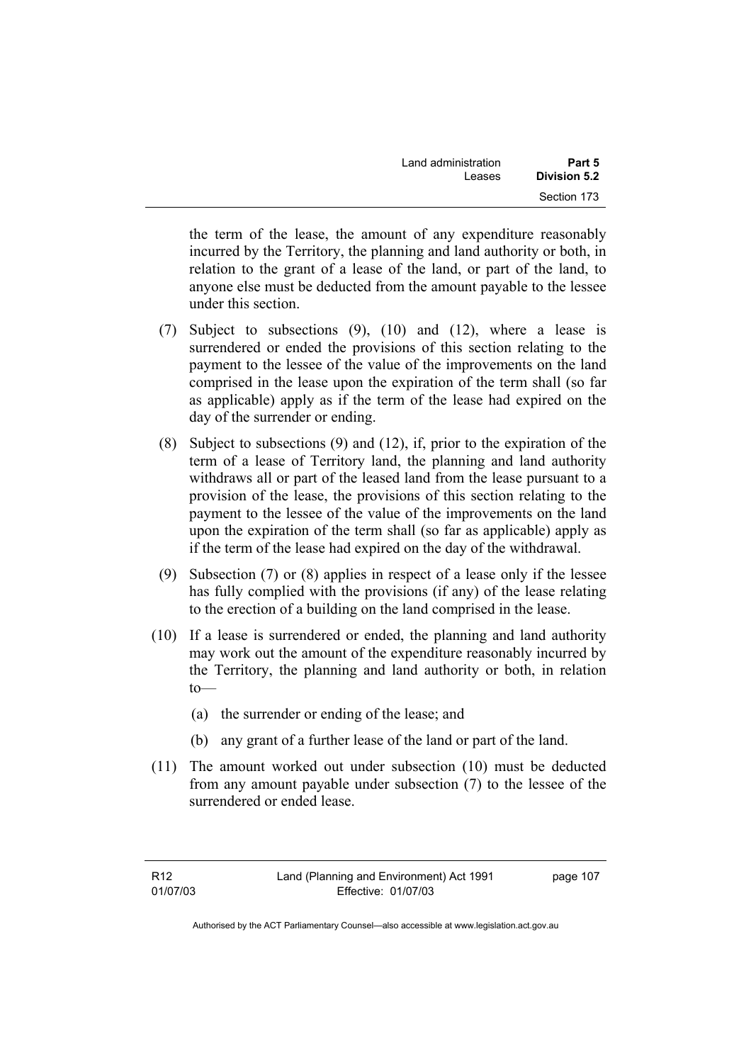the term of the lease, the amount of any expenditure reasonably incurred by the Territory, the planning and land authority or both, in relation to the grant of a lease of the land, or part of the land, to anyone else must be deducted from the amount payable to the lessee under this section.

(7) Subject to subsections (9), (10) and (12), where a lease is surrendered or ended the provisions of this section relating to the payment to the lessee of the value of the improvements on the land comprised in the lease upon the expiration of the term shall (so far as applicable) apply as if the term of the lease had expired on the day of the surrender or ending.

(8) Subject to subsections (9) and (12), if, prior to the expiration of the term of a lease of Territory land, the planning and land authority withdraws all or part of the leased land from the lease pursuant to a provision of the lease, the provisions of this section relating to the payment to the lessee of the value of the improvements on the land upon the expiration of the term shall (so far as applicable) apply as if the term of the lease had expired on the day of the withdrawal.

(9) Subsection (7) or (8) applies in respect of a lease only if the lessee has fully complied with the provisions (if any) of the lease relating to the erection of a building on the land comprised in the lease.

(10) If a lease is surrendered or ended, the planning and land authority may work out the amount of the expenditure reasonably incurred by the Territory, the planning and land authority or both, in relation to—

(a) the surrender or ending of the lease; and

(b) any grant of a further lease of the land or part of the land.

(11) The amount worked out under subsection (10) must be deducted from any amount payable under subsection (7) to the lessee of the surrendered or ended lease.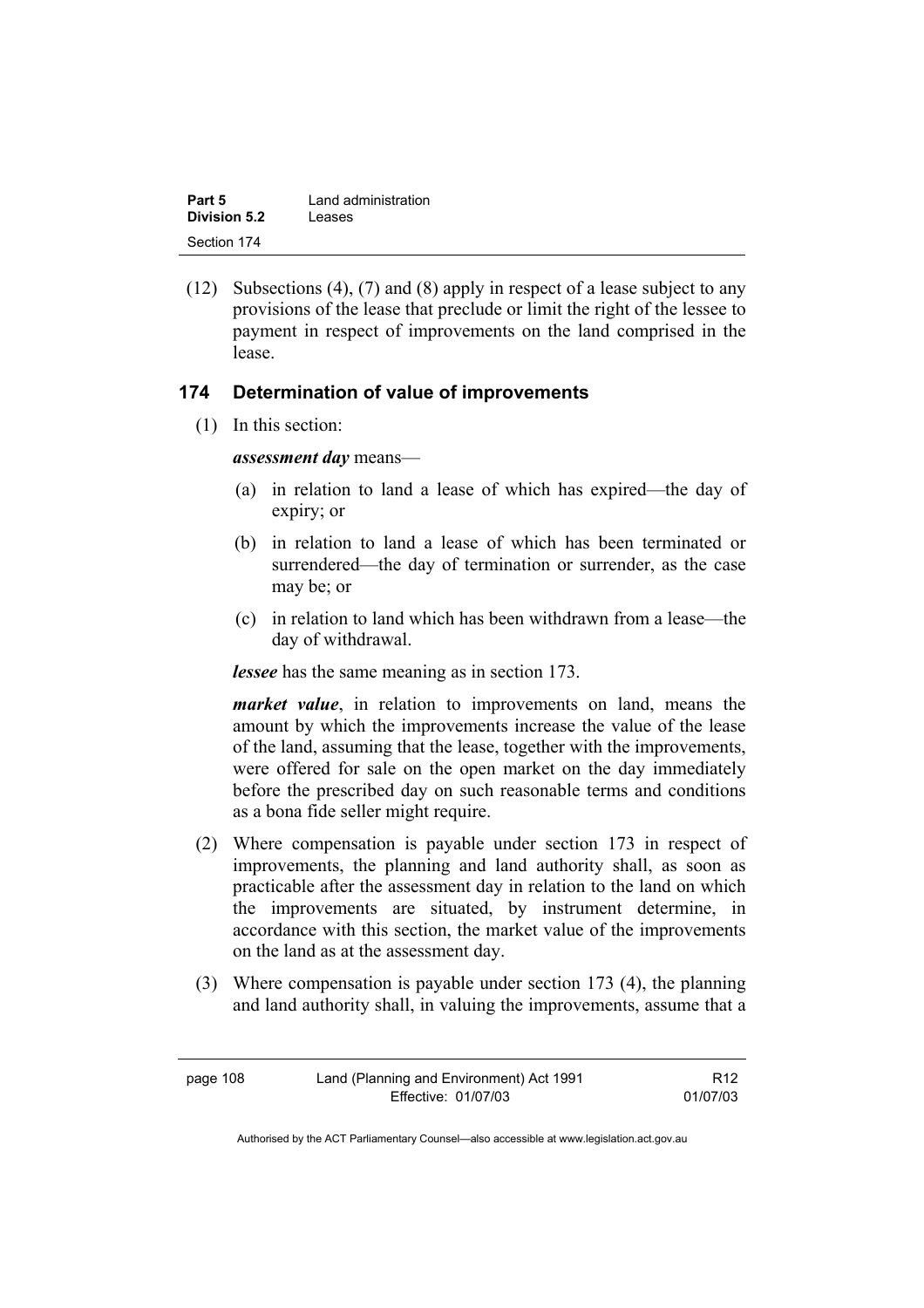(12) Subsections (4), (7) and (8) apply in respect of a lease subject to any provisions of the lease that preclude or limit the right of the lessee to payment in respect of improvements on the land comprised in the lease.

## 174 Determination of value of improvements

(1) In this section:

***assessment day*** means—

(a) in relation to land a lease of which has expired—the day of expiry; or

(b) in relation to land a lease of which has been terminated or surrendered—the day of termination or surrender, as the case may be; or

(c) in relation to land which has been withdrawn from a lease—the day of withdrawal.

***lessee*** has the same meaning as in section 173.

***market value***, in relation to improvements on land, means the amount by which the improvements increase the value of the lease of the land, assuming that the lease, together with the improvements, were offered for sale on the open market on the day immediately before the prescribed day on such reasonable terms and conditions as a bona fide seller might require.

(2) Where compensation is payable under section 173 in respect of improvements, the planning and land authority shall, as soon as practicable after the assessment day in relation to the land on which the improvements are situated, by instrument determine, in accordance with this section, the market value of the improvements on the land as at the assessment day.

(3) Where compensation is payable under section 173 (4), the planning and land authority shall, in valuing the improvements, assume that a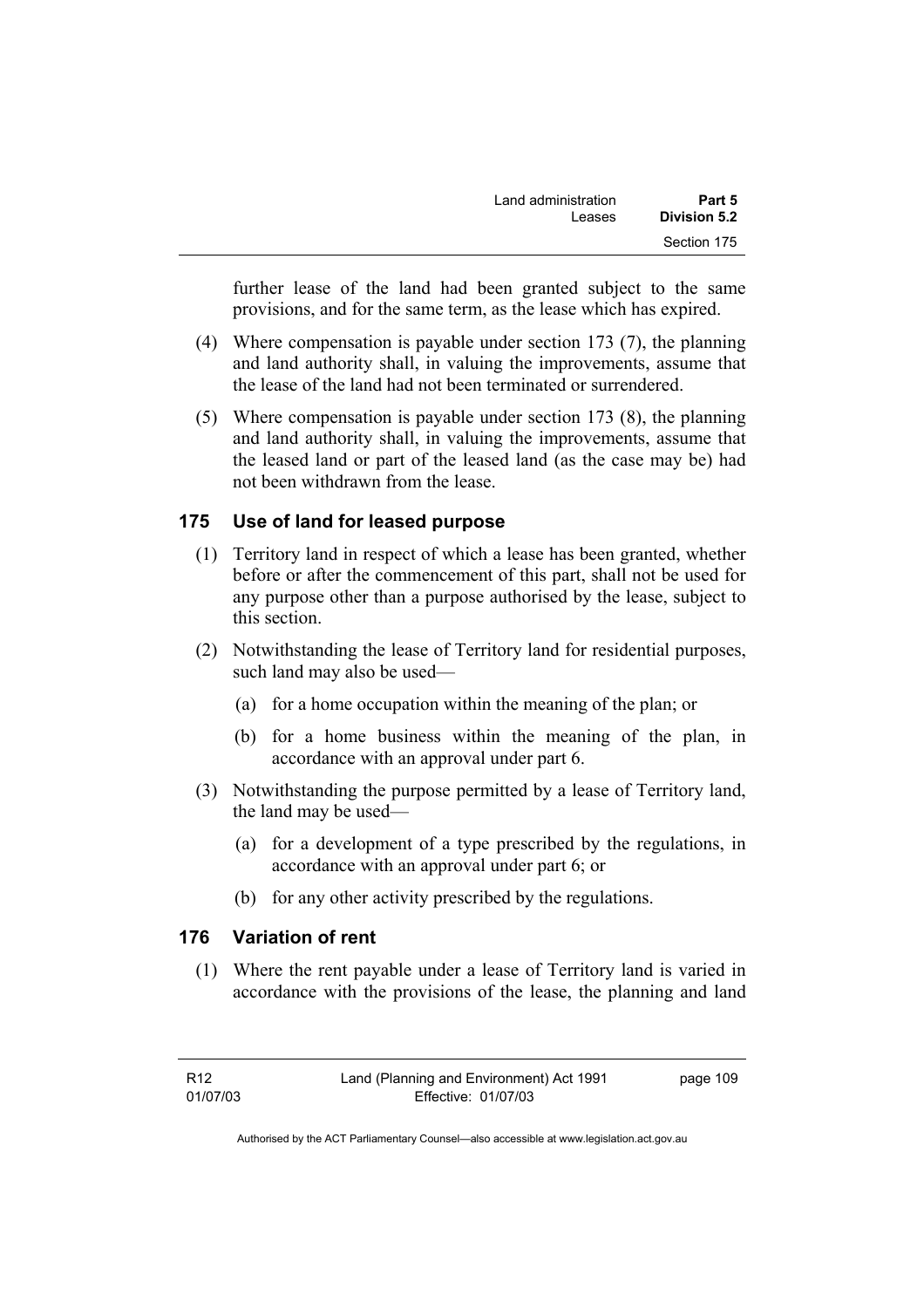further lease of the land had been granted subject to the same provisions, and for the same term, as the lease which has expired.

(4) Where compensation is payable under section 173 (7), the planning and land authority shall, in valuing the improvements, assume that the lease of the land had not been terminated or surrendered.

(5) Where compensation is payable under section 173 (8), the planning and land authority shall, in valuing the improvements, assume that the leased land or part of the leased land (as the case may be) had not been withdrawn from the lease.

### 175 Use of land for leased purpose

(1) Territory land in respect of which a lease has been granted, whether before or after the commencement of this part, shall not be used for any purpose other than a purpose authorised by the lease, subject to this section.

(2) Notwithstanding the lease of Territory land for residential purposes, such land may also be used—

(a) for a home occupation within the meaning of the plan; or

(b) for a home business within the meaning of the plan, in accordance with an approval under part 6.

(3) Notwithstanding the purpose permitted by a lease of Territory land, the land may be used—

(a) for a development of a type prescribed by the regulations, in accordance with an approval under part 6; or

(b) for any other activity prescribed by the regulations.

### 176 Variation of rent

(1) Where the rent payable under a lease of Territory land is varied in accordance with the provisions of the lease, the planning and land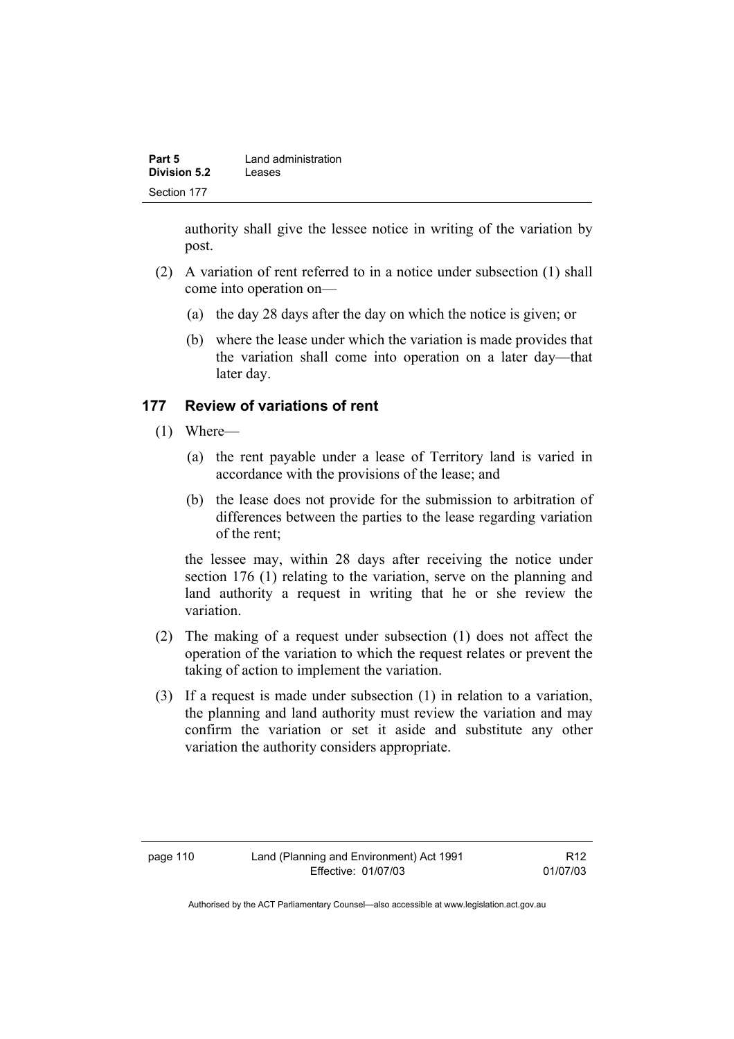authority shall give the lessee notice in writing of the variation by post.

(2) A variation of rent referred to in a notice under subsection (1) shall come into operation on—

(a) the day 28 days after the day on which the notice is given; or

(b) where the lease under which the variation is made provides that the variation shall come into operation on a later day—that later day.

### 177 Review of variations of rent

(1) Where—

(a) the rent payable under a lease of Territory land is varied in accordance with the provisions of the lease; and

(b) the lease does not provide for the submission to arbitration of differences between the parties to the lease regarding variation of the rent;

the lessee may, within 28 days after receiving the notice under section 176 (1) relating to the variation, serve on the planning and land authority a request in writing that he or she review the variation.

(2) The making of a request under subsection (1) does not affect the operation of the variation to which the request relates or prevent the taking of action to implement the variation.

(3) If a request is made under subsection (1) in relation to a variation, the planning and land authority must review the variation and may confirm the variation or set it aside and substitute any other variation the authority considers appropriate.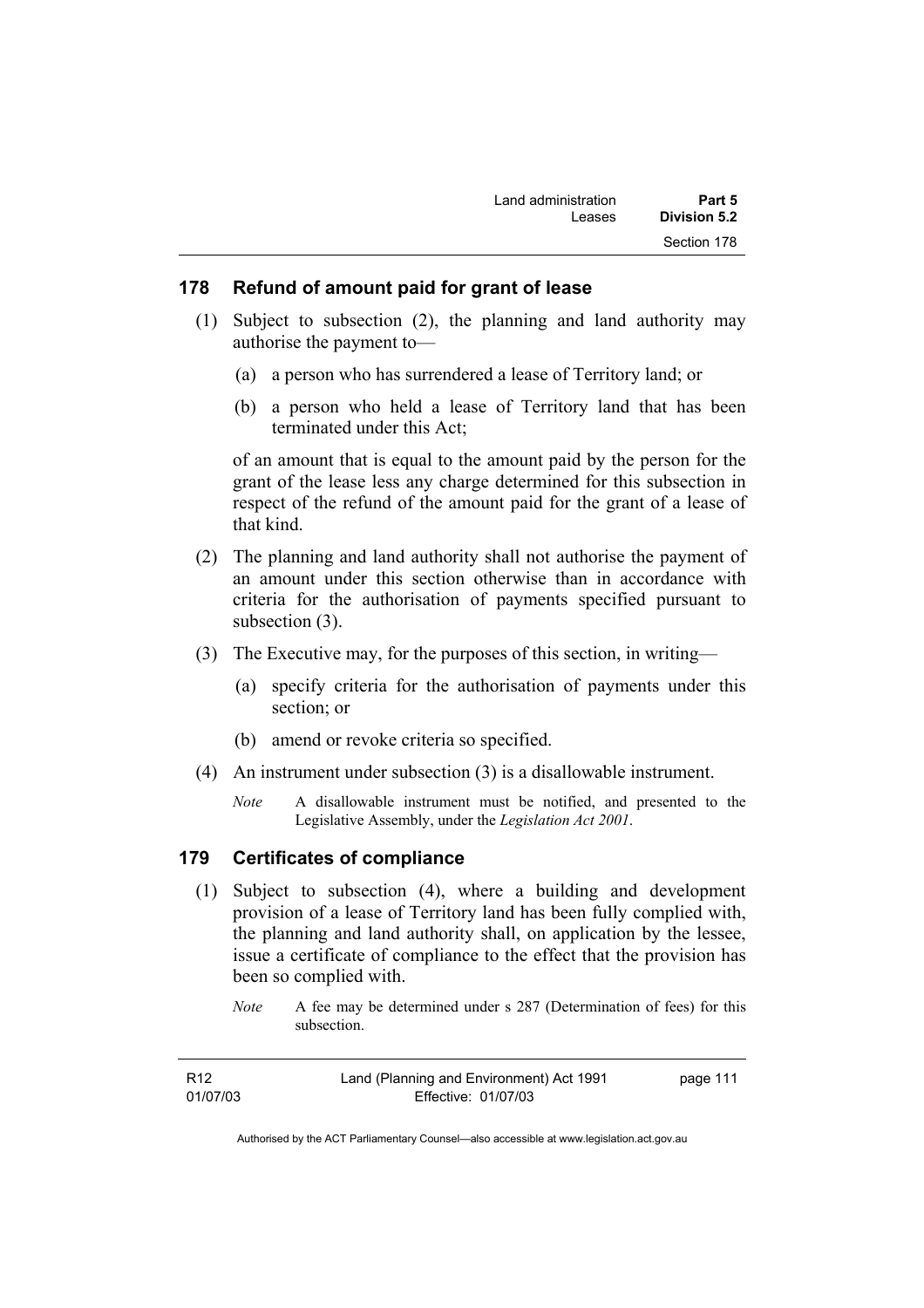## 178 Refund of amount paid for grant of lease

(1) Subject to subsection (2), the planning and land authority may authorise the payment to—

(a) a person who has surrendered a lease of Territory land; or

(b) a person who held a lease of Territory land that has been terminated under this Act;

of an amount that is equal to the amount paid by the person for the grant of the lease less any charge determined for this subsection in respect of the refund of the amount paid for the grant of a lease of that kind.

(2) The planning and land authority shall not authorise the payment of an amount under this section otherwise than in accordance with criteria for the authorisation of payments specified pursuant to subsection (3).

(3) The Executive may, for the purposes of this section, in writing—

(a) specify criteria for the authorisation of payments under this section; or

(b) amend or revoke criteria so specified.

(4) An instrument under subsection (3) is a disallowable instrument.

*Note* A disallowable instrument must be notified, and presented to the Legislative Assembly, under the *Legislation Act 2001*.

## 179 Certificates of compliance

(1) Subject to subsection (4), where a building and development provision of a lease of Territory land has been fully complied with, the planning and land authority shall, on application by the lessee, issue a certificate of compliance to the effect that the provision has been so complied with.

*Note* A fee may be determined under s 287 (Determination of fees) for this subsection.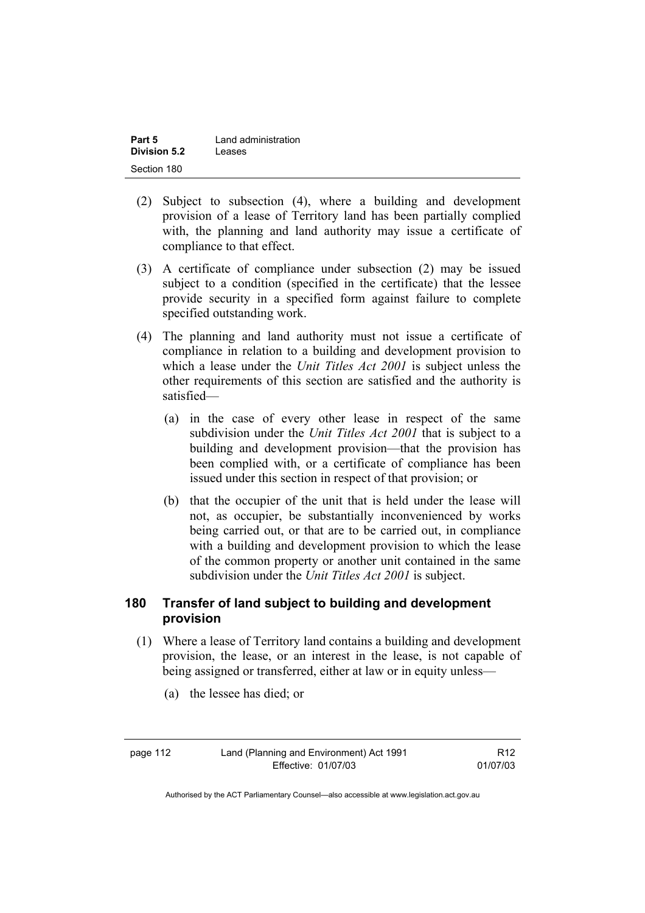(2) Subject to subsection (4), where a building and development provision of a lease of Territory land has been partially complied with, the planning and land authority may issue a certificate of compliance to that effect.

(3) A certificate of compliance under subsection (2) may be issued subject to a condition (specified in the certificate) that the lessee provide security in a specified form against failure to complete specified outstanding work.

(4) The planning and land authority must not issue a certificate of compliance in relation to a building and development provision to which a lease under the *Unit Titles Act 2001* is subject unless the other requirements of this section are satisfied and the authority is satisfied—

   (a) in the case of every other lease in respect of the same subdivision under the *Unit Titles Act 2001* that is subject to a building and development provision—that the provision has been complied with, or a certificate of compliance has been issued under this section in respect of that provision; or

   (b) that the occupier of the unit that is held under the lease will not, as occupier, be substantially inconvenienced by works being carried out, or that are to be carried out, in compliance with a building and development provision to which the lease of the common property or another unit contained in the same subdivision under the *Unit Titles Act 2001* is subject.

## 180 Transfer of land subject to building and development provision

(1) Where a lease of Territory land contains a building and development provision, the lease, or an interest in the lease, is not capable of being assigned or transferred, either at law or in equity unless—

   (a) the lessee has died; or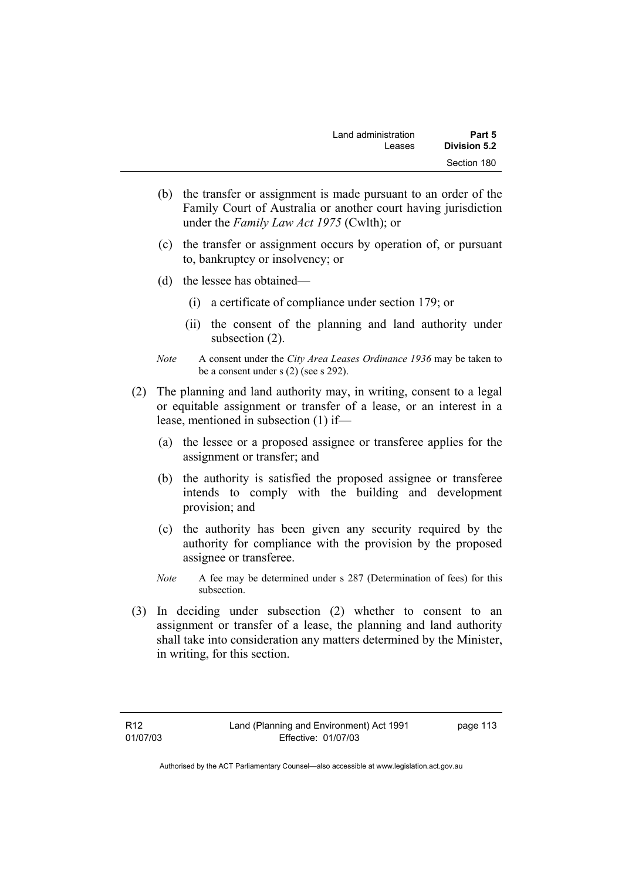(b) the transfer or assignment is made pursuant to an order of the Family Court of Australia or another court having jurisdiction under the *Family Law Act 1975* (Cwlth); or

(c) the transfer or assignment occurs by operation of, or pursuant to, bankruptcy or insolvency; or

(d) the lessee has obtained—

(i) a certificate of compliance under section 179; or

(ii) the consent of the planning and land authority under subsection (2).

*Note* A consent under the *City Area Leases Ordinance 1936* may be taken to be a consent under s (2) (see s 292).

(2) The planning and land authority may, in writing, consent to a legal or equitable assignment or transfer of a lease, or an interest in a lease, mentioned in subsection (1) if—

(a) the lessee or a proposed assignee or transferee applies for the assignment or transfer; and

(b) the authority is satisfied the proposed assignee or transferee intends to comply with the building and development provision; and

(c) the authority has been given any security required by the authority for compliance with the provision by the proposed assignee or transferee.

*Note* A fee may be determined under s 287 (Determination of fees) for this subsection.

(3) In deciding under subsection (2) whether to consent to an assignment or transfer of a lease, the planning and land authority shall take into consideration any matters determined by the Minister, in writing, for this section.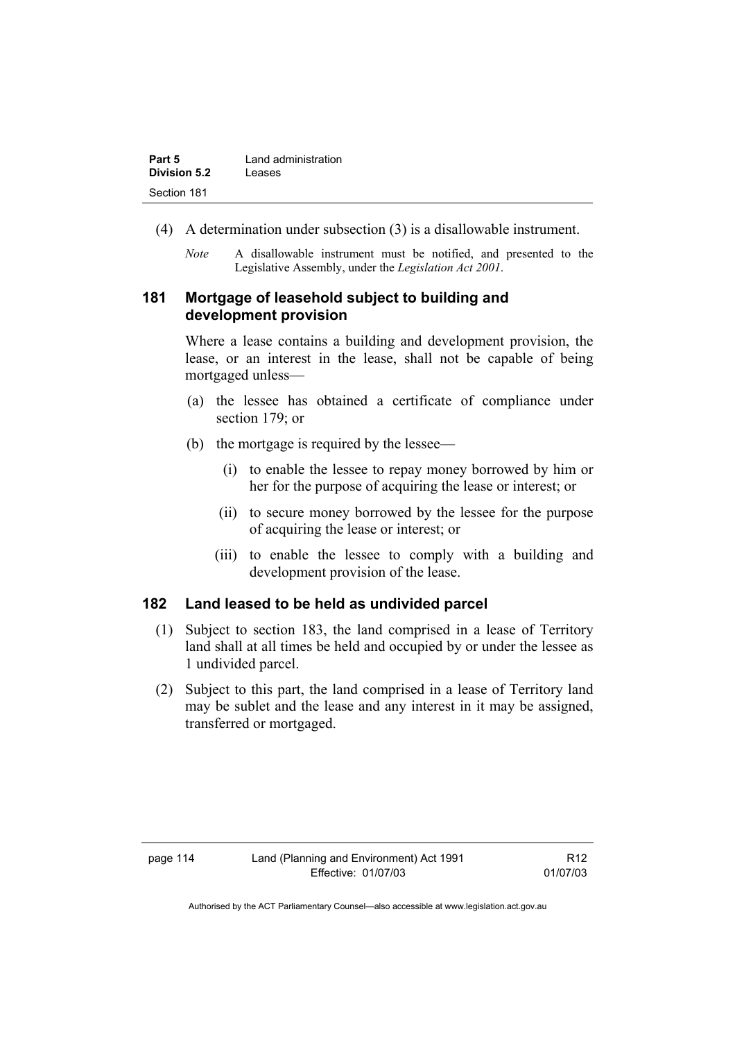(4) A determination under subsection (3) is a disallowable instrument.

*Note* A disallowable instrument must be notified, and presented to the Legislative Assembly, under the *Legislation Act 2001*.

### 181 Mortgage of leasehold subject to building and development provision

Where a lease contains a building and development provision, the lease, or an interest in the lease, shall not be capable of being mortgaged unless—

(a) the lessee has obtained a certificate of compliance under section 179; or

(b) the mortgage is required by the lessee—

(i) to enable the lessee to repay money borrowed by him or her for the purpose of acquiring the lease or interest; or

(ii) to secure money borrowed by the lessee for the purpose of acquiring the lease or interest; or

(iii) to enable the lessee to comply with a building and development provision of the lease.

### 182 Land leased to be held as undivided parcel

(1) Subject to section 183, the land comprised in a lease of Territory land shall at all times be held and occupied by or under the lessee as 1 undivided parcel.

(2) Subject to this part, the land comprised in a lease of Territory land may be sublet and the lease and any interest in it may be assigned, transferred or mortgaged.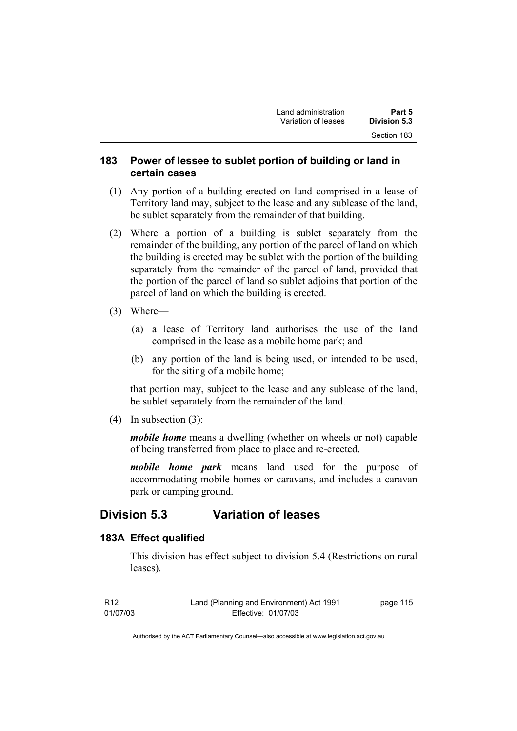### 183 Power of lessee to sublet portion of building or land in certain cases

(1) Any portion of a building erected on land comprised in a lease of Territory land may, subject to the lease and any sublease of the land, be sublet separately from the remainder of that building.

(2) Where a portion of a building is sublet separately from the remainder of the building, any portion of the parcel of land on which the building is erected may be sublet with the portion of the building separately from the remainder of the parcel of land, provided that the portion of the parcel of land so sublet adjoins that portion of the parcel of land on which the building is erected.

(3) Where—

(a) a lease of Territory land authorises the use of the land comprised in the lease as a mobile home park; and

(b) any portion of the land is being used, or intended to be used, for the siting of a mobile home;

that portion may, subject to the lease and any sublease of the land, be sublet separately from the remainder of the land.

(4) In subsection (3):

***mobile home*** means a dwelling (whether on wheels or not) capable of being transferred from place to place and re-erected.

***mobile home park*** means land used for the purpose of accommodating mobile homes or caravans, and includes a caravan park or camping ground.

## Division 5.3 Variation of leases

### 183A Effect qualified

This division has effect subject to division 5.4 (Restrictions on rural leases).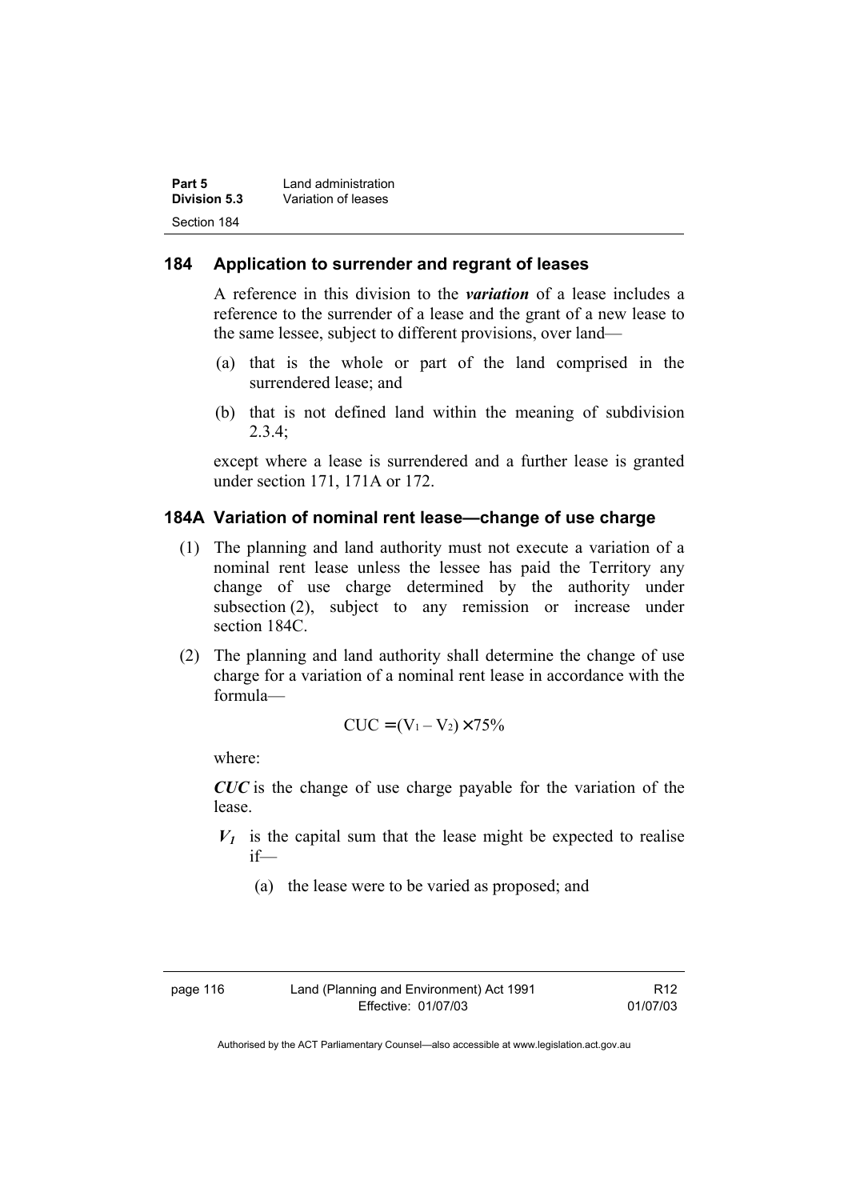### 184 Application to surrender and regrant of leases

A reference in this division to the ***variation*** of a lease includes a reference to the surrender of a lease and the grant of a new lease to the same lessee, subject to different provisions, over land—

(a) that is the whole or part of the land comprised in the surrendered lease; and

(b) that is not defined land within the meaning of subdivision 2.3.4;

except where a lease is surrendered and a further lease is granted under section 171, 171A or 172.

### 184A Variation of nominal rent lease—change of use charge

(1) The planning and land authority must not execute a variation of a nominal rent lease unless the lessee has paid the Territory any change of use charge determined by the authority under subsection (2), subject to any remission or increase under section 184C.

(2) The planning and land authority shall determine the change of use charge for a variation of a nominal rent lease in accordance with the formula—

$$CUC = (V_1 - V_2) \times 75\%$$

where:

***CUC*** is the change of use charge payable for the variation of the lease.

$V_1$ is the capital sum that the lease might be expected to realise if—

(a) the lease were to be varied as proposed; and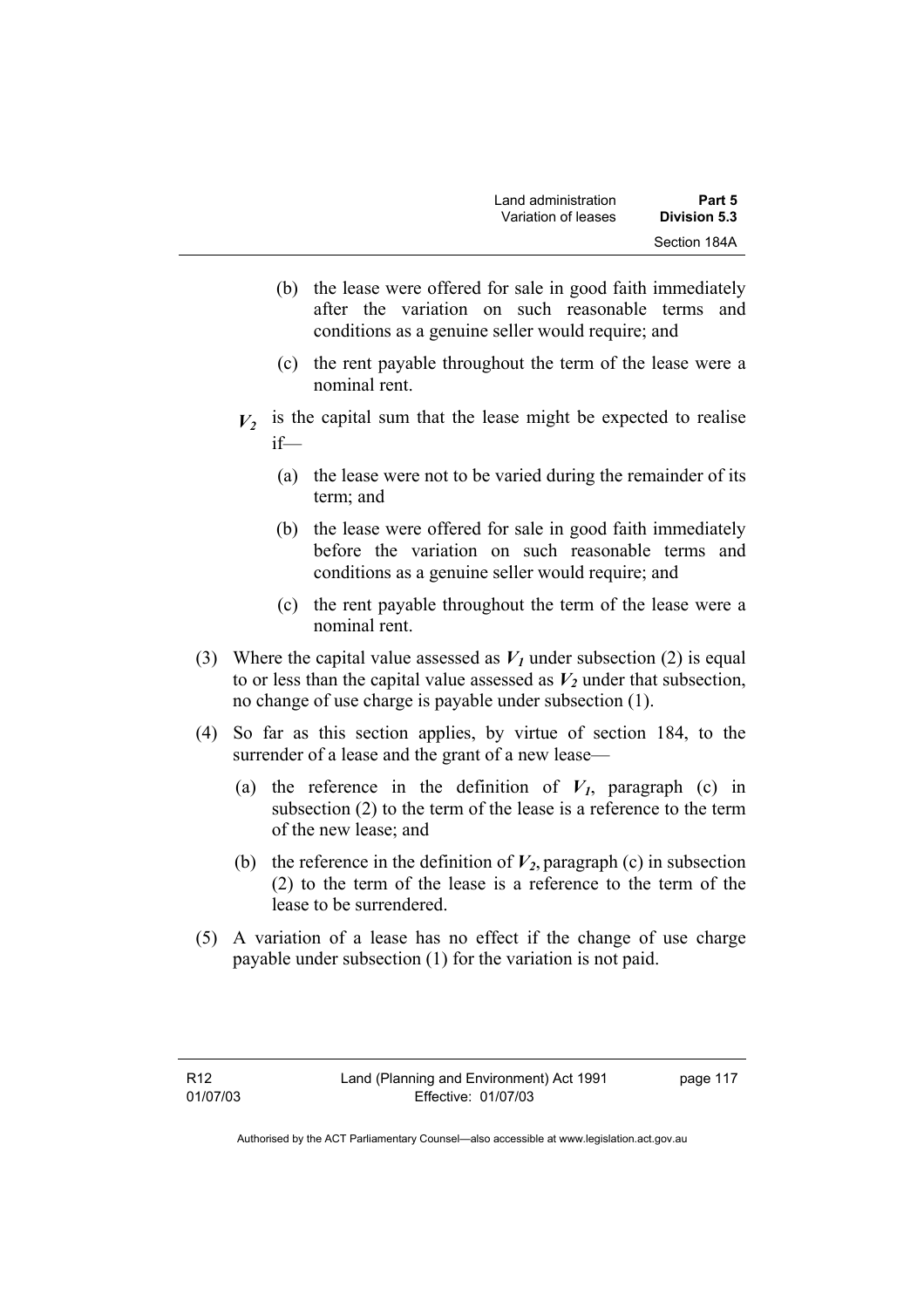(b) the lease were offered for sale in good faith immediately after the variation on such reasonable terms and conditions as a genuine seller would require; and

(c) the rent payable throughout the term of the lease were a nominal rent.

$V_2$ is the capital sum that the lease might be expected to realise if—

(a) the lease were not to be varied during the remainder of its term; and

(b) the lease were offered for sale in good faith immediately before the variation on such reasonable terms and conditions as a genuine seller would require; and

(c) the rent payable throughout the term of the lease were a nominal rent.

(3) Where the capital value assessed as $V_1$ under subsection (2) is equal to or less than the capital value assessed as $V_2$ under that subsection, no change of use charge is payable under subsection (1).

(4) So far as this section applies, by virtue of section 184, to the surrender of a lease and the grant of a new lease—

(a) the reference in the definition of $V_1$, paragraph (c) in subsection (2) to the term of the lease is a reference to the term of the new lease; and

(b) the reference in the definition of $V_2$, paragraph (c) in subsection (2) to the term of the lease is a reference to the term of the lease to be surrendered.

(5) A variation of a lease has no effect if the change of use charge payable under subsection (1) for the variation is not paid.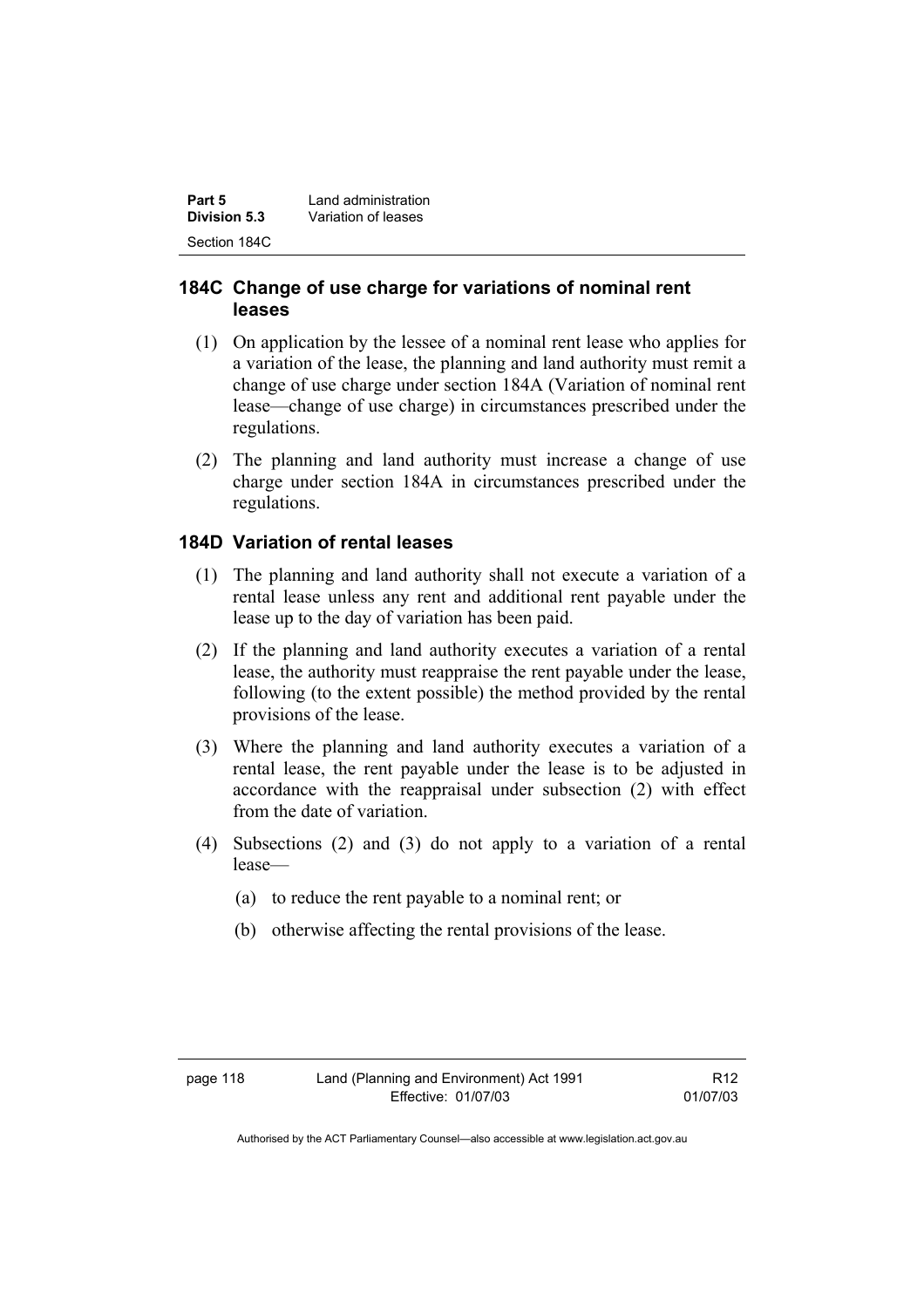### 184C Change of use charge for variations of nominal rent leases

(1) On application by the lessee of a nominal rent lease who applies for a variation of the lease, the planning and land authority must remit a change of use charge under section 184A (Variation of nominal rent lease—change of use charge) in circumstances prescribed under the regulations.

(2) The planning and land authority must increase a change of use charge under section 184A in circumstances prescribed under the regulations.

### 184D Variation of rental leases

(1) The planning and land authority shall not execute a variation of a rental lease unless any rent and additional rent payable under the lease up to the day of variation has been paid.

(2) If the planning and land authority executes a variation of a rental lease, the authority must reappraise the rent payable under the lease, following (to the extent possible) the method provided by the rental provisions of the lease.

(3) Where the planning and land authority executes a variation of a rental lease, the rent payable under the lease is to be adjusted in accordance with the reappraisal under subsection (2) with effect from the date of variation.

(4) Subsections (2) and (3) do not apply to a variation of a rental lease—

(a) to reduce the rent payable to a nominal rent; or

(b) otherwise affecting the rental provisions of the lease.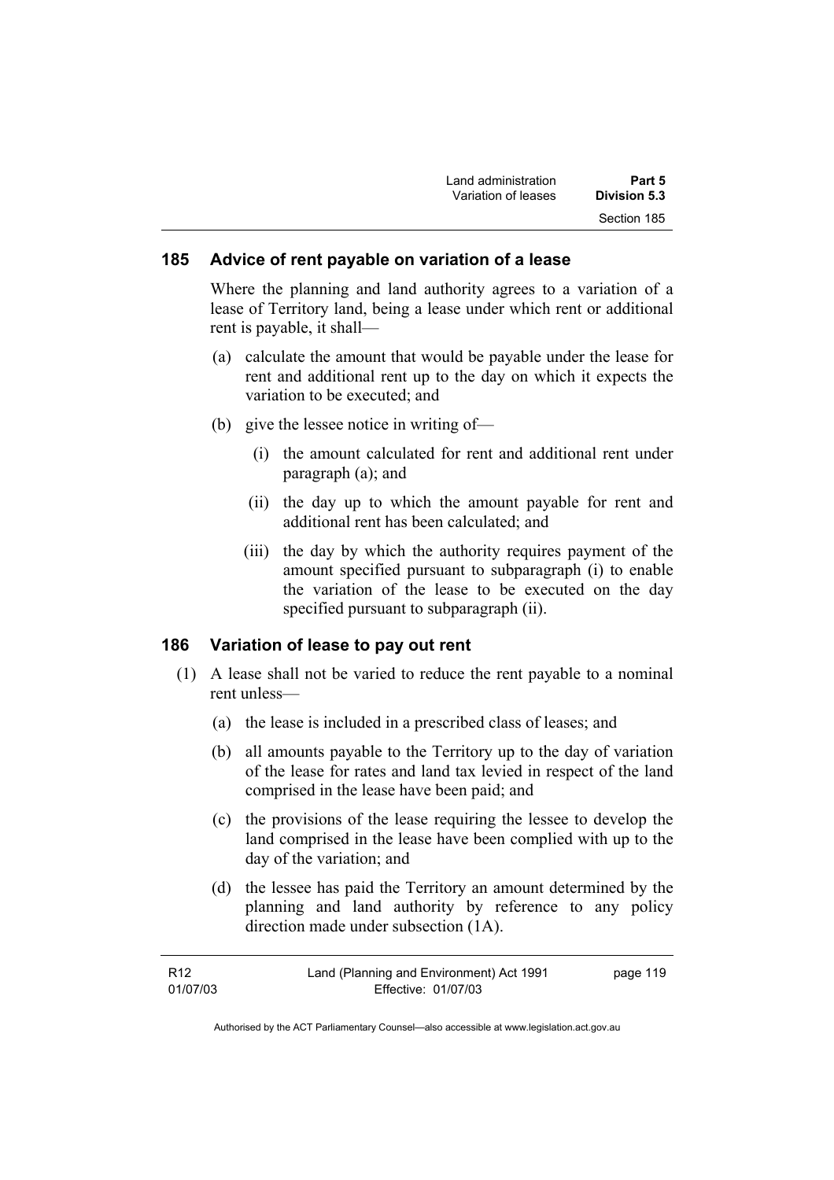## 185 Advice of rent payable on variation of a lease

Where the planning and land authority agrees to a variation of a lease of Territory land, being a lease under which rent or additional rent is payable, it shall—

(a) calculate the amount that would be payable under the lease for rent and additional rent up to the day on which it expects the variation to be executed; and

(b) give the lessee notice in writing of—

(i) the amount calculated for rent and additional rent under paragraph (a); and

(ii) the day up to which the amount payable for rent and additional rent has been calculated; and

(iii) the day by which the authority requires payment of the amount specified pursuant to subparagraph (i) to enable the variation of the lease to be executed on the day specified pursuant to subparagraph (ii).

## 186 Variation of lease to pay out rent

(1) A lease shall not be varied to reduce the rent payable to a nominal rent unless—

(a) the lease is included in a prescribed class of leases; and

(b) all amounts payable to the Territory up to the day of variation of the lease for rates and land tax levied in respect of the land comprised in the lease have been paid; and

(c) the provisions of the lease requiring the lessee to develop the land comprised in the lease have been complied with up to the day of the variation; and

(d) the lessee has paid the Territory an amount determined by the planning and land authority by reference to any policy direction made under subsection (1A).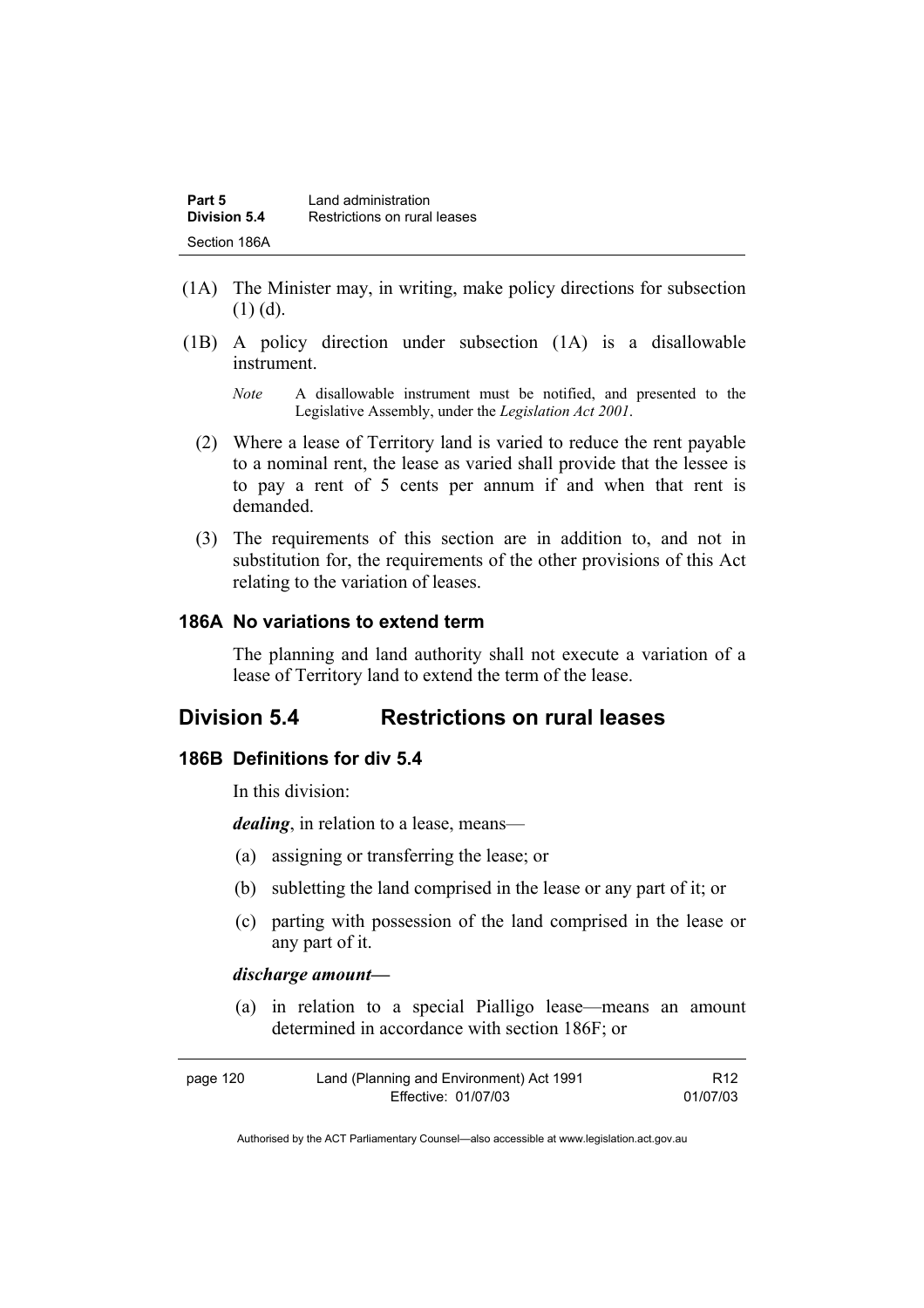(1A) The Minister may, in writing, make policy directions for subsection (1) (d).

(1B) A policy direction under subsection (1A) is a disallowable instrument.

*Note* A disallowable instrument must be notified, and presented to the Legislative Assembly, under the *Legislation Act 2001*.

(2) Where a lease of Territory land is varied to reduce the rent payable to a nominal rent, the lease as varied shall provide that the lessee is to pay a rent of 5 cents per annum if and when that rent is demanded.

(3) The requirements of this section are in addition to, and not in substitution for, the requirements of the other provisions of this Act relating to the variation of leases.

### 186A No variations to extend term

The planning and land authority shall not execute a variation of a lease of Territory land to extend the term of the lease.

## Division 5.4 Restrictions on rural leases

### 186B Definitions for div 5.4

In this division:

***dealing***, in relation to a lease, means—

(a) assigning or transferring the lease; or

(b) subletting the land comprised in the lease or any part of it; or

(c) parting with possession of the land comprised in the lease or any part of it.

***discharge amount***—

(a) in relation to a special Pialligo lease—means an amount determined in accordance with section 186F; or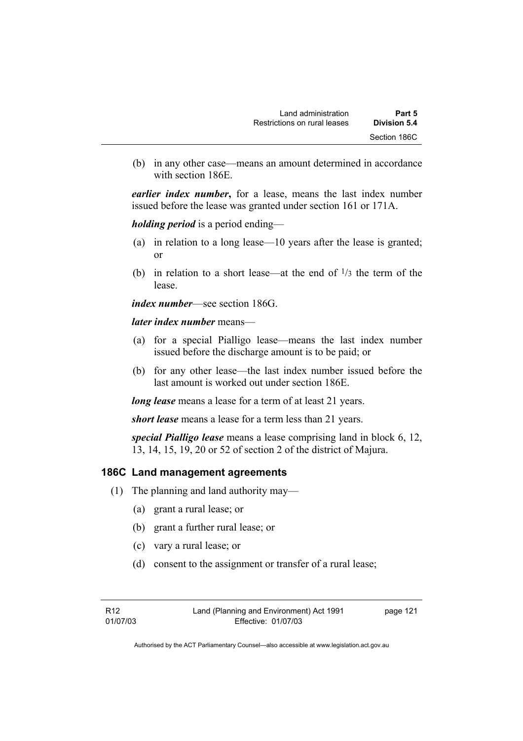(b) in any other case—means an amount determined in accordance with section 186E.

***earlier index number*****,** for a lease, means the last index number issued before the lease was granted under section 161 or 171A.

***holding period*** is a period ending—

(a) in relation to a long lease—10 years after the lease is granted; or

(b) in relation to a short lease—at the end of $1/3$ the term of the lease.

***index number***—see section 186G.

***later index number*** means—

(a) for a special Pialligo lease—means the last index number issued before the discharge amount is to be paid; or

(b) for any other lease—the last index number issued before the last amount is worked out under section 186E.

***long lease*** means a lease for a term of at least 21 years.

***short lease*** means a lease for a term less than 21 years.

***special Pialligo lease*** means a lease comprising land in block 6, 12, 13, 14, 15, 19, 20 or 52 of section 2 of the district of Majura.

## 186C Land management agreements

(1) The planning and land authority may—

(a) grant a rural lease; or

(b) grant a further rural lease; or

(c) vary a rural lease; or

(d) consent to the assignment or transfer of a rural lease;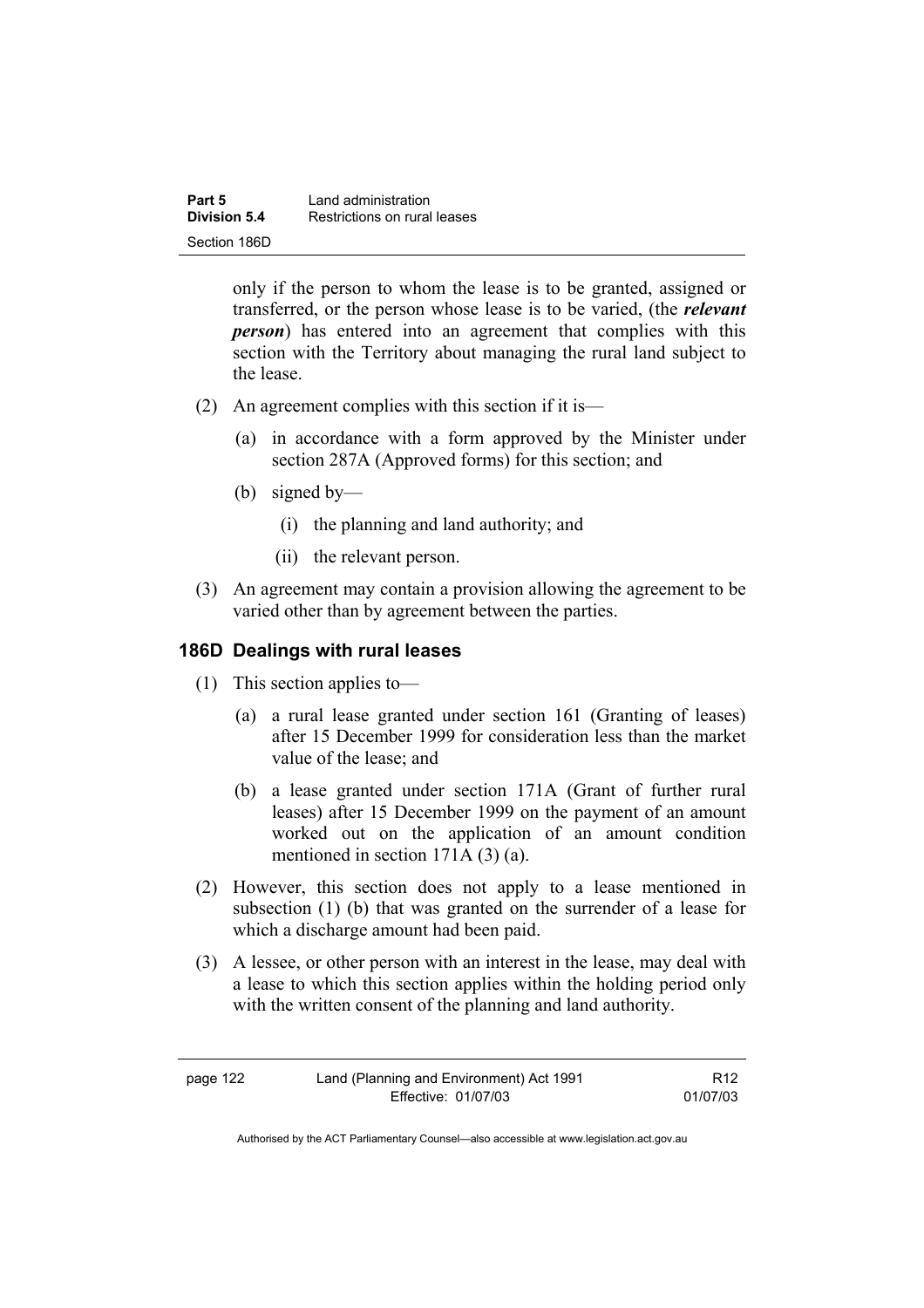only if the person to whom the lease is to be granted, assigned or transferred, or the person whose lease is to be varied, (the ***relevant person***) has entered into an agreement that complies with this section with the Territory about managing the rural land subject to the lease.

(2) An agreement complies with this section if it is—

(a) in accordance with a form approved by the Minister under section 287A (Approved forms) for this section; and

(b) signed by—

(i) the planning and land authority; and

(ii) the relevant person.

(3) An agreement may contain a provision allowing the agreement to be varied other than by agreement between the parties.

### 186D Dealings with rural leases

(1) This section applies to—

(a) a rural lease granted under section 161 (Granting of leases) after 15 December 1999 for consideration less than the market value of the lease; and

(b) a lease granted under section 171A (Grant of further rural leases) after 15 December 1999 on the payment of an amount worked out on the application of an amount condition mentioned in section 171A (3) (a).

(2) However, this section does not apply to a lease mentioned in subsection (1) (b) that was granted on the surrender of a lease for which a discharge amount had been paid.

(3) A lessee, or other person with an interest in the lease, may deal with a lease to which this section applies within the holding period only with the written consent of the planning and land authority.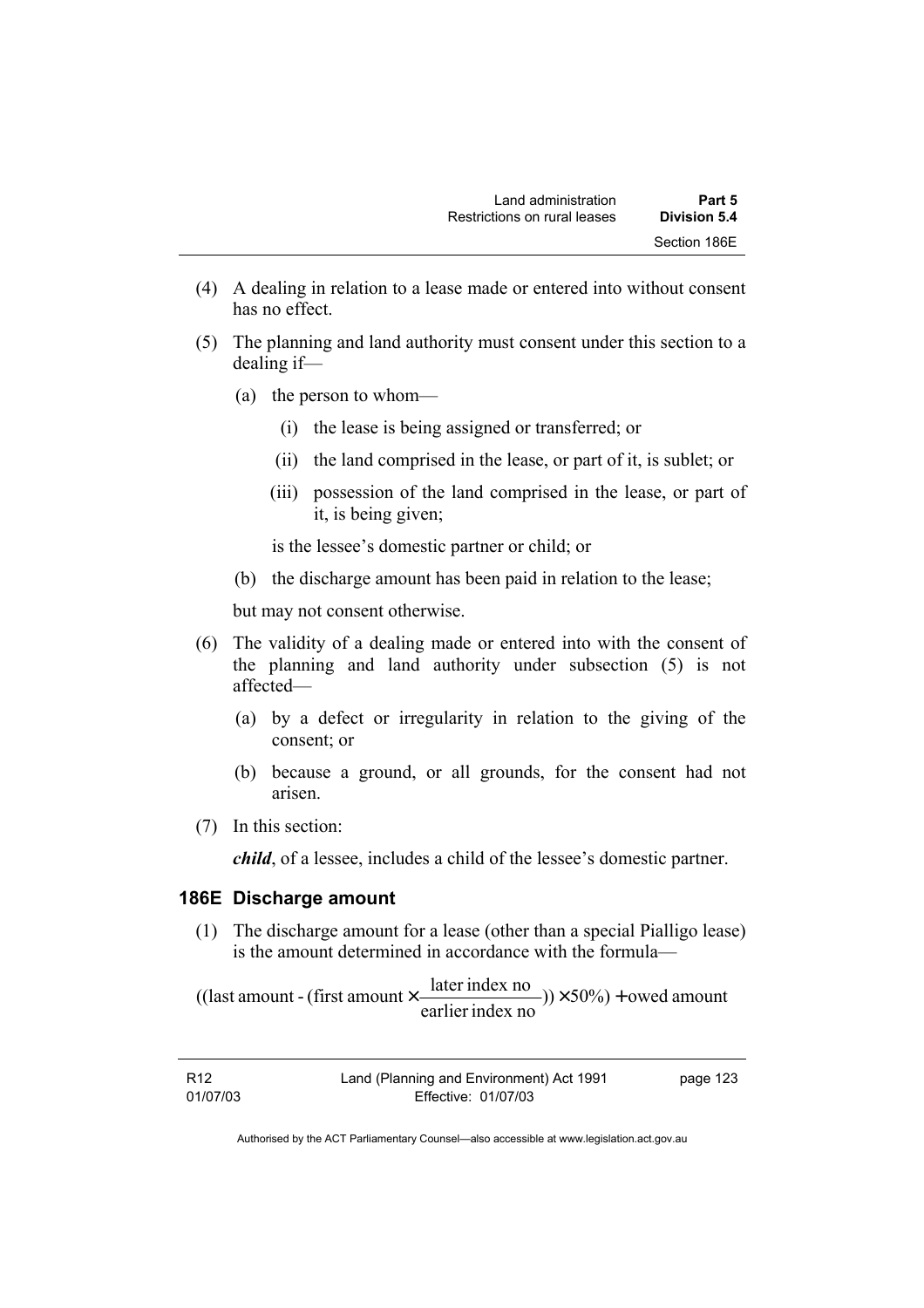(4) A dealing in relation to a lease made or entered into without consent has no effect.

(5) The planning and land authority must consent under this section to a dealing if—

(a) the person to whom—

(i) the lease is being assigned or transferred; or

(ii) the land comprised in the lease, or part of it, is sublet; or

(iii) possession of the land comprised in the lease, or part of it, is being given;

is the lessee's domestic partner or child; or

(b) the discharge amount has been paid in relation to the lease;

but may not consent otherwise.

(6) The validity of a dealing made or entered into with the consent of the planning and land authority under subsection (5) is not affected—

(a) by a defect or irregularity in relation to the giving of the consent; or

(b) because a ground, or all grounds, for the consent had not arisen.

(7) In this section:

***child***, of a lessee, includes a child of the lessee's domestic partner.

### 186E Discharge amount

(1) The discharge amount for a lease (other than a special Pialligo lease) is the amount determined in accordance with the formula—

$$((\text{last amount} - (\text{first amount} \times \frac{\text{later index no}}{\text{earlier index no}})) \times 50\%) + \text{owed amount}$$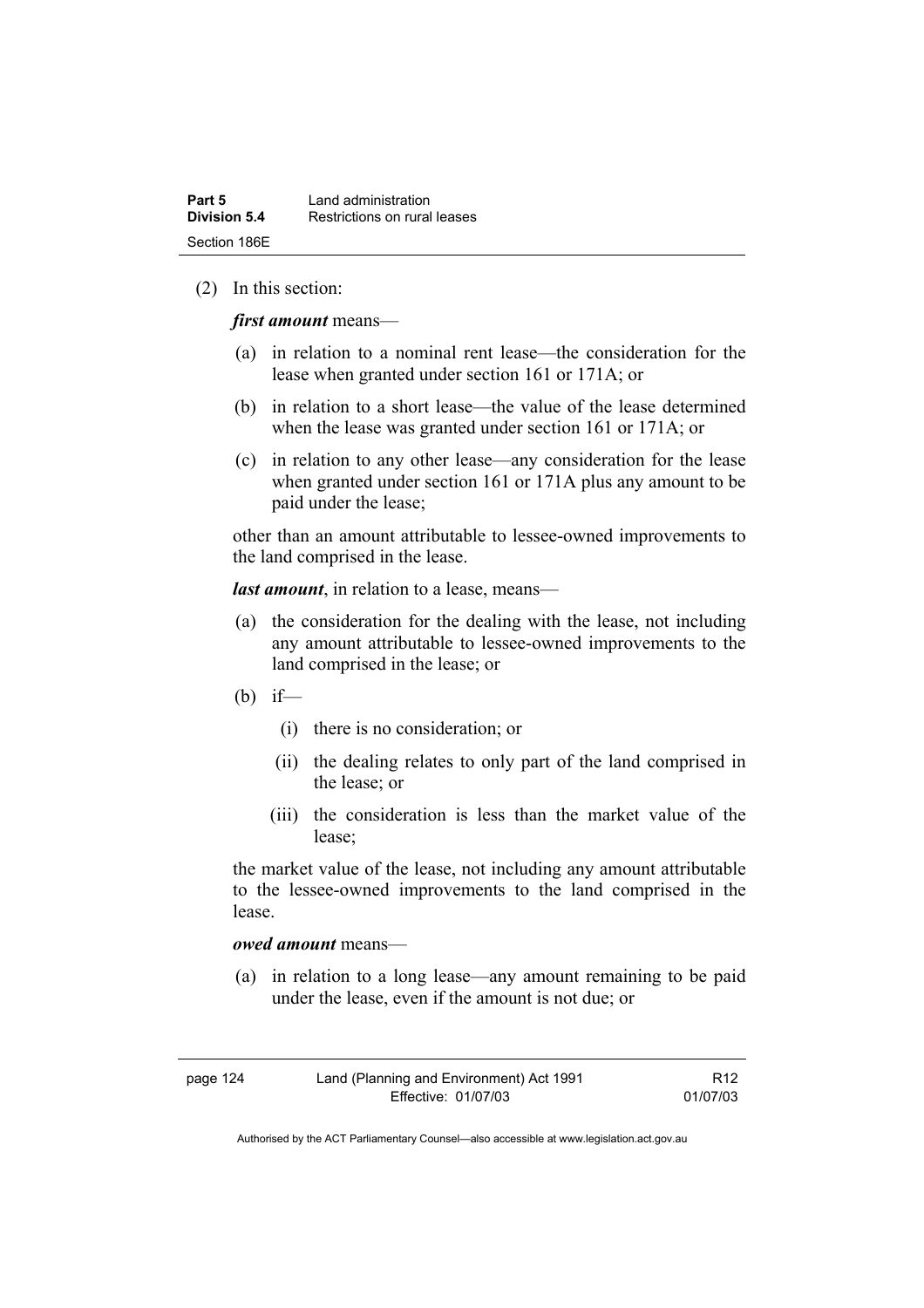(2) In this section:

***first amount*** means—

- (a) in relation to a nominal rent lease—the consideration for the lease when granted under section 161 or 171A; or
- (b) in relation to a short lease—the value of the lease determined when the lease was granted under section 161 or 171A; or
- (c) in relation to any other lease—any consideration for the lease when granted under section 161 or 171A plus any amount to be paid under the lease;

other than an amount attributable to lessee-owned improvements to the land comprised in the lease.

***last amount***, in relation to a lease, means—

- (a) the consideration for the dealing with the lease, not including any amount attributable to lessee-owned improvements to the land comprised in the lease; or
- (b) if—
  - (i) there is no consideration; or
  - (ii) the dealing relates to only part of the land comprised in the lease; or
  - (iii) the consideration is less than the market value of the lease;

the market value of the lease, not including any amount attributable to the lessee-owned improvements to the land comprised in the lease.

***owed amount*** means—

- (a) in relation to a long lease—any amount remaining to be paid under the lease, even if the amount is not due; or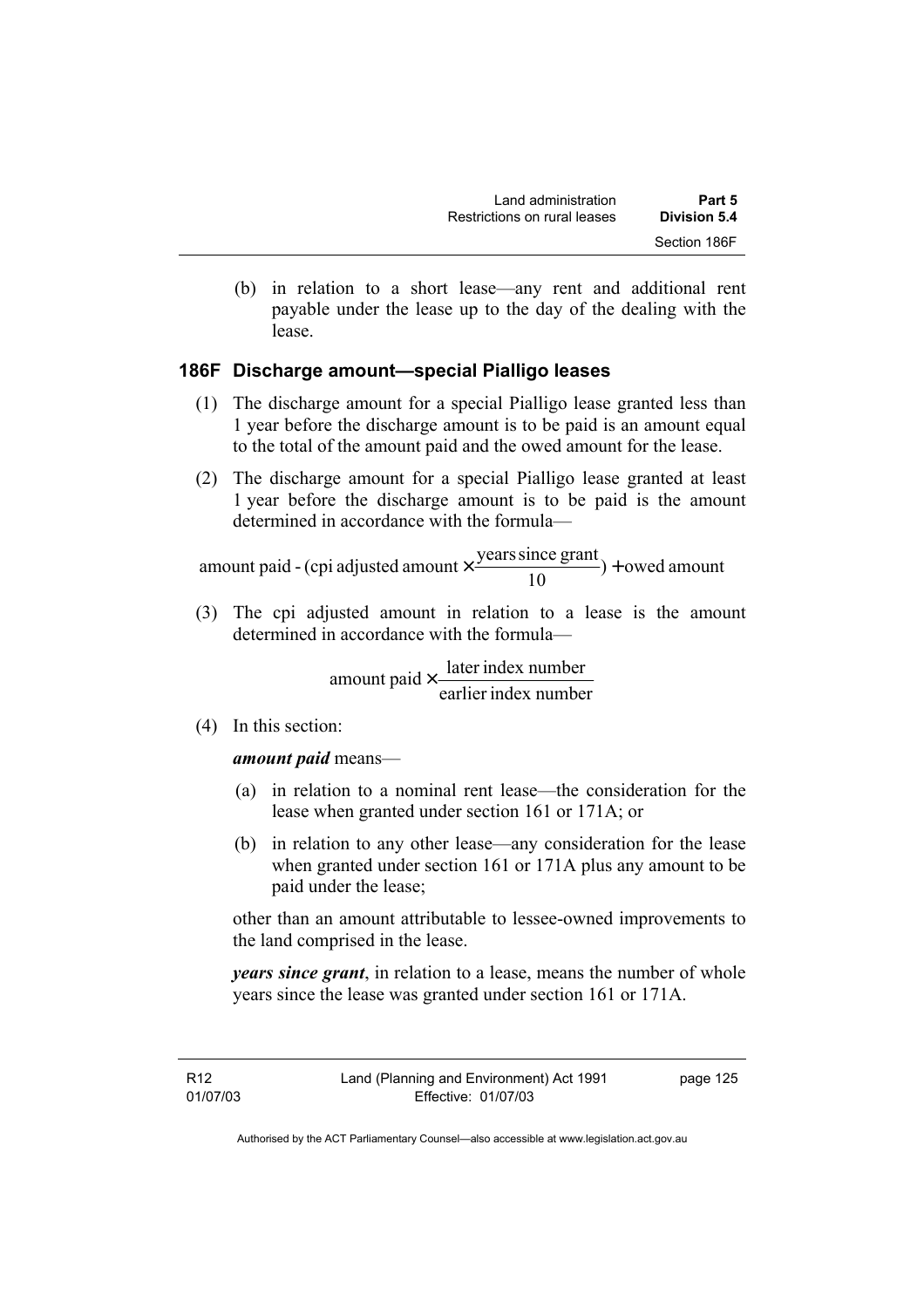(b) in relation to a short lease—any rent and additional rent payable under the lease up to the day of the dealing with the lease.

### 186F Discharge amount—special Pialligo leases

(1) The discharge amount for a special Pialligo lease granted less than 1 year before the discharge amount is to be paid is an amount equal to the total of the amount paid and the owed amount for the lease.

(2) The discharge amount for a special Pialligo lease granted at least 1 year before the discharge amount is to be paid is the amount determined in accordance with the formula—

$$\text{amount paid - (cpi adjusted amount} \times \frac{\text{years since grant}}{10}) + \text{owed amount}$$

(3) The cpi adjusted amount in relation to a lease is the amount determined in accordance with the formula—

$$\text{amount paid} \times \frac{\text{later index number}}{\text{earlier index number}}$$

(4) In this section:

***amount paid*** means—

(a) in relation to a nominal rent lease—the consideration for the lease when granted under section 161 or 171A; or

(b) in relation to any other lease—any consideration for the lease when granted under section 161 or 171A plus any amount to be paid under the lease;

other than an amount attributable to lessee-owned improvements to the land comprised in the lease.

***years since grant***, in relation to a lease, means the number of whole years since the lease was granted under section 161 or 171A.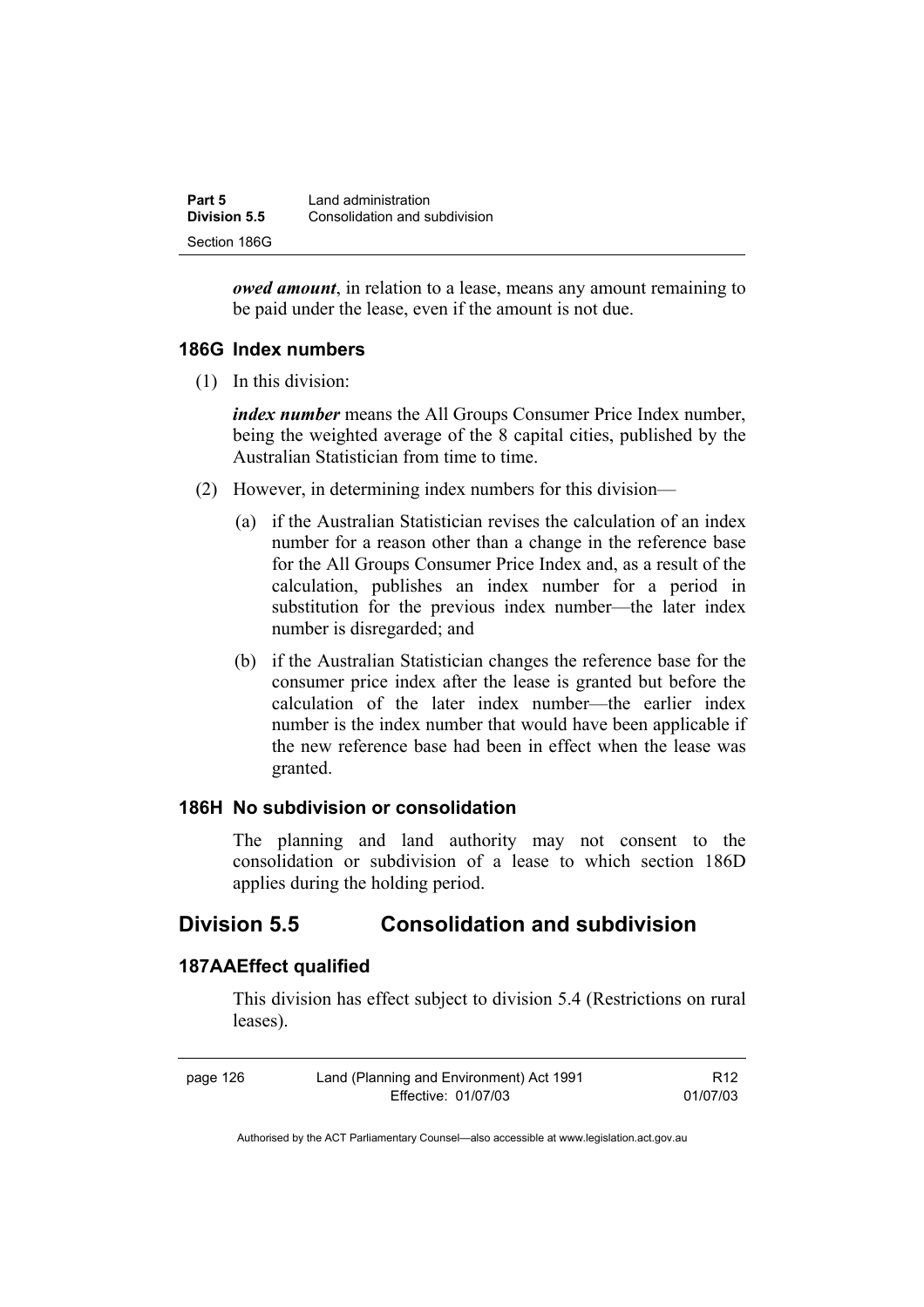***owed amount***, in relation to a lease, means any amount remaining to be paid under the lease, even if the amount is not due.

### 186G Index numbers

(1) In this division:

***index number*** means the All Groups Consumer Price Index number, being the weighted average of the 8 capital cities, published by the Australian Statistician from time to time.

(2) However, in determining index numbers for this division—

(a) if the Australian Statistician revises the calculation of an index number for a reason other than a change in the reference base for the All Groups Consumer Price Index and, as a result of the calculation, publishes an index number for a period in substitution for the previous index number—the later index number is disregarded; and

(b) if the Australian Statistician changes the reference base for the consumer price index after the lease is granted but before the calculation of the later index number—the earlier index number is the index number that would have been applicable if the new reference base had been in effect when the lease was granted.

### 186H No subdivision or consolidation

The planning and land authority may not consent to the consolidation or subdivision of a lease to which section 186D applies during the holding period.

## Division 5.5 Consolidation and subdivision

### 187AA Effect qualified

This division has effect subject to division 5.4 (Restrictions on rural leases).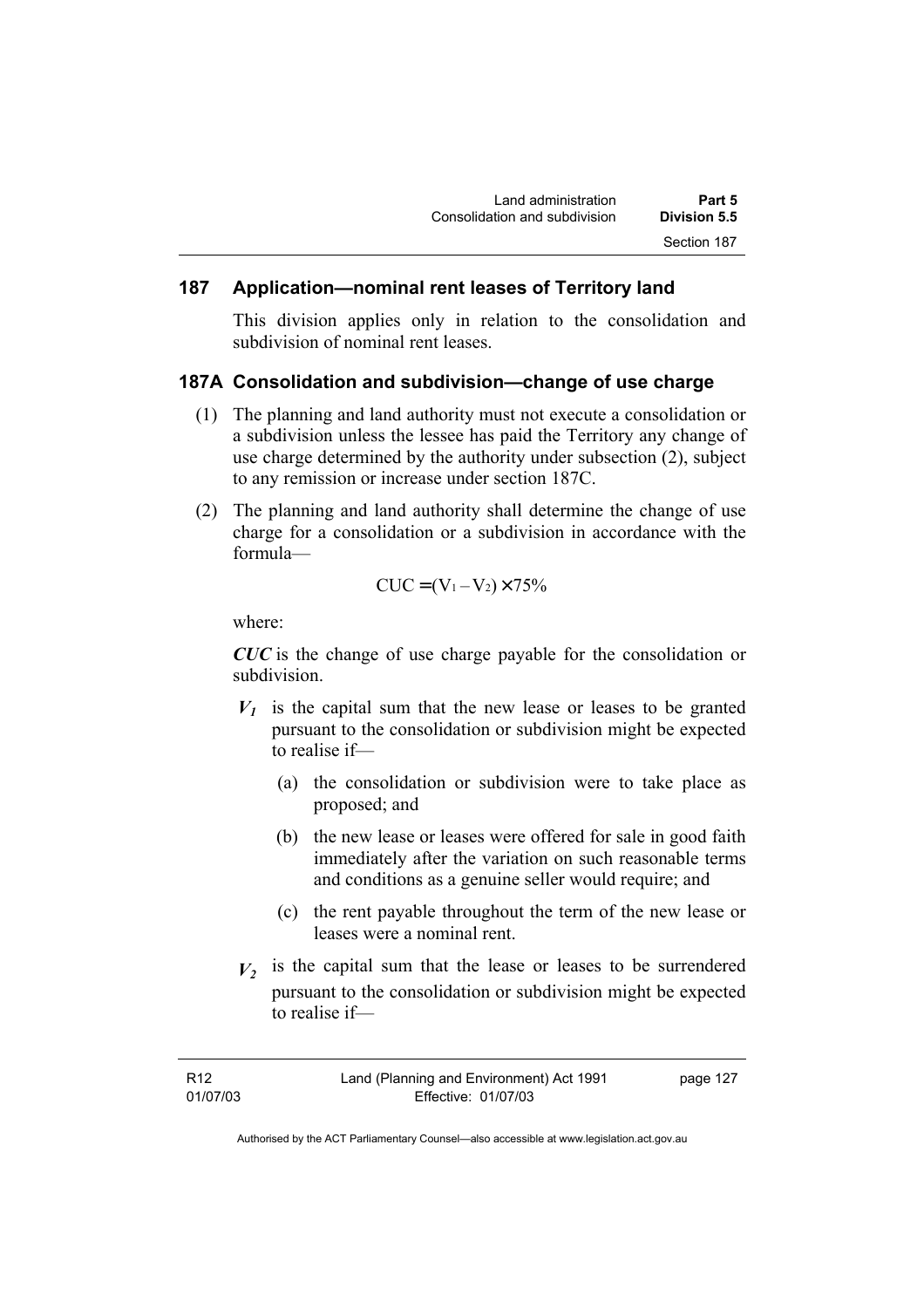## 187 Application—nominal rent leases of Territory land

This division applies only in relation to the consolidation and subdivision of nominal rent leases.

## 187A Consolidation and subdivision—change of use charge

(1) The planning and land authority must not execute a consolidation or a subdivision unless the lessee has paid the Territory any change of use charge determined by the authority under subsection (2), subject to any remission or increase under section 187C.

(2) The planning and land authority shall determine the change of use charge for a consolidation or a subdivision in accordance with the formula—

$$CUC = (V_1 - V_2) \times 75\%$$

where:

***CUC*** is the change of use charge payable for the consolidation or subdivision.

$V_1$ is the capital sum that the new lease or leases to be granted pursuant to the consolidation or subdivision might be expected to realise if—

(a) the consolidation or subdivision were to take place as proposed; and

(b) the new lease or leases were offered for sale in good faith immediately after the variation on such reasonable terms and conditions as a genuine seller would require; and

(c) the rent payable throughout the term of the new lease or leases were a nominal rent.

$V_2$ is the capital sum that the lease or leases to be surrendered pursuant to the consolidation or subdivision might be expected to realise if—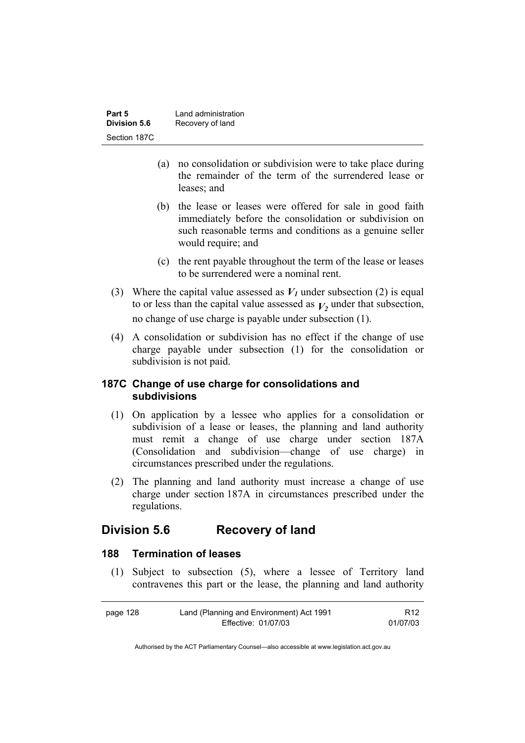(a) no consolidation or subdivision were to take place during the remainder of the term of the surrendered lease or leases; and

(b) the lease or leases were offered for sale in good faith immediately before the consolidation or subdivision on such reasonable terms and conditions as a genuine seller would require; and

(c) the rent payable throughout the term of the lease or leases to be surrendered were a nominal rent.

(3) Where the capital value assessed as $V_1$ under subsection (2) is equal to or less than the capital value assessed as $V_2$ under that subsection, no change of use charge is payable under subsection (1).

(4) A consolidation or subdivision has no effect if the change of use charge payable under subsection (1) for the consolidation or subdivision is not paid.

### 187C Change of use charge for consolidations and subdivisions

(1) On application by a lessee who applies for a consolidation or subdivision of a lease or leases, the planning and land authority must remit a change of use charge under section 187A (Consolidation and subdivision—change of use charge) in circumstances prescribed under the regulations.

(2) The planning and land authority must increase a change of use charge under section 187A in circumstances prescribed under the regulations.

## Division 5.6 Recovery of land

### 188 Termination of leases

(1) Subject to subsection (5), where a lessee of Territory land contravenes this part or the lease, the planning and land authority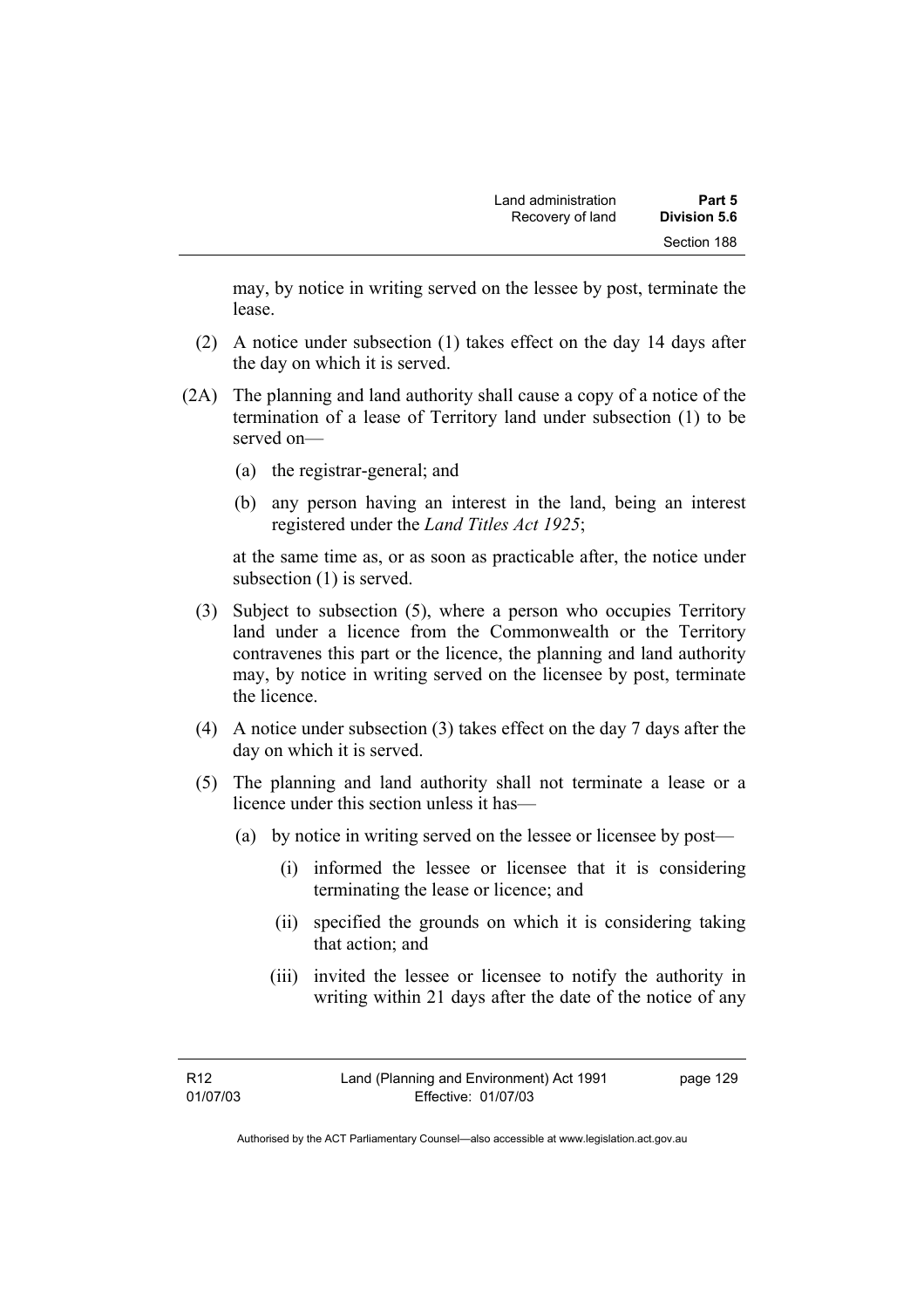may, by notice in writing served on the lessee by post, terminate the lease.

(2) A notice under subsection (1) takes effect on the day 14 days after the day on which it is served.

(2A) The planning and land authority shall cause a copy of a notice of the termination of a lease of Territory land under subsection (1) to be served on—

(a) the registrar-general; and

(b) any person having an interest in the land, being an interest registered under the *Land Titles Act 1925*;

at the same time as, or as soon as practicable after, the notice under subsection (1) is served.

(3) Subject to subsection (5), where a person who occupies Territory land under a licence from the Commonwealth or the Territory contravenes this part or the licence, the planning and land authority may, by notice in writing served on the licensee by post, terminate the licence.

(4) A notice under subsection (3) takes effect on the day 7 days after the day on which it is served.

(5) The planning and land authority shall not terminate a lease or a licence under this section unless it has—

(a) by notice in writing served on the lessee or licensee by post—

(i) informed the lessee or licensee that it is considering terminating the lease or licence; and

(ii) specified the grounds on which it is considering taking that action; and

(iii) invited the lessee or licensee to notify the authority in writing within 21 days after the date of the notice of any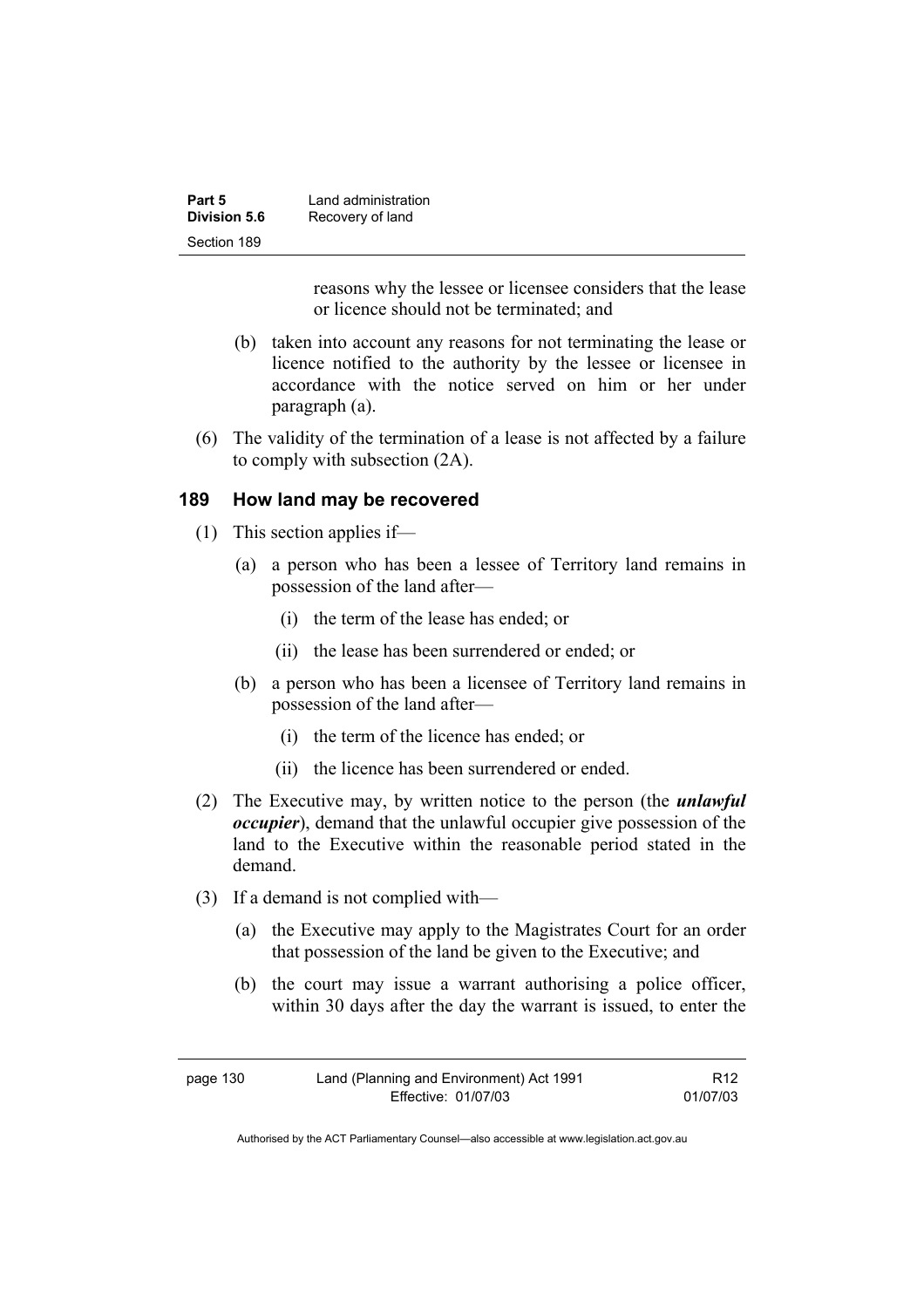reasons why the lessee or licensee considers that the lease or licence should not be terminated; and

(b) taken into account any reasons for not terminating the lease or licence notified to the authority by the lessee or licensee in accordance with the notice served on him or her under paragraph (a).

(6) The validity of the termination of a lease is not affected by a failure to comply with subsection (2A).

## 189 How land may be recovered

(1) This section applies if—

(a) a person who has been a lessee of Territory land remains in possession of the land after—

(i) the term of the lease has ended; or

(ii) the lease has been surrendered or ended; or

(b) a person who has been a licensee of Territory land remains in possession of the land after—

(i) the term of the licence has ended; or

(ii) the licence has been surrendered or ended.

(2) The Executive may, by written notice to the person (the ***unlawful occupier***), demand that the unlawful occupier give possession of the land to the Executive within the reasonable period stated in the demand.

(3) If a demand is not complied with—

(a) the Executive may apply to the Magistrates Court for an order that possession of the land be given to the Executive; and

(b) the court may issue a warrant authorising a police officer, within 30 days after the day the warrant is issued, to enter the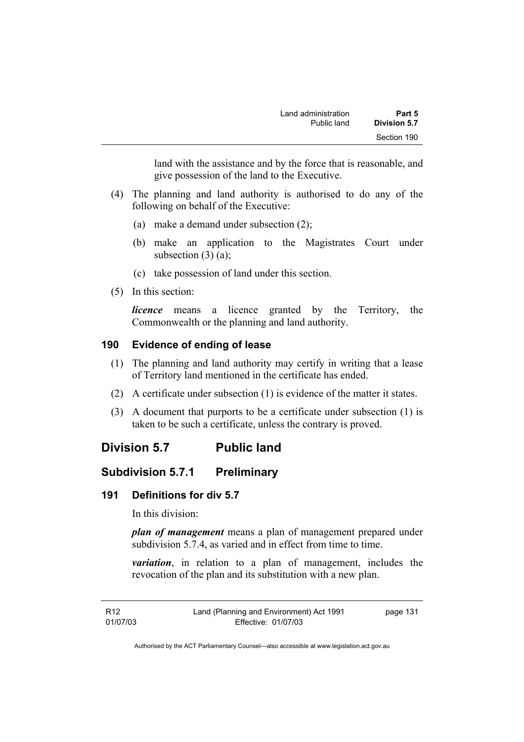land with the assistance and by the force that is reasonable, and give possession of the land to the Executive.

(4) The planning and land authority is authorised to do any of the following on behalf of the Executive:

(a) make a demand under subsection (2);

(b) make an application to the Magistrates Court under subsection (3) (a);

(c) take possession of land under this section.

(5) In this section:

***licence*** means a licence granted by the Territory, the Commonwealth or the planning and land authority.

### 190 Evidence of ending of lease

(1) The planning and land authority may certify in writing that a lease of Territory land mentioned in the certificate has ended.

(2) A certificate under subsection (1) is evidence of the matter it states.

(3) A document that purports to be a certificate under subsection (1) is taken to be such a certificate, unless the contrary is proved.

## Division 5.7 Public land

## Subdivision 5.7.1 Preliminary

### 191 Definitions for div 5.7

In this division:

***plan of management*** means a plan of management prepared under subdivision 5.7.4, as varied and in effect from time to time.

***variation***, in relation to a plan of management, includes the revocation of the plan and its substitution with a new plan.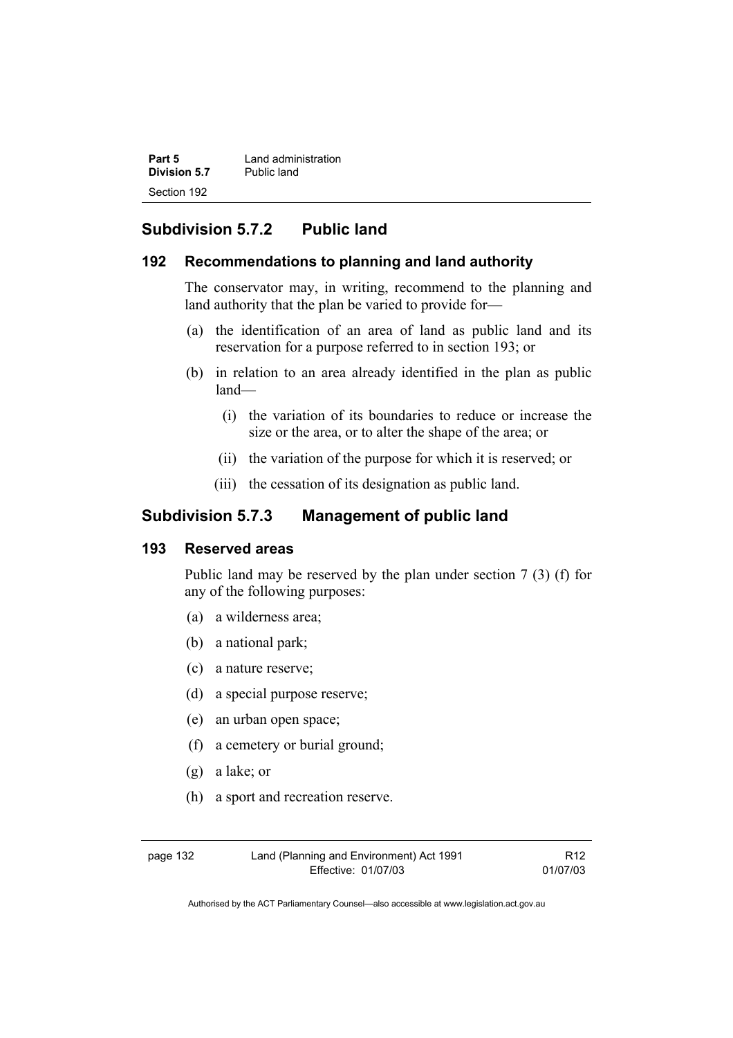## Subdivision 5.7.2 Public land

### 192 Recommendations to planning and land authority

The conservator may, in writing, recommend to the planning and land authority that the plan be varied to provide for—

(a) the identification of an area of land as public land and its reservation for a purpose referred to in section 193; or

(b) in relation to an area already identified in the plan as public land—

(i) the variation of its boundaries to reduce or increase the size or the area, or to alter the shape of the area; or

(ii) the variation of the purpose for which it is reserved; or

(iii) the cessation of its designation as public land.

## Subdivision 5.7.3 Management of public land

### 193 Reserved areas

Public land may be reserved by the plan under section 7 (3) (f) for any of the following purposes:

(a) a wilderness area;

(b) a national park;

(c) a nature reserve;

(d) a special purpose reserve;

(e) an urban open space;

(f) a cemetery or burial ground;

(g) a lake; or

(h) a sport and recreation reserve.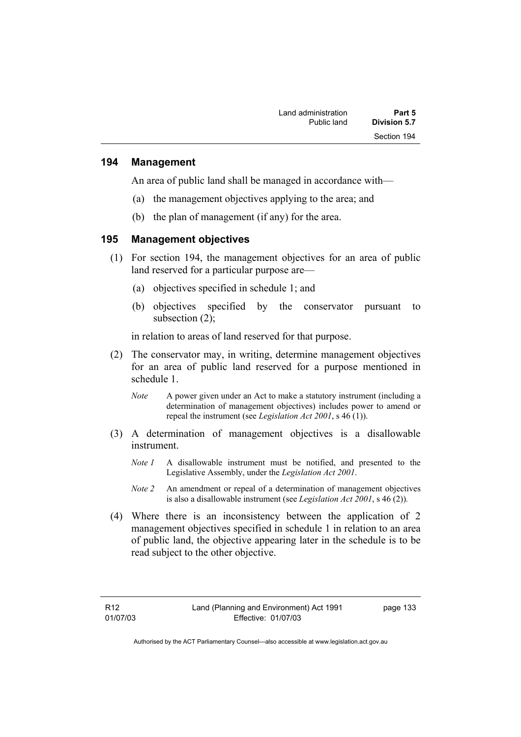## 194 Management

An area of public land shall be managed in accordance with—

(a) the management objectives applying to the area; and

(b) the plan of management (if any) for the area.

## 195 Management objectives

(1) For section 194, the management objectives for an area of public land reserved for a particular purpose are—

(a) objectives specified in schedule 1; and

(b) objectives specified by the conservator pursuant to subsection (2);

in relation to areas of land reserved for that purpose.

(2) The conservator may, in writing, determine management objectives for an area of public land reserved for a purpose mentioned in schedule 1.

*Note* A power given under an Act to make a statutory instrument (including a determination of management objectives) includes power to amend or repeal the instrument (see *Legislation Act 2001*, s 46 (1)).

(3) A determination of management objectives is a disallowable instrument.

*Note 1* A disallowable instrument must be notified, and presented to the Legislative Assembly, under the *Legislation Act 2001*.

*Note 2* An amendment or repeal of a determination of management objectives is also a disallowable instrument (see *Legislation Act 2001*, s 46 (2)).

(4) Where there is an inconsistency between the application of 2 management objectives specified in schedule 1 in relation to an area of public land, the objective appearing later in the schedule is to be read subject to the other objective.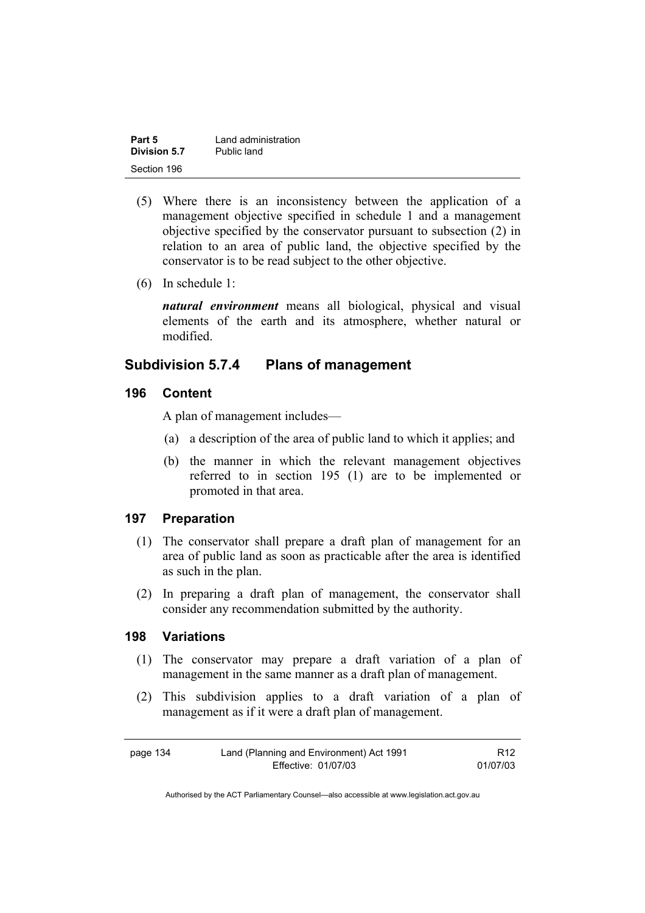(5) Where there is an inconsistency between the application of a management objective specified in schedule 1 and a management objective specified by the conservator pursuant to subsection (2) in relation to an area of public land, the objective specified by the conservator is to be read subject to the other objective.

(6) In schedule 1:

***natural environment*** means all biological, physical and visual elements of the earth and its atmosphere, whether natural or modified.

## Subdivision 5.7.4 Plans of management

### 196 Content

A plan of management includes—

(a) a description of the area of public land to which it applies; and

(b) the manner in which the relevant management objectives referred to in section 195 (1) are to be implemented or promoted in that area.

### 197 Preparation

(1) The conservator shall prepare a draft plan of management for an area of public land as soon as practicable after the area is identified as such in the plan.

(2) In preparing a draft plan of management, the conservator shall consider any recommendation submitted by the authority.

### 198 Variations

(1) The conservator may prepare a draft variation of a plan of management in the same manner as a draft plan of management.

(2) This subdivision applies to a draft variation of a plan of management as if it were a draft plan of management.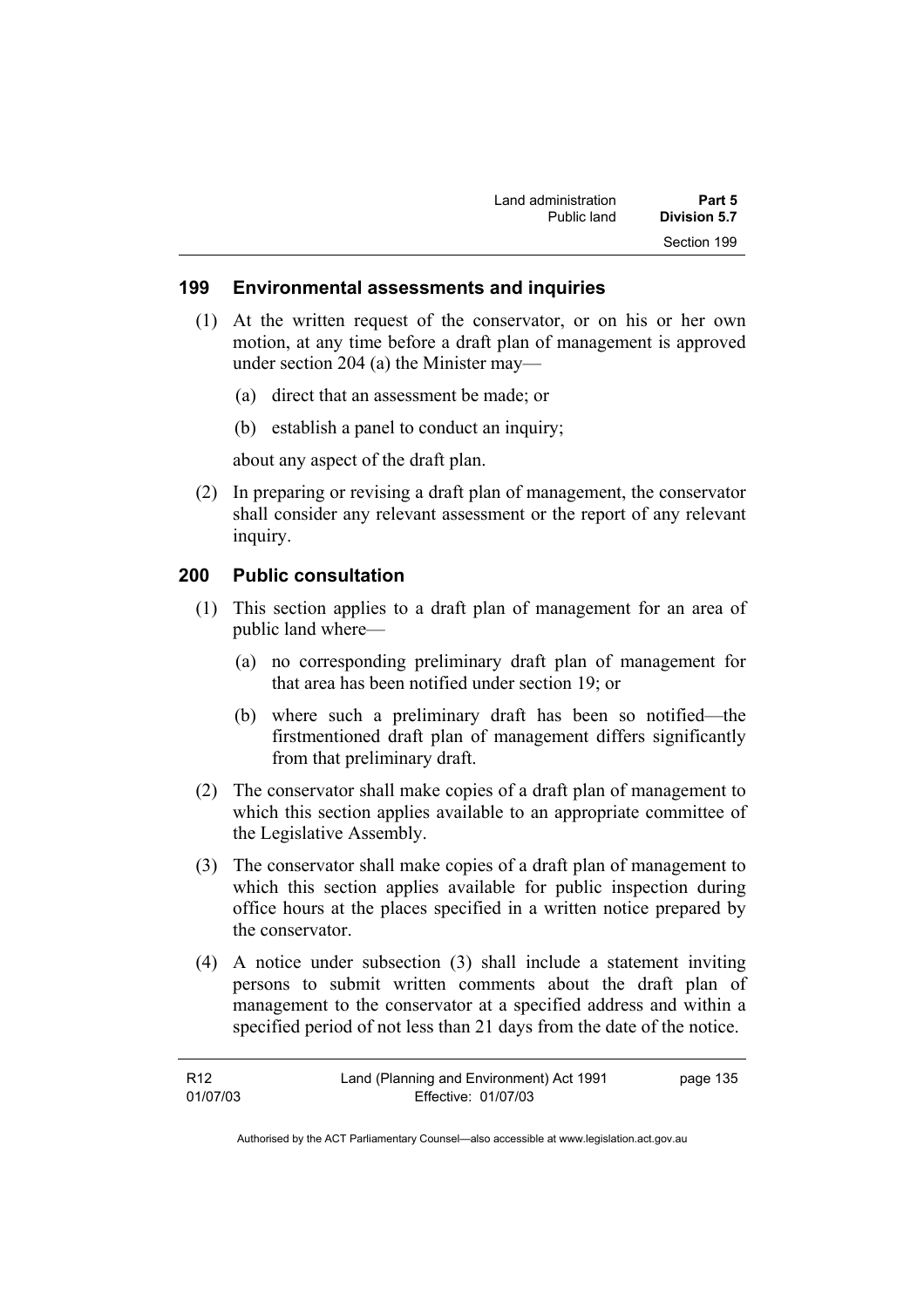## 199 Environmental assessments and inquiries

(1) At the written request of the conservator, or on his or her own motion, at any time before a draft plan of management is approved under section 204 (a) the Minister may—

(a) direct that an assessment be made; or

(b) establish a panel to conduct an inquiry;

about any aspect of the draft plan.

(2) In preparing or revising a draft plan of management, the conservator shall consider any relevant assessment or the report of any relevant inquiry.

## 200 Public consultation

(1) This section applies to a draft plan of management for an area of public land where—

(a) no corresponding preliminary draft plan of management for that area has been notified under section 19; or

(b) where such a preliminary draft has been so notified—the firstmentioned draft plan of management differs significantly from that preliminary draft.

(2) The conservator shall make copies of a draft plan of management to which this section applies available to an appropriate committee of the Legislative Assembly.

(3) The conservator shall make copies of a draft plan of management to which this section applies available for public inspection during office hours at the places specified in a written notice prepared by the conservator.

(4) A notice under subsection (3) shall include a statement inviting persons to submit written comments about the draft plan of management to the conservator at a specified address and within a specified period of not less than 21 days from the date of the notice.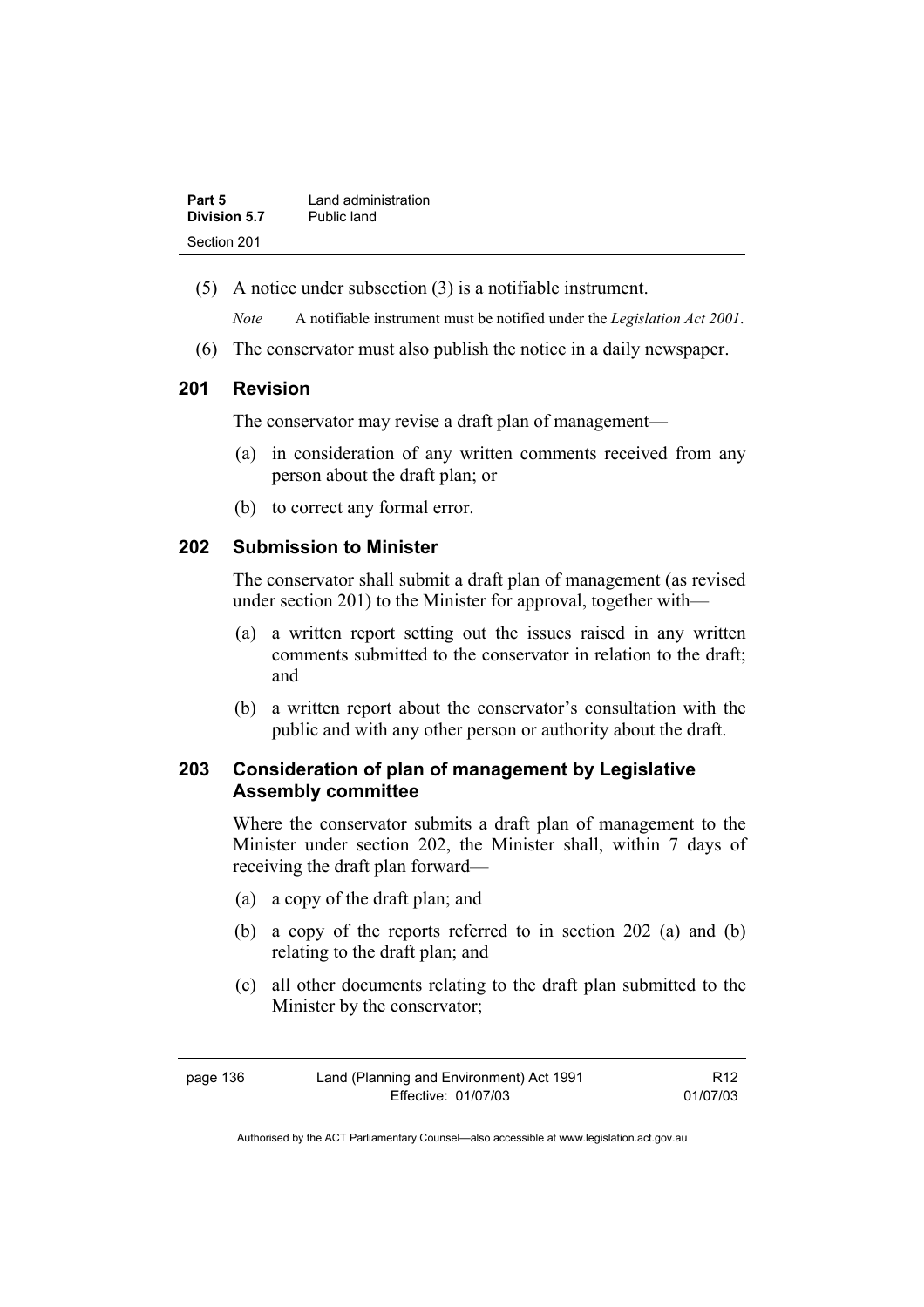(5) A notice under subsection (3) is a notifiable instrument.

*Note* A notifiable instrument must be notified under the *Legislation Act 2001*.

(6) The conservator must also publish the notice in a daily newspaper.

### 201 Revision

The conservator may revise a draft plan of management—

(a) in consideration of any written comments received from any person about the draft plan; or

(b) to correct any formal error.

### 202 Submission to Minister

The conservator shall submit a draft plan of management (as revised under section 201) to the Minister for approval, together with—

(a) a written report setting out the issues raised in any written comments submitted to the conservator in relation to the draft; and

(b) a written report about the conservator's consultation with the public and with any other person or authority about the draft.

### 203 Consideration of plan of management by Legislative Assembly committee

Where the conservator submits a draft plan of management to the Minister under section 202, the Minister shall, within 7 days of receiving the draft plan forward—

(a) a copy of the draft plan; and

(b) a copy of the reports referred to in section 202 (a) and (b) relating to the draft plan; and

(c) all other documents relating to the draft plan submitted to the Minister by the conservator;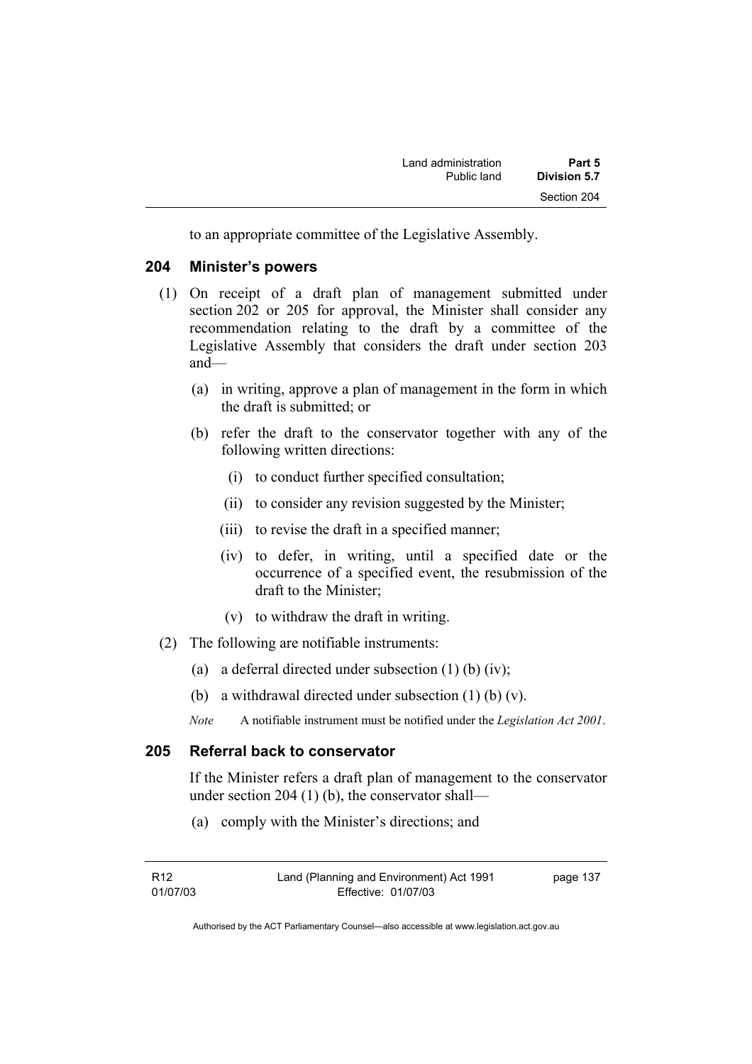to an appropriate committee of the Legislative Assembly.

## 204 Minister's powers

(1) On receipt of a draft plan of management submitted under section 202 or 205 for approval, the Minister shall consider any recommendation relating to the draft by a committee of the Legislative Assembly that considers the draft under section 203 and—

   (a) in writing, approve a plan of management in the form in which the draft is submitted; or

   (b) refer the draft to the conservator together with any of the following written directions:

      (i) to conduct further specified consultation;

      (ii) to consider any revision suggested by the Minister;

      (iii) to revise the draft in a specified manner;

      (iv) to defer, in writing, until a specified date or the occurrence of a specified event, the resubmission of the draft to the Minister;

      (v) to withdraw the draft in writing.

(2) The following are notifiable instruments:

   (a) a deferral directed under subsection (1) (b) (iv);

   (b) a withdrawal directed under subsection (1) (b) (v).

   *Note* A notifiable instrument must be notified under the *Legislation Act 2001*.

## 205 Referral back to conservator

If the Minister refers a draft plan of management to the conservator under section 204 (1) (b), the conservator shall—

   (a) comply with the Minister's directions; and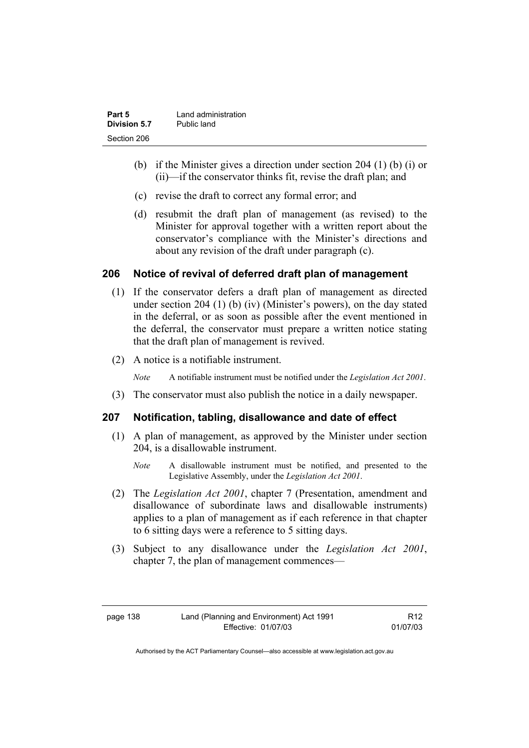(b) if the Minister gives a direction under section 204 (1) (b) (i) or (ii)—if the conservator thinks fit, revise the draft plan; and

(c) revise the draft to correct any formal error; and

(d) resubmit the draft plan of management (as revised) to the Minister for approval together with a written report about the conservator's compliance with the Minister's directions and about any revision of the draft under paragraph (c).

## 206 Notice of revival of deferred draft plan of management

(1) If the conservator defers a draft plan of management as directed under section 204 (1) (b) (iv) (Minister's powers), on the day stated in the deferral, or as soon as possible after the event mentioned in the deferral, the conservator must prepare a written notice stating that the draft plan of management is revived.

(2) A notice is a notifiable instrument.

*Note* A notifiable instrument must be notified under the *Legislation Act 2001*.

(3) The conservator must also publish the notice in a daily newspaper.

## 207 Notification, tabling, disallowance and date of effect

(1) A plan of management, as approved by the Minister under section 204, is a disallowable instrument.

*Note* A disallowable instrument must be notified, and presented to the Legislative Assembly, under the *Legislation Act 2001*.

(2) The *Legislation Act 2001*, chapter 7 (Presentation, amendment and disallowance of subordinate laws and disallowable instruments) applies to a plan of management as if each reference in that chapter to 6 sitting days were a reference to 5 sitting days.

(3) Subject to any disallowance under the *Legislation Act 2001*, chapter 7, the plan of management commences—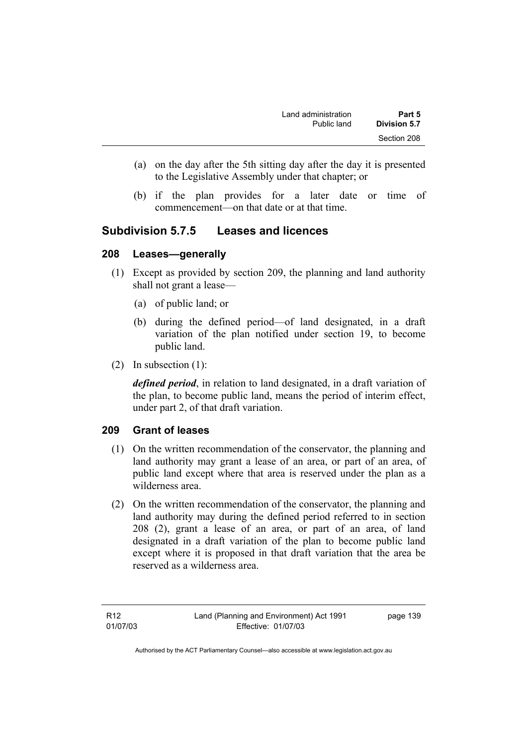(a) on the day after the 5th sitting day after the day it is presented to the Legislative Assembly under that chapter; or

(b) if the plan provides for a later date or time of commencement—on that date or at that time.

## Subdivision 5.7.5 Leases and licences

### 208 Leases—generally

(1) Except as provided by section 209, the planning and land authority shall not grant a lease—

(a) of public land; or

(b) during the defined period—of land designated, in a draft variation of the plan notified under section 19, to become public land.

(2) In subsection (1):

***defined period***, in relation to land designated, in a draft variation of the plan, to become public land, means the period of interim effect, under part 2, of that draft variation.

### 209 Grant of leases

(1) On the written recommendation of the conservator, the planning and land authority may grant a lease of an area, or part of an area, of public land except where that area is reserved under the plan as a wilderness area.

(2) On the written recommendation of the conservator, the planning and land authority may during the defined period referred to in section 208 (2), grant a lease of an area, or part of an area, of land designated in a draft variation of the plan to become public land except where it is proposed in that draft variation that the area be reserved as a wilderness area.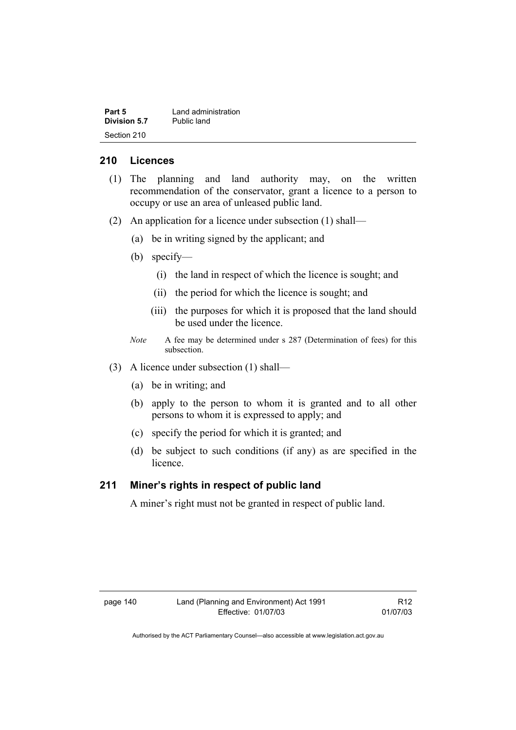## 210 Licences

(1) The planning and land authority may, on the written recommendation of the conservator, grant a licence to a person to occupy or use an area of unleased public land.

(2) An application for a licence under subsection (1) shall—

(a) be in writing signed by the applicant; and

(b) specify—

(i) the land in respect of which the licence is sought; and

(ii) the period for which the licence is sought; and

(iii) the purposes for which it is proposed that the land should be used under the licence.

*Note* A fee may be determined under s 287 (Determination of fees) for this subsection.

(3) A licence under subsection (1) shall—

(a) be in writing; and

(b) apply to the person to whom it is granted and to all other persons to whom it is expressed to apply; and

(c) specify the period for which it is granted; and

(d) be subject to such conditions (if any) as are specified in the licence.

## 211 Miner's rights in respect of public land

A miner's right must not be granted in respect of public land.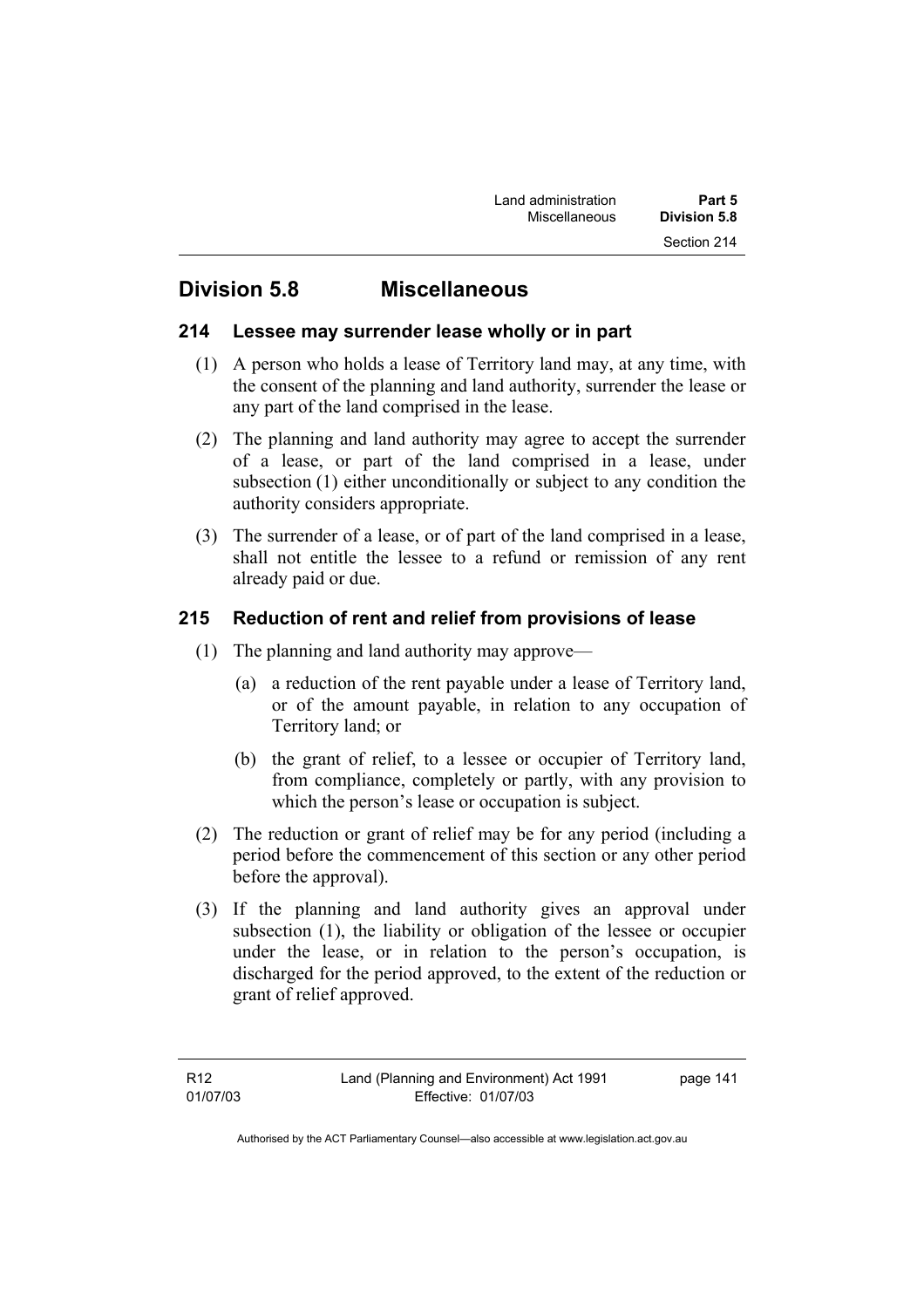## Division 5.8 Miscellaneous

### 214 Lessee may surrender lease wholly or in part

(1) A person who holds a lease of Territory land may, at any time, with the consent of the planning and land authority, surrender the lease or any part of the land comprised in the lease.

(2) The planning and land authority may agree to accept the surrender of a lease, or part of the land comprised in a lease, under subsection (1) either unconditionally or subject to any condition the authority considers appropriate.

(3) The surrender of a lease, or of part of the land comprised in a lease, shall not entitle the lessee to a refund or remission of any rent already paid or due.

### 215 Reduction of rent and relief from provisions of lease

(1) The planning and land authority may approve—

(a) a reduction of the rent payable under a lease of Territory land, or of the amount payable, in relation to any occupation of Territory land; or

(b) the grant of relief, to a lessee or occupier of Territory land, from compliance, completely or partly, with any provision to which the person's lease or occupation is subject.

(2) The reduction or grant of relief may be for any period (including a period before the commencement of this section or any other period before the approval).

(3) If the planning and land authority gives an approval under subsection (1), the liability or obligation of the lessee or occupier under the lease, or in relation to the person's occupation, is discharged for the period approved, to the extent of the reduction or grant of relief approved.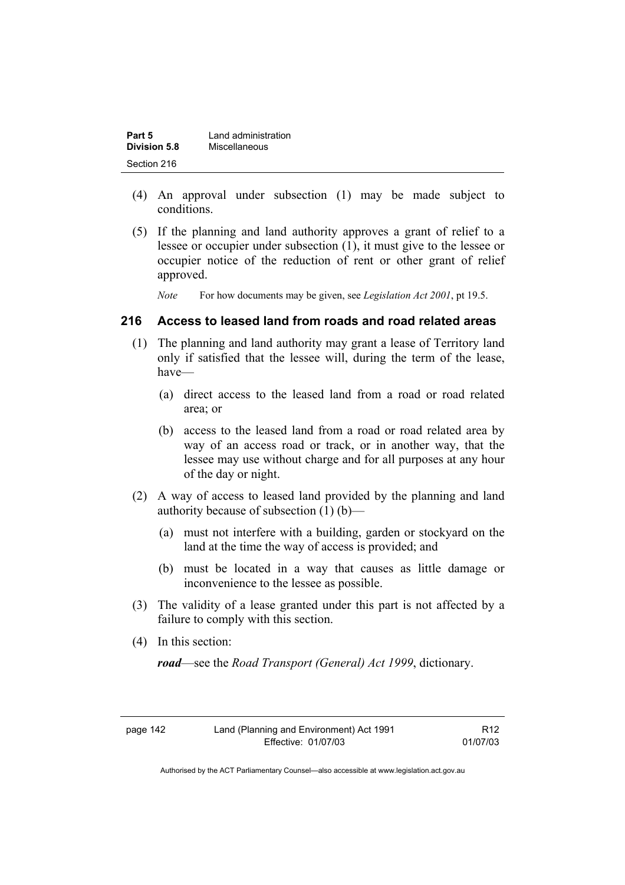(4) An approval under subsection (1) may be made subject to conditions.

(5) If the planning and land authority approves a grant of relief to a lessee or occupier under subsection (1), it must give to the lessee or occupier notice of the reduction of rent or other grant of relief approved.

*Note* For how documents may be given, see *Legislation Act 2001*, pt 19.5.

## 216 Access to leased land from roads and road related areas

(1) The planning and land authority may grant a lease of Territory land only if satisfied that the lessee will, during the term of the lease, have—

(a) direct access to the leased land from a road or road related area; or

(b) access to the leased land from a road or road related area by way of an access road or track, or in another way, that the lessee may use without charge and for all purposes at any hour of the day or night.

(2) A way of access to leased land provided by the planning and land authority because of subsection (1) (b)—

(a) must not interfere with a building, garden or stockyard on the land at the time the way of access is provided; and

(b) must be located in a way that causes as little damage or inconvenience to the lessee as possible.

(3) The validity of a lease granted under this part is not affected by a failure to comply with this section.

(4) In this section:

***road***—see the *Road Transport (General) Act 1999*, dictionary.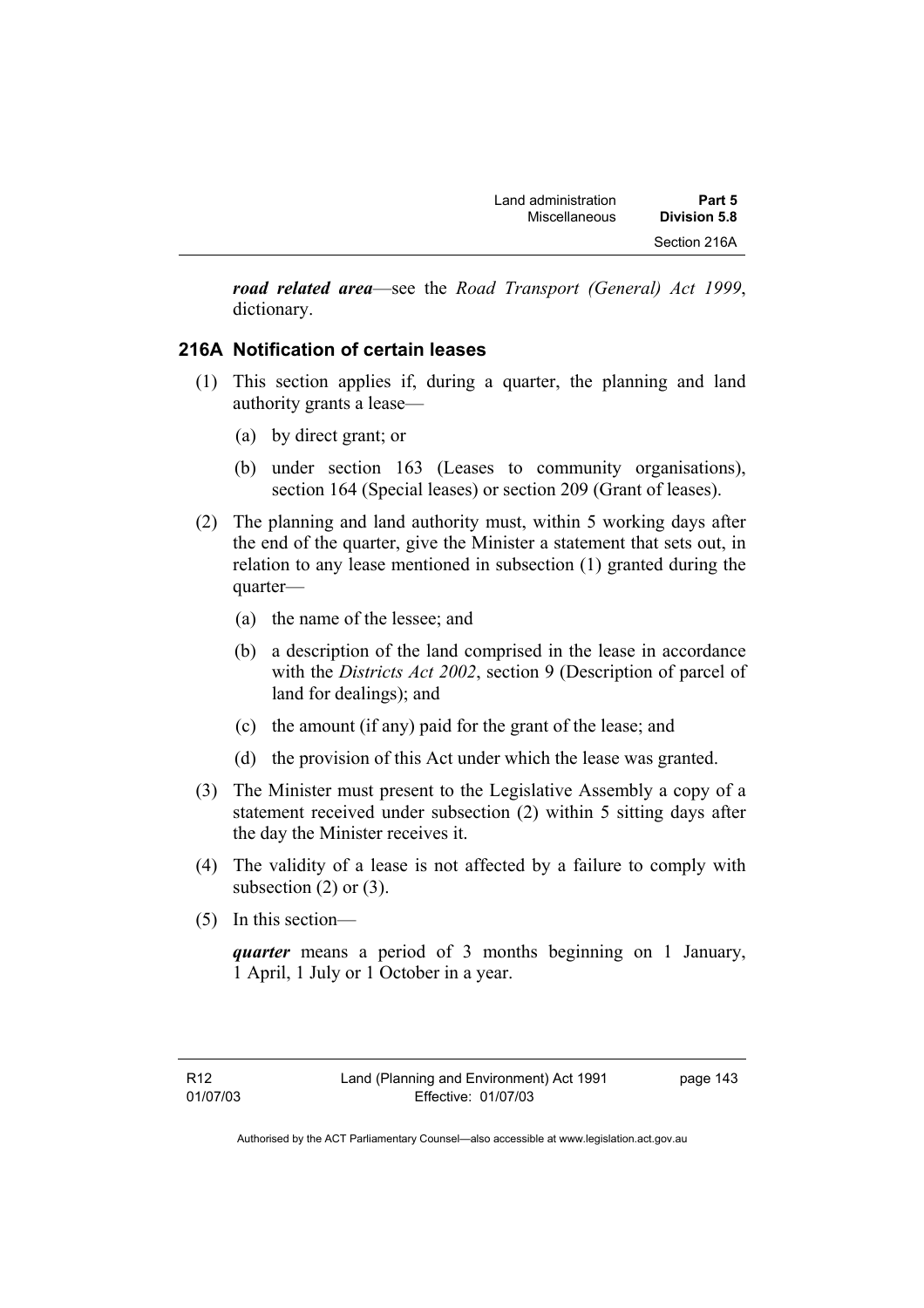***road related area***—see the *Road Transport (General) Act 1999*, dictionary.

### 216A Notification of certain leases

(1) This section applies if, during a quarter, the planning and land authority grants a lease—

(a) by direct grant; or

(b) under section 163 (Leases to community organisations), section 164 (Special leases) or section 209 (Grant of leases).

(2) The planning and land authority must, within 5 working days after the end of the quarter, give the Minister a statement that sets out, in relation to any lease mentioned in subsection (1) granted during the quarter—

(a) the name of the lessee; and

(b) a description of the land comprised in the lease in accordance with the *Districts Act 2002*, section 9 (Description of parcel of land for dealings); and

(c) the amount (if any) paid for the grant of the lease; and

(d) the provision of this Act under which the lease was granted.

(3) The Minister must present to the Legislative Assembly a copy of a statement received under subsection (2) within 5 sitting days after the day the Minister receives it.

(4) The validity of a lease is not affected by a failure to comply with subsection (2) or (3).

(5) In this section—

***quarter*** means a period of 3 months beginning on 1 January, 1 April, 1 July or 1 October in a year.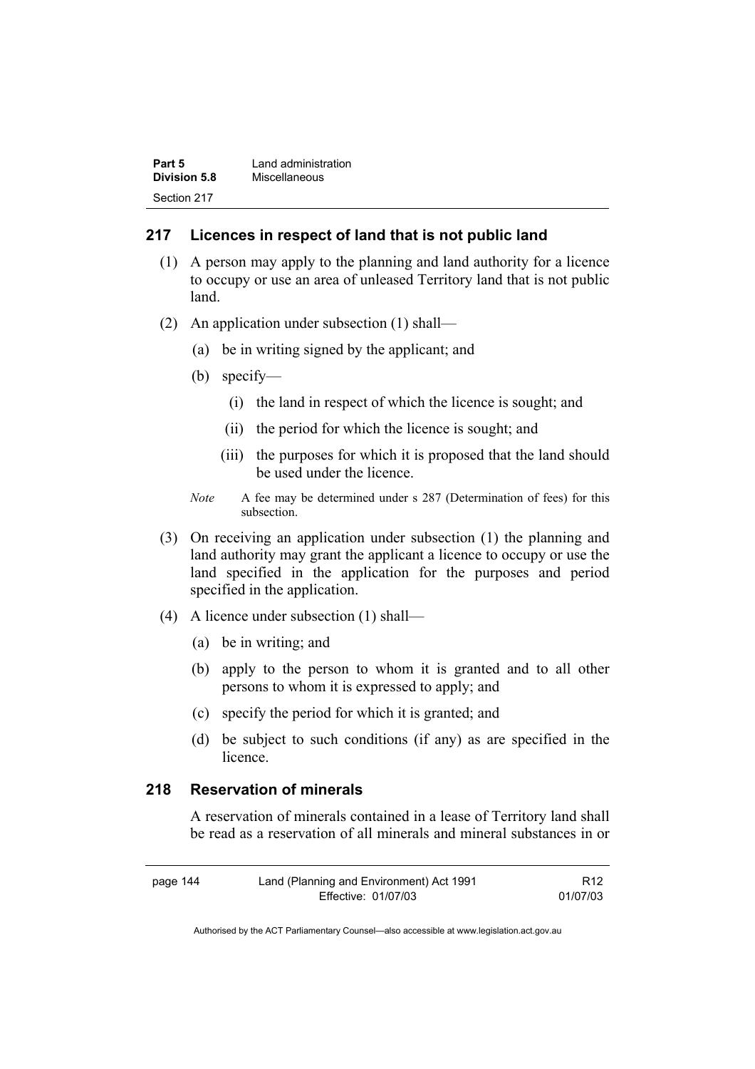## 217 Licences in respect of land that is not public land

(1) A person may apply to the planning and land authority for a licence to occupy or use an area of unleased Territory land that is not public land.

(2) An application under subsection (1) shall—

  (a) be in writing signed by the applicant; and

  (b) specify—

    (i) the land in respect of which the licence is sought; and

    (ii) the period for which the licence is sought; and

    (iii) the purposes for which it is proposed that the land should be used under the licence.

*Note* A fee may be determined under s 287 (Determination of fees) for this subsection.

(3) On receiving an application under subsection (1) the planning and land authority may grant the applicant a licence to occupy or use the land specified in the application for the purposes and period specified in the application.

(4) A licence under subsection (1) shall—

  (a) be in writing; and

  (b) apply to the person to whom it is granted and to all other persons to whom it is expressed to apply; and

  (c) specify the period for which it is granted; and

  (d) be subject to such conditions (if any) as are specified in the licence.

## 218 Reservation of minerals

A reservation of minerals contained in a lease of Territory land shall be read as a reservation of all minerals and mineral substances in or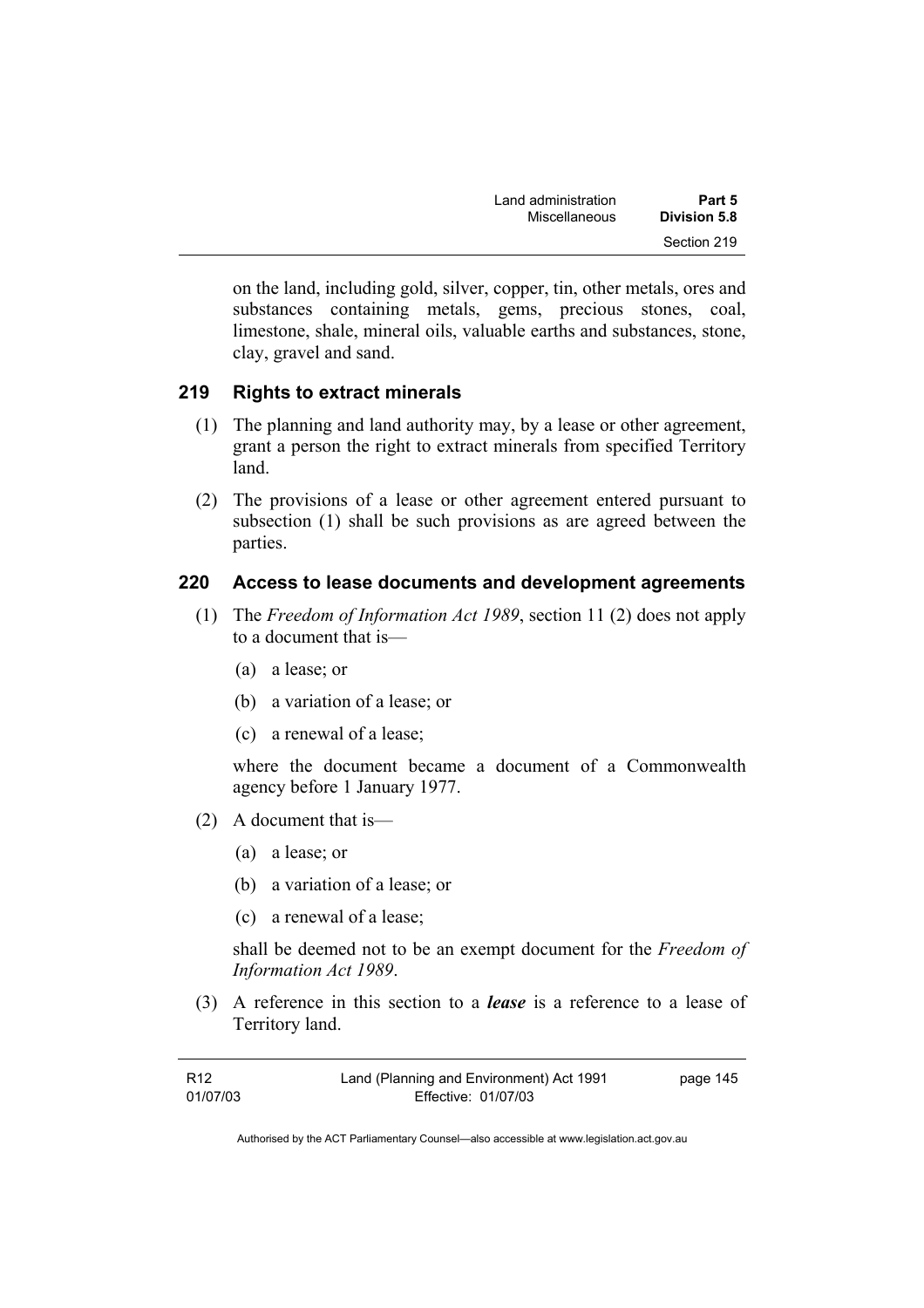on the land, including gold, silver, copper, tin, other metals, ores and substances containing metals, gems, precious stones, coal, limestone, shale, mineral oils, valuable earths and substances, stone, clay, gravel and sand.

## 219 Rights to extract minerals

(1) The planning and land authority may, by a lease or other agreement, grant a person the right to extract minerals from specified Territory land.

(2) The provisions of a lease or other agreement entered pursuant to subsection (1) shall be such provisions as are agreed between the parties.

## 220 Access to lease documents and development agreements

(1) The *Freedom of Information Act 1989*, section 11 (2) does not apply to a document that is—

(a) a lease; or

(b) a variation of a lease; or

(c) a renewal of a lease;

where the document became a document of a Commonwealth agency before 1 January 1977.

(2) A document that is—

(a) a lease; or

(b) a variation of a lease; or

(c) a renewal of a lease;

shall be deemed not to be an exempt document for the *Freedom of Information Act 1989*.

(3) A reference in this section to a ***lease*** is a reference to a lease of Territory land.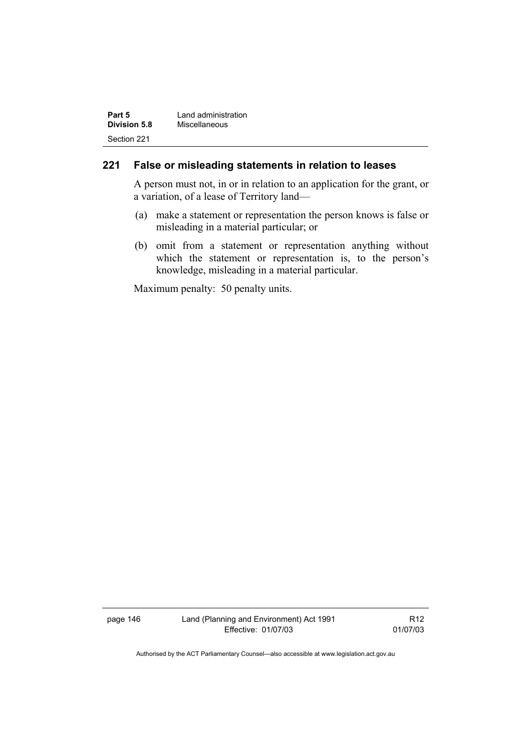## 221 False or misleading statements in relation to leases

A person must not, in or in relation to an application for the grant, or a variation, of a lease of Territory land—

(a) make a statement or representation the person knows is false or misleading in a material particular; or

(b) omit from a statement or representation anything without which the statement or representation is, to the person's knowledge, misleading in a material particular.

Maximum penalty: 50 penalty units.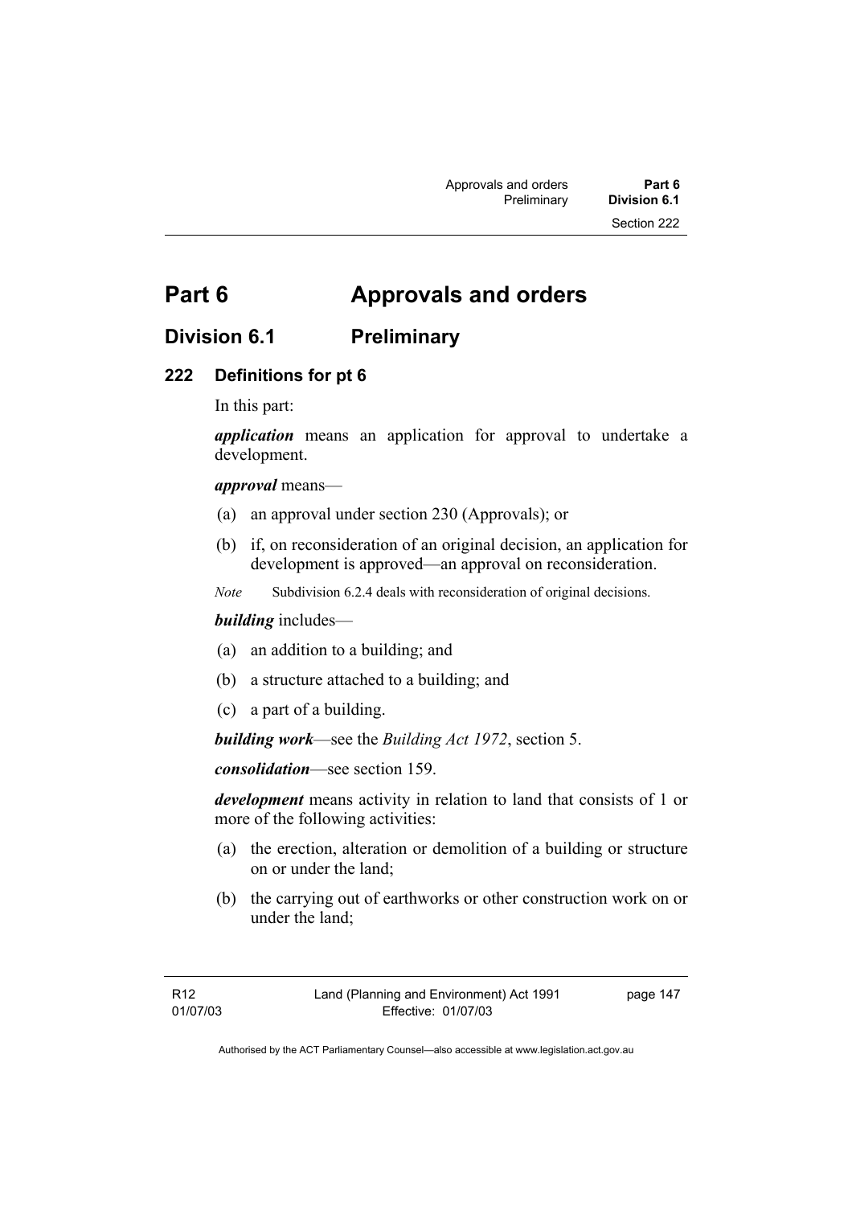# Part 6 Approvals and orders

## Division 6.1 Preliminary

### 222 Definitions for pt 6

In this part:

***application*** means an application for approval to undertake a development.

***approval*** means—

(a) an approval under section 230 (Approvals); or

(b) if, on reconsideration of an original decision, an application for development is approved—an approval on reconsideration.

*Note* Subdivision 6.2.4 deals with reconsideration of original decisions.

***building*** includes—

(a) an addition to a building; and

(b) a structure attached to a building; and

(c) a part of a building.

***building work***—see the *Building Act 1972*, section 5.

***consolidation***—see section 159.

***development*** means activity in relation to land that consists of 1 or more of the following activities:

(a) the erection, alteration or demolition of a building or structure on or under the land;

(b) the carrying out of earthworks or other construction work on or under the land;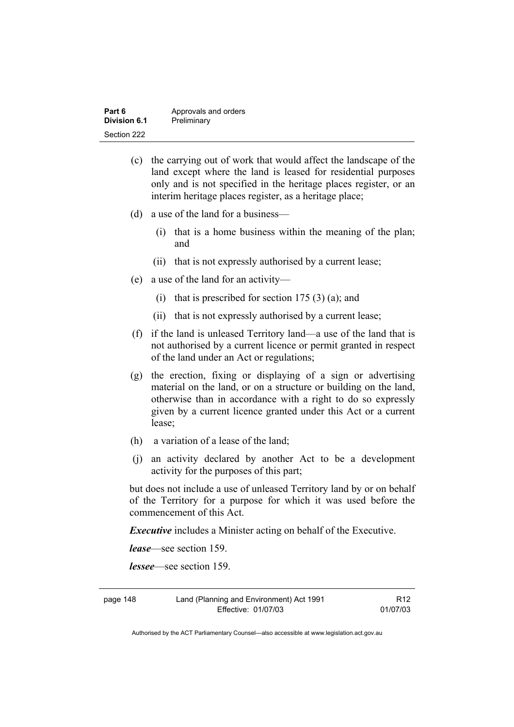(c) the carrying out of work that would affect the landscape of the land except where the land is leased for residential purposes only and is not specified in the heritage places register, or an interim heritage places register, as a heritage place;

(d) a use of the land for a business—

 (i) that is a home business within the meaning of the plan; and

 (ii) that is not expressly authorised by a current lease;

(e) a use of the land for an activity—

 (i) that is prescribed for section 175 (3) (a); and

 (ii) that is not expressly authorised by a current lease;

(f) if the land is unleased Territory land—a use of the land that is not authorised by a current licence or permit granted in respect of the land under an Act or regulations;

(g) the erection, fixing or displaying of a sign or advertising material on the land, or on a structure or building on the land, otherwise than in accordance with a right to do so expressly given by a current licence granted under this Act or a current lease;

(h) a variation of a lease of the land;

(j) an activity declared by another Act to be a development activity for the purposes of this part;

but does not include a use of unleased Territory land by or on behalf of the Territory for a purpose for which it was used before the commencement of this Act.

***Executive*** includes a Minister acting on behalf of the Executive.

***lease***—see section 159.

***lessee***—see section 159.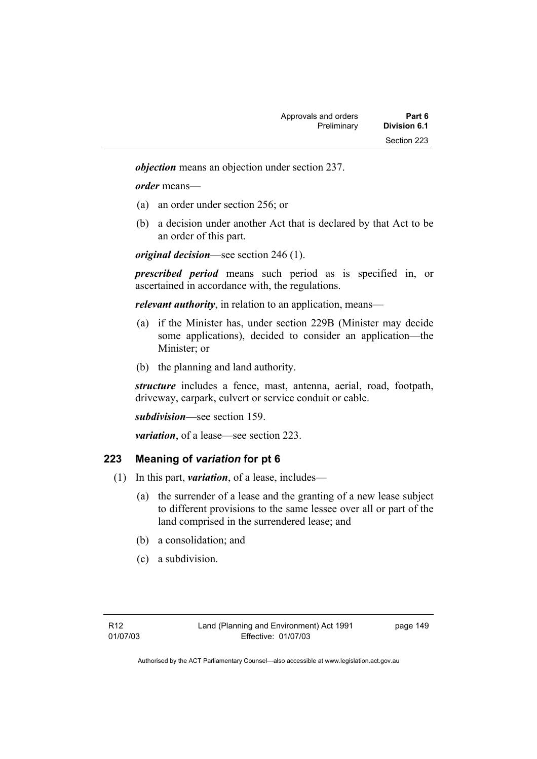***objection*** means an objection under section 237.

***order*** means—

(a) an order under section 256; or

(b) a decision under another Act that is declared by that Act to be an order of this part.

***original decision***—see section 246 (1).

***prescribed period*** means such period as is specified in, or ascertained in accordance with, the regulations.

***relevant authority***, in relation to an application, means—

(a) if the Minister has, under section 229B (Minister may decide some applications), decided to consider an application—the Minister; or

(b) the planning and land authority.

***structure*** includes a fence, mast, antenna, aerial, road, footpath, driveway, carpark, culvert or service conduit or cable.

***subdivision*****—**see section 159.

***variation***, of a lease—see section 223.

## 223 Meaning of *variation* for pt 6

(1) In this part, ***variation***, of a lease, includes—

(a) the surrender of a lease and the granting of a new lease subject to different provisions to the same lessee over all or part of the land comprised in the surrendered lease; and

(b) a consolidation; and

(c) a subdivision.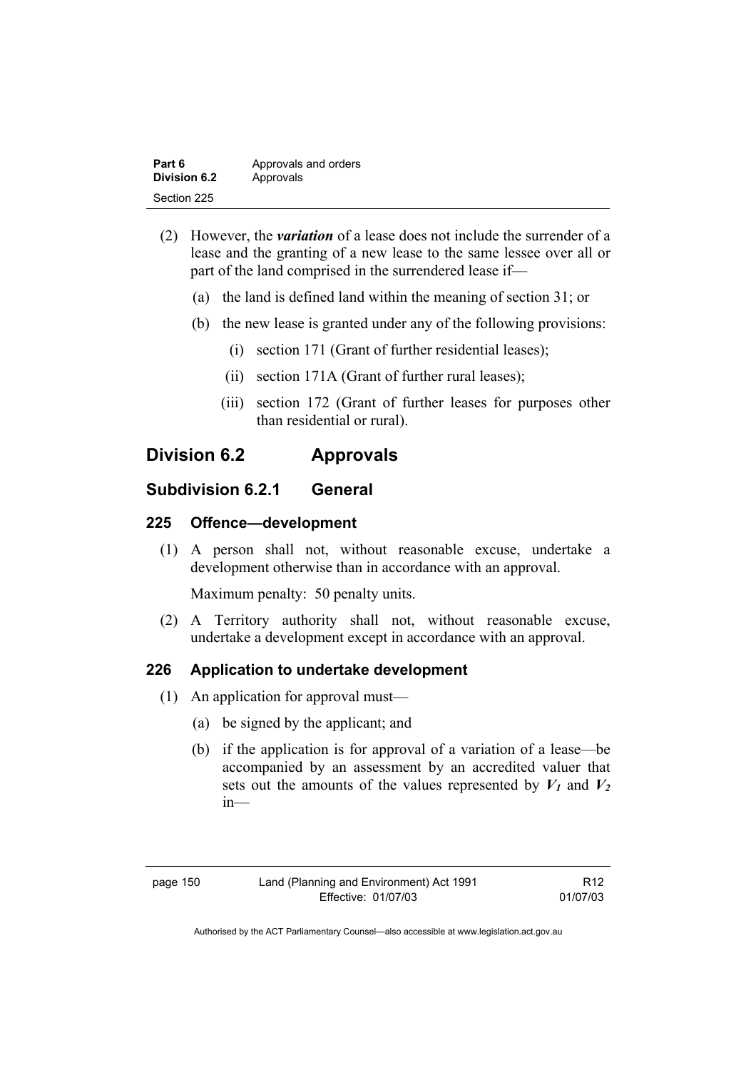(2) However, the ***variation*** of a lease does not include the surrender of a lease and the granting of a new lease to the same lessee over all or part of the land comprised in the surrendered lease if—

(a) the land is defined land within the meaning of section 31; or

(b) the new lease is granted under any of the following provisions:

(i) section 171 (Grant of further residential leases);

(ii) section 171A (Grant of further rural leases);

(iii) section 172 (Grant of further leases for purposes other than residential or rural).

## Division 6.2 Approvals

### Subdivision 6.2.1 General

#### 225 Offence—development

(1) A person shall not, without reasonable excuse, undertake a development otherwise than in accordance with an approval.

Maximum penalty: 50 penalty units.

(2) A Territory authority shall not, without reasonable excuse, undertake a development except in accordance with an approval.

#### 226 Application to undertake development

(1) An application for approval must—

(a) be signed by the applicant; and

(b) if the application is for approval of a variation of a lease—be accompanied by an assessment by an accredited valuer that sets out the amounts of the values represented by $V_1$ and $V_2$ in—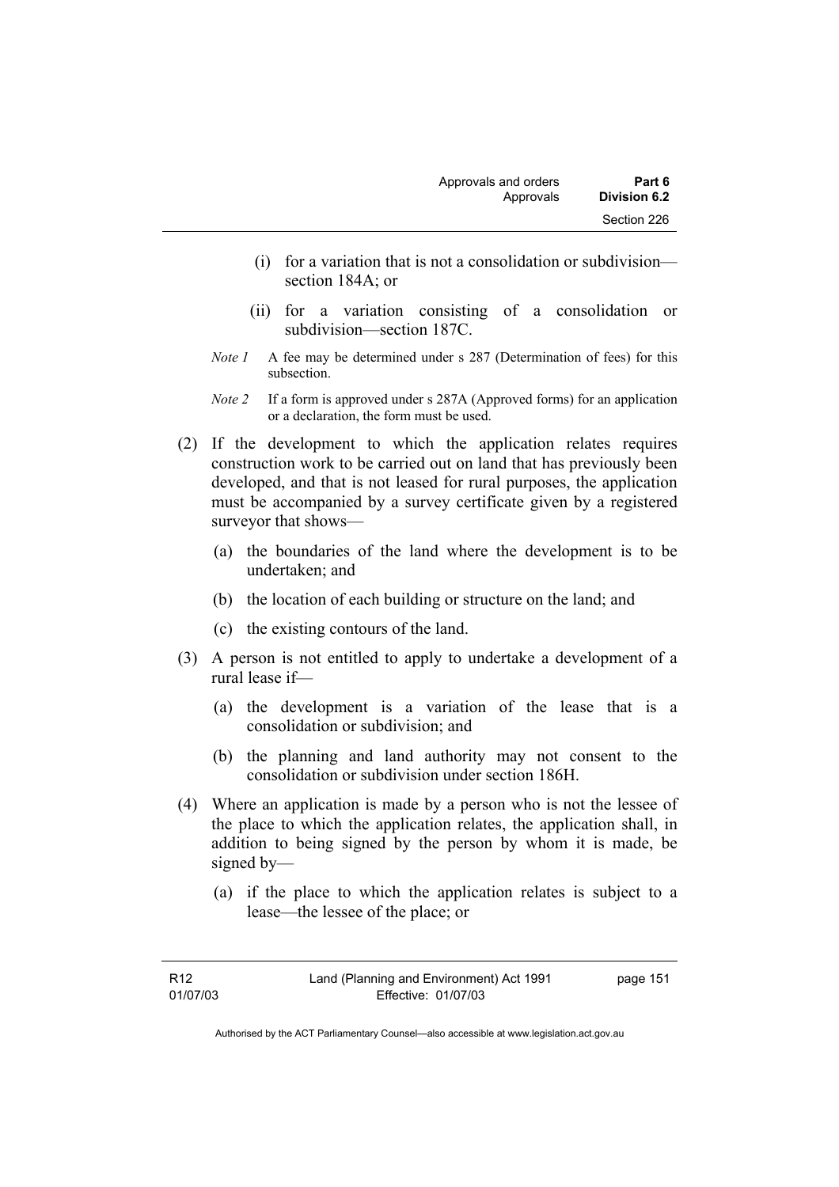(i) for a variation that is not a consolidation or subdivision—section 184A; or

(ii) for a variation consisting of a consolidation or subdivision—section 187C.

*Note 1* A fee may be determined under s 287 (Determination of fees) for this subsection.

*Note 2* If a form is approved under s 287A (Approved forms) for an application or a declaration, the form must be used.

(2) If the development to which the application relates requires construction work to be carried out on land that has previously been developed, and that is not leased for rural purposes, the application must be accompanied by a survey certificate given by a registered surveyor that shows—

(a) the boundaries of the land where the development is to be undertaken; and

(b) the location of each building or structure on the land; and

(c) the existing contours of the land.

(3) A person is not entitled to apply to undertake a development of a rural lease if—

(a) the development is a variation of the lease that is a consolidation or subdivision; and

(b) the planning and land authority may not consent to the consolidation or subdivision under section 186H.

(4) Where an application is made by a person who is not the lessee of the place to which the application relates, the application shall, in addition to being signed by the person by whom it is made, be signed by—

(a) if the place to which the application relates is subject to a lease—the lessee of the place; or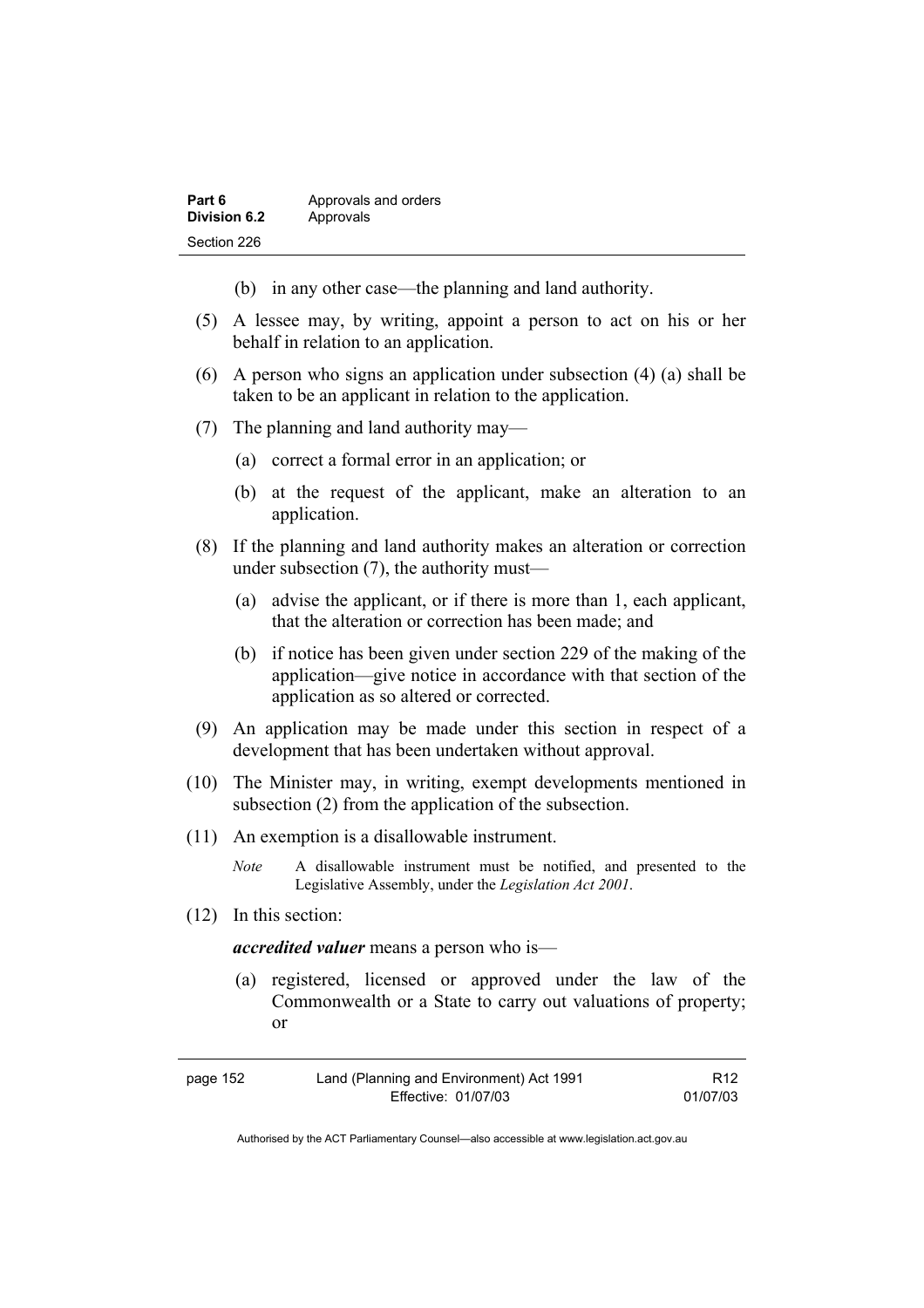(b) in any other case—the planning and land authority.

(5) A lessee may, by writing, appoint a person to act on his or her behalf in relation to an application.

(6) A person who signs an application under subsection (4) (a) shall be taken to be an applicant in relation to the application.

(7) The planning and land authority may—

(a) correct a formal error in an application; or

(b) at the request of the applicant, make an alteration to an application.

(8) If the planning and land authority makes an alteration or correction under subsection (7), the authority must—

(a) advise the applicant, or if there is more than 1, each applicant, that the alteration or correction has been made; and

(b) if notice has been given under section 229 of the making of the application—give notice in accordance with that section of the application as so altered or corrected.

(9) An application may be made under this section in respect of a development that has been undertaken without approval.

(10) The Minister may, in writing, exempt developments mentioned in subsection (2) from the application of the subsection.

(11) An exemption is a disallowable instrument.

*Note* A disallowable instrument must be notified, and presented to the Legislative Assembly, under the *Legislation Act 2001*.

(12) In this section:

***accredited valuer*** means a person who is—

(a) registered, licensed or approved under the law of the Commonwealth or a State to carry out valuations of property; or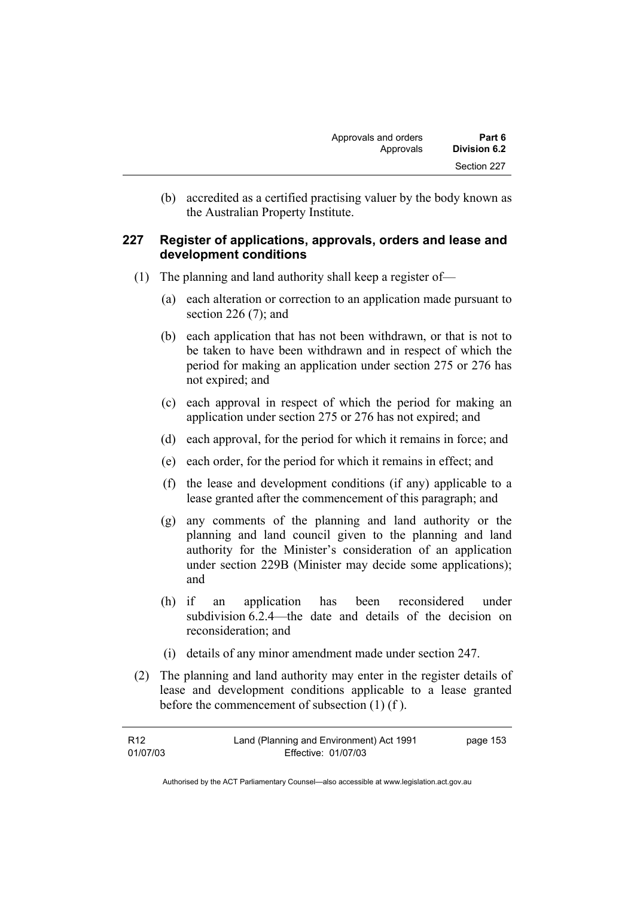(b) accredited as a certified practising valuer by the body known as the Australian Property Institute.

### 227 Register of applications, approvals, orders and lease and development conditions

(1) The planning and land authority shall keep a register of—

(a) each alteration or correction to an application made pursuant to section 226 (7); and

(b) each application that has not been withdrawn, or that is not to be taken to have been withdrawn and in respect of which the period for making an application under section 275 or 276 has not expired; and

(c) each approval in respect of which the period for making an application under section 275 or 276 has not expired; and

(d) each approval, for the period for which it remains in force; and

(e) each order, for the period for which it remains in effect; and

(f) the lease and development conditions (if any) applicable to a lease granted after the commencement of this paragraph; and

(g) any comments of the planning and land authority or the planning and land council given to the planning and land authority for the Minister's consideration of an application under section 229B (Minister may decide some applications); and

(h) if an application has been reconsidered under subdivision 6.2.4—the date and details of the decision on reconsideration; and

(i) details of any minor amendment made under section 247.

(2) The planning and land authority may enter in the register details of lease and development conditions applicable to a lease granted before the commencement of subsection (1) (f ).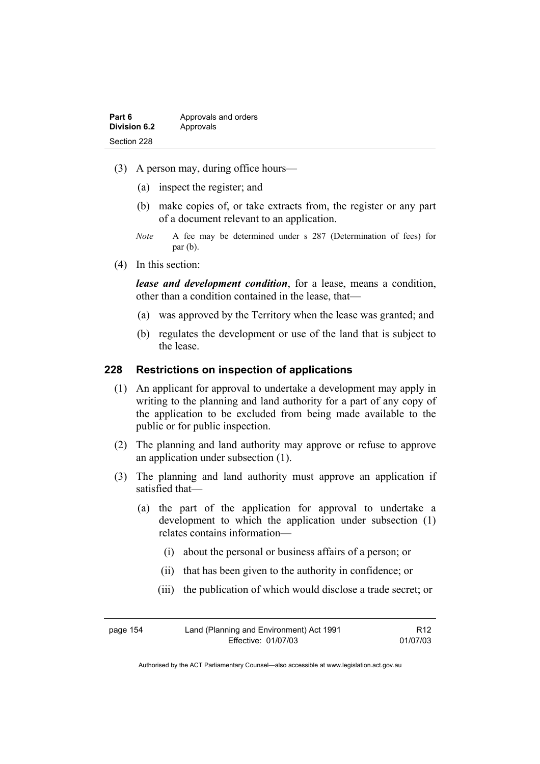(3) A person may, during office hours—

(a) inspect the register; and

(b) make copies of, or take extracts from, the register or any part of a document relevant to an application.

*Note* A fee may be determined under s 287 (Determination of fees) for par (b).

(4) In this section:

***lease and development condition***, for a lease, means a condition, other than a condition contained in the lease, that—

(a) was approved by the Territory when the lease was granted; and

(b) regulates the development or use of the land that is subject to the lease.

## 228 Restrictions on inspection of applications

(1) An applicant for approval to undertake a development may apply in writing to the planning and land authority for a part of any copy of the application to be excluded from being made available to the public or for public inspection.

(2) The planning and land authority may approve or refuse to approve an application under subsection (1).

(3) The planning and land authority must approve an application if satisfied that—

(a) the part of the application for approval to undertake a development to which the application under subsection (1) relates contains information—

(i) about the personal or business affairs of a person; or

(ii) that has been given to the authority in confidence; or

(iii) the publication of which would disclose a trade secret; or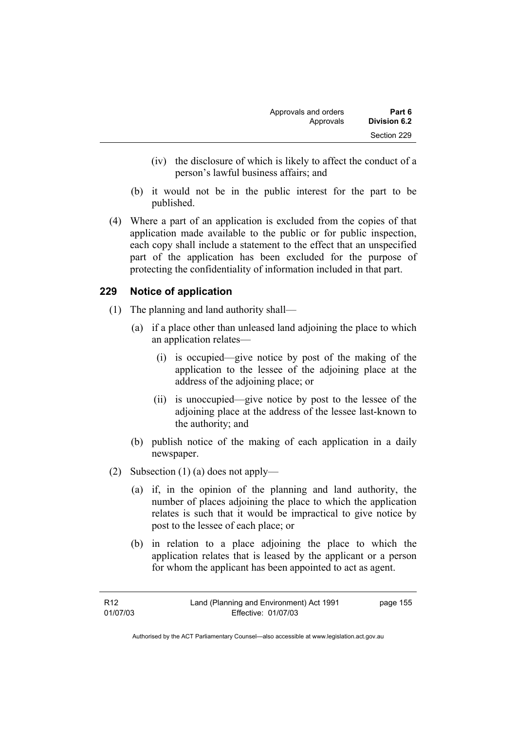(iv) the disclosure of which is likely to affect the conduct of a person's lawful business affairs; and

(b) it would not be in the public interest for the part to be published.

(4) Where a part of an application is excluded from the copies of that application made available to the public or for public inspection, each copy shall include a statement to the effect that an unspecified part of the application has been excluded for the purpose of protecting the confidentiality of information included in that part.

## 229 Notice of application

(1) The planning and land authority shall—

(a) if a place other than unleased land adjoining the place to which an application relates—

(i) is occupied—give notice by post of the making of the application to the lessee of the adjoining place at the address of the adjoining place; or

(ii) is unoccupied—give notice by post to the lessee of the adjoining place at the address of the lessee last-known to the authority; and

(b) publish notice of the making of each application in a daily newspaper.

(2) Subsection (1) (a) does not apply—

(a) if, in the opinion of the planning and land authority, the number of places adjoining the place to which the application relates is such that it would be impractical to give notice by post to the lessee of each place; or

(b) in relation to a place adjoining the place to which the application relates that is leased by the applicant or a person for whom the applicant has been appointed to act as agent.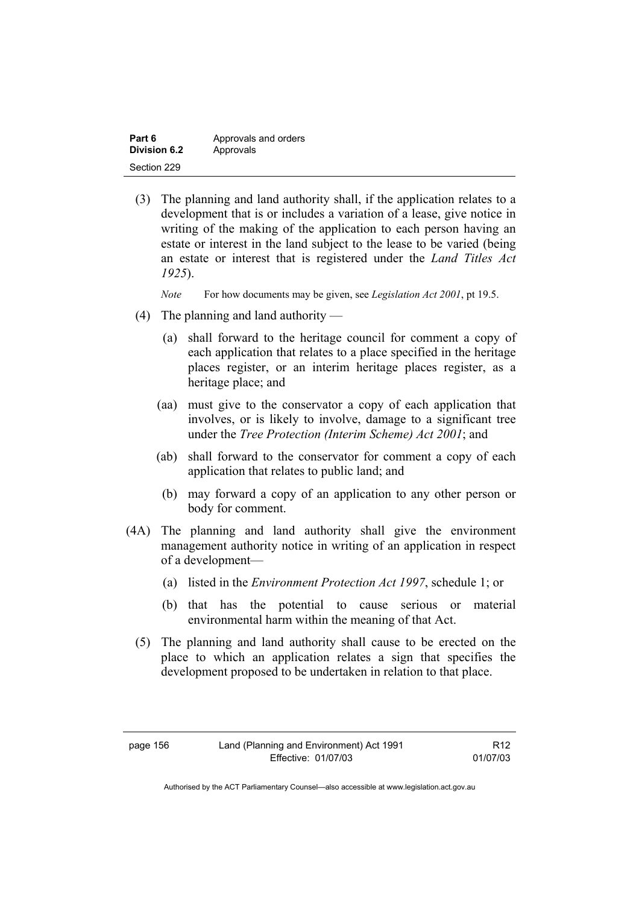(3) The planning and land authority shall, if the application relates to a development that is or includes a variation of a lease, give notice in writing of the making of the application to each person having an estate or interest in the land subject to the lease to be varied (being an estate or interest that is registered under the *Land Titles Act 1925*).

*Note* For how documents may be given, see *Legislation Act 2001*, pt 19.5.

(4) The planning and land authority —

(a) shall forward to the heritage council for comment a copy of each application that relates to a place specified in the heritage places register, or an interim heritage places register, as a heritage place; and

(aa) must give to the conservator a copy of each application that involves, or is likely to involve, damage to a significant tree under the *Tree Protection (Interim Scheme) Act 2001*; and

(ab) shall forward to the conservator for comment a copy of each application that relates to public land; and

(b) may forward a copy of an application to any other person or body for comment.

(4A) The planning and land authority shall give the environment management authority notice in writing of an application in respect of a development—

(a) listed in the *Environment Protection Act 1997*, schedule 1; or

(b) that has the potential to cause serious or material environmental harm within the meaning of that Act.

(5) The planning and land authority shall cause to be erected on the place to which an application relates a sign that specifies the development proposed to be undertaken in relation to that place.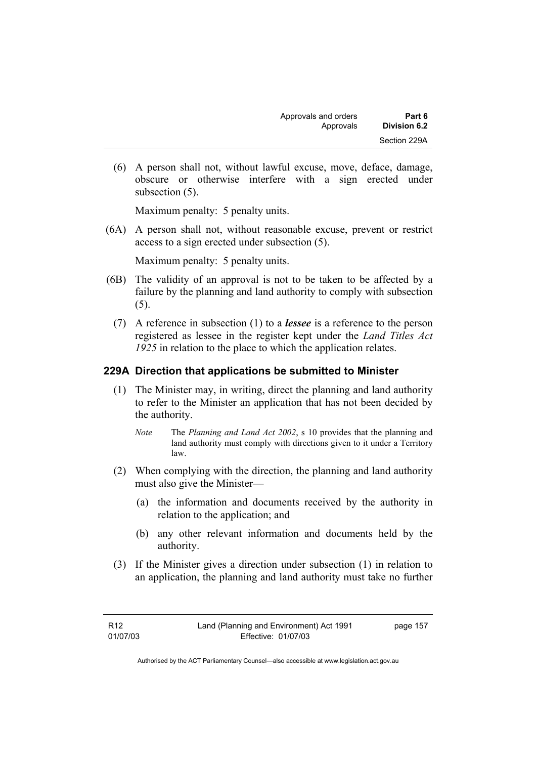(6) A person shall not, without lawful excuse, move, deface, damage, obscure or otherwise interfere with a sign erected under subsection (5).

Maximum penalty: 5 penalty units.

(6A) A person shall not, without reasonable excuse, prevent or restrict access to a sign erected under subsection (5).

Maximum penalty: 5 penalty units.

(6B) The validity of an approval is not to be taken to be affected by a failure by the planning and land authority to comply with subsection (5).

(7) A reference in subsection (1) to a ***lessee*** is a reference to the person registered as lessee in the register kept under the *Land Titles Act 1925* in relation to the place to which the application relates.

### 229A Direction that applications be submitted to Minister

(1) The Minister may, in writing, direct the planning and land authority to refer to the Minister an application that has not been decided by the authority.

*Note* The *Planning and Land Act 2002*, s 10 provides that the planning and land authority must comply with directions given to it under a Territory law.

(2) When complying with the direction, the planning and land authority must also give the Minister—

(a) the information and documents received by the authority in relation to the application; and

(b) any other relevant information and documents held by the authority.

(3) If the Minister gives a direction under subsection (1) in relation to an application, the planning and land authority must take no further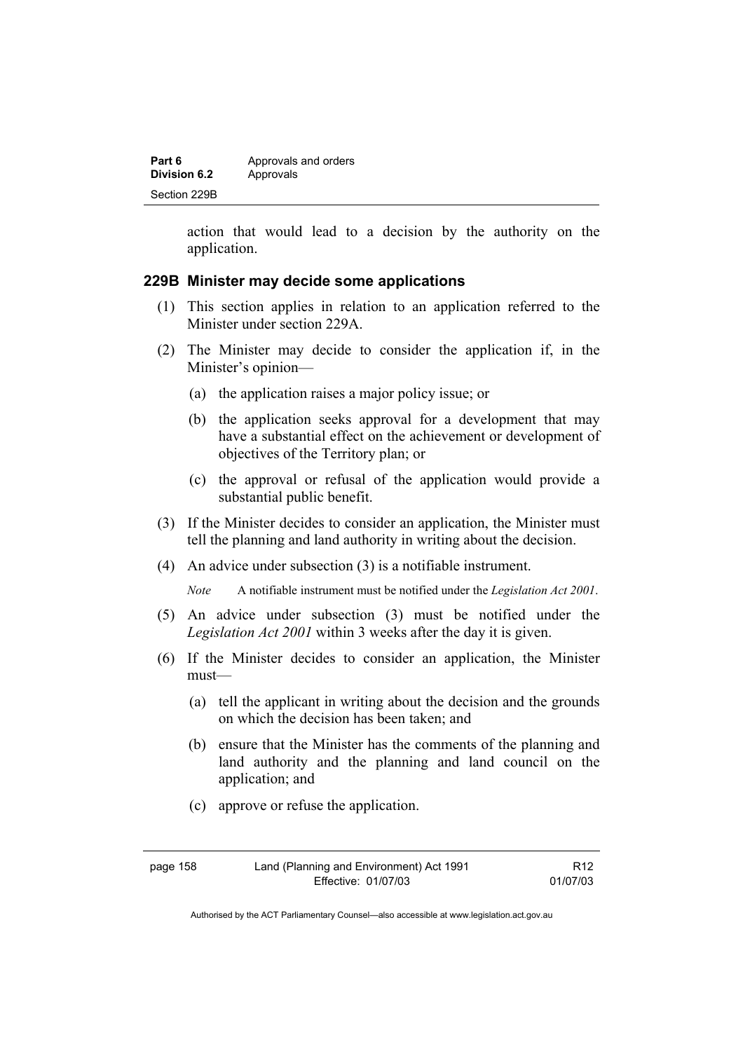action that would lead to a decision by the authority on the application.

### 229B Minister may decide some applications

(1) This section applies in relation to an application referred to the Minister under section 229A.

(2) The Minister may decide to consider the application if, in the Minister's opinion—

(a) the application raises a major policy issue; or

(b) the application seeks approval for a development that may have a substantial effect on the achievement or development of objectives of the Territory plan; or

(c) the approval or refusal of the application would provide a substantial public benefit.

(3) If the Minister decides to consider an application, the Minister must tell the planning and land authority in writing about the decision.

(4) An advice under subsection (3) is a notifiable instrument.

*Note* A notifiable instrument must be notified under the *Legislation Act 2001*.

(5) An advice under subsection (3) must be notified under the *Legislation Act 2001* within 3 weeks after the day it is given.

(6) If the Minister decides to consider an application, the Minister must—

(a) tell the applicant in writing about the decision and the grounds on which the decision has been taken; and

(b) ensure that the Minister has the comments of the planning and land authority and the planning and land council on the application; and

(c) approve or refuse the application.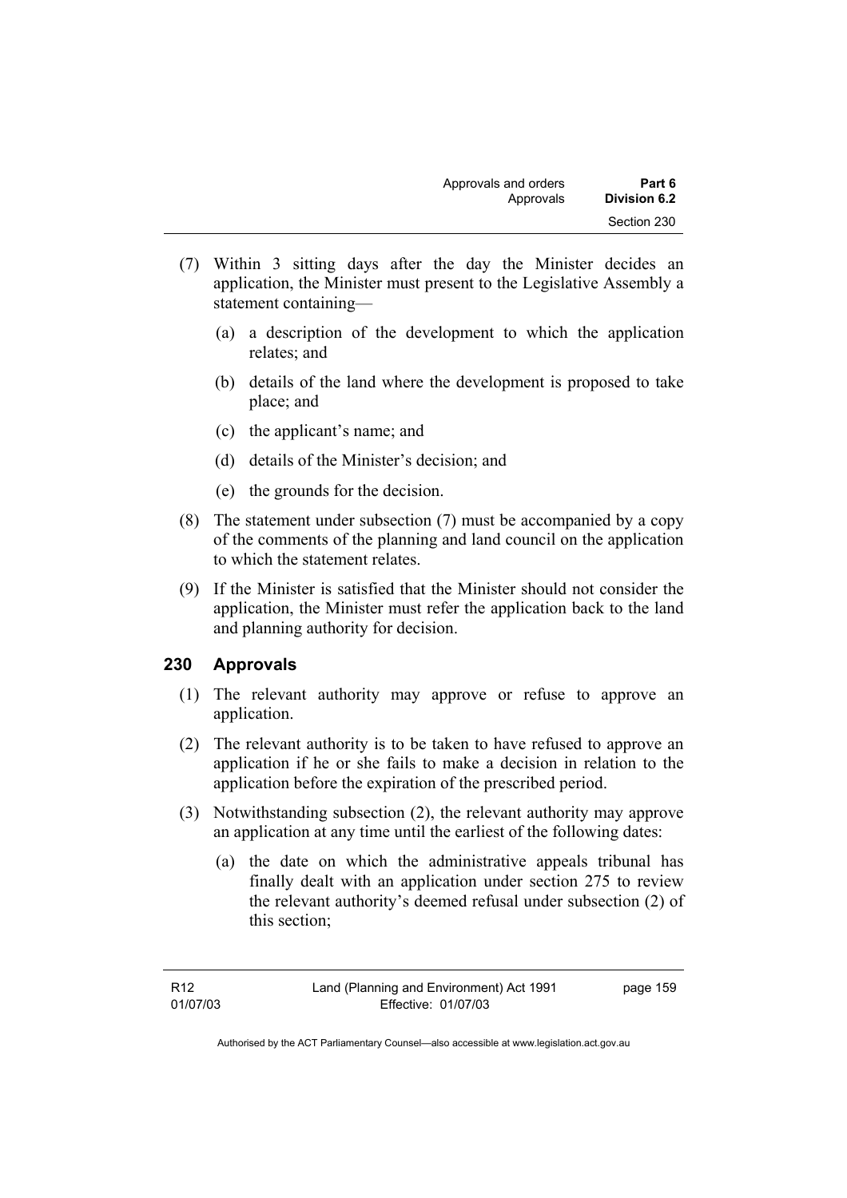(7) Within 3 sitting days after the day the Minister decides an application, the Minister must present to the Legislative Assembly a statement containing—

(a) a description of the development to which the application relates; and

(b) details of the land where the development is proposed to take place; and

(c) the applicant's name; and

(d) details of the Minister's decision; and

(e) the grounds for the decision.

(8) The statement under subsection (7) must be accompanied by a copy of the comments of the planning and land council on the application to which the statement relates.

(9) If the Minister is satisfied that the Minister should not consider the application, the Minister must refer the application back to the land and planning authority for decision.

## 230 Approvals

(1) The relevant authority may approve or refuse to approve an application.

(2) The relevant authority is to be taken to have refused to approve an application if he or she fails to make a decision in relation to the application before the expiration of the prescribed period.

(3) Notwithstanding subsection (2), the relevant authority may approve an application at any time until the earliest of the following dates:

(a) the date on which the administrative appeals tribunal has finally dealt with an application under section 275 to review the relevant authority's deemed refusal under subsection (2) of this section;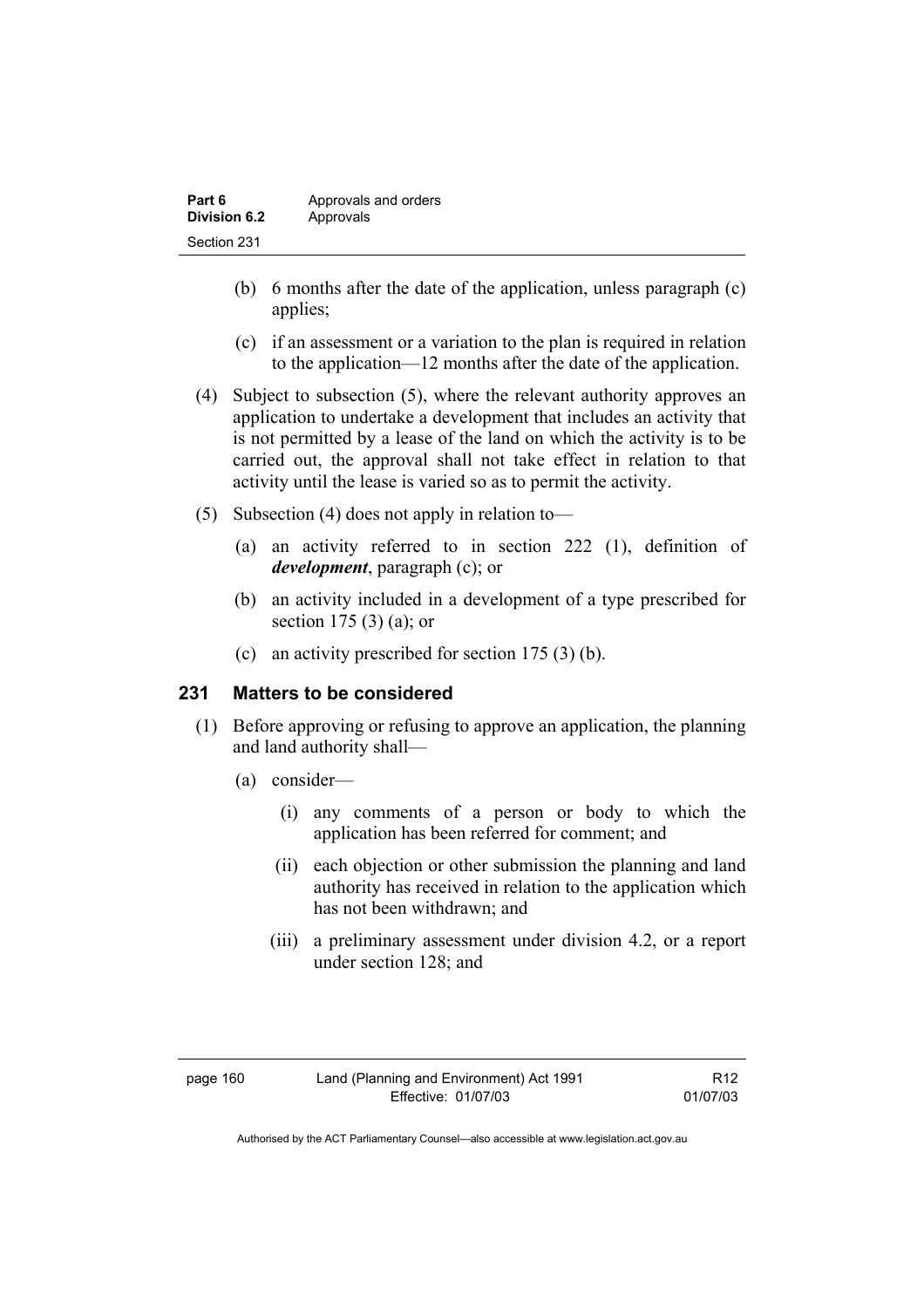(b) 6 months after the date of the application, unless paragraph (c) applies;

(c) if an assessment or a variation to the plan is required in relation to the application—12 months after the date of the application.

(4) Subject to subsection (5), where the relevant authority approves an application to undertake a development that includes an activity that is not permitted by a lease of the land on which the activity is to be carried out, the approval shall not take effect in relation to that activity until the lease is varied so as to permit the activity.

(5) Subsection (4) does not apply in relation to—

(a) an activity referred to in section 222 (1), definition of ***development***, paragraph (c); or

(b) an activity included in a development of a type prescribed for section 175 (3) (a); or

(c) an activity prescribed for section 175 (3) (b).

### 231 Matters to be considered

(1) Before approving or refusing to approve an application, the planning and land authority shall—

(a) consider—

(i) any comments of a person or body to which the application has been referred for comment; and

(ii) each objection or other submission the planning and land authority has received in relation to the application which has not been withdrawn; and

(iii) a preliminary assessment under division 4.2, or a report under section 128; and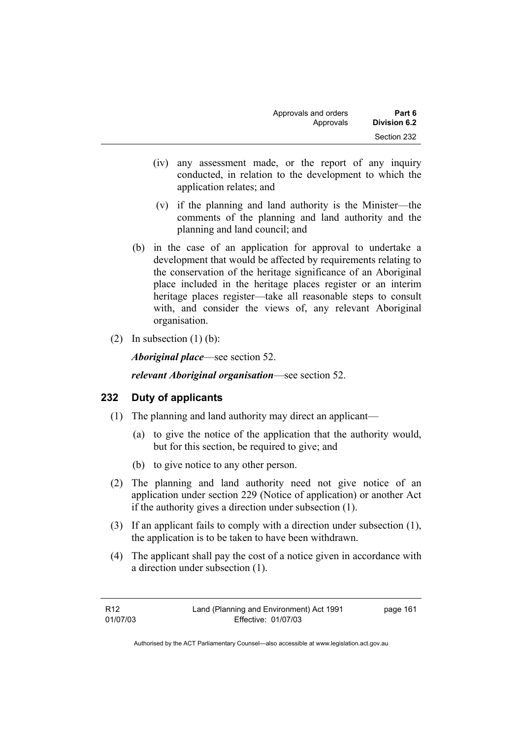(iv) any assessment made, or the report of any inquiry conducted, in relation to the development to which the application relates; and

(v) if the planning and land authority is the Minister—the comments of the planning and land authority and the planning and land council; and

(b) in the case of an application for approval to undertake a development that would be affected by requirements relating to the conservation of the heritage significance of an Aboriginal place included in the heritage places register or an interim heritage places register—take all reasonable steps to consult with, and consider the views of, any relevant Aboriginal organisation.

(2) In subsection (1) (b):

***Aboriginal place***—see section 52.

***relevant Aboriginal organisation***—see section 52.

## 232 Duty of applicants

(1) The planning and land authority may direct an applicant—

(a) to give the notice of the application that the authority would, but for this section, be required to give; and

(b) to give notice to any other person.

(2) The planning and land authority need not give notice of an application under section 229 (Notice of application) or another Act if the authority gives a direction under subsection (1).

(3) If an applicant fails to comply with a direction under subsection (1), the application is to be taken to have been withdrawn.

(4) The applicant shall pay the cost of a notice given in accordance with a direction under subsection (1).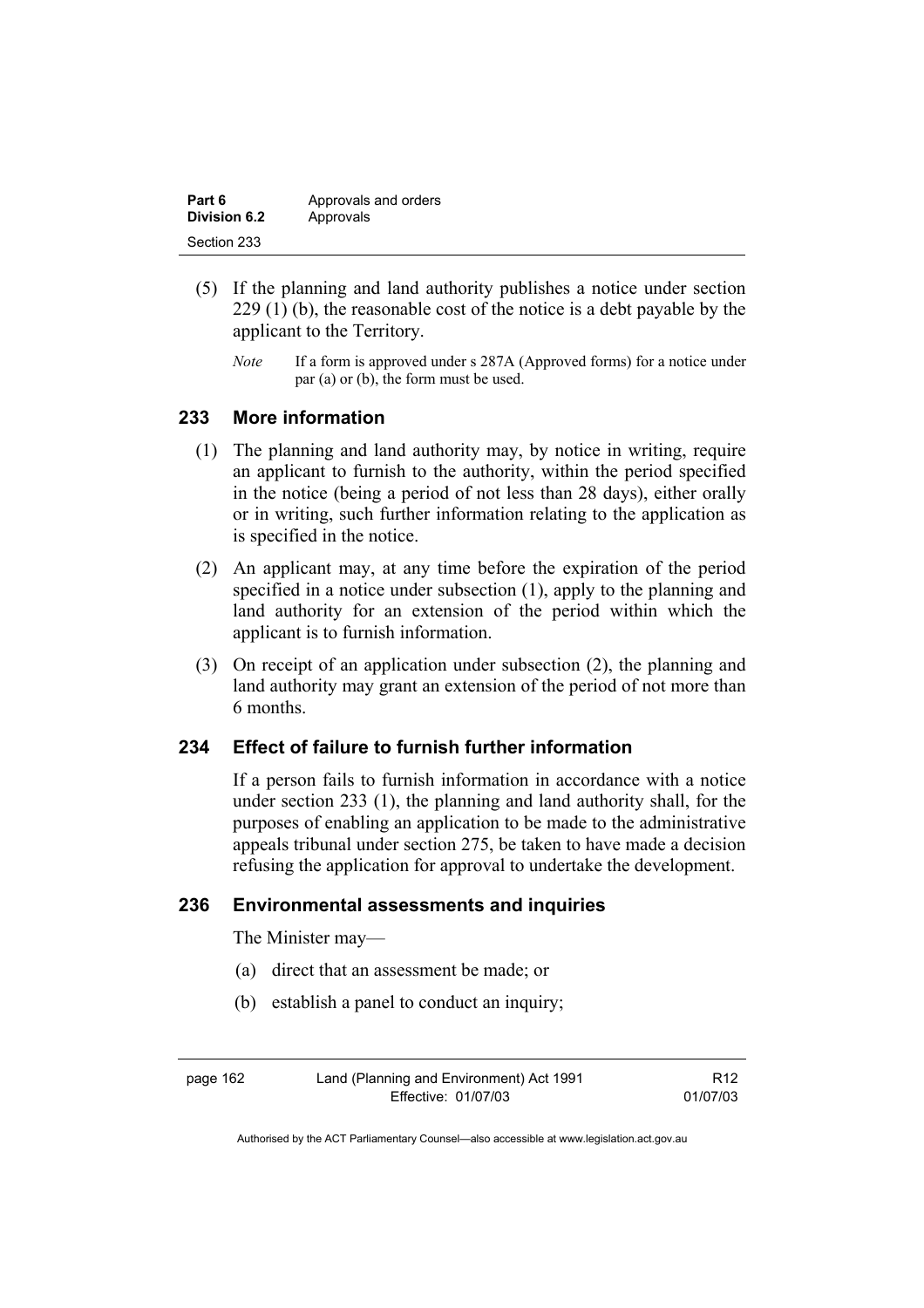(5) If the planning and land authority publishes a notice under section 229 (1) (b), the reasonable cost of the notice is a debt payable by the applicant to the Territory.

*Note* If a form is approved under s 287A (Approved forms) for a notice under par (a) or (b), the form must be used.

## 233 More information

(1) The planning and land authority may, by notice in writing, require an applicant to furnish to the authority, within the period specified in the notice (being a period of not less than 28 days), either orally or in writing, such further information relating to the application as is specified in the notice.

(2) An applicant may, at any time before the expiration of the period specified in a notice under subsection (1), apply to the planning and land authority for an extension of the period within which the applicant is to furnish information.

(3) On receipt of an application under subsection (2), the planning and land authority may grant an extension of the period of not more than 6 months.

## 234 Effect of failure to furnish further information

If a person fails to furnish information in accordance with a notice under section 233 (1), the planning and land authority shall, for the purposes of enabling an application to be made to the administrative appeals tribunal under section 275, be taken to have made a decision refusing the application for approval to undertake the development.

## 236 Environmental assessments and inquiries

The Minister may—

(a) direct that an assessment be made; or

(b) establish a panel to conduct an inquiry;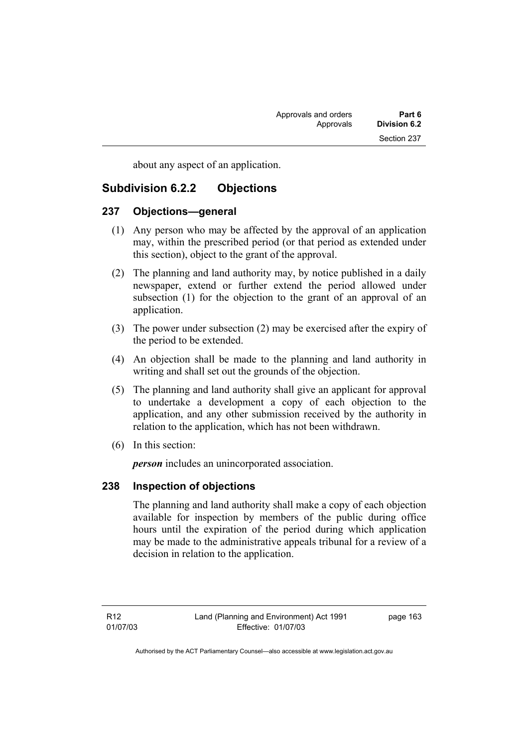about any aspect of an application.

## Subdivision 6.2.2 Objections

### 237 Objections—general

(1) Any person who may be affected by the approval of an application may, within the prescribed period (or that period as extended under this section), object to the grant of the approval.

(2) The planning and land authority may, by notice published in a daily newspaper, extend or further extend the period allowed under subsection (1) for the objection to the grant of an approval of an application.

(3) The power under subsection (2) may be exercised after the expiry of the period to be extended.

(4) An objection shall be made to the planning and land authority in writing and shall set out the grounds of the objection.

(5) The planning and land authority shall give an applicant for approval to undertake a development a copy of each objection to the application, and any other submission received by the authority in relation to the application, which has not been withdrawn.

(6) In this section:

***person*** includes an unincorporated association.

### 238 Inspection of objections

The planning and land authority shall make a copy of each objection available for inspection by members of the public during office hours until the expiration of the period during which application may be made to the administrative appeals tribunal for a review of a decision in relation to the application.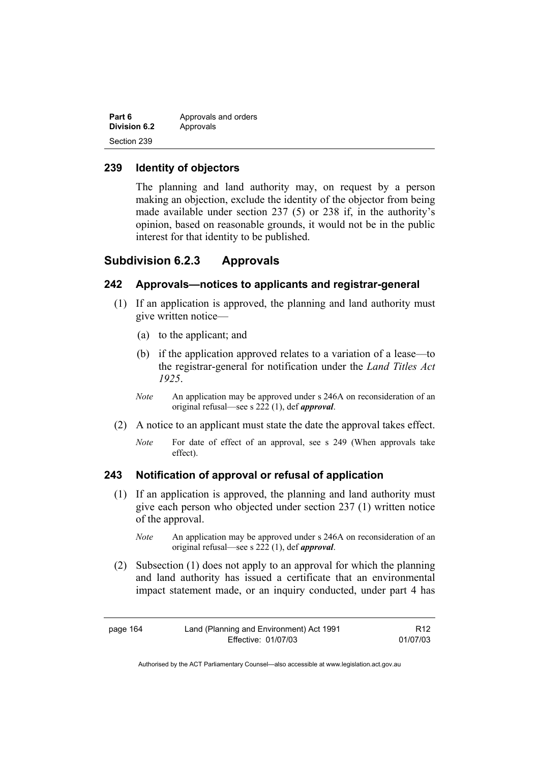## 239 Identity of objectors

The planning and land authority may, on request by a person making an objection, exclude the identity of the objector from being made available under section 237 (5) or 238 if, in the authority's opinion, based on reasonable grounds, it would not be in the public interest for that identity to be published.

# Subdivision 6.2.3 Approvals

## 242 Approvals—notices to applicants and registrar-general

(1) If an application is approved, the planning and land authority must give written notice—

(a) to the applicant; and

(b) if the application approved relates to a variation of a lease—to the registrar-general for notification under the *Land Titles Act 1925*.

*Note* An application may be approved under s 246A on reconsideration of an original refusal—see s 222 (1), def ***approval***.

(2) A notice to an applicant must state the date the approval takes effect.

*Note* For date of effect of an approval, see s 249 (When approvals take effect).

## 243 Notification of approval or refusal of application

(1) If an application is approved, the planning and land authority must give each person who objected under section 237 (1) written notice of the approval.

*Note* An application may be approved under s 246A on reconsideration of an original refusal—see s 222 (1), def ***approval***.

(2) Subsection (1) does not apply to an approval for which the planning and land authority has issued a certificate that an environmental impact statement made, or an inquiry conducted, under part 4 has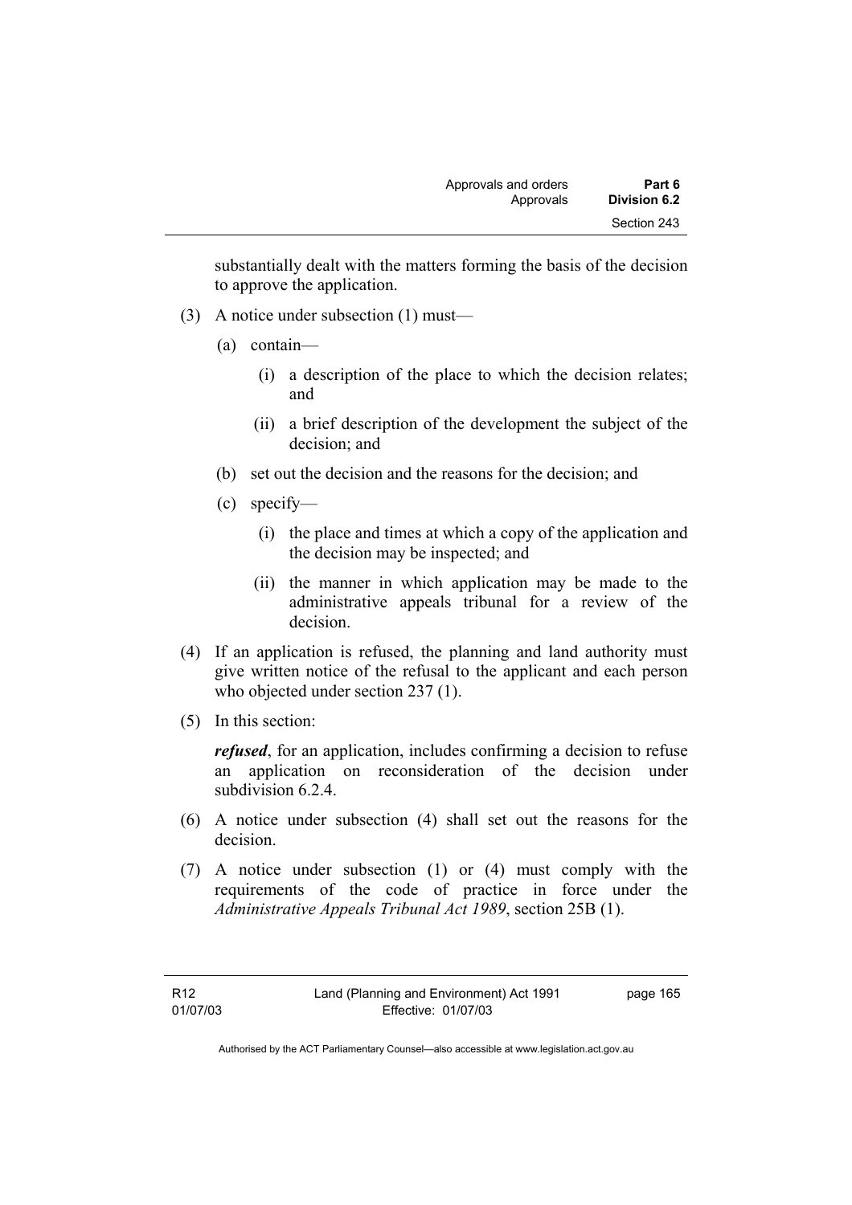substantially dealt with the matters forming the basis of the decision to approve the application.

(3) A notice under subsection (1) must—

(a) contain—

(i) a description of the place to which the decision relates; and

(ii) a brief description of the development the subject of the decision; and

(b) set out the decision and the reasons for the decision; and

(c) specify—

(i) the place and times at which a copy of the application and the decision may be inspected; and

(ii) the manner in which application may be made to the administrative appeals tribunal for a review of the decision.

(4) If an application is refused, the planning and land authority must give written notice of the refusal to the applicant and each person who objected under section 237 (1).

(5) In this section:

***refused***, for an application, includes confirming a decision to refuse an application on reconsideration of the decision under subdivision 6.2.4.

(6) A notice under subsection (4) shall set out the reasons for the decision.

(7) A notice under subsection (1) or (4) must comply with the requirements of the code of practice in force under the *Administrative Appeals Tribunal Act 1989*, section 25B (1).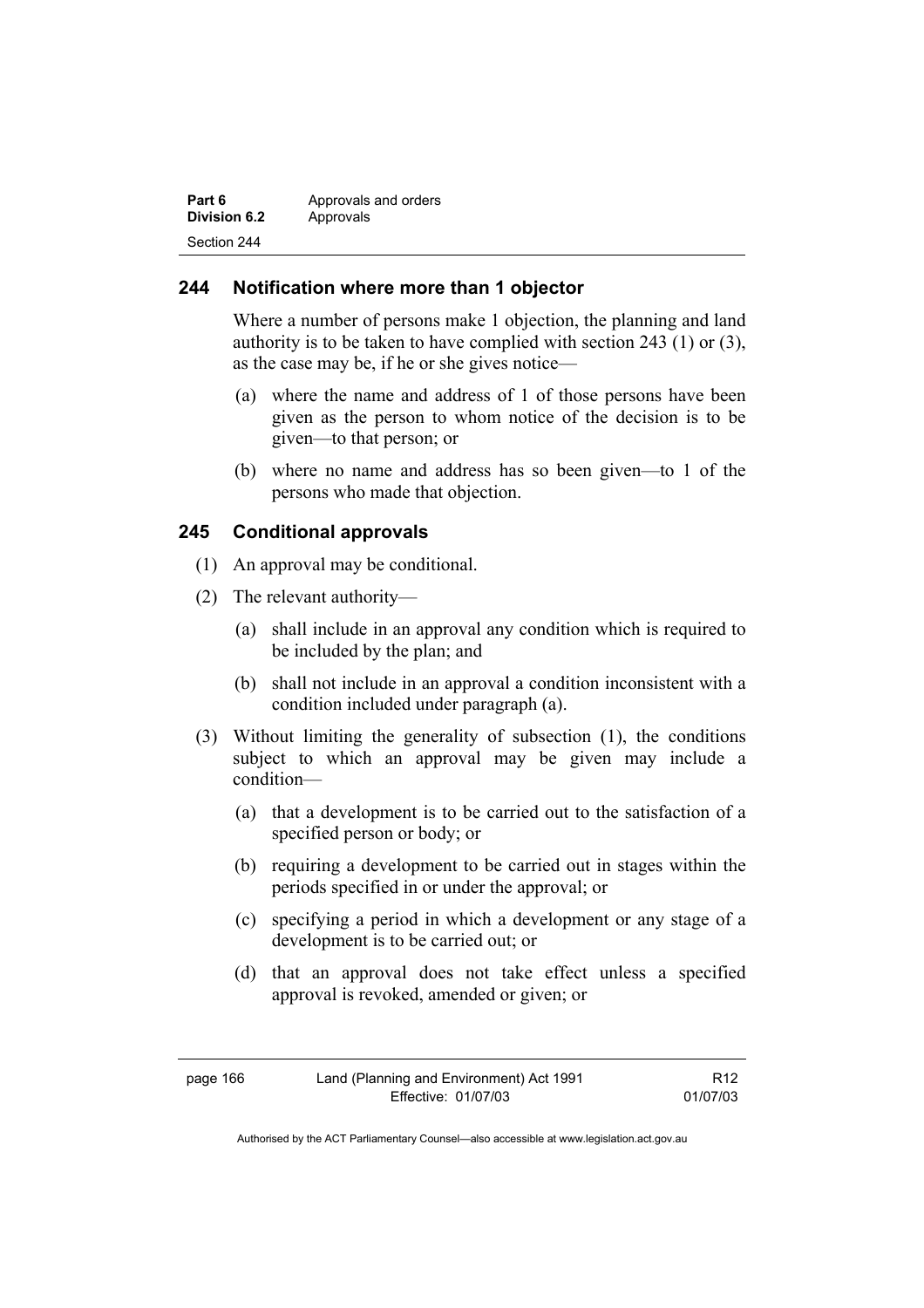## 244 Notification where more than 1 objector

Where a number of persons make 1 objection, the planning and land authority is to be taken to have complied with section 243 (1) or (3), as the case may be, if he or she gives notice—

(a) where the name and address of 1 of those persons have been given as the person to whom notice of the decision is to be given—to that person; or

(b) where no name and address has so been given—to 1 of the persons who made that objection.

## 245 Conditional approvals

(1) An approval may be conditional.

(2) The relevant authority—

(a) shall include in an approval any condition which is required to be included by the plan; and

(b) shall not include in an approval a condition inconsistent with a condition included under paragraph (a).

(3) Without limiting the generality of subsection (1), the conditions subject to which an approval may be given may include a condition—

(a) that a development is to be carried out to the satisfaction of a specified person or body; or

(b) requiring a development to be carried out in stages within the periods specified in or under the approval; or

(c) specifying a period in which a development or any stage of a development is to be carried out; or

(d) that an approval does not take effect unless a specified approval is revoked, amended or given; or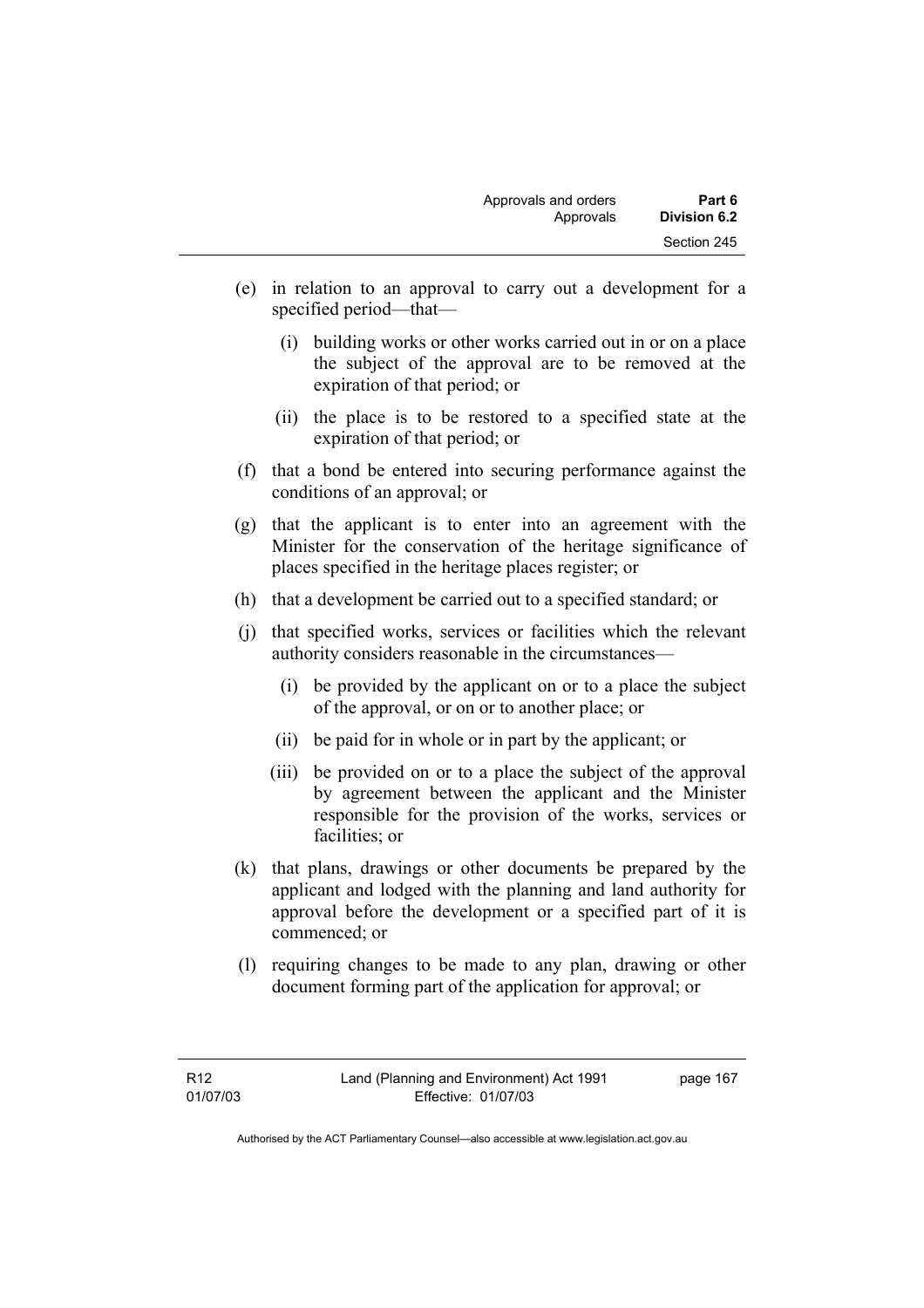(e) in relation to an approval to carry out a development for a specified period—that—

 (i) building works or other works carried out in or on a place the subject of the approval are to be removed at the expiration of that period; or

 (ii) the place is to be restored to a specified state at the expiration of that period; or

(f) that a bond be entered into securing performance against the conditions of an approval; or

(g) that the applicant is to enter into an agreement with the Minister for the conservation of the heritage significance of places specified in the heritage places register; or

(h) that a development be carried out to a specified standard; or

(j) that specified works, services or facilities which the relevant authority considers reasonable in the circumstances—

 (i) be provided by the applicant on or to a place the subject of the approval, or on or to another place; or

 (ii) be paid for in whole or in part by the applicant; or

 (iii) be provided on or to a place the subject of the approval by agreement between the applicant and the Minister responsible for the provision of the works, services or facilities; or

(k) that plans, drawings or other documents be prepared by the applicant and lodged with the planning and land authority for approval before the development or a specified part of it is commenced; or

(l) requiring changes to be made to any plan, drawing or other document forming part of the application for approval; or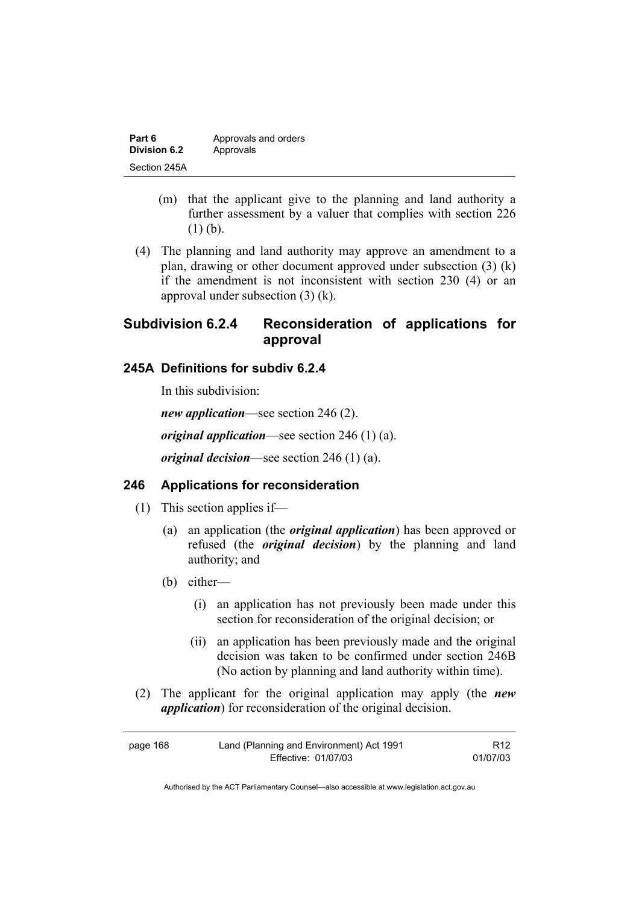(m) that the applicant give to the planning and land authority a further assessment by a valuer that complies with section 226 (1) (b).

(4) The planning and land authority may approve an amendment to a plan, drawing or other document approved under subsection (3) (k) if the amendment is not inconsistent with section 230 (4) or an approval under subsection (3) (k).

### Subdivision 6.2.4 Reconsideration of applications for approval

#### 245A Definitions for subdiv 6.2.4

In this subdivision:

***new application***—see section 246 (2).

***original application***—see section 246 (1) (a).

***original decision***—see section 246 (1) (a).

#### 246 Applications for reconsideration

(1) This section applies if—

(a) an application (the ***original application***) has been approved or refused (the ***original decision***) by the planning and land authority; and

(b) either—

(i) an application has not previously been made under this section for reconsideration of the original decision; or

(ii) an application has been previously made and the original decision was taken to be confirmed under section 246B (No action by planning and land authority within time).

(2) The applicant for the original application may apply (the ***new application***) for reconsideration of the original decision.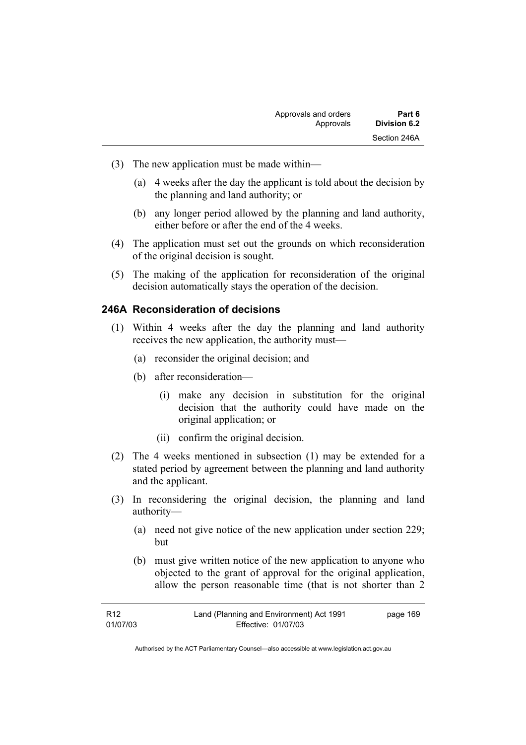(3) The new application must be made within—

(a) 4 weeks after the day the applicant is told about the decision by the planning and land authority; or

(b) any longer period allowed by the planning and land authority, either before or after the end of the 4 weeks.

(4) The application must set out the grounds on which reconsideration of the original decision is sought.

(5) The making of the application for reconsideration of the original decision automatically stays the operation of the decision.

## 246A Reconsideration of decisions

(1) Within 4 weeks after the day the planning and land authority receives the new application, the authority must—

(a) reconsider the original decision; and

(b) after reconsideration—

(i) make any decision in substitution for the original decision that the authority could have made on the original application; or

(ii) confirm the original decision.

(2) The 4 weeks mentioned in subsection (1) may be extended for a stated period by agreement between the planning and land authority and the applicant.

(3) In reconsidering the original decision, the planning and land authority—

(a) need not give notice of the new application under section 229; but

(b) must give written notice of the new application to anyone who objected to the grant of approval for the original application, allow the person reasonable time (that is not shorter than 2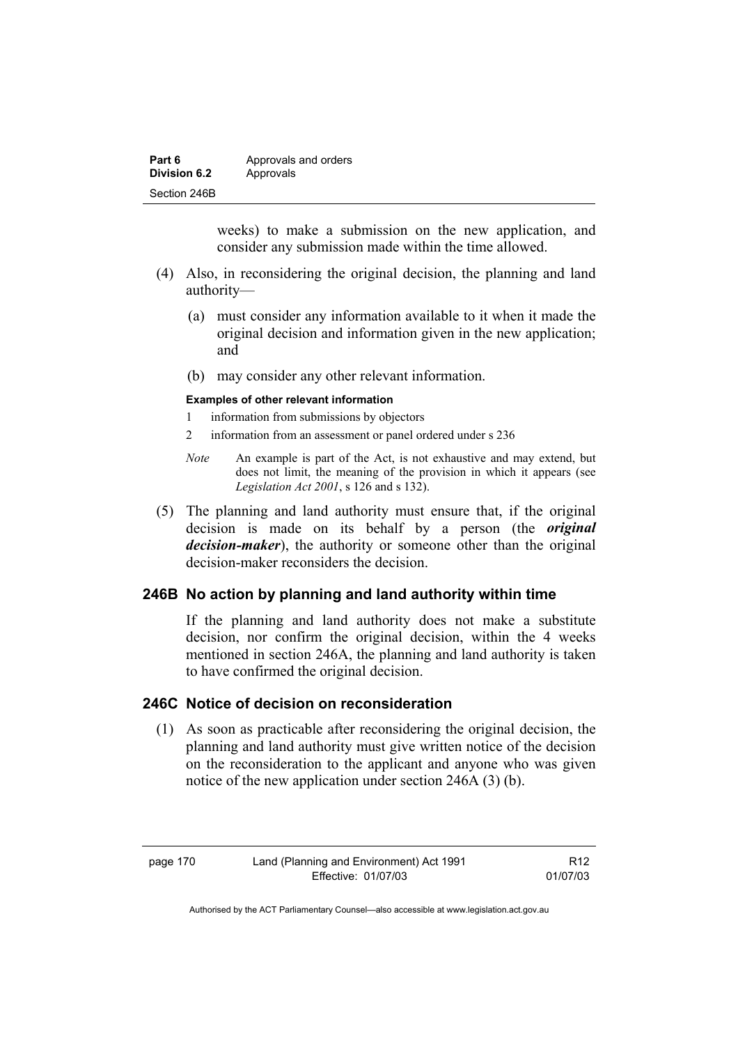weeks) to make a submission on the new application, and consider any submission made within the time allowed.

(4) Also, in reconsidering the original decision, the planning and land authority—

(a) must consider any information available to it when it made the original decision and information given in the new application; and

(b) may consider any other relevant information.

**Examples of other relevant information**

1 information from submissions by objectors

2 information from an assessment or panel ordered under s 236

*Note* An example is part of the Act, is not exhaustive and may extend, but does not limit, the meaning of the provision in which it appears (see *Legislation Act 2001*, s 126 and s 132).

(5) The planning and land authority must ensure that, if the original decision is made on its behalf by a person (the ***original decision-maker***), the authority or someone other than the original decision-maker reconsiders the decision.

## 246B No action by planning and land authority within time

If the planning and land authority does not make a substitute decision, nor confirm the original decision, within the 4 weeks mentioned in section 246A, the planning and land authority is taken to have confirmed the original decision.

## 246C Notice of decision on reconsideration

(1) As soon as practicable after reconsidering the original decision, the planning and land authority must give written notice of the decision on the reconsideration to the applicant and anyone who was given notice of the new application under section 246A (3) (b).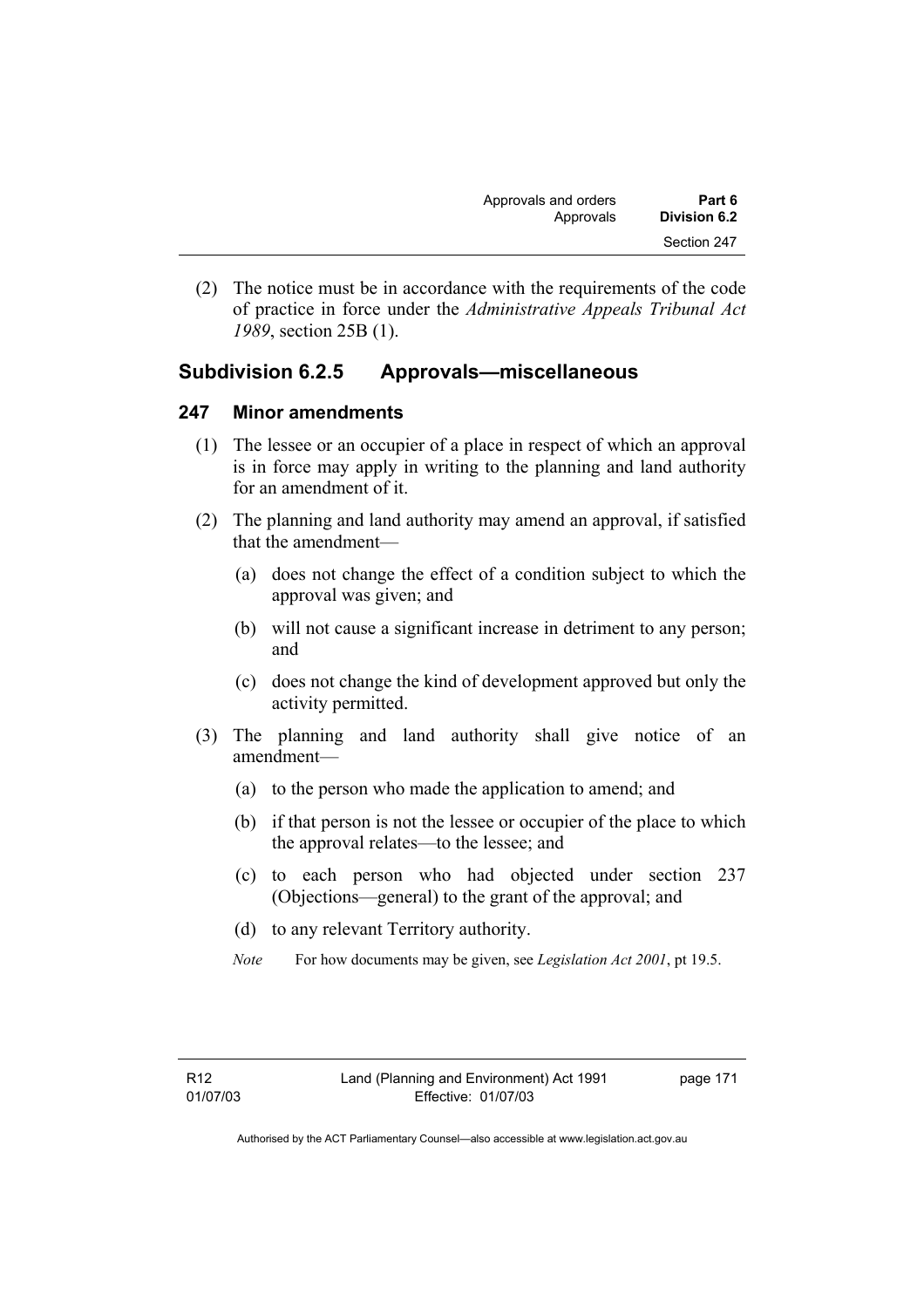(2) The notice must be in accordance with the requirements of the code of practice in force under the *Administrative Appeals Tribunal Act 1989*, section 25B (1).

## Subdivision 6.2.5 Approvals—miscellaneous

### 247 Minor amendments

(1) The lessee or an occupier of a place in respect of which an approval is in force may apply in writing to the planning and land authority for an amendment of it.

(2) The planning and land authority may amend an approval, if satisfied that the amendment—

(a) does not change the effect of a condition subject to which the approval was given; and

(b) will not cause a significant increase in detriment to any person; and

(c) does not change the kind of development approved but only the activity permitted.

(3) The planning and land authority shall give notice of an amendment—

(a) to the person who made the application to amend; and

(b) if that person is not the lessee or occupier of the place to which the approval relates—to the lessee; and

(c) to each person who had objected under section 237 (Objections—general) to the grant of the approval; and

(d) to any relevant Territory authority.

*Note* For how documents may be given, see *Legislation Act 2001*, pt 19.5.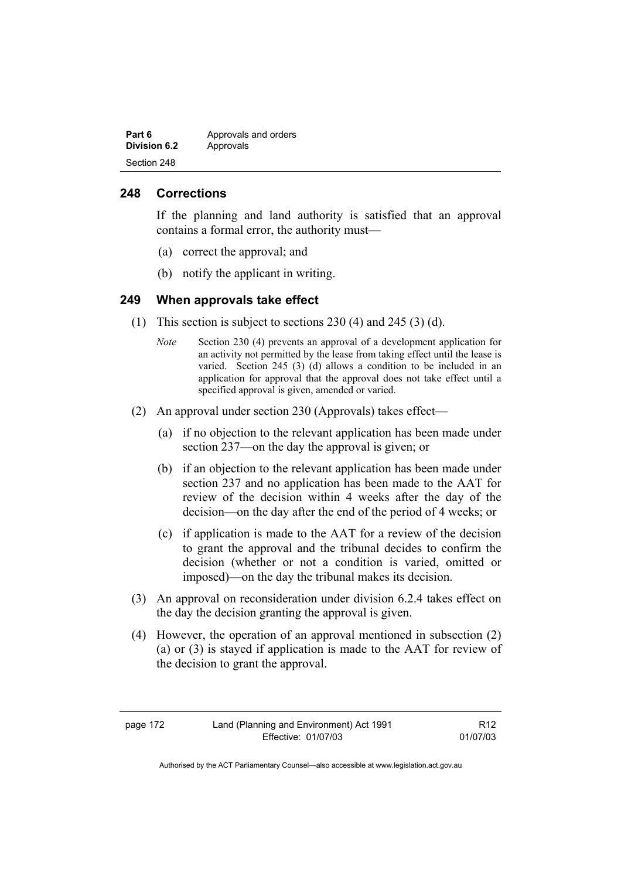## 248 Corrections

If the planning and land authority is satisfied that an approval contains a formal error, the authority must—

(a) correct the approval; and

(b) notify the applicant in writing.

## 249 When approvals take effect

(1) This section is subject to sections 230 (4) and 245 (3) (d).

*Note* Section 230 (4) prevents an approval of a development application for an activity not permitted by the lease from taking effect until the lease is varied. Section 245 (3) (d) allows a condition to be included in an application for approval that the approval does not take effect until a specified approval is given, amended or varied.

(2) An approval under section 230 (Approvals) takes effect—

(a) if no objection to the relevant application has been made under section 237—on the day the approval is given; or

(b) if an objection to the relevant application has been made under section 237 and no application has been made to the AAT for review of the decision within 4 weeks after the day of the decision—on the day after the end of the period of 4 weeks; or

(c) if application is made to the AAT for a review of the decision to grant the approval and the tribunal decides to confirm the decision (whether or not a condition is varied, omitted or imposed)—on the day the tribunal makes its decision.

(3) An approval on reconsideration under division 6.2.4 takes effect on the day the decision granting the approval is given.

(4) However, the operation of an approval mentioned in subsection (2) (a) or (3) is stayed if application is made to the AAT for review of the decision to grant the approval.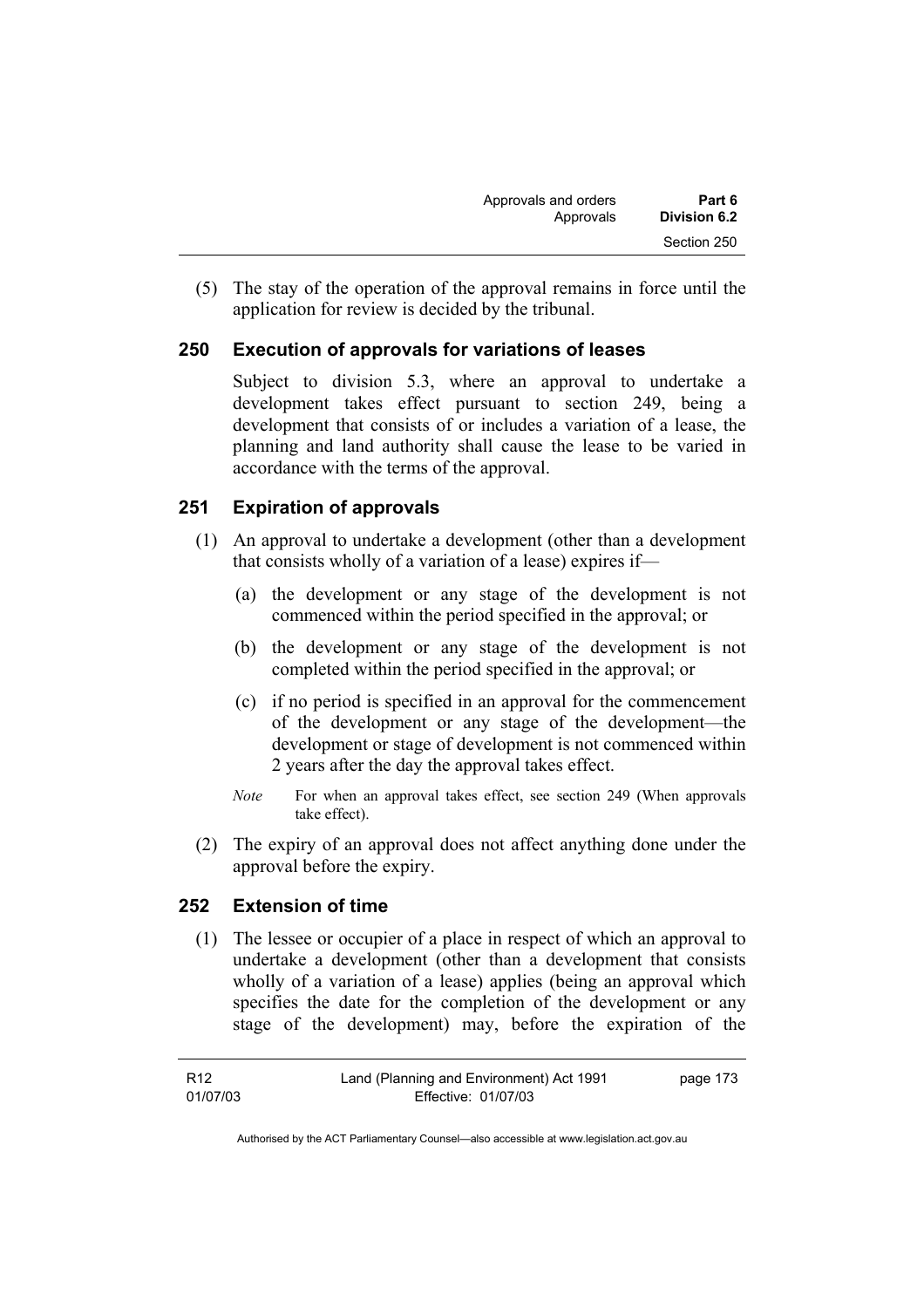(5) The stay of the operation of the approval remains in force until the application for review is decided by the tribunal.

## 250 Execution of approvals for variations of leases

Subject to division 5.3, where an approval to undertake a development takes effect pursuant to section 249, being a development that consists of or includes a variation of a lease, the planning and land authority shall cause the lease to be varied in accordance with the terms of the approval.

## 251 Expiration of approvals

(1) An approval to undertake a development (other than a development that consists wholly of a variation of a lease) expires if—

(a) the development or any stage of the development is not commenced within the period specified in the approval; or

(b) the development or any stage of the development is not completed within the period specified in the approval; or

(c) if no period is specified in an approval for the commencement of the development or any stage of the development—the development or stage of development is not commenced within 2 years after the day the approval takes effect.

*Note* For when an approval takes effect, see section 249 (When approvals take effect).

(2) The expiry of an approval does not affect anything done under the approval before the expiry.

## 252 Extension of time

(1) The lessee or occupier of a place in respect of which an approval to undertake a development (other than a development that consists wholly of a variation of a lease) applies (being an approval which specifies the date for the completion of the development or any stage of the development) may, before the expiration of the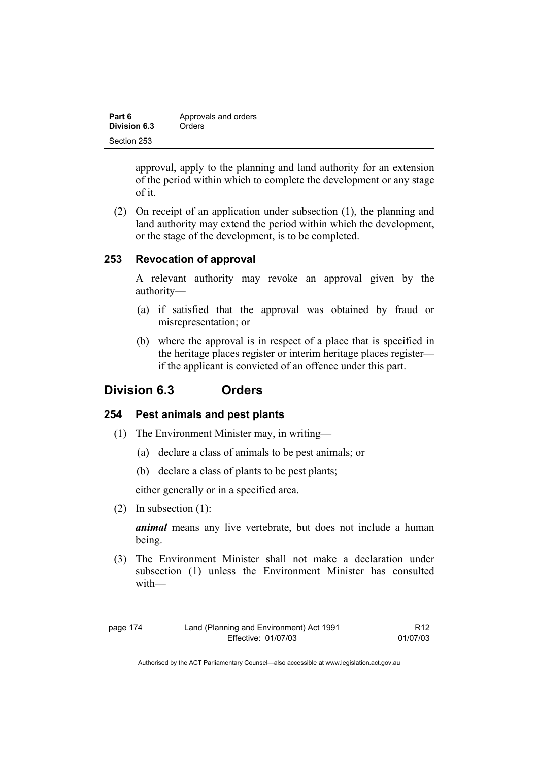approval, apply to the planning and land authority for an extension of the period within which to complete the development or any stage of it.

(2) On receipt of an application under subsection (1), the planning and land authority may extend the period within which the development, or the stage of the development, is to be completed.

### 253 Revocation of approval

A relevant authority may revoke an approval given by the authority—

(a) if satisfied that the approval was obtained by fraud or misrepresentation; or

(b) where the approval is in respect of a place that is specified in the heritage places register or interim heritage places register—if the applicant is convicted of an offence under this part.

## Division 6.3 Orders

### 254 Pest animals and pest plants

(1) The Environment Minister may, in writing—

(a) declare a class of animals to be pest animals; or

(b) declare a class of plants to be pest plants;

either generally or in a specified area.

(2) In subsection (1):

***animal*** means any live vertebrate, but does not include a human being.

(3) The Environment Minister shall not make a declaration under subsection (1) unless the Environment Minister has consulted with—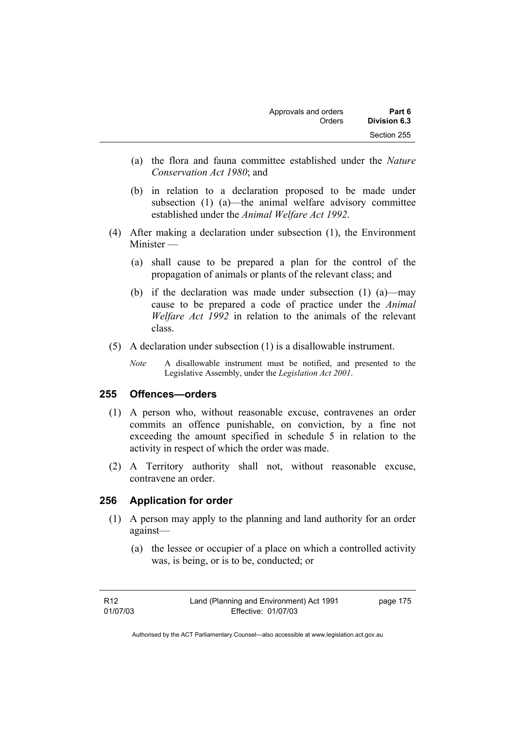(a) the flora and fauna committee established under the *Nature Conservation Act 1980*; and

(b) in relation to a declaration proposed to be made under subsection (1) (a)—the animal welfare advisory committee established under the *Animal Welfare Act 1992*.

(4) After making a declaration under subsection (1), the Environment Minister —

(a) shall cause to be prepared a plan for the control of the propagation of animals or plants of the relevant class; and

(b) if the declaration was made under subsection (1) (a)—may cause to be prepared a code of practice under the *Animal Welfare Act 1992* in relation to the animals of the relevant class.

(5) A declaration under subsection (1) is a disallowable instrument.

*Note* A disallowable instrument must be notified, and presented to the Legislative Assembly, under the *Legislation Act 2001*.

### 255 Offences—orders

(1) A person who, without reasonable excuse, contravenes an order commits an offence punishable, on conviction, by a fine not exceeding the amount specified in schedule 5 in relation to the activity in respect of which the order was made.

(2) A Territory authority shall not, without reasonable excuse, contravene an order.

### 256 Application for order

(1) A person may apply to the planning and land authority for an order against—

(a) the lessee or occupier of a place on which a controlled activity was, is being, or is to be, conducted; or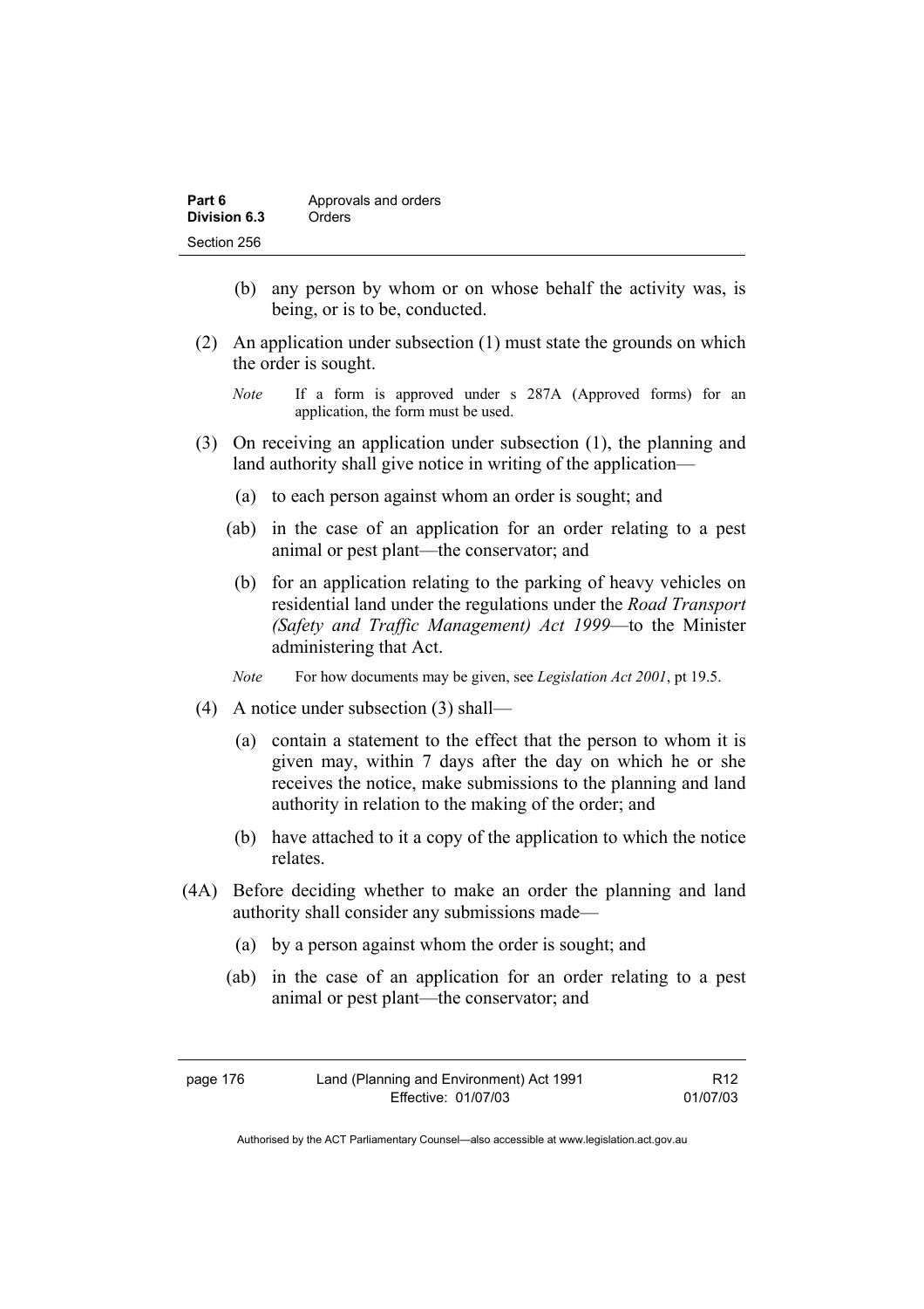(b) any person by whom or on whose behalf the activity was, is being, or is to be, conducted.

(2) An application under subsection (1) must state the grounds on which the order is sought.

*Note* If a form is approved under s 287A (Approved forms) for an application, the form must be used.

(3) On receiving an application under subsection (1), the planning and land authority shall give notice in writing of the application—

(a) to each person against whom an order is sought; and

(ab) in the case of an application for an order relating to a pest animal or pest plant—the conservator; and

(b) for an application relating to the parking of heavy vehicles on residential land under the regulations under the *Road Transport (Safety and Traffic Management) Act 1999*—to the Minister administering that Act.

*Note* For how documents may be given, see *Legislation Act 2001*, pt 19.5.

(4) A notice under subsection (3) shall—

(a) contain a statement to the effect that the person to whom it is given may, within 7 days after the day on which he or she receives the notice, make submissions to the planning and land authority in relation to the making of the order; and

(b) have attached to it a copy of the application to which the notice relates.

(4A) Before deciding whether to make an order the planning and land authority shall consider any submissions made—

(a) by a person against whom the order is sought; and

(ab) in the case of an application for an order relating to a pest animal or pest plant—the conservator; and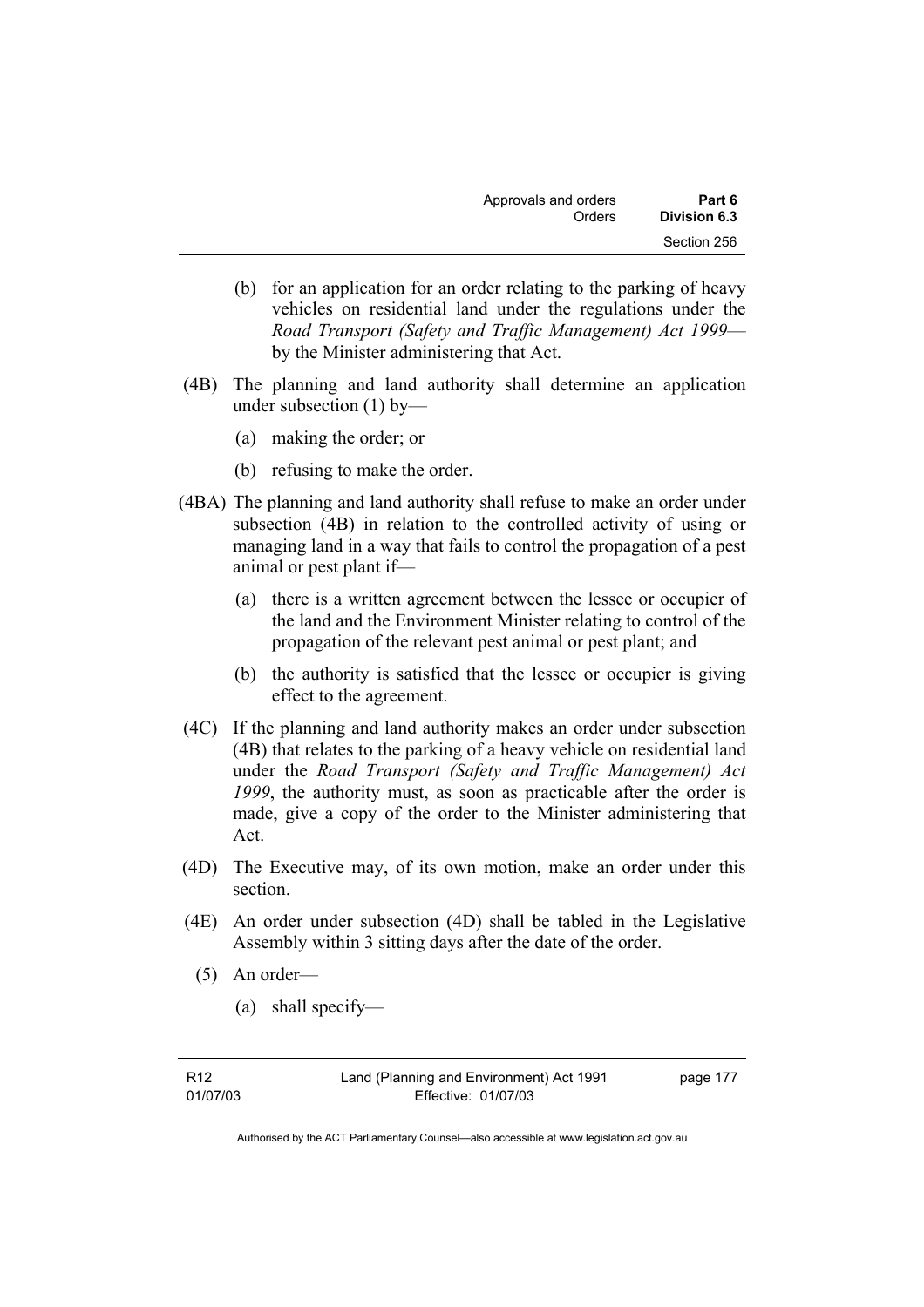(b) for an application for an order relating to the parking of heavy vehicles on residential land under the regulations under the *Road Transport (Safety and Traffic Management) Act 1999*—by the Minister administering that Act.

(4B) The planning and land authority shall determine an application under subsection (1) by—

(a) making the order; or

(b) refusing to make the order.

(4BA) The planning and land authority shall refuse to make an order under subsection (4B) in relation to the controlled activity of using or managing land in a way that fails to control the propagation of a pest animal or pest plant if—

(a) there is a written agreement between the lessee or occupier of the land and the Environment Minister relating to control of the propagation of the relevant pest animal or pest plant; and

(b) the authority is satisfied that the lessee or occupier is giving effect to the agreement.

(4C) If the planning and land authority makes an order under subsection (4B) that relates to the parking of a heavy vehicle on residential land under the *Road Transport (Safety and Traffic Management) Act 1999*, the authority must, as soon as practicable after the order is made, give a copy of the order to the Minister administering that Act.

(4D) The Executive may, of its own motion, make an order under this section.

(4E) An order under subsection (4D) shall be tabled in the Legislative Assembly within 3 sitting days after the date of the order.

(5) An order—

(a) shall specify—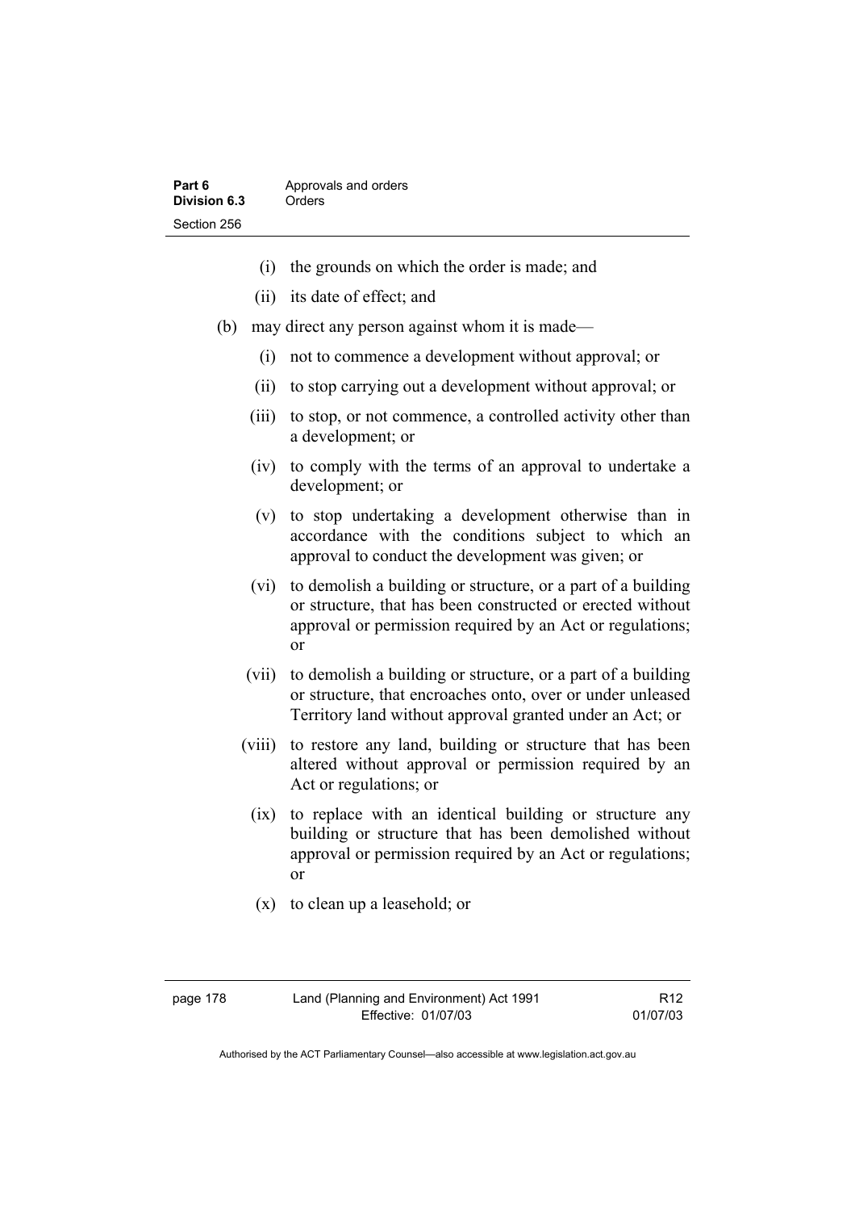(i) the grounds on which the order is made; and

(ii) its date of effect; and

(b) may direct any person against whom it is made—

(i) not to commence a development without approval; or

(ii) to stop carrying out a development without approval; or

(iii) to stop, or not commence, a controlled activity other than a development; or

(iv) to comply with the terms of an approval to undertake a development; or

(v) to stop undertaking a development otherwise than in accordance with the conditions subject to which an approval to conduct the development was given; or

(vi) to demolish a building or structure, or a part of a building or structure, that has been constructed or erected without approval or permission required by an Act or regulations; or

(vii) to demolish a building or structure, or a part of a building or structure, that encroaches onto, over or under unleased Territory land without approval granted under an Act; or

(viii) to restore any land, building or structure that has been altered without approval or permission required by an Act or regulations; or

(ix) to replace with an identical building or structure any building or structure that has been demolished without approval or permission required by an Act or regulations; or

(x) to clean up a leasehold; or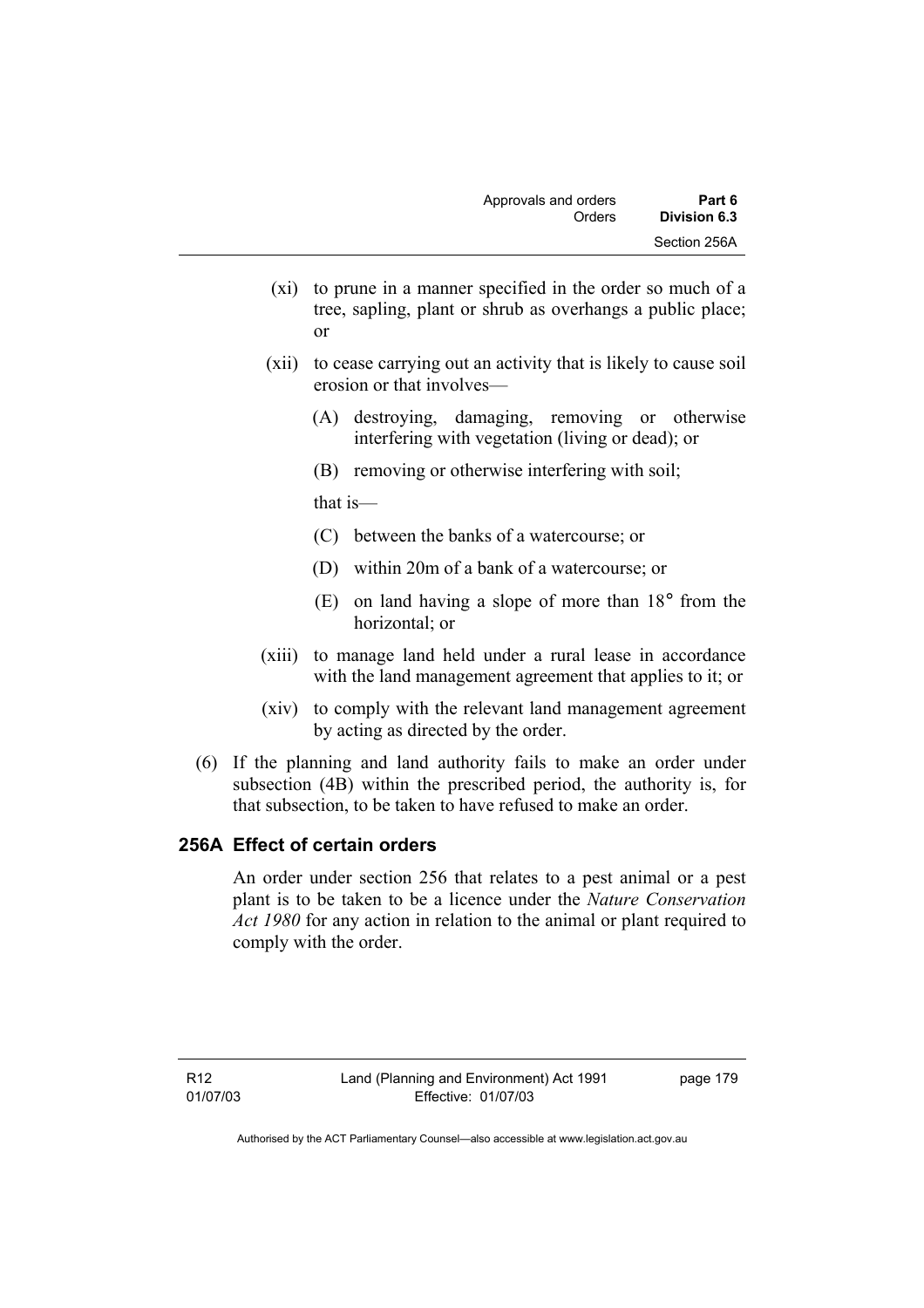(xi) to prune in a manner specified in the order so much of a tree, sapling, plant or shrub as overhangs a public place; or

(xii) to cease carrying out an activity that is likely to cause soil erosion or that involves—

(A) destroying, damaging, removing or otherwise interfering with vegetation (living or dead); or

(B) removing or otherwise interfering with soil;

that is—

(C) between the banks of a watercourse; or

(D) within 20m of a bank of a watercourse; or

(E) on land having a slope of more than 18° from the horizontal; or

(xiii) to manage land held under a rural lease in accordance with the land management agreement that applies to it; or

(xiv) to comply with the relevant land management agreement by acting as directed by the order.

(6) If the planning and land authority fails to make an order under subsection (4B) within the prescribed period, the authority is, for that subsection, to be taken to have refused to make an order.

### 256A Effect of certain orders

An order under section 256 that relates to a pest animal or a pest plant is to be taken to be a licence under the *Nature Conservation Act 1980* for any action in relation to the animal or plant required to comply with the order.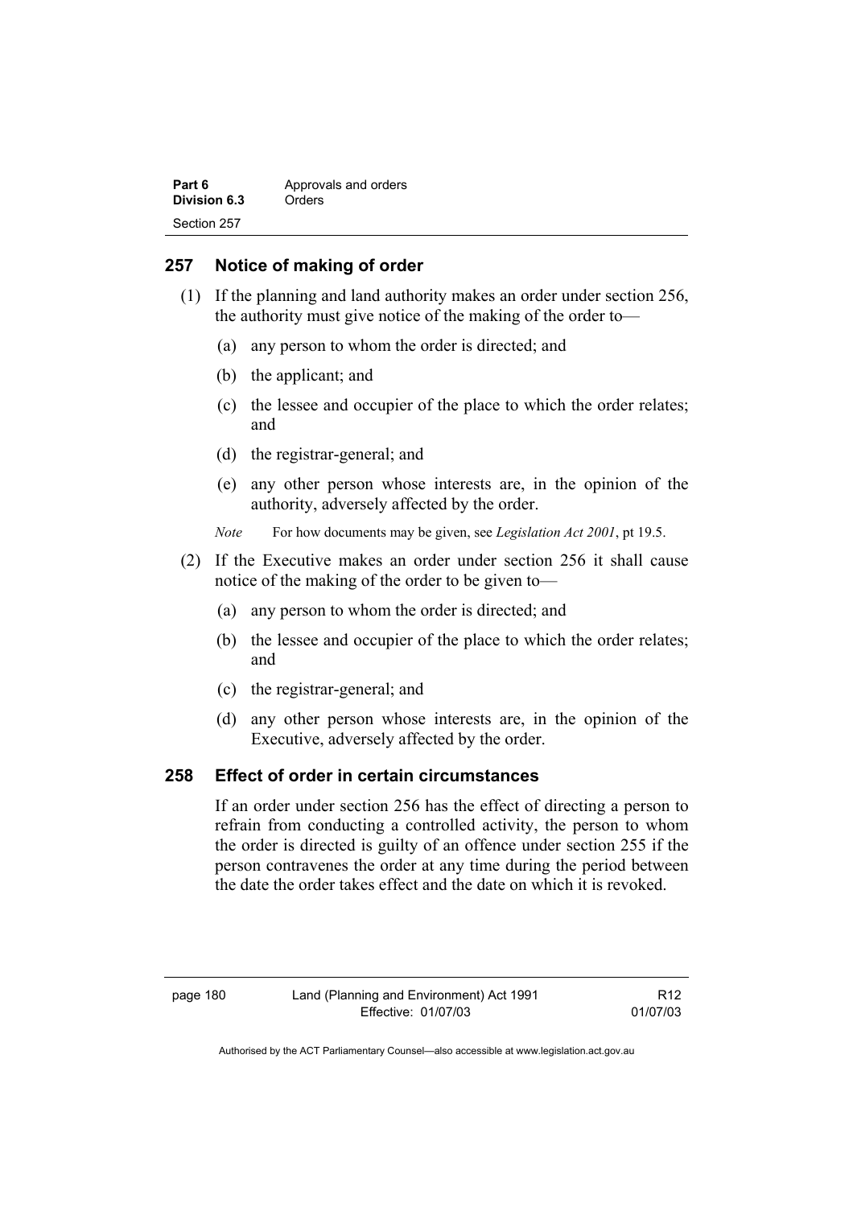## 257 Notice of making of order

(1) If the planning and land authority makes an order under section 256, the authority must give notice of the making of the order to—

(a) any person to whom the order is directed; and

(b) the applicant; and

(c) the lessee and occupier of the place to which the order relates; and

(d) the registrar-general; and

(e) any other person whose interests are, in the opinion of the authority, adversely affected by the order.

*Note* For how documents may be given, see *Legislation Act 2001*, pt 19.5.

(2) If the Executive makes an order under section 256 it shall cause notice of the making of the order to be given to—

(a) any person to whom the order is directed; and

(b) the lessee and occupier of the place to which the order relates; and

(c) the registrar-general; and

(d) any other person whose interests are, in the opinion of the Executive, adversely affected by the order.

## 258 Effect of order in certain circumstances

If an order under section 256 has the effect of directing a person to refrain from conducting a controlled activity, the person to whom the order is directed is guilty of an offence under section 255 if the person contravenes the order at any time during the period between the date the order takes effect and the date on which it is revoked.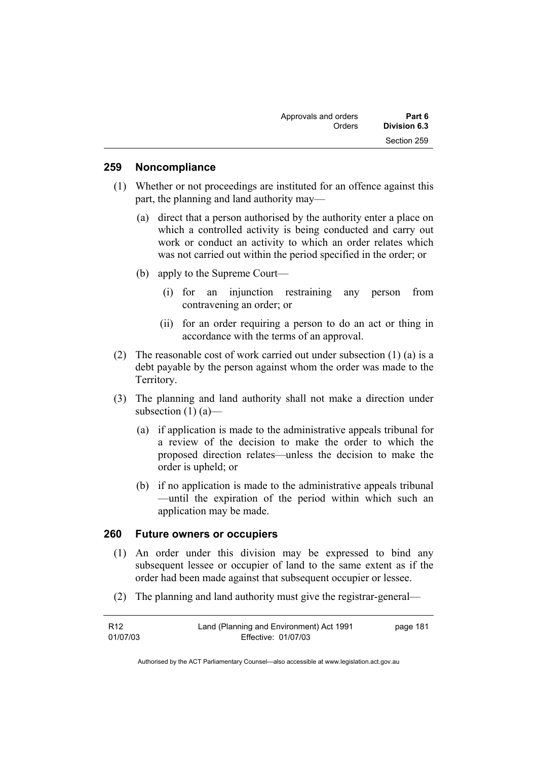## 259 Noncompliance

(1) Whether or not proceedings are instituted for an offence against this part, the planning and land authority may—

(a) direct that a person authorised by the authority enter a place on which a controlled activity is being conducted and carry out work or conduct an activity to which an order relates which was not carried out within the period specified in the order; or

(b) apply to the Supreme Court—

(i) for an injunction restraining any person from contravening an order; or

(ii) for an order requiring a person to do an act or thing in accordance with the terms of an approval.

(2) The reasonable cost of work carried out under subsection (1) (a) is a debt payable by the person against whom the order was made to the Territory.

(3) The planning and land authority shall not make a direction under subsection (1) (a)—

(a) if application is made to the administrative appeals tribunal for a review of the decision to make the order to which the proposed direction relates—unless the decision to make the order is upheld; or

(b) if no application is made to the administrative appeals tribunal—until the expiration of the period within which such an application may be made.

## 260 Future owners or occupiers

(1) An order under this division may be expressed to bind any subsequent lessee or occupier of land to the same extent as if the order had been made against that subsequent occupier or lessee.

(2) The planning and land authority must give the registrar-general—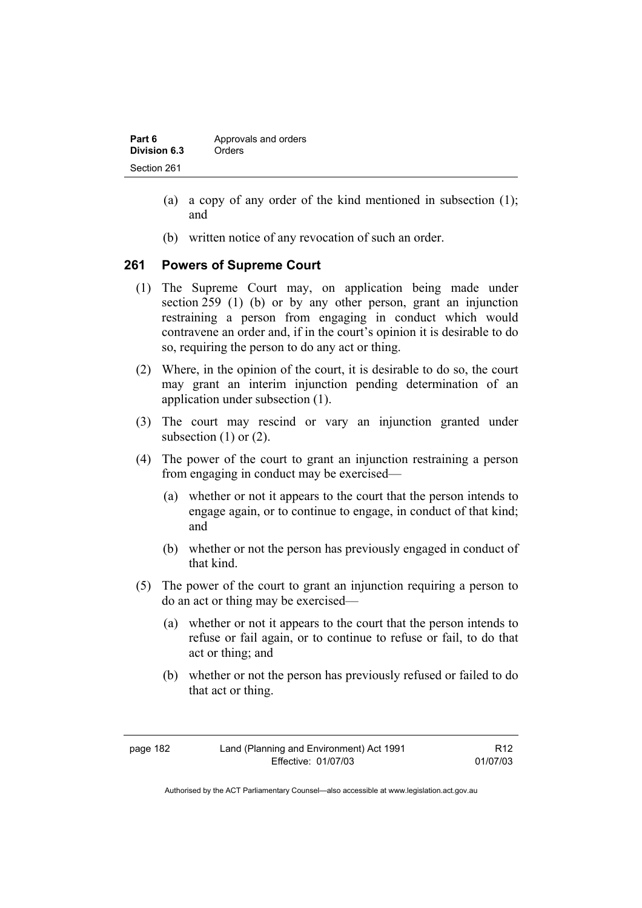(a) a copy of any order of the kind mentioned in subsection (1); and

(b) written notice of any revocation of such an order.

## 261 Powers of Supreme Court

(1) The Supreme Court may, on application being made under section 259 (1) (b) or by any other person, grant an injunction restraining a person from engaging in conduct which would contravene an order and, if in the court's opinion it is desirable to do so, requiring the person to do any act or thing.

(2) Where, in the opinion of the court, it is desirable to do so, the court may grant an interim injunction pending determination of an application under subsection (1).

(3) The court may rescind or vary an injunction granted under subsection (1) or (2).

(4) The power of the court to grant an injunction restraining a person from engaging in conduct may be exercised—

(a) whether or not it appears to the court that the person intends to engage again, or to continue to engage, in conduct of that kind; and

(b) whether or not the person has previously engaged in conduct of that kind.

(5) The power of the court to grant an injunction requiring a person to do an act or thing may be exercised—

(a) whether or not it appears to the court that the person intends to refuse or fail again, or to continue to refuse or fail, to do that act or thing; and

(b) whether or not the person has previously refused or failed to do that act or thing.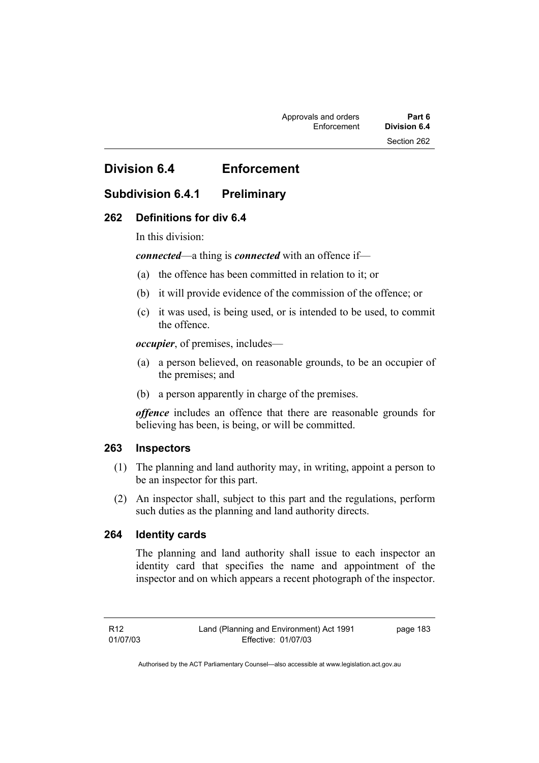# Division 6.4 Enforcement

## Subdivision 6.4.1 Preliminary

### 262 Definitions for div 6.4

In this division:

***connected***—a thing is ***connected*** with an offence if—

(a) the offence has been committed in relation to it; or

(b) it will provide evidence of the commission of the offence; or

(c) it was used, is being used, or is intended to be used, to commit the offence.

***occupier***, of premises, includes—

(a) a person believed, on reasonable grounds, to be an occupier of the premises; and

(b) a person apparently in charge of the premises.

***offence*** includes an offence that there are reasonable grounds for believing has been, is being, or will be committed.

### 263 Inspectors

(1) The planning and land authority may, in writing, appoint a person to be an inspector for this part.

(2) An inspector shall, subject to this part and the regulations, perform such duties as the planning and land authority directs.

### 264 Identity cards

The planning and land authority shall issue to each inspector an identity card that specifies the name and appointment of the inspector and on which appears a recent photograph of the inspector.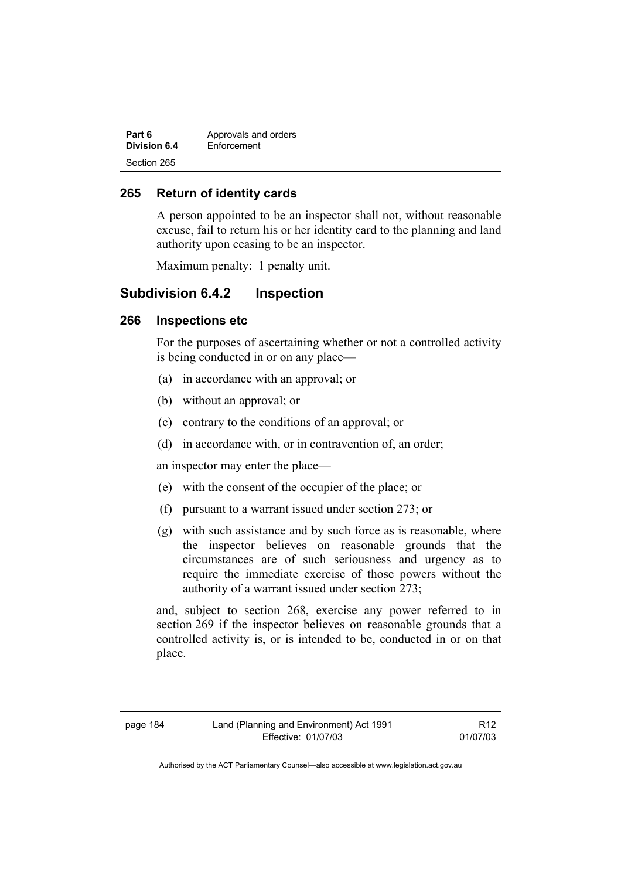### 265 Return of identity cards

A person appointed to be an inspector shall not, without reasonable excuse, fail to return his or her identity card to the planning and land authority upon ceasing to be an inspector.

Maximum penalty: 1 penalty unit.

## Subdivision 6.4.2 Inspection

### 266 Inspections etc

For the purposes of ascertaining whether or not a controlled activity is being conducted in or on any place—

(a) in accordance with an approval; or

(b) without an approval; or

(c) contrary to the conditions of an approval; or

(d) in accordance with, or in contravention of, an order;

an inspector may enter the place—

(e) with the consent of the occupier of the place; or

(f) pursuant to a warrant issued under section 273; or

(g) with such assistance and by such force as is reasonable, where the inspector believes on reasonable grounds that the circumstances are of such seriousness and urgency as to require the immediate exercise of those powers without the authority of a warrant issued under section 273;

and, subject to section 268, exercise any power referred to in section 269 if the inspector believes on reasonable grounds that a controlled activity is, or is intended to be, conducted in or on that place.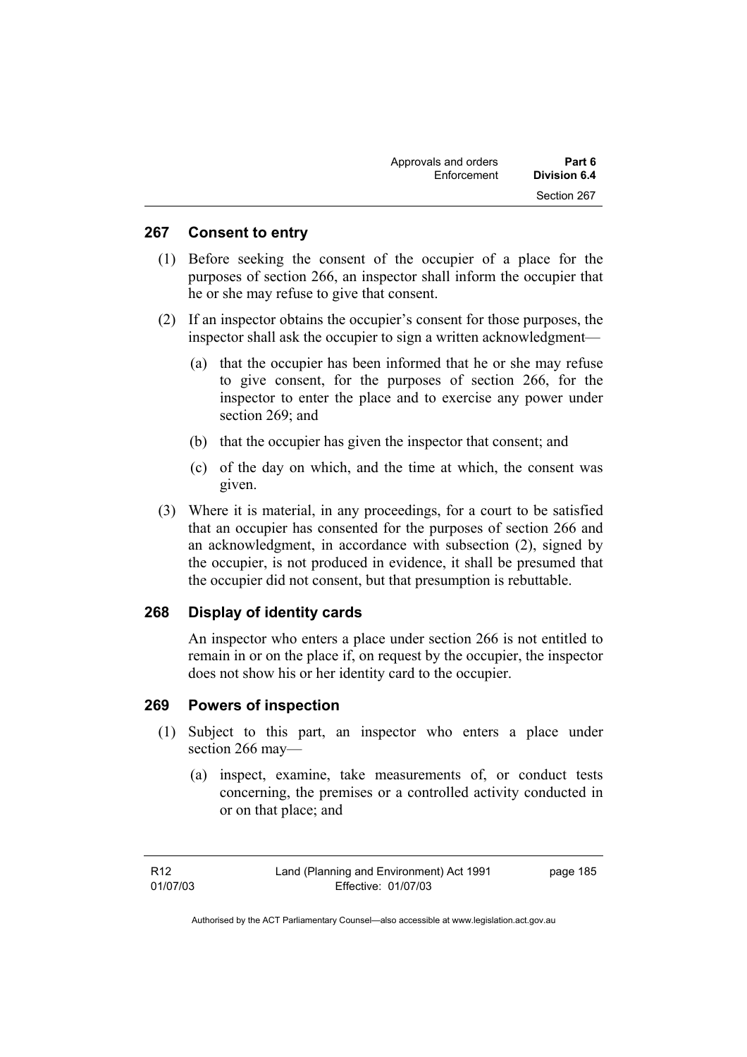## 267 Consent to entry

(1) Before seeking the consent of the occupier of a place for the purposes of section 266, an inspector shall inform the occupier that he or she may refuse to give that consent.

(2) If an inspector obtains the occupier's consent for those purposes, the inspector shall ask the occupier to sign a written acknowledgment—

(a) that the occupier has been informed that he or she may refuse to give consent, for the purposes of section 266, for the inspector to enter the place and to exercise any power under section 269; and

(b) that the occupier has given the inspector that consent; and

(c) of the day on which, and the time at which, the consent was given.

(3) Where it is material, in any proceedings, for a court to be satisfied that an occupier has consented for the purposes of section 266 and an acknowledgment, in accordance with subsection (2), signed by the occupier, is not produced in evidence, it shall be presumed that the occupier did not consent, but that presumption is rebuttable.

## 268 Display of identity cards

An inspector who enters a place under section 266 is not entitled to remain in or on the place if, on request by the occupier, the inspector does not show his or her identity card to the occupier.

## 269 Powers of inspection

(1) Subject to this part, an inspector who enters a place under section 266 may—

(a) inspect, examine, take measurements of, or conduct tests concerning, the premises or a controlled activity conducted in or on that place; and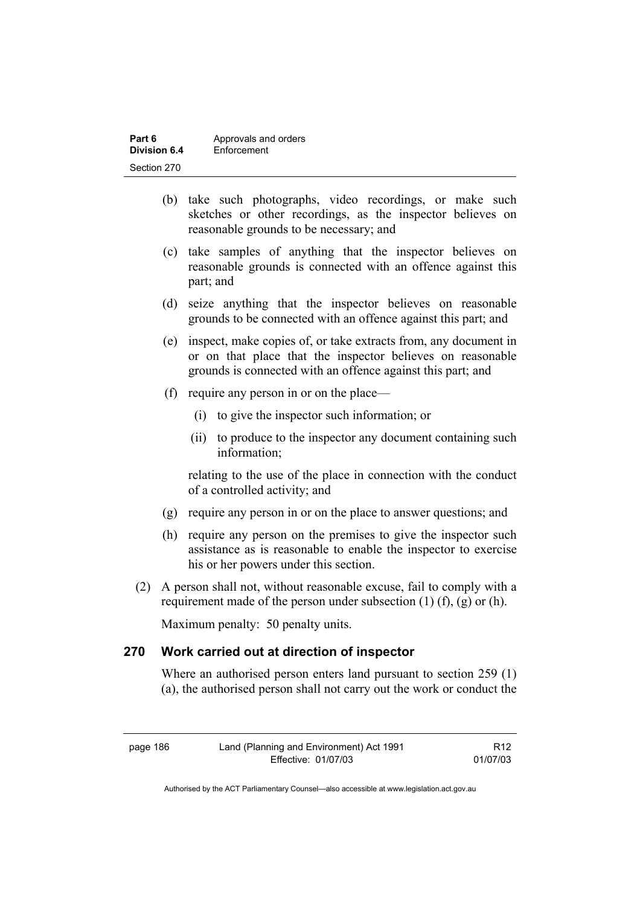(b) take such photographs, video recordings, or make such sketches or other recordings, as the inspector believes on reasonable grounds to be necessary; and

(c) take samples of anything that the inspector believes on reasonable grounds is connected with an offence against this part; and

(d) seize anything that the inspector believes on reasonable grounds to be connected with an offence against this part; and

(e) inspect, make copies of, or take extracts from, any document in or on that place that the inspector believes on reasonable grounds is connected with an offence against this part; and

(f) require any person in or on the place—

(i) to give the inspector such information; or

(ii) to produce to the inspector any document containing such information;

relating to the use of the place in connection with the conduct of a controlled activity; and

(g) require any person in or on the place to answer questions; and

(h) require any person on the premises to give the inspector such assistance as is reasonable to enable the inspector to exercise his or her powers under this section.

(2) A person shall not, without reasonable excuse, fail to comply with a requirement made of the person under subsection (1) (f), (g) or (h).

Maximum penalty: 50 penalty units.

### 270 Work carried out at direction of inspector

Where an authorised person enters land pursuant to section 259 (1) (a), the authorised person shall not carry out the work or conduct the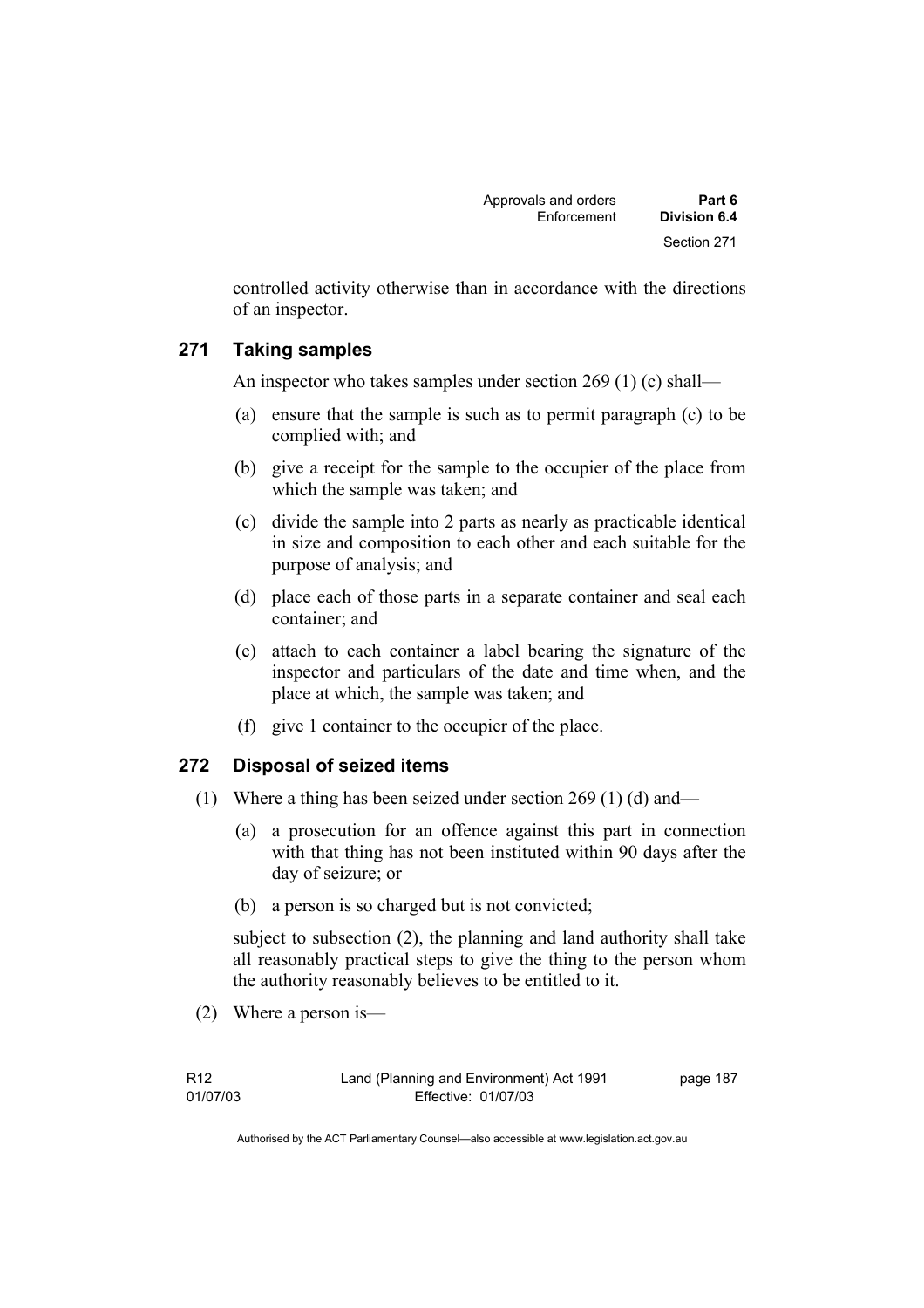controlled activity otherwise than in accordance with the directions of an inspector.

## 271 Taking samples

An inspector who takes samples under section 269 (1) (c) shall—

(a) ensure that the sample is such as to permit paragraph (c) to be complied with; and

(b) give a receipt for the sample to the occupier of the place from which the sample was taken; and

(c) divide the sample into 2 parts as nearly as practicable identical in size and composition to each other and each suitable for the purpose of analysis; and

(d) place each of those parts in a separate container and seal each container; and

(e) attach to each container a label bearing the signature of the inspector and particulars of the date and time when, and the place at which, the sample was taken; and

(f) give 1 container to the occupier of the place.

## 272 Disposal of seized items

(1) Where a thing has been seized under section 269 (1) (d) and—

(a) a prosecution for an offence against this part in connection with that thing has not been instituted within 90 days after the day of seizure; or

(b) a person is so charged but is not convicted;

subject to subsection (2), the planning and land authority shall take all reasonably practical steps to give the thing to the person whom the authority reasonably believes to be entitled to it.

(2) Where a person is—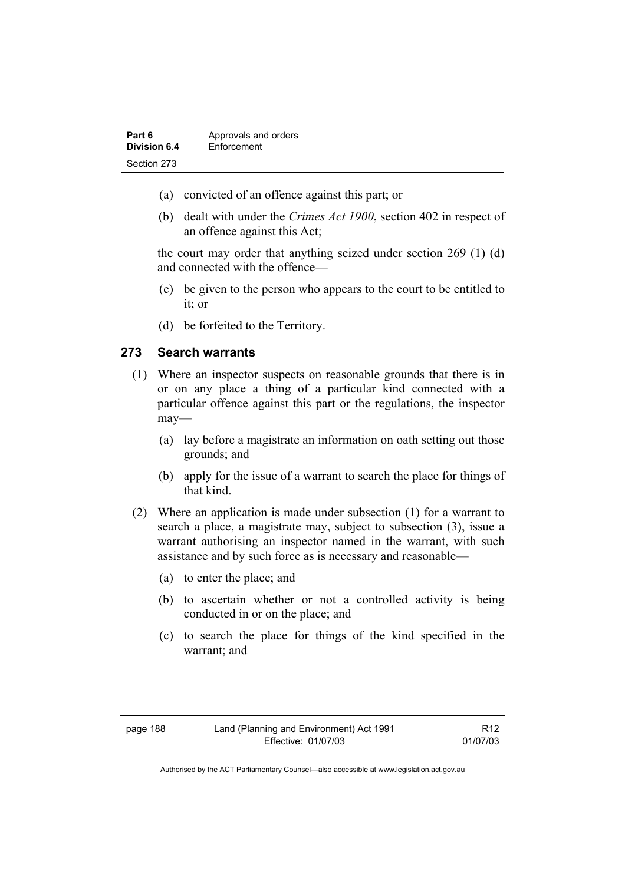(a) convicted of an offence against this part; or

(b) dealt with under the *Crimes Act 1900*, section 402 in respect of an offence against this Act;

the court may order that anything seized under section 269 (1) (d) and connected with the offence—

(c) be given to the person who appears to the court to be entitled to it; or

(d) be forfeited to the Territory.

### 273 Search warrants

(1) Where an inspector suspects on reasonable grounds that there is in or on any place a thing of a particular kind connected with a particular offence against this part or the regulations, the inspector may—

(a) lay before a magistrate an information on oath setting out those grounds; and

(b) apply for the issue of a warrant to search the place for things of that kind.

(2) Where an application is made under subsection (1) for a warrant to search a place, a magistrate may, subject to subsection (3), issue a warrant authorising an inspector named in the warrant, with such assistance and by such force as is necessary and reasonable—

(a) to enter the place; and

(b) to ascertain whether or not a controlled activity is being conducted in or on the place; and

(c) to search the place for things of the kind specified in the warrant; and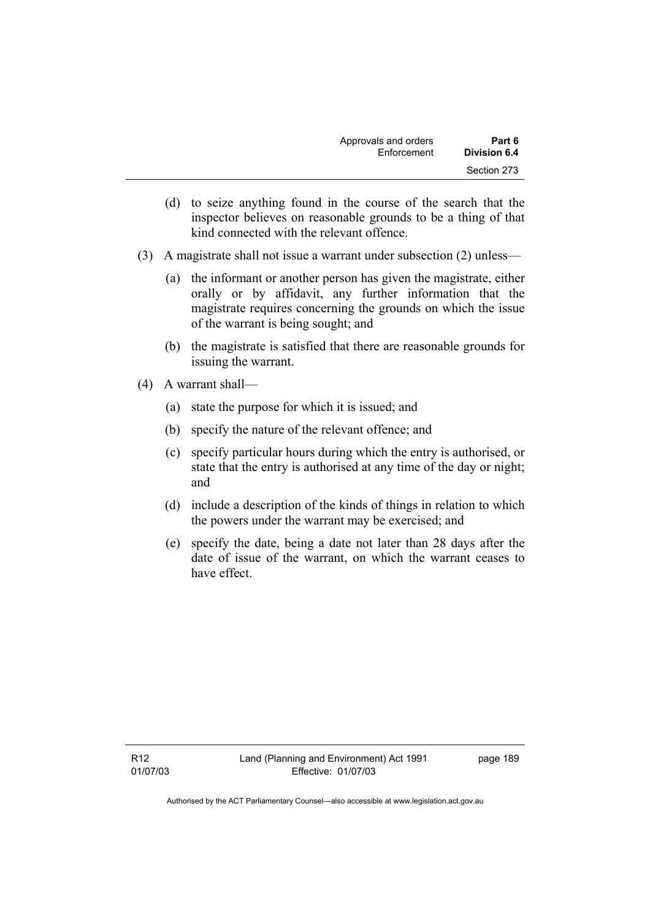(d) to seize anything found in the course of the search that the inspector believes on reasonable grounds to be a thing of that kind connected with the relevant offence.

(3) A magistrate shall not issue a warrant under subsection (2) unless—

(a) the informant or another person has given the magistrate, either orally or by affidavit, any further information that the magistrate requires concerning the grounds on which the issue of the warrant is being sought; and

(b) the magistrate is satisfied that there are reasonable grounds for issuing the warrant.

(4) A warrant shall—

(a) state the purpose for which it is issued; and

(b) specify the nature of the relevant offence; and

(c) specify particular hours during which the entry is authorised, or state that the entry is authorised at any time of the day or night; and

(d) include a description of the kinds of things in relation to which the powers under the warrant may be exercised; and

(e) specify the date, being a date not later than 28 days after the date of issue of the warrant, on which the warrant ceases to have effect.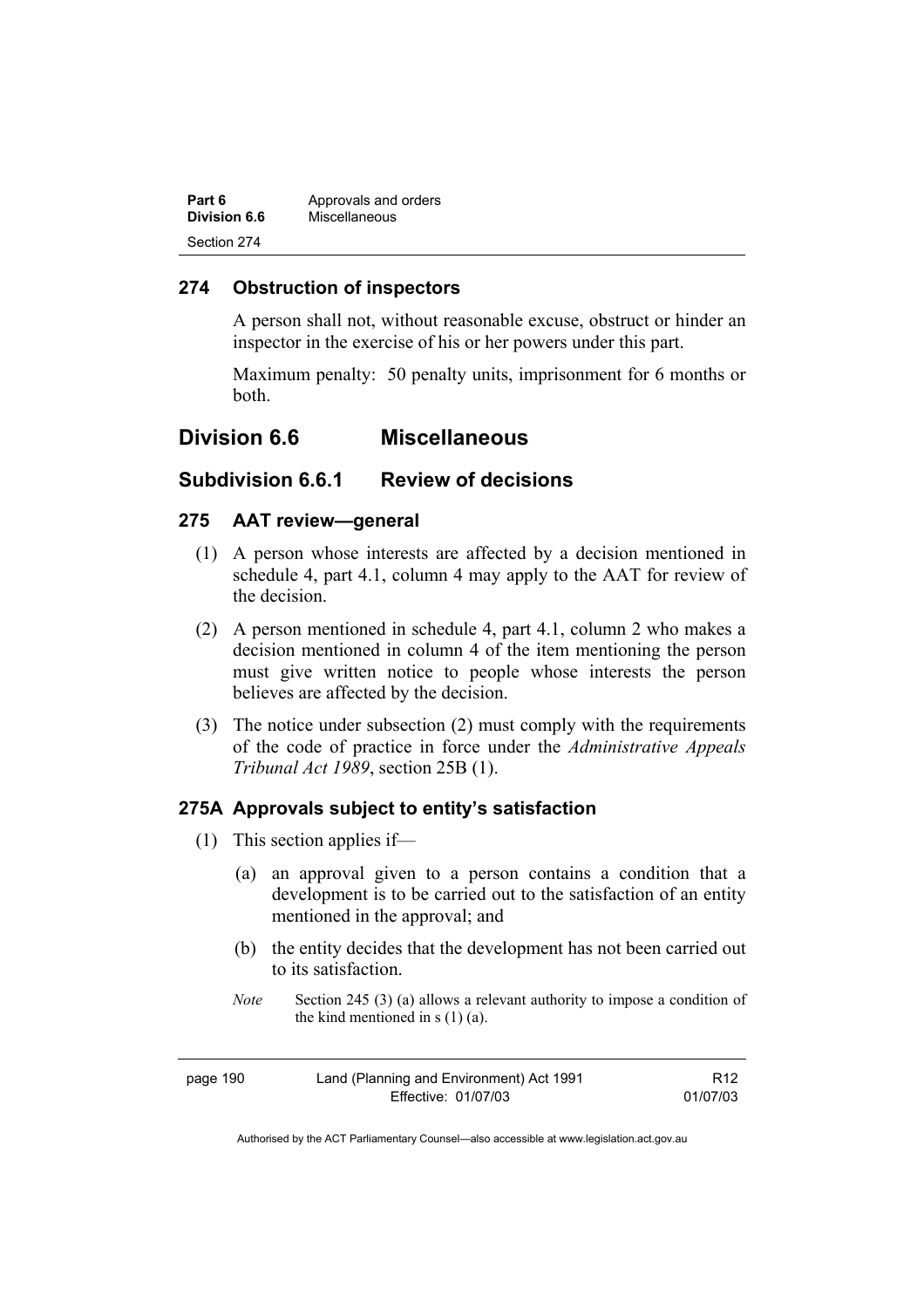## 274 Obstruction of inspectors

A person shall not, without reasonable excuse, obstruct or hinder an inspector in the exercise of his or her powers under this part.

Maximum penalty: 50 penalty units, imprisonment for 6 months or both.

# Division 6.6 Miscellaneous

## Subdivision 6.6.1 Review of decisions

### 275 AAT review—general

(1) A person whose interests are affected by a decision mentioned in schedule 4, part 4.1, column 4 may apply to the AAT for review of the decision.

(2) A person mentioned in schedule 4, part 4.1, column 2 who makes a decision mentioned in column 4 of the item mentioning the person must give written notice to people whose interests the person believes are affected by the decision.

(3) The notice under subsection (2) must comply with the requirements of the code of practice in force under the *Administrative Appeals Tribunal Act 1989*, section 25B (1).

### 275A Approvals subject to entity's satisfaction

(1) This section applies if—

(a) an approval given to a person contains a condition that a development is to be carried out to the satisfaction of an entity mentioned in the approval; and

(b) the entity decides that the development has not been carried out to its satisfaction.

*Note* Section 245 (3) (a) allows a relevant authority to impose a condition of the kind mentioned in s (1) (a).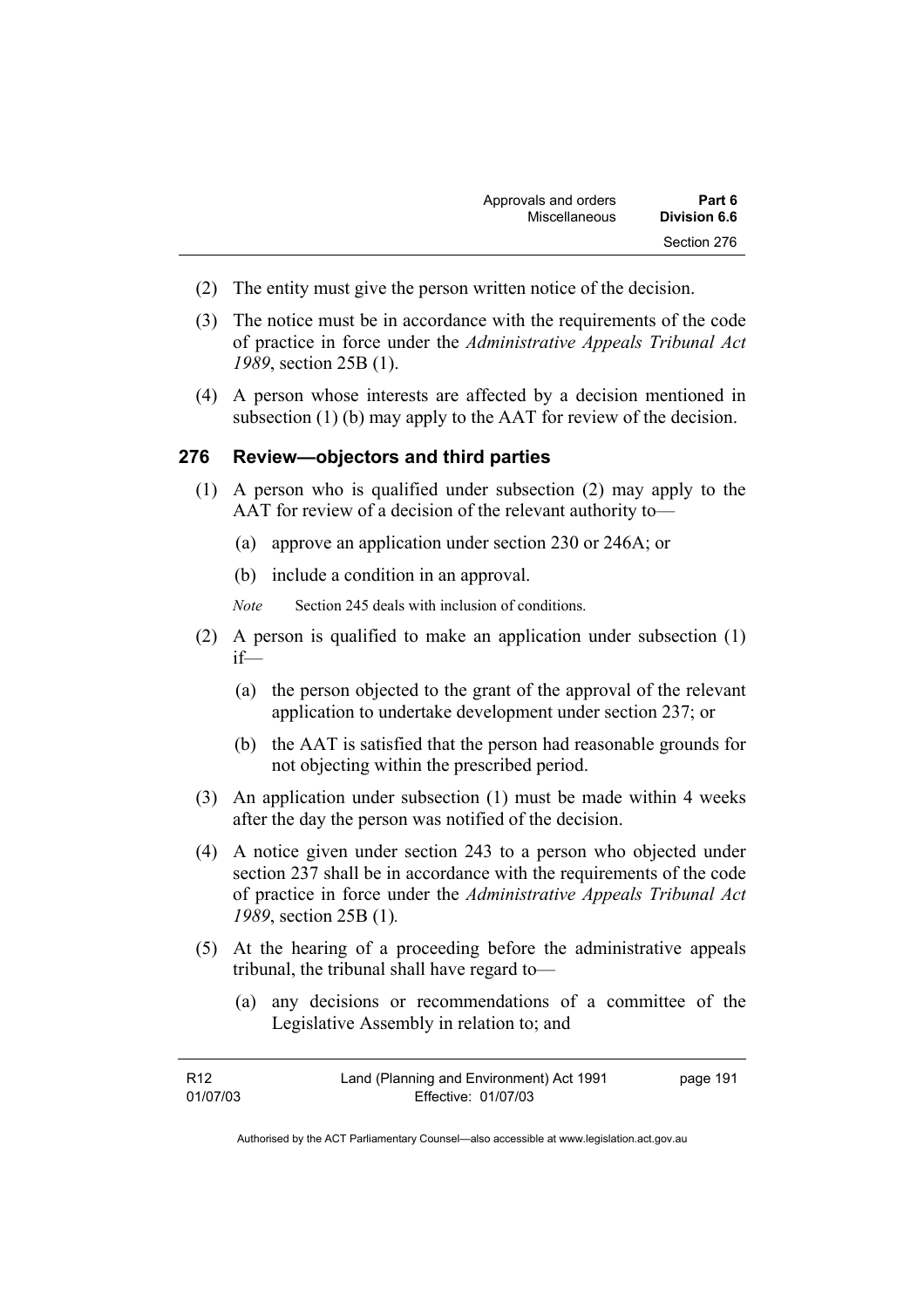(2) The entity must give the person written notice of the decision.

(3) The notice must be in accordance with the requirements of the code of practice in force under the *Administrative Appeals Tribunal Act 1989*, section 25B (1).

(4) A person whose interests are affected by a decision mentioned in subsection (1) (b) may apply to the AAT for review of the decision.

## 276 Review—objectors and third parties

(1) A person who is qualified under subsection (2) may apply to the AAT for review of a decision of the relevant authority to—

(a) approve an application under section 230 or 246A; or

(b) include a condition in an approval.

*Note* Section 245 deals with inclusion of conditions.

(2) A person is qualified to make an application under subsection (1) if—

(a) the person objected to the grant of the approval of the relevant application to undertake development under section 237; or

(b) the AAT is satisfied that the person had reasonable grounds for not objecting within the prescribed period.

(3) An application under subsection (1) must be made within 4 weeks after the day the person was notified of the decision.

(4) A notice given under section 243 to a person who objected under section 237 shall be in accordance with the requirements of the code of practice in force under the *Administrative Appeals Tribunal Act 1989*, section 25B (1).

(5) At the hearing of a proceeding before the administrative appeals tribunal, the tribunal shall have regard to—

(a) any decisions or recommendations of a committee of the Legislative Assembly in relation to; and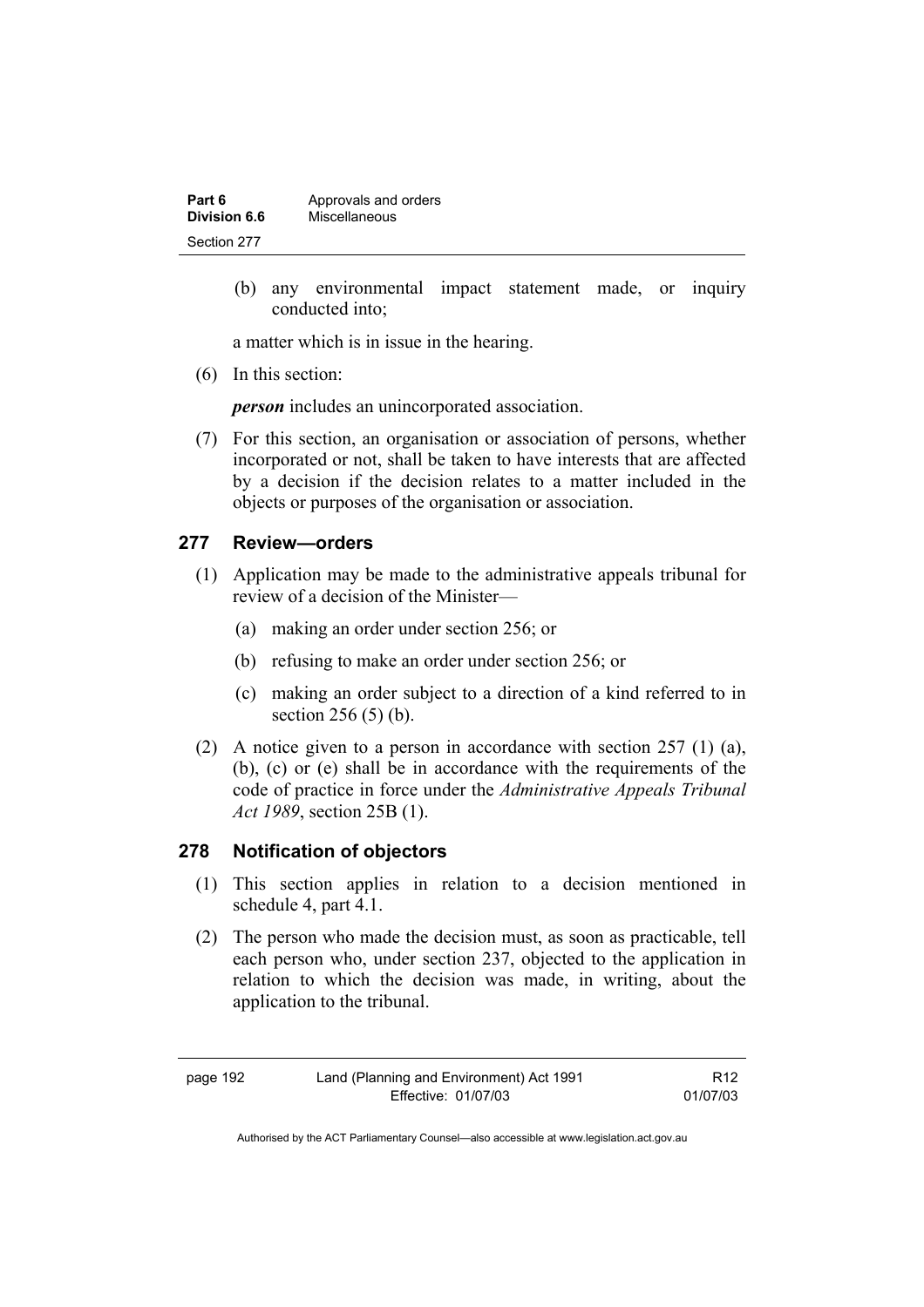(b) any environmental impact statement made, or inquiry conducted into;

a matter which is in issue in the hearing.

(6) In this section:

***person*** includes an unincorporated association.

(7) For this section, an organisation or association of persons, whether incorporated or not, shall be taken to have interests that are affected by a decision if the decision relates to a matter included in the objects or purposes of the organisation or association.

## 277 Review—orders

(1) Application may be made to the administrative appeals tribunal for review of a decision of the Minister—

(a) making an order under section 256; or

(b) refusing to make an order under section 256; or

(c) making an order subject to a direction of a kind referred to in section 256 (5) (b).

(2) A notice given to a person in accordance with section 257 (1) (a), (b), (c) or (e) shall be in accordance with the requirements of the code of practice in force under the *Administrative Appeals Tribunal Act 1989*, section 25B (1).

## 278 Notification of objectors

(1) This section applies in relation to a decision mentioned in schedule 4, part 4.1.

(2) The person who made the decision must, as soon as practicable, tell each person who, under section 237, objected to the application in relation to which the decision was made, in writing, about the application to the tribunal.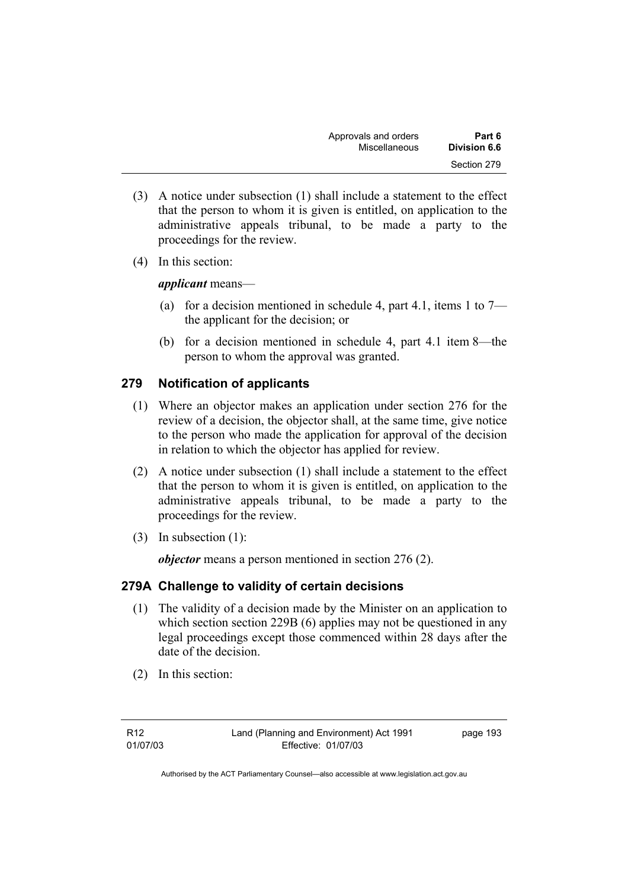(3) A notice under subsection (1) shall include a statement to the effect that the person to whom it is given is entitled, on application to the administrative appeals tribunal, to be made a party to the proceedings for the review.

(4) In this section:

***applicant*** means—

(a) for a decision mentioned in schedule 4, part 4.1, items 1 to 7—the applicant for the decision; or

(b) for a decision mentioned in schedule 4, part 4.1 item 8—the person to whom the approval was granted.

## 279 Notification of applicants

(1) Where an objector makes an application under section 276 for the review of a decision, the objector shall, at the same time, give notice to the person who made the application for approval of the decision in relation to which the objector has applied for review.

(2) A notice under subsection (1) shall include a statement to the effect that the person to whom it is given is entitled, on application to the administrative appeals tribunal, to be made a party to the proceedings for the review.

(3) In subsection (1):

***objector*** means a person mentioned in section 276 (2).

## 279A Challenge to validity of certain decisions

(1) The validity of a decision made by the Minister on an application to which section section 229B (6) applies may not be questioned in any legal proceedings except those commenced within 28 days after the date of the decision.

(2) In this section: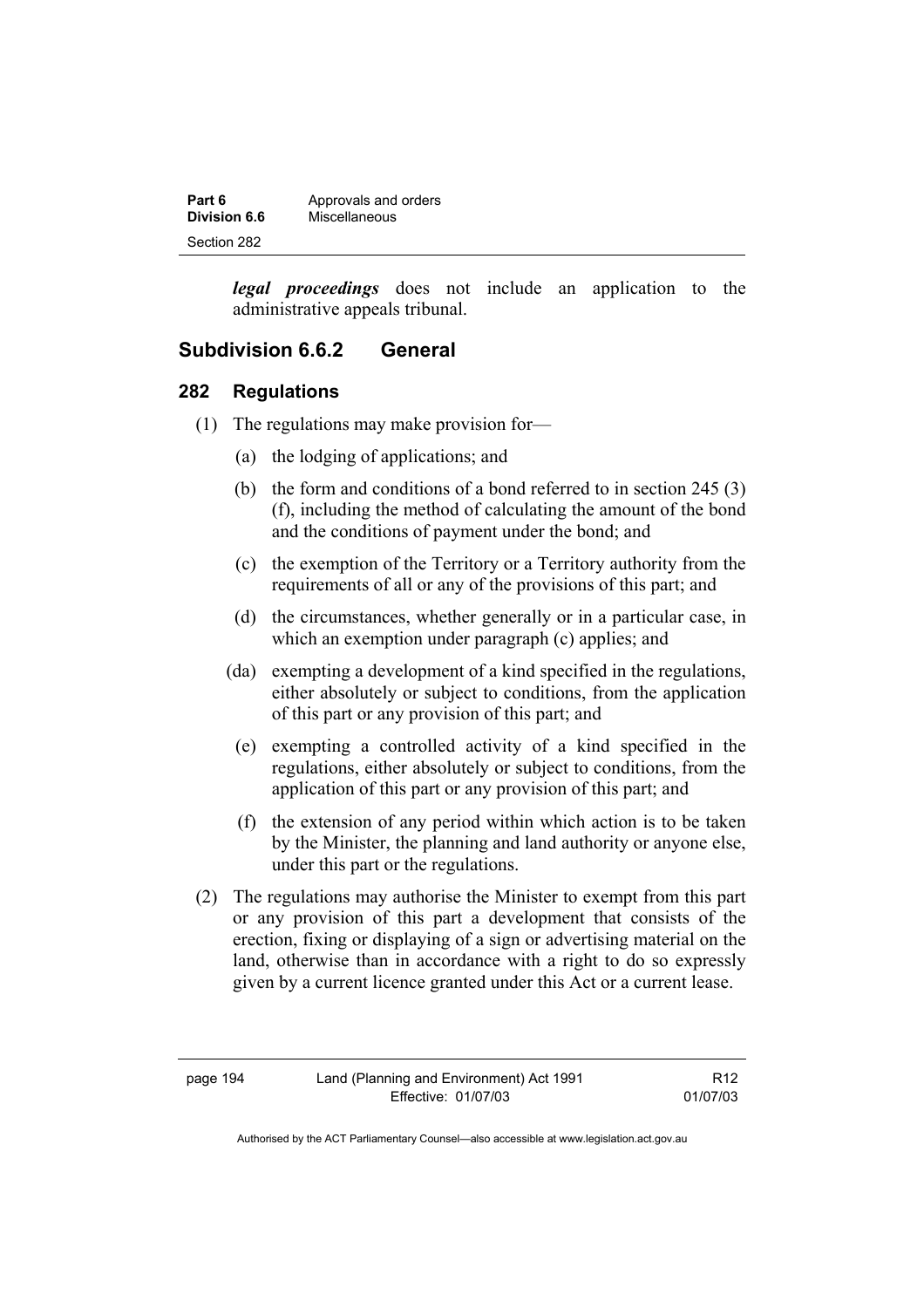***legal proceedings*** does not include an application to the administrative appeals tribunal.

## Subdivision 6.6.2 General

### 282 Regulations

(1) The regulations may make provision for—

(a) the lodging of applications; and

(b) the form and conditions of a bond referred to in section 245 (3) (f), including the method of calculating the amount of the bond and the conditions of payment under the bond; and

(c) the exemption of the Territory or a Territory authority from the requirements of all or any of the provisions of this part; and

(d) the circumstances, whether generally or in a particular case, in which an exemption under paragraph (c) applies; and

(da) exempting a development of a kind specified in the regulations, either absolutely or subject to conditions, from the application of this part or any provision of this part; and

(e) exempting a controlled activity of a kind specified in the regulations, either absolutely or subject to conditions, from the application of this part or any provision of this part; and

(f) the extension of any period within which action is to be taken by the Minister, the planning and land authority or anyone else, under this part or the regulations.

(2) The regulations may authorise the Minister to exempt from this part or any provision of this part a development that consists of the erection, fixing or displaying of a sign or advertising material on the land, otherwise than in accordance with a right to do so expressly given by a current licence granted under this Act or a current lease.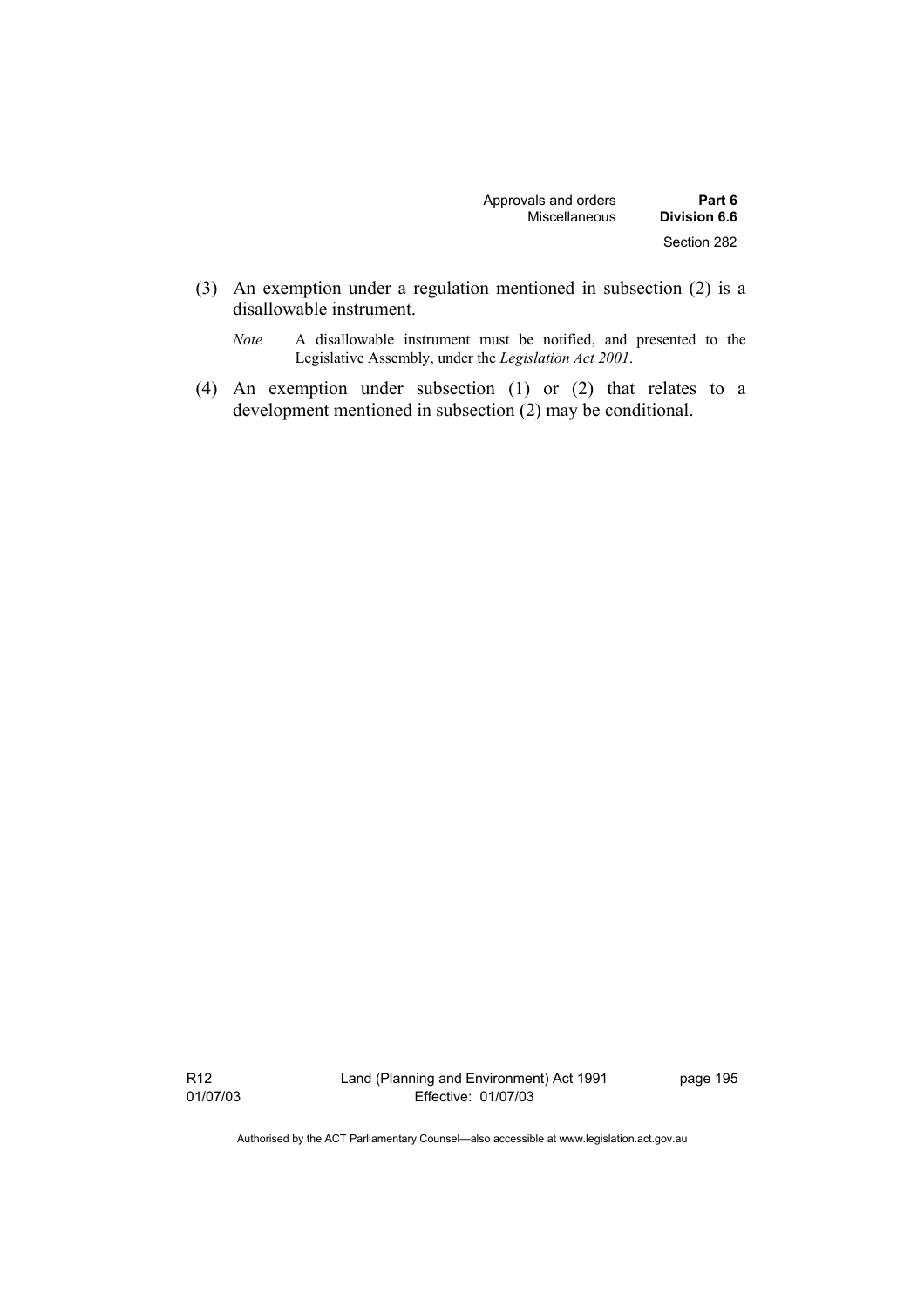(3) An exemption under a regulation mentioned in subsection (2) is a disallowable instrument.

*Note* A disallowable instrument must be notified, and presented to the Legislative Assembly, under the *Legislation Act 2001*.

(4) An exemption under subsection (1) or (2) that relates to a development mentioned in subsection (2) may be conditional.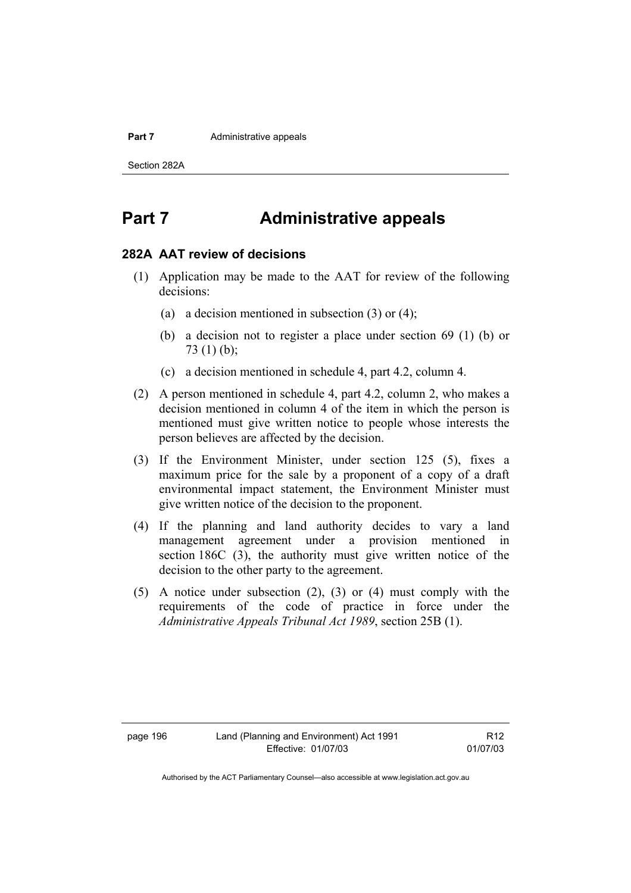# Part 7 Administrative appeals

## 282A AAT review of decisions

(1) Application may be made to the AAT for review of the following decisions:

(a) a decision mentioned in subsection (3) or (4);

(b) a decision not to register a place under section 69 (1) (b) or 73 (1) (b);

(c) a decision mentioned in schedule 4, part 4.2, column 4.

(2) A person mentioned in schedule 4, part 4.2, column 2, who makes a decision mentioned in column 4 of the item in which the person is mentioned must give written notice to people whose interests the person believes are affected by the decision.

(3) If the Environment Minister, under section 125 (5), fixes a maximum price for the sale by a proponent of a copy of a draft environmental impact statement, the Environment Minister must give written notice of the decision to the proponent.

(4) If the planning and land authority decides to vary a land management agreement under a provision mentioned in section 186C (3), the authority must give written notice of the decision to the other party to the agreement.

(5) A notice under subsection (2), (3) or (4) must comply with the requirements of the code of practice in force under the *Administrative Appeals Tribunal Act 1989*, section 25B (1).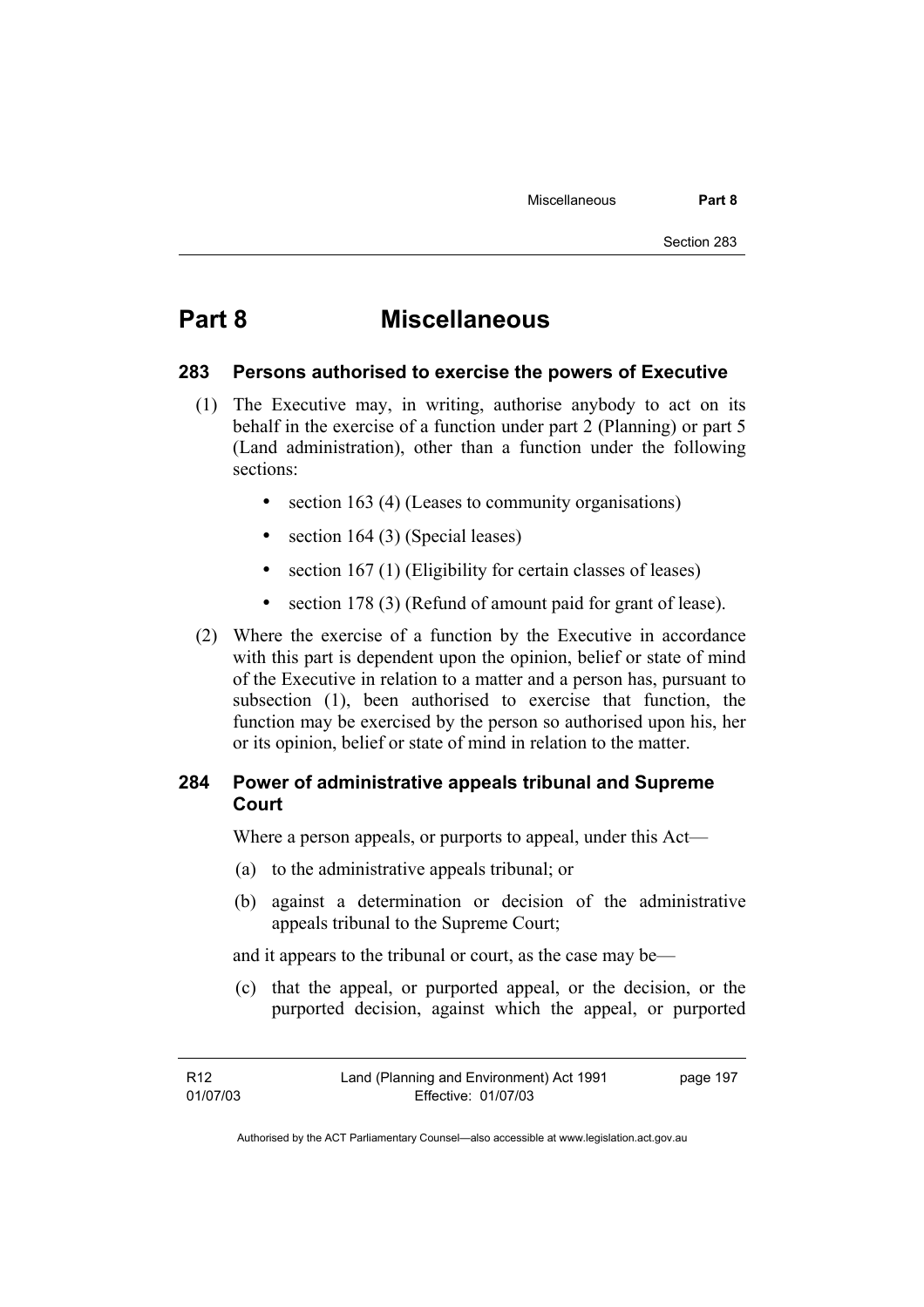# Part 8 Miscellaneous

## 283 Persons authorised to exercise the powers of Executive

(1) The Executive may, in writing, authorise anybody to act on its behalf in the exercise of a function under part 2 (Planning) or part 5 (Land administration), other than a function under the following sections:

- section 163 (4) (Leases to community organisations)
- section 164 (3) (Special leases)
- section 167 (1) (Eligibility for certain classes of leases)
- section 178 (3) (Refund of amount paid for grant of lease).

(2) Where the exercise of a function by the Executive in accordance with this part is dependent upon the opinion, belief or state of mind of the Executive in relation to a matter and a person has, pursuant to subsection (1), been authorised to exercise that function, the function may be exercised by the person so authorised upon his, her or its opinion, belief or state of mind in relation to the matter.

## 284 Power of administrative appeals tribunal and Supreme Court

Where a person appeals, or purports to appeal, under this Act—

(a) to the administrative appeals tribunal; or

(b) against a determination or decision of the administrative appeals tribunal to the Supreme Court;

and it appears to the tribunal or court, as the case may be—

(c) that the appeal, or purported appeal, or the decision, or the purported decision, against which the appeal, or purported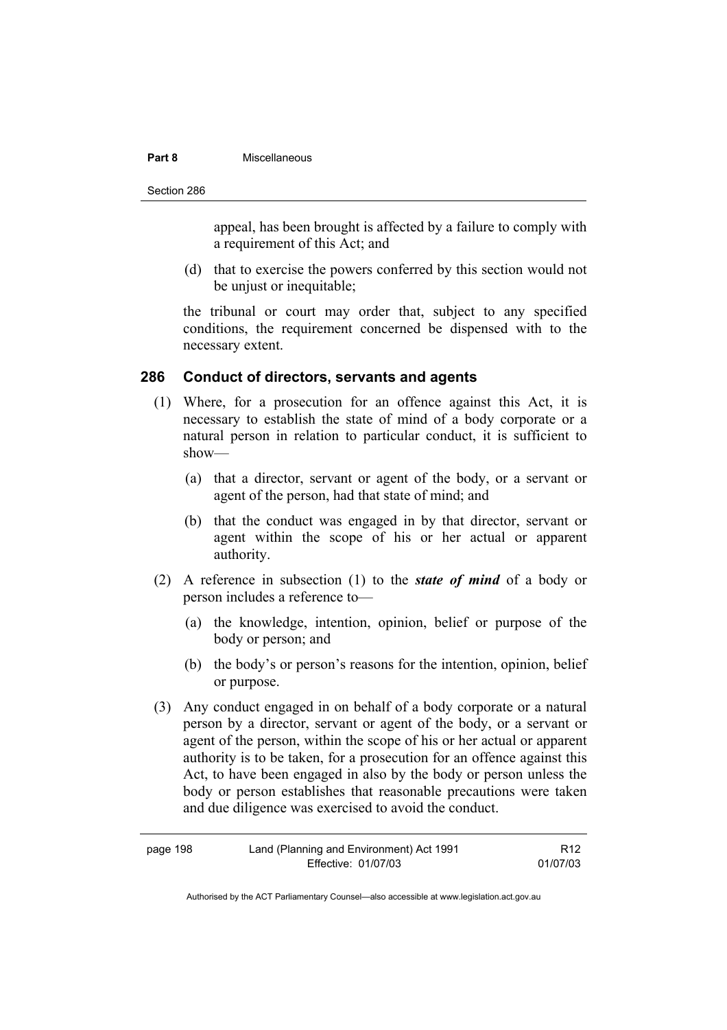appeal, has been brought is affected by a failure to comply with a requirement of this Act; and

(d) that to exercise the powers conferred by this section would not be unjust or inequitable;

the tribunal or court may order that, subject to any specified conditions, the requirement concerned be dispensed with to the necessary extent.

## 286 Conduct of directors, servants and agents

(1) Where, for a prosecution for an offence against this Act, it is necessary to establish the state of mind of a body corporate or a natural person in relation to particular conduct, it is sufficient to show—

(a) that a director, servant or agent of the body, or a servant or agent of the person, had that state of mind; and

(b) that the conduct was engaged in by that director, servant or agent within the scope of his or her actual or apparent authority.

(2) A reference in subsection (1) to the ***state of mind*** of a body or person includes a reference to—

(a) the knowledge, intention, opinion, belief or purpose of the body or person; and

(b) the body's or person's reasons for the intention, opinion, belief or purpose.

(3) Any conduct engaged in on behalf of a body corporate or a natural person by a director, servant or agent of the body, or a servant or agent of the person, within the scope of his or her actual or apparent authority is to be taken, for a prosecution for an offence against this Act, to have been engaged in also by the body or person unless the body or person establishes that reasonable precautions were taken and due diligence was exercised to avoid the conduct.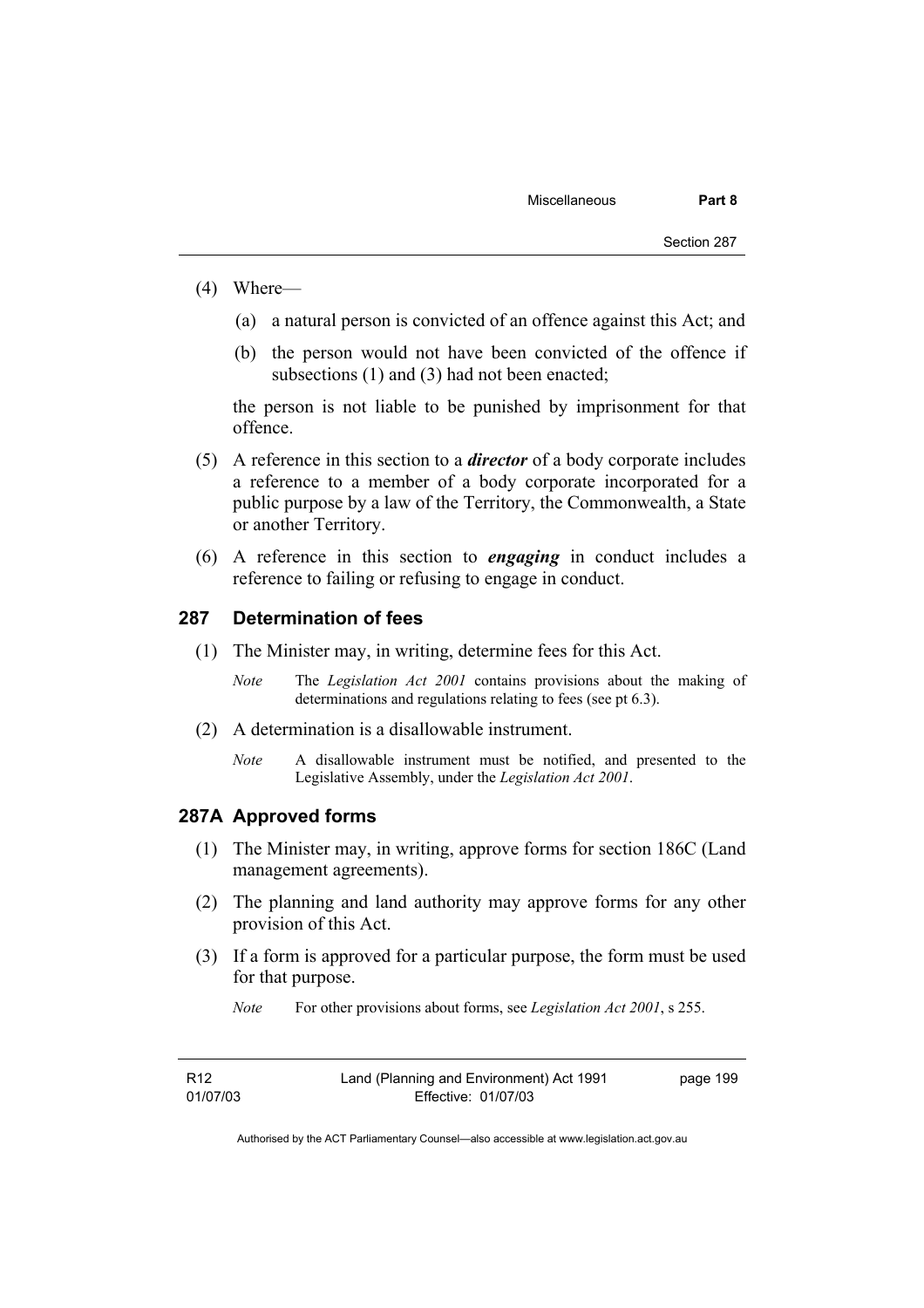(4) Where—

   (a) a natural person is convicted of an offence against this Act; and

   (b) the person would not have been convicted of the offence if subsections (1) and (3) had not been enacted;

   the person is not liable to be punished by imprisonment for that offence.

(5) A reference in this section to a ***director*** of a body corporate includes a reference to a member of a body corporate incorporated for a public purpose by a law of the Territory, the Commonwealth, a State or another Territory.

(6) A reference in this section to ***engaging*** in conduct includes a reference to failing or refusing to engage in conduct.

## 287 Determination of fees

(1) The Minister may, in writing, determine fees for this Act.

   *Note* The *Legislation Act 2001* contains provisions about the making of determinations and regulations relating to fees (see pt 6.3).

(2) A determination is a disallowable instrument.

   *Note* A disallowable instrument must be notified, and presented to the Legislative Assembly, under the *Legislation Act 2001*.

## 287A Approved forms

(1) The Minister may, in writing, approve forms for section 186C (Land management agreements).

(2) The planning and land authority may approve forms for any other provision of this Act.

(3) If a form is approved for a particular purpose, the form must be used for that purpose.

   *Note* For other provisions about forms, see *Legislation Act 2001*, s 255.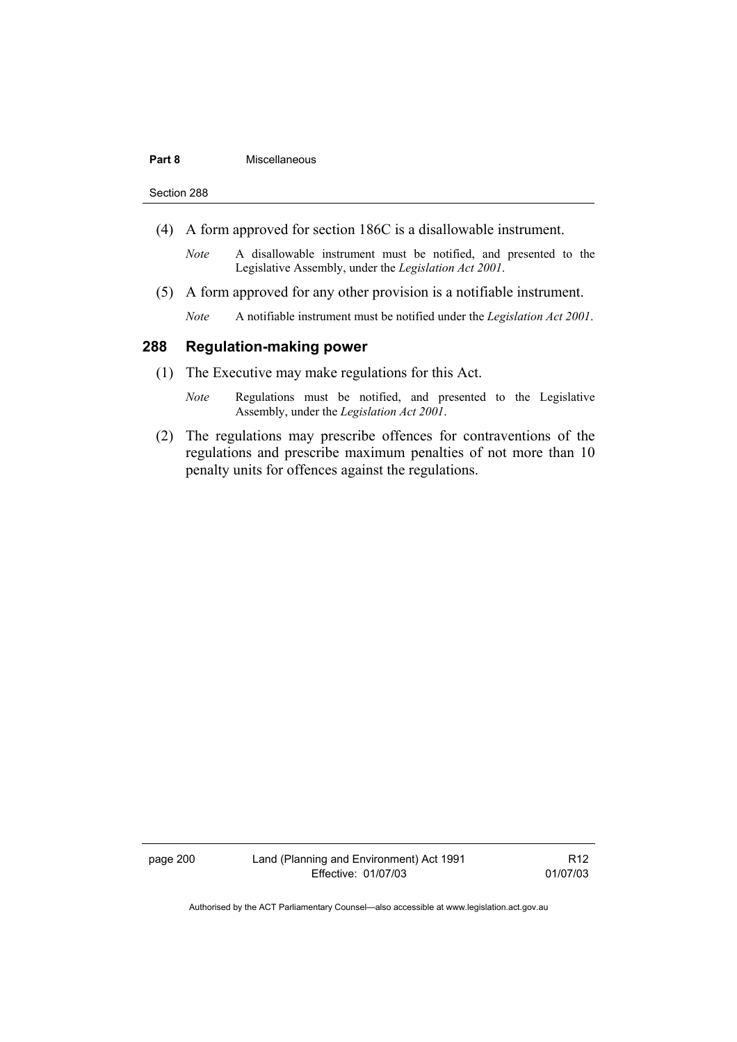(4) A form approved for section 186C is a disallowable instrument.

*Note* A disallowable instrument must be notified, and presented to the Legislative Assembly, under the *Legislation Act 2001*.

(5) A form approved for any other provision is a notifiable instrument.

*Note* A notifiable instrument must be notified under the *Legislation Act 2001*.

### 288 Regulation-making power

(1) The Executive may make regulations for this Act.

*Note* Regulations must be notified, and presented to the Legislative Assembly, under the *Legislation Act 2001*.

(2) The regulations may prescribe offences for contraventions of the regulations and prescribe maximum penalties of not more than 10 penalty units for offences against the regulations.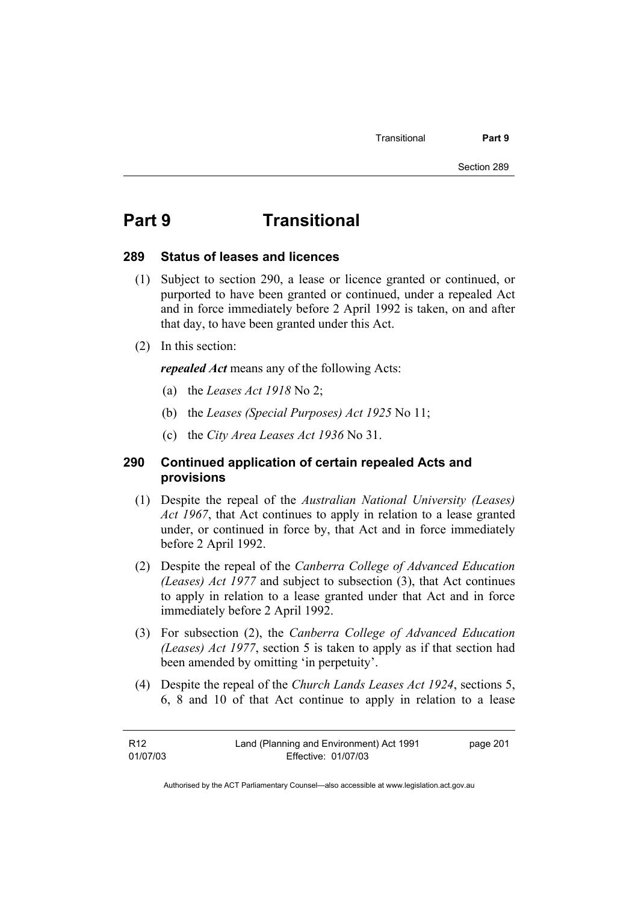# Part 9 Transitional

## 289 Status of leases and licences

(1) Subject to section 290, a lease or licence granted or continued, or purported to have been granted or continued, under a repealed Act and in force immediately before 2 April 1992 is taken, on and after that day, to have been granted under this Act.

(2) In this section:

***repealed Act*** means any of the following Acts:

(a) the *Leases Act 1918* No 2;

(b) the *Leases (Special Purposes) Act 1925* No 11;

(c) the *City Area Leases Act 1936* No 31.

## 290 Continued application of certain repealed Acts and provisions

(1) Despite the repeal of the *Australian National University (Leases) Act 1967*, that Act continues to apply in relation to a lease granted under, or continued in force by, that Act and in force immediately before 2 April 1992.

(2) Despite the repeal of the *Canberra College of Advanced Education (Leases) Act 1977* and subject to subsection (3), that Act continues to apply in relation to a lease granted under that Act and in force immediately before 2 April 1992.

(3) For subsection (2), the *Canberra College of Advanced Education (Leases) Act 1977*, section 5 is taken to apply as if that section had been amended by omitting 'in perpetuity'.

(4) Despite the repeal of the *Church Lands Leases Act 1924*, sections 5, 6, 8 and 10 of that Act continue to apply in relation to a lease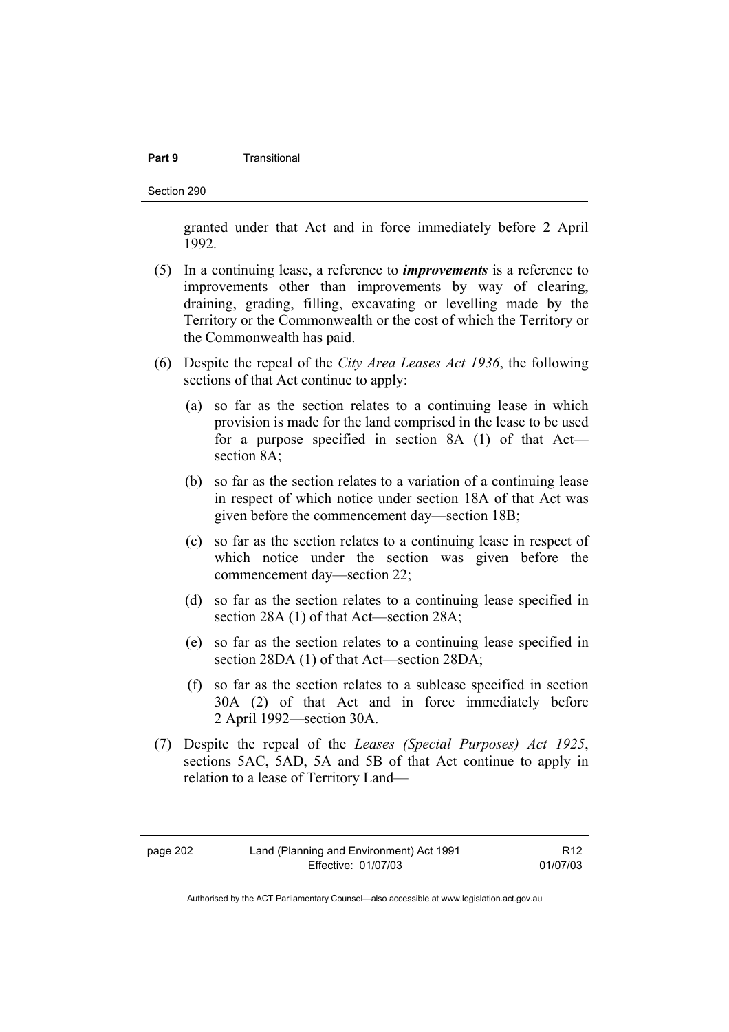granted under that Act and in force immediately before 2 April 1992.

(5) In a continuing lease, a reference to ***improvements*** is a reference to improvements other than improvements by way of clearing, draining, grading, filling, excavating or levelling made by the Territory or the Commonwealth or the cost of which the Territory or the Commonwealth has paid.

(6) Despite the repeal of the *City Area Leases Act 1936*, the following sections of that Act continue to apply:

(a) so far as the section relates to a continuing lease in which provision is made for the land comprised in the lease to be used for a purpose specified in section 8A (1) of that Act—section 8A;

(b) so far as the section relates to a variation of a continuing lease in respect of which notice under section 18A of that Act was given before the commencement day—section 18B;

(c) so far as the section relates to a continuing lease in respect of which notice under the section was given before the commencement day—section 22;

(d) so far as the section relates to a continuing lease specified in section 28A (1) of that Act—section 28A;

(e) so far as the section relates to a continuing lease specified in section 28DA (1) of that Act—section 28DA;

(f) so far as the section relates to a sublease specified in section 30A (2) of that Act and in force immediately before 2 April 1992—section 30A.

(7) Despite the repeal of the *Leases (Special Purposes) Act 1925*, sections 5AC, 5AD, 5A and 5B of that Act continue to apply in relation to a lease of Territory Land—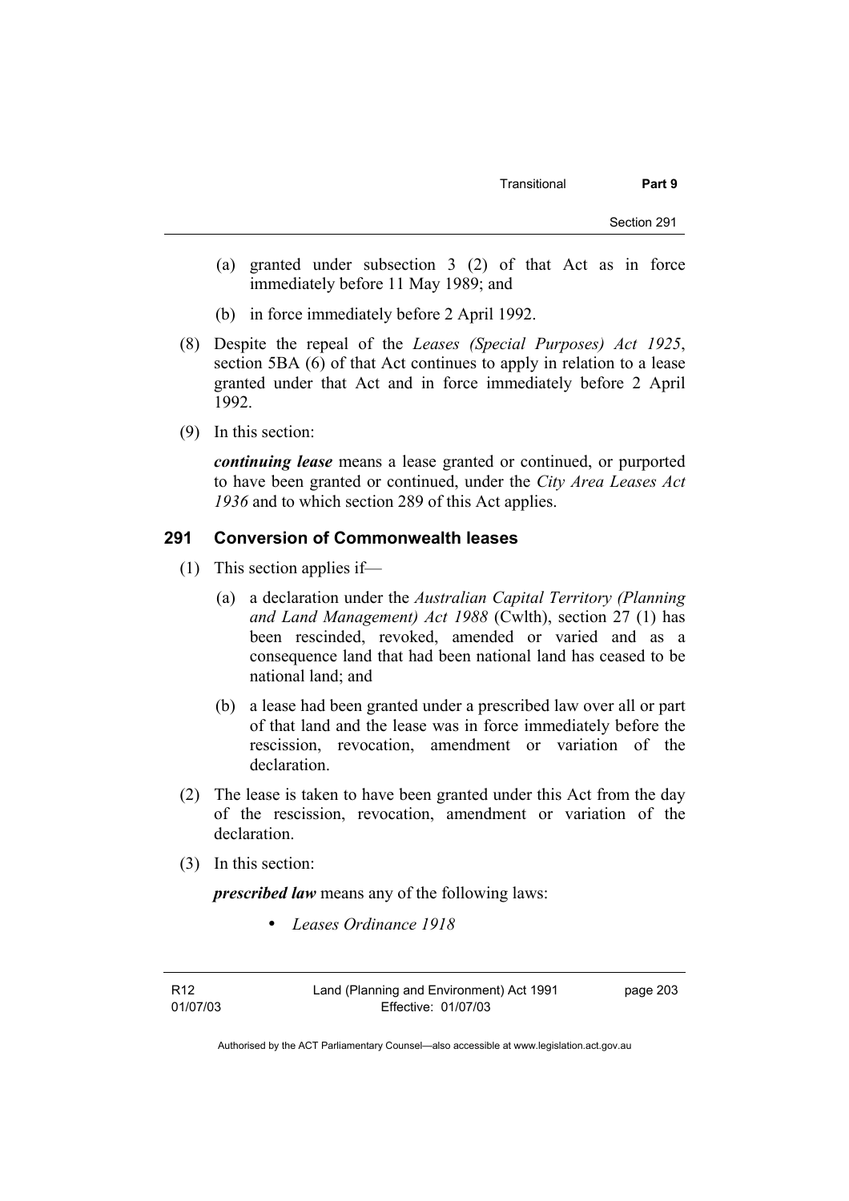(a) granted under subsection 3 (2) of that Act as in force immediately before 11 May 1989; and

(b) in force immediately before 2 April 1992.

(8) Despite the repeal of the *Leases (Special Purposes) Act 1925*, section 5BA (6) of that Act continues to apply in relation to a lease granted under that Act and in force immediately before 2 April 1992.

(9) In this section:

***continuing lease*** means a lease granted or continued, or purported to have been granted or continued, under the *City Area Leases Act 1936* and to which section 289 of this Act applies.

## 291 Conversion of Commonwealth leases

(1) This section applies if—

(a) a declaration under the *Australian Capital Territory (Planning and Land Management) Act 1988* (Cwlth), section 27 (1) has been rescinded, revoked, amended or varied and as a consequence land that had been national land has ceased to be national land; and

(b) a lease had been granted under a prescribed law over all or part of that land and the lease was in force immediately before the rescission, revocation, amendment or variation of the declaration.

(2) The lease is taken to have been granted under this Act from the day of the rescission, revocation, amendment or variation of the declaration.

(3) In this section:

***prescribed law*** means any of the following laws:

- *Leases Ordinance 1918*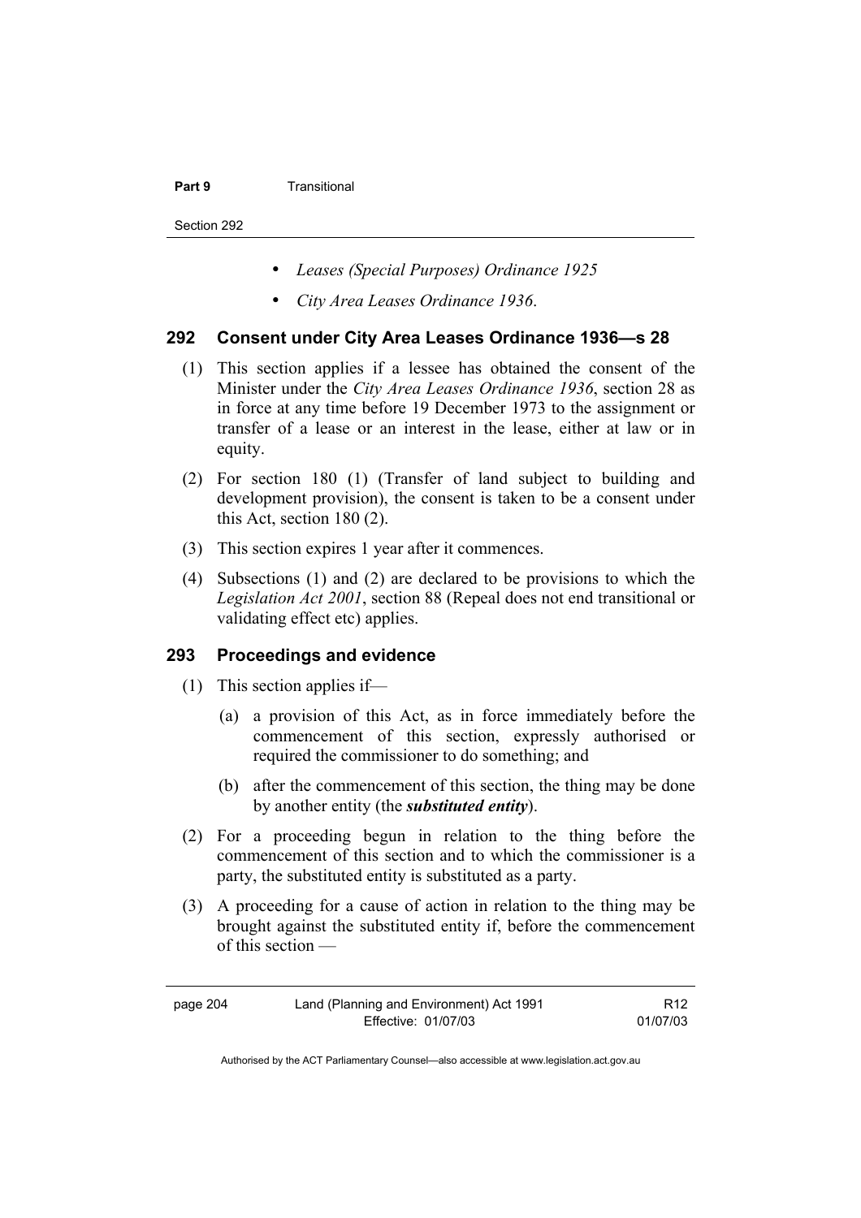- *Leases (Special Purposes) Ordinance 1925*
- *City Area Leases Ordinance 1936*.

### 292 Consent under City Area Leases Ordinance 1936—s 28

(1) This section applies if a lessee has obtained the consent of the Minister under the *City Area Leases Ordinance 1936*, section 28 as in force at any time before 19 December 1973 to the assignment or transfer of a lease or an interest in the lease, either at law or in equity.

(2) For section 180 (1) (Transfer of land subject to building and development provision), the consent is taken to be a consent under this Act, section 180 (2).

(3) This section expires 1 year after it commences.

(4) Subsections (1) and (2) are declared to be provisions to which the *Legislation Act 2001*, section 88 (Repeal does not end transitional or validating effect etc) applies.

### 293 Proceedings and evidence

(1) This section applies if—

(a) a provision of this Act, as in force immediately before the commencement of this section, expressly authorised or required the commissioner to do something; and

(b) after the commencement of this section, the thing may be done by another entity (the ***substituted entity***).

(2) For a proceeding begun in relation to the thing before the commencement of this section and to which the commissioner is a party, the substituted entity is substituted as a party.

(3) A proceeding for a cause of action in relation to the thing may be brought against the substituted entity if, before the commencement of this section —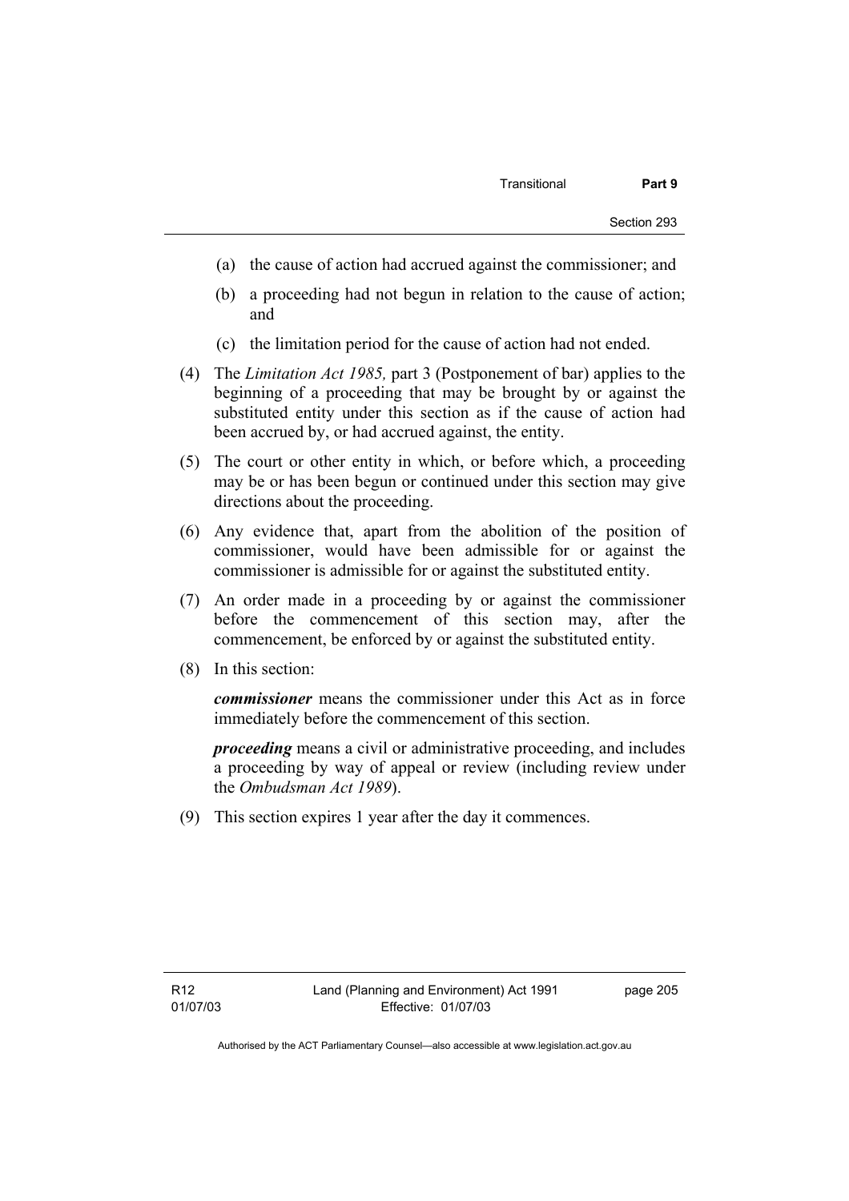(a) the cause of action had accrued against the commissioner; and

(b) a proceeding had not begun in relation to the cause of action; and

(c) the limitation period for the cause of action had not ended.

(4) The *Limitation Act 1985,* part 3 (Postponement of bar) applies to the beginning of a proceeding that may be brought by or against the substituted entity under this section as if the cause of action had been accrued by, or had accrued against, the entity.

(5) The court or other entity in which, or before which, a proceeding may be or has been begun or continued under this section may give directions about the proceeding.

(6) Any evidence that, apart from the abolition of the position of commissioner, would have been admissible for or against the commissioner is admissible for or against the substituted entity.

(7) An order made in a proceeding by or against the commissioner before the commencement of this section may, after the commencement, be enforced by or against the substituted entity.

(8) In this section:

***commissioner*** means the commissioner under this Act as in force immediately before the commencement of this section.

***proceeding*** means a civil or administrative proceeding, and includes a proceeding by way of appeal or review (including review under the *Ombudsman Act 1989*).

(9) This section expires 1 year after the day it commences.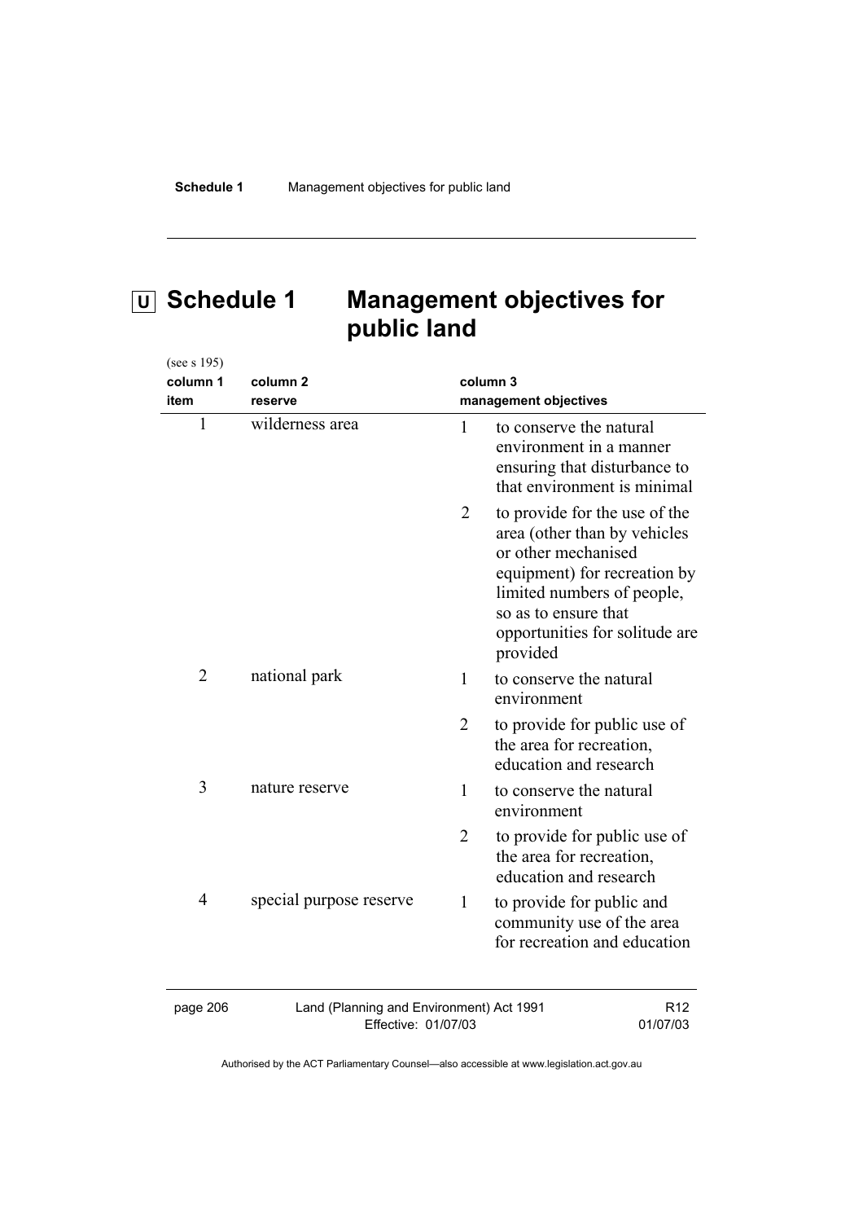# Schedule 1 Management objectives for public land

(see s 195)

| column 1 item | column 2 reserve | column 3 management objectives |
|---|---|---|
| 1 | wilderness area | 1 to conserve the natural environment in a manner ensuring that disturbance to that environment is minimal |
| | | 2 to provide for the use of the area (other than by vehicles or other mechanised equipment) for recreation by limited numbers of people, so as to ensure that opportunities for solitude are provided |
| 2 | national park | 1 to conserve the natural environment |
| | | 2 to provide for public use of the area for recreation, education and research |
| 3 | nature reserve | 1 to conserve the natural environment |
| | | 2 to provide for public use of the area for recreation, education and research |
| 4 | special purpose reserve | 1 to provide for public and community use of the area for recreation and education |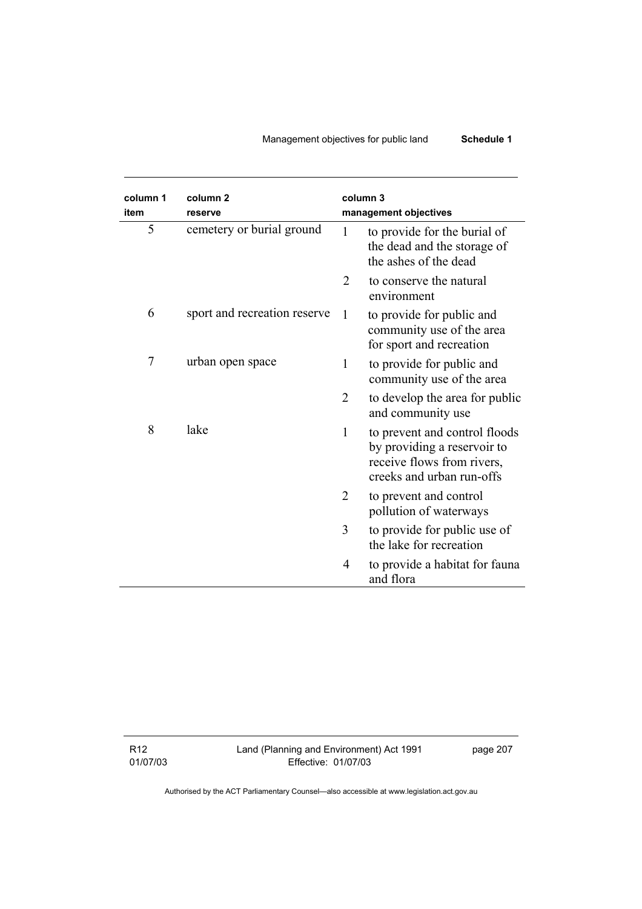| column 1 item | column 2 reserve | column 3 management objectives |
|---|---|---|
| 5 | cemetery or burial ground | 1 to provide for the burial of the dead and the storage of the ashes of the dead |
| | | 2 to conserve the natural environment |
| 6 | sport and recreation reserve | 1 to provide for public and community use of the area for sport and recreation |
| 7 | urban open space | 1 to provide for public and community use of the area |
| | | 2 to develop the area for public and community use |
| 8 | lake | 1 to prevent and control floods by providing a reservoir to receive flows from rivers, creeks and urban run-offs |
| | | 2 to prevent and control pollution of waterways |
| | | 3 to provide for public use of the lake for recreation |
| | | 4 to provide a habitat for fauna and flora |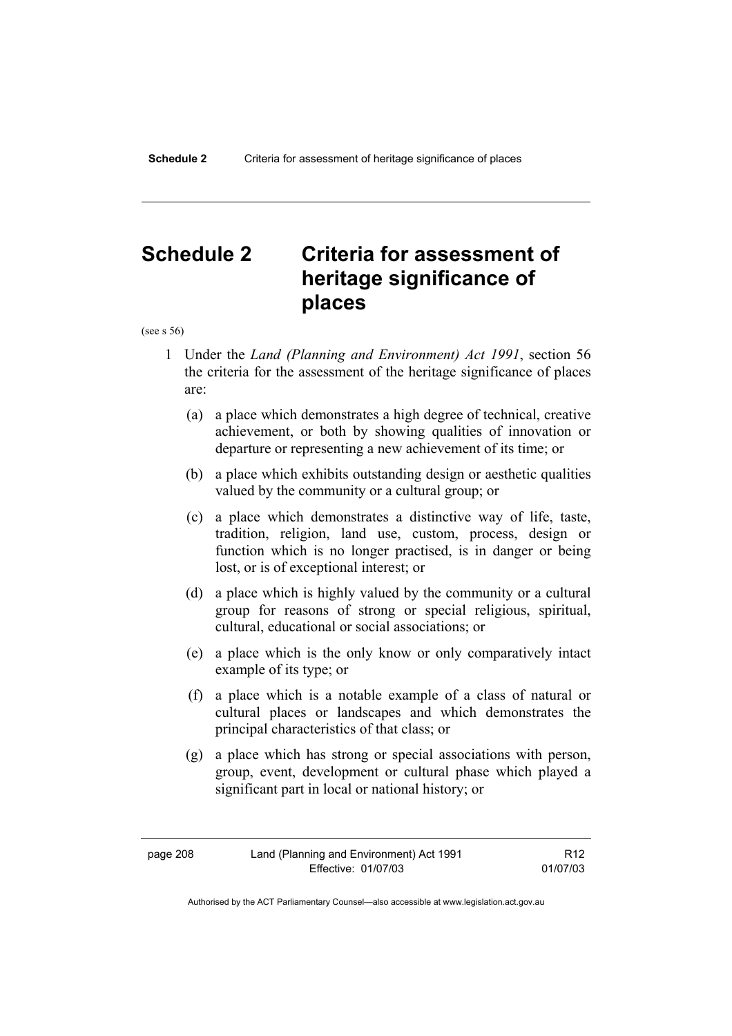# Schedule 2 Criteria for assessment of heritage significance of places

(see s 56)

1 Under the *Land (Planning and Environment) Act 1991*, section 56 the criteria for the assessment of the heritage significance of places are:

   (a) a place which demonstrates a high degree of technical, creative achievement, or both by showing qualities of innovation or departure or representing a new achievement of its time; or

   (b) a place which exhibits outstanding design or aesthetic qualities valued by the community or a cultural group; or

   (c) a place which demonstrates a distinctive way of life, taste, tradition, religion, land use, custom, process, design or function which is no longer practised, is in danger or being lost, or is of exceptional interest; or

   (d) a place which is highly valued by the community or a cultural group for reasons of strong or special religious, spiritual, cultural, educational or social associations; or

   (e) a place which is the only know or only comparatively intact example of its type; or

   (f) a place which is a notable example of a class of natural or cultural places or landscapes and which demonstrates the principal characteristics of that class; or

   (g) a place which has strong or special associations with person, group, event, development or cultural phase which played a significant part in local or national history; or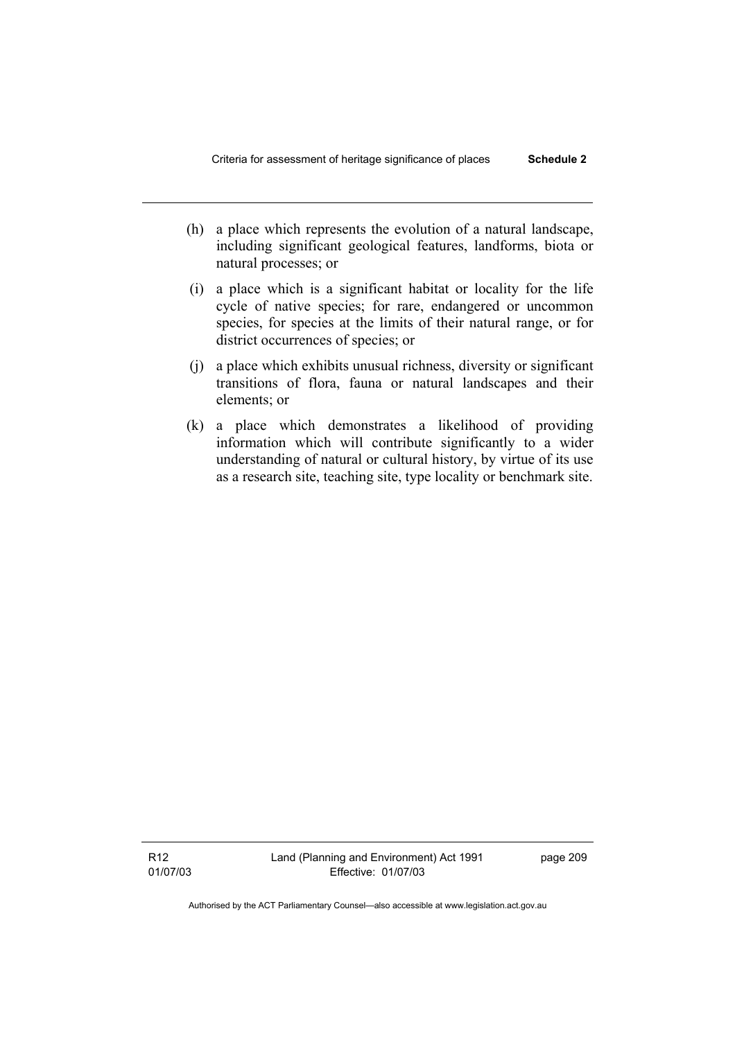(h) a place which represents the evolution of a natural landscape, including significant geological features, landforms, biota or natural processes; or

(i) a place which is a significant habitat or locality for the life cycle of native species; for rare, endangered or uncommon species, for species at the limits of their natural range, or for district occurrences of species; or

(j) a place which exhibits unusual richness, diversity or significant transitions of flora, fauna or natural landscapes and their elements; or

(k) a place which demonstrates a likelihood of providing information which will contribute significantly to a wider understanding of natural or cultural history, by virtue of its use as a research site, teaching site, type locality or benchmark site.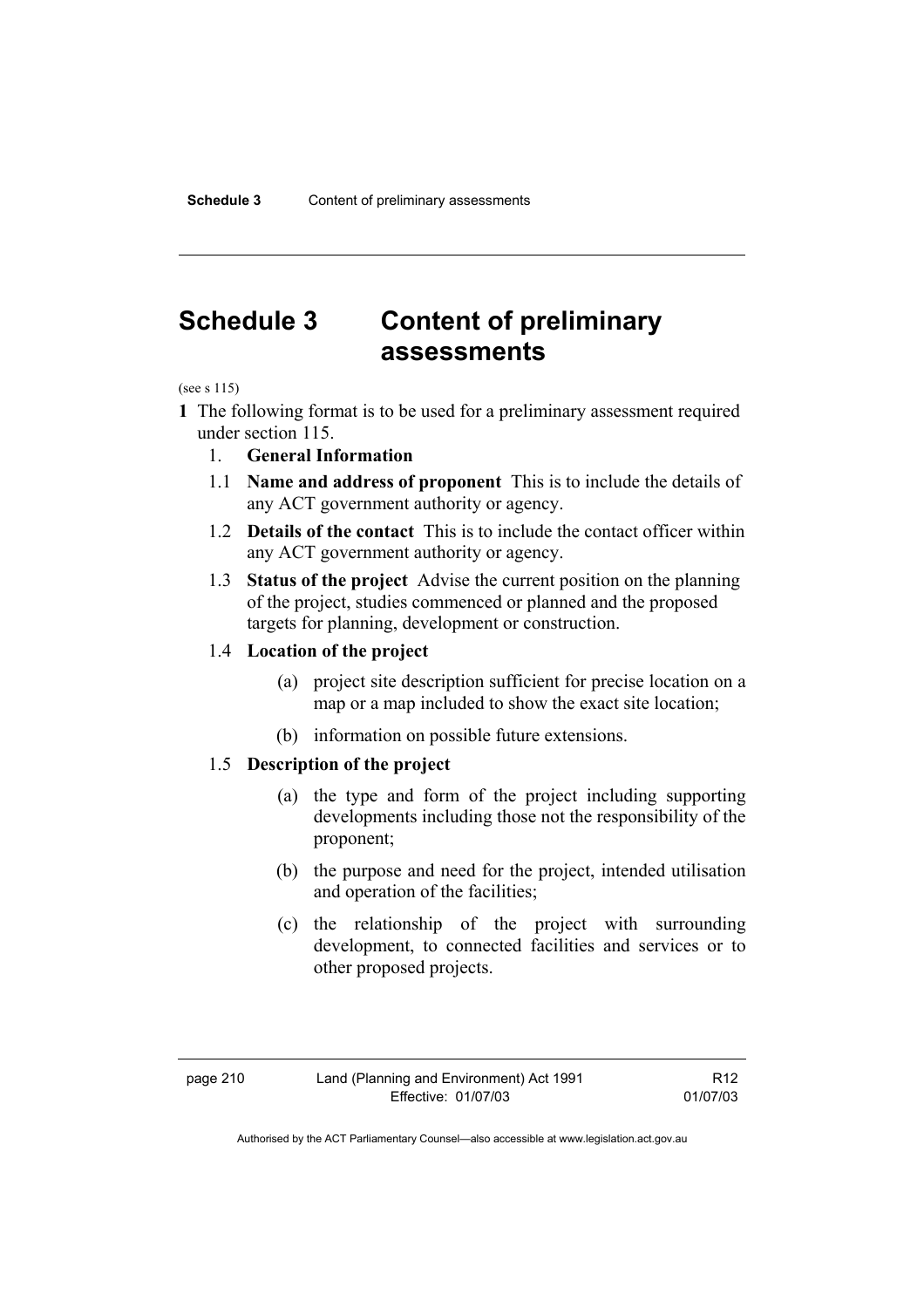# Schedule 3 Content of preliminary assessments

(see s 115)

**1** The following format is to be used for a preliminary assessment required under section 115.

1. **General Information**

1.1 **Name and address of proponent** This is to include the details of any ACT government authority or agency.

1.2 **Details of the contact** This is to include the contact officer within any ACT government authority or agency.

1.3 **Status of the project** Advise the current position on the planning of the project, studies commenced or planned and the proposed targets for planning, development or construction.

1.4 **Location of the project**

(a) project site description sufficient for precise location on a map or a map included to show the exact site location;

(b) information on possible future extensions.

1.5 **Description of the project**

(a) the type and form of the project including supporting developments including those not the responsibility of the proponent;

(b) the purpose and need for the project, intended utilisation and operation of the facilities;

(c) the relationship of the project with surrounding development, to connected facilities and services or to other proposed projects.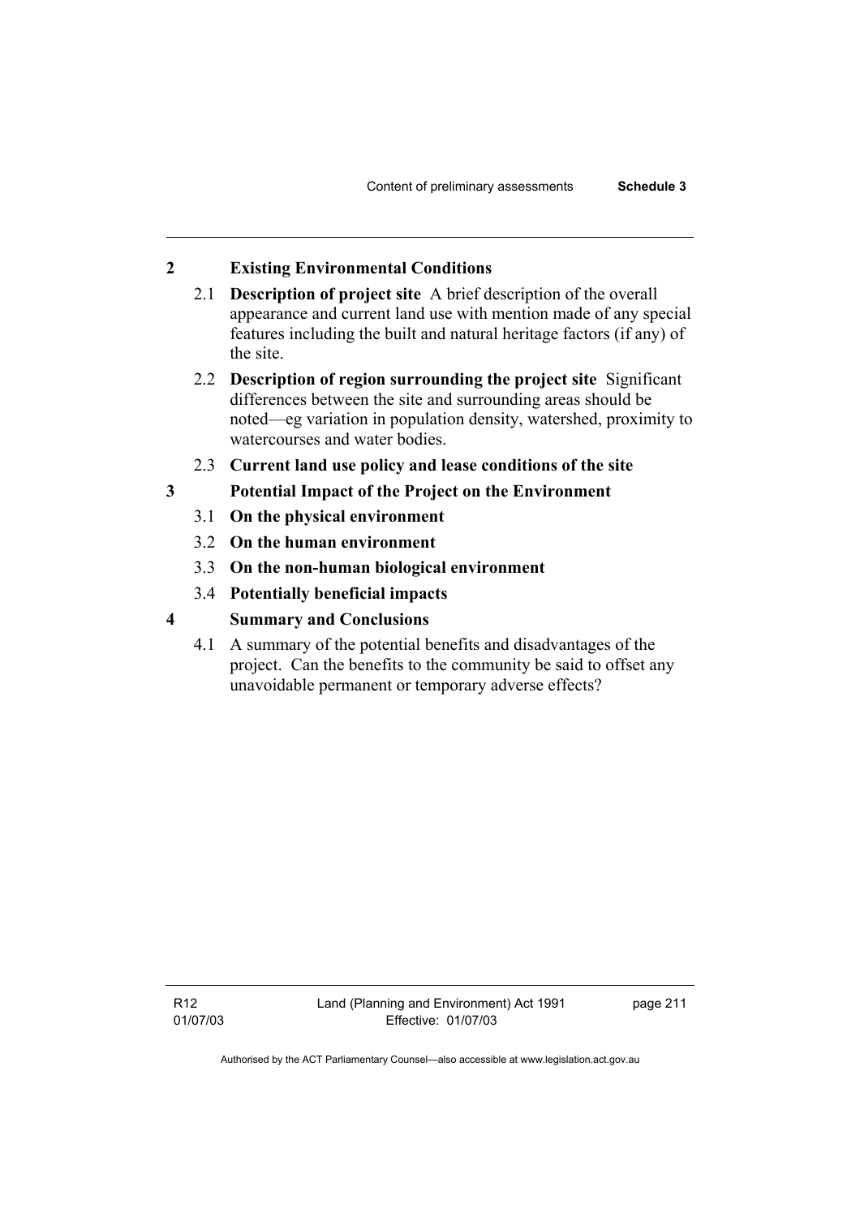## 2 Existing Environmental Conditions

2.1 **Description of project site** A brief description of the overall appearance and current land use with mention made of any special features including the built and natural heritage factors (if any) of the site.

2.2 **Description of region surrounding the project site** Significant differences between the site and surrounding areas should be noted—eg variation in population density, watershed, proximity to watercourses and water bodies.

2.3 **Current land use policy and lease conditions of the site**

## 3 Potential Impact of the Project on the Environment

3.1 **On the physical environment**

3.2 **On the human environment**

3.3 **On the non-human biological environment**

3.4 **Potentially beneficial impacts**

## 4 Summary and Conclusions

4.1 A summary of the potential benefits and disadvantages of the project. Can the benefits to the community be said to offset any unavoidable permanent or temporary adverse effects?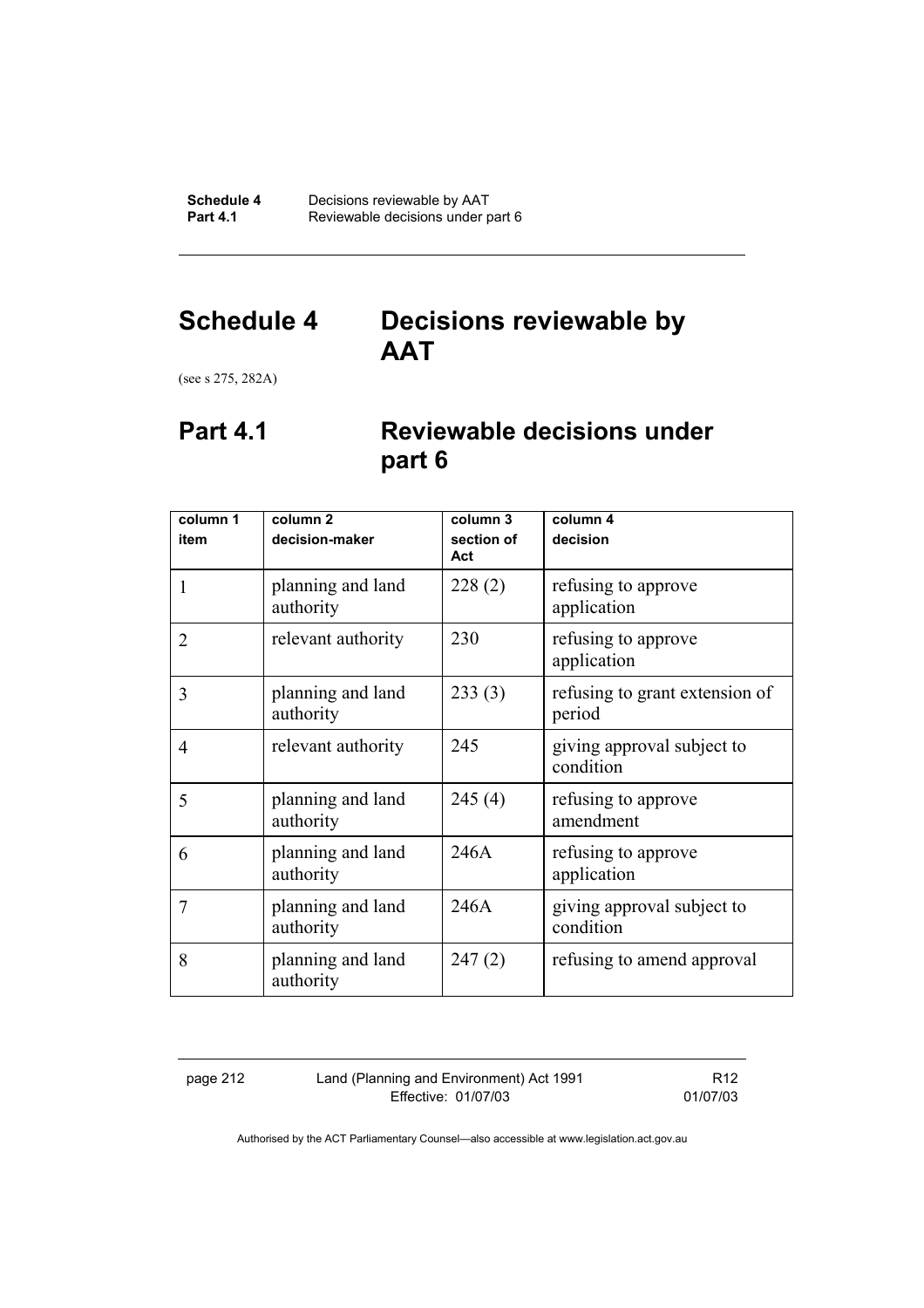# Schedule 4 Decisions reviewable by AAT

(see s 275, 282A)

## Part 4.1 Reviewable decisions under part 6

| column 1<br>item | column 2<br>decision-maker | column 3<br>section of Act | column 4<br>decision |
|---|---|---|---|
| 1 | planning and land authority | 228 (2) | refusing to approve application |
| 2 | relevant authority | 230 | refusing to approve application |
| 3 | planning and land authority | 233 (3) | refusing to grant extension of period |
| 4 | relevant authority | 245 | giving approval subject to condition |
| 5 | planning and land authority | 245 (4) | refusing to approve amendment |
| 6 | planning and land authority | 246A | refusing to approve application |
| 7 | planning and land authority | 246A | giving approval subject to condition |
| 8 | planning and land authority | 247 (2) | refusing to amend approval |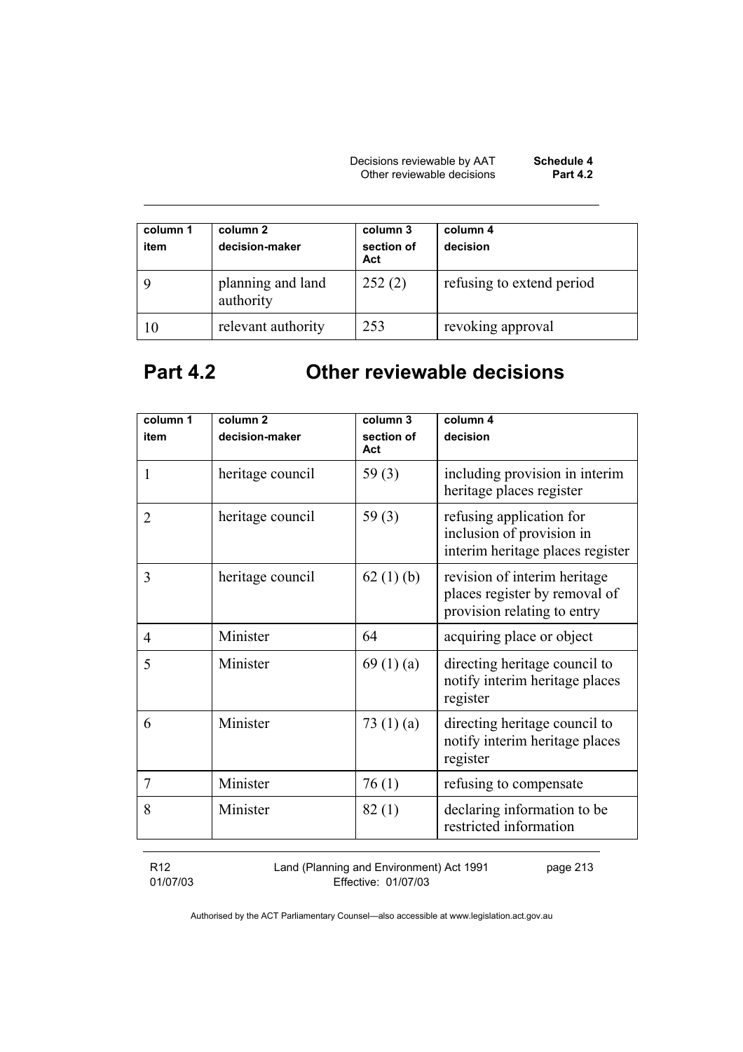| column 1<br>item | column 2<br>decision-maker | column 3<br>section of Act | column 4<br>decision |
|---|---|---|---|
| 9 | planning and land authority | 252 (2) | refusing to extend period |
| 10 | relevant authority | 253 | revoking approval |

## Part 4.2 Other reviewable decisions

| column 1<br>item | column 2<br>decision-maker | column 3<br>section of Act | column 4<br>decision |
|---|---|---|---|
| 1 | heritage council | 59 (3) | including provision in interim heritage places register |
| 2 | heritage council | 59 (3) | refusing application for inclusion of provision in interim heritage places register |
| 3 | heritage council | 62 (1) (b) | revision of interim heritage places register by removal of provision relating to entry |
| 4 | Minister | 64 | acquiring place or object |
| 5 | Minister | 69 (1) (a) | directing heritage council to notify interim heritage places register |
| 6 | Minister | 73 (1) (a) | directing heritage council to notify interim heritage places register |
| 7 | Minister | 76 (1) | refusing to compensate |
| 8 | Minister | 82 (1) | declaring information to be restricted information |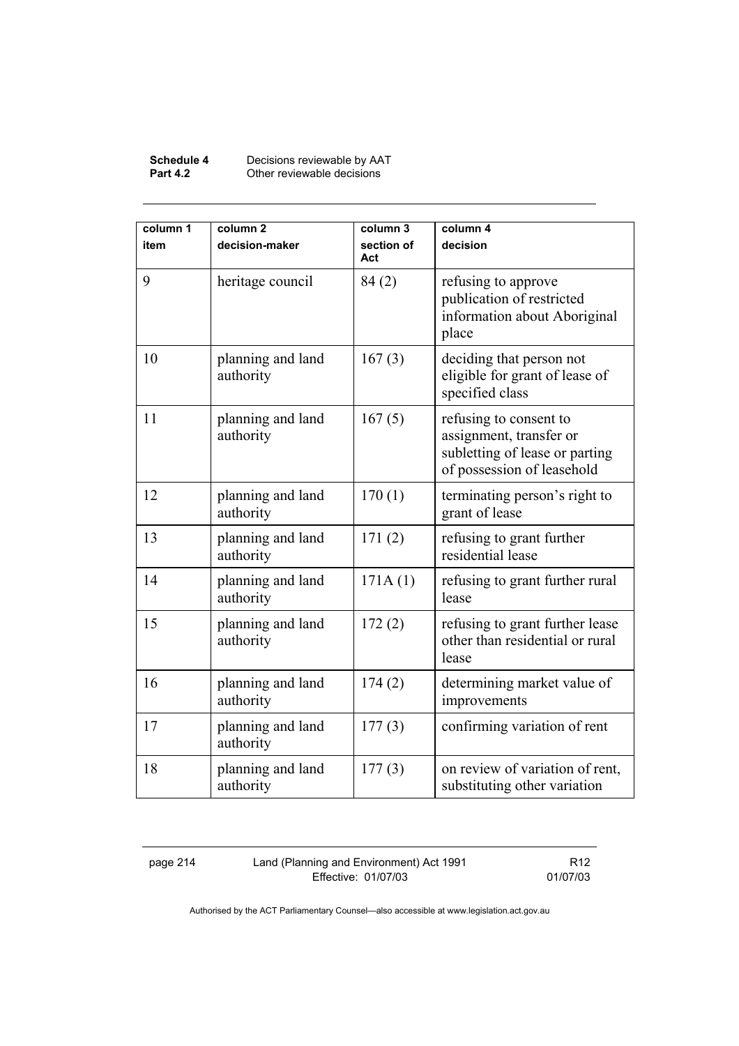| column 1 item | column 2 decision-maker | column 3 section of Act | column 4 decision |
|---|---|---|---|
| 9 | heritage council | 84 (2) | refusing to approve publication of restricted information about Aboriginal place |
| 10 | planning and land authority | 167 (3) | deciding that person not eligible for grant of lease of specified class |
| 11 | planning and land authority | 167 (5) | refusing to consent to assignment, transfer or subletting of lease or parting of possession of leasehold |
| 12 | planning and land authority | 170 (1) | terminating person's right to grant of lease |
| 13 | planning and land authority | 171 (2) | refusing to grant further residential lease |
| 14 | planning and land authority | 171A (1) | refusing to grant further rural lease |
| 15 | planning and land authority | 172 (2) | refusing to grant further lease other than residential or rural lease |
| 16 | planning and land authority | 174 (2) | determining market value of improvements |
| 17 | planning and land authority | 177 (3) | confirming variation of rent |
| 18 | planning and land authority | 177 (3) | on review of variation of rent, substituting other variation |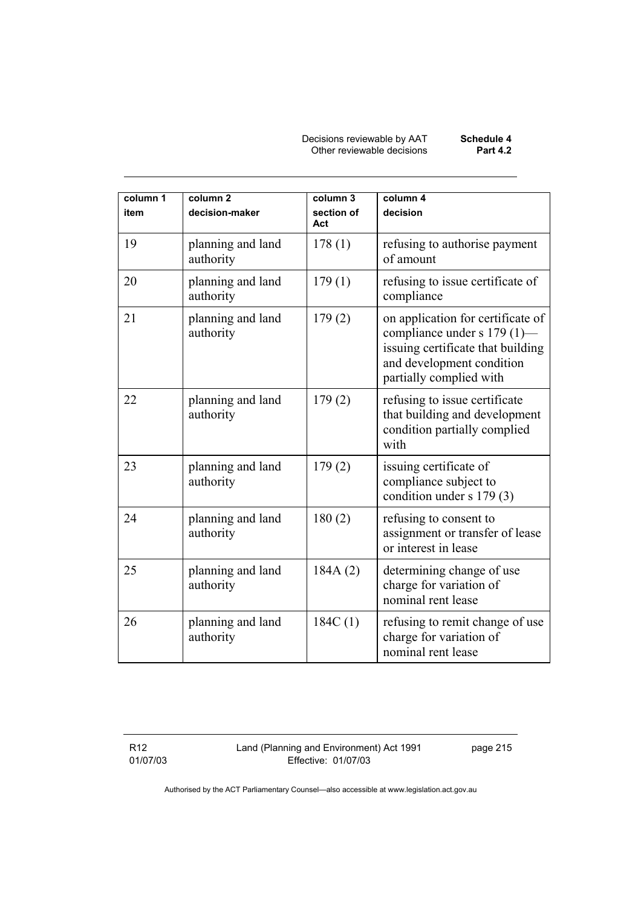| column 1 item | column 2 decision-maker | column 3 section of Act | column 4 decision |
|---|---|---|---|
| 19 | planning and land authority | 178 (1) | refusing to authorise payment of amount |
| 20 | planning and land authority | 179 (1) | refusing to issue certificate of compliance |
| 21 | planning and land authority | 179 (2) | on application for certificate of compliance under s 179 (1)—issuing certificate that building and development condition partially complied with |
| 22 | planning and land authority | 179 (2) | refusing to issue certificate that building and development condition partially complied with |
| 23 | planning and land authority | 179 (2) | issuing certificate of compliance subject to condition under s 179 (3) |
| 24 | planning and land authority | 180 (2) | refusing to consent to assignment or transfer of lease or interest in lease |
| 25 | planning and land authority | 184A (2) | determining change of use charge for variation of nominal rent lease |
| 26 | planning and land authority | 184C (1) | refusing to remit change of use charge for variation of nominal rent lease |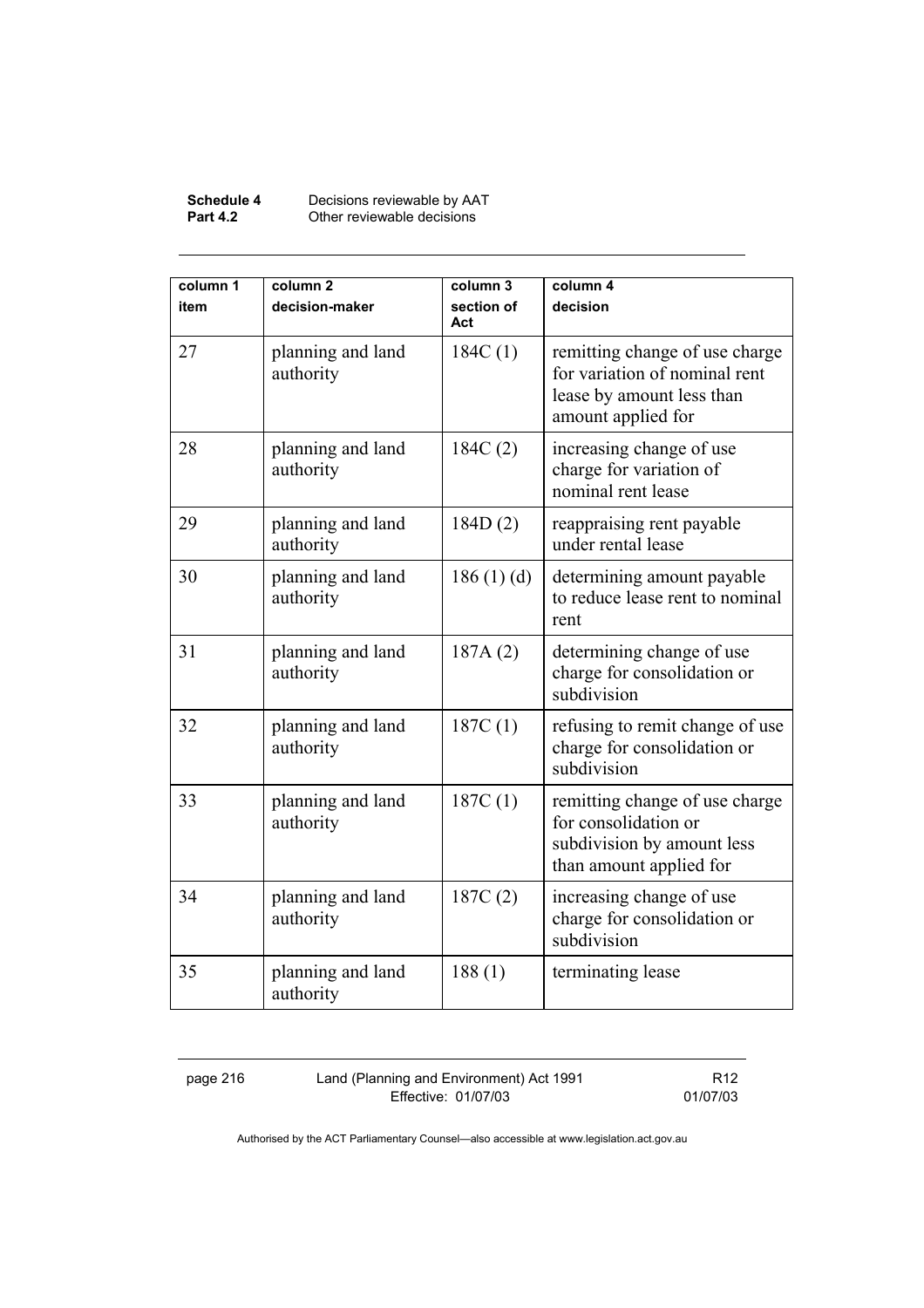| column 1 item | column 2 decision-maker | column 3 section of Act | column 4 decision |
|---|---|---|---|
| 27 | planning and land authority | 184C (1) | remitting change of use charge for variation of nominal rent lease by amount less than amount applied for |
| 28 | planning and land authority | 184C (2) | increasing change of use charge for variation of nominal rent lease |
| 29 | planning and land authority | 184D (2) | reappraising rent payable under rental lease |
| 30 | planning and land authority | 186 (1) (d) | determining amount payable to reduce lease rent to nominal rent |
| 31 | planning and land authority | 187A (2) | determining change of use charge for consolidation or subdivision |
| 32 | planning and land authority | 187C (1) | refusing to remit change of use charge for consolidation or subdivision |
| 33 | planning and land authority | 187C (1) | remitting change of use charge for consolidation or subdivision by amount less than amount applied for |
| 34 | planning and land authority | 187C (2) | increasing change of use charge for consolidation or subdivision |
| 35 | planning and land authority | 188 (1) | terminating lease |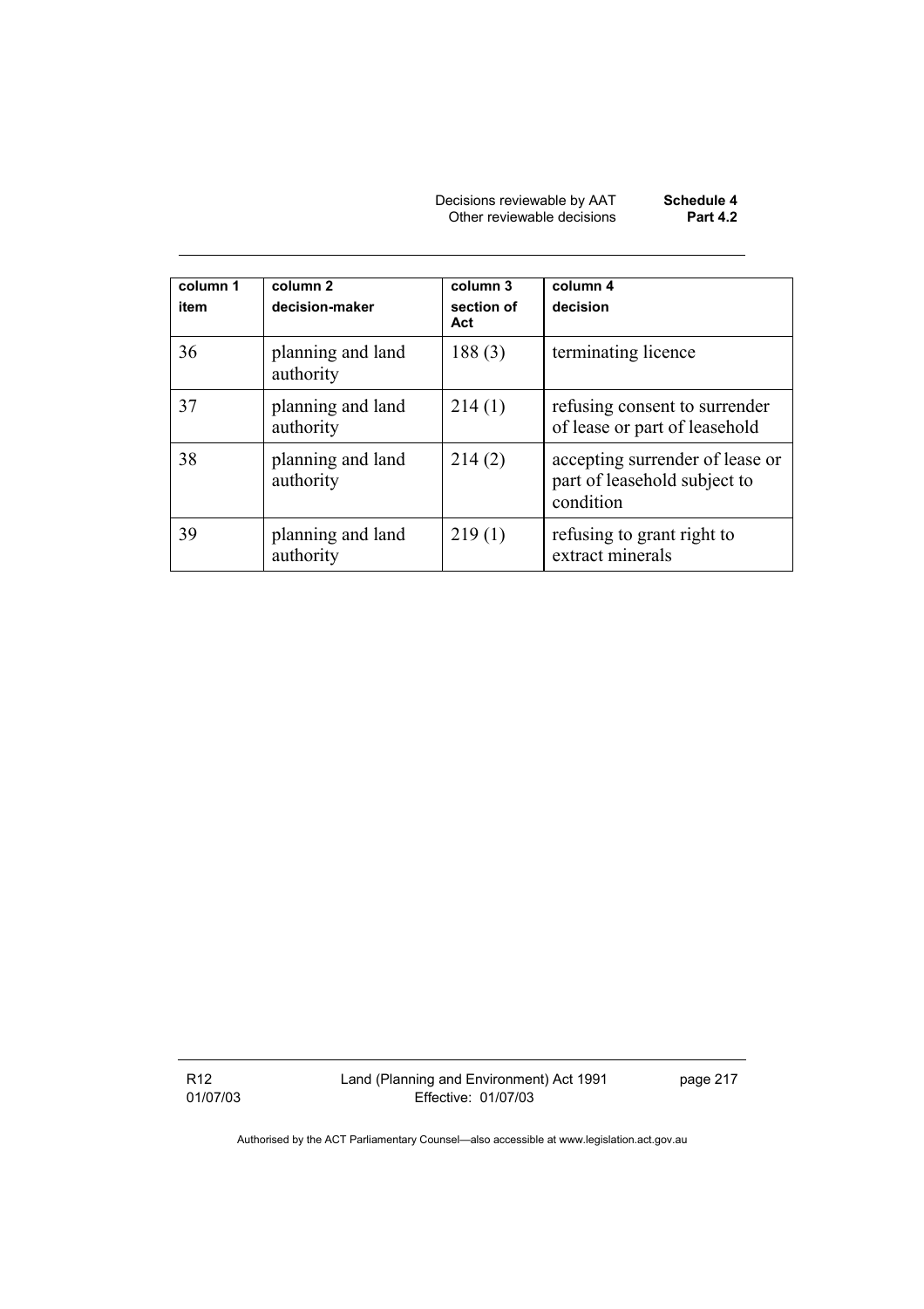| column 1<br>item | column 2<br>decision-maker | column 3<br>section of Act | column 4<br>decision |
|---|---|---|---|
| 36 | planning and land authority | 188 (3) | terminating licence |
| 37 | planning and land authority | 214 (1) | refusing consent to surrender of lease or part of leasehold |
| 38 | planning and land authority | 214 (2) | accepting surrender of lease or part of leasehold subject to condition |
| 39 | planning and land authority | 219 (1) | refusing to grant right to extract minerals |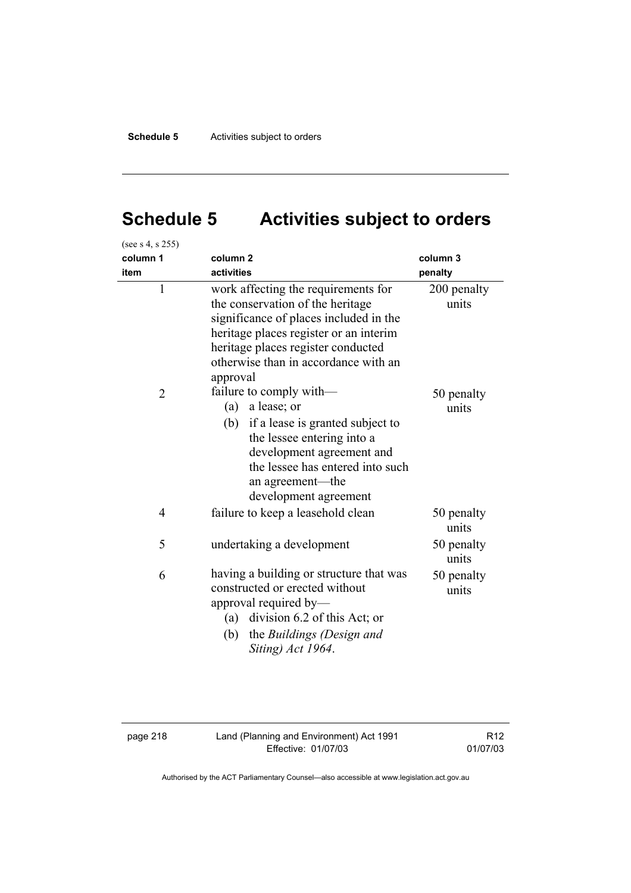# Schedule 5 Activities subject to orders

(see s 4, s 255)

| column 1<br>item | column 2<br>activities | column 3<br>penalty |
|---|---|---|
| 1 | work affecting the requirements for the conservation of the heritage significance of places included in the heritage places register or an interim heritage places register conducted otherwise than in accordance with an approval | 200 penalty units |
| 2 | failure to comply with—<br>(a) a lease; or<br>(b) if a lease is granted subject to the lessee entering into a development agreement and the lessee has entered into such an agreement—the development agreement | 50 penalty units |
| 4 | failure to keep a leasehold clean | 50 penalty units |
| 5 | undertaking a development | 50 penalty units |
| 6 | having a building or structure that was constructed or erected without approval required by—<br>(a) division 6.2 of this Act; or<br>(b) the *Buildings (Design and Siting) Act 1964*. | 50 penalty units |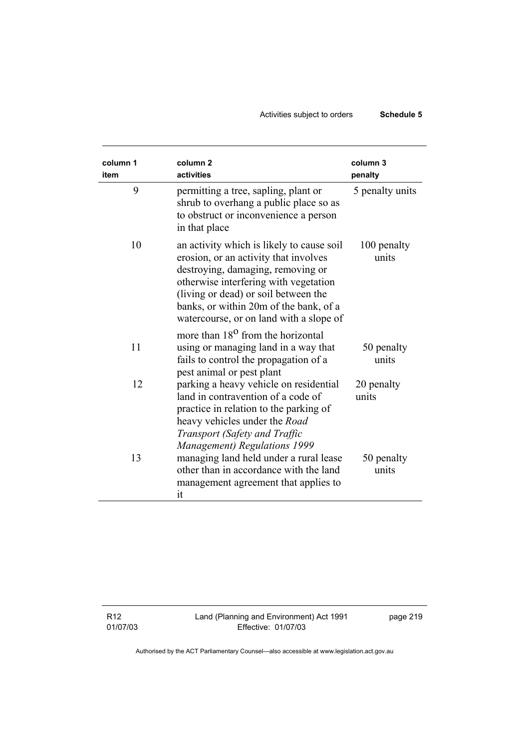| column 1 item | column 2 activities | column 3 penalty |
|---|---|---|
| 9 | permitting a tree, sapling, plant or shrub to overhang a public place so as to obstruct or inconvenience a person in that place | 5 penalty units |
| 10 | an activity which is likely to cause soil erosion, or an activity that involves destroying, damaging, removing or otherwise interfering with vegetation (living or dead) or soil between the banks, or within 20m of the bank, of a watercourse, or on land with a slope of more than $18^o$ from the horizontal | 100 penalty units |
| 11 | using or managing land in a way that fails to control the propagation of a pest animal or pest plant | 50 penalty units |
| 12 | parking a heavy vehicle on residential land in contravention of a code of practice in relation to the parking of heavy vehicles under the *Road Transport (Safety and Traffic Management) Regulations 1999* | 20 penalty units |
| 13 | managing land held under a rural lease other than in accordance with the land management agreement that applies to it | 50 penalty units |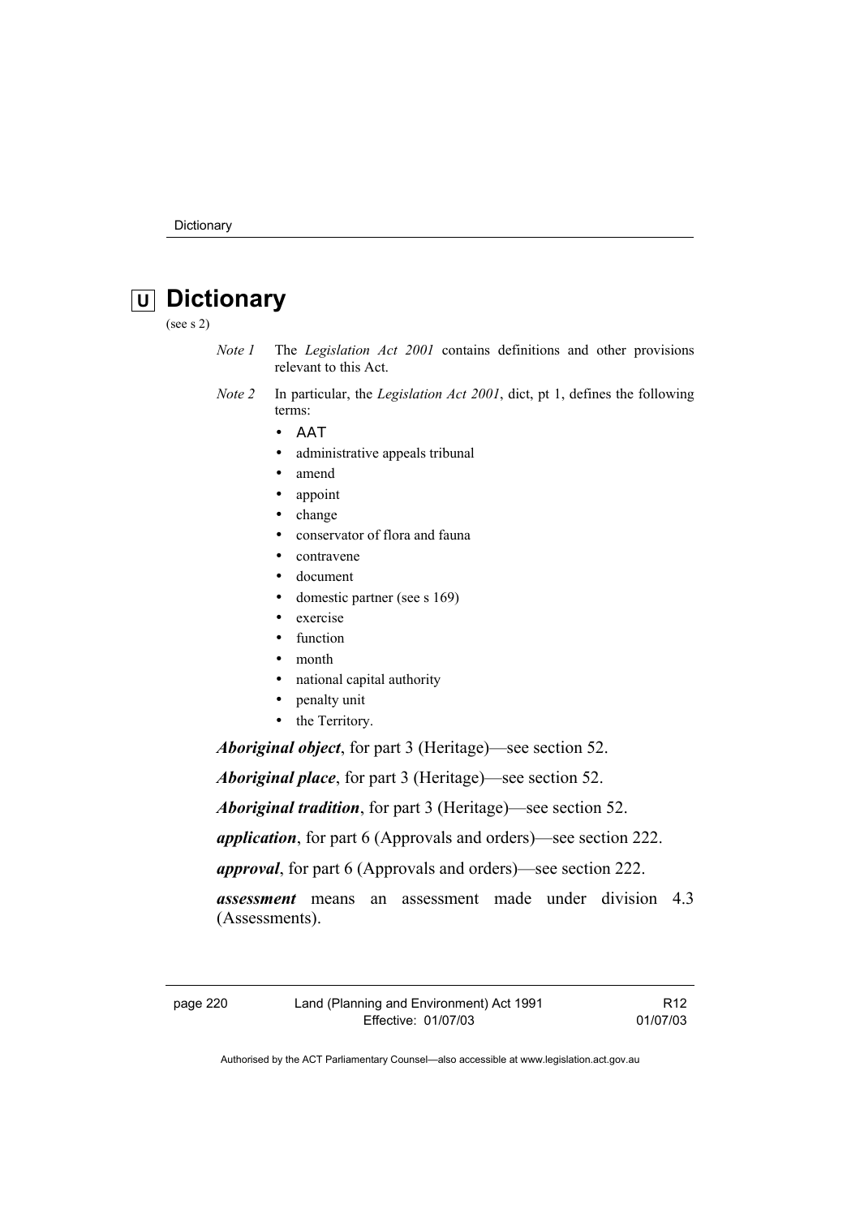# U Dictionary

(see s 2)

*Note 1* The *Legislation Act 2001* contains definitions and other provisions relevant to this Act.

*Note 2* In particular, the *Legislation Act 2001*, dict, pt 1, defines the following terms:

- AAT
- administrative appeals tribunal
- amend
- appoint
- change
- conservator of flora and fauna
- contravene
- document
- domestic partner (see s 169)
- exercise
- function
- month
- national capital authority
- penalty unit
- the Territory.

***Aboriginal object***, for part 3 (Heritage)—see section 52.

***Aboriginal place***, for part 3 (Heritage)—see section 52.

***Aboriginal tradition***, for part 3 (Heritage)—see section 52.

***application***, for part 6 (Approvals and orders)—see section 222.

***approval***, for part 6 (Approvals and orders)—see section 222.

***assessment*** means an assessment made under division 4.3 (Assessments).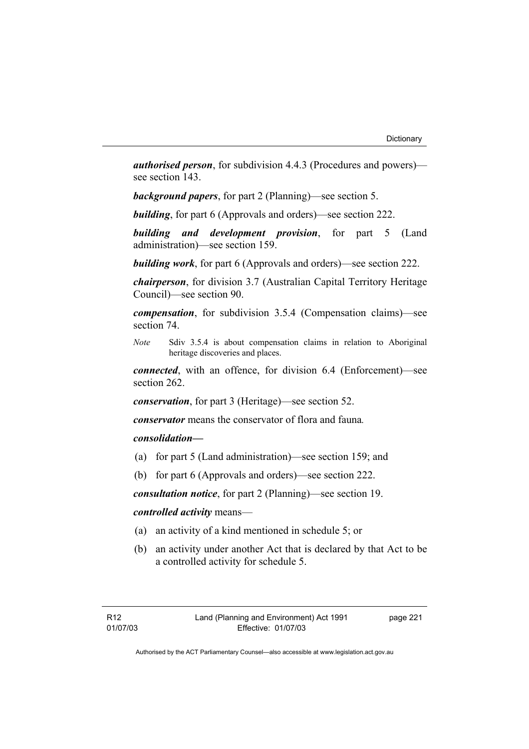***authorised person***, for subdivision 4.4.3 (Procedures and powers)—see section 143.

***background papers***, for part 2 (Planning)—see section 5.

***building***, for part 6 (Approvals and orders)—see section 222.

***building and development provision***, for part 5 (Land administration)—see section 159.

***building work***, for part 6 (Approvals and orders)—see section 222.

***chairperson***, for division 3.7 (Australian Capital Territory Heritage Council)—see section 90.

***compensation***, for subdivision 3.5.4 (Compensation claims)—see section 74.

*Note* Sdiv 3.5.4 is about compensation claims in relation to Aboriginal heritage discoveries and places.

***connected***, with an offence, for division 6.4 (Enforcement)—see section 262.

***conservation***, for part 3 (Heritage)—see section 52.

***conservator*** means the conservator of flora and fauna.

***consolidation—***

(a) for part 5 (Land administration)—see section 159; and

(b) for part 6 (Approvals and orders)—see section 222.

***consultation notice***, for part 2 (Planning)—see section 19.

***controlled activity*** means—

(a) an activity of a kind mentioned in schedule 5; or

(b) an activity under another Act that is declared by that Act to be a controlled activity for schedule 5.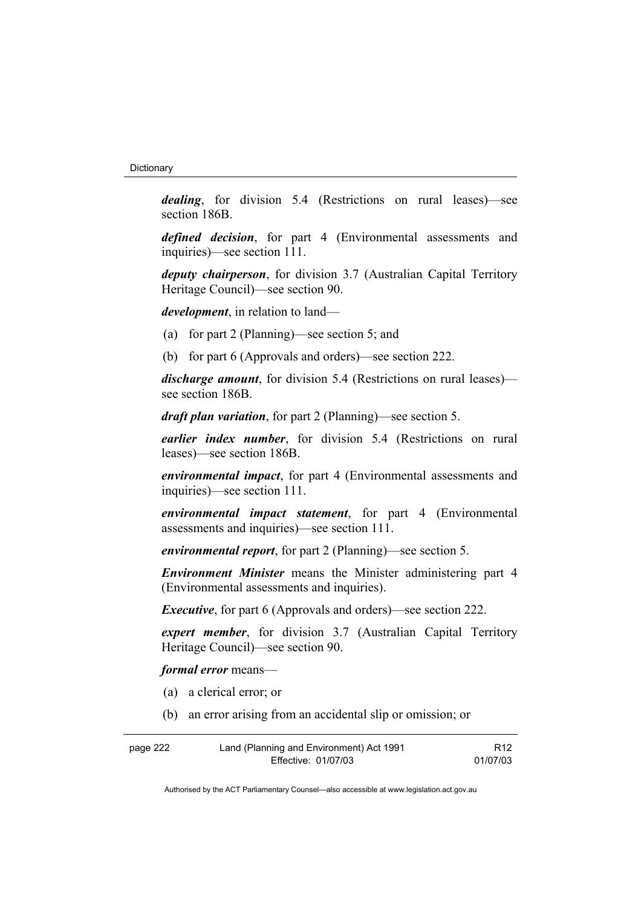***dealing***, for division 5.4 (Restrictions on rural leases)—see section 186B.

***defined decision***, for part 4 (Environmental assessments and inquiries)—see section 111.

***deputy chairperson***, for division 3.7 (Australian Capital Territory Heritage Council)—see section 90.

***development***, in relation to land—

(a) for part 2 (Planning)—see section 5; and

(b) for part 6 (Approvals and orders)—see section 222.

***discharge amount***, for division 5.4 (Restrictions on rural leases)—see section 186B.

***draft plan variation***, for part 2 (Planning)—see section 5.

***earlier index number***, for division 5.4 (Restrictions on rural leases)—see section 186B.

***environmental impact***, for part 4 (Environmental assessments and inquiries)—see section 111.

***environmental impact statement***, for part 4 (Environmental assessments and inquiries)—see section 111.

***environmental report***, for part 2 (Planning)—see section 5.

***Environment Minister*** means the Minister administering part 4 (Environmental assessments and inquiries).

***Executive***, for part 6 (Approvals and orders)—see section 222.

***expert member***, for division 3.7 (Australian Capital Territory Heritage Council)—see section 90.

***formal error*** means—

(a) a clerical error; or

(b) an error arising from an accidental slip or omission; or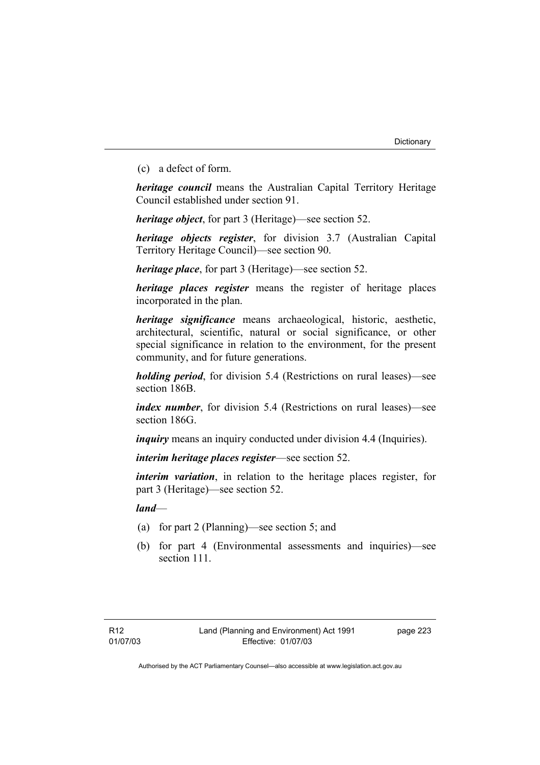(c) a defect of form.

***heritage council*** means the Australian Capital Territory Heritage Council established under section 91.

***heritage object***, for part 3 (Heritage)—see section 52.

***heritage objects register***, for division 3.7 (Australian Capital Territory Heritage Council)—see section 90.

***heritage place***, for part 3 (Heritage)—see section 52.

***heritage places register*** means the register of heritage places incorporated in the plan.

***heritage significance*** means archaeological, historic, aesthetic, architectural, scientific, natural or social significance, or other special significance in relation to the environment, for the present community, and for future generations.

***holding period***, for division 5.4 (Restrictions on rural leases)—see section 186B.

***index number***, for division 5.4 (Restrictions on rural leases)—see section 186G.

***inquiry*** means an inquiry conducted under division 4.4 (Inquiries).

***interim heritage places register***—see section 52.

***interim variation***, in relation to the heritage places register, for part 3 (Heritage)—see section 52.

***land***—

(a) for part 2 (Planning)—see section 5; and

(b) for part 4 (Environmental assessments and inquiries)—see section 111.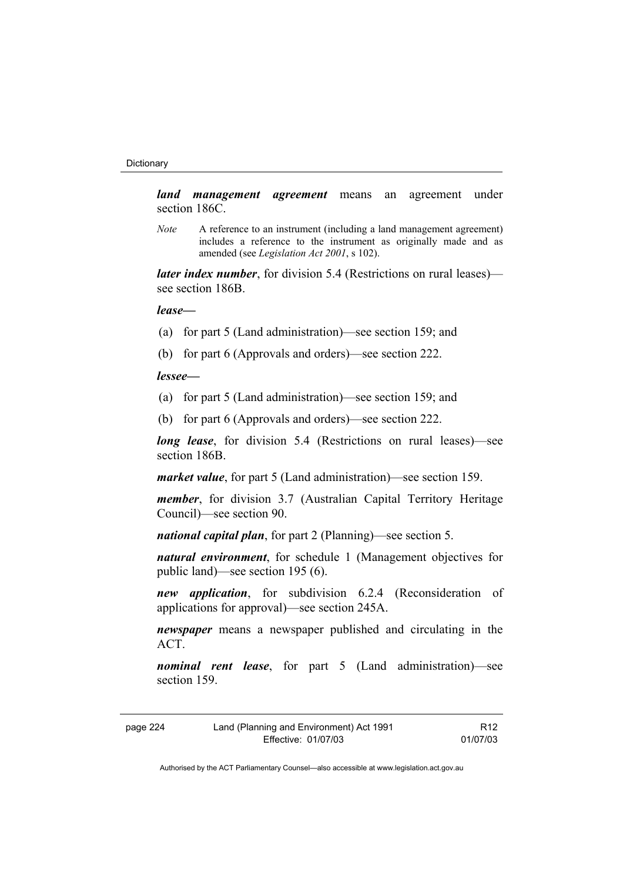***land management agreement*** means an agreement under section 186C.

*Note* A reference to an instrument (including a land management agreement) includes a reference to the instrument as originally made and as amended (see *Legislation Act 2001*, s 102).

***later index number***, for division 5.4 (Restrictions on rural leases)—see section 186B.

***lease***—

(a) for part 5 (Land administration)—see section 159; and

(b) for part 6 (Approvals and orders)—see section 222.

***lessee***—

(a) for part 5 (Land administration)—see section 159; and

(b) for part 6 (Approvals and orders)—see section 222.

***long lease***, for division 5.4 (Restrictions on rural leases)—see section 186B.

***market value***, for part 5 (Land administration)—see section 159.

***member***, for division 3.7 (Australian Capital Territory Heritage Council)—see section 90.

***national capital plan***, for part 2 (Planning)—see section 5.

***natural environment***, for schedule 1 (Management objectives for public land)—see section 195 (6).

***new application***, for subdivision 6.2.4 (Reconsideration of applications for approval)—see section 245A.

***newspaper*** means a newspaper published and circulating in the ACT.

***nominal rent lease***, for part 5 (Land administration)—see section 159.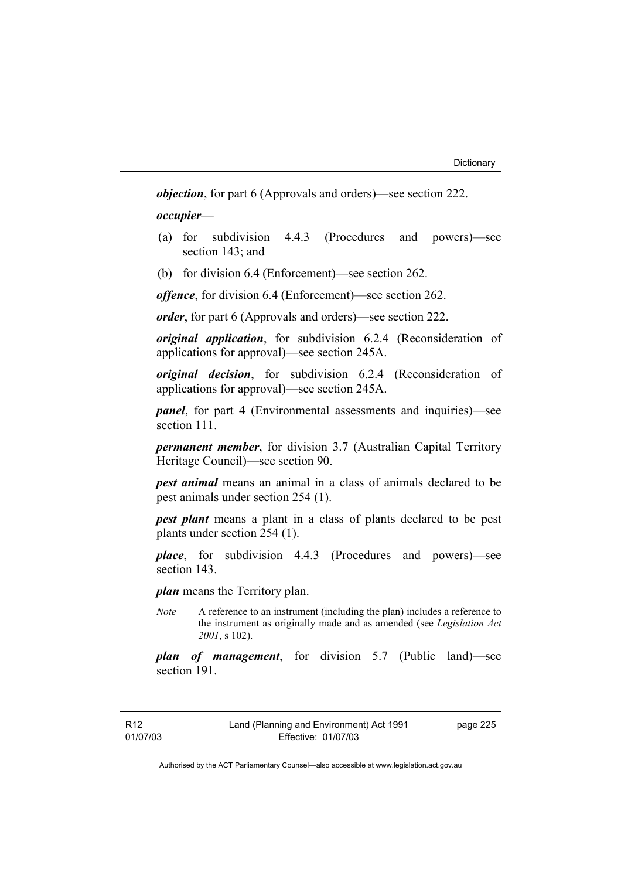***objection***, for part 6 (Approvals and orders)—see section 222.

***occupier***—

(a) for subdivision 4.4.3 (Procedures and powers)—see section 143; and

(b) for division 6.4 (Enforcement)—see section 262.

***offence***, for division 6.4 (Enforcement)—see section 262.

***order***, for part 6 (Approvals and orders)—see section 222.

***original application***, for subdivision 6.2.4 (Reconsideration of applications for approval)—see section 245A.

***original decision***, for subdivision 6.2.4 (Reconsideration of applications for approval)—see section 245A.

***panel***, for part 4 (Environmental assessments and inquiries)—see section 111.

***permanent member***, for division 3.7 (Australian Capital Territory Heritage Council)—see section 90.

***pest animal*** means an animal in a class of animals declared to be pest animals under section 254 (1).

***pest plant*** means a plant in a class of plants declared to be pest plants under section 254 (1).

***place***, for subdivision 4.4.3 (Procedures and powers)—see section 143.

***plan*** means the Territory plan.

*Note* A reference to an instrument (including the plan) includes a reference to the instrument as originally made and as amended (see *Legislation Act 2001*, s 102).

***plan of management***, for division 5.7 (Public land)—see section 191.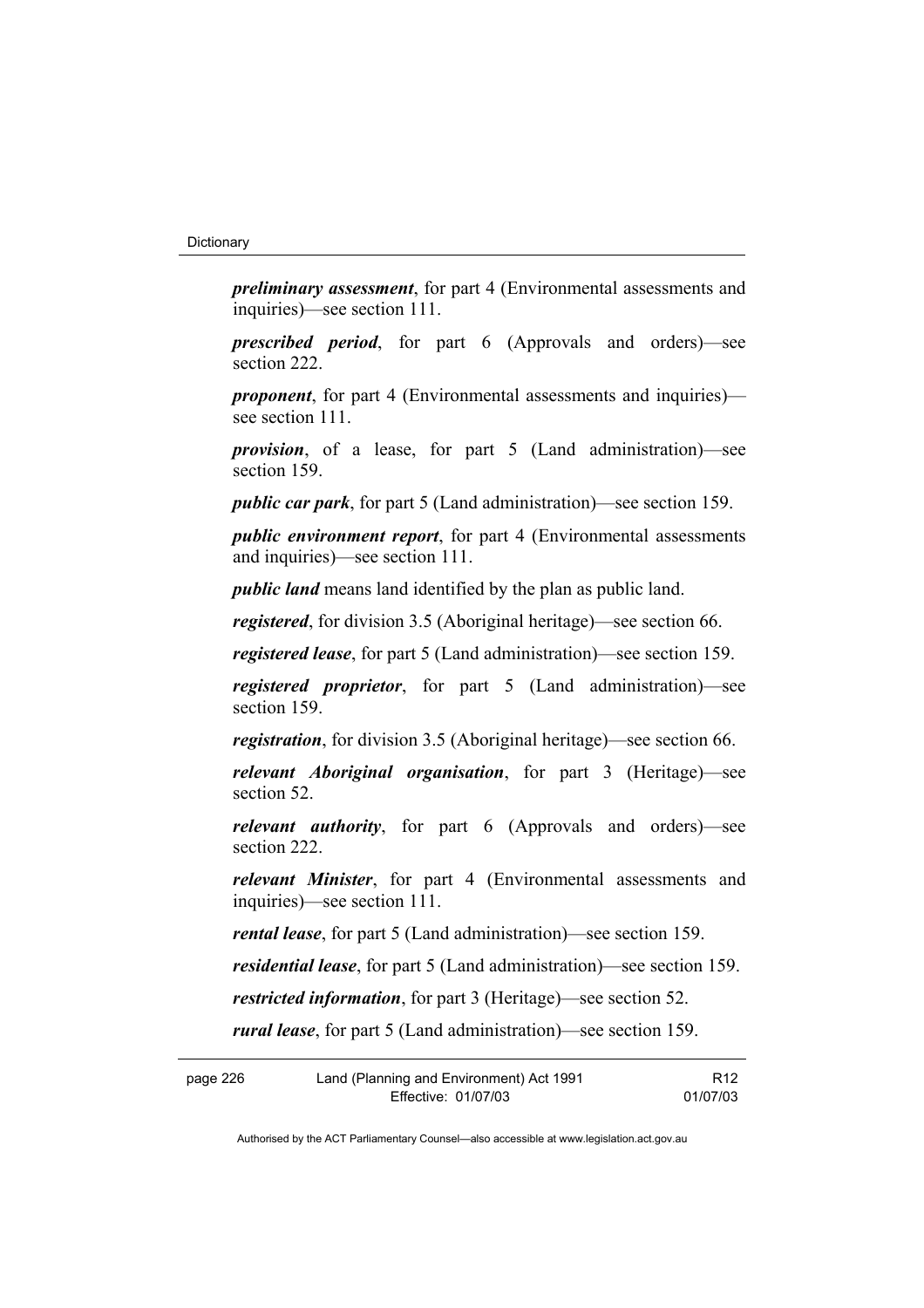***preliminary assessment***, for part 4 (Environmental assessments and inquiries)—see section 111.

***prescribed period***, for part 6 (Approvals and orders)—see section 222.

***proponent***, for part 4 (Environmental assessments and inquiries)—see section 111.

***provision***, of a lease, for part 5 (Land administration)—see section 159.

***public car park***, for part 5 (Land administration)—see section 159.

***public environment report***, for part 4 (Environmental assessments and inquiries)—see section 111.

***public land*** means land identified by the plan as public land.

***registered***, for division 3.5 (Aboriginal heritage)—see section 66.

***registered lease***, for part 5 (Land administration)—see section 159.

***registered proprietor***, for part 5 (Land administration)—see section 159.

***registration***, for division 3.5 (Aboriginal heritage)—see section 66.

***relevant Aboriginal organisation***, for part 3 (Heritage)—see section 52.

***relevant authority***, for part 6 (Approvals and orders)—see section 222.

***relevant Minister***, for part 4 (Environmental assessments and inquiries)—see section 111.

***rental lease***, for part 5 (Land administration)—see section 159.

***residential lease***, for part 5 (Land administration)—see section 159.

***restricted information***, for part 3 (Heritage)—see section 52.

***rural lease***, for part 5 (Land administration)—see section 159.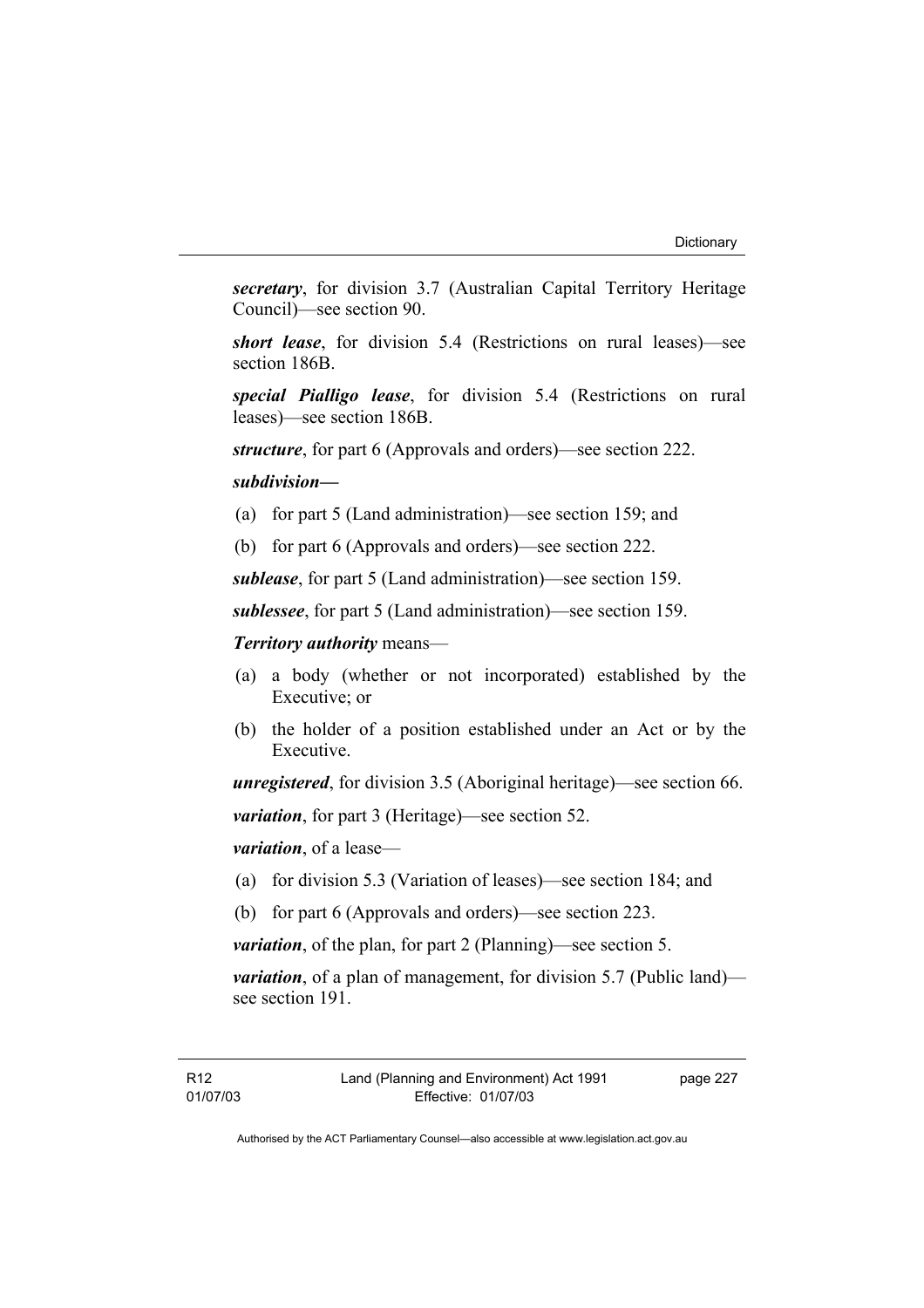***secretary***, for division 3.7 (Australian Capital Territory Heritage Council)—see section 90.

***short lease***, for division 5.4 (Restrictions on rural leases)—see section 186B.

***special Pialligo lease***, for division 5.4 (Restrictions on rural leases)—see section 186B.

***structure***, for part 6 (Approvals and orders)—see section 222.

***subdivision—***

(a) for part 5 (Land administration)—see section 159; and

(b) for part 6 (Approvals and orders)—see section 222.

***sublease***, for part 5 (Land administration)—see section 159.

***sublessee***, for part 5 (Land administration)—see section 159.

***Territory authority*** means—

(a) a body (whether or not incorporated) established by the Executive; or

(b) the holder of a position established under an Act or by the Executive.

***unregistered***, for division 3.5 (Aboriginal heritage)—see section 66.

***variation***, for part 3 (Heritage)—see section 52.

***variation***, of a lease—

(a) for division 5.3 (Variation of leases)—see section 184; and

(b) for part 6 (Approvals and orders)—see section 223.

***variation***, of the plan, for part 2 (Planning)—see section 5.

***variation***, of a plan of management, for division 5.7 (Public land)—see section 191.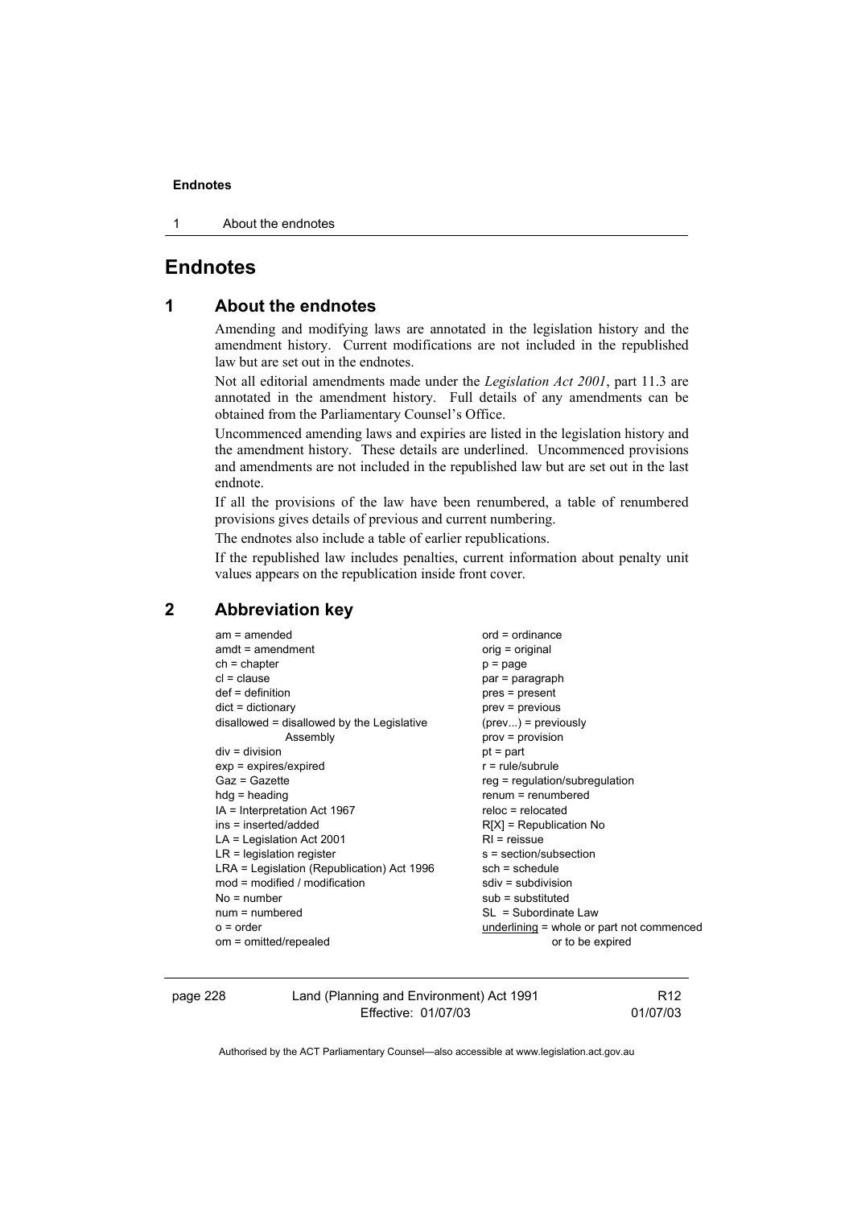# Endnotes

## 1 About the endnotes

Amending and modifying laws are annotated in the legislation history and the amendment history. Current modifications are not included in the republished law but are set out in the endnotes.

Not all editorial amendments made under the *Legislation Act 2001*, part 11.3 are annotated in the amendment history. Full details of any amendments can be obtained from the Parliamentary Counsel's Office.

Uncommenced amending laws and expiries are listed in the legislation history and the amendment history. These details are underlined. Uncommenced provisions and amendments are not included in the republished law but are set out in the last endnote.

If all the provisions of the law have been renumbered, a table of renumbered provisions gives details of previous and current numbering.

The endnotes also include a table of earlier republications.

If the republished law includes penalties, current information about penalty unit values appears on the republication inside front cover.

## 2 Abbreviation key

am = amended
amdt = amendment
ch = chapter
cl = clause
def = definition
dict = dictionary
disallowed = disallowed by the Legislative Assembly
div = division
exp = expires/expired
Gaz = Gazette
hdg = heading
IA = Interpretation Act 1967
ins = inserted/added
LA = Legislation Act 2001
LR = legislation register
LRA = Legislation (Republication) Act 1996
mod = modified / modification
No = number
num = numbered
o = order
om = omitted/repealed
ord = ordinance
orig = original
p = page
par = paragraph
pres = present
prev = previous
(prev...) = previously
prov = provision
pt = part
r = rule/subrule
reg = regulation/subregulation
renum = renumbered
reloc = relocated
R[X] = Republication No
RI = reissue
s = section/subsection
sch = schedule
sdiv = subdivision
sub = substituted
SL = Subordinate Law
underlining = whole or part not commenced or to be expired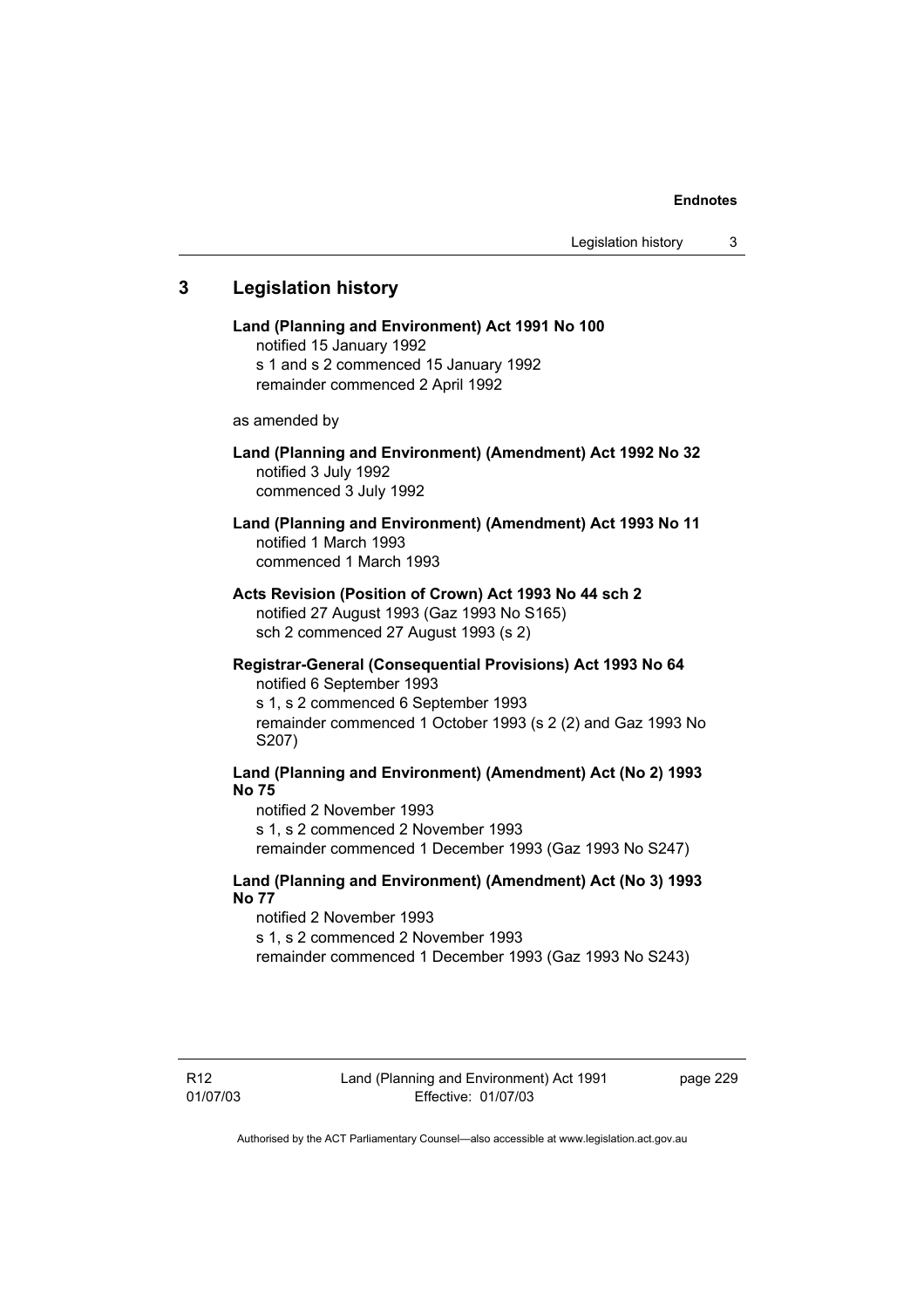## 3 Legislation history

**Land (Planning and Environment) Act 1991 No 100**
notified 15 January 1992
s 1 and s 2 commenced 15 January 1992
remainder commenced 2 April 1992

as amended by

**Land (Planning and Environment) (Amendment) Act 1992 No 32**
notified 3 July 1992
commenced 3 July 1992

**Land (Planning and Environment) (Amendment) Act 1993 No 11**
notified 1 March 1993
commenced 1 March 1993

**Acts Revision (Position of Crown) Act 1993 No 44 sch 2**
notified 27 August 1993 (Gaz 1993 No S165)
sch 2 commenced 27 August 1993 (s 2)

**Registrar-General (Consequential Provisions) Act 1993 No 64**
notified 6 September 1993
s 1, s 2 commenced 6 September 1993
remainder commenced 1 October 1993 (s 2 (2) and Gaz 1993 No S207)

**Land (Planning and Environment) (Amendment) Act (No 2) 1993 No 75**
notified 2 November 1993
s 1, s 2 commenced 2 November 1993
remainder commenced 1 December 1993 (Gaz 1993 No S247)

**Land (Planning and Environment) (Amendment) Act (No 3) 1993 No 77**
notified 2 November 1993
s 1, s 2 commenced 2 November 1993
remainder commenced 1 December 1993 (Gaz 1993 No S243)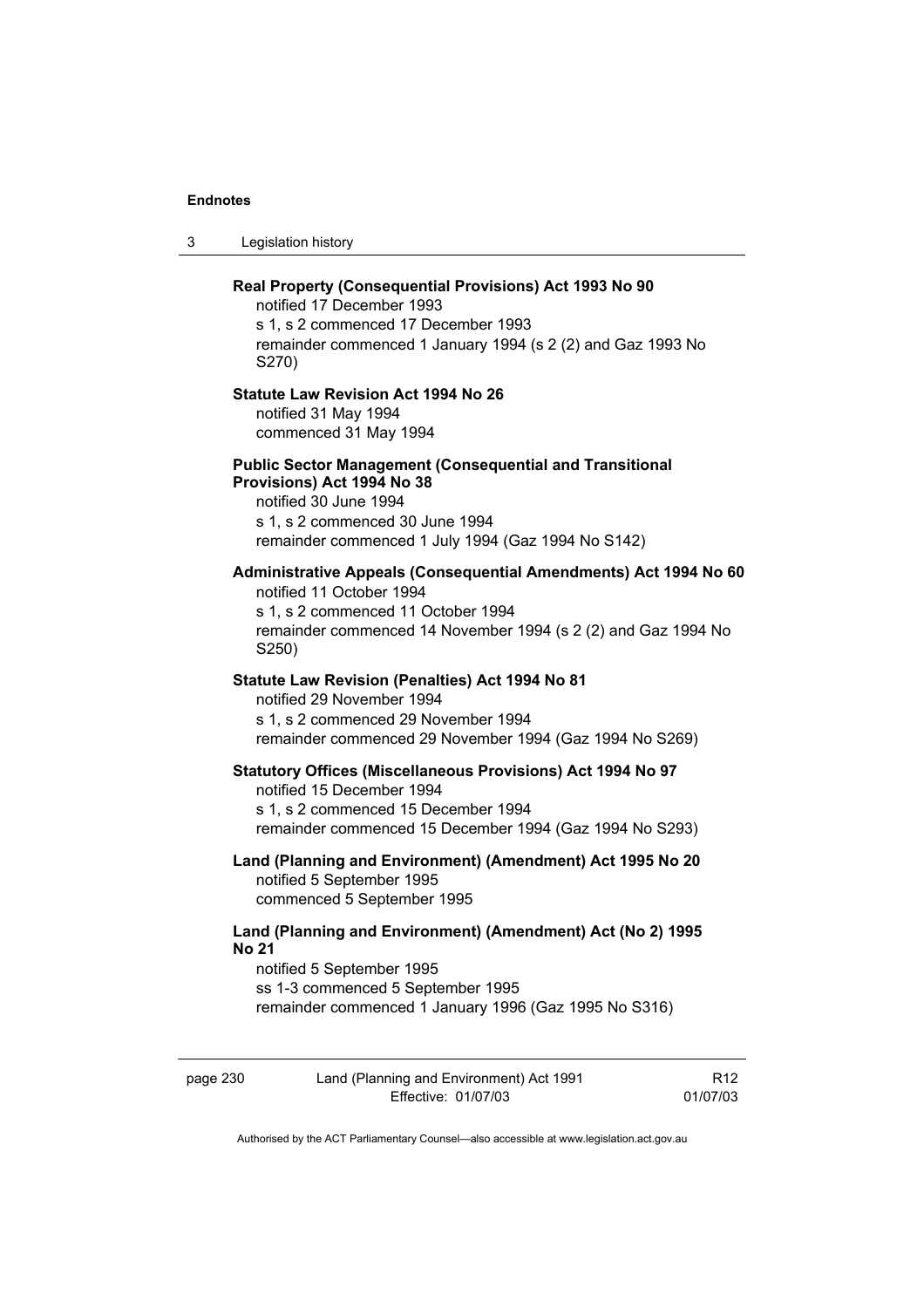**Real Property (Consequential Provisions) Act 1993 No 90**

notified 17 December 1993
s 1, s 2 commenced 17 December 1993
remainder commenced 1 January 1994 (s 2 (2) and Gaz 1993 No S270)

**Statute Law Revision Act 1994 No 26**

notified 31 May 1994
commenced 31 May 1994

**Public Sector Management (Consequential and Transitional Provisions) Act 1994 No 38**

notified 30 June 1994
s 1, s 2 commenced 30 June 1994
remainder commenced 1 July 1994 (Gaz 1994 No S142)

**Administrative Appeals (Consequential Amendments) Act 1994 No 60**

notified 11 October 1994
s 1, s 2 commenced 11 October 1994
remainder commenced 14 November 1994 (s 2 (2) and Gaz 1994 No S250)

**Statute Law Revision (Penalties) Act 1994 No 81**

notified 29 November 1994
s 1, s 2 commenced 29 November 1994
remainder commenced 29 November 1994 (Gaz 1994 No S269)

**Statutory Offices (Miscellaneous Provisions) Act 1994 No 97**

notified 15 December 1994
s 1, s 2 commenced 15 December 1994
remainder commenced 15 December 1994 (Gaz 1994 No S293)

**Land (Planning and Environment) (Amendment) Act 1995 No 20**

notified 5 September 1995
commenced 5 September 1995

**Land (Planning and Environment) (Amendment) Act (No 2) 1995 No 21**

notified 5 September 1995
ss 1-3 commenced 5 September 1995
remainder commenced 1 January 1996 (Gaz 1995 No S316)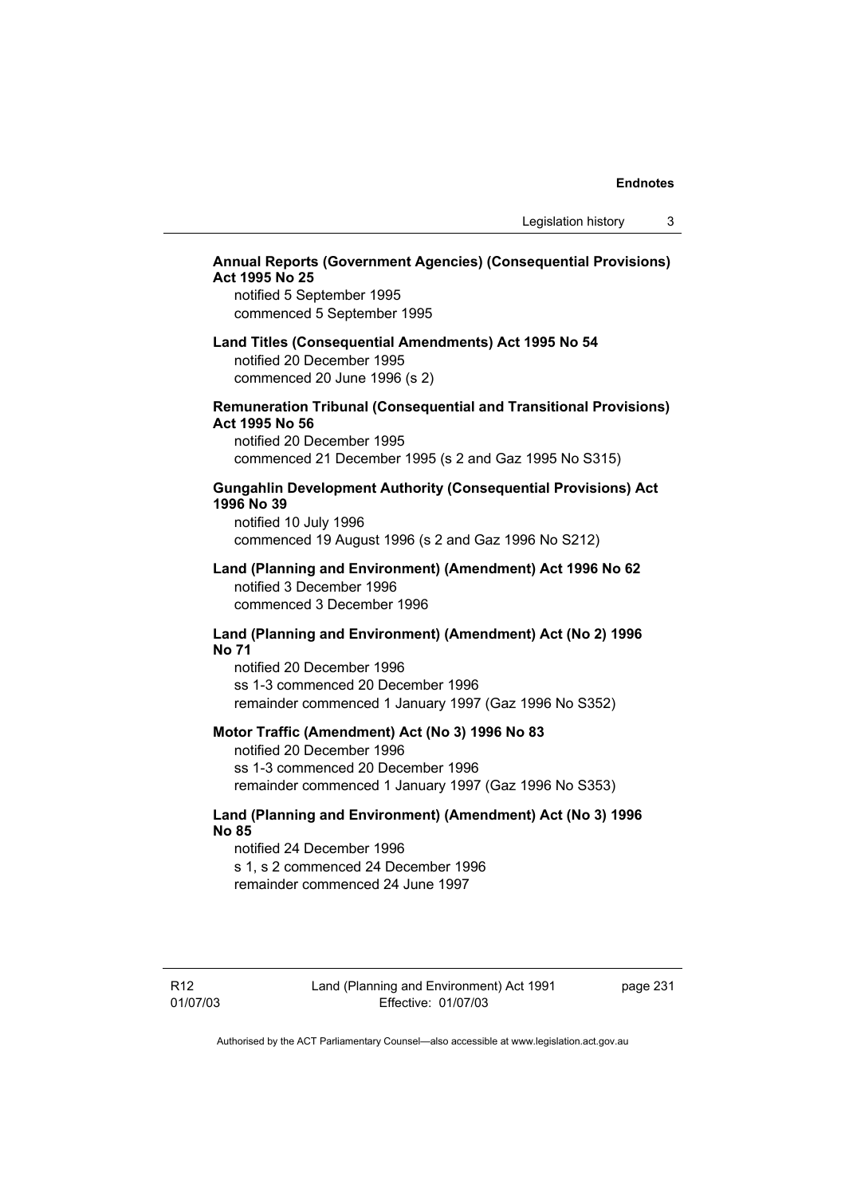**Annual Reports (Government Agencies) (Consequential Provisions) Act 1995 No 25**

notified 5 September 1995
commenced 5 September 1995

**Land Titles (Consequential Amendments) Act 1995 No 54**

notified 20 December 1995
commenced 20 June 1996 (s 2)

**Remuneration Tribunal (Consequential and Transitional Provisions) Act 1995 No 56**

notified 20 December 1995
commenced 21 December 1995 (s 2 and Gaz 1995 No S315)

**Gungahlin Development Authority (Consequential Provisions) Act 1996 No 39**

notified 10 July 1996
commenced 19 August 1996 (s 2 and Gaz 1996 No S212)

**Land (Planning and Environment) (Amendment) Act 1996 No 62**

notified 3 December 1996
commenced 3 December 1996

**Land (Planning and Environment) (Amendment) Act (No 2) 1996 No 71**

notified 20 December 1996
ss 1-3 commenced 20 December 1996
remainder commenced 1 January 1997 (Gaz 1996 No S352)

**Motor Traffic (Amendment) Act (No 3) 1996 No 83**

notified 20 December 1996
ss 1-3 commenced 20 December 1996
remainder commenced 1 January 1997 (Gaz 1996 No S353)

**Land (Planning and Environment) (Amendment) Act (No 3) 1996 No 85**

notified 24 December 1996
s 1, s 2 commenced 24 December 1996
remainder commenced 24 June 1997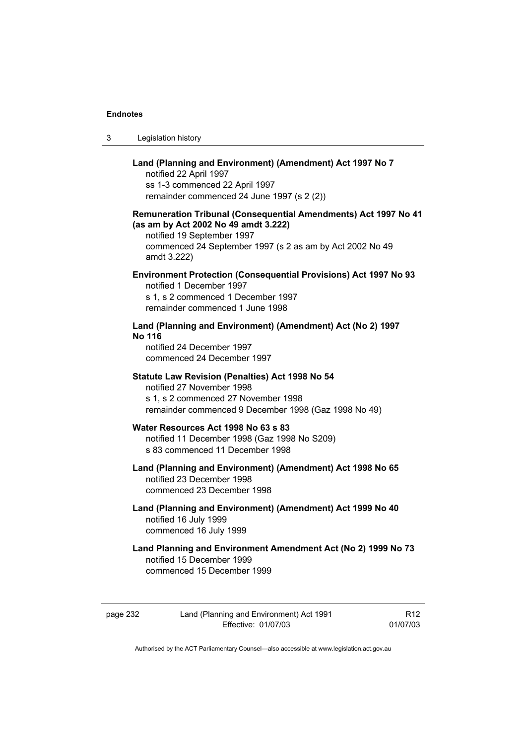**Land (Planning and Environment) (Amendment) Act 1997 No 7**

notified 22 April 1997

ss 1-3 commenced 22 April 1997

remainder commenced 24 June 1997 (s 2 (2))

**Remuneration Tribunal (Consequential Amendments) Act 1997 No 41 (as am by Act 2002 No 49 amdt 3.222)**

notified 19 September 1997

commenced 24 September 1997 (s 2 as am by Act 2002 No 49 amdt 3.222)

**Environment Protection (Consequential Provisions) Act 1997 No 93**

notified 1 December 1997

s 1, s 2 commenced 1 December 1997

remainder commenced 1 June 1998

**Land (Planning and Environment) (Amendment) Act (No 2) 1997 No 116**

notified 24 December 1997

commenced 24 December 1997

**Statute Law Revision (Penalties) Act 1998 No 54**

notified 27 November 1998

s 1, s 2 commenced 27 November 1998

remainder commenced 9 December 1998 (Gaz 1998 No 49)

**Water Resources Act 1998 No 63 s 83**

notified 11 December 1998 (Gaz 1998 No S209)

s 83 commenced 11 December 1998

**Land (Planning and Environment) (Amendment) Act 1998 No 65**

notified 23 December 1998

commenced 23 December 1998

**Land (Planning and Environment) (Amendment) Act 1999 No 40**

notified 16 July 1999

commenced 16 July 1999

**Land Planning and Environment Amendment Act (No 2) 1999 No 73**

notified 15 December 1999

commenced 15 December 1999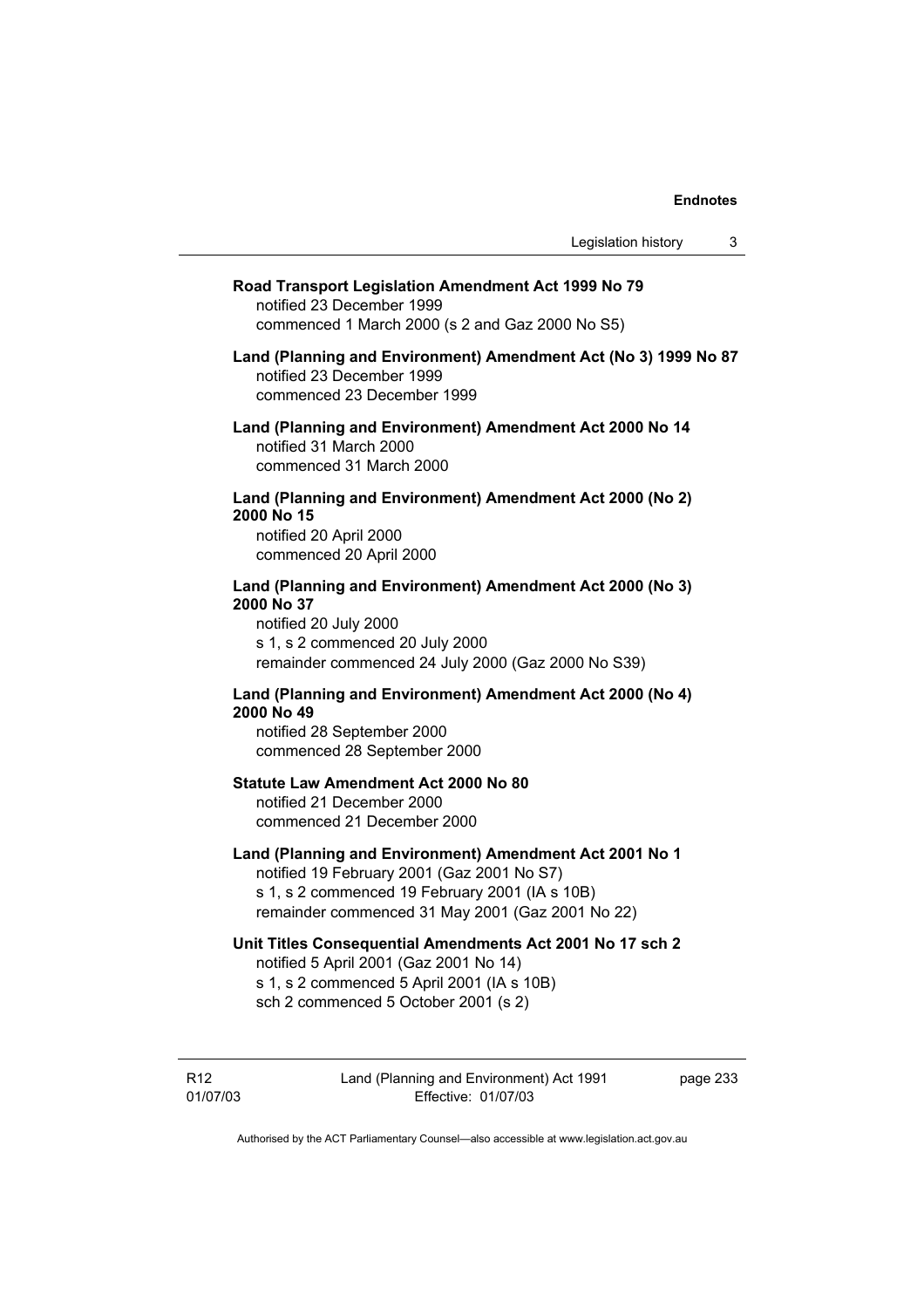**Road Transport Legislation Amendment Act 1999 No 79**
notified 23 December 1999
commenced 1 March 2000 (s 2 and Gaz 2000 No S5)

**Land (Planning and Environment) Amendment Act (No 3) 1999 No 87**
notified 23 December 1999
commenced 23 December 1999

**Land (Planning and Environment) Amendment Act 2000 No 14**
notified 31 March 2000
commenced 31 March 2000

**Land (Planning and Environment) Amendment Act 2000 (No 2) 2000 No 15**
notified 20 April 2000
commenced 20 April 2000

**Land (Planning and Environment) Amendment Act 2000 (No 3) 2000 No 37**
notified 20 July 2000
s 1, s 2 commenced 20 July 2000
remainder commenced 24 July 2000 (Gaz 2000 No S39)

**Land (Planning and Environment) Amendment Act 2000 (No 4) 2000 No 49**
notified 28 September 2000
commenced 28 September 2000

**Statute Law Amendment Act 2000 No 80**
notified 21 December 2000
commenced 21 December 2000

**Land (Planning and Environment) Amendment Act 2001 No 1**
notified 19 February 2001 (Gaz 2001 No S7)
s 1, s 2 commenced 19 February 2001 (IA s 10B)
remainder commenced 31 May 2001 (Gaz 2001 No 22)

**Unit Titles Consequential Amendments Act 2001 No 17 sch 2**
notified 5 April 2001 (Gaz 2001 No 14)
s 1, s 2 commenced 5 April 2001 (IA s 10B)
sch 2 commenced 5 October 2001 (s 2)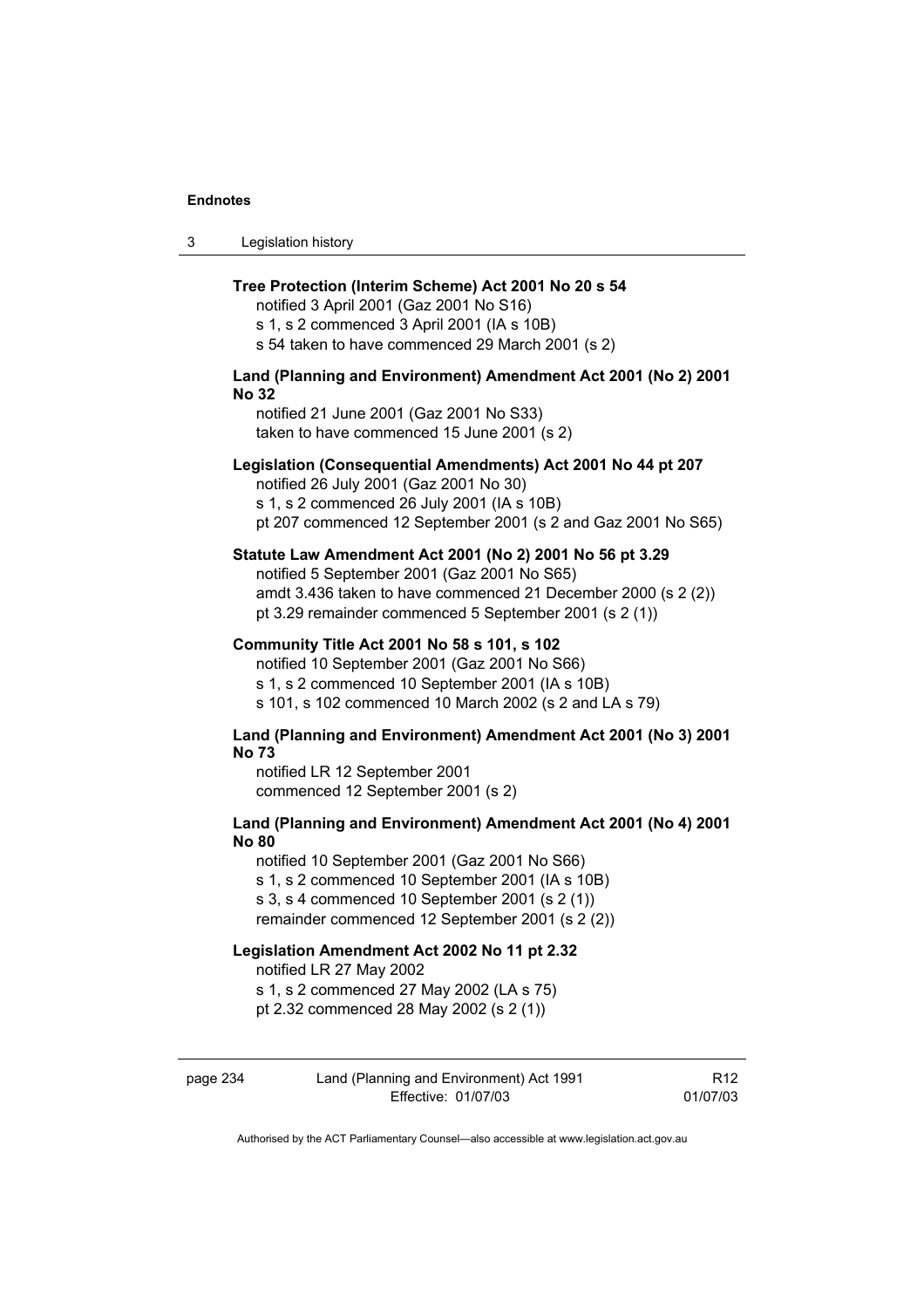**Tree Protection (Interim Scheme) Act 2001 No 20 s 54**

notified 3 April 2001 (Gaz 2001 No S16)
s 1, s 2 commenced 3 April 2001 (IA s 10B)
s 54 taken to have commenced 29 March 2001 (s 2)

**Land (Planning and Environment) Amendment Act 2001 (No 2) 2001 No 32**

notified 21 June 2001 (Gaz 2001 No S33)
taken to have commenced 15 June 2001 (s 2)

**Legislation (Consequential Amendments) Act 2001 No 44 pt 207**

notified 26 July 2001 (Gaz 2001 No 30)
s 1, s 2 commenced 26 July 2001 (IA s 10B)
pt 207 commenced 12 September 2001 (s 2 and Gaz 2001 No S65)

**Statute Law Amendment Act 2001 (No 2) 2001 No 56 pt 3.29**

notified 5 September 2001 (Gaz 2001 No S65)
amdt 3.436 taken to have commenced 21 December 2000 (s 2 (2))
pt 3.29 remainder commenced 5 September 2001 (s 2 (1))

**Community Title Act 2001 No 58 s 101, s 102**

notified 10 September 2001 (Gaz 2001 No S66)
s 1, s 2 commenced 10 September 2001 (IA s 10B)
s 101, s 102 commenced 10 March 2002 (s 2 and LA s 79)

**Land (Planning and Environment) Amendment Act 2001 (No 3) 2001 No 73**

notified LR 12 September 2001
commenced 12 September 2001 (s 2)

**Land (Planning and Environment) Amendment Act 2001 (No 4) 2001 No 80**

notified 10 September 2001 (Gaz 2001 No S66)
s 1, s 2 commenced 10 September 2001 (IA s 10B)
s 3, s 4 commenced 10 September 2001 (s 2 (1))
remainder commenced 12 September 2001 (s 2 (2))

**Legislation Amendment Act 2002 No 11 pt 2.32**

notified LR 27 May 2002
s 1, s 2 commenced 27 May 2002 (LA s 75)
pt 2.32 commenced 28 May 2002 (s 2 (1))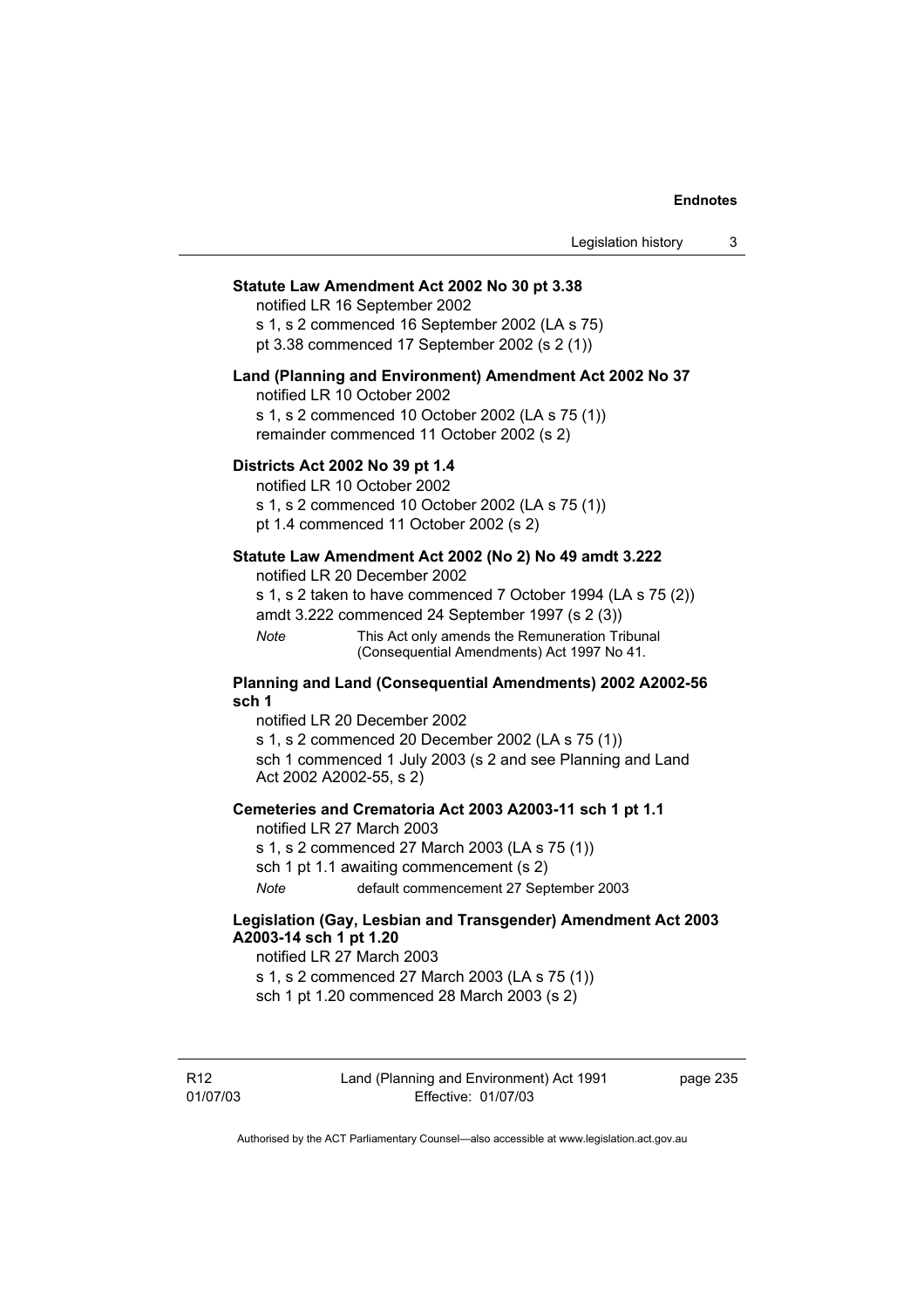**Statute Law Amendment Act 2002 No 30 pt 3.38**

notified LR 16 September 2002
s 1, s 2 commenced 16 September 2002 (LA s 75)
pt 3.38 commenced 17 September 2002 (s 2 (1))

**Land (Planning and Environment) Amendment Act 2002 No 37**

notified LR 10 October 2002
s 1, s 2 commenced 10 October 2002 (LA s 75 (1))
remainder commenced 11 October 2002 (s 2)

**Districts Act 2002 No 39 pt 1.4**

notified LR 10 October 2002
s 1, s 2 commenced 10 October 2002 (LA s 75 (1))
pt 1.4 commenced 11 October 2002 (s 2)

**Statute Law Amendment Act 2002 (No 2) No 49 amdt 3.222**

notified LR 20 December 2002
s 1, s 2 taken to have commenced 7 October 1994 (LA s 75 (2))
amdt 3.222 commenced 24 September 1997 (s 2 (3))

*Note* This Act only amends the Remuneration Tribunal (Consequential Amendments) Act 1997 No 41.

**Planning and Land (Consequential Amendments) 2002 A2002-56 sch 1**

notified LR 20 December 2002
s 1, s 2 commenced 20 December 2002 (LA s 75 (1))
sch 1 commenced 1 July 2003 (s 2 and see Planning and Land Act 2002 A2002-55, s 2)

**Cemeteries and Crematoria Act 2003 A2003-11 sch 1 pt 1.1**

notified LR 27 March 2003
s 1, s 2 commenced 27 March 2003 (LA s 75 (1))
sch 1 pt 1.1 awaiting commencement (s 2)

*Note* default commencement 27 September 2003

**Legislation (Gay, Lesbian and Transgender) Amendment Act 2003 A2003-14 sch 1 pt 1.20**

notified LR 27 March 2003
s 1, s 2 commenced 27 March 2003 (LA s 75 (1))
sch 1 pt 1.20 commenced 28 March 2003 (s 2)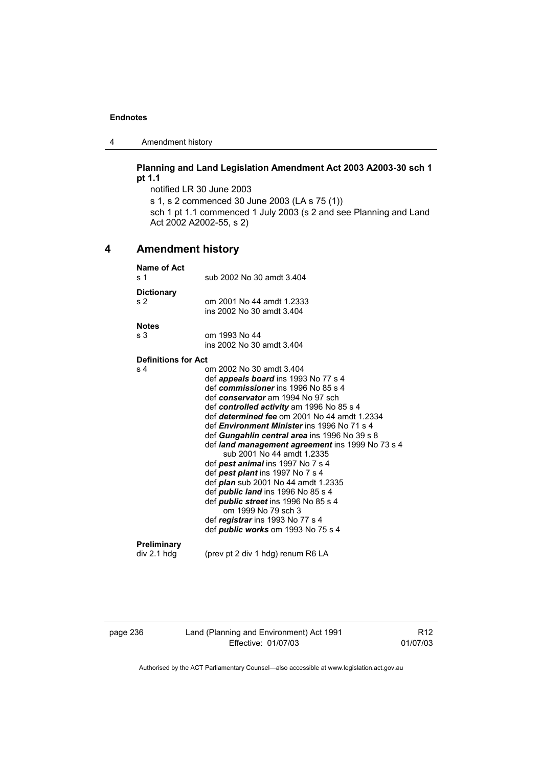**Planning and Land Legislation Amendment Act 2003 A2003-30 sch 1 pt 1.1**

notified LR 30 June 2003

s 1, s 2 commenced 30 June 2003 (LA s 75 (1))

sch 1 pt 1.1 commenced 1 July 2003 (s 2 and see Planning and Land Act 2002 A2002-55, s 2)

## 4 Amendment history

**Name of Act**

s 1 sub 2002 No 30 amdt 3.404

**Dictionary**

s 2 om 2001 No 44 amdt 1.2333
ins 2002 No 30 amdt 3.404

**Notes**

s 3 om 1993 No 44
ins 2002 No 30 amdt 3.404

**Definitions for Act**

s 4 om 2002 No 30 amdt 3.404
def ***appeals board*** ins 1993 No 77 s 4
def ***commissioner*** ins 1996 No 85 s 4
def ***conservator*** am 1994 No 97 sch
def ***controlled activity*** am 1996 No 85 s 4
def ***determined fee*** om 2001 No 44 amdt 1.2334
def ***Environment Minister*** ins 1996 No 71 s 4
def ***Gungahlin central area*** ins 1996 No 39 s 8
def ***land management agreement*** ins 1999 No 73 s 4
sub 2001 No 44 amdt 1.2335
def ***pest animal*** ins 1997 No 7 s 4
def ***pest plant*** ins 1997 No 7 s 4
def ***plan*** sub 2001 No 44 amdt 1.2335
def ***public land*** ins 1996 No 85 s 4
def ***public street*** ins 1996 No 85 s 4
om 1999 No 79 sch 3
def ***registrar*** ins 1993 No 77 s 4
def ***public works*** om 1993 No 75 s 4

**Preliminary**

div 2.1 hdg (prev pt 2 div 1 hdg) renum R6 LA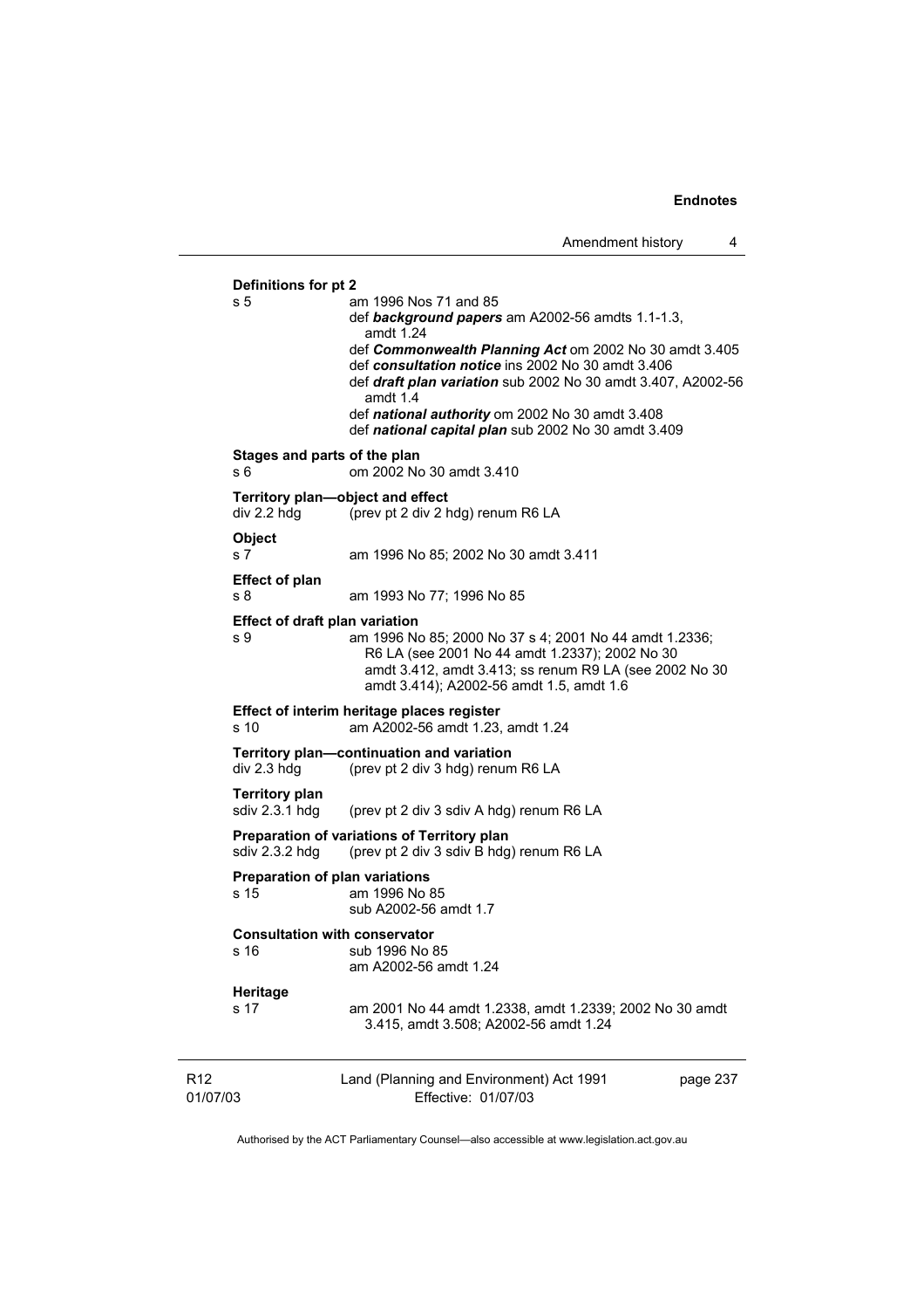**Definitions for pt 2**

s 5 am 1996 Nos 71 and 85
def ***background papers*** am A2002-56 amdts 1.1-1.3, amdt 1.24
def ***Commonwealth Planning Act*** om 2002 No 30 amdt 3.405
def ***consultation notice*** ins 2002 No 30 amdt 3.406
def ***draft plan variation*** sub 2002 No 30 amdt 3.407, A2002-56 amdt 1.4
def ***national authority*** om 2002 No 30 amdt 3.408
def ***national capital plan*** sub 2002 No 30 amdt 3.409

**Stages and parts of the plan**

s 6 om 2002 No 30 amdt 3.410

**Territory plan—object and effect**

div 2.2 hdg (prev pt 2 div 2 hdg) renum R6 LA

**Object**

s 7 am 1996 No 85; 2002 No 30 amdt 3.411

**Effect of plan**

s 8 am 1993 No 77; 1996 No 85

**Effect of draft plan variation**

s 9 am 1996 No 85; 2000 No 37 s 4; 2001 No 44 amdt 1.2336; R6 LA (see 2001 No 44 amdt 1.2337); 2002 No 30 amdt 3.412, amdt 3.413; ss renum R9 LA (see 2002 No 30 amdt 3.414); A2002-56 amdt 1.5, amdt 1.6

**Effect of interim heritage places register**

s 10 am A2002-56 amdt 1.23, amdt 1.24

**Territory plan—continuation and variation**

div 2.3 hdg (prev pt 2 div 3 hdg) renum R6 LA

**Territory plan**

sdiv 2.3.1 hdg (prev pt 2 div 3 sdiv A hdg) renum R6 LA

**Preparation of variations of Territory plan**

sdiv 2.3.2 hdg (prev pt 2 div 3 sdiv B hdg) renum R6 LA

**Preparation of plan variations**

s 15 am 1996 No 85
sub A2002-56 amdt 1.7

**Consultation with conservator**

s 16 sub 1996 No 85
am A2002-56 amdt 1.24

**Heritage**

s 17 am 2001 No 44 amdt 1.2338, amdt 1.2339; 2002 No 30 amdt 3.415, amdt 3.508; A2002-56 amdt 1.24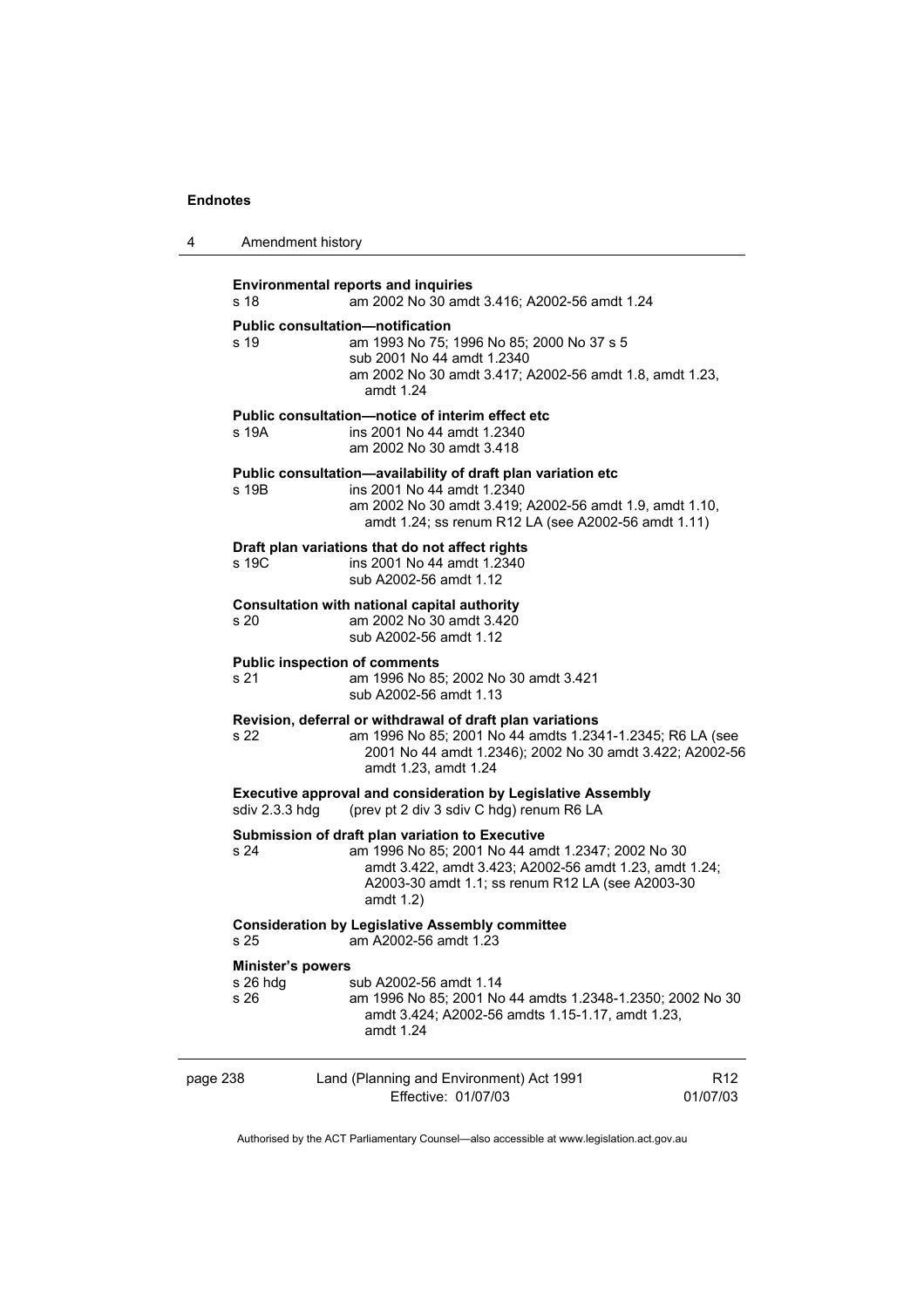**Environmental reports and inquiries**

s 18 am 2002 No 30 amdt 3.416; A2002-56 amdt 1.24

**Public consultation—notification**

s 19 am 1993 No 75; 1996 No 85; 2000 No 37 s 5
sub 2001 No 44 amdt 1.2340
am 2002 No 30 amdt 3.417; A2002-56 amdt 1.8, amdt 1.23, amdt 1.24

**Public consultation—notice of interim effect etc**

s 19A ins 2001 No 44 amdt 1.2340
am 2002 No 30 amdt 3.418

**Public consultation—availability of draft plan variation etc**

s 19B ins 2001 No 44 amdt 1.2340
am 2002 No 30 amdt 3.419; A2002-56 amdt 1.9, amdt 1.10, amdt 1.24; ss renum R12 LA (see A2002-56 amdt 1.11)

**Draft plan variations that do not affect rights**

s 19C ins 2001 No 44 amdt 1.2340
sub A2002-56 amdt 1.12

**Consultation with national capital authority**

s 20 am 2002 No 30 amdt 3.420
sub A2002-56 amdt 1.12

**Public inspection of comments**

s 21 am 1996 No 85; 2002 No 30 amdt 3.421
sub A2002-56 amdt 1.13

**Revision, deferral or withdrawal of draft plan variations**

s 22 am 1996 No 85; 2001 No 44 amdts 1.2341-1.2345; R6 LA (see 2001 No 44 amdt 1.2346); 2002 No 30 amdt 3.422; A2002-56 amdt 1.23, amdt 1.24

**Executive approval and consideration by Legislative Assembly**

sdiv 2.3.3 hdg (prev pt 2 div 3 sdiv C hdg) renum R6 LA

**Submission of draft plan variation to Executive**

s 24 am 1996 No 85; 2001 No 44 amdt 1.2347; 2002 No 30 amdt 3.422, amdt 3.423; A2002-56 amdt 1.23, amdt 1.24; A2003-30 amdt 1.1; ss renum R12 LA (see A2003-30 amdt 1.2)

**Consideration by Legislative Assembly committee**

s 25 am A2002-56 amdt 1.23

**Minister's powers**

s 26 hdg sub A2002-56 amdt 1.14
s 26 am 1996 No 85; 2001 No 44 amdts 1.2348-1.2350; 2002 No 30 amdt 3.424; A2002-56 amdts 1.15-1.17, amdt 1.23, amdt 1.24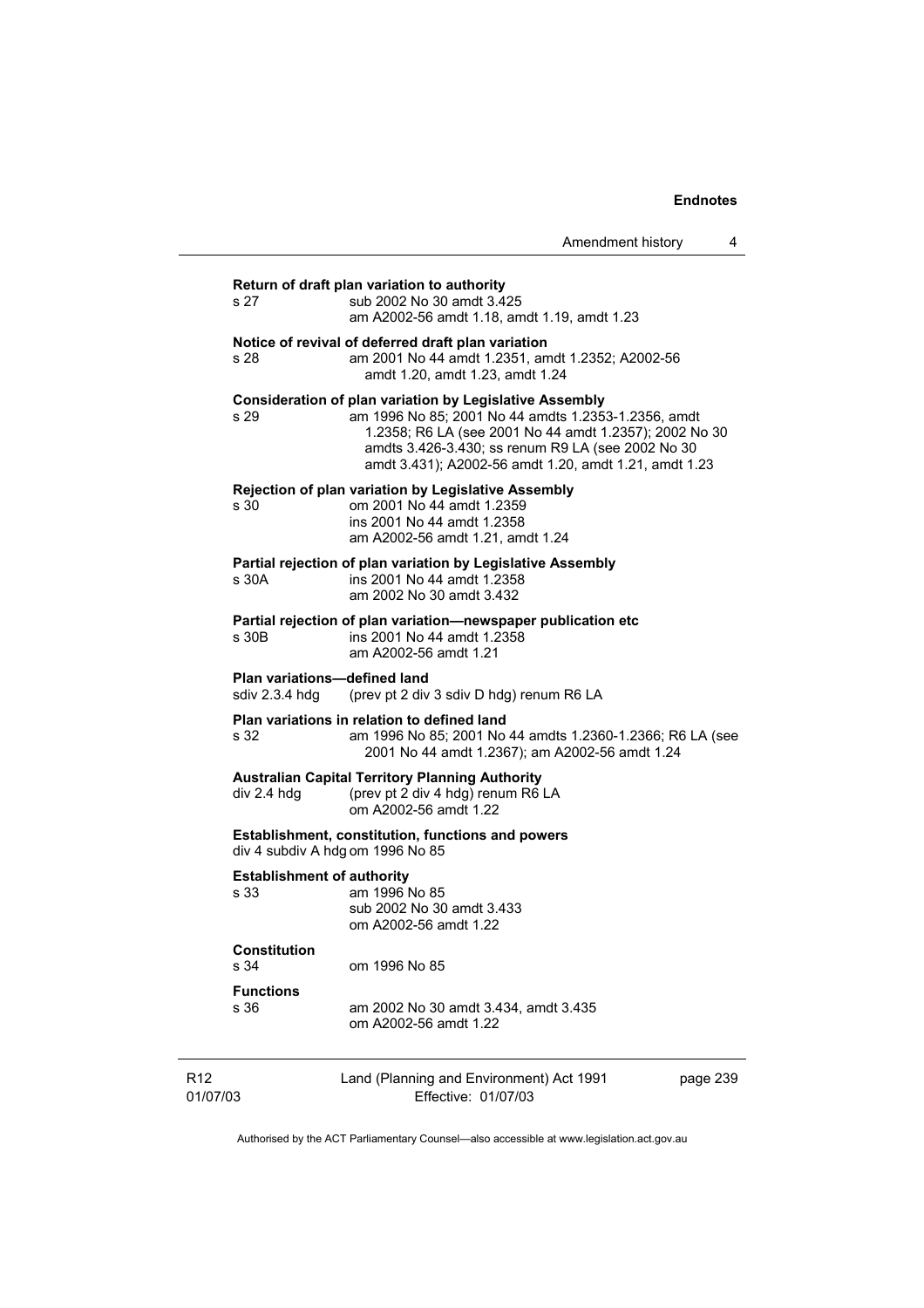**Return of draft plan variation to authority**

s 27 sub 2002 No 30 amdt 3.425
am A2002-56 amdt 1.18, amdt 1.19, amdt 1.23

**Notice of revival of deferred draft plan variation**

s 28 am 2001 No 44 amdt 1.2351, amdt 1.2352; A2002-56 amdt 1.20, amdt 1.23, amdt 1.24

**Consideration of plan variation by Legislative Assembly**

s 29 am 1996 No 85; 2001 No 44 amdts 1.2353-1.2356, amdt 1.2358; R6 LA (see 2001 No 44 amdt 1.2357); 2002 No 30 amdts 3.426-3.430; ss renum R9 LA (see 2002 No 30 amdt 3.431); A2002-56 amdt 1.20, amdt 1.21, amdt 1.23

**Rejection of plan variation by Legislative Assembly**

s 30 om 2001 No 44 amdt 1.2359
ins 2001 No 44 amdt 1.2358
am A2002-56 amdt 1.21, amdt 1.24

**Partial rejection of plan variation by Legislative Assembly**

s 30A ins 2001 No 44 amdt 1.2358
am 2002 No 30 amdt 3.432

**Partial rejection of plan variation—newspaper publication etc**

s 30B ins 2001 No 44 amdt 1.2358
am A2002-56 amdt 1.21

**Plan variations—defined land**

sdiv 2.3.4 hdg (prev pt 2 div 3 sdiv D hdg) renum R6 LA

**Plan variations in relation to defined land**

s 32 am 1996 No 85; 2001 No 44 amdts 1.2360-1.2366; R6 LA (see 2001 No 44 amdt 1.2367); am A2002-56 amdt 1.24

**Australian Capital Territory Planning Authority**

div 2.4 hdg (prev pt 2 div 4 hdg) renum R6 LA
om A2002-56 amdt 1.22

**Establishment, constitution, functions and powers**

div 4 subdiv A hdg om 1996 No 85

**Establishment of authority**

s 33 am 1996 No 85
sub 2002 No 30 amdt 3.433
om A2002-56 amdt 1.22

**Constitution**

s 34 om 1996 No 85

**Functions**

s 36 am 2002 No 30 amdt 3.434, amdt 3.435
om A2002-56 amdt 1.22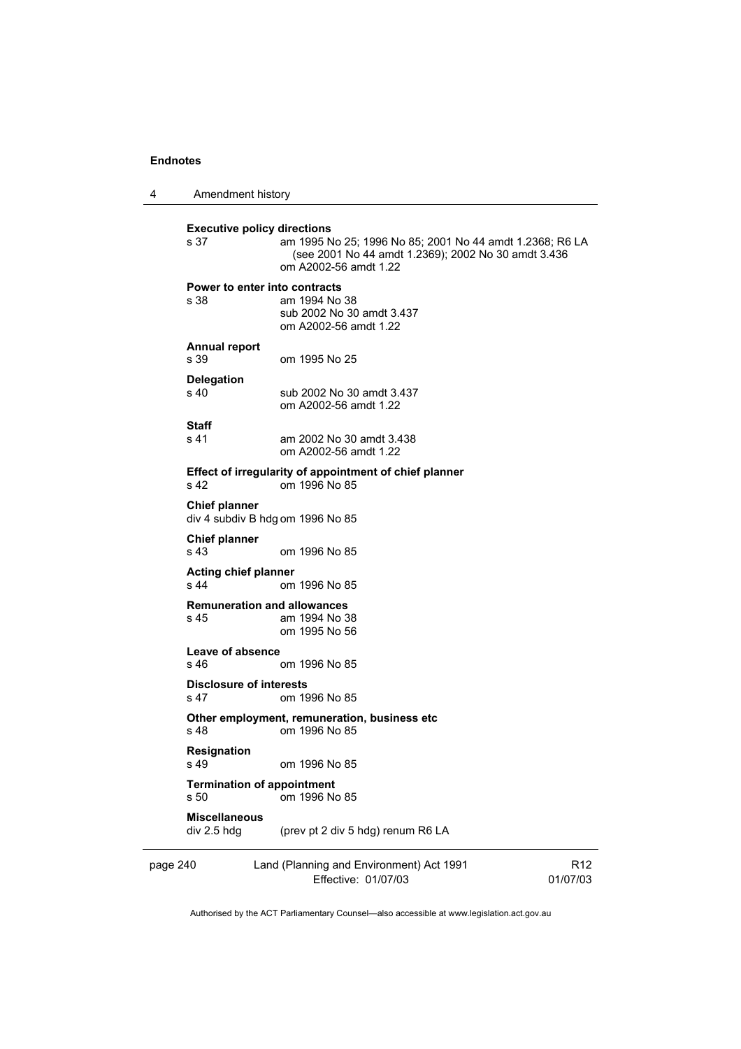**Executive policy directions**
s 37 am 1995 No 25; 1996 No 85; 2001 No 44 amdt 1.2368; R6 LA (see 2001 No 44 amdt 1.2369); 2002 No 30 amdt 3.436
om A2002-56 amdt 1.22

**Power to enter into contracts**
s 38 am 1994 No 38
sub 2002 No 30 amdt 3.437
om A2002-56 amdt 1.22

**Annual report**
s 39 om 1995 No 25

**Delegation**
s 40 sub 2002 No 30 amdt 3.437
om A2002-56 amdt 1.22

**Staff**
s 41 am 2002 No 30 amdt 3.438
om A2002-56 amdt 1.22

**Effect of irregularity of appointment of chief planner**
s 42 om 1996 No 85

**Chief planner**
div 4 subdiv B hdg om 1996 No 85

**Chief planner**
s 43 om 1996 No 85

**Acting chief planner**
s 44 om 1996 No 85

**Remuneration and allowances**
s 45 am 1994 No 38
om 1995 No 56

**Leave of absence**
s 46 om 1996 No 85

**Disclosure of interests**
s 47 om 1996 No 85

**Other employment, remuneration, business etc**
s 48 om 1996 No 85

**Resignation**
s 49 om 1996 No 85

**Termination of appointment**
s 50 om 1996 No 85

**Miscellaneous**
div 2.5 hdg (prev pt 2 div 5 hdg) renum R6 LA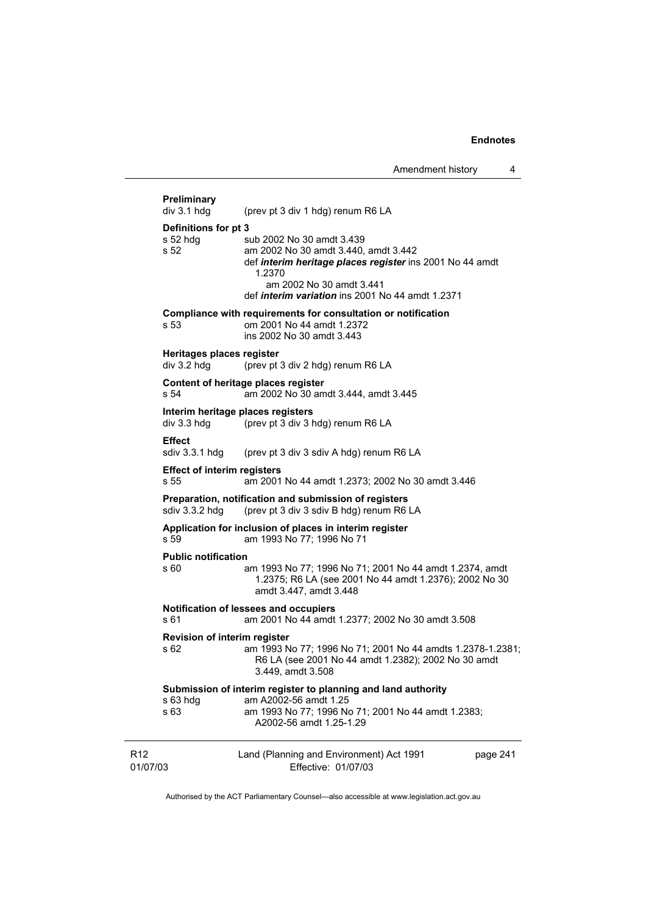**Preliminary**
div 3.1 hdg (prev pt 3 div 1 hdg) renum R6 LA

**Definitions for pt 3**
s 52 hdg sub 2002 No 30 amdt 3.439
s 52 am 2002 No 30 amdt 3.440, amdt 3.442
def ***interim heritage places register*** ins 2001 No 44 amdt 1.2370
am 2002 No 30 amdt 3.441
def ***interim variation*** ins 2001 No 44 amdt 1.2371

**Compliance with requirements for consultation or notification**
s 53 om 2001 No 44 amdt 1.2372
ins 2002 No 30 amdt 3.443

**Heritages places register**
div 3.2 hdg (prev pt 3 div 2 hdg) renum R6 LA

**Content of heritage places register**
s 54 am 2002 No 30 amdt 3.444, amdt 3.445

**Interim heritage places registers**
div 3.3 hdg (prev pt 3 div 3 hdg) renum R6 LA

**Effect**
sdiv 3.3.1 hdg (prev pt 3 div 3 sdiv A hdg) renum R6 LA

**Effect of interim registers**
s 55 am 2001 No 44 amdt 1.2373; 2002 No 30 amdt 3.446

**Preparation, notification and submission of registers**
sdiv 3.3.2 hdg (prev pt 3 div 3 sdiv B hdg) renum R6 LA

**Application for inclusion of places in interim register**
s 59 am 1993 No 77; 1996 No 71

**Public notification**
s 60 am 1993 No 77; 1996 No 71; 2001 No 44 amdt 1.2374, amdt 1.2375; R6 LA (see 2001 No 44 amdt 1.2376); 2002 No 30 amdt 3.447, amdt 3.448

**Notification of lessees and occupiers**
s 61 am 2001 No 44 amdt 1.2377; 2002 No 30 amdt 3.508

**Revision of interim register**
s 62 am 1993 No 77; 1996 No 71; 2001 No 44 amdts 1.2378-1.2381; R6 LA (see 2001 No 44 amdt 1.2382); 2002 No 30 amdt 3.449, amdt 3.508

**Submission of interim register to planning and land authority**
s 63 hdg am A2002-56 amdt 1.25
s 63 am 1993 No 77; 1996 No 71; 2001 No 44 amdt 1.2383; A2002-56 amdt 1.25-1.29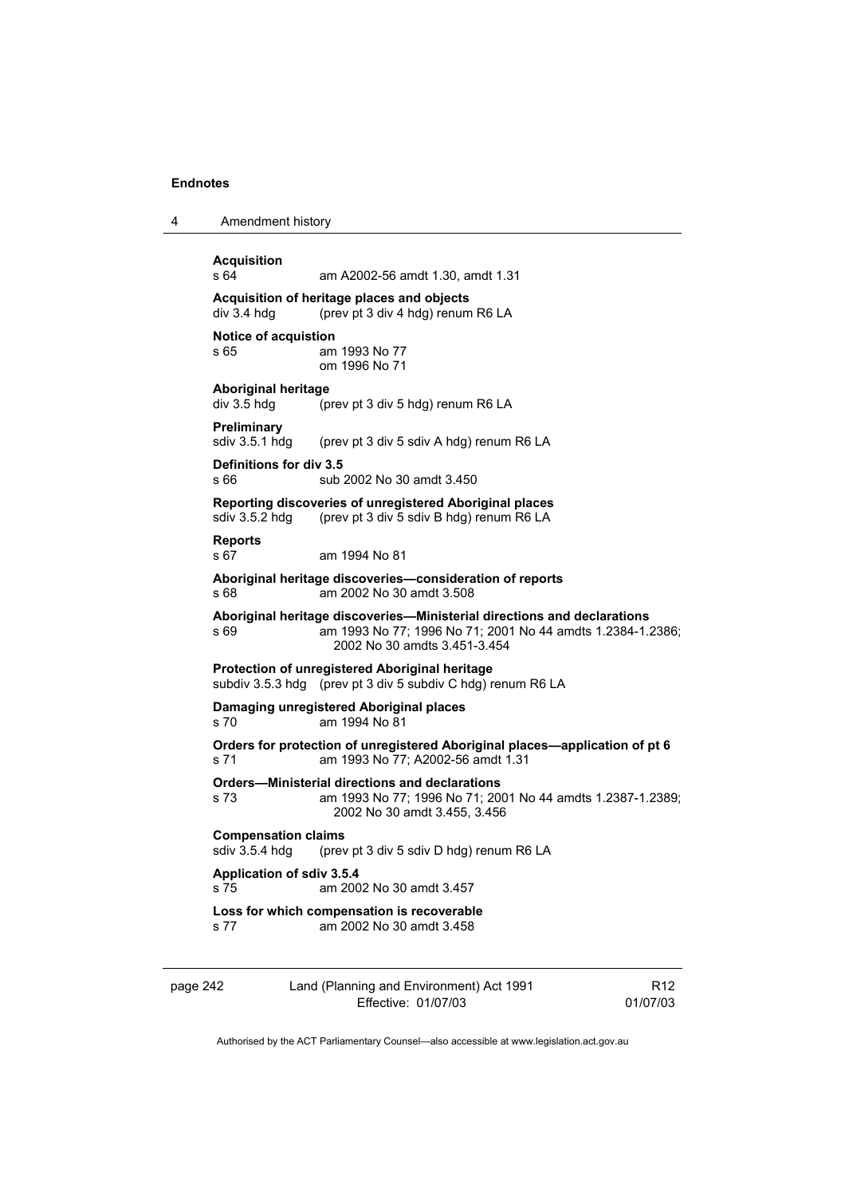**Acquisition**
s 64 am A2002-56 amdt 1.30, amdt 1.31

**Acquisition of heritage places and objects**
div 3.4 hdg (prev pt 3 div 4 hdg) renum R6 LA

**Notice of acquistion**
s 65 am 1993 No 77
om 1996 No 71

**Aboriginal heritage**
div 3.5 hdg (prev pt 3 div 5 hdg) renum R6 LA

**Preliminary**
sdiv 3.5.1 hdg (prev pt 3 div 5 sdiv A hdg) renum R6 LA

**Definitions for div 3.5**
s 66 sub 2002 No 30 amdt 3.450

**Reporting discoveries of unregistered Aboriginal places**
sdiv 3.5.2 hdg (prev pt 3 div 5 sdiv B hdg) renum R6 LA

**Reports**
s 67 am 1994 No 81

**Aboriginal heritage discoveries—consideration of reports**
s 68 am 2002 No 30 amdt 3.508

**Aboriginal heritage discoveries—Ministerial directions and declarations**
s 69 am 1993 No 77; 1996 No 71; 2001 No 44 amdts 1.2384-1.2386; 2002 No 30 amdts 3.451-3.454

**Protection of unregistered Aboriginal heritage**
subdiv 3.5.3 hdg (prev pt 3 div 5 subdiv C hdg) renum R6 LA

**Damaging unregistered Aboriginal places**
s 70 am 1994 No 81

**Orders for protection of unregistered Aboriginal places—application of pt 6**
s 71 am 1993 No 77; A2002-56 amdt 1.31

**Orders—Ministerial directions and declarations**
s 73 am 1993 No 77; 1996 No 71; 2001 No 44 amdts 1.2387-1.2389; 2002 No 30 amdt 3.455, 3.456

**Compensation claims**
sdiv 3.5.4 hdg (prev pt 3 div 5 sdiv D hdg) renum R6 LA

**Application of sdiv 3.5.4**
s 75 am 2002 No 30 amdt 3.457

**Loss for which compensation is recoverable**
s 77 am 2002 No 30 amdt 3.458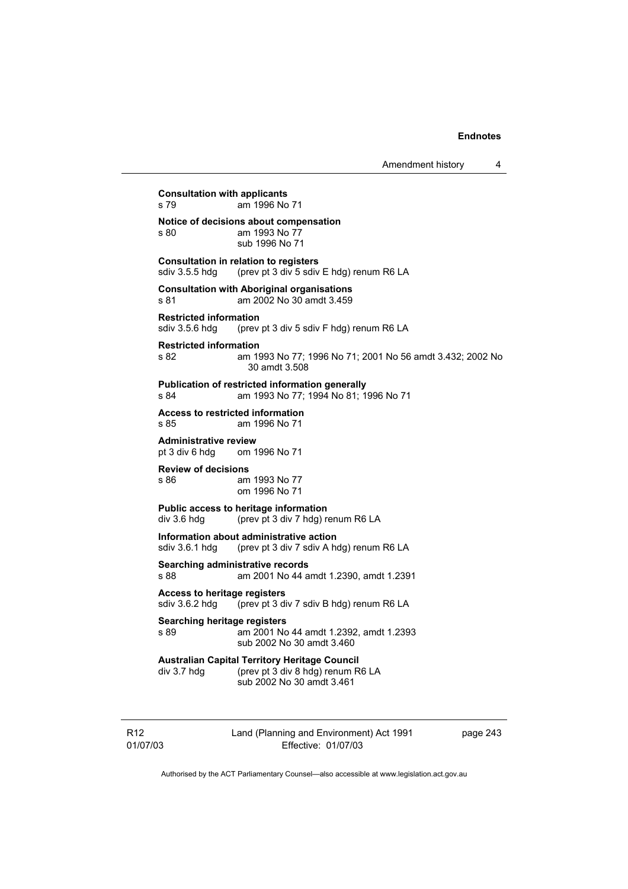**Consultation with applicants**
s 79 am 1996 No 71

**Notice of decisions about compensation**
s 80 am 1993 No 77
sub 1996 No 71

**Consultation in relation to registers**
sdiv 3.5.5 hdg (prev pt 3 div 5 sdiv E hdg) renum R6 LA

**Consultation with Aboriginal organisations**
s 81 am 2002 No 30 amdt 3.459

**Restricted information**
sdiv 3.5.6 hdg (prev pt 3 div 5 sdiv F hdg) renum R6 LA

**Restricted information**
s 82 am 1993 No 77; 1996 No 71; 2001 No 56 amdt 3.432; 2002 No 30 amdt 3.508

**Publication of restricted information generally**
s 84 am 1993 No 77; 1994 No 81; 1996 No 71

**Access to restricted information**
s 85 am 1996 No 71

**Administrative review**
pt 3 div 6 hdg om 1996 No 71

**Review of decisions**
s 86 am 1993 No 77
om 1996 No 71

**Public access to heritage information**
div 3.6 hdg (prev pt 3 div 7 hdg) renum R6 LA

**Information about administrative action**
sdiv 3.6.1 hdg (prev pt 3 div 7 sdiv A hdg) renum R6 LA

**Searching administrative records**
s 88 am 2001 No 44 amdt 1.2390, amdt 1.2391

**Access to heritage registers**
sdiv 3.6.2 hdg (prev pt 3 div 7 sdiv B hdg) renum R6 LA

**Searching heritage registers**
s 89 am 2001 No 44 amdt 1.2392, amdt 1.2393
sub 2002 No 30 amdt 3.460

**Australian Capital Territory Heritage Council**
div 3.7 hdg (prev pt 3 div 8 hdg) renum R6 LA
sub 2002 No 30 amdt 3.461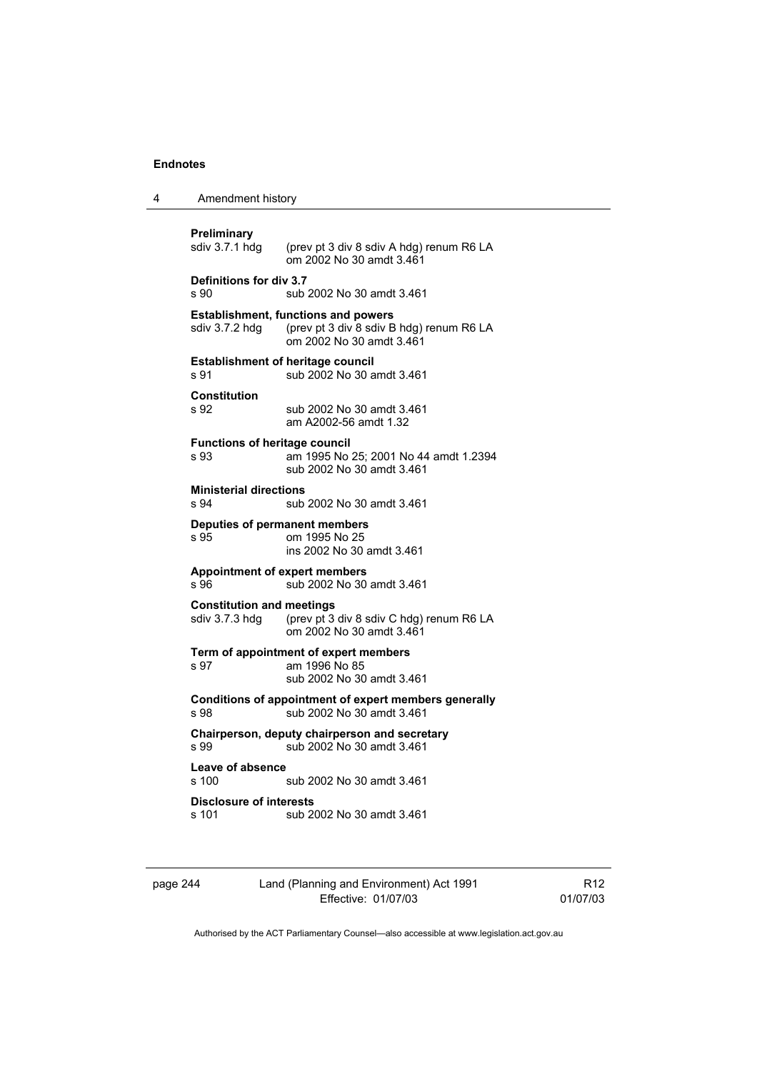**Preliminary**

sdiv 3.7.1 hdg (prev pt 3 div 8 sdiv A hdg) renum R6 LA
om 2002 No 30 amdt 3.461

**Definitions for div 3.7**

s 90 sub 2002 No 30 amdt 3.461

**Establishment, functions and powers**

sdiv 3.7.2 hdg (prev pt 3 div 8 sdiv B hdg) renum R6 LA
om 2002 No 30 amdt 3.461

**Establishment of heritage council**

s 91 sub 2002 No 30 amdt 3.461

**Constitution**

s 92 sub 2002 No 30 amdt 3.461
am A2002-56 amdt 1.32

**Functions of heritage council**

s 93 am 1995 No 25; 2001 No 44 amdt 1.2394
sub 2002 No 30 amdt 3.461

**Ministerial directions**

s 94 sub 2002 No 30 amdt 3.461

**Deputies of permanent members**

s 95 om 1995 No 25
ins 2002 No 30 amdt 3.461

**Appointment of expert members**

s 96 sub 2002 No 30 amdt 3.461

**Constitution and meetings**

sdiv 3.7.3 hdg (prev pt 3 div 8 sdiv C hdg) renum R6 LA
om 2002 No 30 amdt 3.461

**Term of appointment of expert members**

s 97 am 1996 No 85
sub 2002 No 30 amdt 3.461

**Conditions of appointment of expert members generally**

s 98 sub 2002 No 30 amdt 3.461

**Chairperson, deputy chairperson and secretary**

s 99 sub 2002 No 30 amdt 3.461

**Leave of absence**

s 100 sub 2002 No 30 amdt 3.461

**Disclosure of interests**

s 101 sub 2002 No 30 amdt 3.461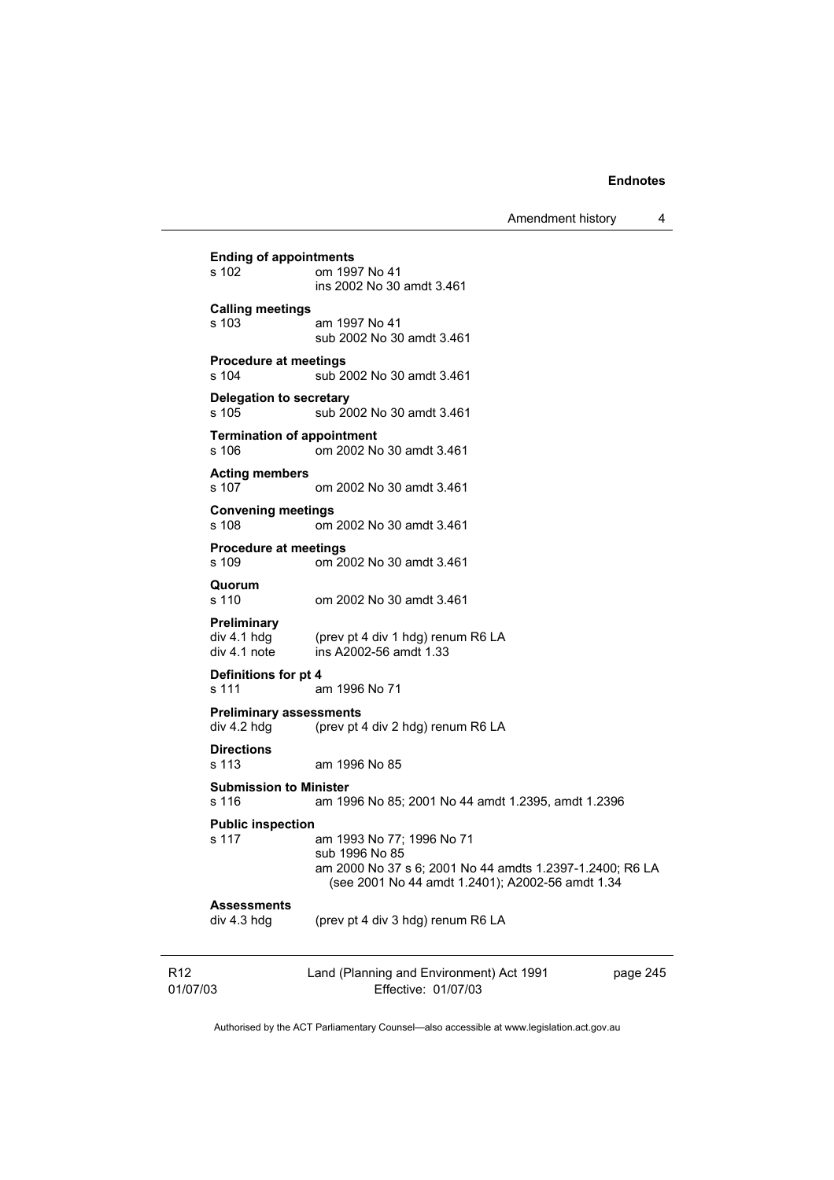**Ending of appointments**
s 102 om 1997 No 41
ins 2002 No 30 amdt 3.461

**Calling meetings**
s 103 am 1997 No 41
sub 2002 No 30 amdt 3.461

**Procedure at meetings**
s 104 sub 2002 No 30 amdt 3.461

**Delegation to secretary**
s 105 sub 2002 No 30 amdt 3.461

**Termination of appointment**
s 106 om 2002 No 30 amdt 3.461

**Acting members**
s 107 om 2002 No 30 amdt 3.461

**Convening meetings**
s 108 om 2002 No 30 amdt 3.461

**Procedure at meetings**
s 109 om 2002 No 30 amdt 3.461

**Quorum**
s 110 om 2002 No 30 amdt 3.461

**Preliminary**
div 4.1 hdg (prev pt 4 div 1 hdg) renum R6 LA
div 4.1 note ins A2002-56 amdt 1.33

**Definitions for pt 4**
s 111 am 1996 No 71

**Preliminary assessments**
div 4.2 hdg (prev pt 4 div 2 hdg) renum R6 LA

**Directions**
s 113 am 1996 No 85

**Submission to Minister**
s 116 am 1996 No 85; 2001 No 44 amdt 1.2395, amdt 1.2396

**Public inspection**
s 117 am 1993 No 77; 1996 No 71
sub 1996 No 85
am 2000 No 37 s 6; 2001 No 44 amdts 1.2397-1.2400; R6 LA (see 2001 No 44 amdt 1.2401); A2002-56 amdt 1.34

**Assessments**
div 4.3 hdg (prev pt 4 div 3 hdg) renum R6 LA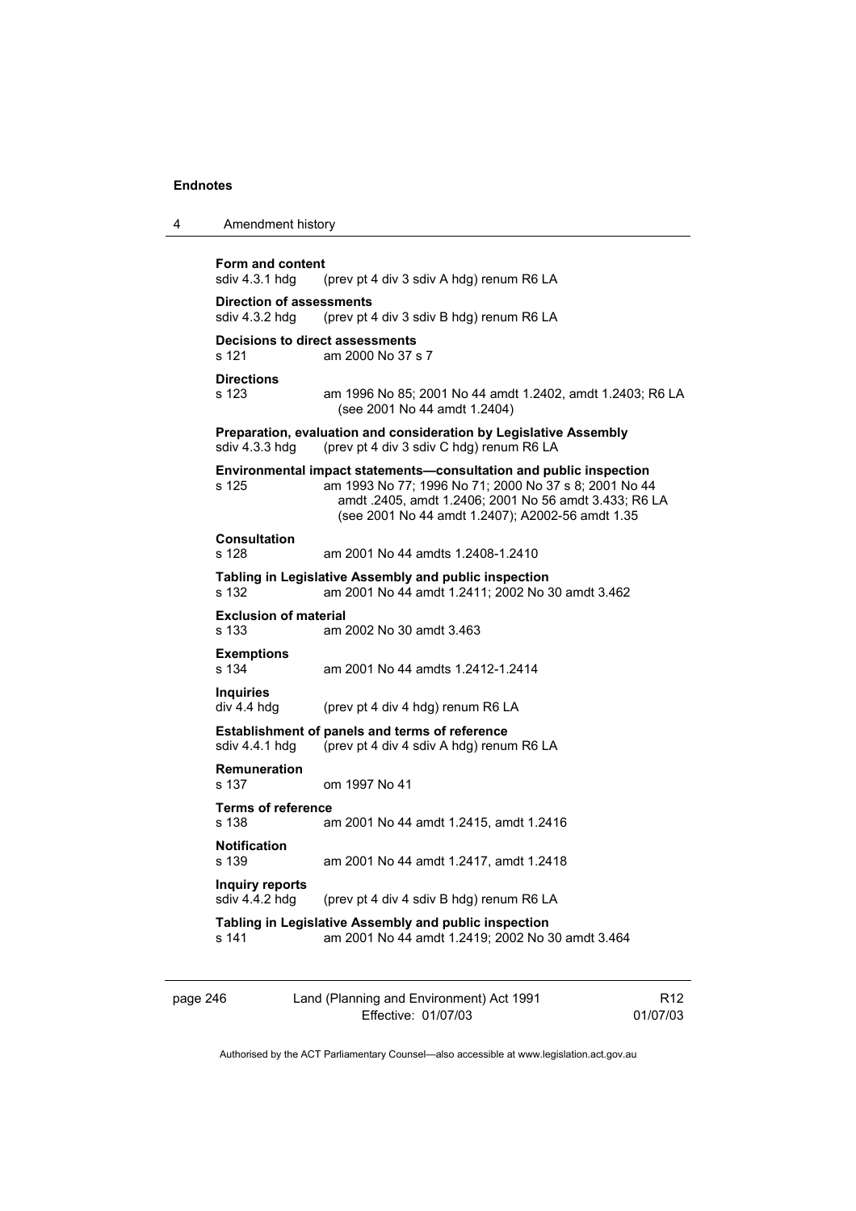**Form and content**
sdiv 4.3.1 hdg (prev pt 4 div 3 sdiv A hdg) renum R6 LA

**Direction of assessments**
sdiv 4.3.2 hdg (prev pt 4 div 3 sdiv B hdg) renum R6 LA

**Decisions to direct assessments**
s 121 am 2000 No 37 s 7

**Directions**
s 123 am 1996 No 85; 2001 No 44 amdt 1.2402, amdt 1.2403; R6 LA (see 2001 No 44 amdt 1.2404)

**Preparation, evaluation and consideration by Legislative Assembly**
sdiv 4.3.3 hdg (prev pt 4 div 3 sdiv C hdg) renum R6 LA

**Environmental impact statements—consultation and public inspection**
s 125 am 1993 No 77; 1996 No 71; 2000 No 37 s 8; 2001 No 44 amdt .2405, amdt 1.2406; 2001 No 56 amdt 3.433; R6 LA (see 2001 No 44 amdt 1.2407); A2002-56 amdt 1.35

**Consultation**
s 128 am 2001 No 44 amdts 1.2408-1.2410

**Tabling in Legislative Assembly and public inspection**
s 132 am 2001 No 44 amdt 1.2411; 2002 No 30 amdt 3.462

**Exclusion of material**
s 133 am 2002 No 30 amdt 3.463

**Exemptions**
s 134 am 2001 No 44 amdts 1.2412-1.2414

**Inquiries**
div 4.4 hdg (prev pt 4 div 4 hdg) renum R6 LA

**Establishment of panels and terms of reference**
sdiv 4.4.1 hdg (prev pt 4 div 4 sdiv A hdg) renum R6 LA

**Remuneration**
s 137 om 1997 No 41

**Terms of reference**
s 138 am 2001 No 44 amdt 1.2415, amdt 1.2416

**Notification**
s 139 am 2001 No 44 amdt 1.2417, amdt 1.2418

**Inquiry reports**
sdiv 4.4.2 hdg (prev pt 4 div 4 sdiv B hdg) renum R6 LA

**Tabling in Legislative Assembly and public inspection**
s 141 am 2001 No 44 amdt 1.2419; 2002 No 30 amdt 3.464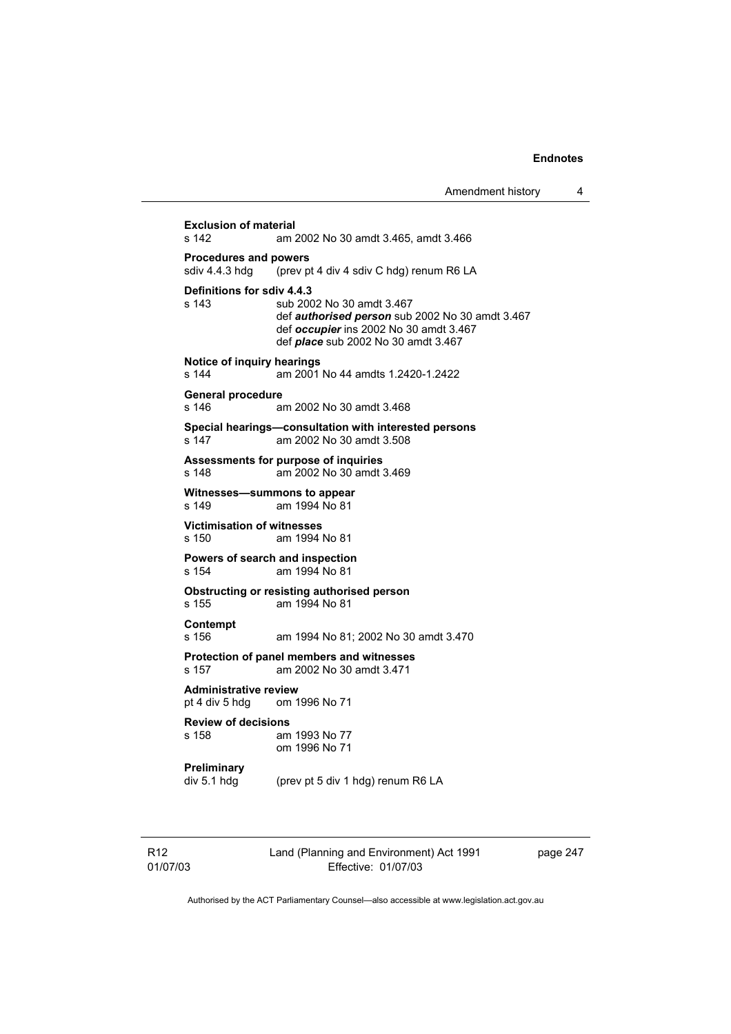**Exclusion of material**
s 142 am 2002 No 30 amdt 3.465, amdt 3.466

**Procedures and powers**
sdiv 4.4.3 hdg (prev pt 4 div 4 sdiv C hdg) renum R6 LA

**Definitions for sdiv 4.4.3**
s 143 sub 2002 No 30 amdt 3.467
def ***authorised person*** sub 2002 No 30 amdt 3.467
def ***occupier*** ins 2002 No 30 amdt 3.467
def ***place*** sub 2002 No 30 amdt 3.467

**Notice of inquiry hearings**
s 144 am 2001 No 44 amdts 1.2420-1.2422

**General procedure**
s 146 am 2002 No 30 amdt 3.468

**Special hearings—consultation with interested persons**
s 147 am 2002 No 30 amdt 3.508

**Assessments for purpose of inquiries**
s 148 am 2002 No 30 amdt 3.469

**Witnesses—summons to appear**
s 149 am 1994 No 81

**Victimisation of witnesses**
s 150 am 1994 No 81

**Powers of search and inspection**
s 154 am 1994 No 81

**Obstructing or resisting authorised person**
s 155 am 1994 No 81

**Contempt**
s 156 am 1994 No 81; 2002 No 30 amdt 3.470

**Protection of panel members and witnesses**
s 157 am 2002 No 30 amdt 3.471

**Administrative review**
pt 4 div 5 hdg om 1996 No 71

**Review of decisions**
s 158 am 1993 No 77
om 1996 No 71

**Preliminary**
div 5.1 hdg (prev pt 5 div 1 hdg) renum R6 LA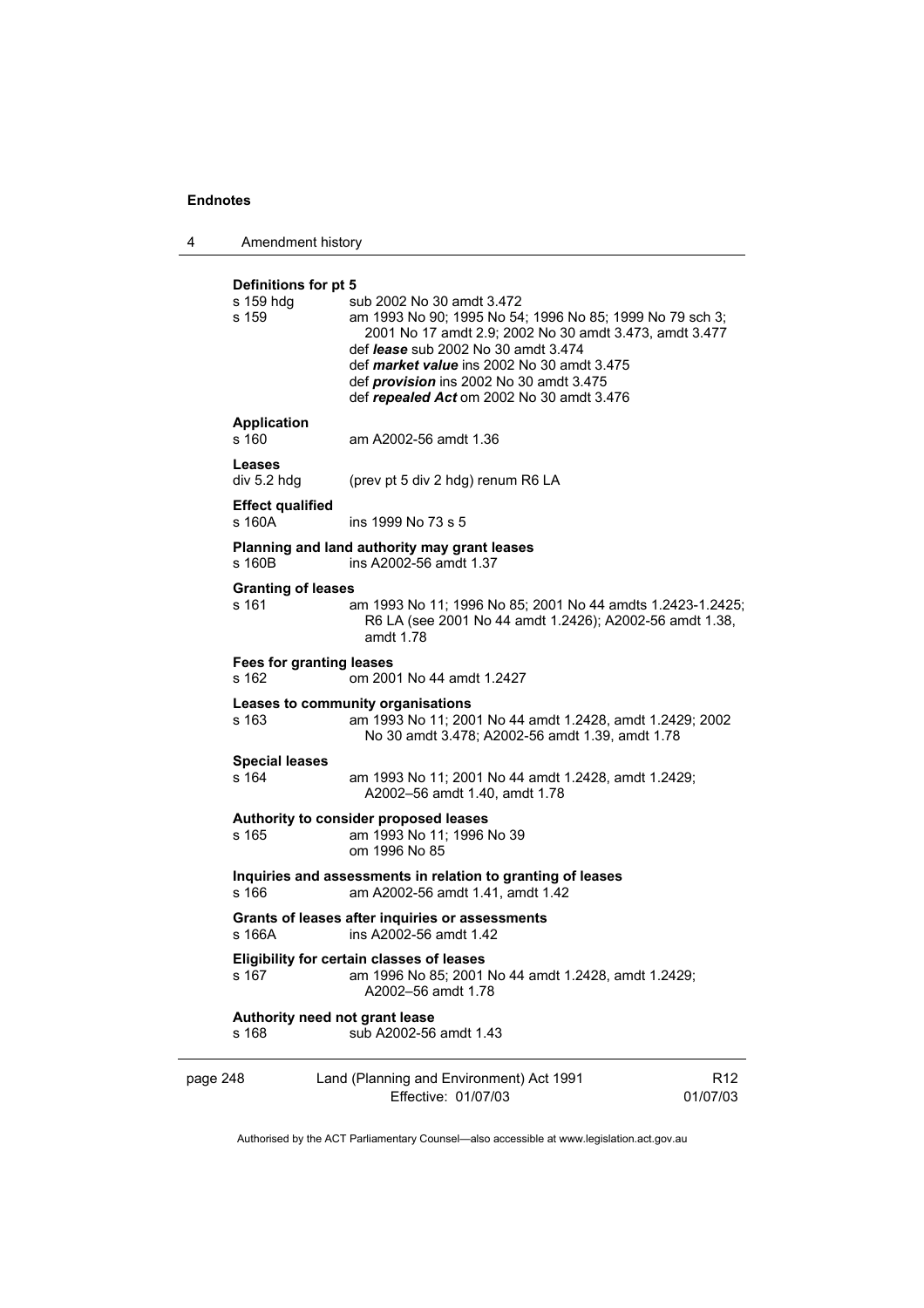**Definitions for pt 5**

s 159 hdg sub 2002 No 30 amdt 3.472

s 159 am 1993 No 90; 1995 No 54; 1996 No 85; 1999 No 79 sch 3; 2001 No 17 amdt 2.9; 2002 No 30 amdt 3.473, amdt 3.477

def ***lease*** sub 2002 No 30 amdt 3.474

def ***market value*** ins 2002 No 30 amdt 3.475

def ***provision*** ins 2002 No 30 amdt 3.475

def ***repealed Act*** om 2002 No 30 amdt 3.476

**Application**

s 160 am A2002-56 amdt 1.36

**Leases**

div 5.2 hdg (prev pt 5 div 2 hdg) renum R6 LA

**Effect qualified**

s 160A ins 1999 No 73 s 5

**Planning and land authority may grant leases**

s 160B ins A2002-56 amdt 1.37

**Granting of leases**

s 161 am 1993 No 11; 1996 No 85; 2001 No 44 amdts 1.2423-1.2425; R6 LA (see 2001 No 44 amdt 1.2426); A2002-56 amdt 1.38, amdt 1.78

**Fees for granting leases**

s 162 om 2001 No 44 amdt 1.2427

**Leases to community organisations**

s 163 am 1993 No 11; 2001 No 44 amdt 1.2428, amdt 1.2429; 2002 No 30 amdt 3.478; A2002-56 amdt 1.39, amdt 1.78

**Special leases**

s 164 am 1993 No 11; 2001 No 44 amdt 1.2428, amdt 1.2429; A2002–56 amdt 1.40, amdt 1.78

**Authority to consider proposed leases**

s 165 am 1993 No 11; 1996 No 39
om 1996 No 85

**Inquiries and assessments in relation to granting of leases**

s 166 am A2002-56 amdt 1.41, amdt 1.42

**Grants of leases after inquiries or assessments**

s 166A ins A2002-56 amdt 1.42

**Eligibility for certain classes of leases**

s 167 am 1996 No 85; 2001 No 44 amdt 1.2428, amdt 1.2429; A2002–56 amdt 1.78

**Authority need not grant lease**

s 168 sub A2002-56 amdt 1.43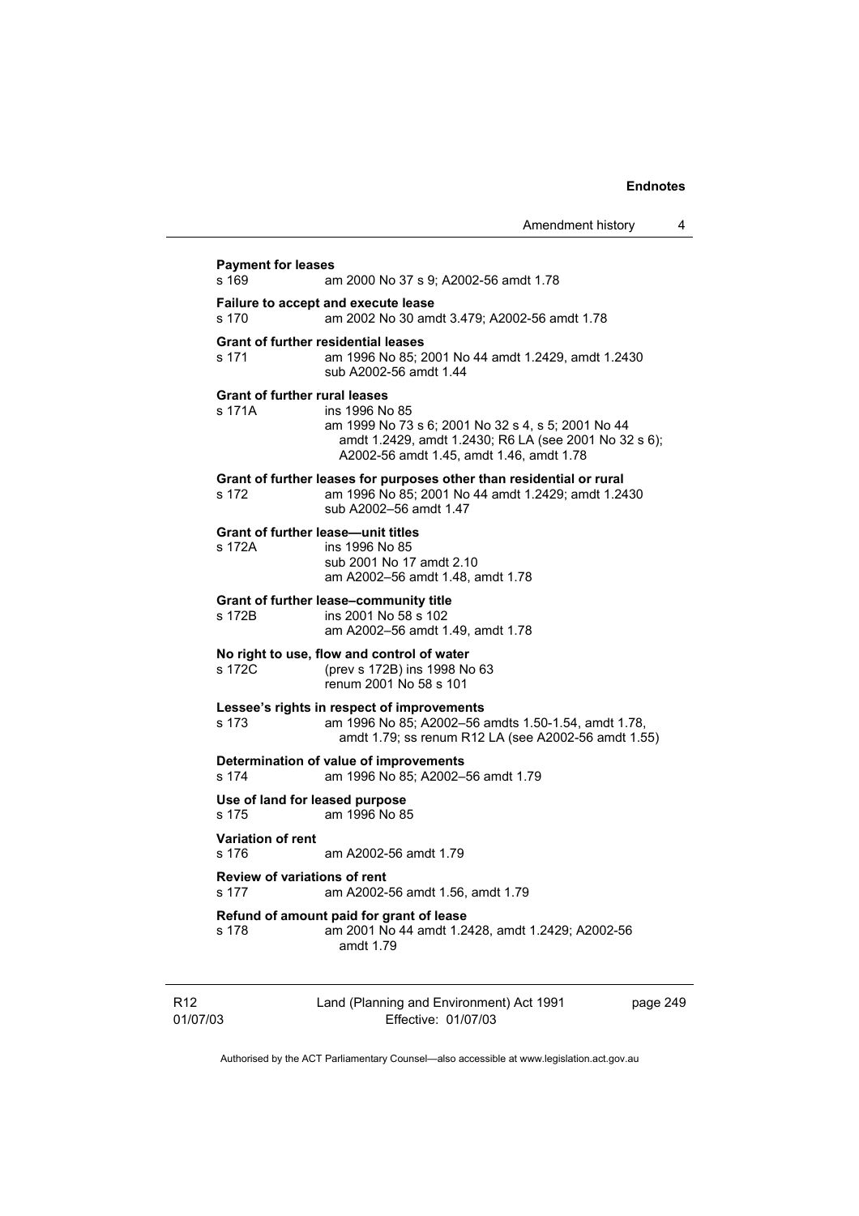**Payment for leases**
s 169 am 2000 No 37 s 9; A2002-56 amdt 1.78

**Failure to accept and execute lease**
s 170 am 2002 No 30 amdt 3.479; A2002-56 amdt 1.78

**Grant of further residential leases**
s 171 am 1996 No 85; 2001 No 44 amdt 1.2429, amdt 1.2430
sub A2002-56 amdt 1.44

**Grant of further rural leases**
s 171A ins 1996 No 85
am 1999 No 73 s 6; 2001 No 32 s 4, s 5; 2001 No 44 amdt 1.2429, amdt 1.2430; R6 LA (see 2001 No 32 s 6); A2002-56 amdt 1.45, amdt 1.46, amdt 1.78

**Grant of further leases for purposes other than residential or rural**
s 172 am 1996 No 85; 2001 No 44 amdt 1.2429; amdt 1.2430
sub A2002–56 amdt 1.47

**Grant of further lease—unit titles**
s 172A ins 1996 No 85
sub 2001 No 17 amdt 2.10
am A2002–56 amdt 1.48, amdt 1.78

**Grant of further lease–community title**
s 172B ins 2001 No 58 s 102
am A2002–56 amdt 1.49, amdt 1.78

**No right to use, flow and control of water**
s 172C (prev s 172B) ins 1998 No 63
renum 2001 No 58 s 101

**Lessee's rights in respect of improvements**
s 173 am 1996 No 85; A2002–56 amdts 1.50-1.54, amdt 1.78, amdt 1.79; ss renum R12 LA (see A2002-56 amdt 1.55)

**Determination of value of improvements**
s 174 am 1996 No 85; A2002–56 amdt 1.79

**Use of land for leased purpose**
s 175 am 1996 No 85

**Variation of rent**
s 176 am A2002-56 amdt 1.79

**Review of variations of rent**
s 177 am A2002-56 amdt 1.56, amdt 1.79

**Refund of amount paid for grant of lease**
s 178 am 2001 No 44 amdt 1.2428, amdt 1.2429; A2002-56 amdt 1.79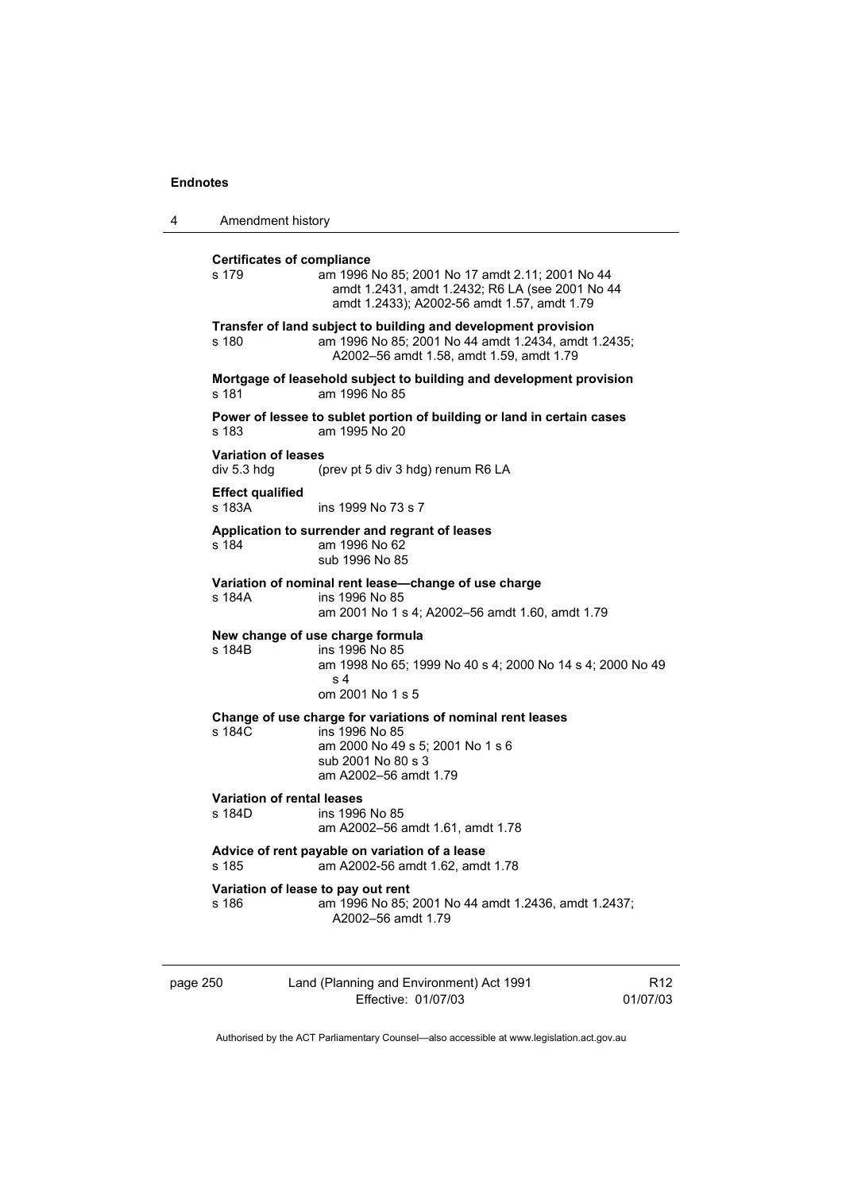**Certificates of compliance**

s 179 am 1996 No 85; 2001 No 17 amdt 2.11; 2001 No 44 amdt 1.2431, amdt 1.2432; R6 LA (see 2001 No 44 amdt 1.2433); A2002-56 amdt 1.57, amdt 1.79

**Transfer of land subject to building and development provision**

s 180 am 1996 No 85; 2001 No 44 amdt 1.2434, amdt 1.2435; A2002–56 amdt 1.58, amdt 1.59, amdt 1.79

**Mortgage of leasehold subject to building and development provision**

s 181 am 1996 No 85

**Power of lessee to sublet portion of building or land in certain cases**

s 183 am 1995 No 20

**Variation of leases**

div 5.3 hdg (prev pt 5 div 3 hdg) renum R6 LA

**Effect qualified**

s 183A ins 1999 No 73 s 7

**Application to surrender and regrant of leases**

s 184 am 1996 No 62
sub 1996 No 85

**Variation of nominal rent lease—change of use charge**

s 184A ins 1996 No 85
am 2001 No 1 s 4; A2002–56 amdt 1.60, amdt 1.79

**New change of use charge formula**

s 184B ins 1996 No 85
am 1998 No 65; 1999 No 40 s 4; 2000 No 14 s 4; 2000 No 49 s 4
om 2001 No 1 s 5

**Change of use charge for variations of nominal rent leases**

s 184C ins 1996 No 85
am 2000 No 49 s 5; 2001 No 1 s 6
sub 2001 No 80 s 3
am A2002–56 amdt 1.79

**Variation of rental leases**

s 184D ins 1996 No 85
am A2002–56 amdt 1.61, amdt 1.78

**Advice of rent payable on variation of a lease**

s 185 am A2002-56 amdt 1.62, amdt 1.78

**Variation of lease to pay out rent**

s 186 am 1996 No 85; 2001 No 44 amdt 1.2436, amdt 1.2437; A2002–56 amdt 1.79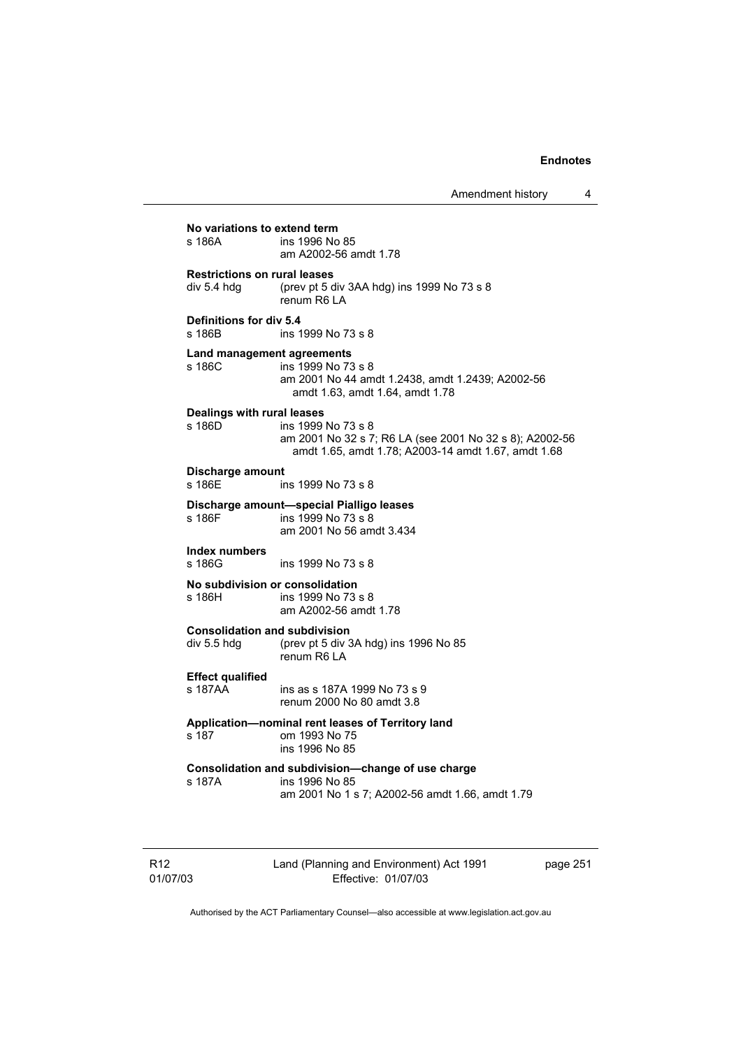**No variations to extend term**

s 186A ins 1996 No 85
am A2002-56 amdt 1.78

**Restrictions on rural leases**

div 5.4 hdg (prev pt 5 div 3AA hdg) ins 1999 No 73 s 8
renum R6 LA

**Definitions for div 5.4**

s 186B ins 1999 No 73 s 8

**Land management agreements**

s 186C ins 1999 No 73 s 8
am 2001 No 44 amdt 1.2438, amdt 1.2439; A2002-56 amdt 1.63, amdt 1.64, amdt 1.78

**Dealings with rural leases**

s 186D ins 1999 No 73 s 8
am 2001 No 32 s 7; R6 LA (see 2001 No 32 s 8); A2002-56 amdt 1.65, amdt 1.78; A2003-14 amdt 1.67, amdt 1.68

**Discharge amount**

s 186E ins 1999 No 73 s 8

**Discharge amount—special Pialligo leases**

s 186F ins 1999 No 73 s 8
am 2001 No 56 amdt 3.434

**Index numbers**

s 186G ins 1999 No 73 s 8

**No subdivision or consolidation**

s 186H ins 1999 No 73 s 8
am A2002-56 amdt 1.78

**Consolidation and subdivision**

div 5.5 hdg (prev pt 5 div 3A hdg) ins 1996 No 85
renum R6 LA

**Effect qualified**

s 187AA ins as s 187A 1999 No 73 s 9
renum 2000 No 80 amdt 3.8

**Application—nominal rent leases of Territory land**

s 187 om 1993 No 75
ins 1996 No 85

**Consolidation and subdivision—change of use charge**

s 187A ins 1996 No 85
am 2001 No 1 s 7; A2002-56 amdt 1.66, amdt 1.79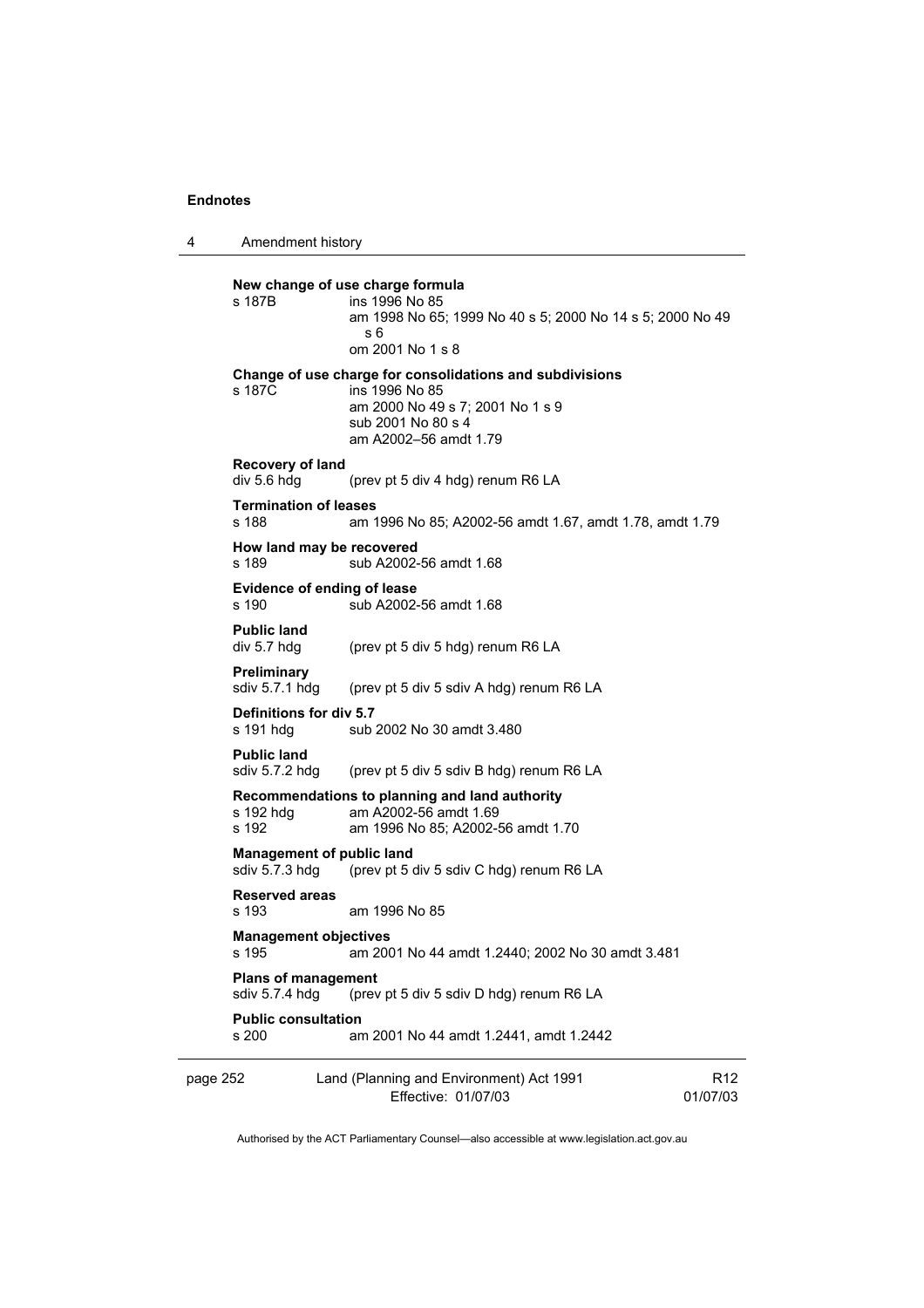**New change of use charge formula**
s 187B ins 1996 No 85
am 1998 No 65; 1999 No 40 s 5; 2000 No 14 s 5; 2000 No 49 s 6
om 2001 No 1 s 8

**Change of use charge for consolidations and subdivisions**
s 187C ins 1996 No 85
am 2000 No 49 s 7; 2001 No 1 s 9
sub 2001 No 80 s 4
am A2002–56 amdt 1.79

**Recovery of land**
div 5.6 hdg (prev pt 5 div 4 hdg) renum R6 LA

**Termination of leases**
s 188 am 1996 No 85; A2002-56 amdt 1.67, amdt 1.78, amdt 1.79

**How land may be recovered**
s 189 sub A2002-56 amdt 1.68

**Evidence of ending of lease**
s 190 sub A2002-56 amdt 1.68

**Public land**
div 5.7 hdg (prev pt 5 div 5 hdg) renum R6 LA

**Preliminary**
sdiv 5.7.1 hdg (prev pt 5 div 5 sdiv A hdg) renum R6 LA

**Definitions for div 5.7**
s 191 hdg sub 2002 No 30 amdt 3.480

**Public land**
sdiv 5.7.2 hdg (prev pt 5 div 5 sdiv B hdg) renum R6 LA

**Recommendations to planning and land authority**
s 192 hdg am A2002-56 amdt 1.69
s 192 am 1996 No 85; A2002-56 amdt 1.70

**Management of public land**
sdiv 5.7.3 hdg (prev pt 5 div 5 sdiv C hdg) renum R6 LA

**Reserved areas**
s 193 am 1996 No 85

**Management objectives**
s 195 am 2001 No 44 amdt 1.2440; 2002 No 30 amdt 3.481

**Plans of management**
sdiv 5.7.4 hdg (prev pt 5 div 5 sdiv D hdg) renum R6 LA

**Public consultation**
s 200 am 2001 No 44 amdt 1.2441, amdt 1.2442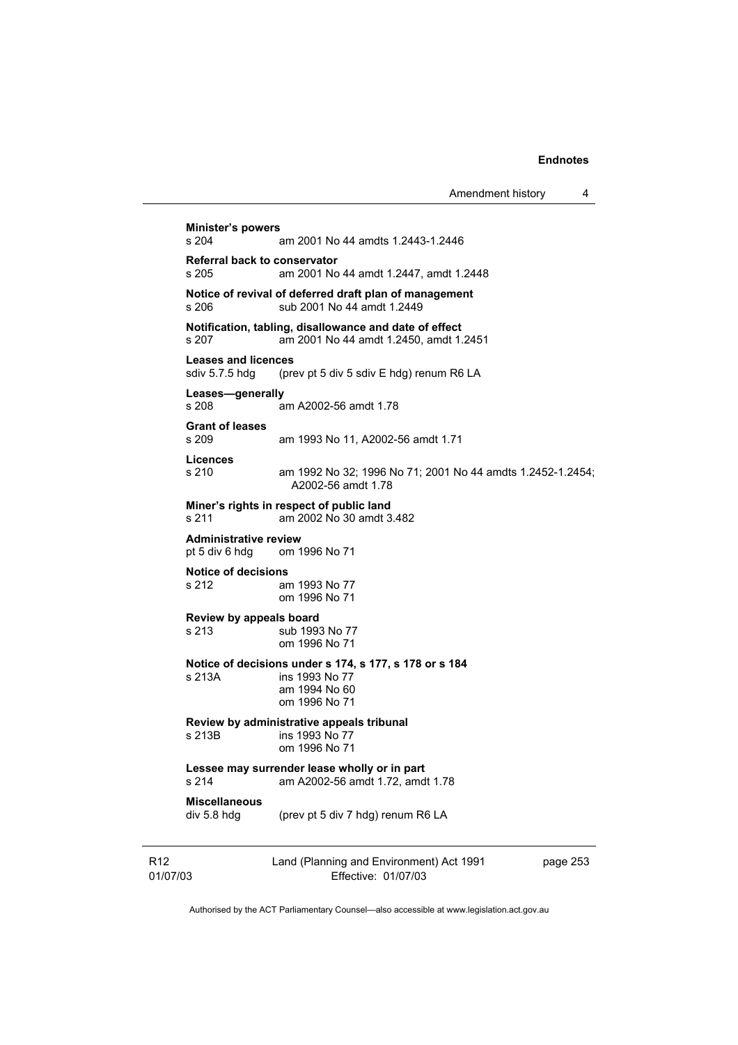**Minister's powers**
s 204 am 2001 No 44 amdts 1.2443-1.2446

**Referral back to conservator**
s 205 am 2001 No 44 amdt 1.2447, amdt 1.2448

**Notice of revival of deferred draft plan of management**
s 206 sub 2001 No 44 amdt 1.2449

**Notification, tabling, disallowance and date of effect**
s 207 am 2001 No 44 amdt 1.2450, amdt 1.2451

**Leases and licences**
sdiv 5.7.5 hdg (prev pt 5 div 5 sdiv E hdg) renum R6 LA

**Leases—generally**
s 208 am A2002-56 amdt 1.78

**Grant of leases**
s 209 am 1993 No 11, A2002-56 amdt 1.71

**Licences**
s 210 am 1992 No 32; 1996 No 71; 2001 No 44 amdts 1.2452-1.2454; A2002-56 amdt 1.78

**Miner's rights in respect of public land**
s 211 am 2002 No 30 amdt 3.482

**Administrative review**
pt 5 div 6 hdg om 1996 No 71

**Notice of decisions**
s 212 am 1993 No 77
om 1996 No 71

**Review by appeals board**
s 213 sub 1993 No 77
om 1996 No 71

**Notice of decisions under s 174, s 177, s 178 or s 184**
s 213A ins 1993 No 77
am 1994 No 60
om 1996 No 71

**Review by administrative appeals tribunal**
s 213B ins 1993 No 77
om 1996 No 71

**Lessee may surrender lease wholly or in part**
s 214 am A2002-56 amdt 1.72, amdt 1.78

**Miscellaneous**
div 5.8 hdg (prev pt 5 div 7 hdg) renum R6 LA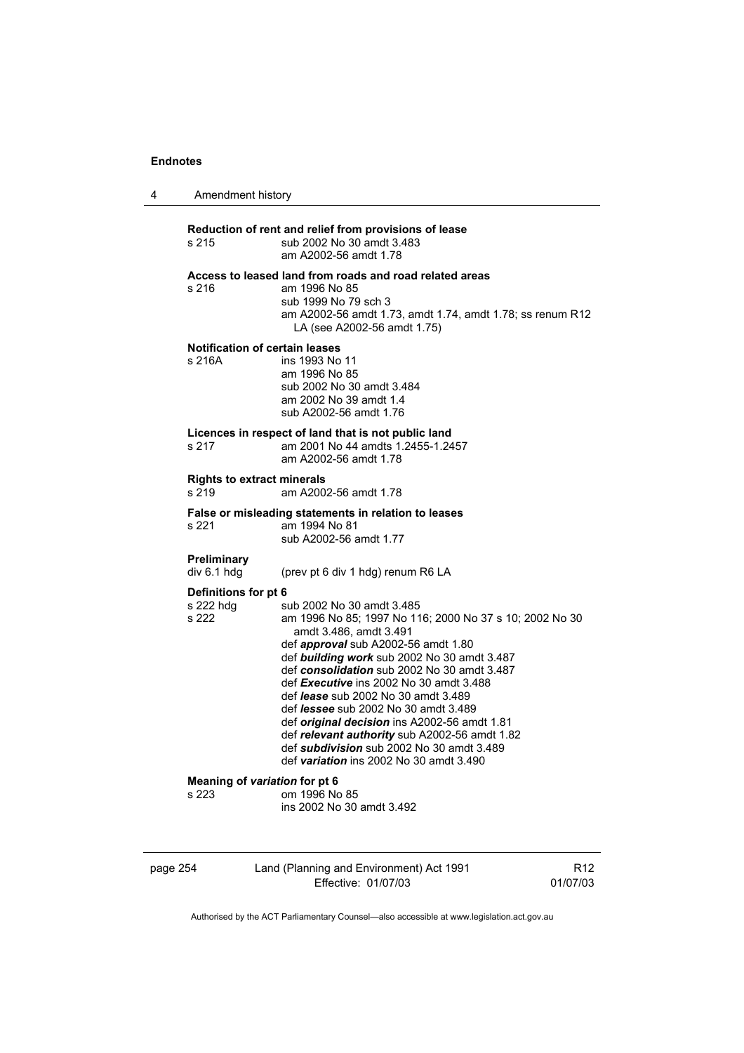**Reduction of rent and relief from provisions of lease**

s 215 sub 2002 No 30 amdt 3.483
am A2002-56 amdt 1.78

**Access to leased land from roads and road related areas**

s 216 am 1996 No 85
sub 1999 No 79 sch 3
am A2002-56 amdt 1.73, amdt 1.74, amdt 1.78; ss renum R12 LA (see A2002-56 amdt 1.75)

**Notification of certain leases**

s 216A ins 1993 No 11
am 1996 No 85
sub 2002 No 30 amdt 3.484
am 2002 No 39 amdt 1.4
sub A2002-56 amdt 1.76

**Licences in respect of land that is not public land**

s 217 am 2001 No 44 amdts 1.2455-1.2457
am A2002-56 amdt 1.78

**Rights to extract minerals**

s 219 am A2002-56 amdt 1.78

**False or misleading statements in relation to leases**

s 221 am 1994 No 81
sub A2002-56 amdt 1.77

**Preliminary**

div 6.1 hdg (prev pt 6 div 1 hdg) renum R6 LA

**Definitions for pt 6**

s 222 hdg sub 2002 No 30 amdt 3.485

s 222 am 1996 No 85; 1997 No 116; 2000 No 37 s 10; 2002 No 30 amdt 3.486, amdt 3.491
def ***approval*** sub A2002-56 amdt 1.80
def ***building work*** sub 2002 No 30 amdt 3.487
def ***consolidation*** sub 2002 No 30 amdt 3.487
def ***Executive*** ins 2002 No 30 amdt 3.488
def ***lease*** sub 2002 No 30 amdt 3.489
def ***lessee*** sub 2002 No 30 amdt 3.489
def ***original decision*** ins A2002-56 amdt 1.81
def ***relevant authority*** sub A2002-56 amdt 1.82
def ***subdivision*** sub 2002 No 30 amdt 3.489
def ***variation*** ins 2002 No 30 amdt 3.490

**Meaning of *variation* for pt 6**

s 223 om 1996 No 85
ins 2002 No 30 amdt 3.492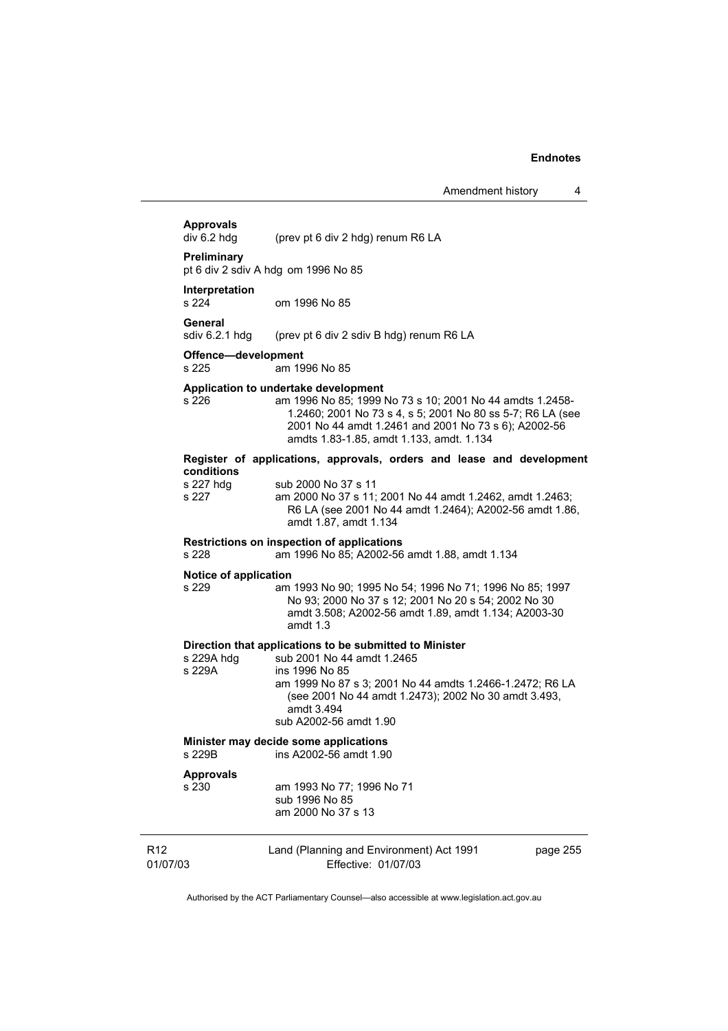**Approvals**

div 6.2 hdg (prev pt 6 div 2 hdg) renum R6 LA

**Preliminary**

pt 6 div 2 sdiv A hdg om 1996 No 85

**Interpretation**

s 224 om 1996 No 85

**General**

sdiv 6.2.1 hdg (prev pt 6 div 2 sdiv B hdg) renum R6 LA

**Offence—development**

s 225 am 1996 No 85

**Application to undertake development**

s 226 am 1996 No 85; 1999 No 73 s 10; 2001 No 44 amdts 1.2458-1.2460; 2001 No 73 s 4, s 5; 2001 No 80 ss 5-7; R6 LA (see 2001 No 44 amdt 1.2461 and 2001 No 73 s 6); A2002-56 amdts 1.83-1.85, amdt 1.133, amdt. 1.134

**Register of applications, approvals, orders and lease and development conditions**

s 227 hdg sub 2000 No 37 s 11

s 227 am 2000 No 37 s 11; 2001 No 44 amdt 1.2462, amdt 1.2463; R6 LA (see 2001 No 44 amdt 1.2464); A2002-56 amdt 1.86, amdt 1.87, amdt 1.134

**Restrictions on inspection of applications**

s 228 am 1996 No 85; A2002-56 amdt 1.88, amdt 1.134

**Notice of application**

s 229 am 1993 No 90; 1995 No 54; 1996 No 71; 1996 No 85; 1997 No 93; 2000 No 37 s 12; 2001 No 20 s 54; 2002 No 30 amdt 3.508; A2002-56 amdt 1.89, amdt 1.134; A2003-30 amdt 1.3

**Direction that applications to be submitted to Minister**

s 229A hdg sub 2001 No 44 amdt 1.2465

s 229A ins 1996 No 85
am 1999 No 87 s 3; 2001 No 44 amdts 1.2466-1.2472; R6 LA (see 2001 No 44 amdt 1.2473); 2002 No 30 amdt 3.493, amdt 3.494
sub A2002-56 amdt 1.90

**Minister may decide some applications**

s 229B ins A2002-56 amdt 1.90

**Approvals**

s 230 am 1993 No 77; 1996 No 71
sub 1996 No 85
am 2000 No 37 s 13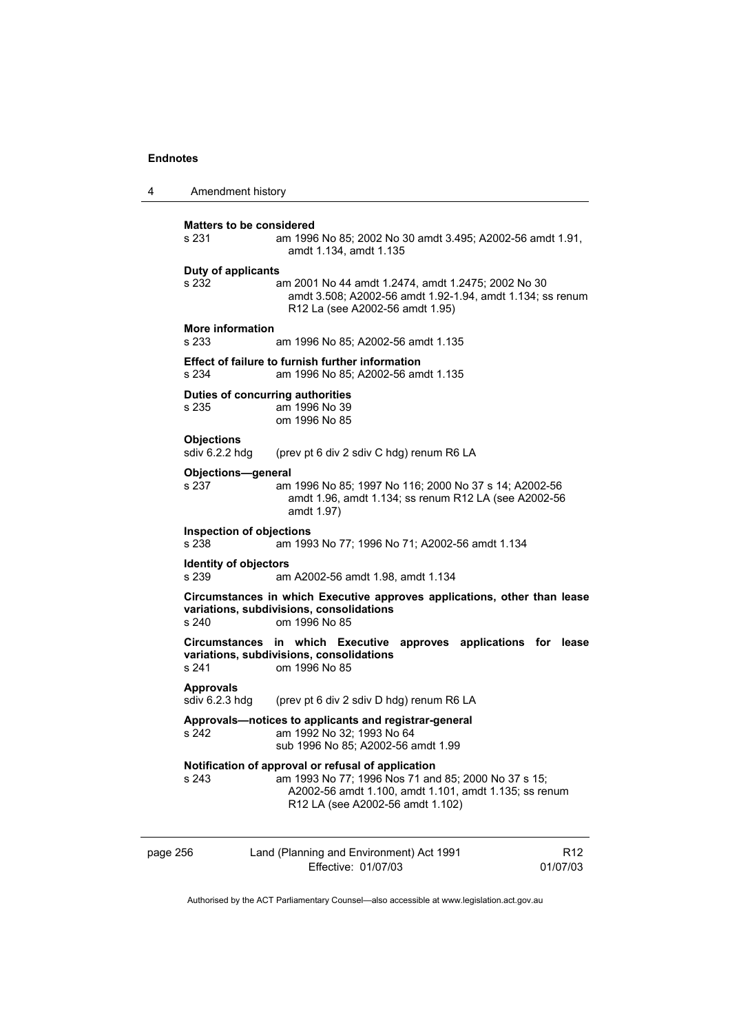**Matters to be considered**

s 231 am 1996 No 85; 2002 No 30 amdt 3.495; A2002-56 amdt 1.91, amdt 1.134, amdt 1.135

**Duty of applicants**

s 232 am 2001 No 44 amdt 1.2474, amdt 1.2475; 2002 No 30 amdt 3.508; A2002-56 amdt 1.92-1.94, amdt 1.134; ss renum R12 La (see A2002-56 amdt 1.95)

**More information**

s 233 am 1996 No 85; A2002-56 amdt 1.135

**Effect of failure to furnish further information**

s 234 am 1996 No 85; A2002-56 amdt 1.135

**Duties of concurring authorities**

s 235 am 1996 No 39
om 1996 No 85

**Objections**

sdiv 6.2.2 hdg (prev pt 6 div 2 sdiv C hdg) renum R6 LA

**Objections—general**

s 237 am 1996 No 85; 1997 No 116; 2000 No 37 s 14; A2002-56 amdt 1.96, amdt 1.134; ss renum R12 LA (see A2002-56 amdt 1.97)

**Inspection of objections**

s 238 am 1993 No 77; 1996 No 71; A2002-56 amdt 1.134

**Identity of objectors**

s 239 am A2002-56 amdt 1.98, amdt 1.134

**Circumstances in which Executive approves applications, other than lease variations, subdivisions, consolidations**

s 240 om 1996 No 85

**Circumstances in which Executive approves applications for lease variations, subdivisions, consolidations**

s 241 om 1996 No 85

**Approvals**

sdiv 6.2.3 hdg (prev pt 6 div 2 sdiv D hdg) renum R6 LA

**Approvals—notices to applicants and registrar-general**

s 242 am 1992 No 32; 1993 No 64
sub 1996 No 85; A2002-56 amdt 1.99

**Notification of approval or refusal of application**

s 243 am 1993 No 77; 1996 Nos 71 and 85; 2000 No 37 s 15; A2002-56 amdt 1.100, amdt 1.101, amdt 1.135; ss renum R12 LA (see A2002-56 amdt 1.102)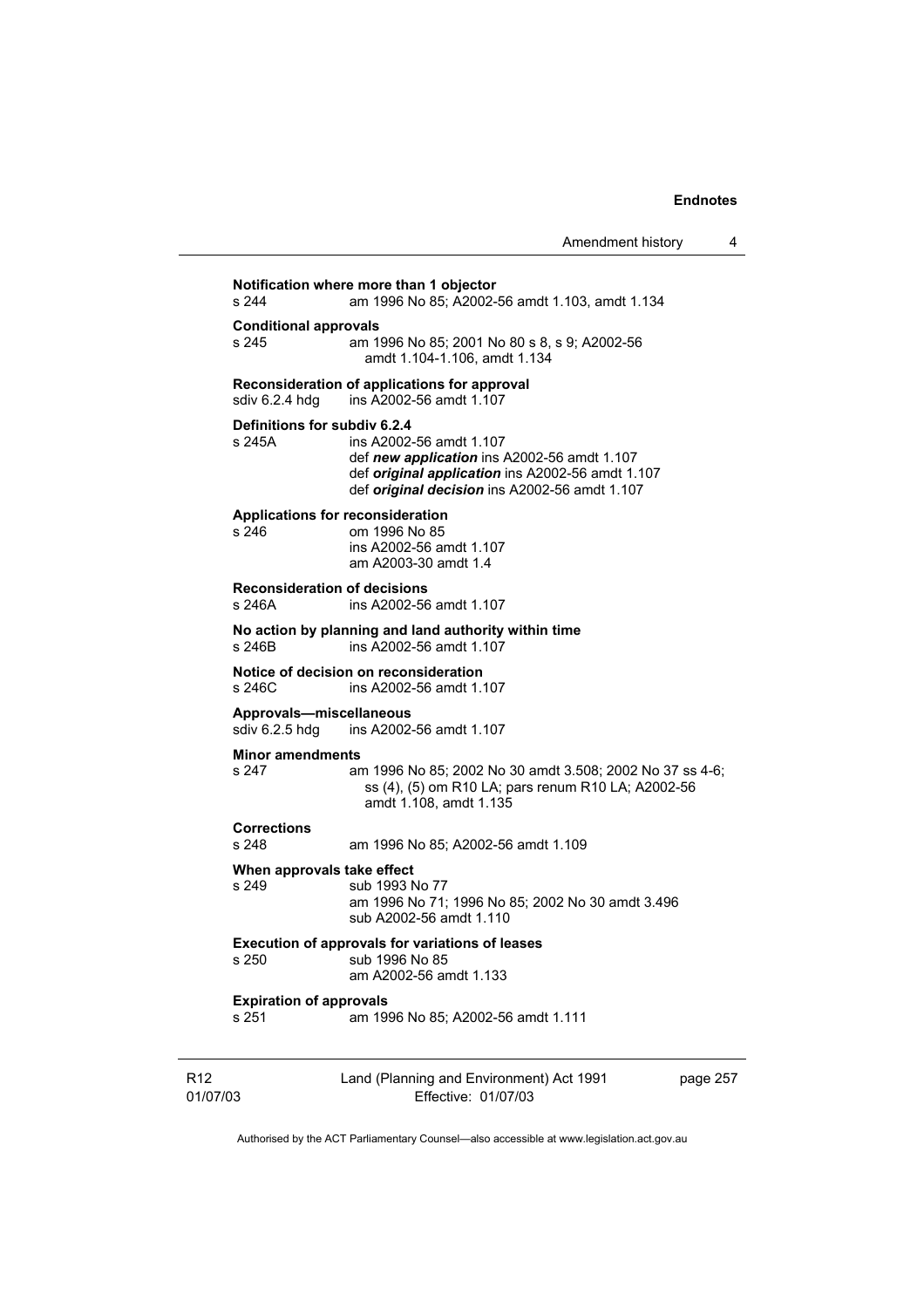**Notification where more than 1 objector**
s 244 am 1996 No 85; A2002-56 amdt 1.103, amdt 1.134

**Conditional approvals**
s 245 am 1996 No 85; 2001 No 80 s 8, s 9; A2002-56 amdt 1.104-1.106, amdt 1.134

**Reconsideration of applications for approval**
sdiv 6.2.4 hdg ins A2002-56 amdt 1.107

**Definitions for subdiv 6.2.4**
s 245A ins A2002-56 amdt 1.107
def ***new application*** ins A2002-56 amdt 1.107
def ***original application*** ins A2002-56 amdt 1.107
def ***original decision*** ins A2002-56 amdt 1.107

**Applications for reconsideration**
s 246 om 1996 No 85
ins A2002-56 amdt 1.107
am A2003-30 amdt 1.4

**Reconsideration of decisions**
s 246A ins A2002-56 amdt 1.107

**No action by planning and land authority within time**
s 246B ins A2002-56 amdt 1.107

**Notice of decision on reconsideration**
s 246C ins A2002-56 amdt 1.107

**Approvals—miscellaneous**
sdiv 6.2.5 hdg ins A2002-56 amdt 1.107

**Minor amendments**
s 247 am 1996 No 85; 2002 No 30 amdt 3.508; 2002 No 37 ss 4-6; ss (4), (5) om R10 LA; pars renum R10 LA; A2002-56 amdt 1.108, amdt 1.135

**Corrections**
s 248 am 1996 No 85; A2002-56 amdt 1.109

**When approvals take effect**
s 249 sub 1993 No 77
am 1996 No 71; 1996 No 85; 2002 No 30 amdt 3.496
sub A2002-56 amdt 1.110

**Execution of approvals for variations of leases**
s 250 sub 1996 No 85
am A2002-56 amdt 1.133

**Expiration of approvals**
s 251 am 1996 No 85; A2002-56 amdt 1.111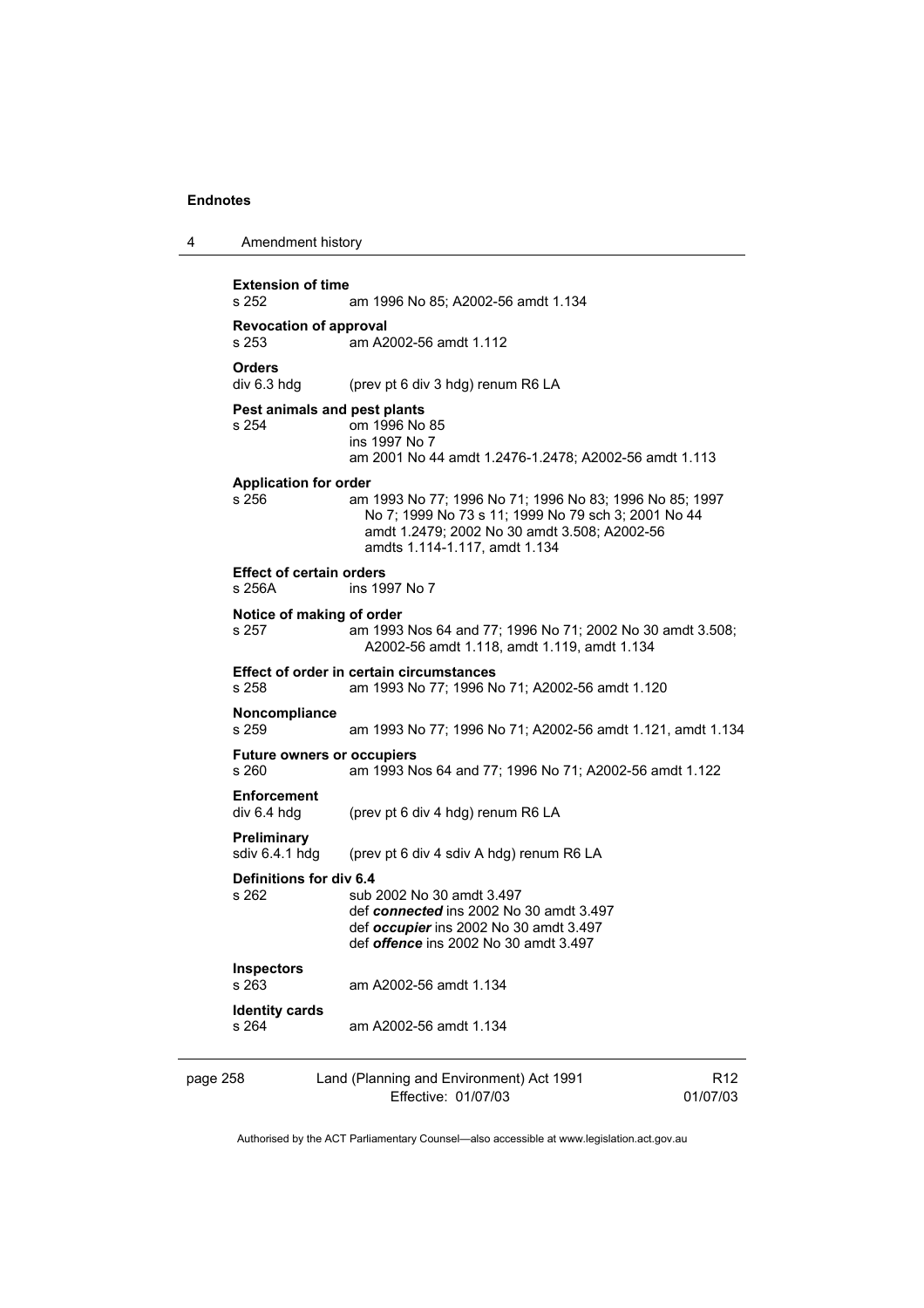**Extension of time**
s 252 am 1996 No 85; A2002-56 amdt 1.134

**Revocation of approval**
s 253 am A2002-56 amdt 1.112

**Orders**
div 6.3 hdg (prev pt 6 div 3 hdg) renum R6 LA

**Pest animals and pest plants**
s 254 om 1996 No 85
ins 1997 No 7
am 2001 No 44 amdt 1.2476-1.2478; A2002-56 amdt 1.113

**Application for order**
s 256 am 1993 No 77; 1996 No 71; 1996 No 83; 1996 No 85; 1997 No 7; 1999 No 73 s 11; 1999 No 79 sch 3; 2001 No 44 amdt 1.2479; 2002 No 30 amdt 3.508; A2002-56 amdts 1.114-1.117, amdt 1.134

**Effect of certain orders**
s 256A ins 1997 No 7

**Notice of making of order**
s 257 am 1993 Nos 64 and 77; 1996 No 71; 2002 No 30 amdt 3.508; A2002-56 amdt 1.118, amdt 1.119, amdt 1.134

**Effect of order in certain circumstances**
s 258 am 1993 No 77; 1996 No 71; A2002-56 amdt 1.120

**Noncompliance**
s 259 am 1993 No 77; 1996 No 71; A2002-56 amdt 1.121, amdt 1.134

**Future owners or occupiers**
s 260 am 1993 Nos 64 and 77; 1996 No 71; A2002-56 amdt 1.122

**Enforcement**
div 6.4 hdg (prev pt 6 div 4 hdg) renum R6 LA

**Preliminary**
sdiv 6.4.1 hdg (prev pt 6 div 4 sdiv A hdg) renum R6 LA

**Definitions for div 6.4**
s 262 sub 2002 No 30 amdt 3.497
def ***connected*** ins 2002 No 30 amdt 3.497
def ***occupier*** ins 2002 No 30 amdt 3.497
def ***offence*** ins 2002 No 30 amdt 3.497

**Inspectors**
s 263 am A2002-56 amdt 1.134

**Identity cards**
s 264 am A2002-56 amdt 1.134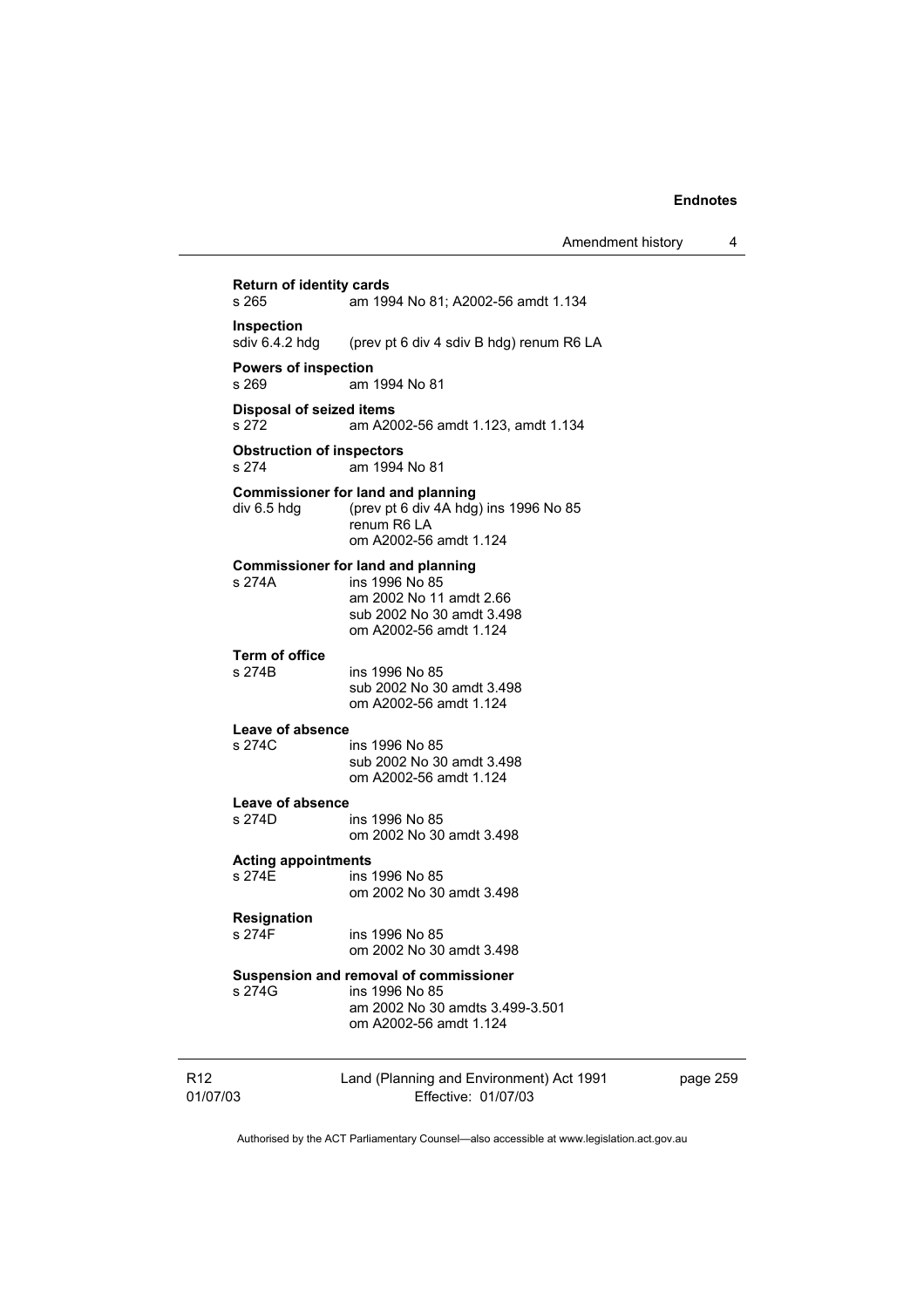**Return of identity cards**
s 265 am 1994 No 81; A2002-56 amdt 1.134

**Inspection**
sdiv 6.4.2 hdg (prev pt 6 div 4 sdiv B hdg) renum R6 LA

**Powers of inspection**
s 269 am 1994 No 81

**Disposal of seized items**
s 272 am A2002-56 amdt 1.123, amdt 1.134

**Obstruction of inspectors**
s 274 am 1994 No 81

**Commissioner for land and planning**
div 6.5 hdg (prev pt 6 div 4A hdg) ins 1996 No 85
renum R6 LA
om A2002-56 amdt 1.124

**Commissioner for land and planning**
s 274A ins 1996 No 85
am 2002 No 11 amdt 2.66
sub 2002 No 30 amdt 3.498
om A2002-56 amdt 1.124

**Term of office**
s 274B ins 1996 No 85
sub 2002 No 30 amdt 3.498
om A2002-56 amdt 1.124

**Leave of absence**
s 274C ins 1996 No 85
sub 2002 No 30 amdt 3.498
om A2002-56 amdt 1.124

**Leave of absence**
s 274D ins 1996 No 85
om 2002 No 30 amdt 3.498

**Acting appointments**
s 274E ins 1996 No 85
om 2002 No 30 amdt 3.498

**Resignation**
s 274F ins 1996 No 85
om 2002 No 30 amdt 3.498

**Suspension and removal of commissioner**
s 274G ins 1996 No 85
am 2002 No 30 amdts 3.499-3.501
om A2002-56 amdt 1.124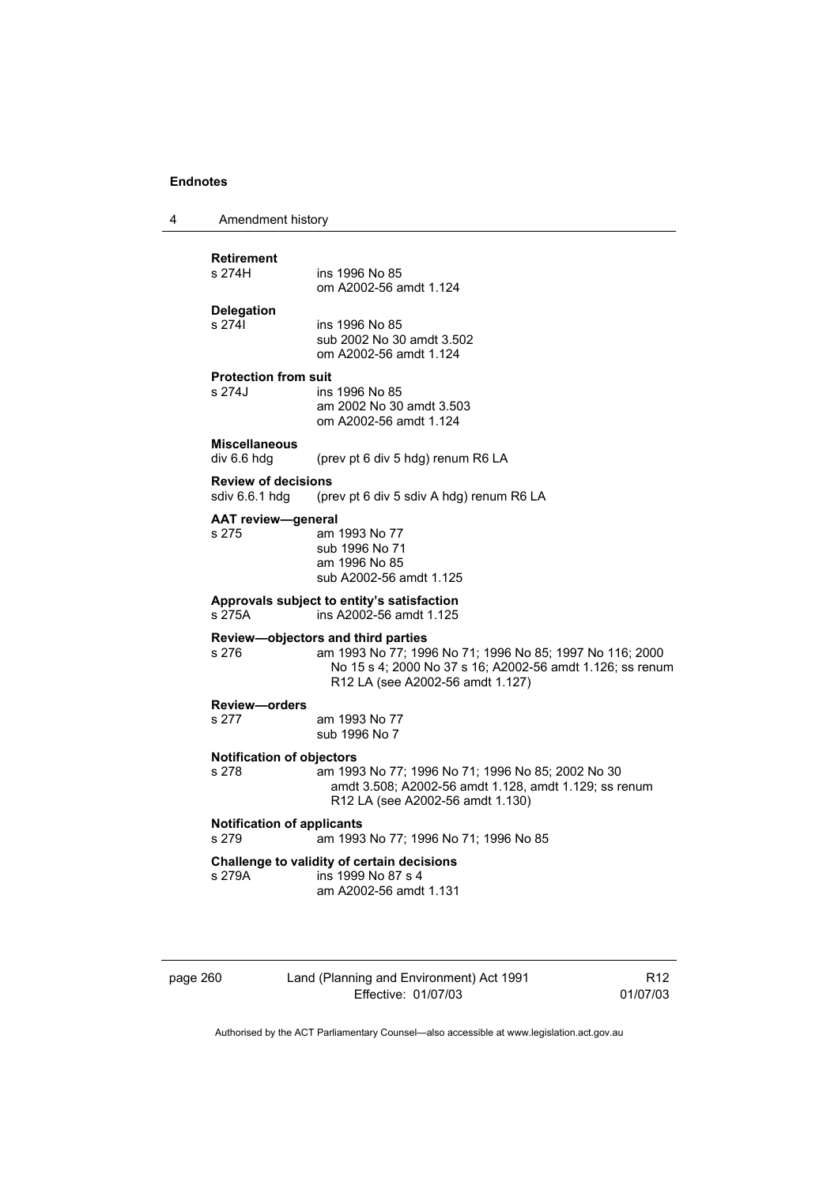**Retirement**
s 274H ins 1996 No 85
om A2002-56 amdt 1.124

**Delegation**
s 274I ins 1996 No 85
sub 2002 No 30 amdt 3.502
om A2002-56 amdt 1.124

**Protection from suit**
s 274J ins 1996 No 85
am 2002 No 30 amdt 3.503
om A2002-56 amdt 1.124

**Miscellaneous**
div 6.6 hdg (prev pt 6 div 5 hdg) renum R6 LA

**Review of decisions**
sdiv 6.6.1 hdg (prev pt 6 div 5 sdiv A hdg) renum R6 LA

**AAT review—general**
s 275 am 1993 No 77
sub 1996 No 71
am 1996 No 85
sub A2002-56 amdt 1.125

**Approvals subject to entity's satisfaction**
s 275A ins A2002-56 amdt 1.125

**Review—objectors and third parties**
s 276 am 1993 No 77; 1996 No 71; 1996 No 85; 1997 No 116; 2000 No 15 s 4; 2000 No 37 s 16; A2002-56 amdt 1.126; ss renum R12 LA (see A2002-56 amdt 1.127)

**Review—orders**
s 277 am 1993 No 77
sub 1996 No 7

**Notification of objectors**
s 278 am 1993 No 77; 1996 No 71; 1996 No 85; 2002 No 30 amdt 3.508; A2002-56 amdt 1.128, amdt 1.129; ss renum R12 LA (see A2002-56 amdt 1.130)

**Notification of applicants**
s 279 am 1993 No 77; 1996 No 71; 1996 No 85

**Challenge to validity of certain decisions**
s 279A ins 1999 No 87 s 4
am A2002-56 amdt 1.131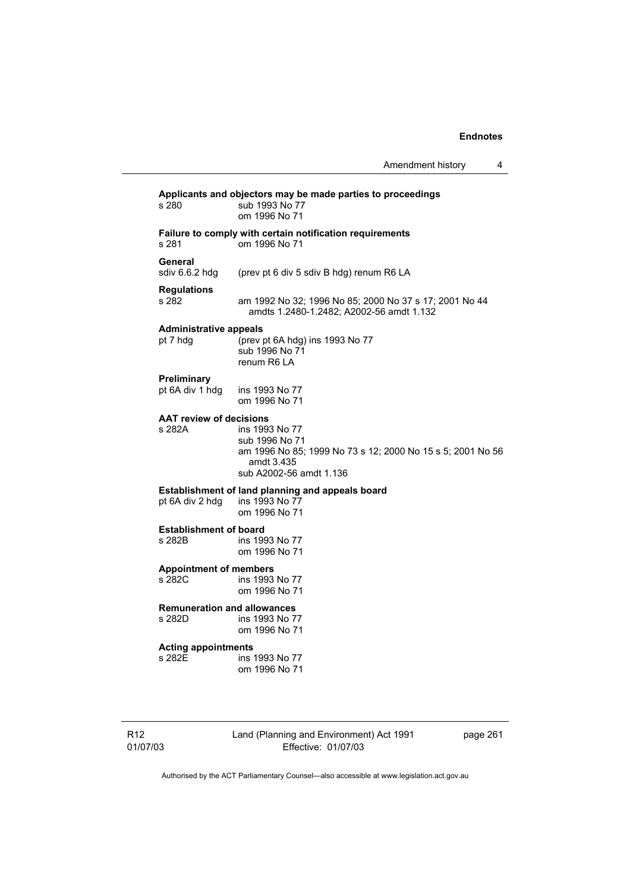**Applicants and objectors may be made parties to proceedings**

s 280 sub 1993 No 77
om 1996 No 71

**Failure to comply with certain notification requirements**

s 281 om 1996 No 71

**General**

sdiv 6.6.2 hdg (prev pt 6 div 5 sdiv B hdg) renum R6 LA

**Regulations**

s 282 am 1992 No 32; 1996 No 85; 2000 No 37 s 17; 2001 No 44 amdts 1.2480-1.2482; A2002-56 amdt 1.132

**Administrative appeals**

pt 7 hdg (prev pt 6A hdg) ins 1993 No 77
sub 1996 No 71
renum R6 LA

**Preliminary**

pt 6A div 1 hdg ins 1993 No 77
om 1996 No 71

**AAT review of decisions**

s 282A ins 1993 No 77
sub 1996 No 71
am 1996 No 85; 1999 No 73 s 12; 2000 No 15 s 5; 2001 No 56 amdt 3.435
sub A2002-56 amdt 1.136

**Establishment of land planning and appeals board**

pt 6A div 2 hdg ins 1993 No 77
om 1996 No 71

**Establishment of board**

s 282B ins 1993 No 77
om 1996 No 71

**Appointment of members**

s 282C ins 1993 No 77
om 1996 No 71

**Remuneration and allowances**

s 282D ins 1993 No 77
om 1996 No 71

**Acting appointments**

s 282E ins 1993 No 77
om 1996 No 71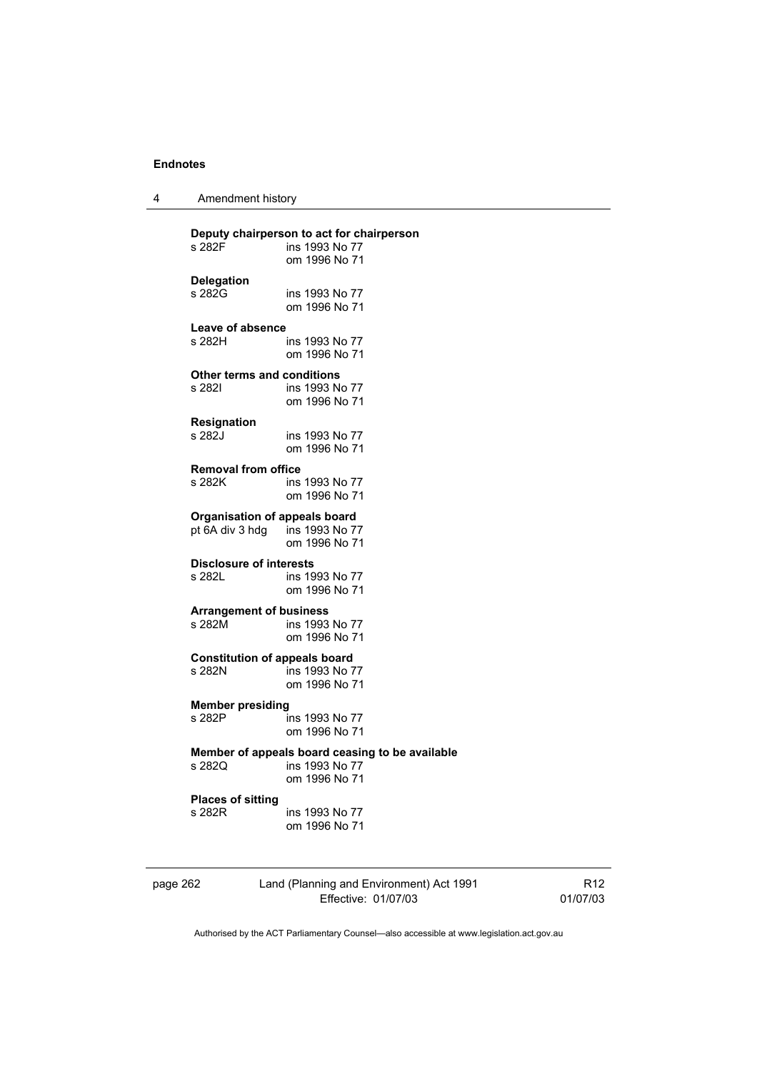**Deputy chairperson to act for chairperson**
s 282F ins 1993 No 77
om 1996 No 71

**Delegation**
s 282G ins 1993 No 77
om 1996 No 71

**Leave of absence**
s 282H ins 1993 No 77
om 1996 No 71

**Other terms and conditions**
s 282I ins 1993 No 77
om 1996 No 71

**Resignation**
s 282J ins 1993 No 77
om 1996 No 71

**Removal from office**
s 282K ins 1993 No 77
om 1996 No 71

**Organisation of appeals board**
pt 6A div 3 hdg ins 1993 No 77
om 1996 No 71

**Disclosure of interests**
s 282L ins 1993 No 77
om 1996 No 71

**Arrangement of business**
s 282M ins 1993 No 77
om 1996 No 71

**Constitution of appeals board**
s 282N ins 1993 No 77
om 1996 No 71

**Member presiding**
s 282P ins 1993 No 77
om 1996 No 71

**Member of appeals board ceasing to be available**
s 282Q ins 1993 No 77
om 1996 No 71

**Places of sitting**
s 282R ins 1993 No 77
om 1996 No 71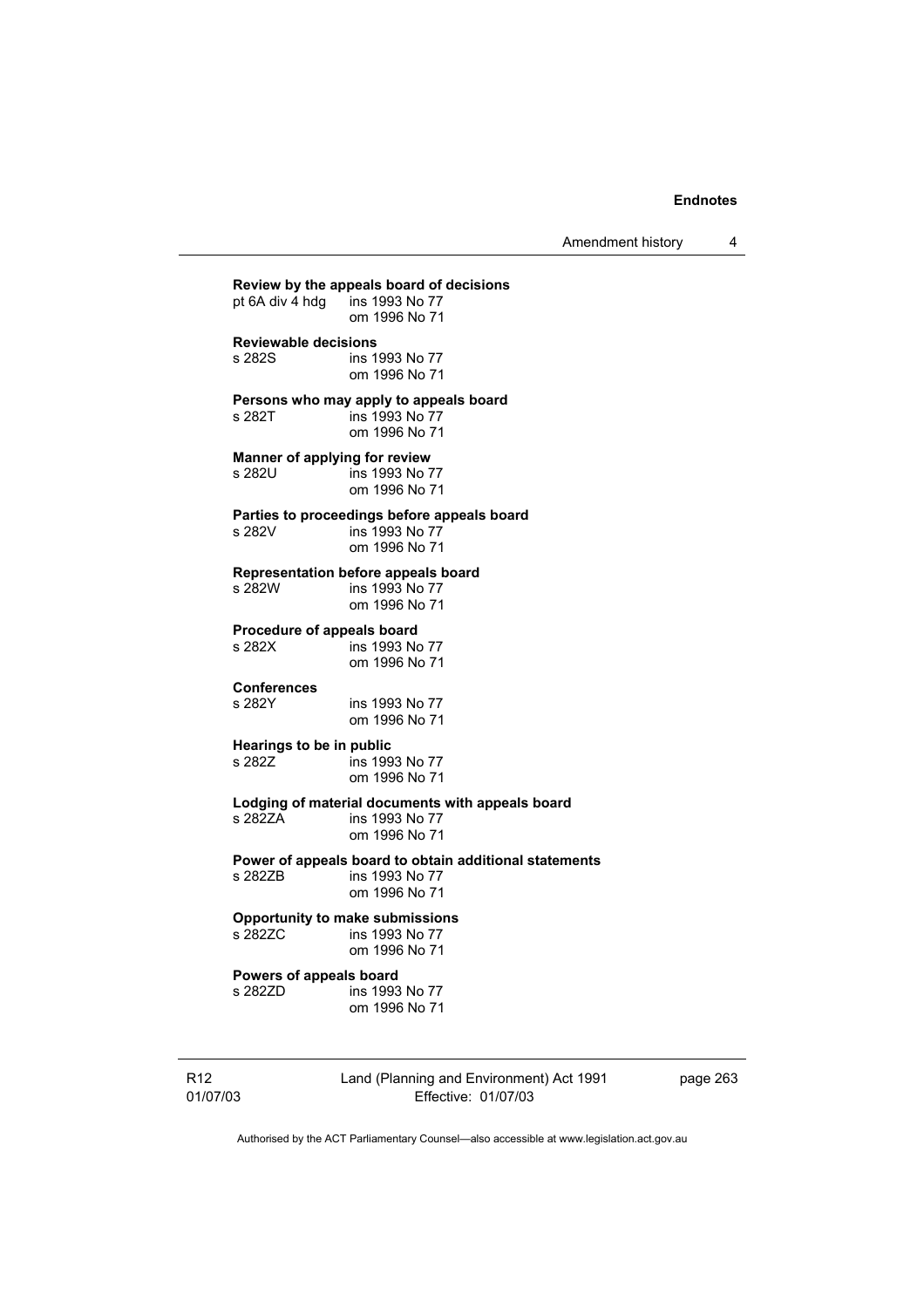**Review by the appeals board of decisions**
pt 6A div 4 hdg ins 1993 No 77
om 1996 No 71

**Reviewable decisions**
s 282S ins 1993 No 77
om 1996 No 71

**Persons who may apply to appeals board**
s 282T ins 1993 No 77
om 1996 No 71

**Manner of applying for review**
s 282U ins 1993 No 77
om 1996 No 71

**Parties to proceedings before appeals board**
s 282V ins 1993 No 77
om 1996 No 71

**Representation before appeals board**
s 282W ins 1993 No 77
om 1996 No 71

**Procedure of appeals board**
s 282X ins 1993 No 77
om 1996 No 71

**Conferences**
s 282Y ins 1993 No 77
om 1996 No 71

**Hearings to be in public**
s 282Z ins 1993 No 77
om 1996 No 71

**Lodging of material documents with appeals board**
s 282ZA ins 1993 No 77
om 1996 No 71

**Power of appeals board to obtain additional statements**
s 282ZB ins 1993 No 77
om 1996 No 71

**Opportunity to make submissions**
s 282ZC ins 1993 No 77
om 1996 No 71

**Powers of appeals board**
s 282ZD ins 1993 No 77
om 1996 No 71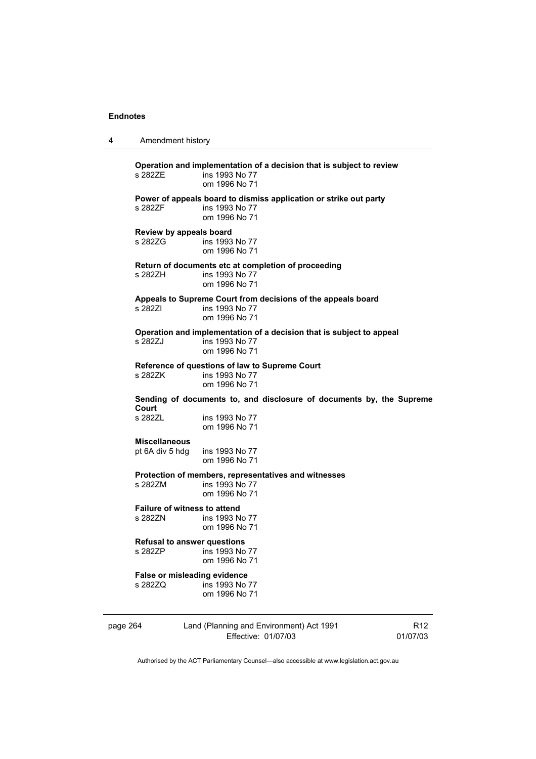**Operation and implementation of a decision that is subject to review**
s 282ZE ins 1993 No 77
om 1996 No 71

**Power of appeals board to dismiss application or strike out party**
s 282ZF ins 1993 No 77
om 1996 No 71

**Review by appeals board**
s 282ZG ins 1993 No 77
om 1996 No 71

**Return of documents etc at completion of proceeding**
s 282ZH ins 1993 No 77
om 1996 No 71

**Appeals to Supreme Court from decisions of the appeals board**
s 282ZI ins 1993 No 77
om 1996 No 71

**Operation and implementation of a decision that is subject to appeal**
s 282ZJ ins 1993 No 77
om 1996 No 71

**Reference of questions of law to Supreme Court**
s 282ZK ins 1993 No 77
om 1996 No 71

**Sending of documents to, and disclosure of documents by, the Supreme Court**
s 282ZL ins 1993 No 77
om 1996 No 71

**Miscellaneous**
pt 6A div 5 hdg ins 1993 No 77
om 1996 No 71

**Protection of members, representatives and witnesses**
s 282ZM ins 1993 No 77
om 1996 No 71

**Failure of witness to attend**
s 282ZN ins 1993 No 77
om 1996 No 71

**Refusal to answer questions**
s 282ZP ins 1993 No 77
om 1996 No 71

**False or misleading evidence**
s 282ZQ ins 1993 No 77
om 1996 No 71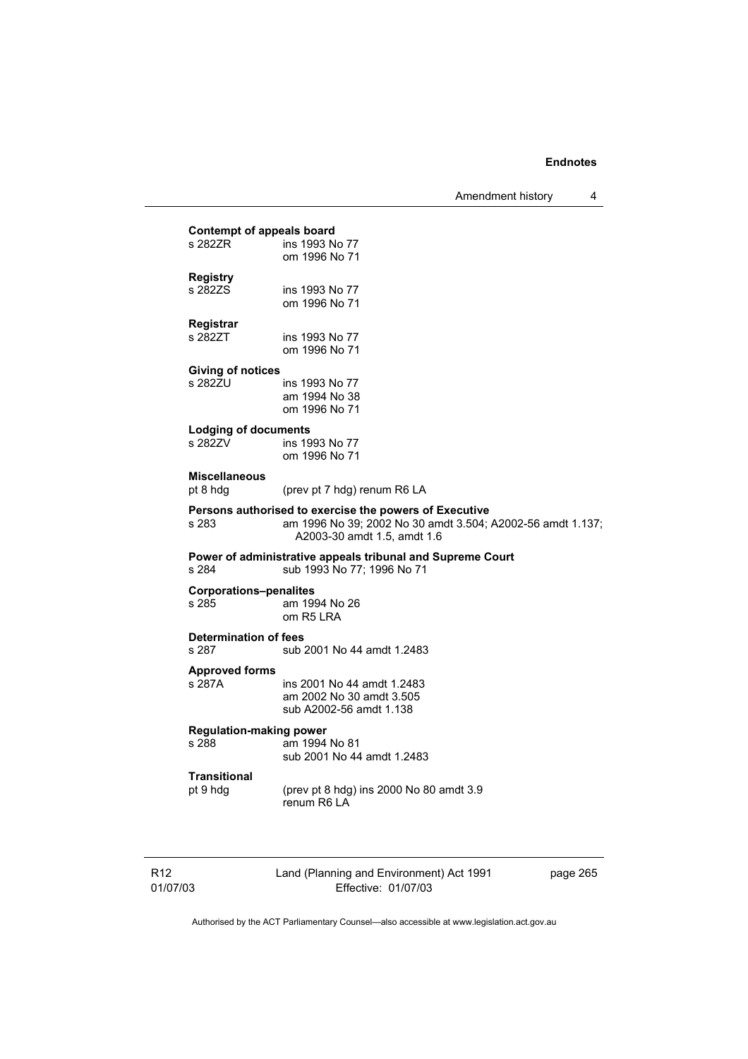**Contempt of appeals board**

| | |
|---|---|
| s 282ZR | ins 1993 No 77<br>om 1996 No 71 |

**Registry**

| | |
|---|---|
| s 282ZS | ins 1993 No 77<br>om 1996 No 71 |

**Registrar**

| | |
|---|---|
| s 282ZT | ins 1993 No 77<br>om 1996 No 71 |

**Giving of notices**

| | |
|---|---|
| s 282ZU | ins 1993 No 77<br>am 1994 No 38<br>om 1996 No 71 |

**Lodging of documents**

| | |
|---|---|
| s 282ZV | ins 1993 No 77<br>om 1996 No 71 |

**Miscellaneous**

| | |
|---|---|
| pt 8 hdg | (prev pt 7 hdg) renum R6 LA |

**Persons authorised to exercise the powers of Executive**

| | |
|---|---|
| s 283 | am 1996 No 39; 2002 No 30 amdt 3.504; A2002-56 amdt 1.137; A2003-30 amdt 1.5, amdt 1.6 |

**Power of administrative appeals tribunal and Supreme Court**

| | |
|---|---|
| s 284 | sub 1993 No 77; 1996 No 71 |

**Corporations–penalites**

| | |
|---|---|
| s 285 | am 1994 No 26<br>om R5 LRA |

**Determination of fees**

| | |
|---|---|
| s 287 | sub 2001 No 44 amdt 1.2483 |

**Approved forms**

| | |
|---|---|
| s 287A | ins 2001 No 44 amdt 1.2483<br>am 2002 No 30 amdt 3.505<br>sub A2002-56 amdt 1.138 |

**Regulation-making power**

| | |
|---|---|
| s 288 | am 1994 No 81<br>sub 2001 No 44 amdt 1.2483 |

**Transitional**

| | |
|---|---|
| pt 9 hdg | (prev pt 8 hdg) ins 2000 No 80 amdt 3.9<br>renum R6 LA |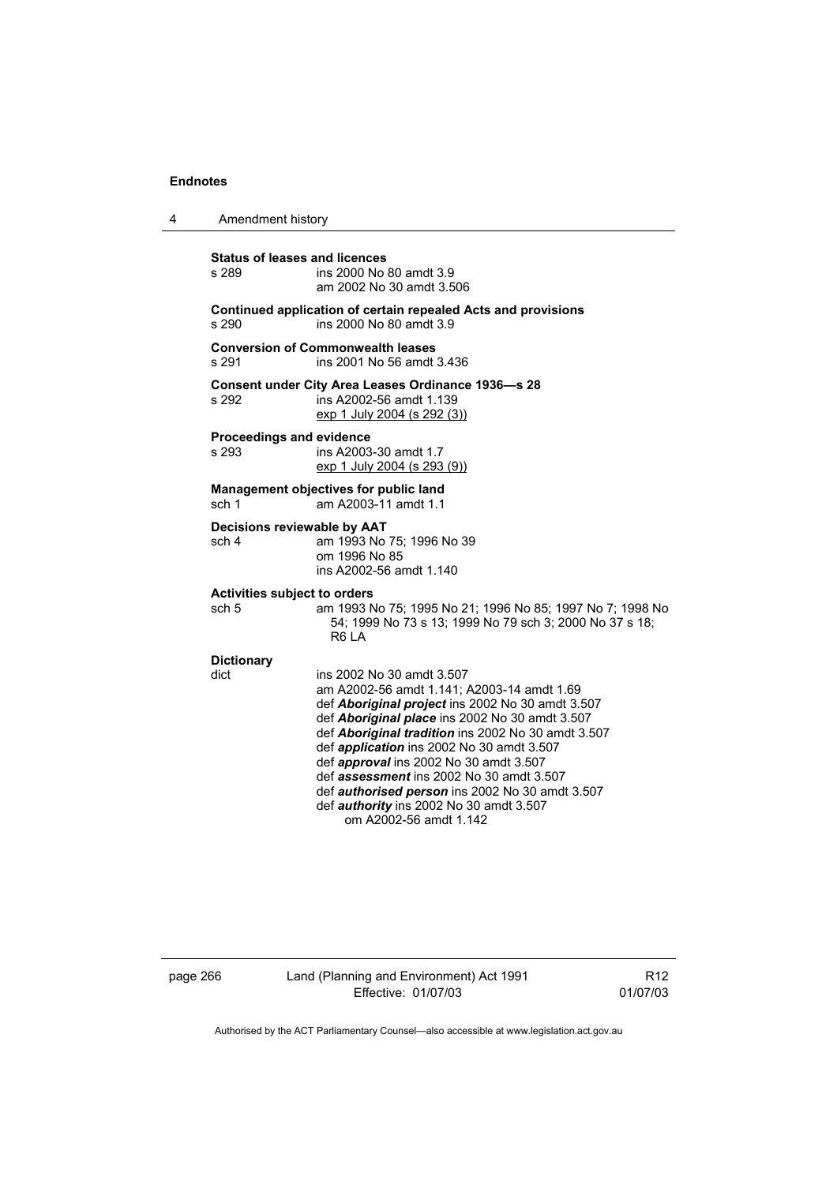**Status of leases and licences**
s 289 ins 2000 No 80 amdt 3.9
am 2002 No 30 amdt 3.506

**Continued application of certain repealed Acts and provisions**
s 290 ins 2000 No 80 amdt 3.9

**Conversion of Commonwealth leases**
s 291 ins 2001 No 56 amdt 3.436

**Consent under City Area Leases Ordinance 1936—s 28**
s 292 ins A2002-56 amdt 1.139
exp 1 July 2004 (s 292 (3))

**Proceedings and evidence**
s 293 ins A2003-30 amdt 1.7
exp 1 July 2004 (s 293 (9))

**Management objectives for public land**
sch 1 am A2003-11 amdt 1.1

**Decisions reviewable by AAT**
sch 4 am 1993 No 75; 1996 No 39
om 1996 No 85
ins A2002-56 amdt 1.140

**Activities subject to orders**
sch 5 am 1993 No 75; 1995 No 21; 1996 No 85; 1997 No 7; 1998 No 54; 1999 No 73 s 13; 1999 No 79 sch 3; 2000 No 37 s 18; R6 LA

**Dictionary**
dict ins 2002 No 30 amdt 3.507
am A2002-56 amdt 1.141; A2003-14 amdt 1.69
def ***Aboriginal project*** ins 2002 No 30 amdt 3.507
def ***Aboriginal place*** ins 2002 No 30 amdt 3.507
def ***Aboriginal tradition*** ins 2002 No 30 amdt 3.507
def ***application*** ins 2002 No 30 amdt 3.507
def ***approval*** ins 2002 No 30 amdt 3.507
def ***assessment*** ins 2002 No 30 amdt 3.507
def ***authorised person*** ins 2002 No 30 amdt 3.507
def ***authority*** ins 2002 No 30 amdt 3.507
om A2002-56 amdt 1.142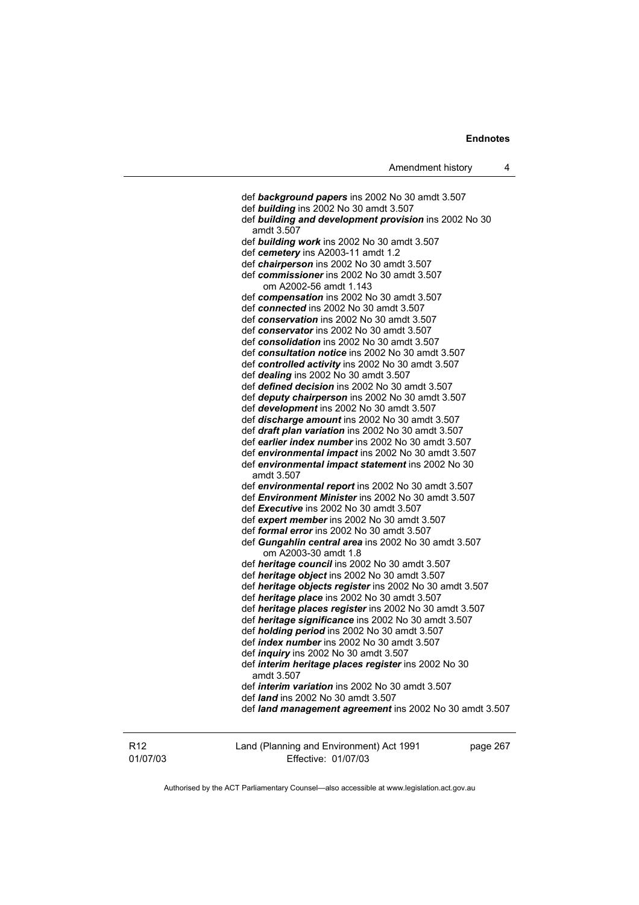def ***background papers*** ins 2002 No 30 amdt 3.507
def ***building*** ins 2002 No 30 amdt 3.507
def ***building and development provision*** ins 2002 No 30 amdt 3.507
def ***building work*** ins 2002 No 30 amdt 3.507
def ***cemetery*** ins A2003-11 amdt 1.2
def ***chairperson*** ins 2002 No 30 amdt 3.507
def ***commissioner*** ins 2002 No 30 amdt 3.507
om A2002-56 amdt 1.143
def ***compensation*** ins 2002 No 30 amdt 3.507
def ***connected*** ins 2002 No 30 amdt 3.507
def ***conservation*** ins 2002 No 30 amdt 3.507
def ***conservator*** ins 2002 No 30 amdt 3.507
def ***consolidation*** ins 2002 No 30 amdt 3.507
def ***consultation notice*** ins 2002 No 30 amdt 3.507
def ***controlled activity*** ins 2002 No 30 amdt 3.507
def ***dealing*** ins 2002 No 30 amdt 3.507
def ***defined decision*** ins 2002 No 30 amdt 3.507
def ***deputy chairperson*** ins 2002 No 30 amdt 3.507
def ***development*** ins 2002 No 30 amdt 3.507
def ***discharge amount*** ins 2002 No 30 amdt 3.507
def ***draft plan variation*** ins 2002 No 30 amdt 3.507
def ***earlier index number*** ins 2002 No 30 amdt 3.507
def ***environmental impact*** ins 2002 No 30 amdt 3.507
def ***environmental impact statement*** ins 2002 No 30 amdt 3.507
def ***environmental report*** ins 2002 No 30 amdt 3.507
def ***Environment Minister*** ins 2002 No 30 amdt 3.507
def ***Executive*** ins 2002 No 30 amdt 3.507
def ***expert member*** ins 2002 No 30 amdt 3.507
def ***formal error*** ins 2002 No 30 amdt 3.507
def ***Gungahlin central area*** ins 2002 No 30 amdt 3.507
om A2003-30 amdt 1.8
def ***heritage council*** ins 2002 No 30 amdt 3.507
def ***heritage object*** ins 2002 No 30 amdt 3.507
def ***heritage objects register*** ins 2002 No 30 amdt 3.507
def ***heritage place*** ins 2002 No 30 amdt 3.507
def ***heritage places register*** ins 2002 No 30 amdt 3.507
def ***heritage significance*** ins 2002 No 30 amdt 3.507
def ***holding period*** ins 2002 No 30 amdt 3.507
def ***index number*** ins 2002 No 30 amdt 3.507
def ***inquiry*** ins 2002 No 30 amdt 3.507
def ***interim heritage places register*** ins 2002 No 30 amdt 3.507
def ***interim variation*** ins 2002 No 30 amdt 3.507
def ***land*** ins 2002 No 30 amdt 3.507
def ***land management agreement*** ins 2002 No 30 amdt 3.507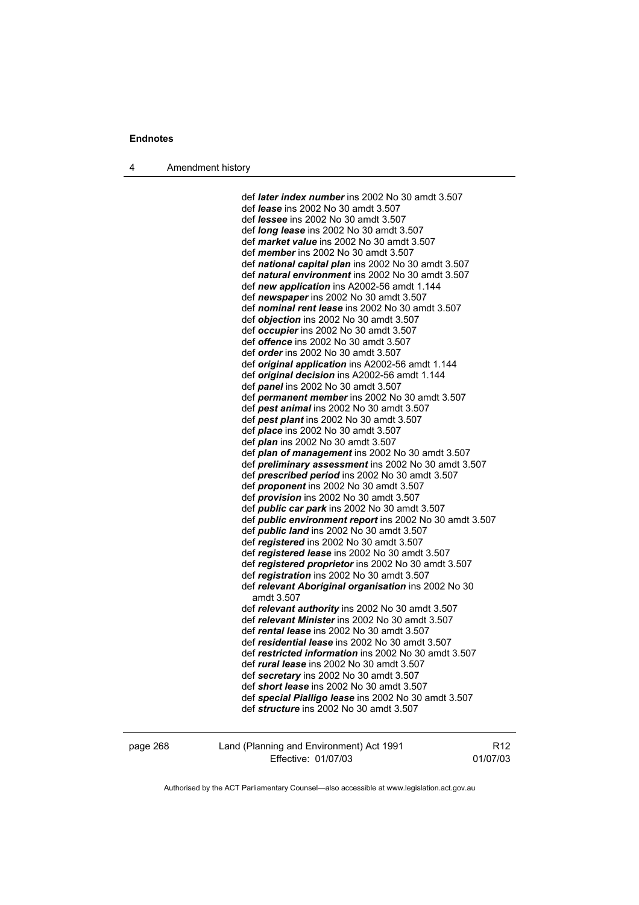def ***later index number*** ins 2002 No 30 amdt 3.507
def ***lease*** ins 2002 No 30 amdt 3.507
def ***lessee*** ins 2002 No 30 amdt 3.507
def ***long lease*** ins 2002 No 30 amdt 3.507
def ***market value*** ins 2002 No 30 amdt 3.507
def ***member*** ins 2002 No 30 amdt 3.507
def ***national capital plan*** ins 2002 No 30 amdt 3.507
def ***natural environment*** ins 2002 No 30 amdt 3.507
def ***new application*** ins A2002-56 amdt 1.144
def ***newspaper*** ins 2002 No 30 amdt 3.507
def ***nominal rent lease*** ins 2002 No 30 amdt 3.507
def ***objection*** ins 2002 No 30 amdt 3.507
def ***occupier*** ins 2002 No 30 amdt 3.507
def ***offence*** ins 2002 No 30 amdt 3.507
def ***order*** ins 2002 No 30 amdt 3.507
def ***original application*** ins A2002-56 amdt 1.144
def ***original decision*** ins A2002-56 amdt 1.144
def ***panel*** ins 2002 No 30 amdt 3.507
def ***permanent member*** ins 2002 No 30 amdt 3.507
def ***pest animal*** ins 2002 No 30 amdt 3.507
def ***pest plant*** ins 2002 No 30 amdt 3.507
def ***place*** ins 2002 No 30 amdt 3.507
def ***plan*** ins 2002 No 30 amdt 3.507
def ***plan of management*** ins 2002 No 30 amdt 3.507
def ***preliminary assessment*** ins 2002 No 30 amdt 3.507
def ***prescribed period*** ins 2002 No 30 amdt 3.507
def ***proponent*** ins 2002 No 30 amdt 3.507
def ***provision*** ins 2002 No 30 amdt 3.507
def ***public car park*** ins 2002 No 30 amdt 3.507
def ***public environment report*** ins 2002 No 30 amdt 3.507
def ***public land*** ins 2002 No 30 amdt 3.507
def ***registered*** ins 2002 No 30 amdt 3.507
def ***registered lease*** ins 2002 No 30 amdt 3.507
def ***registered proprietor*** ins 2002 No 30 amdt 3.507
def ***registration*** ins 2002 No 30 amdt 3.507
def ***relevant Aboriginal organisation*** ins 2002 No 30 amdt 3.507
def ***relevant authority*** ins 2002 No 30 amdt 3.507
def ***relevant Minister*** ins 2002 No 30 amdt 3.507
def ***rental lease*** ins 2002 No 30 amdt 3.507
def ***residential lease*** ins 2002 No 30 amdt 3.507
def ***restricted information*** ins 2002 No 30 amdt 3.507
def ***rural lease*** ins 2002 No 30 amdt 3.507
def ***secretary*** ins 2002 No 30 amdt 3.507
def ***short lease*** ins 2002 No 30 amdt 3.507
def ***special Pialligo lease*** ins 2002 No 30 amdt 3.507
def ***structure*** ins 2002 No 30 amdt 3.507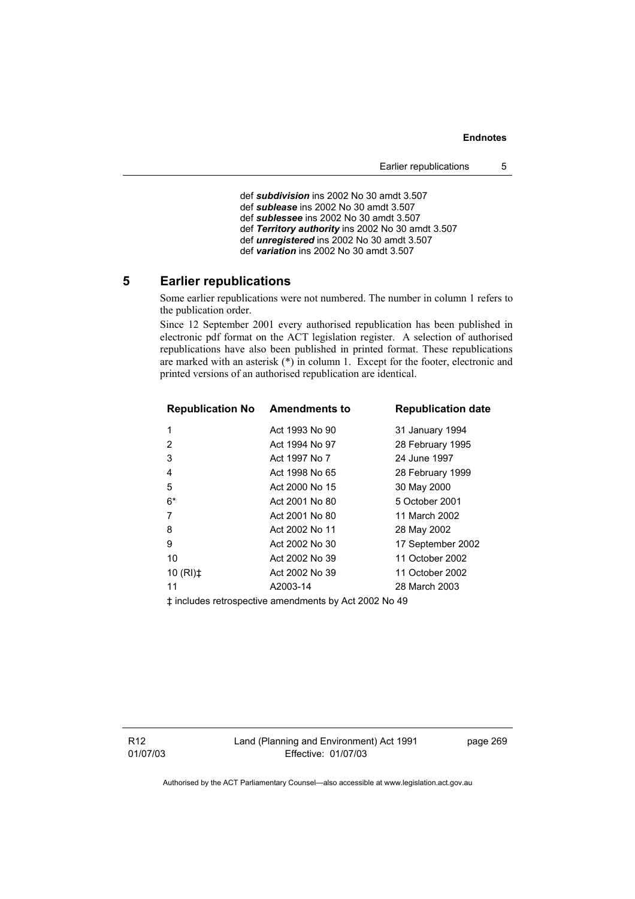def ***subdivision*** ins 2002 No 30 amdt 3.507
def ***sublease*** ins 2002 No 30 amdt 3.507
def ***sublessee*** ins 2002 No 30 amdt 3.507
def ***Territory authority*** ins 2002 No 30 amdt 3.507
def ***unregistered*** ins 2002 No 30 amdt 3.507
def ***variation*** ins 2002 No 30 amdt 3.507

## 5 Earlier republications

Some earlier republications were not numbered. The number in column 1 refers to the publication order.

Since 12 September 2001 every authorised republication has been published in electronic pdf format on the ACT legislation register. A selection of authorised republications have also been published in printed format. These republications are marked with an asterisk (*) in column 1. Except for the footer, electronic and printed versions of an authorised republication are identical.

| Republication No | Amendments to | Republication date |
|---|---|---|
| 1 | Act 1993 No 90 | 31 January 1994 |
| 2 | Act 1994 No 97 | 28 February 1995 |
| 3 | Act 1997 No 7 | 24 June 1997 |
| 4 | Act 1998 No 65 | 28 February 1999 |
| 5 | Act 2000 No 15 | 30 May 2000 |
| 6* | Act 2001 No 80 | 5 October 2001 |
| 7 | Act 2001 No 80 | 11 March 2002 |
| 8 | Act 2002 No 11 | 28 May 2002 |
| 9 | Act 2002 No 30 | 17 September 2002 |
| 10 | Act 2002 No 39 | 11 October 2002 |
| 10 (RI)‡ | Act 2002 No 39 | 11 October 2002 |
| 11 | A2003-14 | 28 March 2003 |

‡ includes retrospective amendments by Act 2002 No 49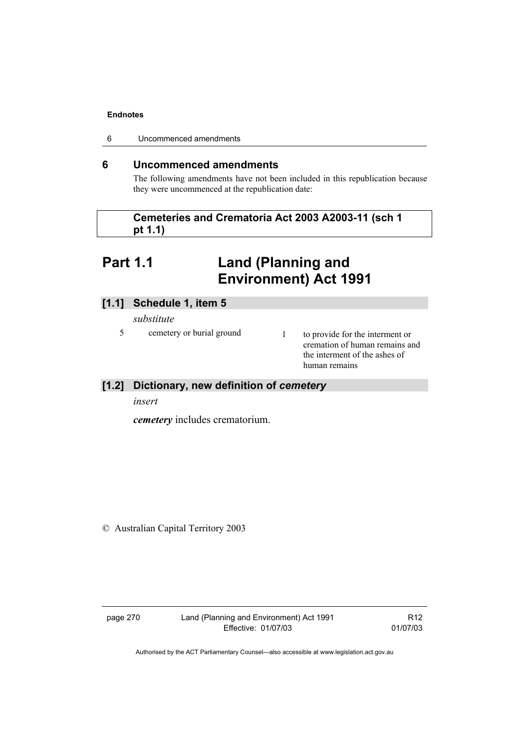## 6 Uncommenced amendments

The following amendments have not been included in this republication because they were uncommenced at the republication date:

**Cemeteries and Crematoria Act 2003 A2003-11 (sch 1 pt 1.1)**

# Part 1.1 Land (Planning and Environment) Act 1991

### [1.1] Schedule 1, item 5

*substitute*

| | | | |
|---|---|---|---|
| 5 | cemetery or burial ground | 1 | to provide for the interment or cremation of human remains and the interment of the ashes of human remains |

### [1.2] Dictionary, new definition of *cemetery*

*insert*

***cemetery*** includes crematorium.

© Australian Capital Territory 2003